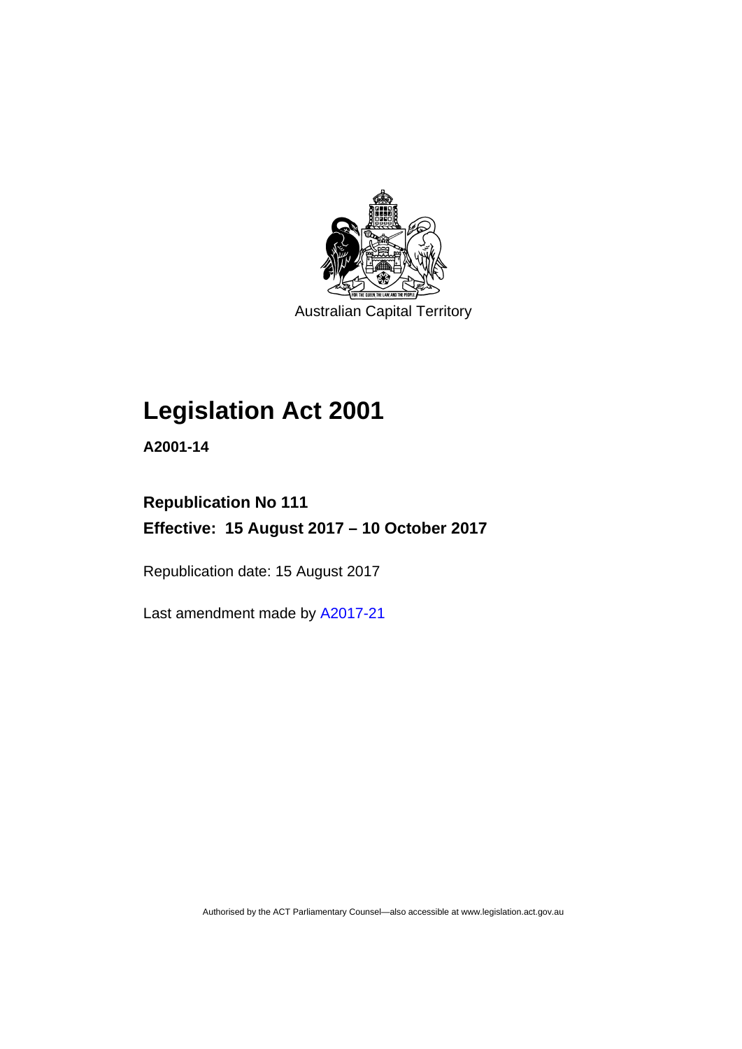Australian Capital Territory

# Legislation Act 2001

**A2001-14**

**Republication No 111**

**Effective: 15 August 2017 – 10 October 2017**

Republication date: 15 August 2017

Last amendment made by A2017-21

Authorised by the ACT Parliamentary Counsel—also accessible at www.legislation.act.gov.au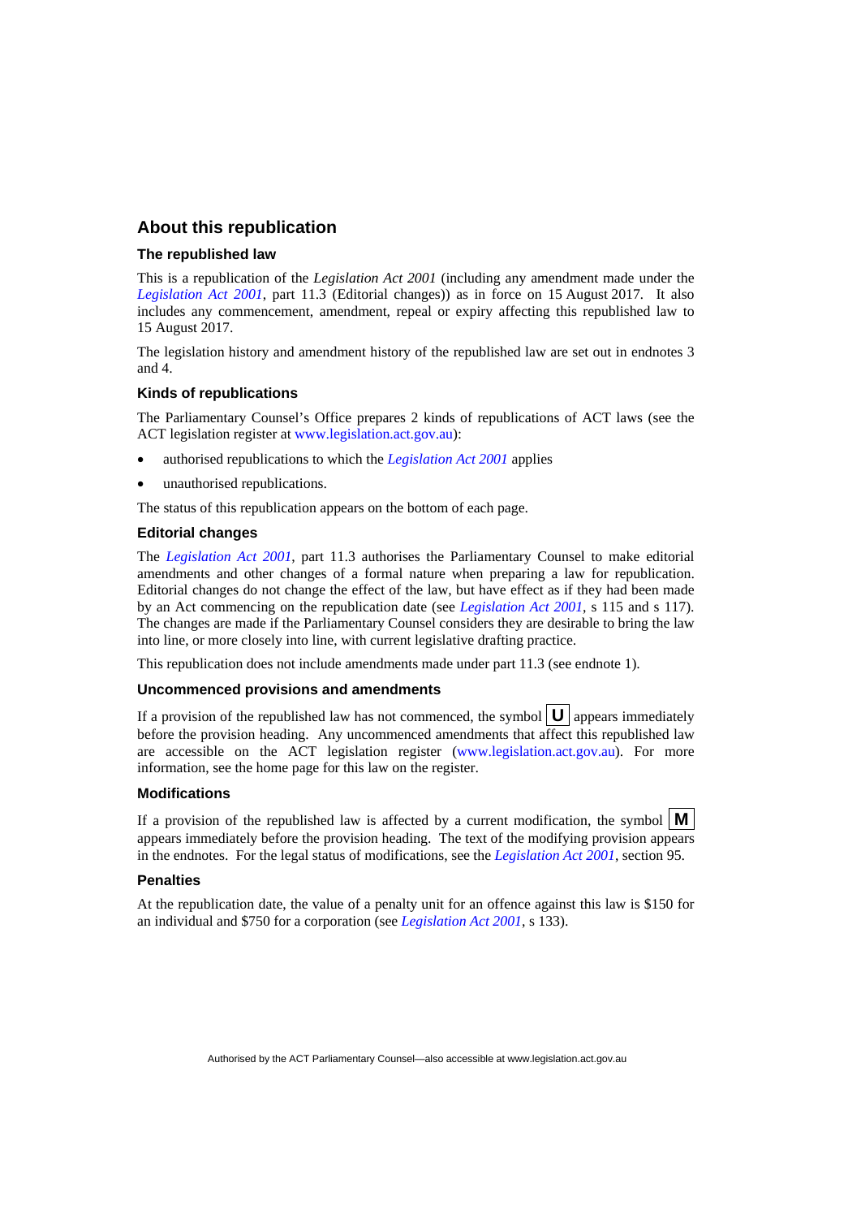## About this republication

### The republished law

This is a republication of the *Legislation Act 2001* (including any amendment made under the *Legislation Act 2001*, part 11.3 (Editorial changes)) as in force on 15 August 2017. It also includes any commencement, amendment, repeal or expiry affecting this republished law to 15 August 2017.

The legislation history and amendment history of the republished law are set out in endnotes 3 and 4.

### Kinds of republications

The Parliamentary Counsel's Office prepares 2 kinds of republications of ACT laws (see the ACT legislation register at www.legislation.act.gov.au):

- authorised republications to which the *Legislation Act 2001* applies
- unauthorised republications.

The status of this republication appears on the bottom of each page.

### Editorial changes

The *Legislation Act 2001*, part 11.3 authorises the Parliamentary Counsel to make editorial amendments and other changes of a formal nature when preparing a law for republication. Editorial changes do not change the effect of the law, but have effect as if they had been made by an Act commencing on the republication date (see *Legislation Act 2001*, s 115 and s 117). The changes are made if the Parliamentary Counsel considers they are desirable to bring the law into line, or more closely into line, with current legislative drafting practice.

This republication does not include amendments made under part 11.3 (see endnote 1).

### Uncommenced provisions and amendments

If a provision of the republished law has not commenced, the symbol **U** appears immediately before the provision heading. Any uncommenced amendments that affect this republished law are accessible on the ACT legislation register (www.legislation.act.gov.au). For more information, see the home page for this law on the register.

### Modifications

If a provision of the republished law is affected by a current modification, the symbol **M** appears immediately before the provision heading. The text of the modifying provision appears in the endnotes. For the legal status of modifications, see the *Legislation Act 2001*, section 95.

### Penalties

At the republication date, the value of a penalty unit for an offence against this law is $150 for an individual and $750 for a corporation (see *Legislation Act 2001*, s 133).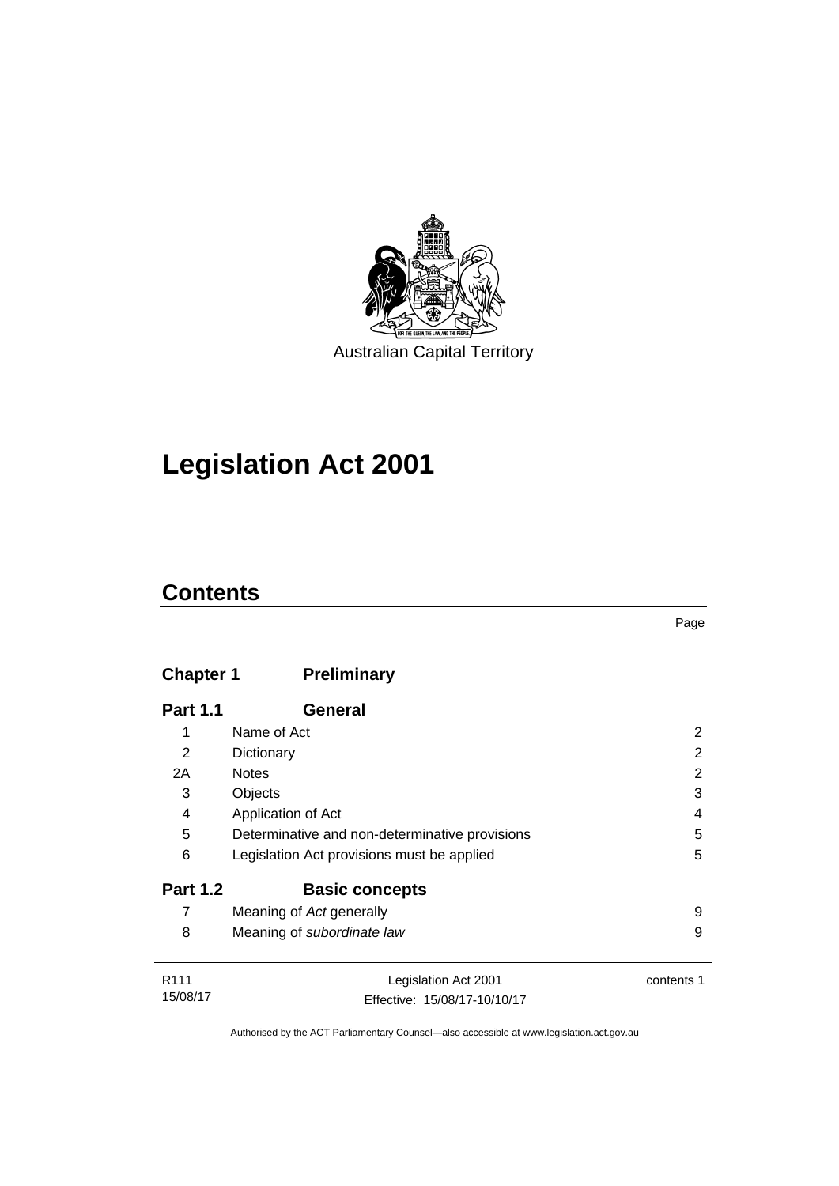Australian Capital Territory

# Legislation Act 2001

## Contents

| | | Page |
|---|---|---|
| **Chapter 1** | **Preliminary** | |
| **Part 1.1** | **General** | |
| 1 | Name of Act | 2 |
| 2 | Dictionary | 2 |
| 2A | Notes | 2 |
| 3 | Objects | 3 |
| 4 | Application of Act | 4 |
| 5 | Determinative and non-determinative provisions | 5 |
| 6 | Legislation Act provisions must be applied | 5 |
| **Part 1.2** | **Basic concepts** | |
| 7 | Meaning of *Act* generally | 9 |
| 8 | Meaning of *subordinate law* | 9 |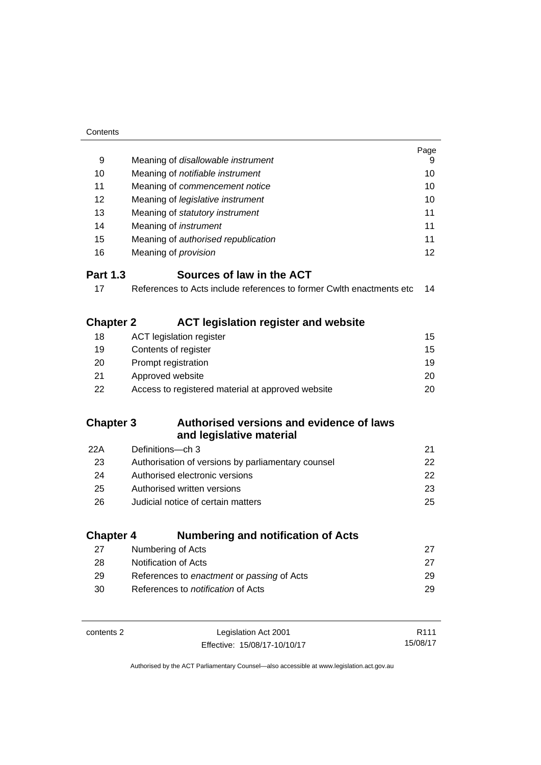| | | Page |
|---|---|---|
| 9 | Meaning of *disallowable instrument* | 9 |
| 10 | Meaning of *notifiable instrument* | 10 |
| 11 | Meaning of *commencement notice* | 10 |
| 12 | Meaning of *legislative instrument* | 10 |
| 13 | Meaning of *statutory instrument* | 11 |
| 14 | Meaning of *instrument* | 11 |
| 15 | Meaning of *authorised republication* | 11 |
| 16 | Meaning of *provision* | 12 |

### Part 1.3 Sources of law in the ACT

| | | |
|---|---|---|
| 17 | References to Acts include references to former Cwlth enactments etc | 14 |

## Chapter 2 ACT legislation register and website

| | | |
|---|---|---|
| 18 | ACT legislation register | 15 |
| 19 | Contents of register | 15 |
| 20 | Prompt registration | 19 |
| 21 | Approved website | 20 |
| 22 | Access to registered material at approved website | 20 |

## Chapter 3 Authorised versions and evidence of laws and legislative material

| | | |
|---|---|---|
| 22A | Definitions—ch 3 | 21 |
| 23 | Authorisation of versions by parliamentary counsel | 22 |
| 24 | Authorised electronic versions | 22 |
| 25 | Authorised written versions | 23 |
| 26 | Judicial notice of certain matters | 25 |

## Chapter 4 Numbering and notification of Acts

| | | |
|---|---|---|
| 27 | Numbering of Acts | 27 |
| 28 | Notification of Acts | 27 |
| 29 | References to *enactment* or *passing* of Acts | 29 |
| 30 | References to *notification* of Acts | 29 |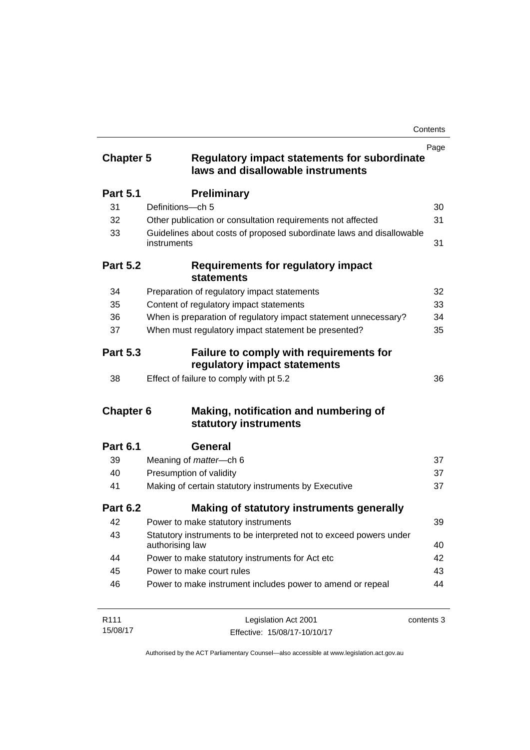| | | Page |
|---|---|---|
| **Chapter 5** | **Regulatory impact statements for subordinate laws and disallowable instruments** | |
| **Part 5.1** | **Preliminary** | |
| 31 | Definitions—ch 5 | 30 |
| 32 | Other publication or consultation requirements not affected | 31 |
| 33 | Guidelines about costs of proposed subordinate laws and disallowable instruments | 31 |
| **Part 5.2** | **Requirements for regulatory impact statements** | |
| 34 | Preparation of regulatory impact statements | 32 |
| 35 | Content of regulatory impact statements | 33 |
| 36 | When is preparation of regulatory impact statement unnecessary? | 34 |
| 37 | When must regulatory impact statement be presented? | 35 |
| **Part 5.3** | **Failure to comply with requirements for regulatory impact statements** | |
| 38 | Effect of failure to comply with pt 5.2 | 36 |
| **Chapter 6** | **Making, notification and numbering of statutory instruments** | |
| **Part 6.1** | **General** | |
| 39 | Meaning of *matter*—ch 6 | 37 |
| 40 | Presumption of validity | 37 |
| 41 | Making of certain statutory instruments by Executive | 37 |
| **Part 6.2** | **Making of statutory instruments generally** | |
| 42 | Power to make statutory instruments | 39 |
| 43 | Statutory instruments to be interpreted not to exceed powers under authorising law | 40 |
| 44 | Power to make statutory instruments for Act etc | 42 |
| 45 | Power to make court rules | 43 |
| 46 | Power to make instrument includes power to amend or repeal | 44 |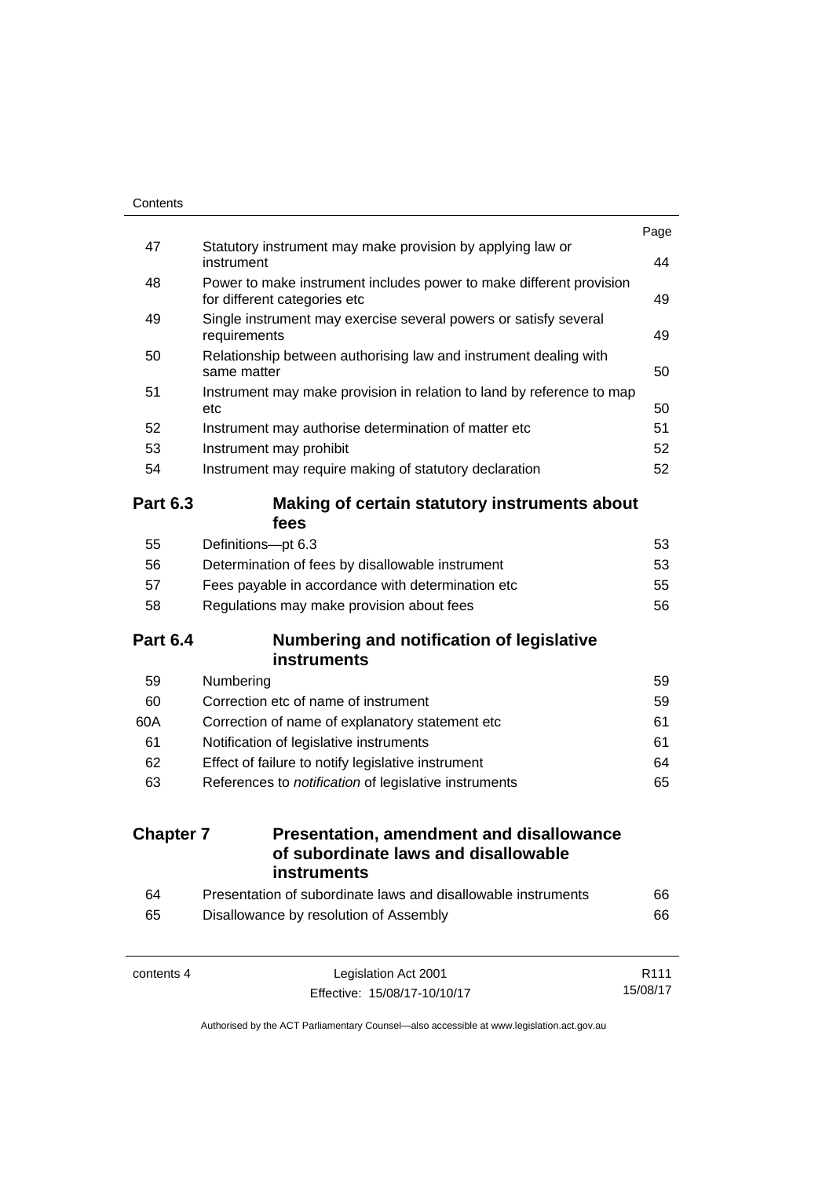| | | Page |
|---|---|---|
| 47 | Statutory instrument may make provision by applying law or instrument | 44 |
| 48 | Power to make instrument includes power to make different provision for different categories etc | 49 |
| 49 | Single instrument may exercise several powers or satisfy several requirements | 49 |
| 50 | Relationship between authorising law and instrument dealing with same matter | 50 |
| 51 | Instrument may make provision in relation to land by reference to map etc | 50 |
| 52 | Instrument may authorise determination of matter etc | 51 |
| 53 | Instrument may prohibit | 52 |
| 54 | Instrument may require making of statutory declaration | 52 |

### Part 6.3 Making of certain statutory instruments about fees

| | | |
|---|---|---|
| 55 | Definitions—pt 6.3 | 53 |
| 56 | Determination of fees by disallowable instrument | 53 |
| 57 | Fees payable in accordance with determination etc | 55 |
| 58 | Regulations may make provision about fees | 56 |

### Part 6.4 Numbering and notification of legislative instruments

| | | |
|---|---|---|
| 59 | Numbering | 59 |
| 60 | Correction etc of name of instrument | 59 |
| 60A | Correction of name of explanatory statement etc | 61 |
| 61 | Notification of legislative instruments | 61 |
| 62 | Effect of failure to notify legislative instrument | 64 |
| 63 | References to *notification* of legislative instruments | 65 |

## Chapter 7 Presentation, amendment and disallowance of subordinate laws and disallowable instruments

| | | |
|---|---|---|
| 64 | Presentation of subordinate laws and disallowable instruments | 66 |
| 65 | Disallowance by resolution of Assembly | 66 |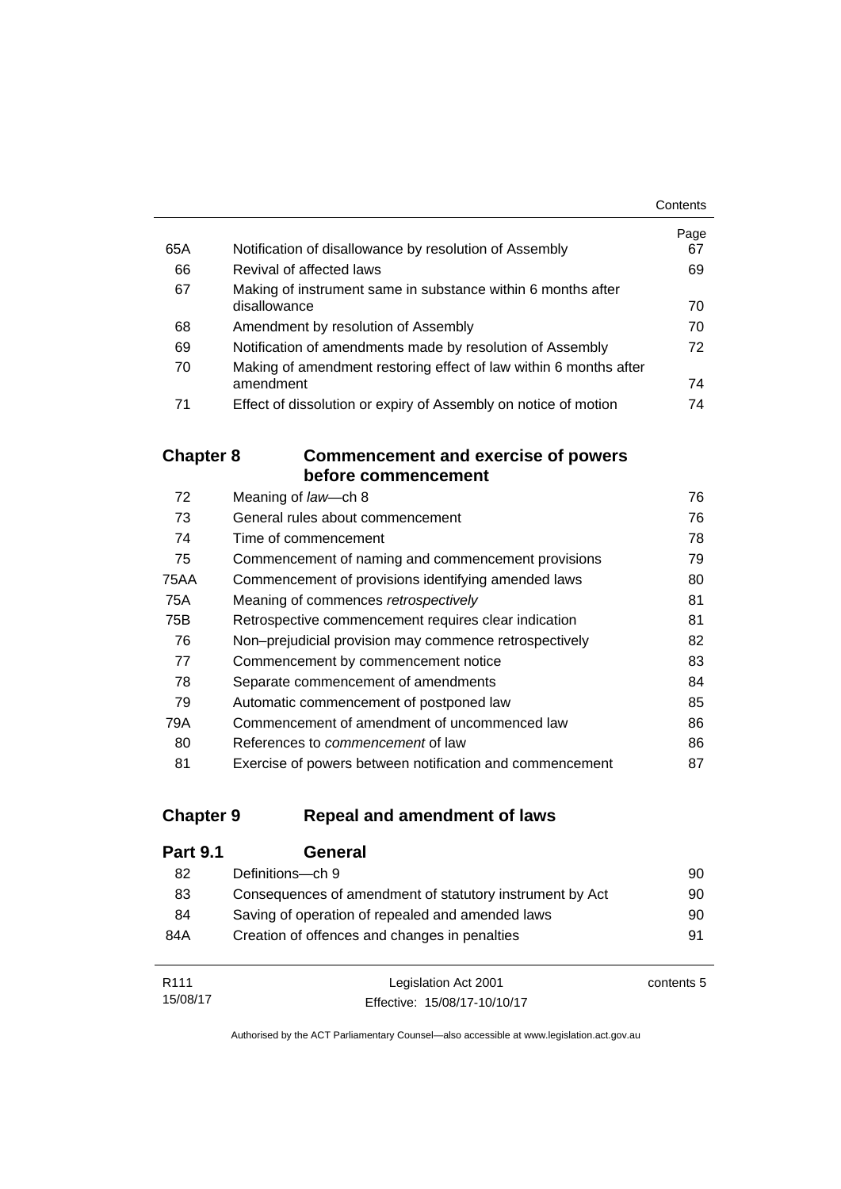| | | Page |
|---|---|---|
| 65A | Notification of disallowance by resolution of Assembly | 67 |
| 66 | Revival of affected laws | 69 |
| 67 | Making of instrument same in substance within 6 months after disallowance | 70 |
| 68 | Amendment by resolution of Assembly | 70 |
| 69 | Notification of amendments made by resolution of Assembly | 72 |
| 70 | Making of amendment restoring effect of law within 6 months after amendment | 74 |
| 71 | Effect of dissolution or expiry of Assembly on notice of motion | 74 |

## Chapter 8 Commencement and exercise of powers before commencement

| | | |
|---|---|---|
| 72 | Meaning of *law*—ch 8 | 76 |
| 73 | General rules about commencement | 76 |
| 74 | Time of commencement | 78 |
| 75 | Commencement of naming and commencement provisions | 79 |
| 75AA | Commencement of provisions identifying amended laws | 80 |
| 75A | Meaning of commences *retrospectively* | 81 |
| 75B | Retrospective commencement requires clear indication | 81 |
| 76 | Non–prejudicial provision may commence retrospectively | 82 |
| 77 | Commencement by commencement notice | 83 |
| 78 | Separate commencement of amendments | 84 |
| 79 | Automatic commencement of postponed law | 85 |
| 79A | Commencement of amendment of uncommenced law | 86 |
| 80 | References to *commencement* of law | 86 |
| 81 | Exercise of powers between notification and commencement | 87 |

## Chapter 9 Repeal and amendment of laws

### Part 9.1 General

| | | |
|---|---|---|
| 82 | Definitions—ch 9 | 90 |
| 83 | Consequences of amendment of statutory instrument by Act | 90 |
| 84 | Saving of operation of repealed and amended laws | 90 |
| 84A | Creation of offences and changes in penalties | 91 |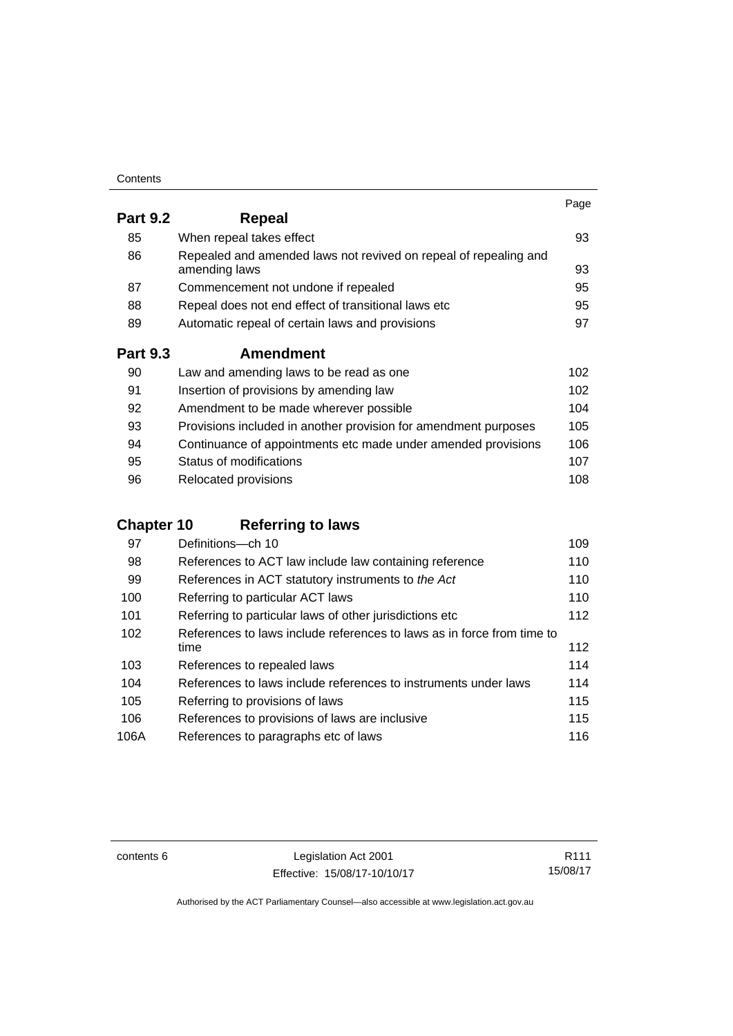| | | Page |
|---|---|---|
| **Part 9.2** | **Repeal** | |
| 85 | When repeal takes effect | 93 |
| 86 | Repealed and amended laws not revived on repeal of repealing and amending laws | 93 |
| 87 | Commencement not undone if repealed | 95 |
| 88 | Repeal does not end effect of transitional laws etc | 95 |
| 89 | Automatic repeal of certain laws and provisions | 97 |
| **Part 9.3** | **Amendment** | |
| 90 | Law and amending laws to be read as one | 102 |
| 91 | Insertion of provisions by amending law | 102 |
| 92 | Amendment to be made wherever possible | 104 |
| 93 | Provisions included in another provision for amendment purposes | 105 |
| 94 | Continuance of appointments etc made under amended provisions | 106 |
| 95 | Status of modifications | 107 |
| 96 | Relocated provisions | 108 |
| **Chapter 10** | **Referring to laws** | |
| 97 | Definitions—ch 10 | 109 |
| 98 | References to ACT law include law containing reference | 110 |
| 99 | References in ACT statutory instruments to *the Act* | 110 |
| 100 | Referring to particular ACT laws | 110 |
| 101 | Referring to particular laws of other jurisdictions etc | 112 |
| 102 | References to laws include references to laws as in force from time to time | 112 |
| 103 | References to repealed laws | 114 |
| 104 | References to laws include references to instruments under laws | 114 |
| 105 | Referring to provisions of laws | 115 |
| 106 | References to provisions of laws are inclusive | 115 |
| 106A | References to paragraphs etc of laws | 116 |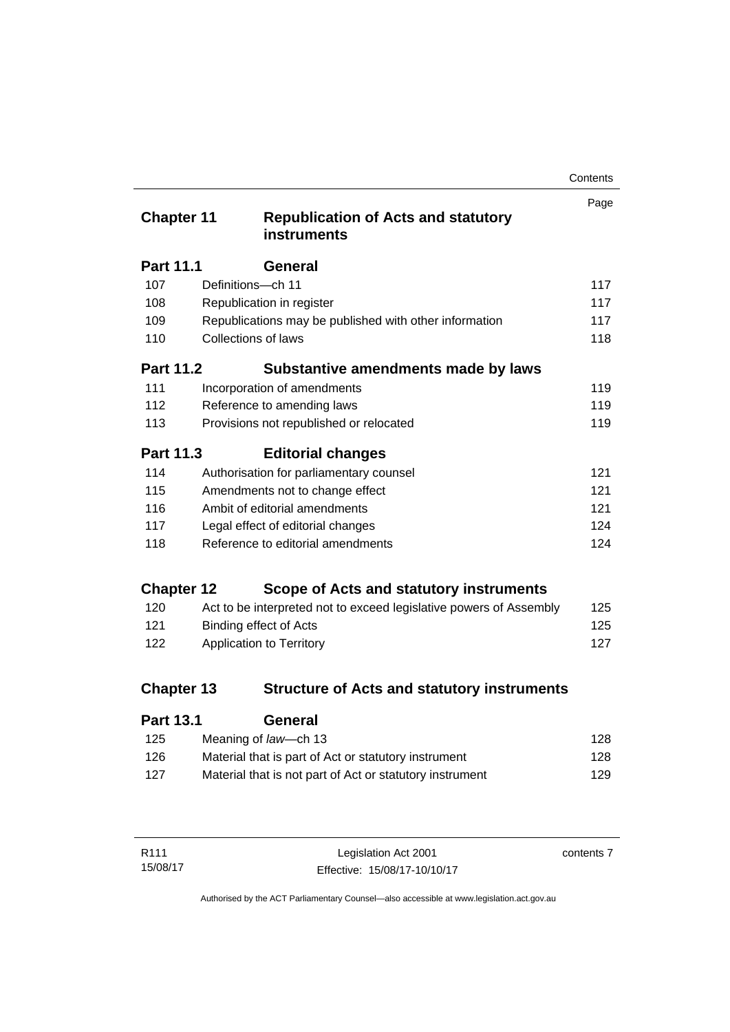| | | Page |
|---|---|---|
| **Chapter 11** | **Republication of Acts and statutory instruments** | |
| **Part 11.1** | **General** | |
| 107 | Definitions—ch 11 | 117 |
| 108 | Republication in register | 117 |
| 109 | Republications may be published with other information | 117 |
| 110 | Collections of laws | 118 |
| **Part 11.2** | **Substantive amendments made by laws** | |
| 111 | Incorporation of amendments | 119 |
| 112 | Reference to amending laws | 119 |
| 113 | Provisions not republished or relocated | 119 |
| **Part 11.3** | **Editorial changes** | |
| 114 | Authorisation for parliamentary counsel | 121 |
| 115 | Amendments not to change effect | 121 |
| 116 | Ambit of editorial amendments | 121 |
| 117 | Legal effect of editorial changes | 124 |
| 118 | Reference to editorial amendments | 124 |
| **Chapter 12** | **Scope of Acts and statutory instruments** | |
| 120 | Act to be interpreted not to exceed legislative powers of Assembly | 125 |
| 121 | Binding effect of Acts | 125 |
| 122 | Application to Territory | 127 |
| **Chapter 13** | **Structure of Acts and statutory instruments** | |
| **Part 13.1** | **General** | |
| 125 | Meaning of *law*—ch 13 | 128 |
| 126 | Material that is part of Act or statutory instrument | 128 |
| 127 | Material that is not part of Act or statutory instrument | 129 |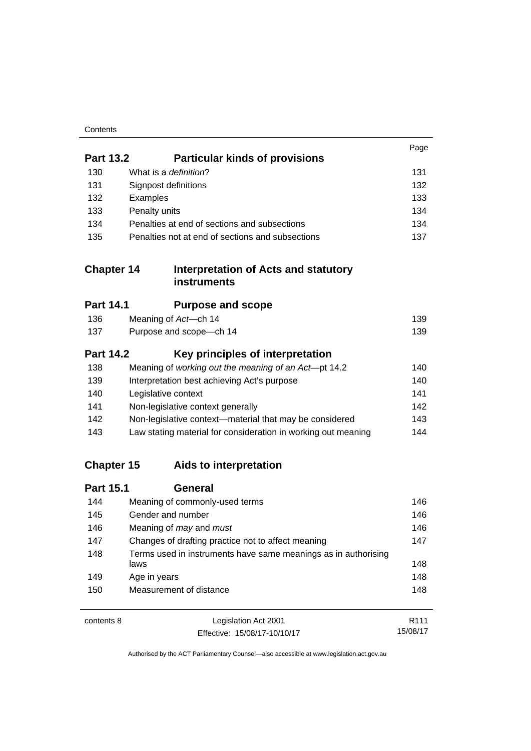| | | Page |
|---|---|---|
| **Part 13.2** | **Particular kinds of provisions** | |
| 130 | What is a *definition*? | 131 |
| 131 | Signpost definitions | 132 |
| 132 | Examples | 133 |
| 133 | Penalty units | 134 |
| 134 | Penalties at end of sections and subsections | 134 |
| 135 | Penalties not at end of sections and subsections | 137 |
| **Chapter 14** | **Interpretation of Acts and statutory instruments** | |
| **Part 14.1** | **Purpose and scope** | |
| 136 | Meaning of *Act*—ch 14 | 139 |
| 137 | Purpose and scope—ch 14 | 139 |
| **Part 14.2** | **Key principles of interpretation** | |
| 138 | Meaning of *working out the meaning of an Act*—pt 14.2 | 140 |
| 139 | Interpretation best achieving Act's purpose | 140 |
| 140 | Legislative context | 141 |
| 141 | Non-legislative context generally | 142 |
| 142 | Non-legislative context—material that may be considered | 143 |
| 143 | Law stating material for consideration in working out meaning | 144 |
| **Chapter 15** | **Aids to interpretation** | |
| **Part 15.1** | **General** | |
| 144 | Meaning of commonly-used terms | 146 |
| 145 | Gender and number | 146 |
| 146 | Meaning of *may* and *must* | 146 |
| 147 | Changes of drafting practice not to affect meaning | 147 |
| 148 | Terms used in instruments have same meanings as in authorising laws | 148 |
| 149 | Age in years | 148 |
| 150 | Measurement of distance | 148 |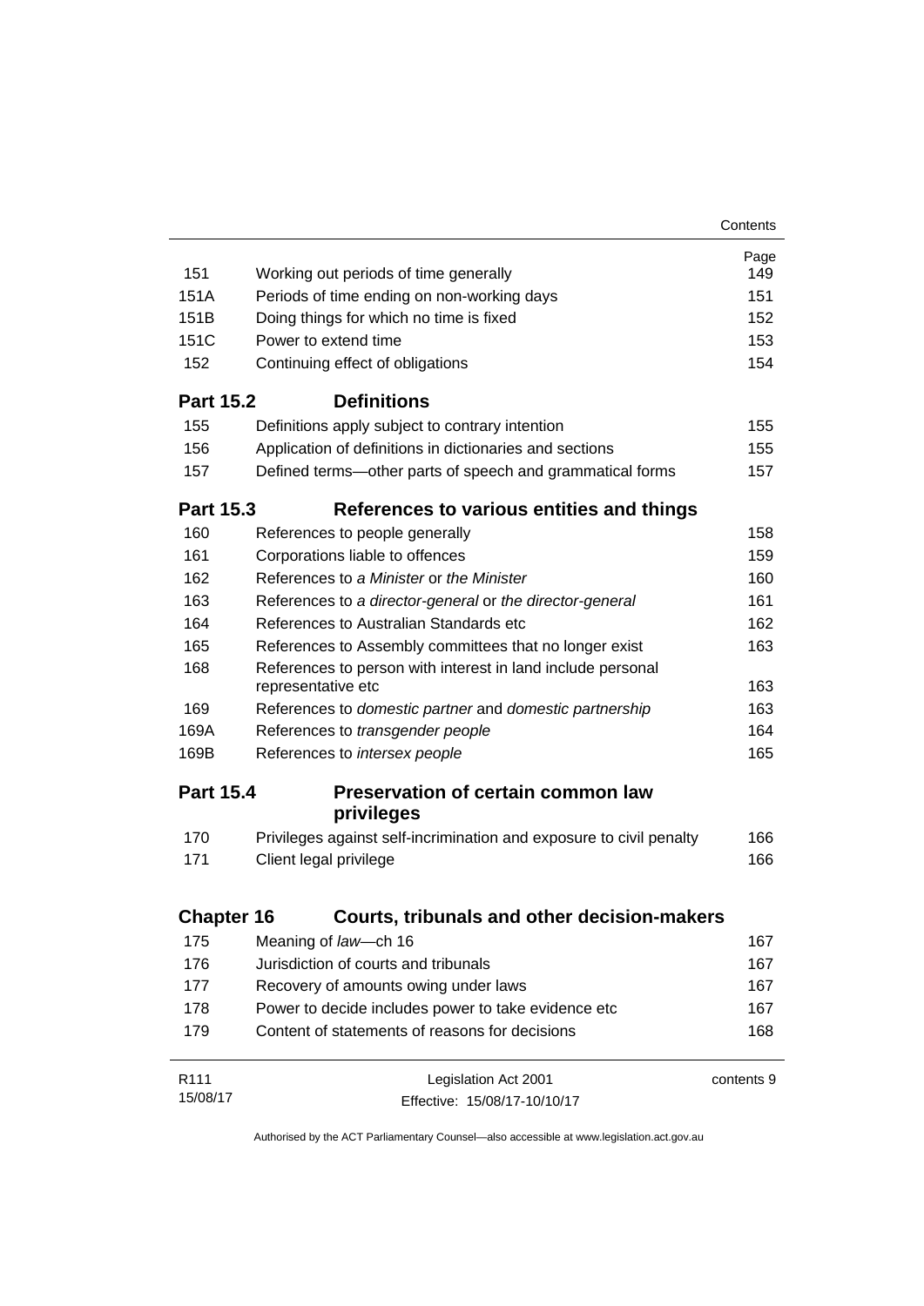| | | Page |
|---|---|---|
| 151 | Working out periods of time generally | 149 |
| 151A | Periods of time ending on non-working days | 151 |
| 151B | Doing things for which no time is fixed | 152 |
| 151C | Power to extend time | 153 |
| 152 | Continuing effect of obligations | 154 |

**Part 15.2 Definitions**

| | | |
|---|---|---|
| 155 | Definitions apply subject to contrary intention | 155 |
| 156 | Application of definitions in dictionaries and sections | 155 |
| 157 | Defined terms—other parts of speech and grammatical forms | 157 |

**Part 15.3 References to various entities and things**

| | | |
|---|---|---|
| 160 | References to people generally | 158 |
| 161 | Corporations liable to offences | 159 |
| 162 | References to *a Minister* or *the Minister* | 160 |
| 163 | References to *a director-general* or *the director-general* | 161 |
| 164 | References to Australian Standards etc | 162 |
| 165 | References to Assembly committees that no longer exist | 163 |
| 168 | References to person with interest in land include personal representative etc | 163 |
| 169 | References to *domestic partner* and *domestic partnership* | 163 |
| 169A | References to *transgender people* | 164 |
| 169B | References to *intersex people* | 165 |

**Part 15.4 Preservation of certain common law privileges**

| | | |
|---|---|---|
| 170 | Privileges against self-incrimination and exposure to civil penalty | 166 |
| 171 | Client legal privilege | 166 |

**Chapter 16 Courts, tribunals and other decision-makers**

| | | |
|---|---|---|
| 175 | Meaning of *law*—ch 16 | 167 |
| 176 | Jurisdiction of courts and tribunals | 167 |
| 177 | Recovery of amounts owing under laws | 167 |
| 178 | Power to decide includes power to take evidence etc | 167 |
| 179 | Content of statements of reasons for decisions | 168 |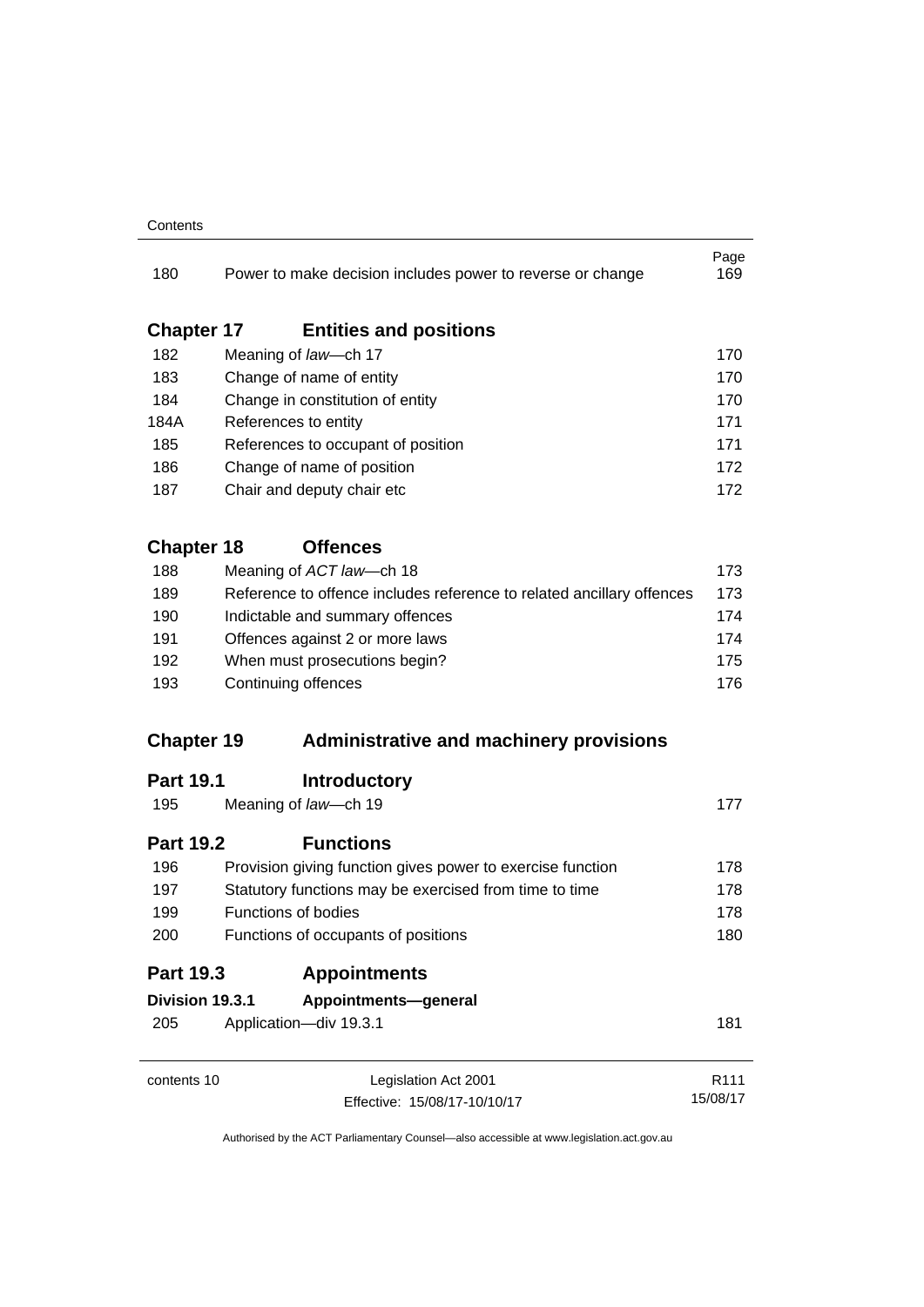| | | Page |
|---|---|---|
| 180 | Power to make decision includes power to reverse or change | 169 |

## Chapter 17 Entities and positions

| | | |
|---|---|---|
| 182 | Meaning of *law*—ch 17 | 170 |
| 183 | Change of name of entity | 170 |
| 184 | Change in constitution of entity | 170 |
| 184A | References to entity | 171 |
| 185 | References to occupant of position | 171 |
| 186 | Change of name of position | 172 |
| 187 | Chair and deputy chair etc | 172 |

## Chapter 18 Offences

| | | |
|---|---|---|
| 188 | Meaning of *ACT law*—ch 18 | 173 |
| 189 | Reference to offence includes reference to related ancillary offences | 173 |
| 190 | Indictable and summary offences | 174 |
| 191 | Offences against 2 or more laws | 174 |
| 192 | When must prosecutions begin? | 175 |
| 193 | Continuing offences | 176 |

## Chapter 19 Administrative and machinery provisions

### Part 19.1 Introductory

| | | |
|---|---|---|
| 195 | Meaning of *law*—ch 19 | 177 |

### Part 19.2 Functions

| | | |
|---|---|---|
| 196 | Provision giving function gives power to exercise function | 178 |
| 197 | Statutory functions may be exercised from time to time | 178 |
| 199 | Functions of bodies | 178 |
| 200 | Functions of occupants of positions | 180 |

### Part 19.3 Appointments

#### Division 19.3.1 Appointments—general

| | | |
|---|---|---|
| 205 | Application—div 19.3.1 | 181 |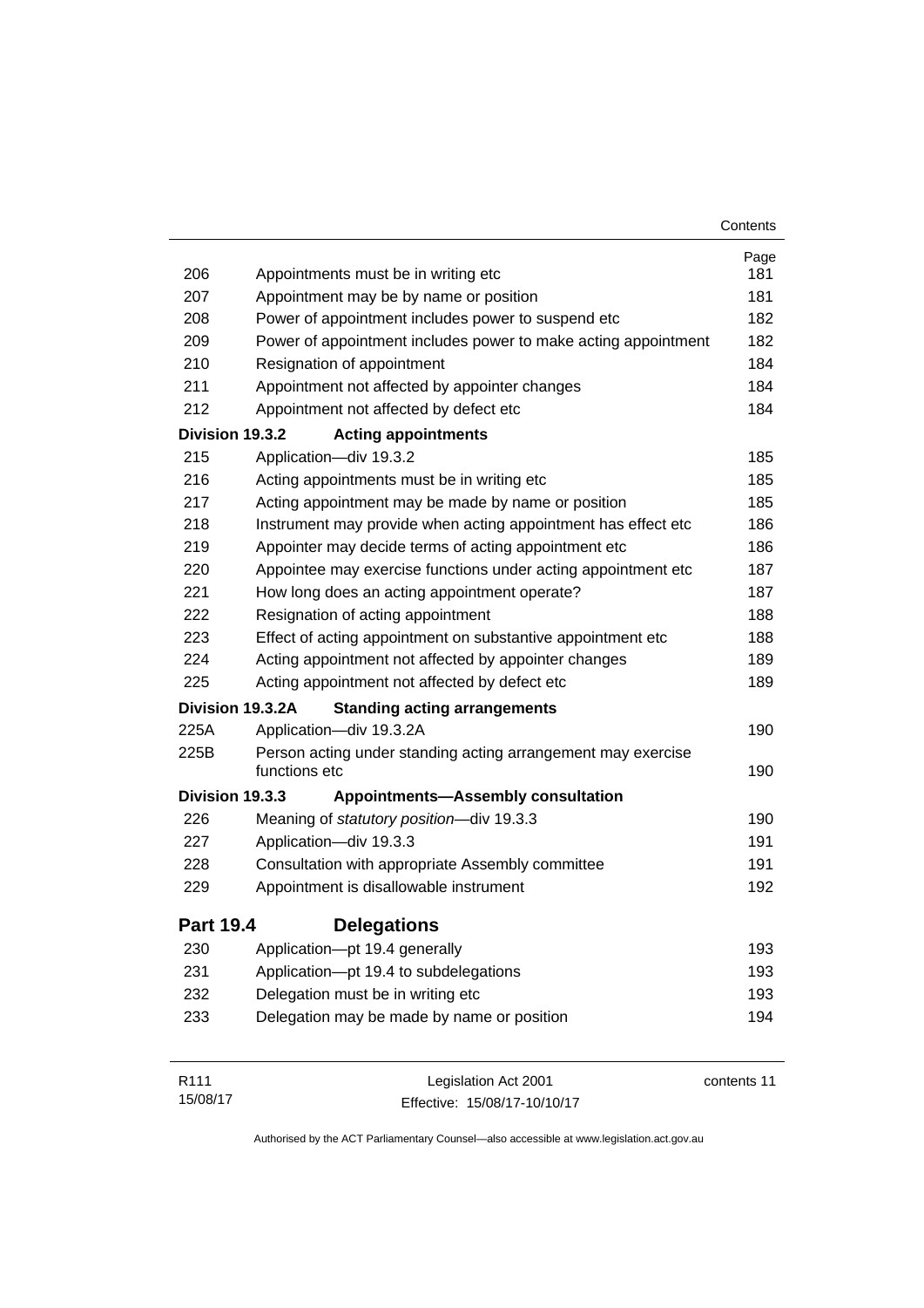| | | Page |
|---|---|---|
| 206 | Appointments must be in writing etc | 181 |
| 207 | Appointment may be by name or position | 181 |
| 208 | Power of appointment includes power to suspend etc | 182 |
| 209 | Power of appointment includes power to make acting appointment | 182 |
| 210 | Resignation of appointment | 184 |
| 211 | Appointment not affected by appointer changes | 184 |
| 212 | Appointment not affected by defect etc | 184 |
| **Division 19.3.2** | **Acting appointments** | |
| 215 | Application—div 19.3.2 | 185 |
| 216 | Acting appointments must be in writing etc | 185 |
| 217 | Acting appointment may be made by name or position | 185 |
| 218 | Instrument may provide when acting appointment has effect etc | 186 |
| 219 | Appointer may decide terms of acting appointment etc | 186 |
| 220 | Appointee may exercise functions under acting appointment etc | 187 |
| 221 | How long does an acting appointment operate? | 187 |
| 222 | Resignation of acting appointment | 188 |
| 223 | Effect of acting appointment on substantive appointment etc | 188 |
| 224 | Acting appointment not affected by appointer changes | 189 |
| 225 | Acting appointment not affected by defect etc | 189 |
| **Division 19.3.2A** | **Standing acting arrangements** | |
| 225A | Application—div 19.3.2A | 190 |
| 225B | Person acting under standing acting arrangement may exercise functions etc | 190 |
| **Division 19.3.3** | **Appointments—Assembly consultation** | |
| 226 | Meaning of *statutory position*—div 19.3.3 | 190 |
| 227 | Application—div 19.3.3 | 191 |
| 228 | Consultation with appropriate Assembly committee | 191 |
| 229 | Appointment is disallowable instrument | 192 |
| **Part 19.4** | **Delegations** | |
| 230 | Application—pt 19.4 generally | 193 |
| 231 | Application—pt 19.4 to subdelegations | 193 |
| 232 | Delegation must be in writing etc | 193 |
| 233 | Delegation may be made by name or position | 194 |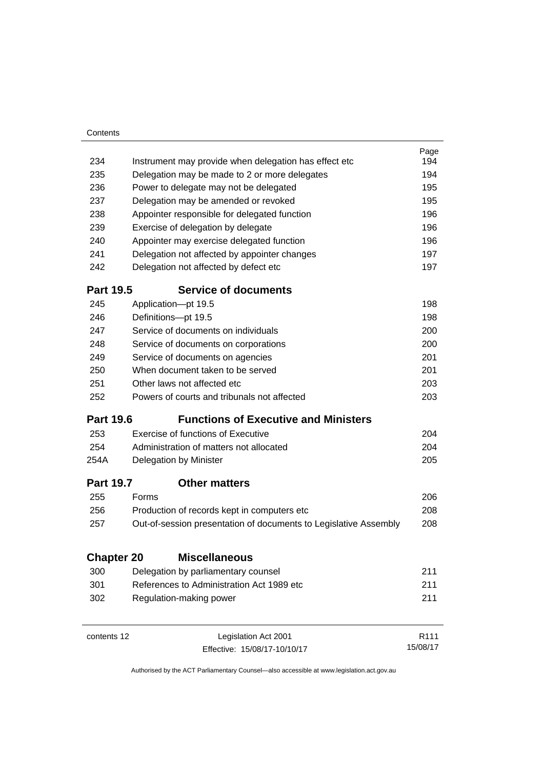| | | Page |
|---|---|---|
| 234 | Instrument may provide when delegation has effect etc | 194 |
| 235 | Delegation may be made to 2 or more delegates | 194 |
| 236 | Power to delegate may not be delegated | 195 |
| 237 | Delegation may be amended or revoked | 195 |
| 238 | Appointer responsible for delegated function | 196 |
| 239 | Exercise of delegation by delegate | 196 |
| 240 | Appointer may exercise delegated function | 196 |
| 241 | Delegation not affected by appointer changes | 197 |
| 242 | Delegation not affected by defect etc | 197 |

### Part 19.5 Service of documents

| | | |
|---|---|---|
| 245 | Application—pt 19.5 | 198 |
| 246 | Definitions—pt 19.5 | 198 |
| 247 | Service of documents on individuals | 200 |
| 248 | Service of documents on corporations | 200 |
| 249 | Service of documents on agencies | 201 |
| 250 | When document taken to be served | 201 |
| 251 | Other laws not affected etc | 203 |
| 252 | Powers of courts and tribunals not affected | 203 |

### Part 19.6 Functions of Executive and Ministers

| | | |
|---|---|---|
| 253 | Exercise of functions of Executive | 204 |
| 254 | Administration of matters not allocated | 204 |
| 254A | Delegation by Minister | 205 |

### Part 19.7 Other matters

| | | |
|---|---|---|
| 255 | Forms | 206 |
| 256 | Production of records kept in computers etc | 208 |
| 257 | Out-of-session presentation of documents to Legislative Assembly | 208 |

## Chapter 20 Miscellaneous

| | | |
|---|---|---|
| 300 | Delegation by parliamentary counsel | 211 |
| 301 | References to Administration Act 1989 etc | 211 |
| 302 | Regulation-making power | 211 |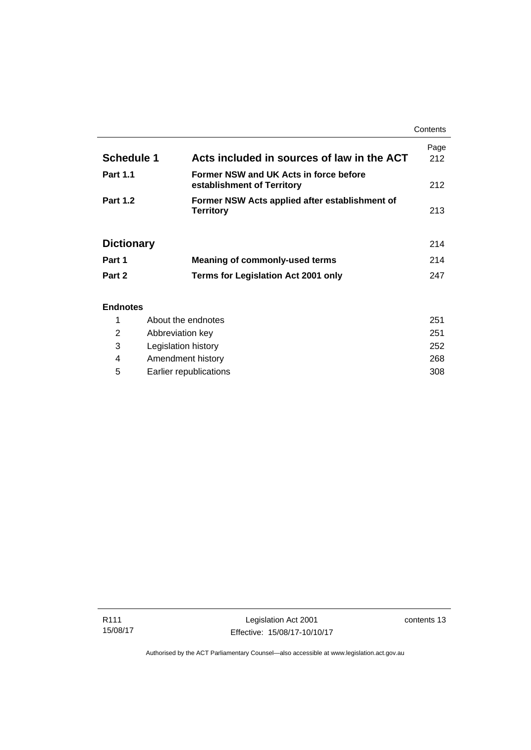| | | Page |
|---|---|---|
| **Schedule 1** | **Acts included in sources of law in the ACT** | 212 |
| **Part 1.1** | **Former NSW and UK Acts in force before establishment of Territory** | 212 |
| **Part 1.2** | **Former NSW Acts applied after establishment of Territory** | 213 |
| **Dictionary** | | 214 |
| **Part 1** | **Meaning of commonly-used terms** | 214 |
| **Part 2** | **Terms for Legislation Act 2001 only** | 247 |

**Endnotes**

| | | |
|---|---|---|
| 1 | About the endnotes | 251 |
| 2 | Abbreviation key | 251 |
| 3 | Legislation history | 252 |
| 4 | Amendment history | 268 |
| 5 | Earlier republications | 308 |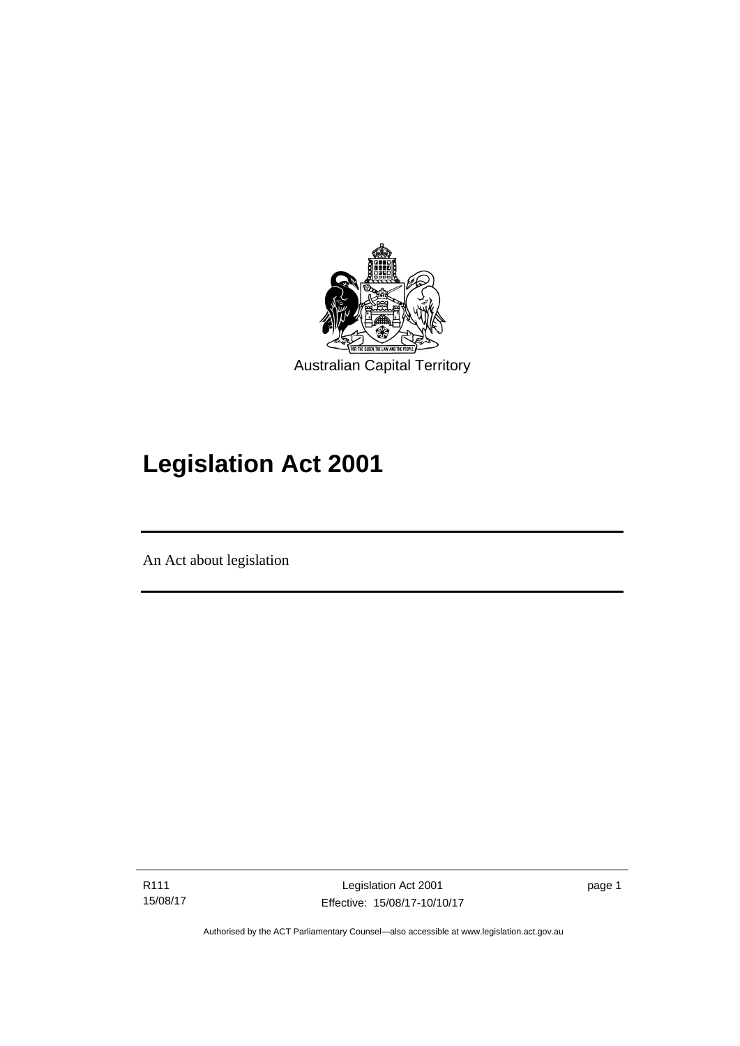Australian Capital Territory

# Legislation Act 2001

An Act about legislation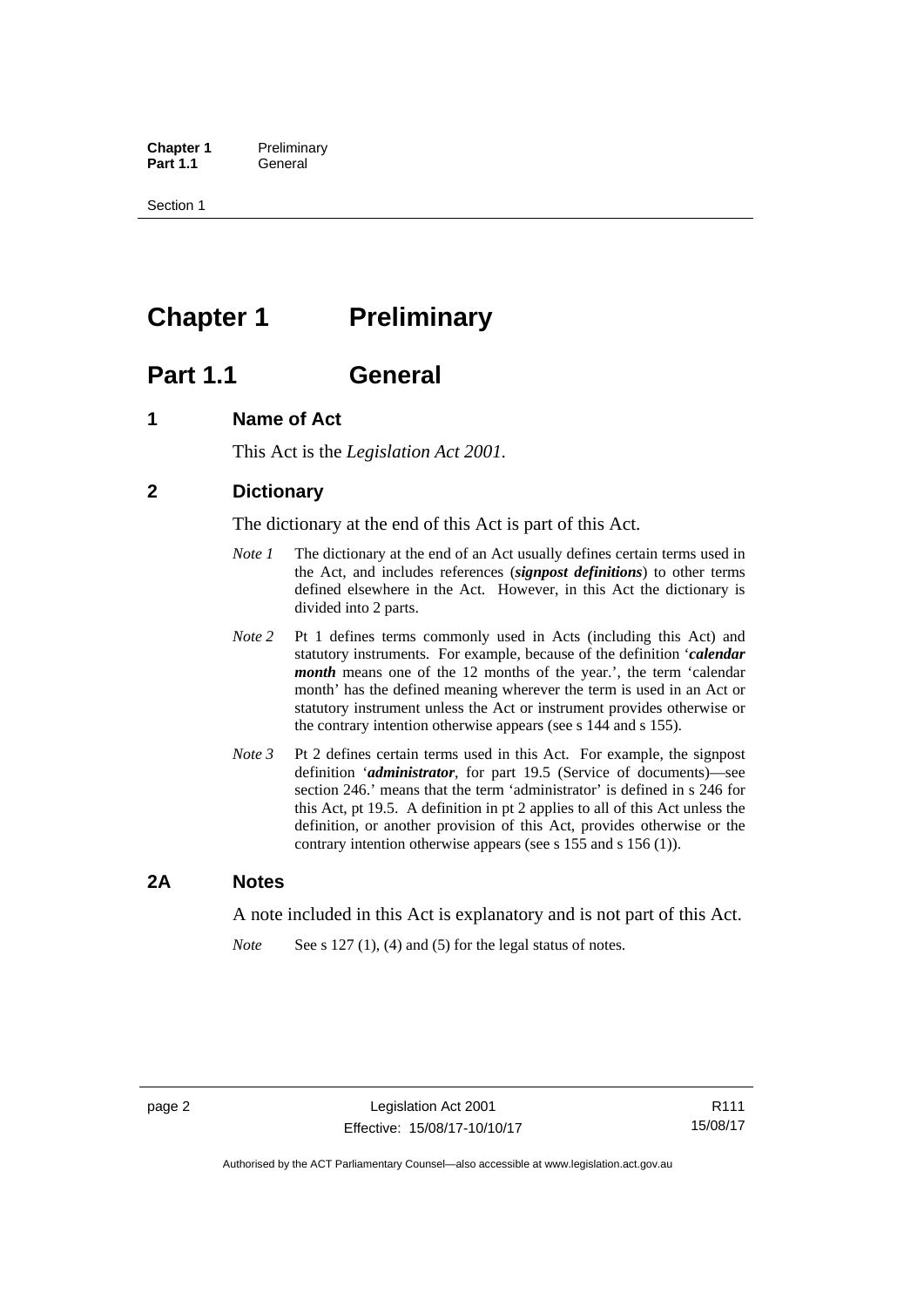# Chapter 1 Preliminary

## Part 1.1 General

### 1 Name of Act

This Act is the *Legislation Act 2001*.

### 2 Dictionary

The dictionary at the end of this Act is part of this Act.

*Note 1* The dictionary at the end of an Act usually defines certain terms used in the Act, and includes references (***signpost definitions***) to other terms defined elsewhere in the Act. However, in this Act the dictionary is divided into 2 parts.

*Note 2* Pt 1 defines terms commonly used in Acts (including this Act) and statutory instruments. For example, because of the definition '***calendar month*** means one of the 12 months of the year.', the term 'calendar month' has the defined meaning wherever the term is used in an Act or statutory instrument unless the Act or instrument provides otherwise or the contrary intention otherwise appears (see s 144 and s 155).

*Note 3* Pt 2 defines certain terms used in this Act. For example, the signpost definition '***administrator***, for part 19.5 (Service of documents)—see section 246.' means that the term 'administrator' is defined in s 246 for this Act, pt 19.5. A definition in pt 2 applies to all of this Act unless the definition, or another provision of this Act, provides otherwise or the contrary intention otherwise appears (see s 155 and s 156 (1)).

### 2A Notes

A note included in this Act is explanatory and is not part of this Act.

*Note* See s 127 (1), (4) and (5) for the legal status of notes.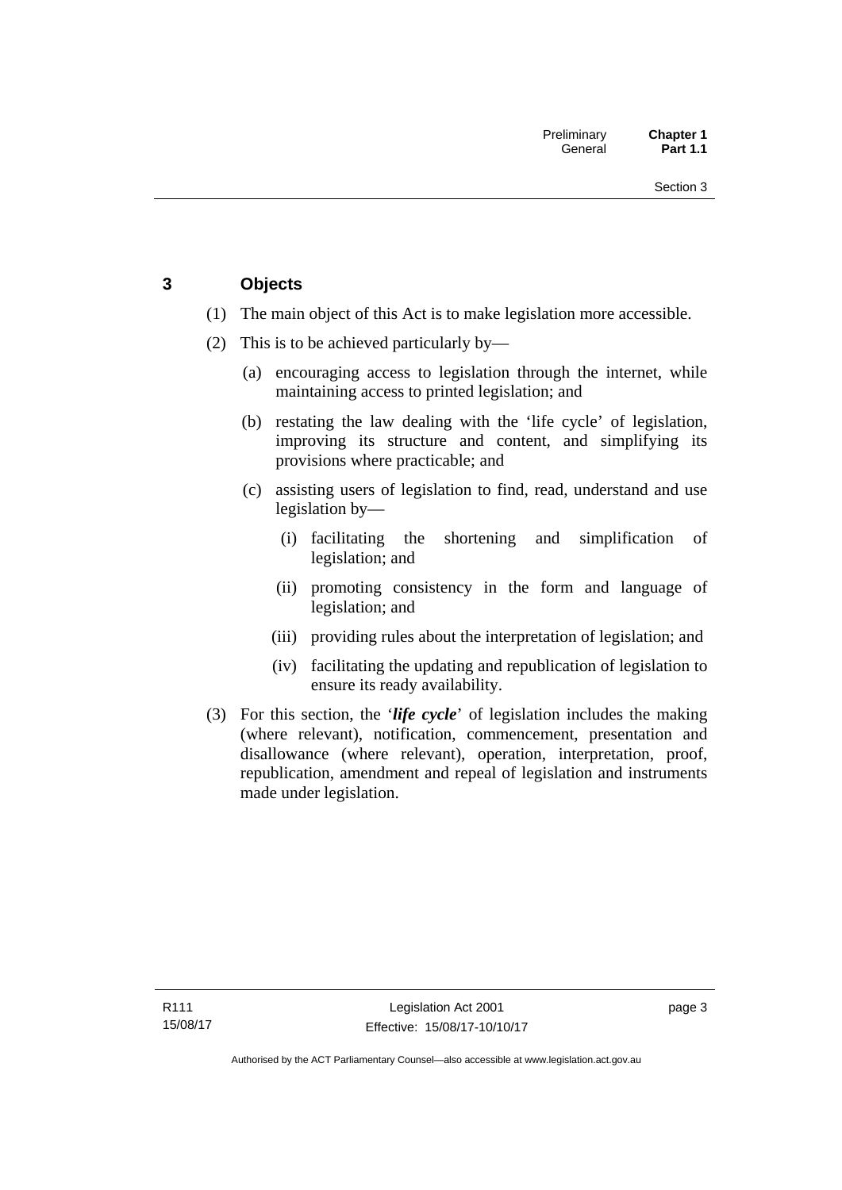## 3 Objects

(1) The main object of this Act is to make legislation more accessible.

(2) This is to be achieved particularly by—

(a) encouraging access to legislation through the internet, while maintaining access to printed legislation; and

(b) restating the law dealing with the 'life cycle' of legislation, improving its structure and content, and simplifying its provisions where practicable; and

(c) assisting users of legislation to find, read, understand and use legislation by—

(i) facilitating the shortening and simplification of legislation; and

(ii) promoting consistency in the form and language of legislation; and

(iii) providing rules about the interpretation of legislation; and

(iv) facilitating the updating and republication of legislation to ensure its ready availability.

(3) For this section, the '***life cycle***' of legislation includes the making (where relevant), notification, commencement, presentation and disallowance (where relevant), operation, interpretation, proof, republication, amendment and repeal of legislation and instruments made under legislation.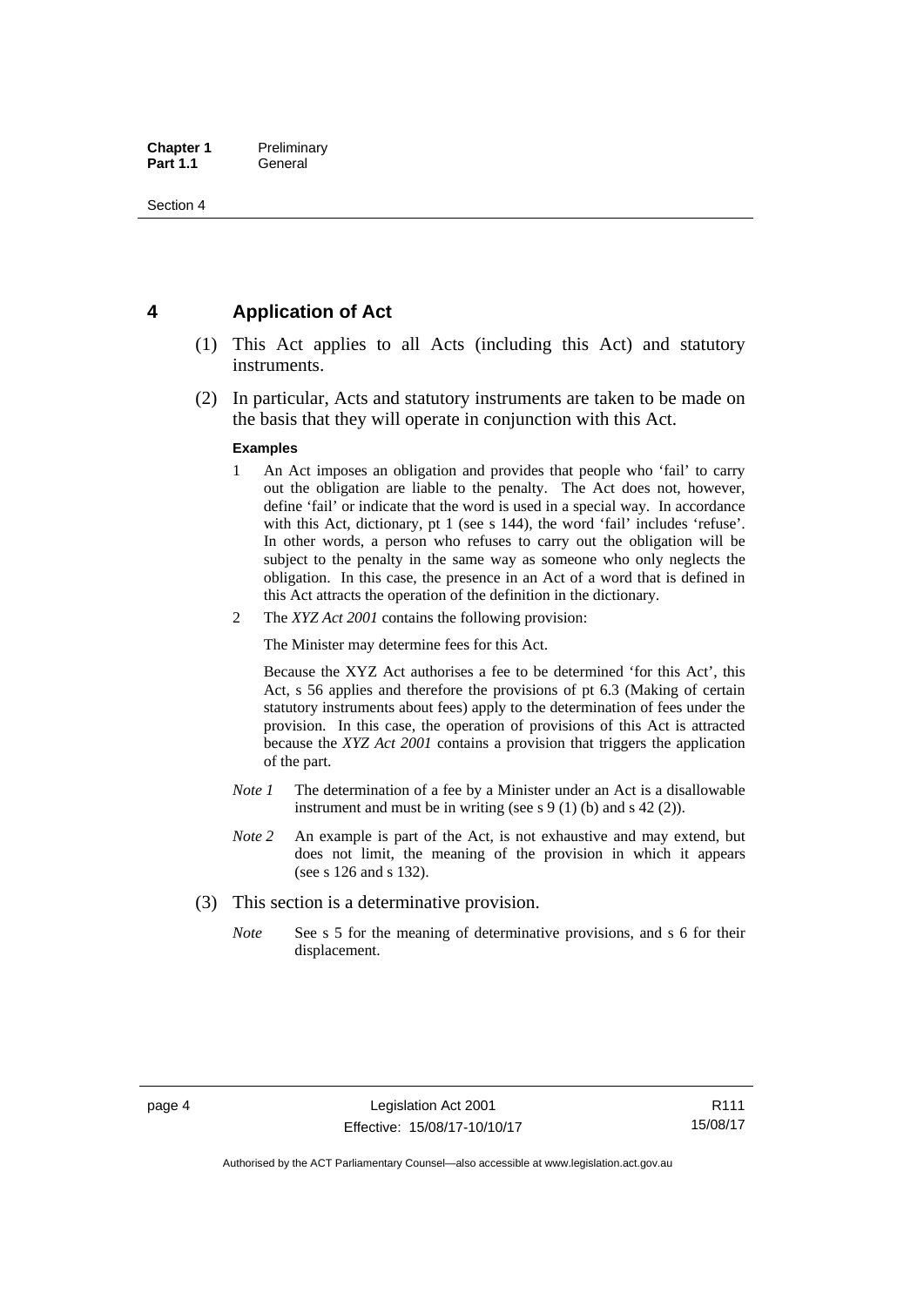## 4 Application of Act

(1) This Act applies to all Acts (including this Act) and statutory instruments.

(2) In particular, Acts and statutory instruments are taken to be made on the basis that they will operate in conjunction with this Act.

**Examples**

1. An Act imposes an obligation and provides that people who 'fail' to carry out the obligation are liable to the penalty. The Act does not, however, define 'fail' or indicate that the word is used in a special way. In accordance with this Act, dictionary, pt 1 (see s 144), the word 'fail' includes 'refuse'. In other words, a person who refuses to carry out the obligation will be subject to the penalty in the same way as someone who only neglects the obligation. In this case, the presence in an Act of a word that is defined in this Act attracts the operation of the definition in the dictionary.

2. The *XYZ Act 2001* contains the following provision:

   The Minister may determine fees for this Act.

   Because the XYZ Act authorises a fee to be determined 'for this Act', this Act, s 56 applies and therefore the provisions of pt 6.3 (Making of certain statutory instruments about fees) apply to the determination of fees under the provision. In this case, the operation of provisions of this Act is attracted because the *XYZ Act 2001* contains a provision that triggers the application of the part.

*Note 1* The determination of a fee by a Minister under an Act is a disallowable instrument and must be in writing (see s 9 (1) (b) and s 42 (2)).

*Note 2* An example is part of the Act, is not exhaustive and may extend, but does not limit, the meaning of the provision in which it appears (see s 126 and s 132).

(3) This section is a determinative provision.

*Note* See s 5 for the meaning of determinative provisions, and s 6 for their displacement.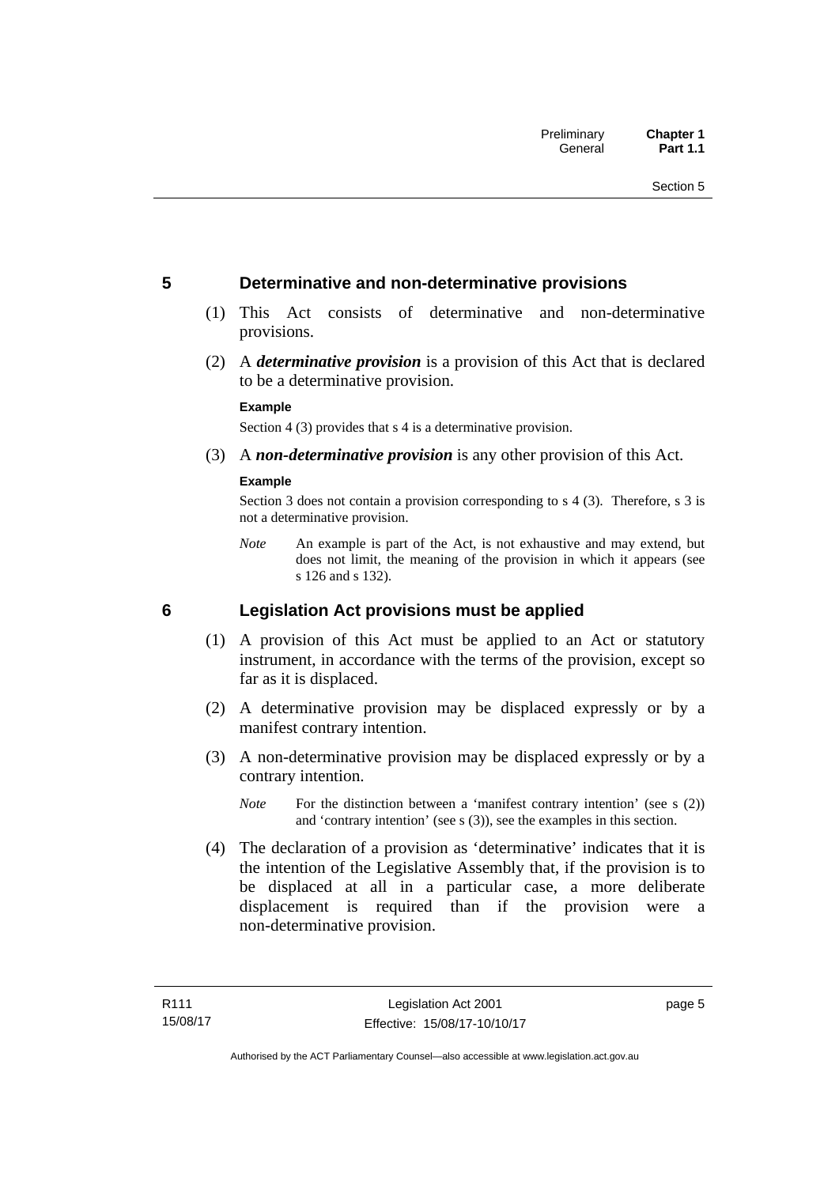## 5 Determinative and non-determinative provisions

(1) This Act consists of determinative and non-determinative provisions.

(2) A ***determinative provision*** is a provision of this Act that is declared to be a determinative provision.

**Example**

Section 4 (3) provides that s 4 is a determinative provision.

(3) A ***non-determinative provision*** is any other provision of this Act.

**Example**

Section 3 does not contain a provision corresponding to s 4 (3). Therefore, s 3 is not a determinative provision.

*Note* An example is part of the Act, is not exhaustive and may extend, but does not limit, the meaning of the provision in which it appears (see s 126 and s 132).

## 6 Legislation Act provisions must be applied

(1) A provision of this Act must be applied to an Act or statutory instrument, in accordance with the terms of the provision, except so far as it is displaced.

(2) A determinative provision may be displaced expressly or by a manifest contrary intention.

(3) A non-determinative provision may be displaced expressly or by a contrary intention.

*Note* For the distinction between a 'manifest contrary intention' (see s (2)) and 'contrary intention' (see s (3)), see the examples in this section.

(4) The declaration of a provision as 'determinative' indicates that it is the intention of the Legislative Assembly that, if the provision is to be displaced at all in a particular case, a more deliberate displacement is required than if the provision were a non-determinative provision.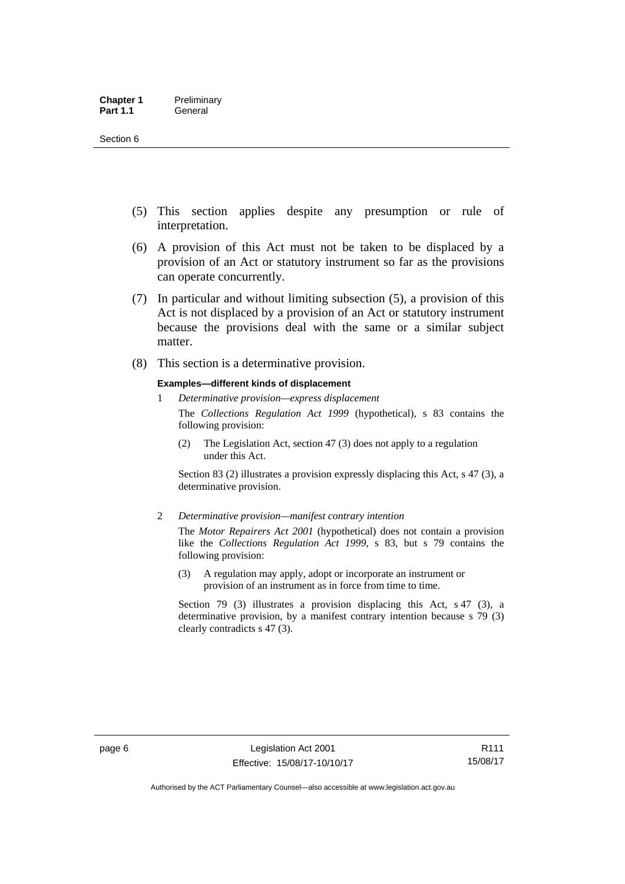(5) This section applies despite any presumption or rule of interpretation.

(6) A provision of this Act must not be taken to be displaced by a provision of an Act or statutory instrument so far as the provisions can operate concurrently.

(7) In particular and without limiting subsection (5), a provision of this Act is not displaced by a provision of an Act or statutory instrument because the provisions deal with the same or a similar subject matter.

(8) This section is a determinative provision.

**Examples—different kinds of displacement**

1 *Determinative provision—express displacement*

The *Collections Regulation Act 1999* (hypothetical), s 83 contains the following provision:

> (2) The Legislation Act, section 47 (3) does not apply to a regulation under this Act.

Section 83 (2) illustrates a provision expressly displacing this Act, s 47 (3), a determinative provision.

2 *Determinative provision—manifest contrary intention*

The *Motor Repairers Act 2001* (hypothetical) does not contain a provision like the *Collections Regulation Act 1999*, s 83, but s 79 contains the following provision:

> (3) A regulation may apply, adopt or incorporate an instrument or provision of an instrument as in force from time to time.

Section 79 (3) illustrates a provision displacing this Act, s 47 (3), a determinative provision, by a manifest contrary intention because s 79 (3) clearly contradicts s 47 (3).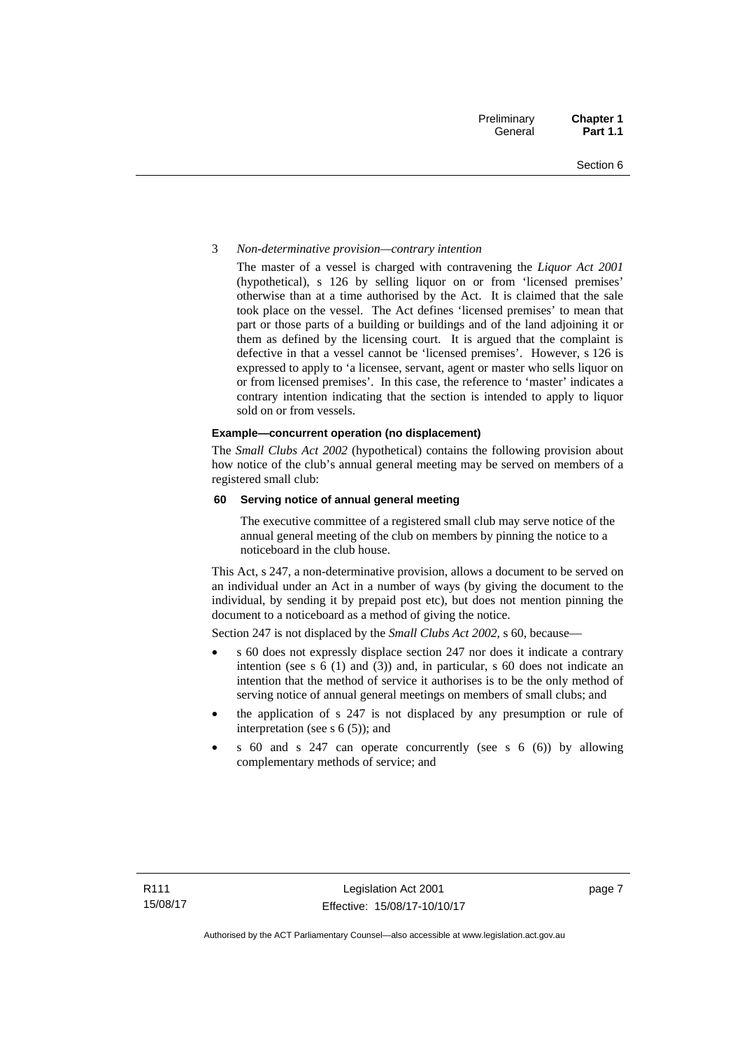3 *Non-determinative provision—contrary intention*

The master of a vessel is charged with contravening the *Liquor Act 2001* (hypothetical), s 126 by selling liquor on or from 'licensed premises' otherwise than at a time authorised by the Act. It is claimed that the sale took place on the vessel. The Act defines 'licensed premises' to mean that part or those parts of a building or buildings and of the land adjoining it or them as defined by the licensing court. It is argued that the complaint is defective in that a vessel cannot be 'licensed premises'. However, s 126 is expressed to apply to 'a licensee, servant, agent or master who sells liquor on or from licensed premises'. In this case, the reference to 'master' indicates a contrary intention indicating that the section is intended to apply to liquor sold on or from vessels.

**Example—concurrent operation (no displacement)**

The *Small Clubs Act 2002* (hypothetical) contains the following provision about how notice of the club's annual general meeting may be served on members of a registered small club:

**60 Serving notice of annual general meeting**

The executive committee of a registered small club may serve notice of the annual general meeting of the club on members by pinning the notice to a noticeboard in the club house.

This Act, s 247, a non-determinative provision, allows a document to be served on an individual under an Act in a number of ways (by giving the document to the individual, by sending it by prepaid post etc), but does not mention pinning the document to a noticeboard as a method of giving the notice.

Section 247 is not displaced by the *Small Clubs Act 2002*, s 60, because—

- s 60 does not expressly displace section 247 nor does it indicate a contrary intention (see s 6 (1) and (3)) and, in particular, s 60 does not indicate an intention that the method of service it authorises is to be the only method of serving notice of annual general meetings on members of small clubs; and
- the application of s 247 is not displaced by any presumption or rule of interpretation (see s 6 (5)); and
- s 60 and s 247 can operate concurrently (see s 6 (6)) by allowing complementary methods of service; and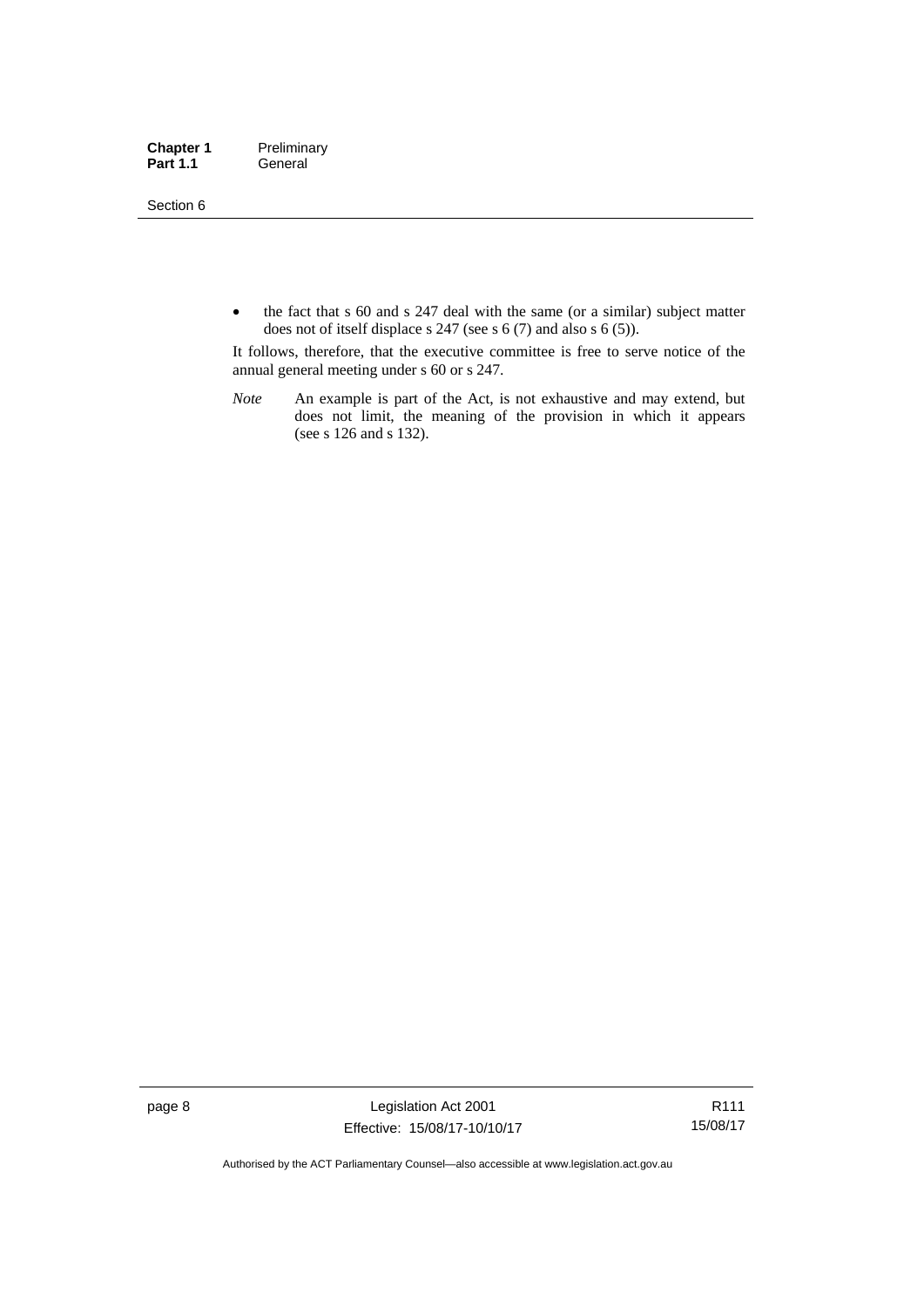- the fact that s 60 and s 247 deal with the same (or a similar) subject matter does not of itself displace s 247 (see s 6 (7) and also s 6 (5)).

It follows, therefore, that the executive committee is free to serve notice of the annual general meeting under s 60 or s 247.

*Note* An example is part of the Act, is not exhaustive and may extend, but does not limit, the meaning of the provision in which it appears (see s 126 and s 132).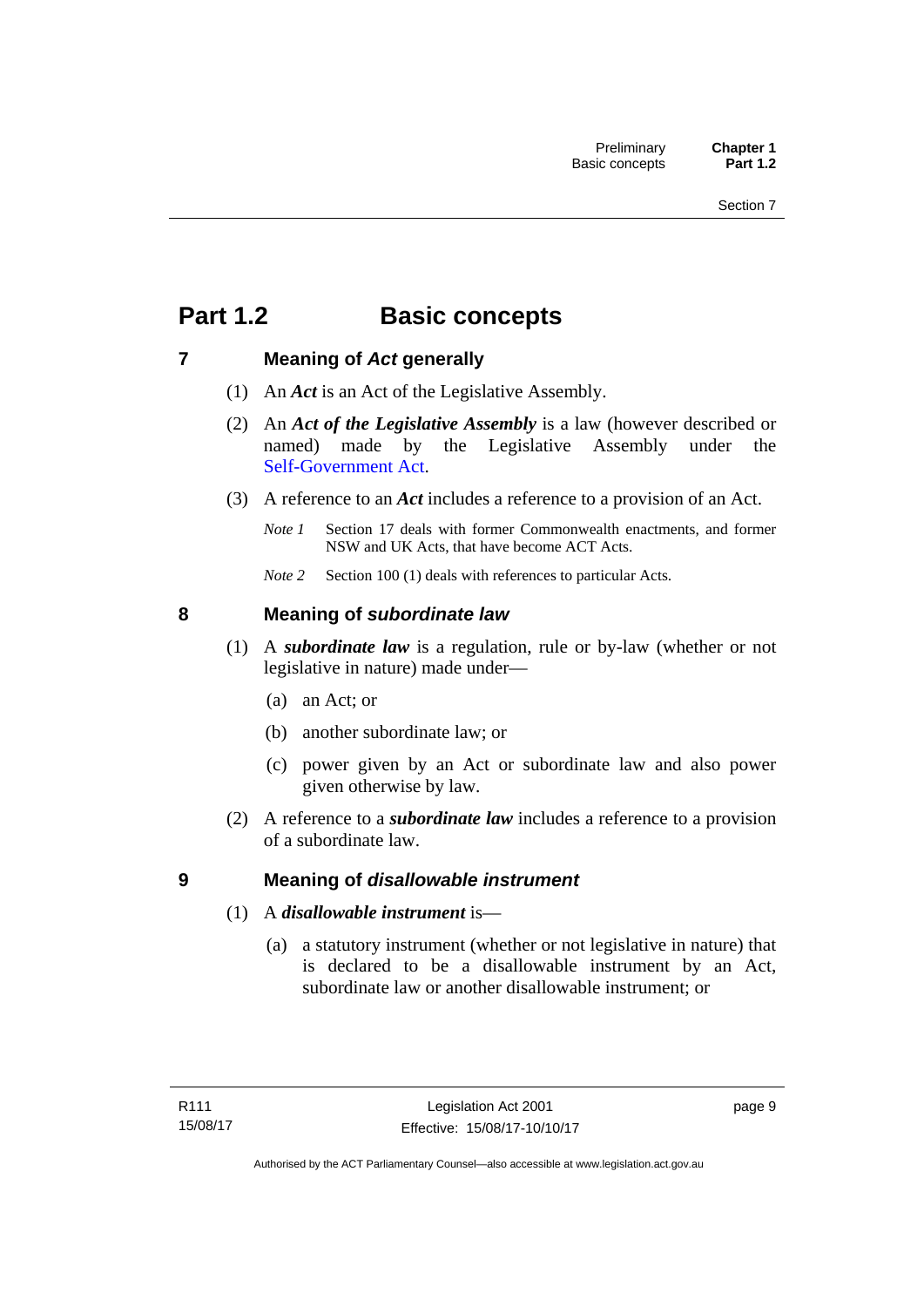# Part 1.2 Basic concepts

## 7 Meaning of *Act* generally

(1) An ***Act*** is an Act of the Legislative Assembly.

(2) An ***Act of the Legislative Assembly*** is a law (however described or named) made by the Legislative Assembly under the Self-Government Act.

(3) A reference to an ***Act*** includes a reference to a provision of an Act.

*Note 1* Section 17 deals with former Commonwealth enactments, and former NSW and UK Acts, that have become ACT Acts.

*Note 2* Section 100 (1) deals with references to particular Acts.

## 8 Meaning of *subordinate law*

(1) A ***subordinate law*** is a regulation, rule or by-law (whether or not legislative in nature) made under—

(a) an Act; or

(b) another subordinate law; or

(c) power given by an Act or subordinate law and also power given otherwise by law.

(2) A reference to a ***subordinate law*** includes a reference to a provision of a subordinate law.

## 9 Meaning of *disallowable instrument*

(1) A ***disallowable instrument*** is—

(a) a statutory instrument (whether or not legislative in nature) that is declared to be a disallowable instrument by an Act, subordinate law or another disallowable instrument; or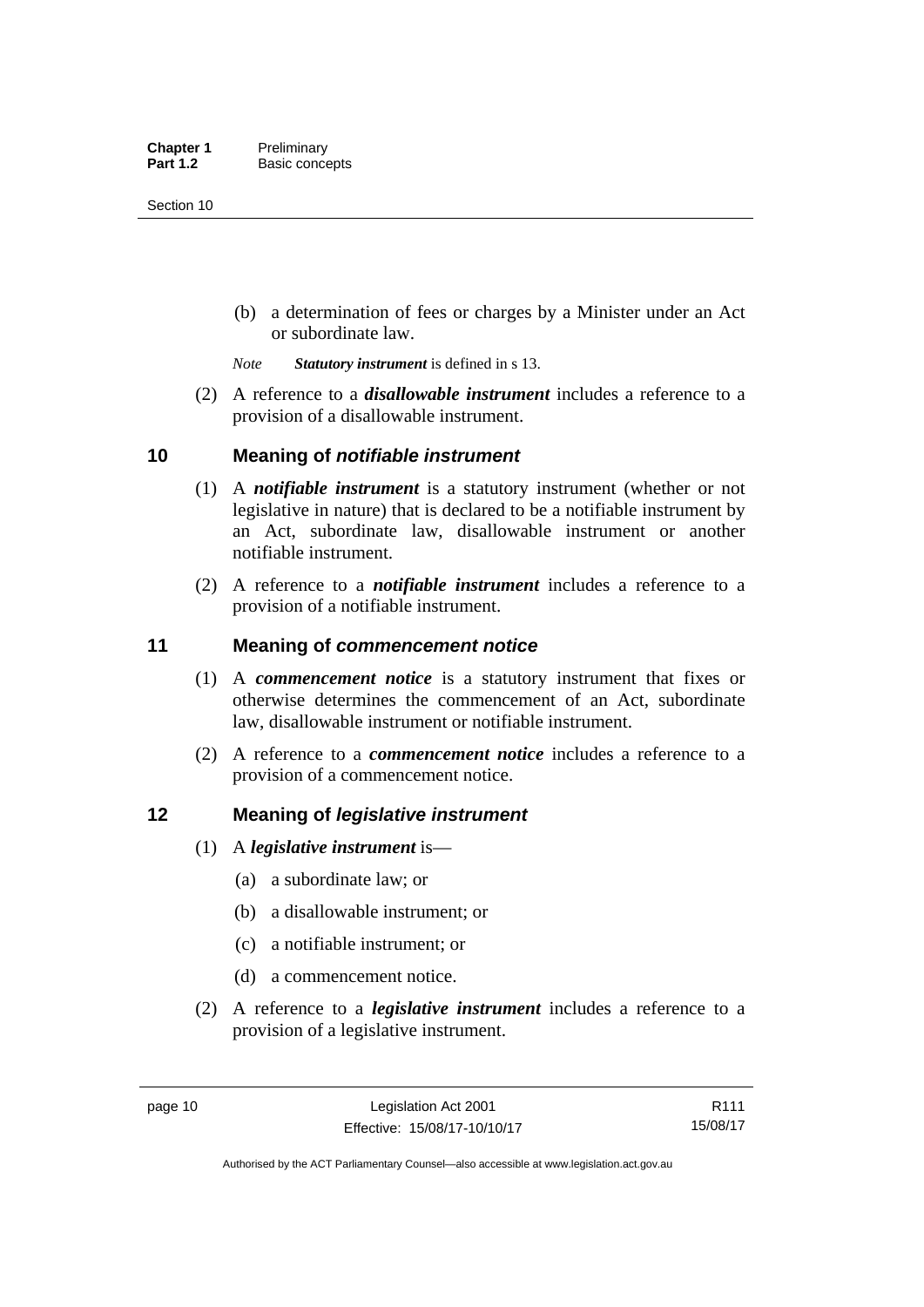(b) a determination of fees or charges by a Minister under an Act or subordinate law.

*Note* ***Statutory instrument*** is defined in s 13.

(2) A reference to a ***disallowable instrument*** includes a reference to a provision of a disallowable instrument.

## 10 Meaning of *notifiable instrument*

(1) A ***notifiable instrument*** is a statutory instrument (whether or not legislative in nature) that is declared to be a notifiable instrument by an Act, subordinate law, disallowable instrument or another notifiable instrument.

(2) A reference to a ***notifiable instrument*** includes a reference to a provision of a notifiable instrument.

## 11 Meaning of *commencement notice*

(1) A ***commencement notice*** is a statutory instrument that fixes or otherwise determines the commencement of an Act, subordinate law, disallowable instrument or notifiable instrument.

(2) A reference to a ***commencement notice*** includes a reference to a provision of a commencement notice.

## 12 Meaning of *legislative instrument*

(1) A ***legislative instrument*** is—

(a) a subordinate law; or

(b) a disallowable instrument; or

(c) a notifiable instrument; or

(d) a commencement notice.

(2) A reference to a ***legislative instrument*** includes a reference to a provision of a legislative instrument.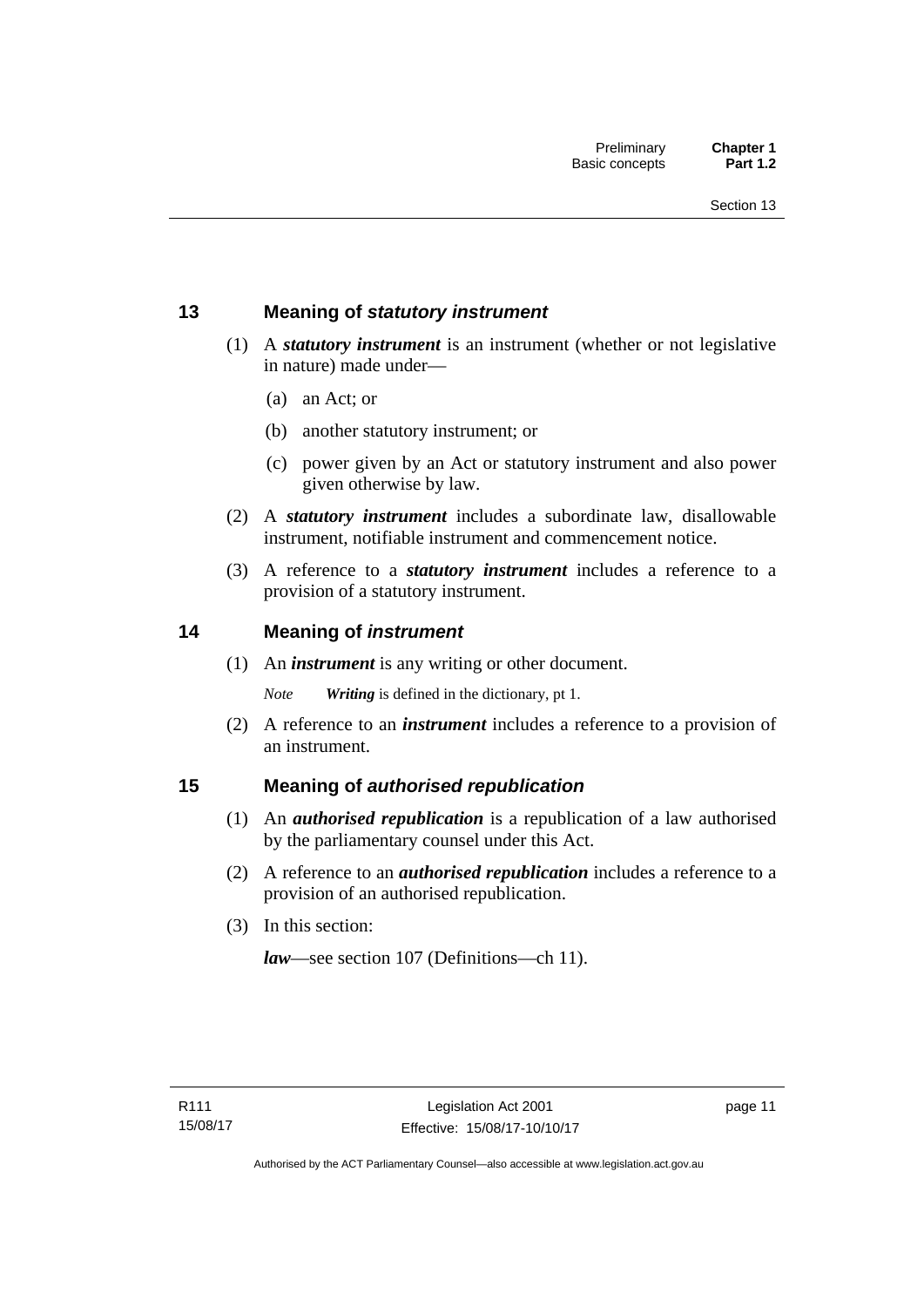## 13 Meaning of *statutory instrument*

(1) A ***statutory instrument*** is an instrument (whether or not legislative in nature) made under—

(a) an Act; or

(b) another statutory instrument; or

(c) power given by an Act or statutory instrument and also power given otherwise by law.

(2) A ***statutory instrument*** includes a subordinate law, disallowable instrument, notifiable instrument and commencement notice.

(3) A reference to a ***statutory instrument*** includes a reference to a provision of a statutory instrument.

## 14 Meaning of *instrument*

(1) An ***instrument*** is any writing or other document.

*Note* ***Writing*** is defined in the dictionary, pt 1.

(2) A reference to an ***instrument*** includes a reference to a provision of an instrument.

## 15 Meaning of *authorised republication*

(1) An ***authorised republication*** is a republication of a law authorised by the parliamentary counsel under this Act.

(2) A reference to an ***authorised republication*** includes a reference to a provision of an authorised republication.

(3) In this section:

***law***—see section 107 (Definitions—ch 11).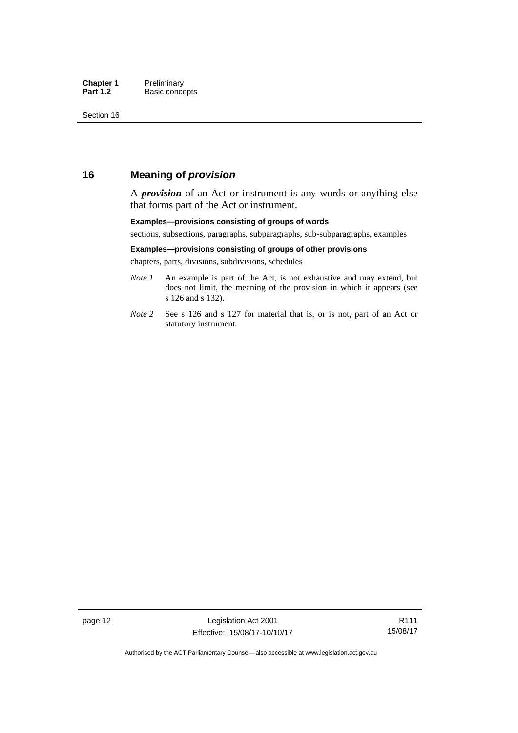## 16 Meaning of *provision*

A ***provision*** of an Act or instrument is any words or anything else that forms part of the Act or instrument.

**Examples—provisions consisting of groups of words**

sections, subsections, paragraphs, subparagraphs, sub-subparagraphs, examples

**Examples—provisions consisting of groups of other provisions**

chapters, parts, divisions, subdivisions, schedules

*Note 1* An example is part of the Act, is not exhaustive and may extend, but does not limit, the meaning of the provision in which it appears (see s 126 and s 132).

*Note 2* See s 126 and s 127 for material that is, or is not, part of an Act or statutory instrument.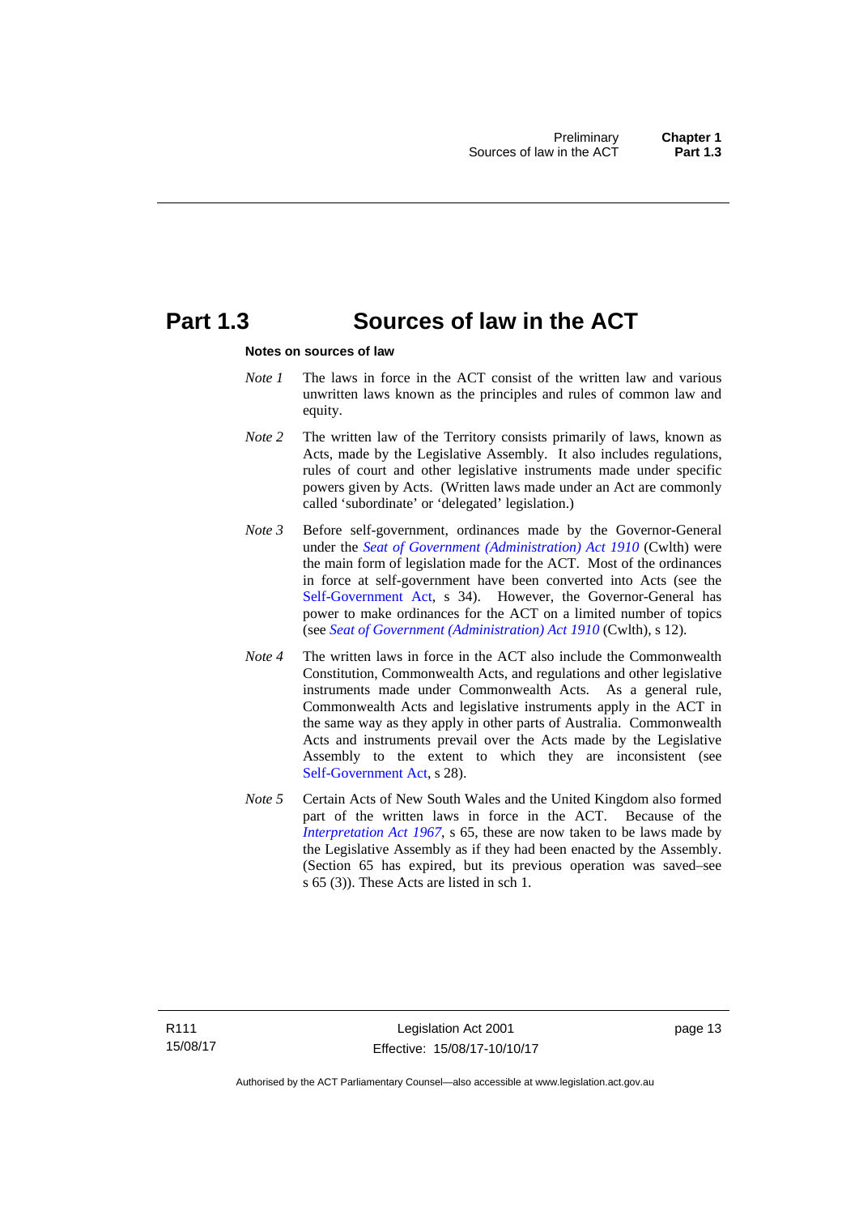# Part 1.3 Sources of law in the ACT

**Notes on sources of law**

*Note 1* The laws in force in the ACT consist of the written law and various unwritten laws known as the principles and rules of common law and equity.

*Note 2* The written law of the Territory consists primarily of laws, known as Acts, made by the Legislative Assembly. It also includes regulations, rules of court and other legislative instruments made under specific powers given by Acts. (Written laws made under an Act are commonly called 'subordinate' or 'delegated' legislation.)

*Note 3* Before self-government, ordinances made by the Governor-General under the *Seat of Government (Administration) Act 1910* (Cwlth) were the main form of legislation made for the ACT. Most of the ordinances in force at self-government have been converted into Acts (see the Self-Government Act, s 34). However, the Governor-General has power to make ordinances for the ACT on a limited number of topics (see *Seat of Government (Administration) Act 1910* (Cwlth), s 12).

*Note 4* The written laws in force in the ACT also include the Commonwealth Constitution, Commonwealth Acts, and regulations and other legislative instruments made under Commonwealth Acts. As a general rule, Commonwealth Acts and legislative instruments apply in the ACT in the same way as they apply in other parts of Australia. Commonwealth Acts and instruments prevail over the Acts made by the Legislative Assembly to the extent to which they are inconsistent (see Self-Government Act, s 28).

*Note 5* Certain Acts of New South Wales and the United Kingdom also formed part of the written laws in force in the ACT. Because of the *Interpretation Act 1967*, s 65, these are now taken to be laws made by the Legislative Assembly as if they had been enacted by the Assembly. (Section 65 has expired, but its previous operation was saved–see s 65 (3)). These Acts are listed in sch 1.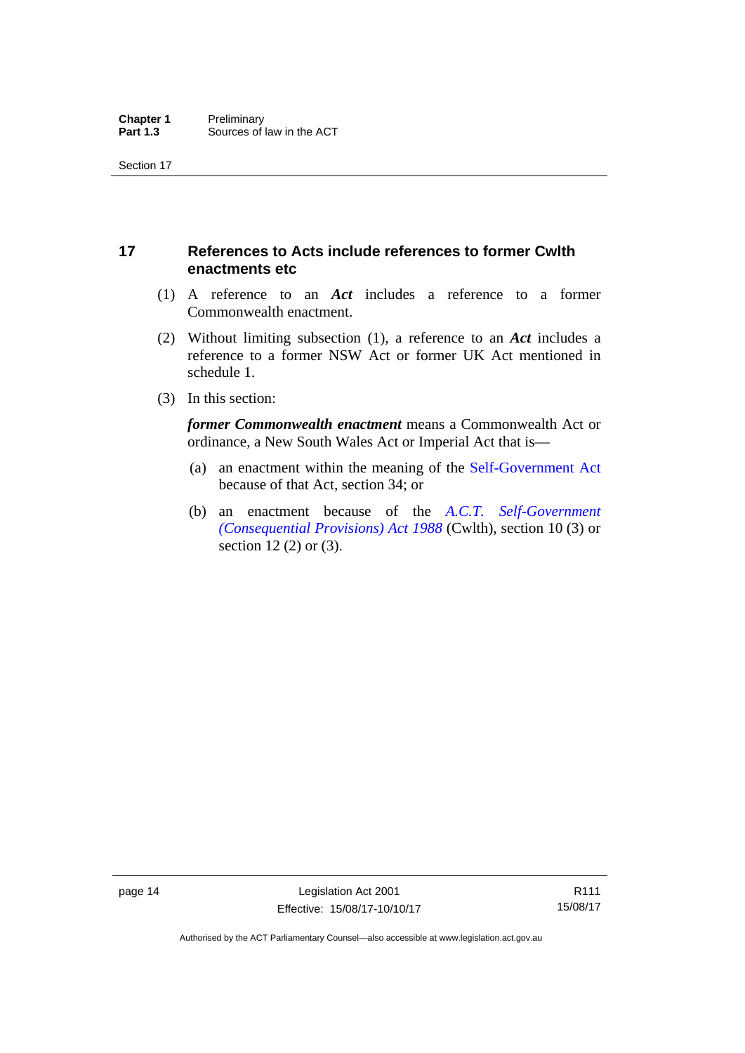## 17 References to Acts include references to former Cwlth enactments etc

(1) A reference to an ***Act*** includes a reference to a former Commonwealth enactment.

(2) Without limiting subsection (1), a reference to an ***Act*** includes a reference to a former NSW Act or former UK Act mentioned in schedule 1.

(3) In this section:

***former Commonwealth enactment*** means a Commonwealth Act or ordinance, a New South Wales Act or Imperial Act that is—

(a) an enactment within the meaning of the Self-Government Act because of that Act, section 34; or

(b) an enactment because of the *A.C.T. Self-Government (Consequential Provisions) Act 1988* (Cwlth), section 10 (3) or section 12 (2) or (3).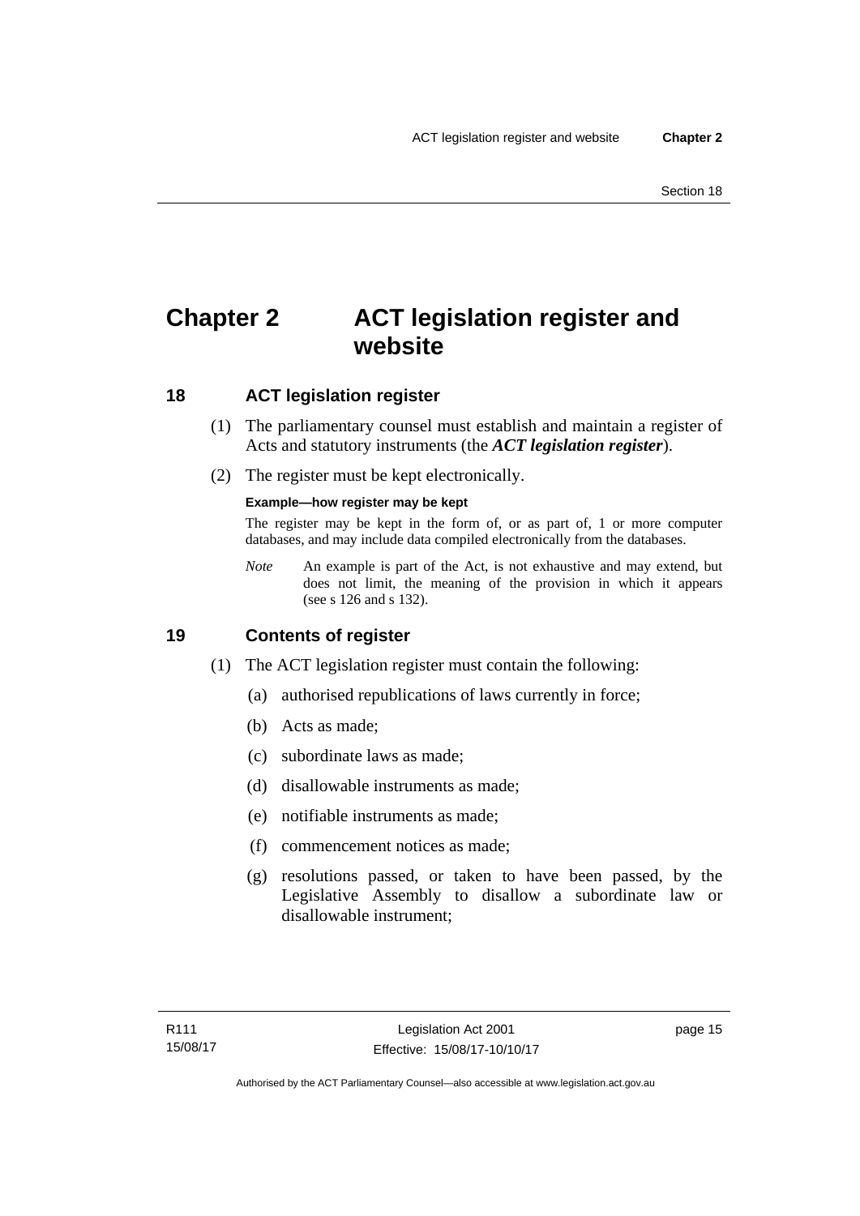# Chapter 2 ACT legislation register and website

## 18 ACT legislation register

(1) The parliamentary counsel must establish and maintain a register of Acts and statutory instruments (the ***ACT legislation register***).

(2) The register must be kept electronically.

**Example—how register may be kept**

The register may be kept in the form of, or as part of, 1 or more computer databases, and may include data compiled electronically from the databases.

*Note* An example is part of the Act, is not exhaustive and may extend, but does not limit, the meaning of the provision in which it appears (see s 126 and s 132).

## 19 Contents of register

(1) The ACT legislation register must contain the following:

(a) authorised republications of laws currently in force;

(b) Acts as made;

(c) subordinate laws as made;

(d) disallowable instruments as made;

(e) notifiable instruments as made;

(f) commencement notices as made;

(g) resolutions passed, or taken to have been passed, by the Legislative Assembly to disallow a subordinate law or disallowable instrument;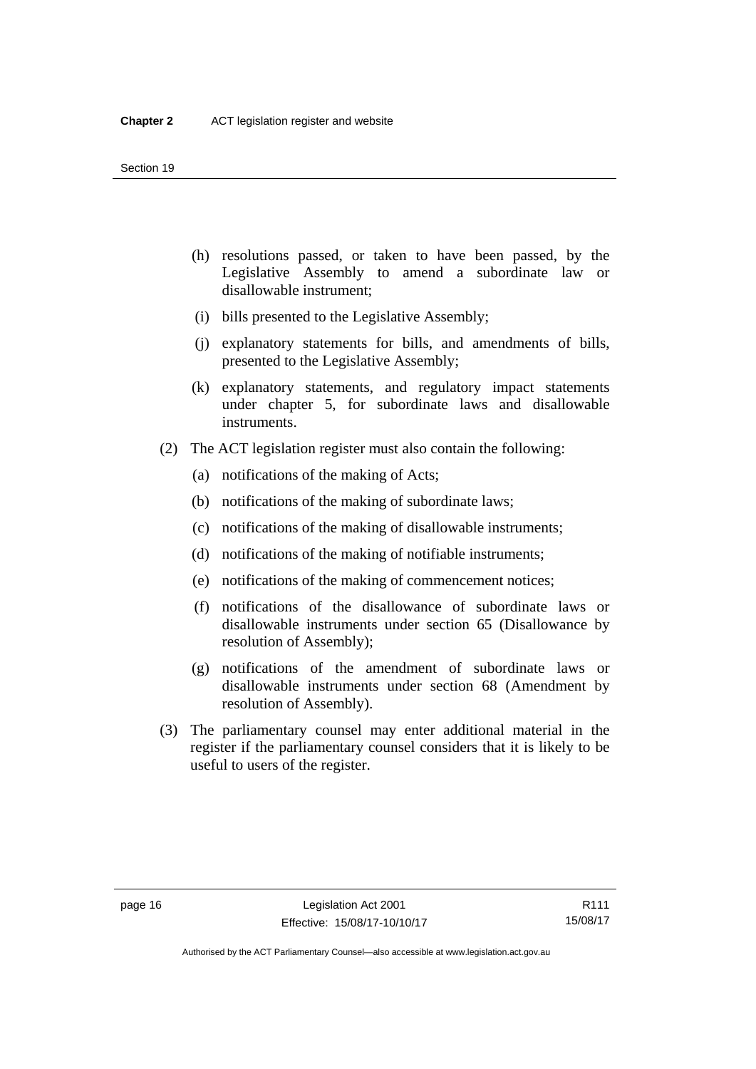(h) resolutions passed, or taken to have been passed, by the Legislative Assembly to amend a subordinate law or disallowable instrument;

(i) bills presented to the Legislative Assembly;

(j) explanatory statements for bills, and amendments of bills, presented to the Legislative Assembly;

(k) explanatory statements, and regulatory impact statements under chapter 5, for subordinate laws and disallowable instruments.

(2) The ACT legislation register must also contain the following:

(a) notifications of the making of Acts;

(b) notifications of the making of subordinate laws;

(c) notifications of the making of disallowable instruments;

(d) notifications of the making of notifiable instruments;

(e) notifications of the making of commencement notices;

(f) notifications of the disallowance of subordinate laws or disallowable instruments under section 65 (Disallowance by resolution of Assembly);

(g) notifications of the amendment of subordinate laws or disallowable instruments under section 68 (Amendment by resolution of Assembly).

(3) The parliamentary counsel may enter additional material in the register if the parliamentary counsel considers that it is likely to be useful to users of the register.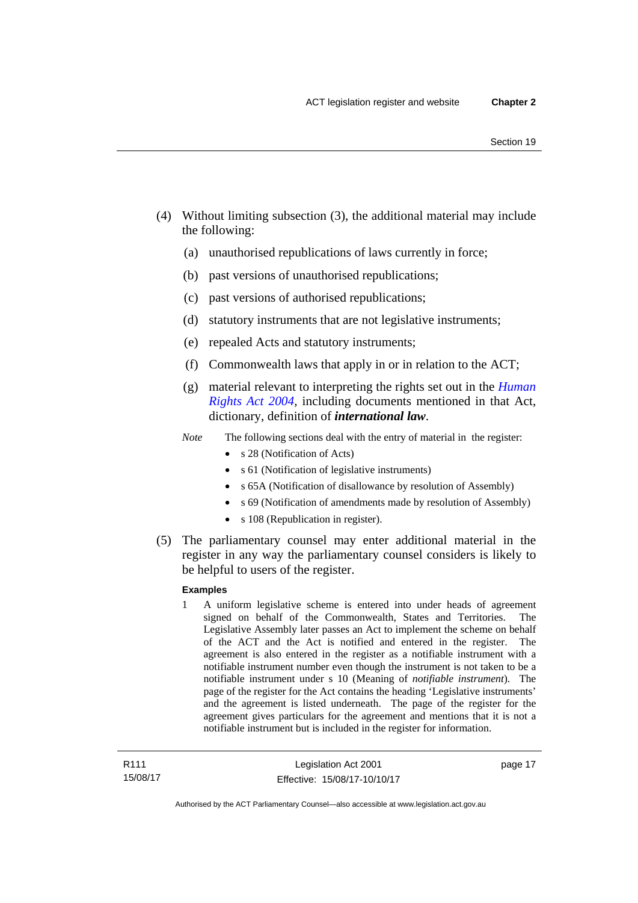(4) Without limiting subsection (3), the additional material may include the following:

(a) unauthorised republications of laws currently in force;

(b) past versions of unauthorised republications;

(c) past versions of authorised republications;

(d) statutory instruments that are not legislative instruments;

(e) repealed Acts and statutory instruments;

(f) Commonwealth laws that apply in or in relation to the ACT;

(g) material relevant to interpreting the rights set out in the *Human Rights Act 2004*, including documents mentioned in that Act, dictionary, definition of ***international law***.

*Note* The following sections deal with the entry of material in the register:

- s 28 (Notification of Acts)
- s 61 (Notification of legislative instruments)
- s 65A (Notification of disallowance by resolution of Assembly)
- s 69 (Notification of amendments made by resolution of Assembly)
- s 108 (Republication in register).

(5) The parliamentary counsel may enter additional material in the register in any way the parliamentary counsel considers is likely to be helpful to users of the register.

**Examples**

1 A uniform legislative scheme is entered into under heads of agreement signed on behalf of the Commonwealth, States and Territories. The Legislative Assembly later passes an Act to implement the scheme on behalf of the ACT and the Act is notified and entered in the register. The agreement is also entered in the register as a notifiable instrument with a notifiable instrument number even though the instrument is not taken to be a notifiable instrument under s 10 (Meaning of *notifiable instrument*). The page of the register for the Act contains the heading 'Legislative instruments' and the agreement is listed underneath. The page of the register for the agreement gives particulars for the agreement and mentions that it is not a notifiable instrument but is included in the register for information.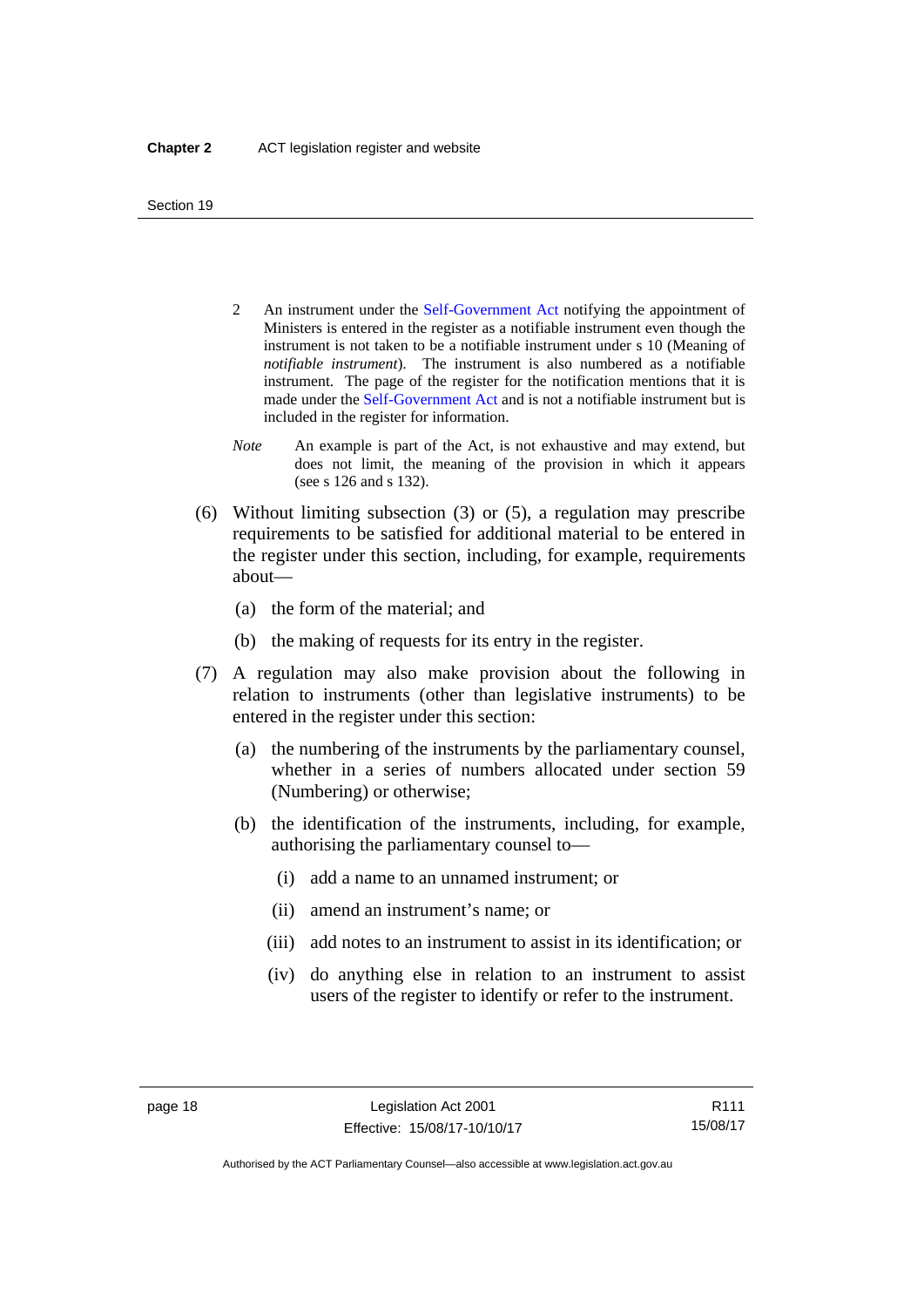2 An instrument under the Self-Government Act notifying the appointment of Ministers is entered in the register as a notifiable instrument even though the instrument is not taken to be a notifiable instrument under s 10 (Meaning of *notifiable instrument*). The instrument is also numbered as a notifiable instrument. The page of the register for the notification mentions that it is made under the Self-Government Act and is not a notifiable instrument but is included in the register for information.

*Note* An example is part of the Act, is not exhaustive and may extend, but does not limit, the meaning of the provision in which it appears (see s 126 and s 132).

(6) Without limiting subsection (3) or (5), a regulation may prescribe requirements to be satisfied for additional material to be entered in the register under this section, including, for example, requirements about—

(a) the form of the material; and

(b) the making of requests for its entry in the register.

(7) A regulation may also make provision about the following in relation to instruments (other than legislative instruments) to be entered in the register under this section:

(a) the numbering of the instruments by the parliamentary counsel, whether in a series of numbers allocated under section 59 (Numbering) or otherwise;

(b) the identification of the instruments, including, for example, authorising the parliamentary counsel to—

(i) add a name to an unnamed instrument; or

(ii) amend an instrument's name; or

(iii) add notes to an instrument to assist in its identification; or

(iv) do anything else in relation to an instrument to assist users of the register to identify or refer to the instrument.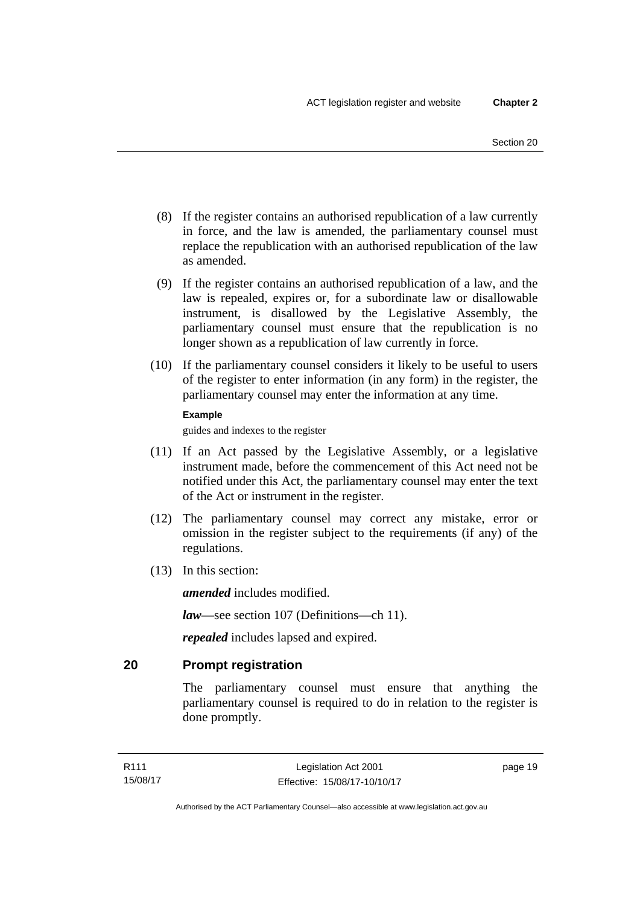(8) If the register contains an authorised republication of a law currently in force, and the law is amended, the parliamentary counsel must replace the republication with an authorised republication of the law as amended.

(9) If the register contains an authorised republication of a law, and the law is repealed, expires or, for a subordinate law or disallowable instrument, is disallowed by the Legislative Assembly, the parliamentary counsel must ensure that the republication is no longer shown as a republication of law currently in force.

(10) If the parliamentary counsel considers it likely to be useful to users of the register to enter information (in any form) in the register, the parliamentary counsel may enter the information at any time.

**Example**

guides and indexes to the register

(11) If an Act passed by the Legislative Assembly, or a legislative instrument made, before the commencement of this Act need not be notified under this Act, the parliamentary counsel may enter the text of the Act or instrument in the register.

(12) The parliamentary counsel may correct any mistake, error or omission in the register subject to the requirements (if any) of the regulations.

(13) In this section:

***amended*** includes modified.

***law***—see section 107 (Definitions—ch 11).

***repealed*** includes lapsed and expired.

## 20 Prompt registration

The parliamentary counsel must ensure that anything the parliamentary counsel is required to do in relation to the register is done promptly.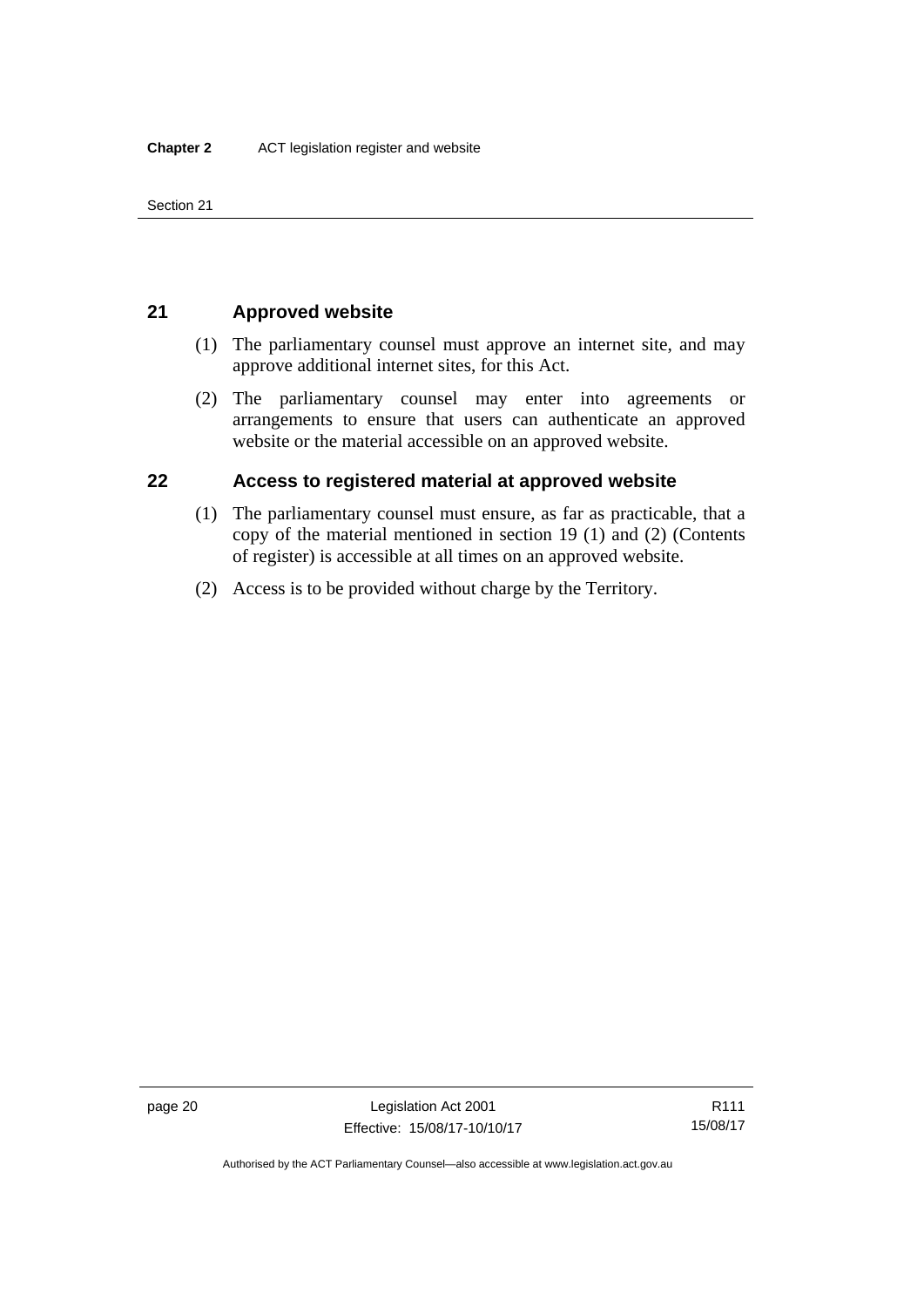## 21 Approved website

(1) The parliamentary counsel must approve an internet site, and may approve additional internet sites, for this Act.

(2) The parliamentary counsel may enter into agreements or arrangements to ensure that users can authenticate an approved website or the material accessible on an approved website.

## 22 Access to registered material at approved website

(1) The parliamentary counsel must ensure, as far as practicable, that a copy of the material mentioned in section 19 (1) and (2) (Contents of register) is accessible at all times on an approved website.

(2) Access is to be provided without charge by the Territory.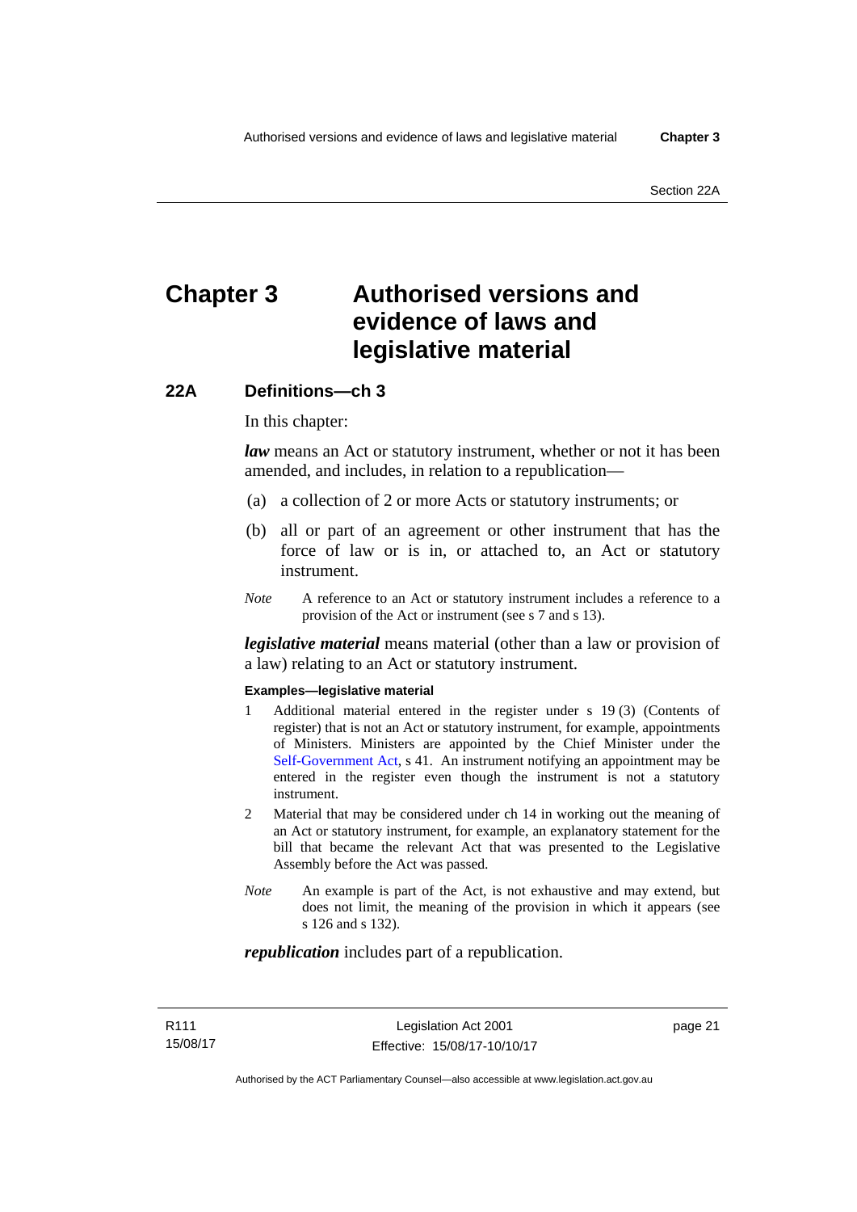# Chapter 3 Authorised versions and evidence of laws and legislative material

## 22A Definitions—ch 3

In this chapter:

***law*** means an Act or statutory instrument, whether or not it has been amended, and includes, in relation to a republication—

(a) a collection of 2 or more Acts or statutory instruments; or

(b) all or part of an agreement or other instrument that has the force of law or is in, or attached to, an Act or statutory instrument.

*Note* A reference to an Act or statutory instrument includes a reference to a provision of the Act or instrument (see s 7 and s 13).

***legislative material*** means material (other than a law or provision of a law) relating to an Act or statutory instrument.

**Examples—legislative material**

1 Additional material entered in the register under s 19 (3) (Contents of register) that is not an Act or statutory instrument, for example, appointments of Ministers. Ministers are appointed by the Chief Minister under the Self-Government Act, s 41. An instrument notifying an appointment may be entered in the register even though the instrument is not a statutory instrument.

2 Material that may be considered under ch 14 in working out the meaning of an Act or statutory instrument, for example, an explanatory statement for the bill that became the relevant Act that was presented to the Legislative Assembly before the Act was passed.

*Note* An example is part of the Act, is not exhaustive and may extend, but does not limit, the meaning of the provision in which it appears (see s 126 and s 132).

***republication*** includes part of a republication.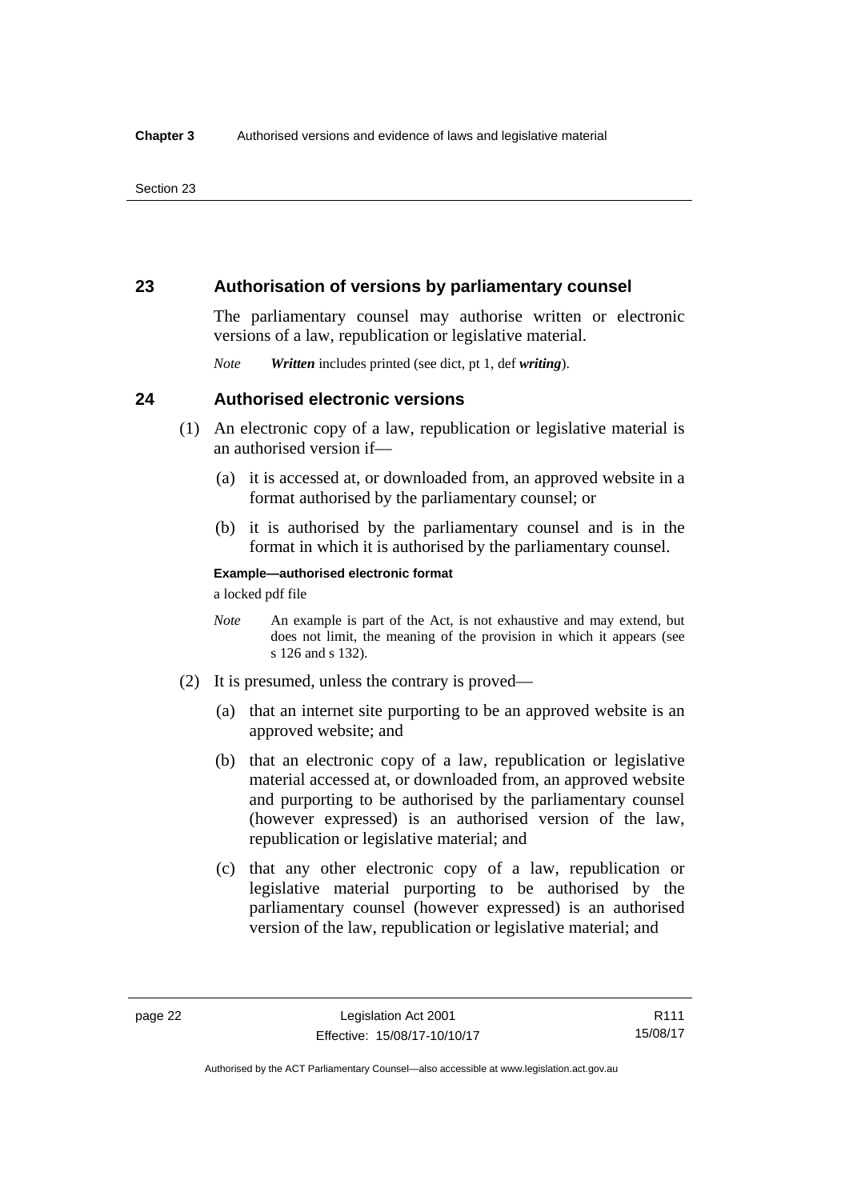## 23 Authorisation of versions by parliamentary counsel

The parliamentary counsel may authorise written or electronic versions of a law, republication or legislative material.

*Note* ***Written*** includes printed (see dict, pt 1, def ***writing***).

## 24 Authorised electronic versions

(1) An electronic copy of a law, republication or legislative material is an authorised version if—

(a) it is accessed at, or downloaded from, an approved website in a format authorised by the parliamentary counsel; or

(b) it is authorised by the parliamentary counsel and is in the format in which it is authorised by the parliamentary counsel.

**Example—authorised electronic format**

a locked pdf file

*Note* An example is part of the Act, is not exhaustive and may extend, but does not limit, the meaning of the provision in which it appears (see s 126 and s 132).

(2) It is presumed, unless the contrary is proved—

(a) that an internet site purporting to be an approved website is an approved website; and

(b) that an electronic copy of a law, republication or legislative material accessed at, or downloaded from, an approved website and purporting to be authorised by the parliamentary counsel (however expressed) is an authorised version of the law, republication or legislative material; and

(c) that any other electronic copy of a law, republication or legislative material purporting to be authorised by the parliamentary counsel (however expressed) is an authorised version of the law, republication or legislative material; and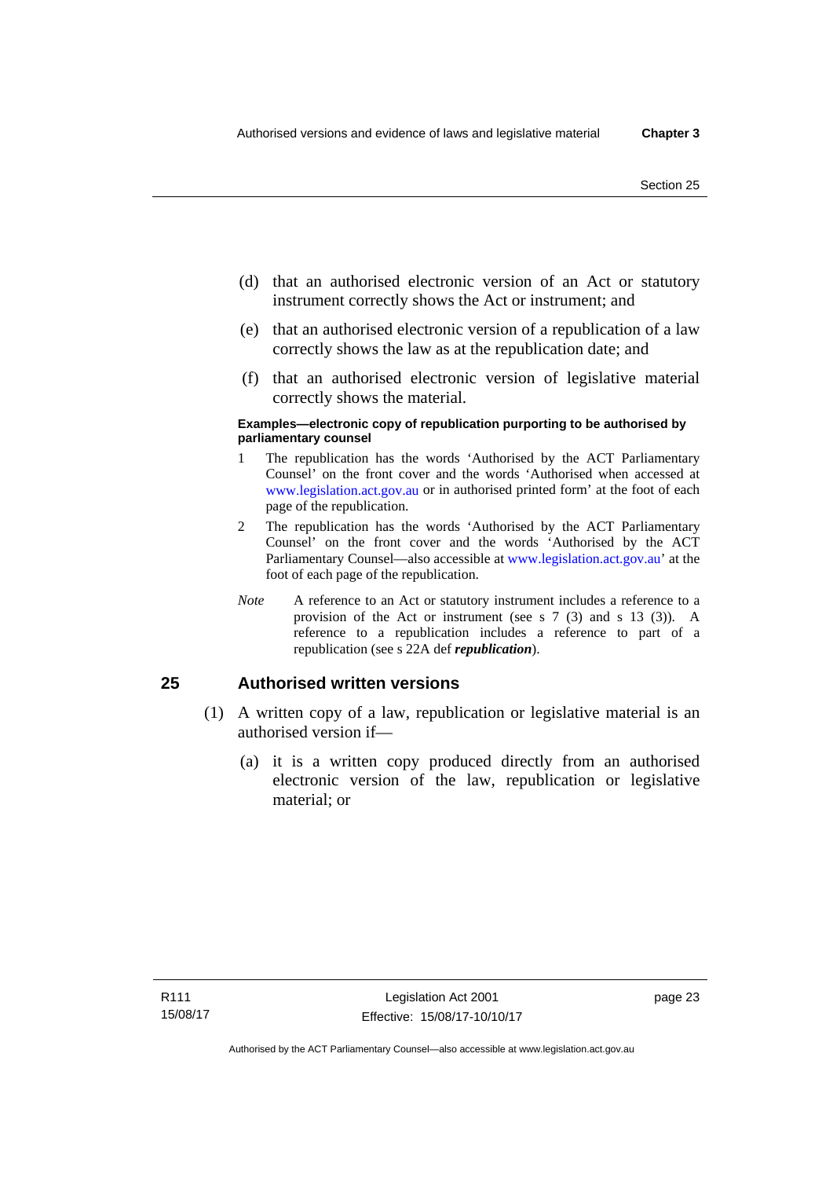(d) that an authorised electronic version of an Act or statutory instrument correctly shows the Act or instrument; and

(e) that an authorised electronic version of a republication of a law correctly shows the law as at the republication date; and

(f) that an authorised electronic version of legislative material correctly shows the material.

**Examples—electronic copy of republication purporting to be authorised by parliamentary counsel**

1 The republication has the words 'Authorised by the ACT Parliamentary Counsel' on the front cover and the words 'Authorised when accessed at www.legislation.act.gov.au or in authorised printed form' at the foot of each page of the republication.

2 The republication has the words 'Authorised by the ACT Parliamentary Counsel' on the front cover and the words 'Authorised by the ACT Parliamentary Counsel—also accessible at www.legislation.act.gov.au' at the foot of each page of the republication.

*Note* A reference to an Act or statutory instrument includes a reference to a provision of the Act or instrument (see s 7 (3) and s 13 (3)). A reference to a republication includes a reference to part of a republication (see s 22A def ***republication***).

## 25 Authorised written versions

(1) A written copy of a law, republication or legislative material is an authorised version if—

(a) it is a written copy produced directly from an authorised electronic version of the law, republication or legislative material; or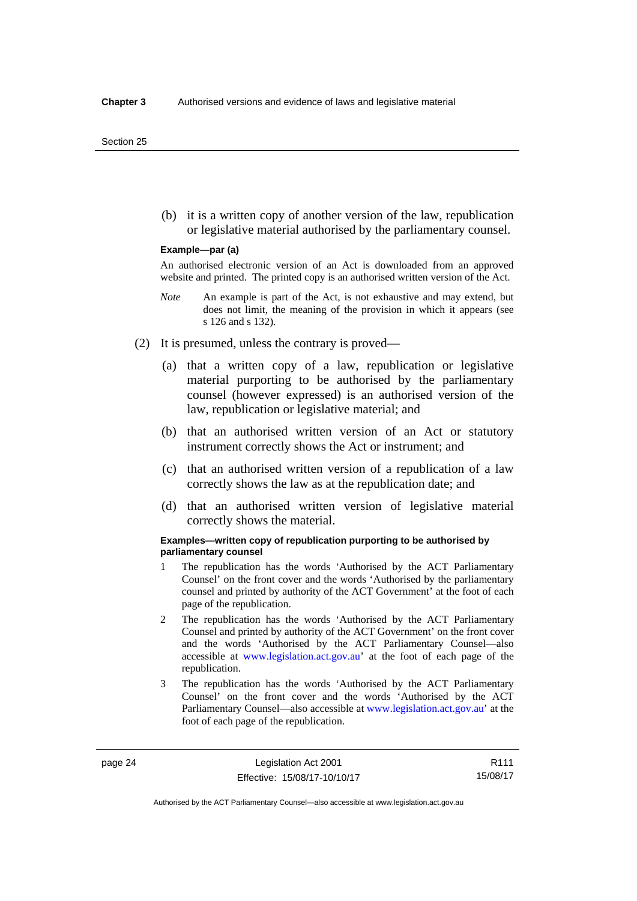(b) it is a written copy of another version of the law, republication or legislative material authorised by the parliamentary counsel.

**Example—par (a)**

An authorised electronic version of an Act is downloaded from an approved website and printed. The printed copy is an authorised written version of the Act.

*Note* An example is part of the Act, is not exhaustive and may extend, but does not limit, the meaning of the provision in which it appears (see s 126 and s 132).

(2) It is presumed, unless the contrary is proved—

(a) that a written copy of a law, republication or legislative material purporting to be authorised by the parliamentary counsel (however expressed) is an authorised version of the law, republication or legislative material; and

(b) that an authorised written version of an Act or statutory instrument correctly shows the Act or instrument; and

(c) that an authorised written version of a republication of a law correctly shows the law as at the republication date; and

(d) that an authorised written version of legislative material correctly shows the material.

**Examples—written copy of republication purporting to be authorised by parliamentary counsel**

1 The republication has the words 'Authorised by the ACT Parliamentary Counsel' on the front cover and the words 'Authorised by the parliamentary counsel and printed by authority of the ACT Government' at the foot of each page of the republication.

2 The republication has the words 'Authorised by the ACT Parliamentary Counsel and printed by authority of the ACT Government' on the front cover and the words 'Authorised by the ACT Parliamentary Counsel—also accessible at www.legislation.act.gov.au' at the foot of each page of the republication.

3 The republication has the words 'Authorised by the ACT Parliamentary Counsel' on the front cover and the words 'Authorised by the ACT Parliamentary Counsel—also accessible at www.legislation.act.gov.au' at the foot of each page of the republication.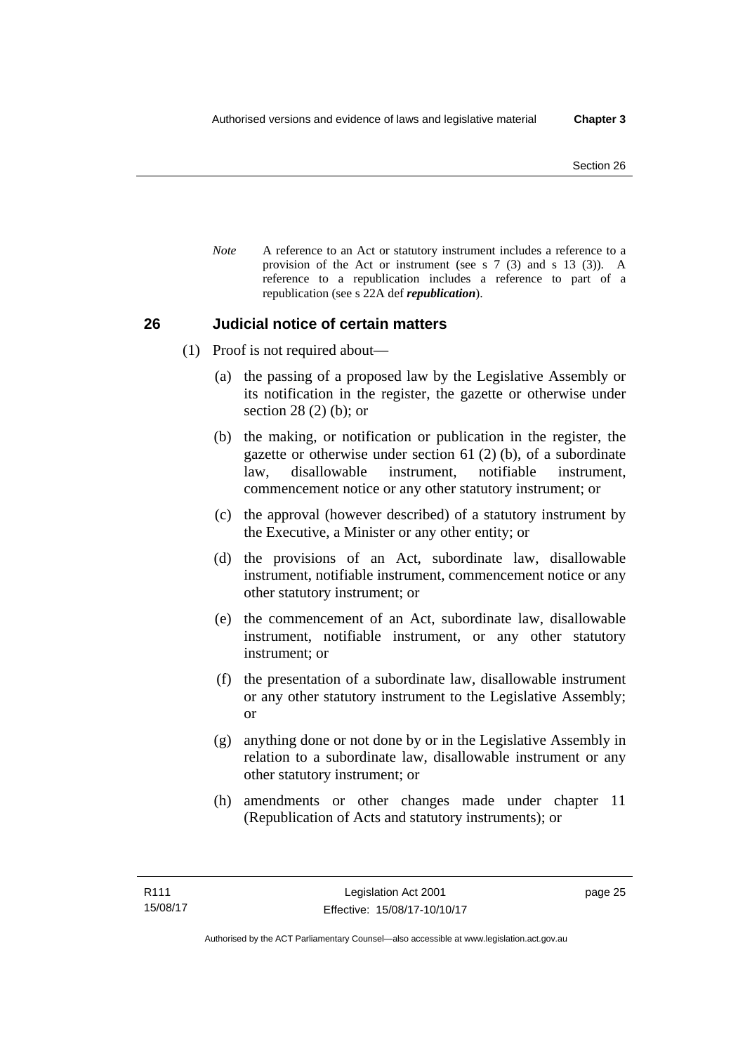*Note* A reference to an Act or statutory instrument includes a reference to a provision of the Act or instrument (see s 7 (3) and s 13 (3)). A reference to a republication includes a reference to part of a republication (see s 22A def ***republication***).

## 26 Judicial notice of certain matters

(1) Proof is not required about—

(a) the passing of a proposed law by the Legislative Assembly or its notification in the register, the gazette or otherwise under section 28 (2) (b); or

(b) the making, or notification or publication in the register, the gazette or otherwise under section 61 (2) (b), of a subordinate law, disallowable instrument, notifiable instrument, commencement notice or any other statutory instrument; or

(c) the approval (however described) of a statutory instrument by the Executive, a Minister or any other entity; or

(d) the provisions of an Act, subordinate law, disallowable instrument, notifiable instrument, commencement notice or any other statutory instrument; or

(e) the commencement of an Act, subordinate law, disallowable instrument, notifiable instrument, or any other statutory instrument; or

(f) the presentation of a subordinate law, disallowable instrument or any other statutory instrument to the Legislative Assembly; or

(g) anything done or not done by or in the Legislative Assembly in relation to a subordinate law, disallowable instrument or any other statutory instrument; or

(h) amendments or other changes made under chapter 11 (Republication of Acts and statutory instruments); or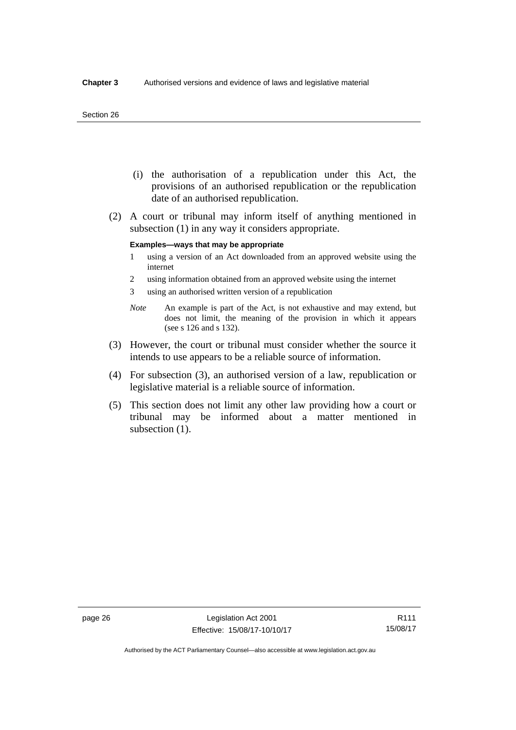(i) the authorisation of a republication under this Act, the provisions of an authorised republication or the republication date of an authorised republication.

(2) A court or tribunal may inform itself of anything mentioned in subsection (1) in any way it considers appropriate.

**Examples—ways that may be appropriate**

1 using a version of an Act downloaded from an approved website using the internet

2 using information obtained from an approved website using the internet

3 using an authorised written version of a republication

*Note* An example is part of the Act, is not exhaustive and may extend, but does not limit, the meaning of the provision in which it appears (see s 126 and s 132).

(3) However, the court or tribunal must consider whether the source it intends to use appears to be a reliable source of information.

(4) For subsection (3), an authorised version of a law, republication or legislative material is a reliable source of information.

(5) This section does not limit any other law providing how a court or tribunal may be informed about a matter mentioned in subsection (1).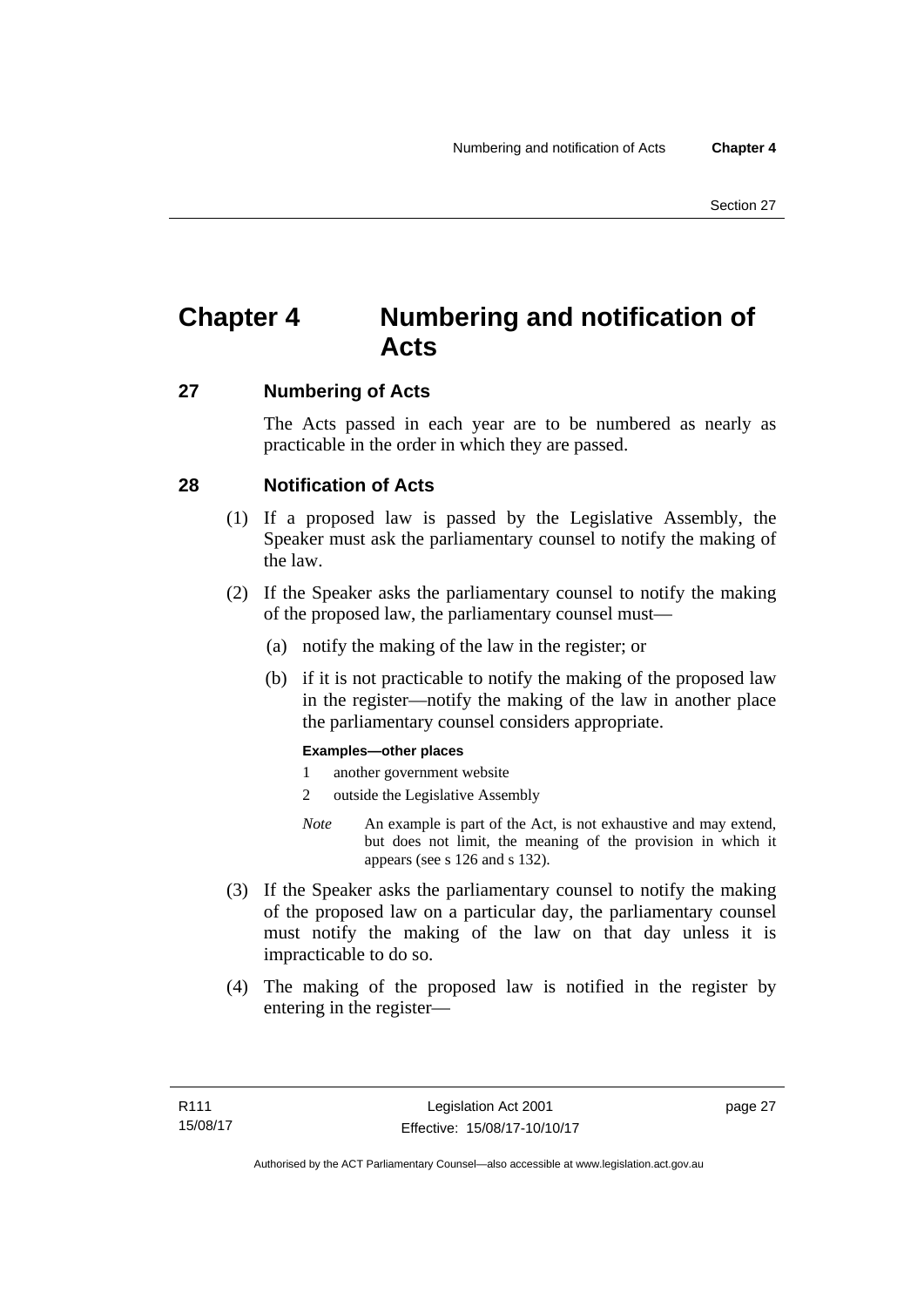# Chapter 4 Numbering and notification of Acts

## 27 Numbering of Acts

The Acts passed in each year are to be numbered as nearly as practicable in the order in which they are passed.

## 28 Notification of Acts

(1) If a proposed law is passed by the Legislative Assembly, the Speaker must ask the parliamentary counsel to notify the making of the law.

(2) If the Speaker asks the parliamentary counsel to notify the making of the proposed law, the parliamentary counsel must—

(a) notify the making of the law in the register; or

(b) if it is not practicable to notify the making of the proposed law in the register—notify the making of the law in another place the parliamentary counsel considers appropriate.

**Examples—other places**

1 another government website

2 outside the Legislative Assembly

*Note* An example is part of the Act, is not exhaustive and may extend, but does not limit, the meaning of the provision in which it appears (see s 126 and s 132).

(3) If the Speaker asks the parliamentary counsel to notify the making of the proposed law on a particular day, the parliamentary counsel must notify the making of the law on that day unless it is impracticable to do so.

(4) The making of the proposed law is notified in the register by entering in the register—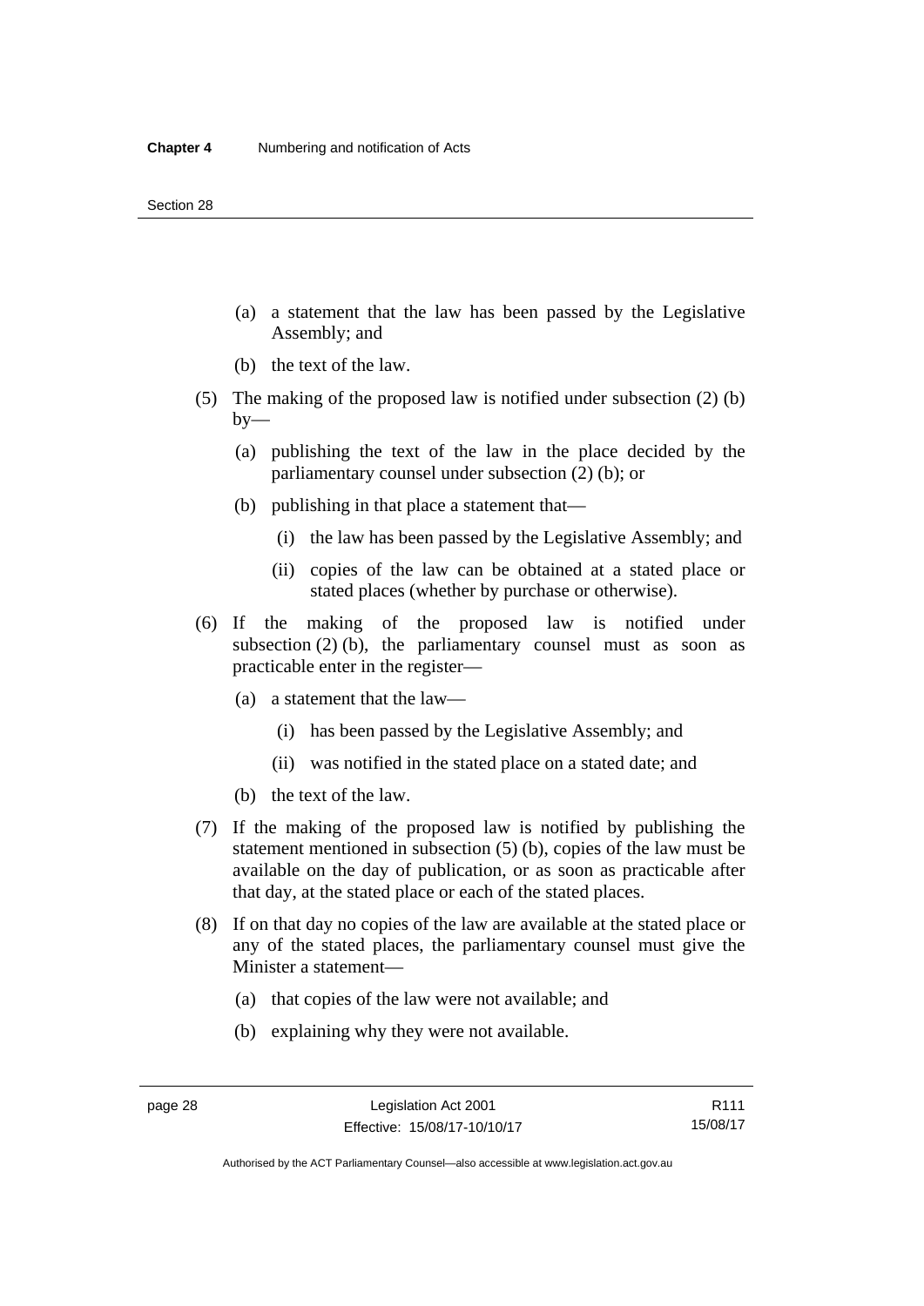(a) a statement that the law has been passed by the Legislative Assembly; and

(b) the text of the law.

(5) The making of the proposed law is notified under subsection (2) (b) by—

(a) publishing the text of the law in the place decided by the parliamentary counsel under subsection (2) (b); or

(b) publishing in that place a statement that—

(i) the law has been passed by the Legislative Assembly; and

(ii) copies of the law can be obtained at a stated place or stated places (whether by purchase or otherwise).

(6) If the making of the proposed law is notified under subsection (2) (b), the parliamentary counsel must as soon as practicable enter in the register—

(a) a statement that the law—

(i) has been passed by the Legislative Assembly; and

(ii) was notified in the stated place on a stated date; and

(b) the text of the law.

(7) If the making of the proposed law is notified by publishing the statement mentioned in subsection (5) (b), copies of the law must be available on the day of publication, or as soon as practicable after that day, at the stated place or each of the stated places.

(8) If on that day no copies of the law are available at the stated place or any of the stated places, the parliamentary counsel must give the Minister a statement—

(a) that copies of the law were not available; and

(b) explaining why they were not available.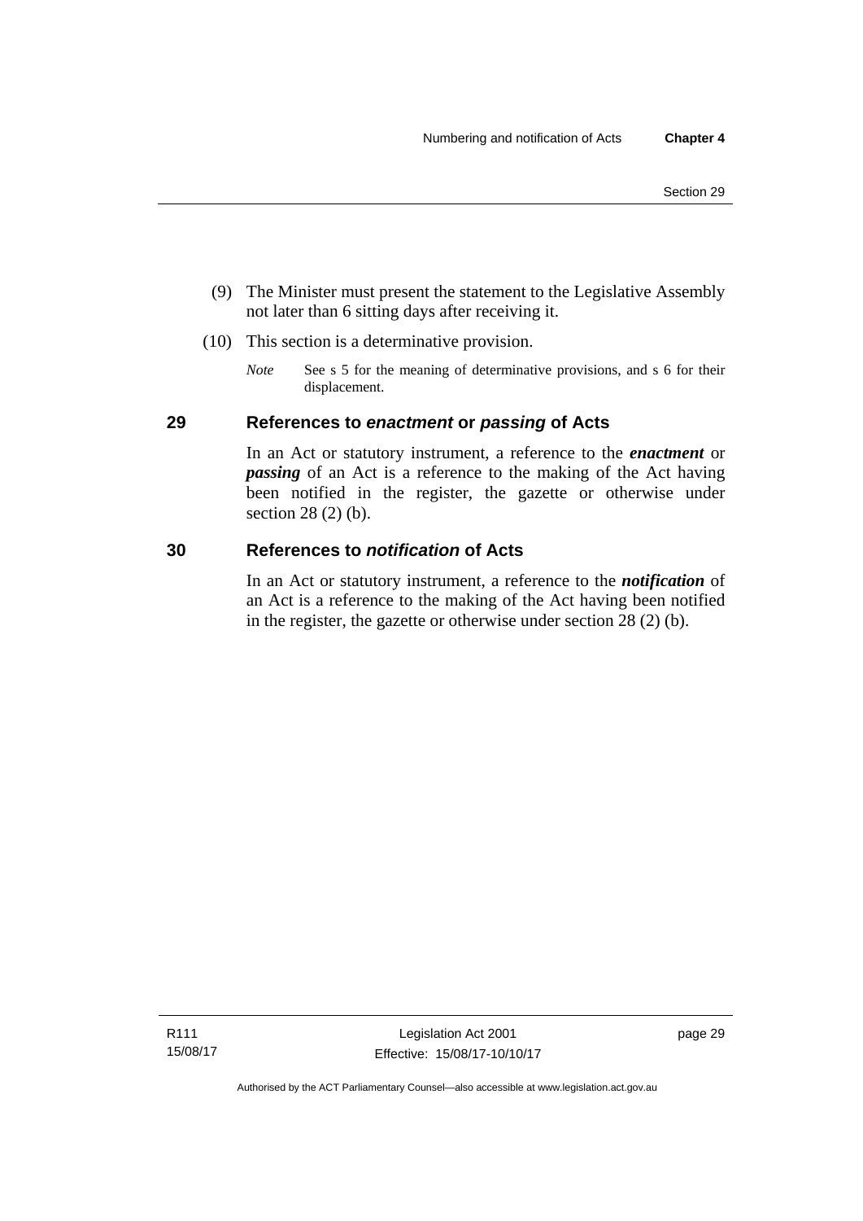(9) The Minister must present the statement to the Legislative Assembly not later than 6 sitting days after receiving it.

(10) This section is a determinative provision.

*Note* See s 5 for the meaning of determinative provisions, and s 6 for their displacement.

## 29 References to *enactment* or *passing* of Acts

In an Act or statutory instrument, a reference to the ***enactment*** or ***passing*** of an Act is a reference to the making of the Act having been notified in the register, the gazette or otherwise under section 28 (2) (b).

## 30 References to *notification* of Acts

In an Act or statutory instrument, a reference to the ***notification*** of an Act is a reference to the making of the Act having been notified in the register, the gazette or otherwise under section 28 (2) (b).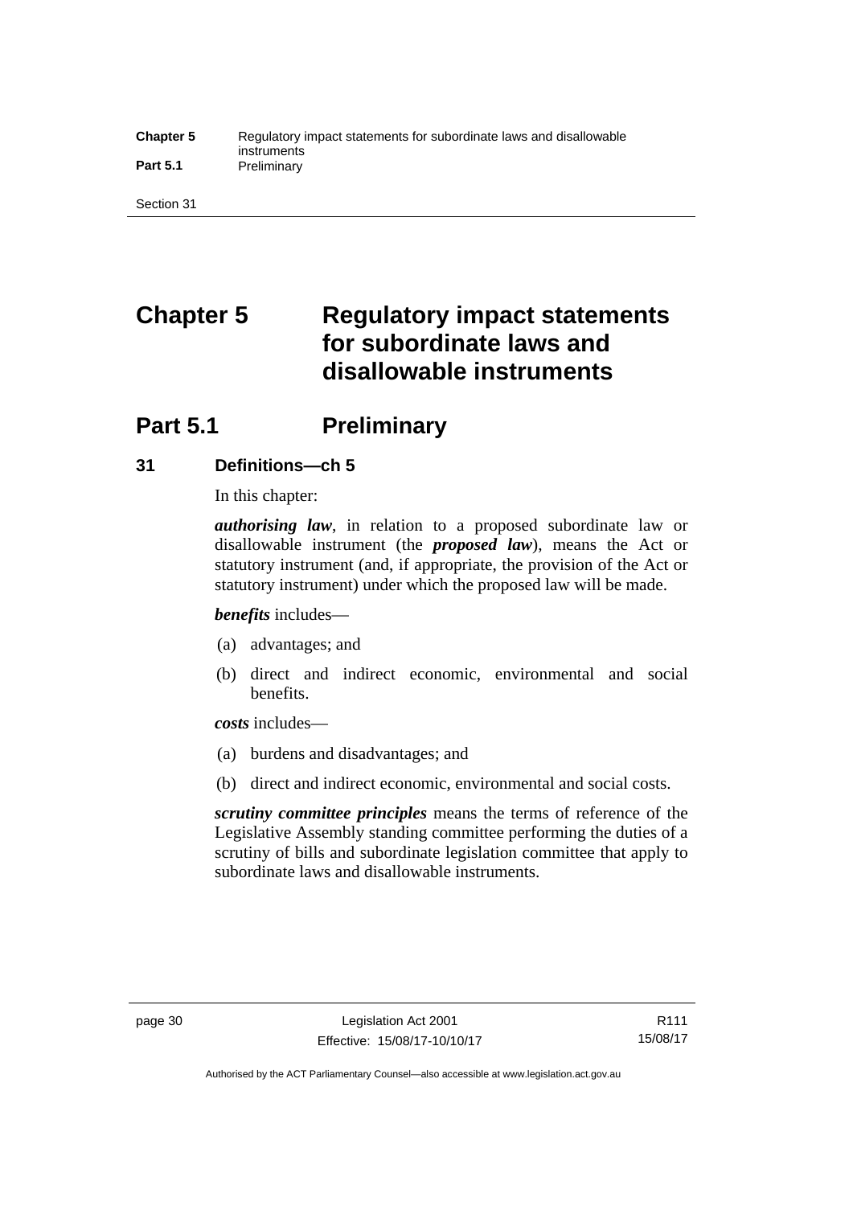# Chapter 5 Regulatory impact statements for subordinate laws and disallowable instruments

## Part 5.1 Preliminary

### 31 Definitions—ch 5

In this chapter:

***authorising law***, in relation to a proposed subordinate law or disallowable instrument (the ***proposed law***), means the Act or statutory instrument (and, if appropriate, the provision of the Act or statutory instrument) under which the proposed law will be made.

***benefits*** includes—

(a) advantages; and

(b) direct and indirect economic, environmental and social benefits.

***costs*** includes—

(a) burdens and disadvantages; and

(b) direct and indirect economic, environmental and social costs.

***scrutiny committee principles*** means the terms of reference of the Legislative Assembly standing committee performing the duties of a scrutiny of bills and subordinate legislation committee that apply to subordinate laws and disallowable instruments.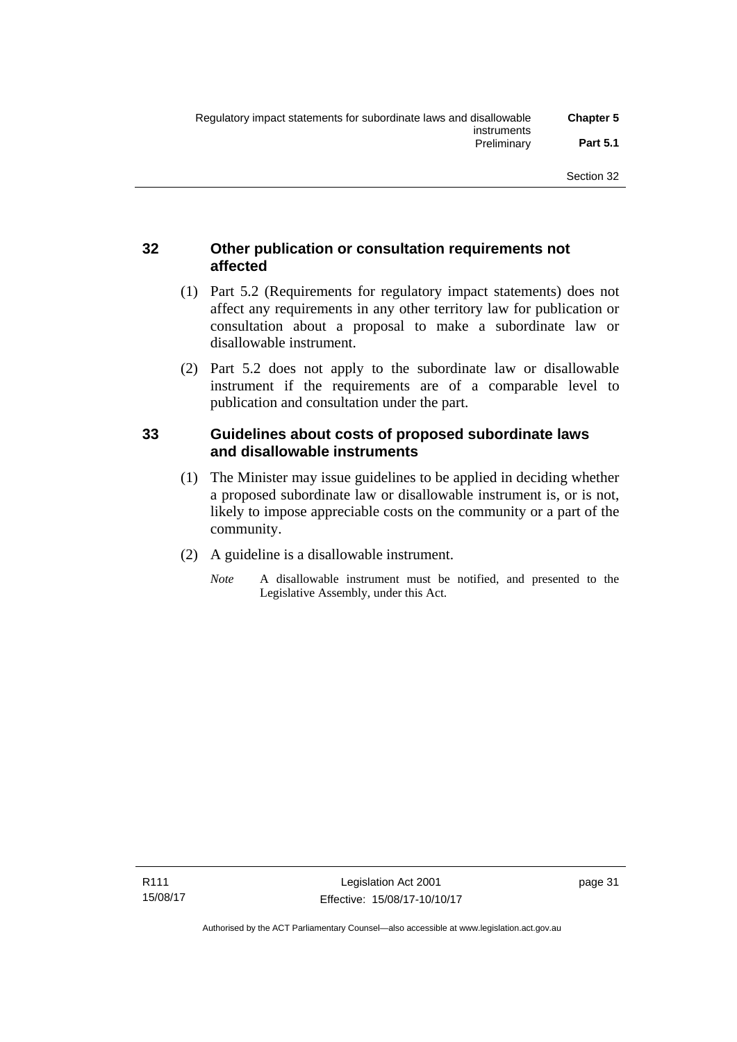## 32 Other publication or consultation requirements not affected

(1) Part 5.2 (Requirements for regulatory impact statements) does not affect any requirements in any other territory law for publication or consultation about a proposal to make a subordinate law or disallowable instrument.

(2) Part 5.2 does not apply to the subordinate law or disallowable instrument if the requirements are of a comparable level to publication and consultation under the part.

## 33 Guidelines about costs of proposed subordinate laws and disallowable instruments

(1) The Minister may issue guidelines to be applied in deciding whether a proposed subordinate law or disallowable instrument is, or is not, likely to impose appreciable costs on the community or a part of the community.

(2) A guideline is a disallowable instrument.

*Note* A disallowable instrument must be notified, and presented to the Legislative Assembly, under this Act.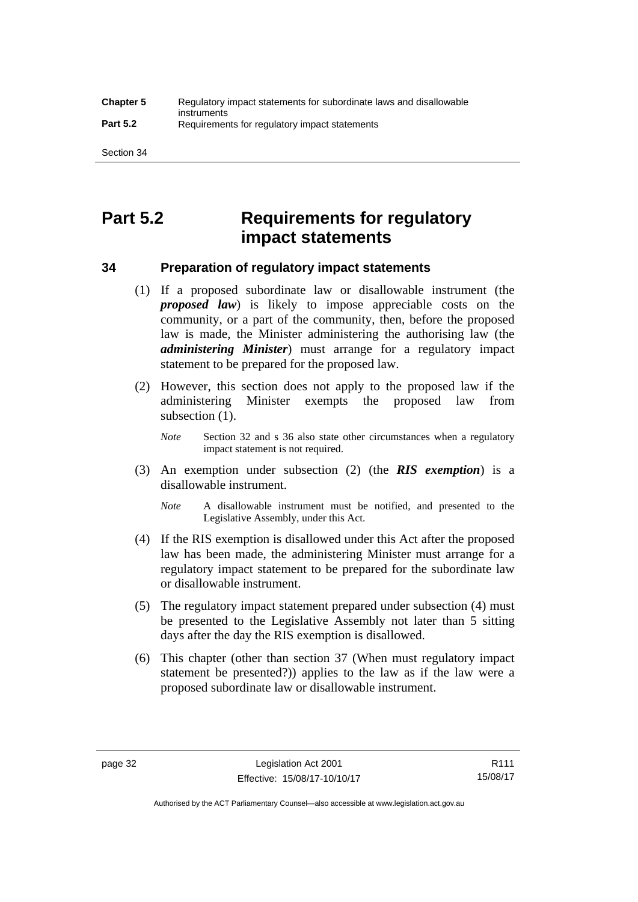# Part 5.2 Requirements for regulatory impact statements

## 34 Preparation of regulatory impact statements

(1) If a proposed subordinate law or disallowable instrument (the ***proposed law***) is likely to impose appreciable costs on the community, or a part of the community, then, before the proposed law is made, the Minister administering the authorising law (the ***administering Minister***) must arrange for a regulatory impact statement to be prepared for the proposed law.

(2) However, this section does not apply to the proposed law if the administering Minister exempts the proposed law from subsection (1).

*Note* Section 32 and s 36 also state other circumstances when a regulatory impact statement is not required.

(3) An exemption under subsection (2) (the ***RIS exemption***) is a disallowable instrument.

*Note* A disallowable instrument must be notified, and presented to the Legislative Assembly, under this Act.

(4) If the RIS exemption is disallowed under this Act after the proposed law has been made, the administering Minister must arrange for a regulatory impact statement to be prepared for the subordinate law or disallowable instrument.

(5) The regulatory impact statement prepared under subsection (4) must be presented to the Legislative Assembly not later than 5 sitting days after the day the RIS exemption is disallowed.

(6) This chapter (other than section 37 (When must regulatory impact statement be presented?)) applies to the law as if the law were a proposed subordinate law or disallowable instrument.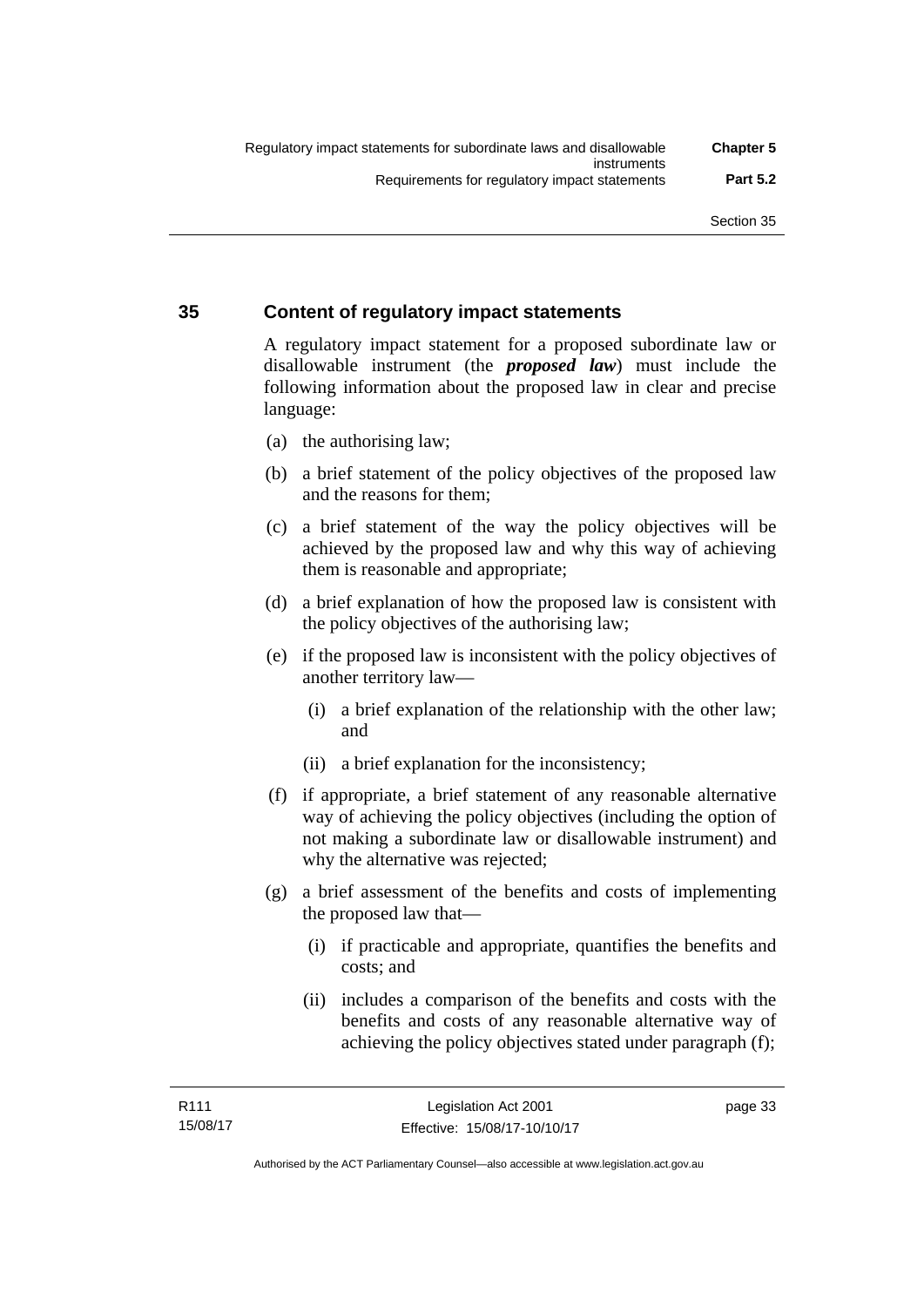## 35 Content of regulatory impact statements

A regulatory impact statement for a proposed subordinate law or disallowable instrument (the ***proposed law***) must include the following information about the proposed law in clear and precise language:

(a) the authorising law;

(b) a brief statement of the policy objectives of the proposed law and the reasons for them;

(c) a brief statement of the way the policy objectives will be achieved by the proposed law and why this way of achieving them is reasonable and appropriate;

(d) a brief explanation of how the proposed law is consistent with the policy objectives of the authorising law;

(e) if the proposed law is inconsistent with the policy objectives of another territory law—

  (i) a brief explanation of the relationship with the other law; and

  (ii) a brief explanation for the inconsistency;

(f) if appropriate, a brief statement of any reasonable alternative way of achieving the policy objectives (including the option of not making a subordinate law or disallowable instrument) and why the alternative was rejected;

(g) a brief assessment of the benefits and costs of implementing the proposed law that—

  (i) if practicable and appropriate, quantifies the benefits and costs; and

  (ii) includes a comparison of the benefits and costs with the benefits and costs of any reasonable alternative way of achieving the policy objectives stated under paragraph (f);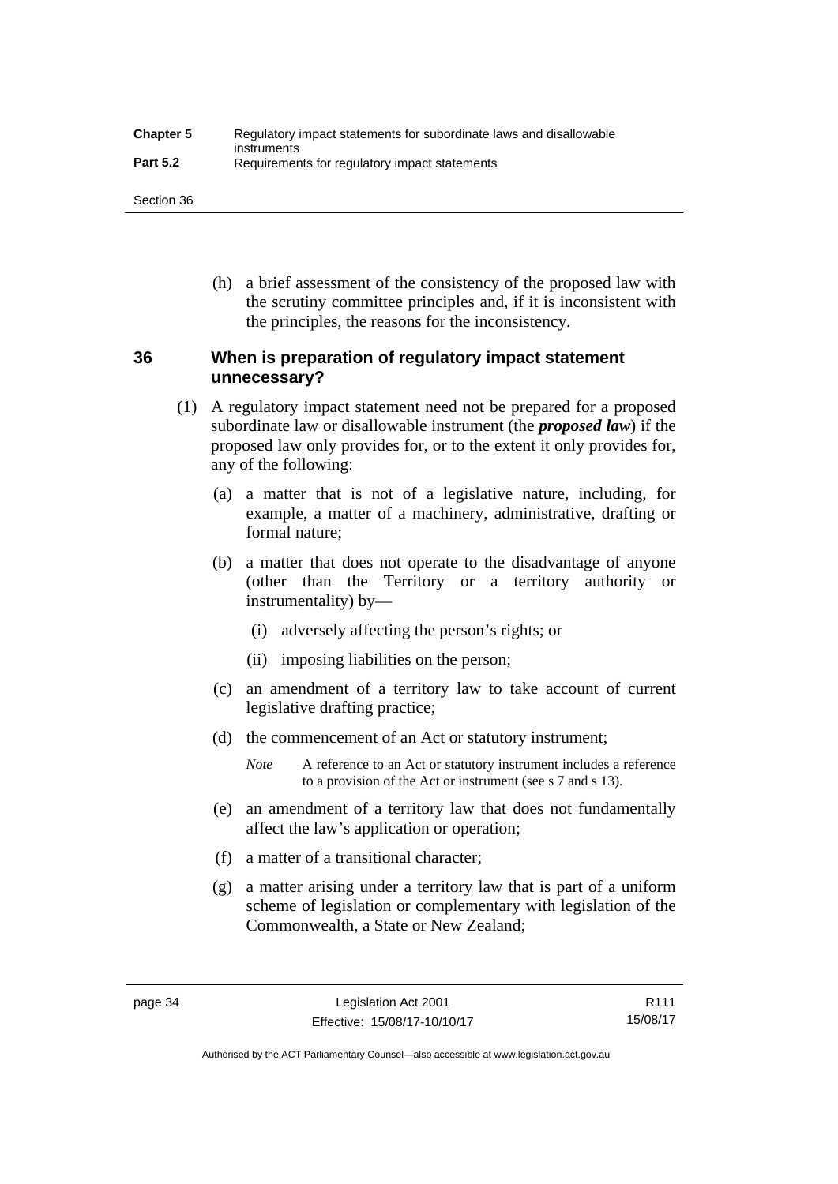(h) a brief assessment of the consistency of the proposed law with the scrutiny committee principles and, if it is inconsistent with the principles, the reasons for the inconsistency.

### 36 When is preparation of regulatory impact statement unnecessary?

(1) A regulatory impact statement need not be prepared for a proposed subordinate law or disallowable instrument (the ***proposed law***) if the proposed law only provides for, or to the extent it only provides for, any of the following:

(a) a matter that is not of a legislative nature, including, for example, a matter of a machinery, administrative, drafting or formal nature;

(b) a matter that does not operate to the disadvantage of anyone (other than the Territory or a territory authority or instrumentality) by—

(i) adversely affecting the person's rights; or

(ii) imposing liabilities on the person;

(c) an amendment of a territory law to take account of current legislative drafting practice;

(d) the commencement of an Act or statutory instrument;

*Note* A reference to an Act or statutory instrument includes a reference to a provision of the Act or instrument (see s 7 and s 13).

(e) an amendment of a territory law that does not fundamentally affect the law's application or operation;

(f) a matter of a transitional character;

(g) a matter arising under a territory law that is part of a uniform scheme of legislation or complementary with legislation of the Commonwealth, a State or New Zealand;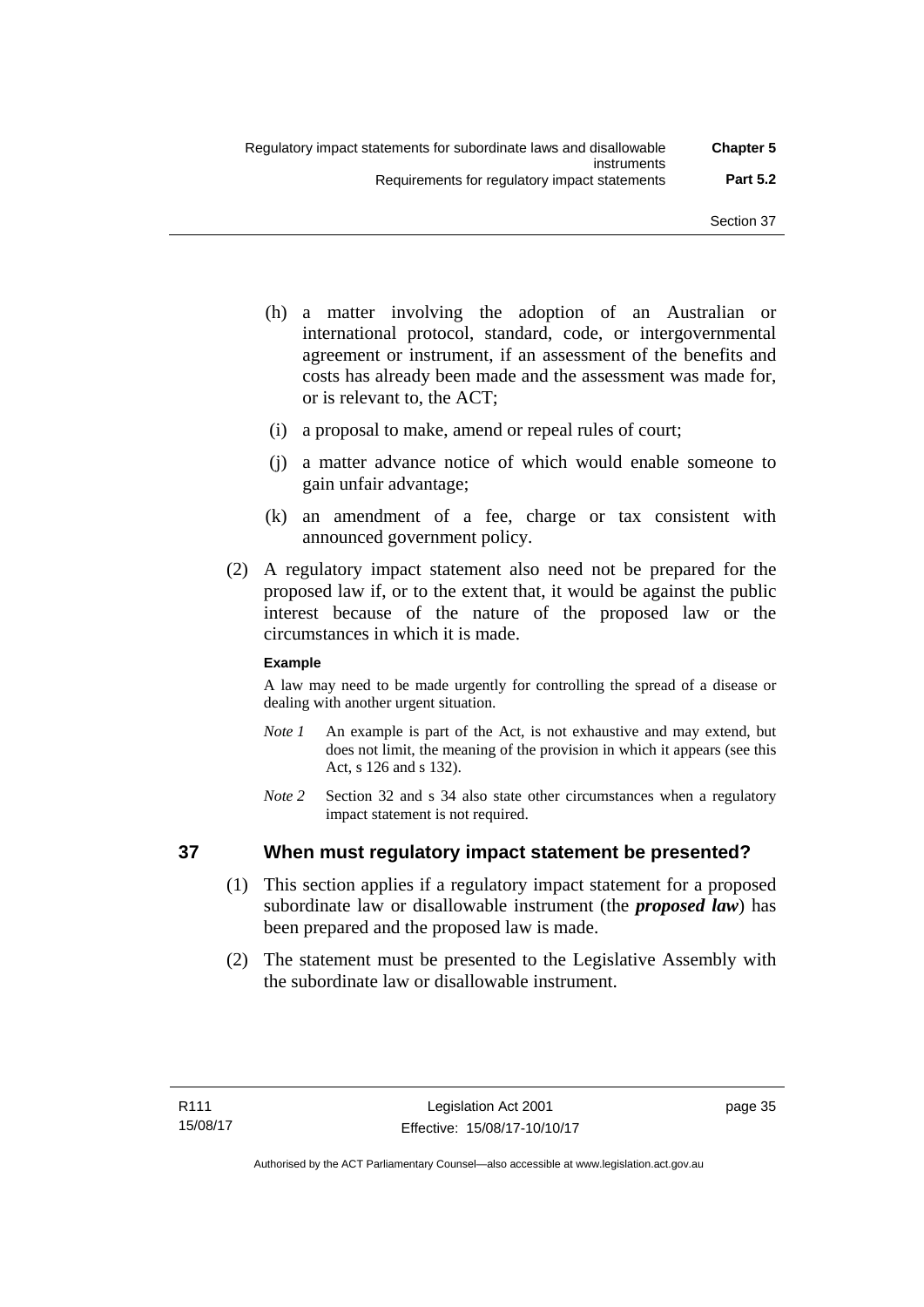(h) a matter involving the adoption of an Australian or international protocol, standard, code, or intergovernmental agreement or instrument, if an assessment of the benefits and costs has already been made and the assessment was made for, or is relevant to, the ACT;

(i) a proposal to make, amend or repeal rules of court;

(j) a matter advance notice of which would enable someone to gain unfair advantage;

(k) an amendment of a fee, charge or tax consistent with announced government policy.

(2) A regulatory impact statement also need not be prepared for the proposed law if, or to the extent that, it would be against the public interest because of the nature of the proposed law or the circumstances in which it is made.

**Example**

A law may need to be made urgently for controlling the spread of a disease or dealing with another urgent situation.

*Note 1* An example is part of the Act, is not exhaustive and may extend, but does not limit, the meaning of the provision in which it appears (see this Act, s 126 and s 132).

*Note 2* Section 32 and s 34 also state other circumstances when a regulatory impact statement is not required.

## 37 When must regulatory impact statement be presented?

(1) This section applies if a regulatory impact statement for a proposed subordinate law or disallowable instrument (the ***proposed law***) has been prepared and the proposed law is made.

(2) The statement must be presented to the Legislative Assembly with the subordinate law or disallowable instrument.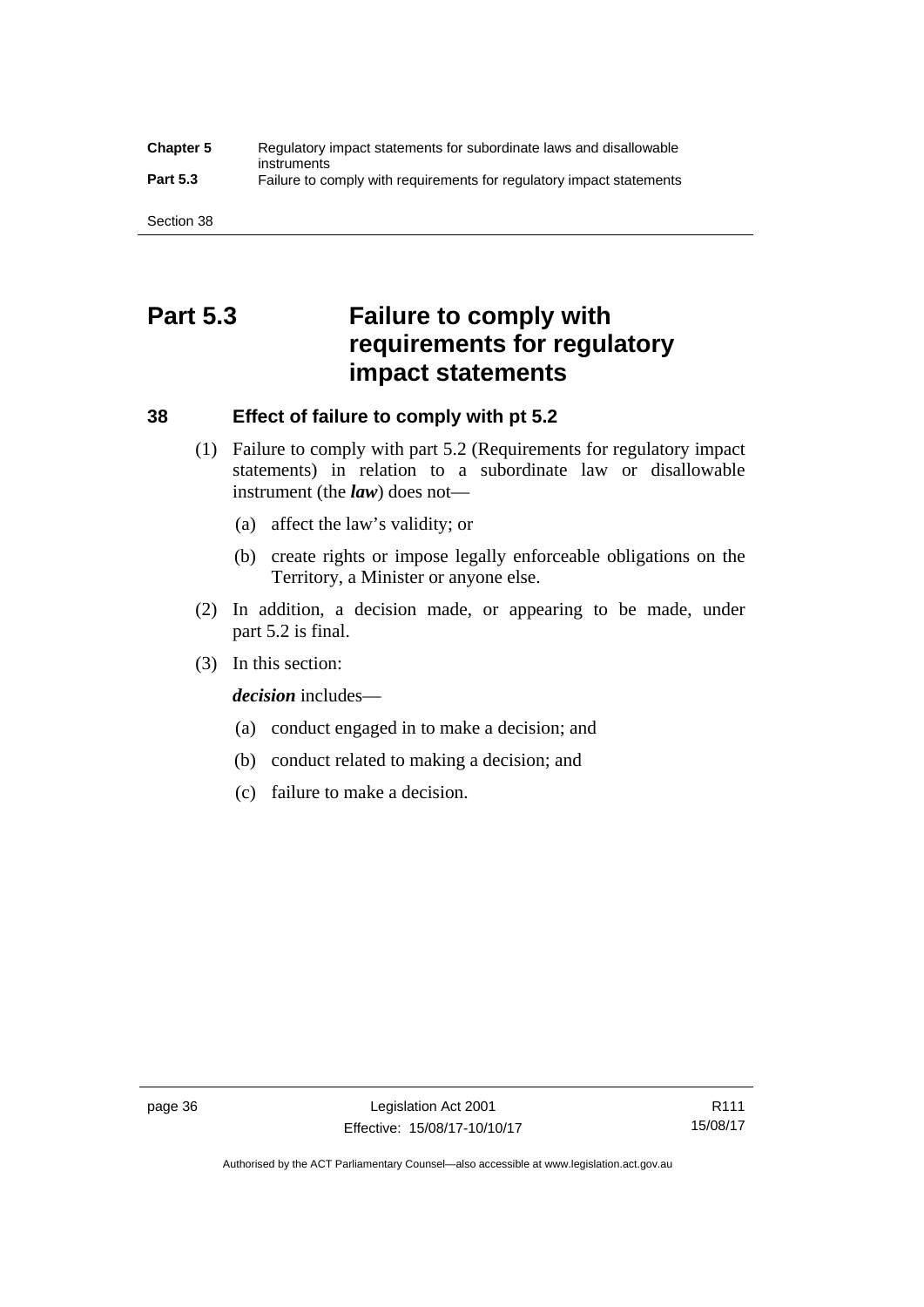# Part 5.3 Failure to comply with requirements for regulatory impact statements

## 38 Effect of failure to comply with pt 5.2

(1) Failure to comply with part 5.2 (Requirements for regulatory impact statements) in relation to a subordinate law or disallowable instrument (the ***law***) does not—

(a) affect the law's validity; or

(b) create rights or impose legally enforceable obligations on the Territory, a Minister or anyone else.

(2) In addition, a decision made, or appearing to be made, under part 5.2 is final.

(3) In this section:

***decision*** includes—

(a) conduct engaged in to make a decision; and

(b) conduct related to making a decision; and

(c) failure to make a decision.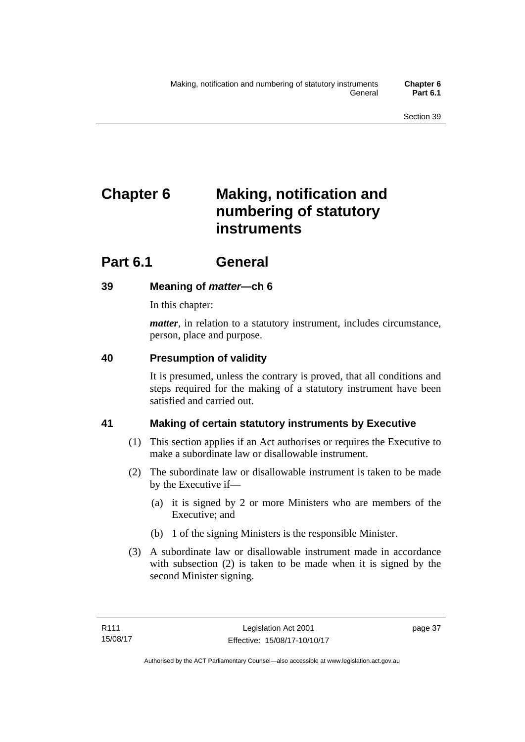# Chapter 6 Making, notification and numbering of statutory instruments

## Part 6.1 General

### 39 Meaning of *matter*—ch 6

In this chapter:

***matter***, in relation to a statutory instrument, includes circumstance, person, place and purpose.

### 40 Presumption of validity

It is presumed, unless the contrary is proved, that all conditions and steps required for the making of a statutory instrument have been satisfied and carried out.

### 41 Making of certain statutory instruments by Executive

(1) This section applies if an Act authorises or requires the Executive to make a subordinate law or disallowable instrument.

(2) The subordinate law or disallowable instrument is taken to be made by the Executive if—

(a) it is signed by 2 or more Ministers who are members of the Executive; and

(b) 1 of the signing Ministers is the responsible Minister.

(3) A subordinate law or disallowable instrument made in accordance with subsection (2) is taken to be made when it is signed by the second Minister signing.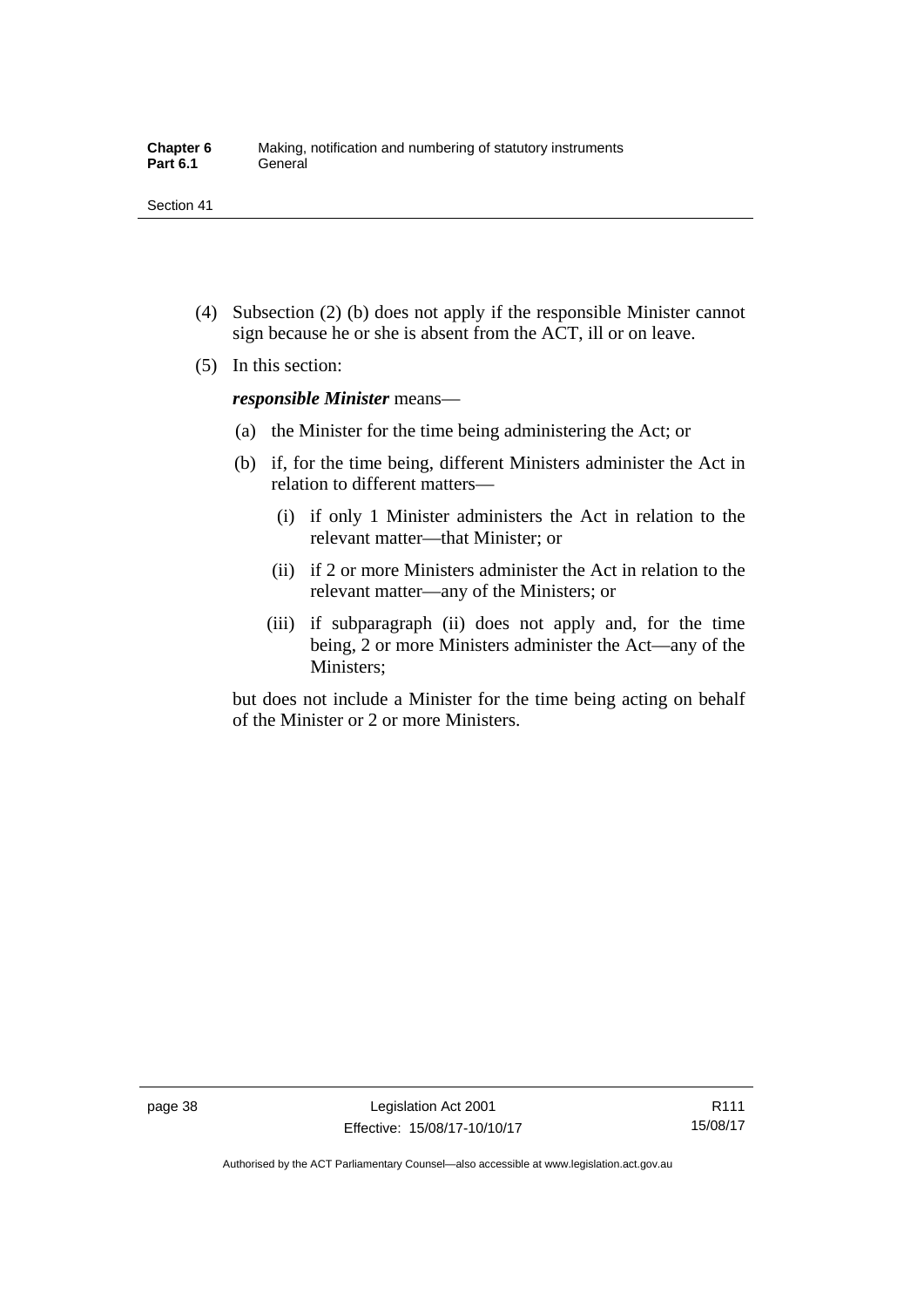(4) Subsection (2) (b) does not apply if the responsible Minister cannot sign because he or she is absent from the ACT, ill or on leave.

(5) In this section:

***responsible Minister*** means—

(a) the Minister for the time being administering the Act; or

(b) if, for the time being, different Ministers administer the Act in relation to different matters—

(i) if only 1 Minister administers the Act in relation to the relevant matter—that Minister; or

(ii) if 2 or more Ministers administer the Act in relation to the relevant matter—any of the Ministers; or

(iii) if subparagraph (ii) does not apply and, for the time being, 2 or more Ministers administer the Act—any of the Ministers;

but does not include a Minister for the time being acting on behalf of the Minister or 2 or more Ministers.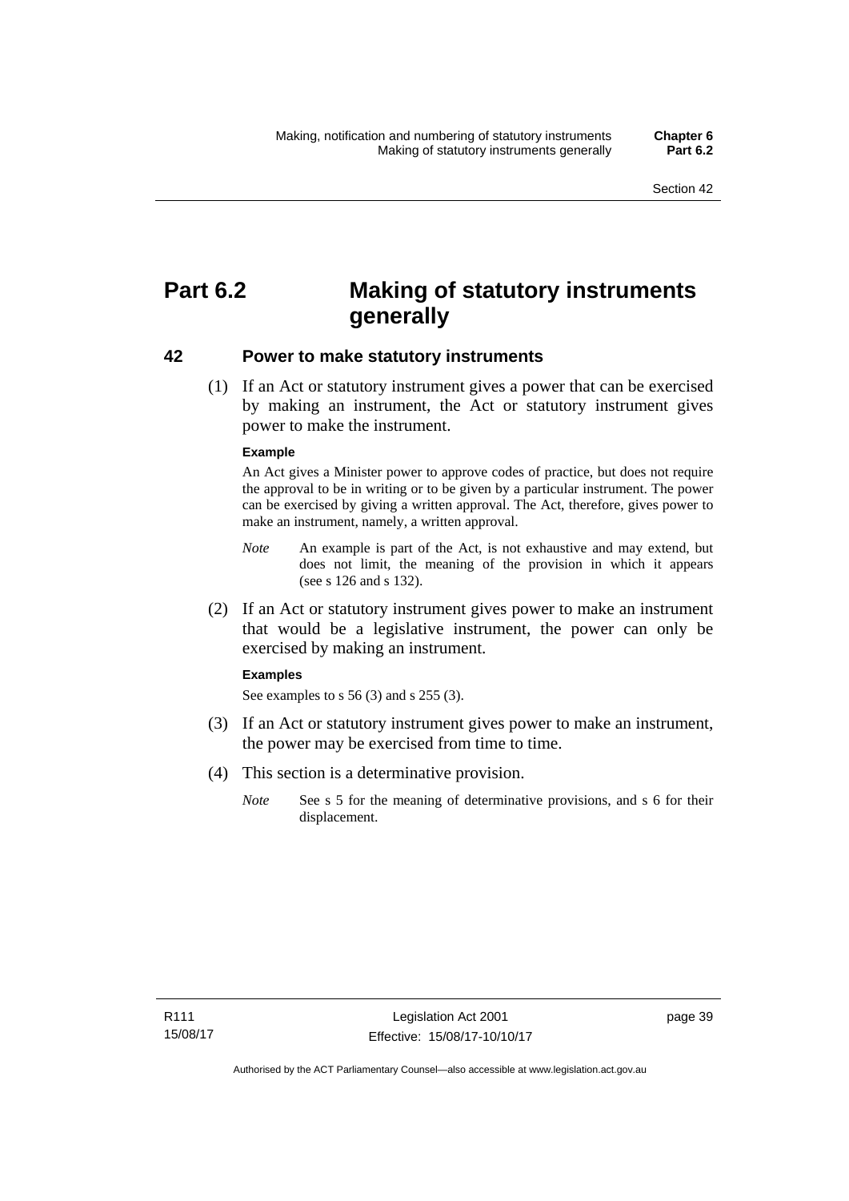# Part 6.2 Making of statutory instruments generally

## 42 Power to make statutory instruments

(1) If an Act or statutory instrument gives a power that can be exercised by making an instrument, the Act or statutory instrument gives power to make the instrument.

**Example**

An Act gives a Minister power to approve codes of practice, but does not require the approval to be in writing or to be given by a particular instrument. The power can be exercised by giving a written approval. The Act, therefore, gives power to make an instrument, namely, a written approval.

*Note* An example is part of the Act, is not exhaustive and may extend, but does not limit, the meaning of the provision in which it appears (see s 126 and s 132).

(2) If an Act or statutory instrument gives power to make an instrument that would be a legislative instrument, the power can only be exercised by making an instrument.

**Examples**

See examples to s 56 (3) and s 255 (3).

(3) If an Act or statutory instrument gives power to make an instrument, the power may be exercised from time to time.

(4) This section is a determinative provision.

*Note* See s 5 for the meaning of determinative provisions, and s 6 for their displacement.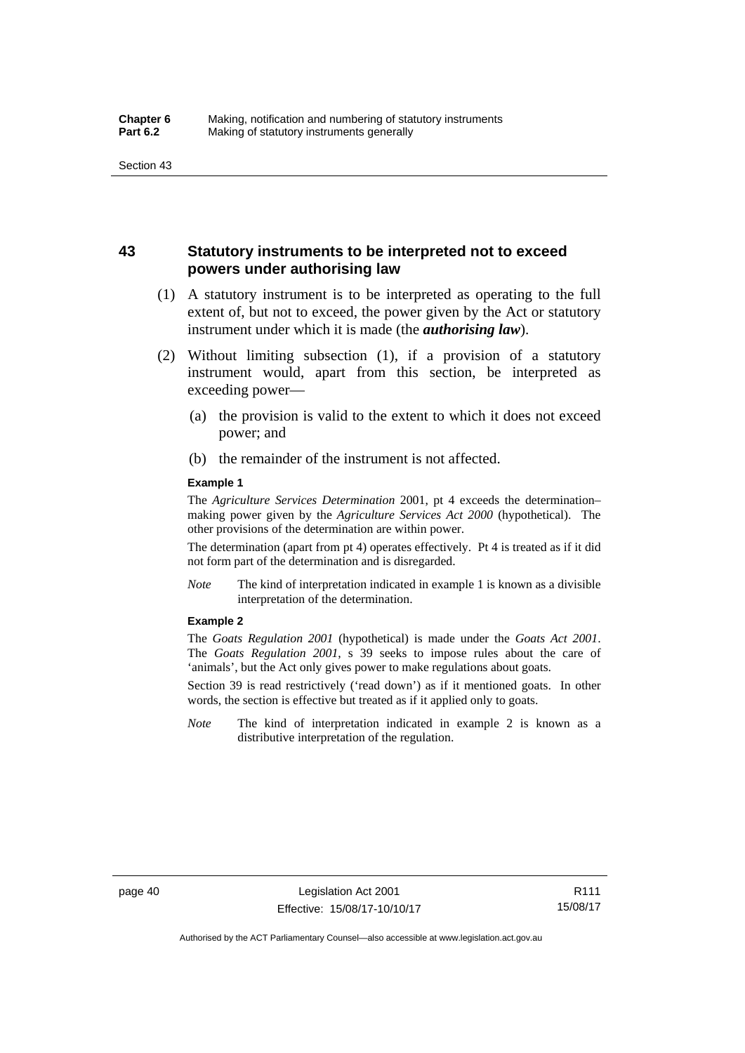## 43 Statutory instruments to be interpreted not to exceed powers under authorising law

(1) A statutory instrument is to be interpreted as operating to the full extent of, but not to exceed, the power given by the Act or statutory instrument under which it is made (the ***authorising law***).

(2) Without limiting subsection (1), if a provision of a statutory instrument would, apart from this section, be interpreted as exceeding power—

(a) the provision is valid to the extent to which it does not exceed power; and

(b) the remainder of the instrument is not affected.

**Example 1**

The *Agriculture Services Determination* 2001, pt 4 exceeds the determination–making power given by the *Agriculture Services Act 2000* (hypothetical). The other provisions of the determination are within power.

The determination (apart from pt 4) operates effectively. Pt 4 is treated as if it did not form part of the determination and is disregarded.

*Note* The kind of interpretation indicated in example 1 is known as a divisible interpretation of the determination.

**Example 2**

The *Goats Regulation 2001* (hypothetical) is made under the *Goats Act 2001*. The *Goats Regulation 2001*, s 39 seeks to impose rules about the care of 'animals', but the Act only gives power to make regulations about goats.

Section 39 is read restrictively ('read down') as if it mentioned goats. In other words, the section is effective but treated as if it applied only to goats.

*Note* The kind of interpretation indicated in example 2 is known as a distributive interpretation of the regulation.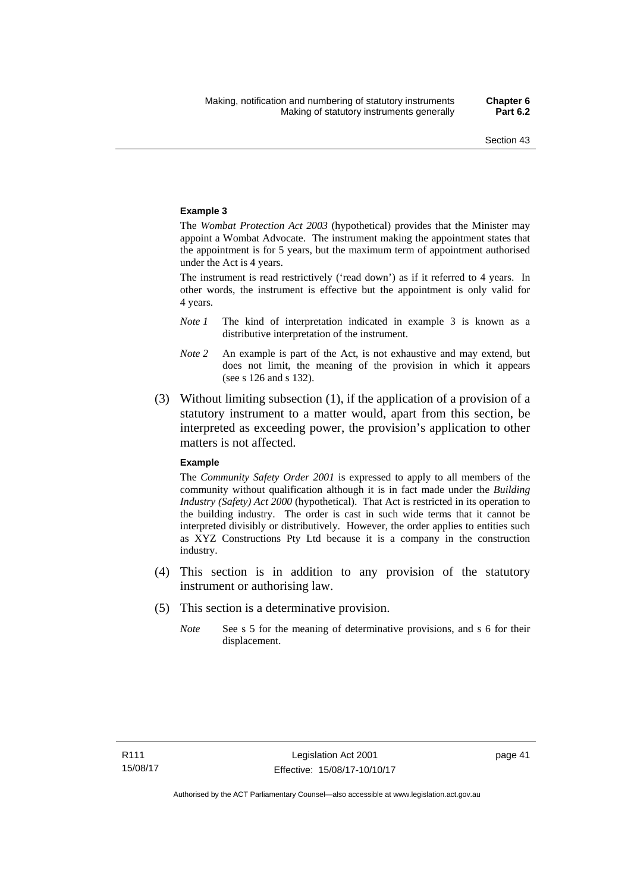**Example 3**

The *Wombat Protection Act 2003* (hypothetical) provides that the Minister may appoint a Wombat Advocate. The instrument making the appointment states that the appointment is for 5 years, but the maximum term of appointment authorised under the Act is 4 years.

The instrument is read restrictively ('read down') as if it referred to 4 years. In other words, the instrument is effective but the appointment is only valid for 4 years.

*Note 1* The kind of interpretation indicated in example 3 is known as a distributive interpretation of the instrument.

*Note 2* An example is part of the Act, is not exhaustive and may extend, but does not limit, the meaning of the provision in which it appears (see s 126 and s 132).

(3) Without limiting subsection (1), if the application of a provision of a statutory instrument to a matter would, apart from this section, be interpreted as exceeding power, the provision's application to other matters is not affected.

**Example**

The *Community Safety Order 2001* is expressed to apply to all members of the community without qualification although it is in fact made under the *Building Industry (Safety) Act 2000* (hypothetical). That Act is restricted in its operation to the building industry. The order is cast in such wide terms that it cannot be interpreted divisibly or distributively. However, the order applies to entities such as XYZ Constructions Pty Ltd because it is a company in the construction industry.

(4) This section is in addition to any provision of the statutory instrument or authorising law.

(5) This section is a determinative provision.

*Note* See s 5 for the meaning of determinative provisions, and s 6 for their displacement.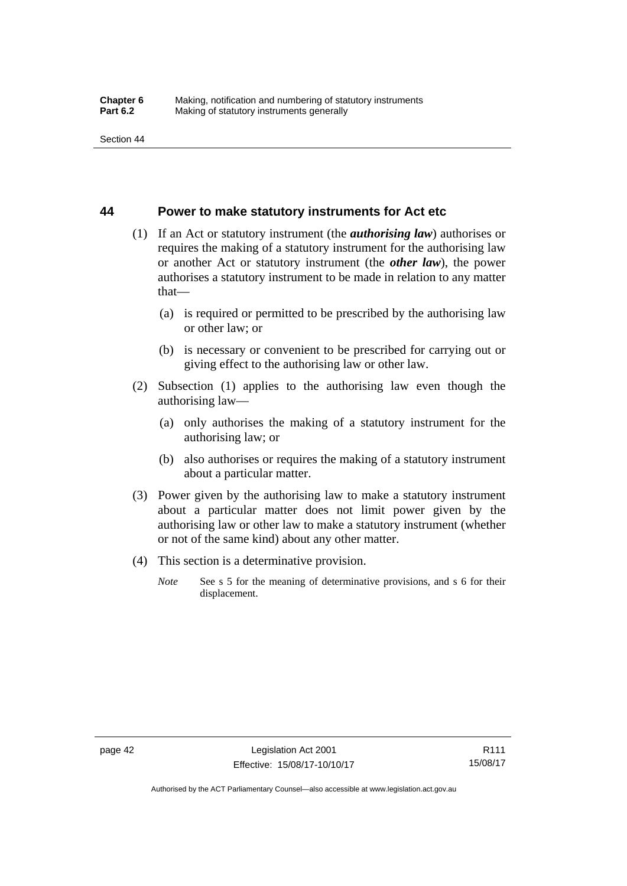## 44 Power to make statutory instruments for Act etc

(1) If an Act or statutory instrument (the ***authorising law***) authorises or requires the making of a statutory instrument for the authorising law or another Act or statutory instrument (the ***other law***), the power authorises a statutory instrument to be made in relation to any matter that—

(a) is required or permitted to be prescribed by the authorising law or other law; or

(b) is necessary or convenient to be prescribed for carrying out or giving effect to the authorising law or other law.

(2) Subsection (1) applies to the authorising law even though the authorising law—

(a) only authorises the making of a statutory instrument for the authorising law; or

(b) also authorises or requires the making of a statutory instrument about a particular matter.

(3) Power given by the authorising law to make a statutory instrument about a particular matter does not limit power given by the authorising law or other law to make a statutory instrument (whether or not of the same kind) about any other matter.

(4) This section is a determinative provision.

*Note* See s 5 for the meaning of determinative provisions, and s 6 for their displacement.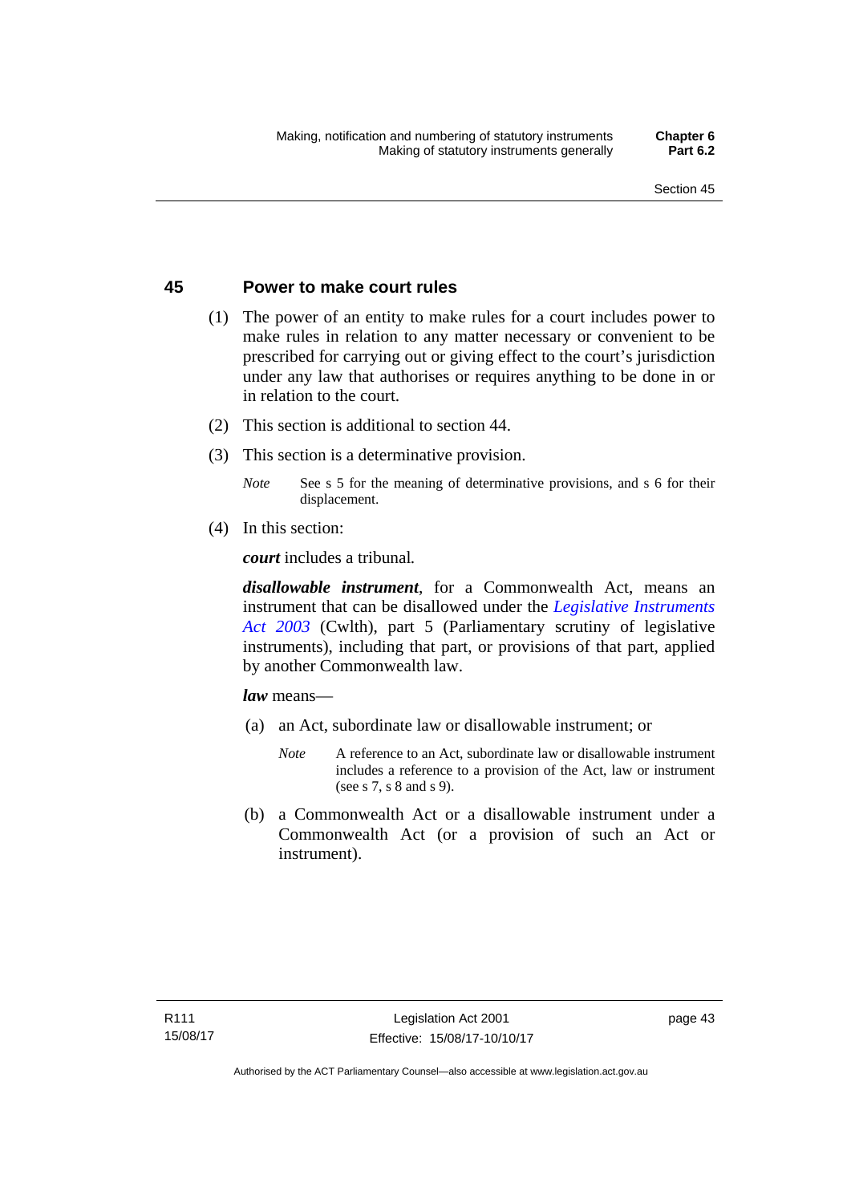## 45 Power to make court rules

(1) The power of an entity to make rules for a court includes power to make rules in relation to any matter necessary or convenient to be prescribed for carrying out or giving effect to the court's jurisdiction under any law that authorises or requires anything to be done in or in relation to the court.

(2) This section is additional to section 44.

(3) This section is a determinative provision.

*Note* See s 5 for the meaning of determinative provisions, and s 6 for their displacement.

(4) In this section:

***court*** includes a tribunal.

***disallowable instrument***, for a Commonwealth Act, means an instrument that can be disallowed under the *Legislative Instruments Act 2003* (Cwlth), part 5 (Parliamentary scrutiny of legislative instruments), including that part, or provisions of that part, applied by another Commonwealth law.

***law*** means—

(a) an Act, subordinate law or disallowable instrument; or

*Note* A reference to an Act, subordinate law or disallowable instrument includes a reference to a provision of the Act, law or instrument (see s 7, s 8 and s 9).

(b) a Commonwealth Act or a disallowable instrument under a Commonwealth Act (or a provision of such an Act or instrument).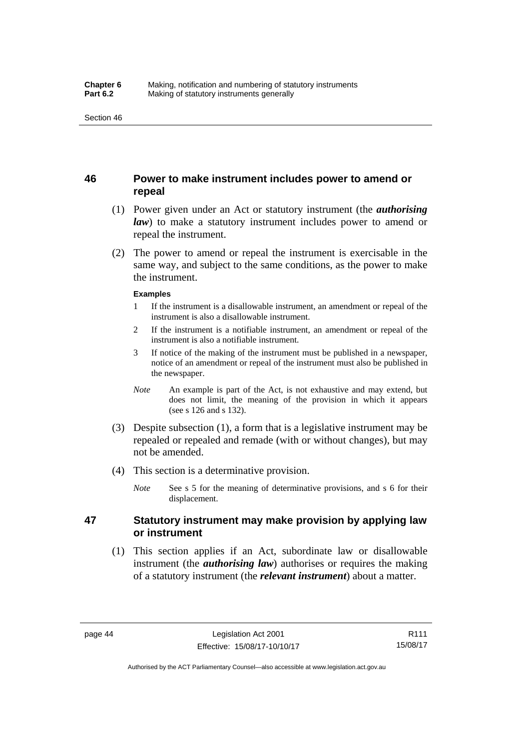## 46 Power to make instrument includes power to amend or repeal

(1) Power given under an Act or statutory instrument (the ***authorising law***) to make a statutory instrument includes power to amend or repeal the instrument.

(2) The power to amend or repeal the instrument is exercisable in the same way, and subject to the same conditions, as the power to make the instrument.

**Examples**

1 If the instrument is a disallowable instrument, an amendment or repeal of the instrument is also a disallowable instrument.

2 If the instrument is a notifiable instrument, an amendment or repeal of the instrument is also a notifiable instrument.

3 If notice of the making of the instrument must be published in a newspaper, notice of an amendment or repeal of the instrument must also be published in the newspaper.

*Note* An example is part of the Act, is not exhaustive and may extend, but does not limit, the meaning of the provision in which it appears (see s 126 and s 132).

(3) Despite subsection (1), a form that is a legislative instrument may be repealed or repealed and remade (with or without changes), but may not be amended.

(4) This section is a determinative provision.

*Note* See s 5 for the meaning of determinative provisions, and s 6 for their displacement.

## 47 Statutory instrument may make provision by applying law or instrument

(1) This section applies if an Act, subordinate law or disallowable instrument (the ***authorising law***) authorises or requires the making of a statutory instrument (the ***relevant instrument***) about a matter.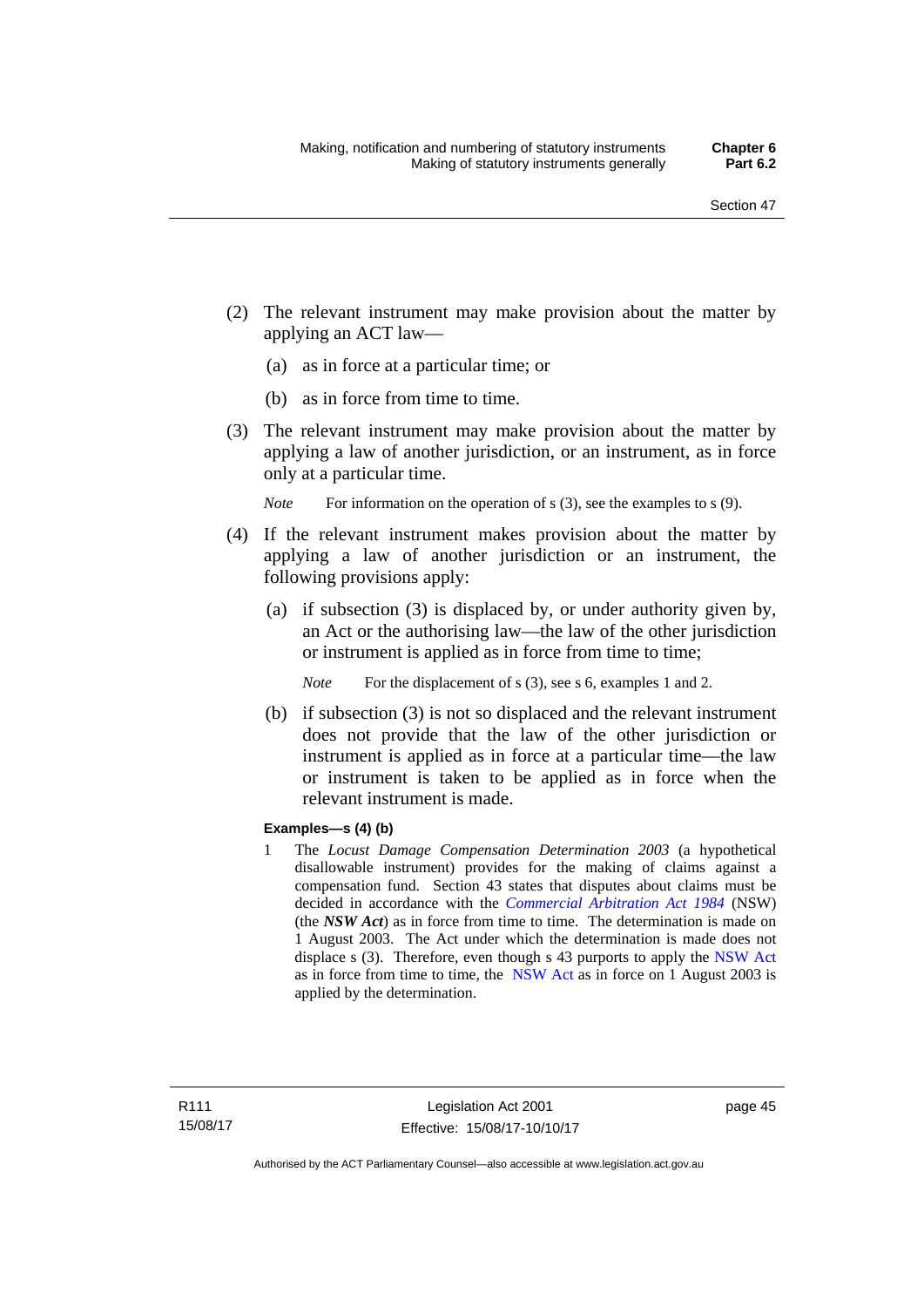(2) The relevant instrument may make provision about the matter by applying an ACT law—

 (a) as in force at a particular time; or

 (b) as in force from time to time.

(3) The relevant instrument may make provision about the matter by applying a law of another jurisdiction, or an instrument, as in force only at a particular time.

*Note* For information on the operation of s (3), see the examples to s (9).

(4) If the relevant instrument makes provision about the matter by applying a law of another jurisdiction or an instrument, the following provisions apply:

 (a) if subsection (3) is displaced by, or under authority given by, an Act or the authorising law—the law of the other jurisdiction or instrument is applied as in force from time to time;

 *Note* For the displacement of s (3), see s 6, examples 1 and 2.

 (b) if subsection (3) is not so displaced and the relevant instrument does not provide that the law of the other jurisdiction or instrument is applied as in force at a particular time—the law or instrument is taken to be applied as in force when the relevant instrument is made.

**Examples—s (4) (b)**

1 The *Locust Damage Compensation Determination 2003* (a hypothetical disallowable instrument) provides for the making of claims against a compensation fund. Section 43 states that disputes about claims must be decided in accordance with the *Commercial Arbitration Act 1984* (NSW) (the ***NSW Act***) as in force from time to time. The determination is made on 1 August 2003. The Act under which the determination is made does not displace s (3). Therefore, even though s 43 purports to apply the NSW Act as in force from time to time, the NSW Act as in force on 1 August 2003 is applied by the determination.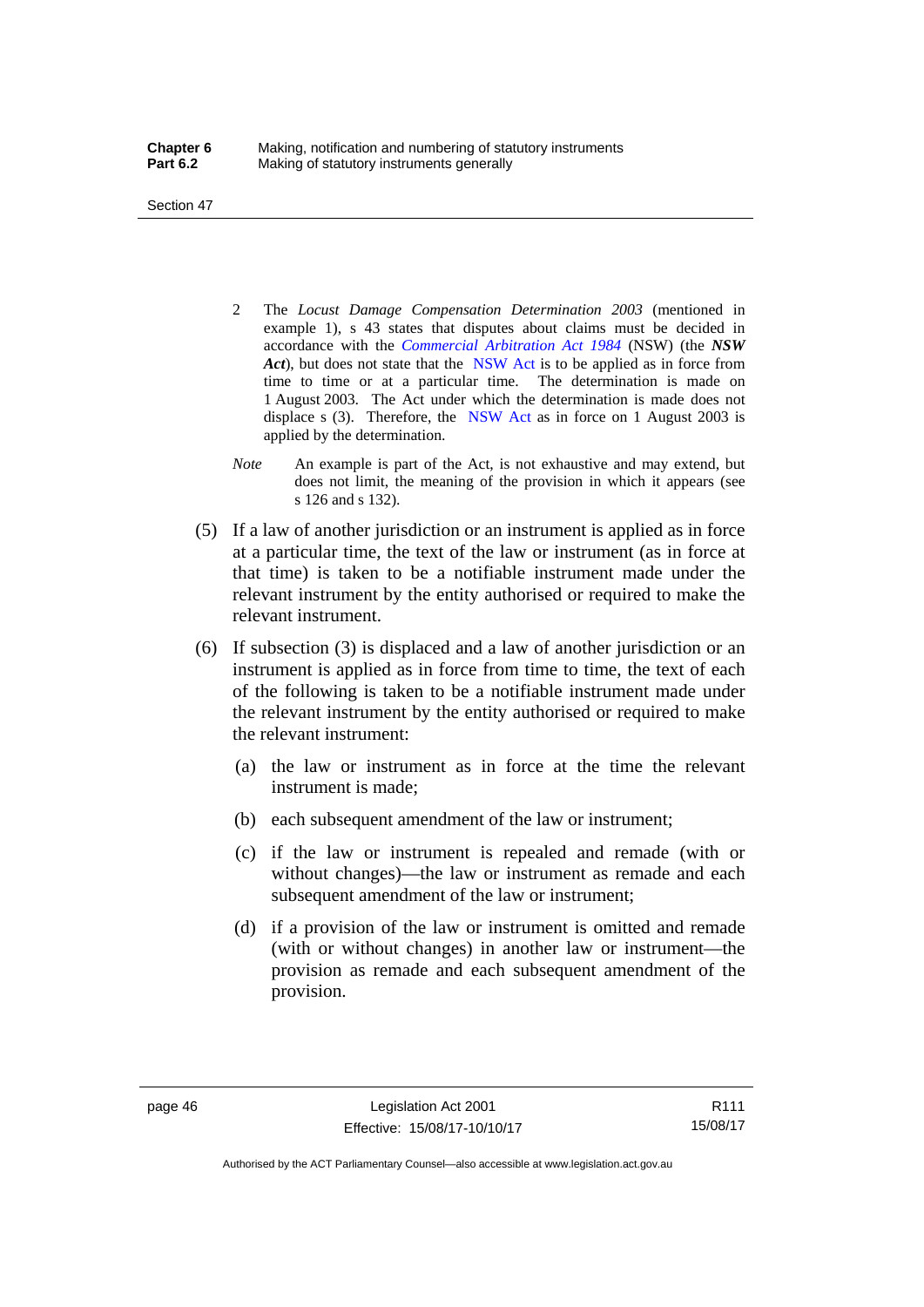2 The *Locust Damage Compensation Determination 2003* (mentioned in example 1), s 43 states that disputes about claims must be decided in accordance with the *Commercial Arbitration Act 1984* (NSW) (the ***NSW Act***), but does not state that the NSW Act is to be applied as in force from time to time or at a particular time. The determination is made on 1 August 2003. The Act under which the determination is made does not displace s (3). Therefore, the NSW Act as in force on 1 August 2003 is applied by the determination.

*Note* An example is part of the Act, is not exhaustive and may extend, but does not limit, the meaning of the provision in which it appears (see s 126 and s 132).

(5) If a law of another jurisdiction or an instrument is applied as in force at a particular time, the text of the law or instrument (as in force at that time) is taken to be a notifiable instrument made under the relevant instrument by the entity authorised or required to make the relevant instrument.

(6) If subsection (3) is displaced and a law of another jurisdiction or an instrument is applied as in force from time to time, the text of each of the following is taken to be a notifiable instrument made under the relevant instrument by the entity authorised or required to make the relevant instrument:

(a) the law or instrument as in force at the time the relevant instrument is made;

(b) each subsequent amendment of the law or instrument;

(c) if the law or instrument is repealed and remade (with or without changes)—the law or instrument as remade and each subsequent amendment of the law or instrument;

(d) if a provision of the law or instrument is omitted and remade (with or without changes) in another law or instrument—the provision as remade and each subsequent amendment of the provision.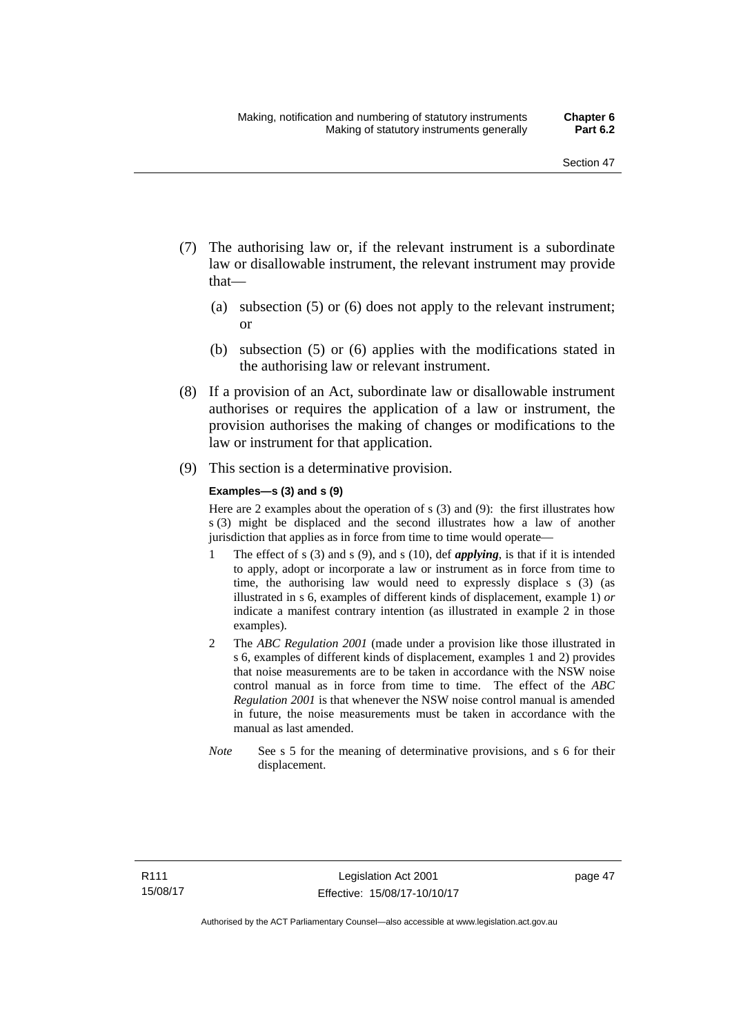(7) The authorising law or, if the relevant instrument is a subordinate law or disallowable instrument, the relevant instrument may provide that—

   (a) subsection (5) or (6) does not apply to the relevant instrument; or

   (b) subsection (5) or (6) applies with the modifications stated in the authorising law or relevant instrument.

(8) If a provision of an Act, subordinate law or disallowable instrument authorises or requires the application of a law or instrument, the provision authorises the making of changes or modifications to the law or instrument for that application.

(9) This section is a determinative provision.

**Examples—s (3) and s (9)**

Here are 2 examples about the operation of s (3) and (9): the first illustrates how s (3) might be displaced and the second illustrates how a law of another jurisdiction that applies as in force from time to time would operate—

1. The effect of s (3) and s (9), and s (10), def ***applying***, is that if it is intended to apply, adopt or incorporate a law or instrument as in force from time to time, the authorising law would need to expressly displace s (3) (as illustrated in s 6, examples of different kinds of displacement, example 1) *or* indicate a manifest contrary intention (as illustrated in example 2 in those examples).
2. The *ABC Regulation 2001* (made under a provision like those illustrated in s 6, examples of different kinds of displacement, examples 1 and 2) provides that noise measurements are to be taken in accordance with the NSW noise control manual as in force from time to time. The effect of the *ABC Regulation 2001* is that whenever the NSW noise control manual is amended in future, the noise measurements must be taken in accordance with the manual as last amended.

*Note* See s 5 for the meaning of determinative provisions, and s 6 for their displacement.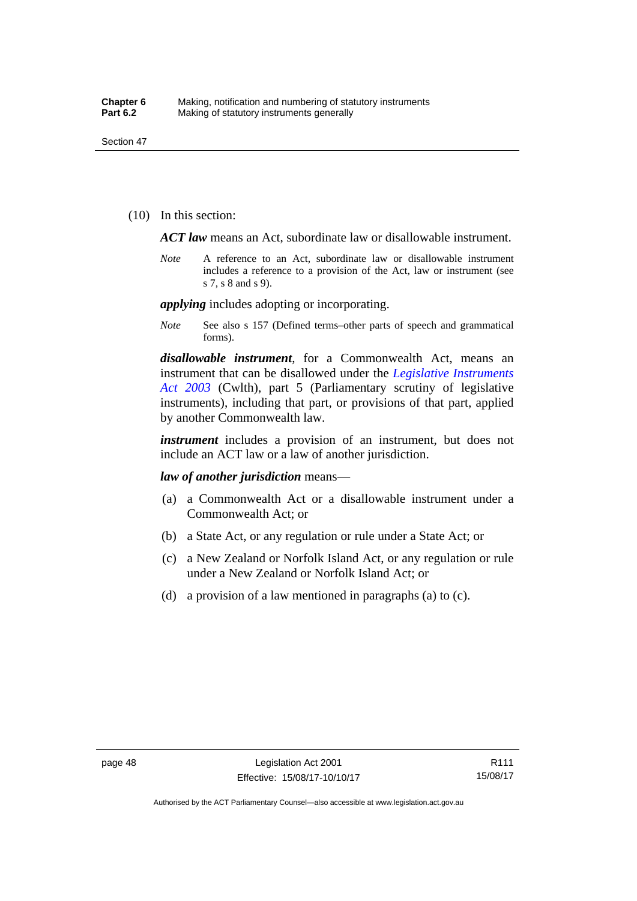(10) In this section:

***ACT law*** means an Act, subordinate law or disallowable instrument.

*Note* A reference to an Act, subordinate law or disallowable instrument includes a reference to a provision of the Act, law or instrument (see s 7, s 8 and s 9).

***applying*** includes adopting or incorporating.

*Note* See also s 157 (Defined terms–other parts of speech and grammatical forms).

***disallowable instrument***, for a Commonwealth Act, means an instrument that can be disallowed under the *Legislative Instruments Act 2003* (Cwlth), part 5 (Parliamentary scrutiny of legislative instruments), including that part, or provisions of that part, applied by another Commonwealth law.

***instrument*** includes a provision of an instrument, but does not include an ACT law or a law of another jurisdiction.

***law of another jurisdiction*** means—

(a) a Commonwealth Act or a disallowable instrument under a Commonwealth Act; or

(b) a State Act, or any regulation or rule under a State Act; or

(c) a New Zealand or Norfolk Island Act, or any regulation or rule under a New Zealand or Norfolk Island Act; or

(d) a provision of a law mentioned in paragraphs (a) to (c).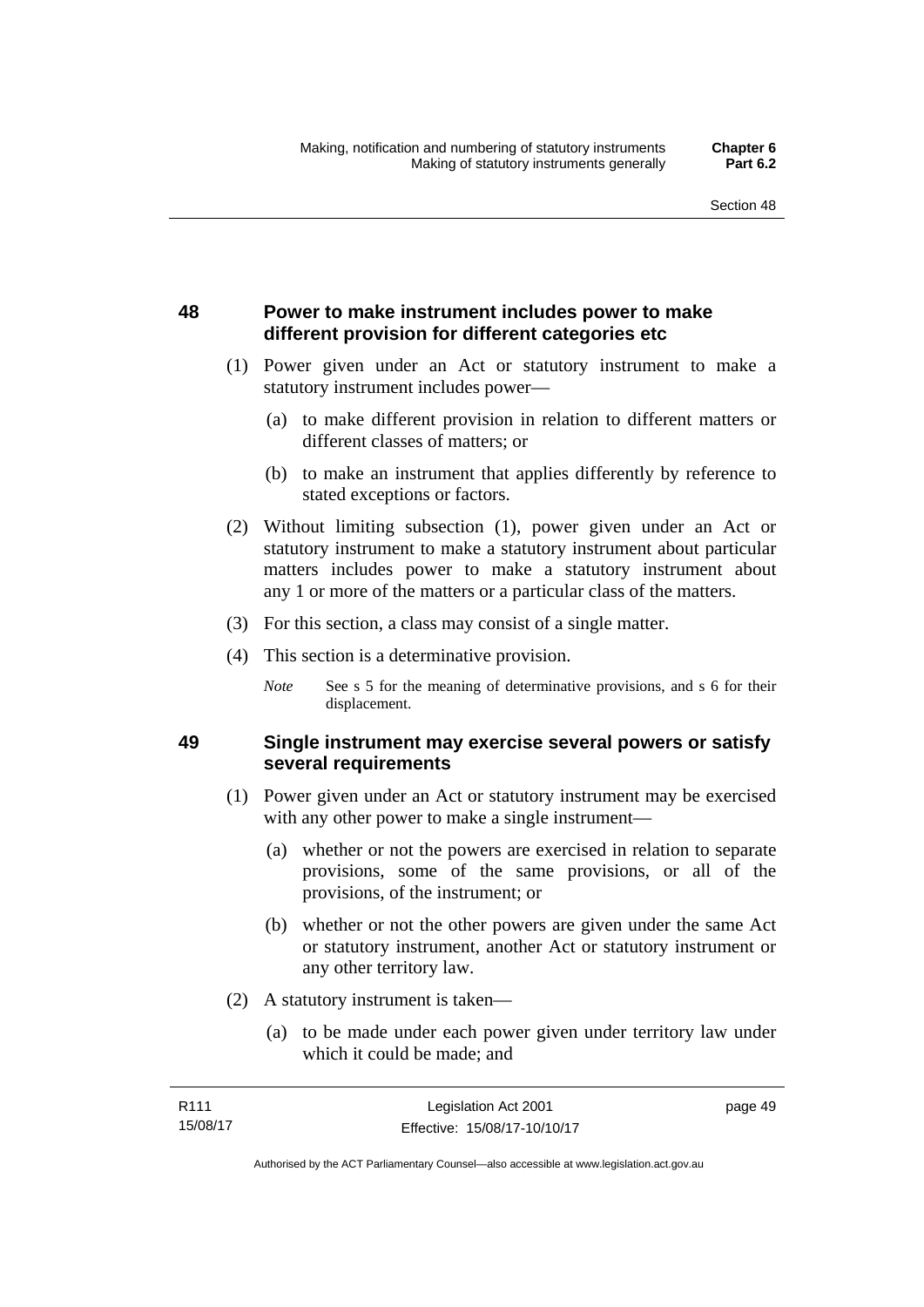## 48 Power to make instrument includes power to make different provision for different categories etc

(1) Power given under an Act or statutory instrument to make a statutory instrument includes power—

(a) to make different provision in relation to different matters or different classes of matters; or

(b) to make an instrument that applies differently by reference to stated exceptions or factors.

(2) Without limiting subsection (1), power given under an Act or statutory instrument to make a statutory instrument about particular matters includes power to make a statutory instrument about any 1 or more of the matters or a particular class of the matters.

(3) For this section, a class may consist of a single matter.

(4) This section is a determinative provision.

*Note* See s 5 for the meaning of determinative provisions, and s 6 for their displacement.

## 49 Single instrument may exercise several powers or satisfy several requirements

(1) Power given under an Act or statutory instrument may be exercised with any other power to make a single instrument—

(a) whether or not the powers are exercised in relation to separate provisions, some of the same provisions, or all of the provisions, of the instrument; or

(b) whether or not the other powers are given under the same Act or statutory instrument, another Act or statutory instrument or any other territory law.

(2) A statutory instrument is taken—

(a) to be made under each power given under territory law under which it could be made; and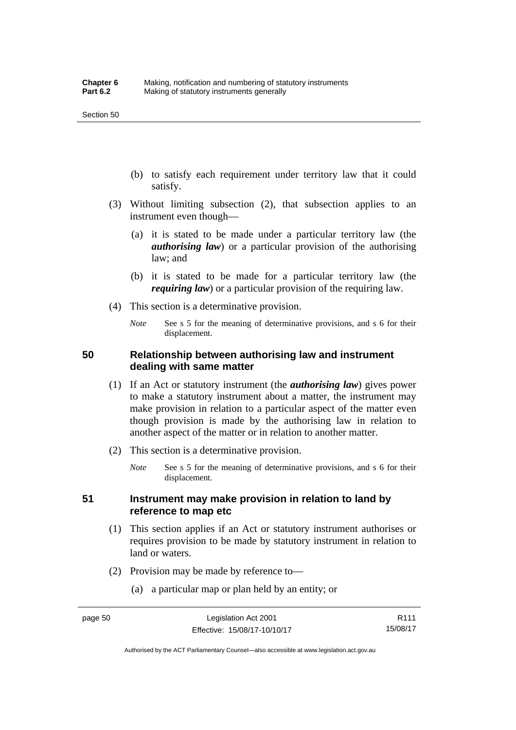(b) to satisfy each requirement under territory law that it could satisfy.

(3) Without limiting subsection (2), that subsection applies to an instrument even though—

(a) it is stated to be made under a particular territory law (the ***authorising law***) or a particular provision of the authorising law; and

(b) it is stated to be made for a particular territory law (the ***requiring law***) or a particular provision of the requiring law.

(4) This section is a determinative provision.

*Note* See s 5 for the meaning of determinative provisions, and s 6 for their displacement.

## 50 Relationship between authorising law and instrument dealing with same matter

(1) If an Act or statutory instrument (the ***authorising law***) gives power to make a statutory instrument about a matter, the instrument may make provision in relation to a particular aspect of the matter even though provision is made by the authorising law in relation to another aspect of the matter or in relation to another matter.

(2) This section is a determinative provision.

*Note* See s 5 for the meaning of determinative provisions, and s 6 for their displacement.

## 51 Instrument may make provision in relation to land by reference to map etc

(1) This section applies if an Act or statutory instrument authorises or requires provision to be made by statutory instrument in relation to land or waters.

(2) Provision may be made by reference to—

(a) a particular map or plan held by an entity; or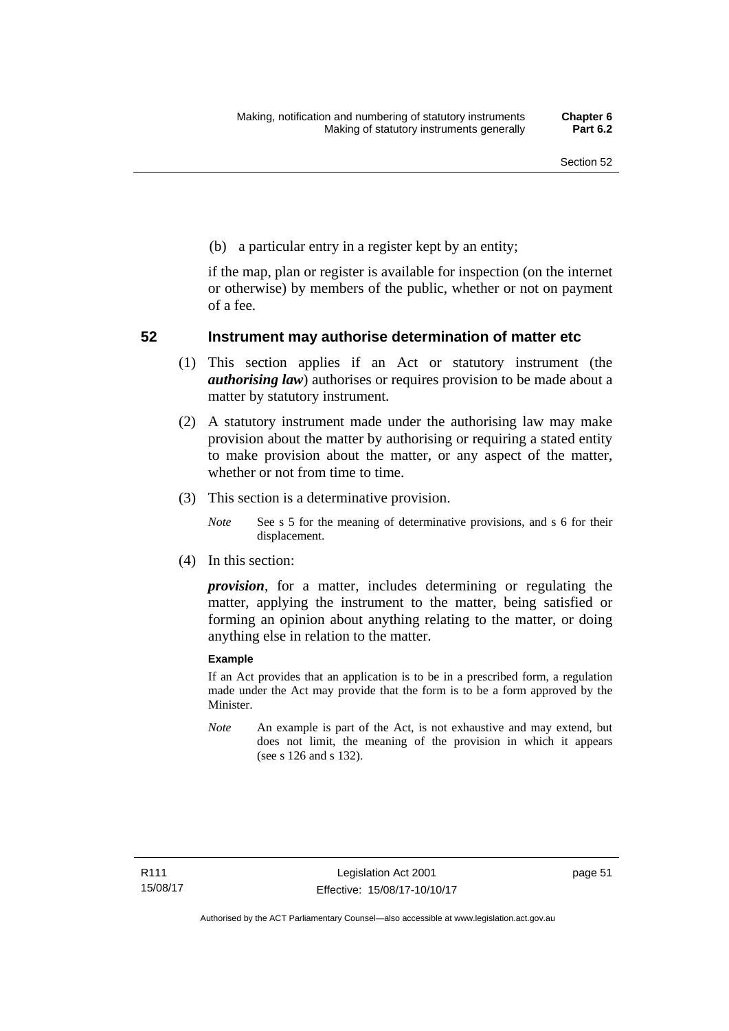(b) a particular entry in a register kept by an entity;

if the map, plan or register is available for inspection (on the internet or otherwise) by members of the public, whether or not on payment of a fee.

## 52 Instrument may authorise determination of matter etc

(1) This section applies if an Act or statutory instrument (the ***authorising law***) authorises or requires provision to be made about a matter by statutory instrument.

(2) A statutory instrument made under the authorising law may make provision about the matter by authorising or requiring a stated entity to make provision about the matter, or any aspect of the matter, whether or not from time to time.

(3) This section is a determinative provision.

*Note* See s 5 for the meaning of determinative provisions, and s 6 for their displacement.

(4) In this section:

***provision***, for a matter, includes determining or regulating the matter, applying the instrument to the matter, being satisfied or forming an opinion about anything relating to the matter, or doing anything else in relation to the matter.

**Example**

If an Act provides that an application is to be in a prescribed form, a regulation made under the Act may provide that the form is to be a form approved by the Minister.

*Note* An example is part of the Act, is not exhaustive and may extend, but does not limit, the meaning of the provision in which it appears (see s 126 and s 132).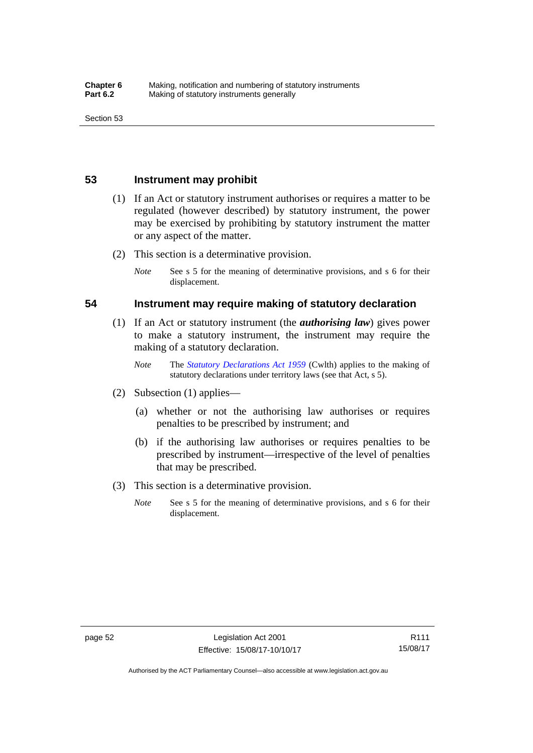## 53 Instrument may prohibit

(1) If an Act or statutory instrument authorises or requires a matter to be regulated (however described) by statutory instrument, the power may be exercised by prohibiting by statutory instrument the matter or any aspect of the matter.

(2) This section is a determinative provision.

*Note* See s 5 for the meaning of determinative provisions, and s 6 for their displacement.

## 54 Instrument may require making of statutory declaration

(1) If an Act or statutory instrument (the ***authorising law***) gives power to make a statutory instrument, the instrument may require the making of a statutory declaration.

*Note* The *Statutory Declarations Act 1959* (Cwlth) applies to the making of statutory declarations under territory laws (see that Act, s 5).

(2) Subsection (1) applies—

(a) whether or not the authorising law authorises or requires penalties to be prescribed by instrument; and

(b) if the authorising law authorises or requires penalties to be prescribed by instrument—irrespective of the level of penalties that may be prescribed.

(3) This section is a determinative provision.

*Note* See s 5 for the meaning of determinative provisions, and s 6 for their displacement.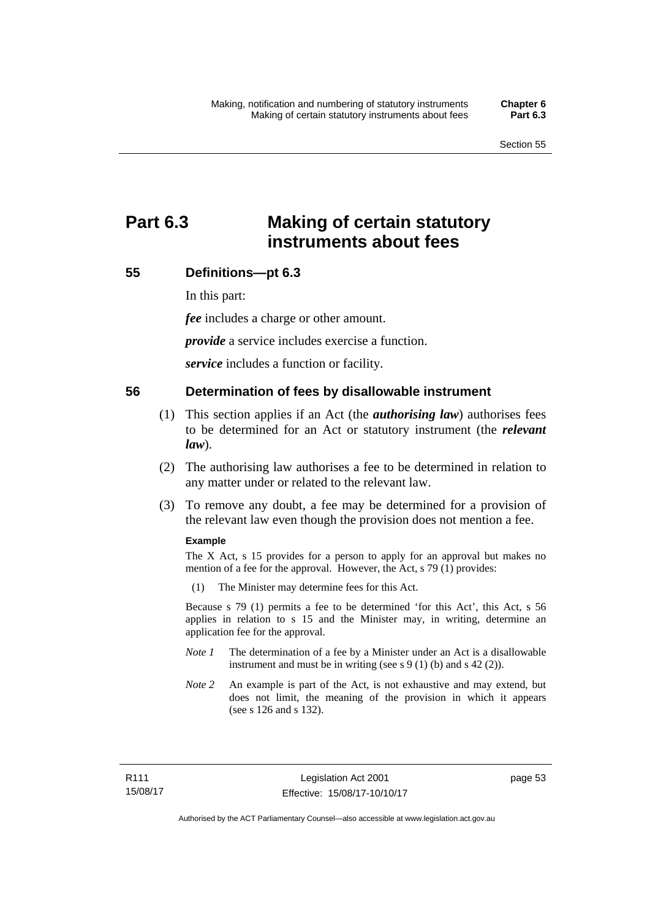# Part 6.3 Making of certain statutory instruments about fees

## 55 Definitions—pt 6.3

In this part:

***fee*** includes a charge or other amount.

***provide*** a service includes exercise a function.

***service*** includes a function or facility.

## 56 Determination of fees by disallowable instrument

(1) This section applies if an Act (the ***authorising law***) authorises fees to be determined for an Act or statutory instrument (the ***relevant law***).

(2) The authorising law authorises a fee to be determined in relation to any matter under or related to the relevant law.

(3) To remove any doubt, a fee may be determined for a provision of the relevant law even though the provision does not mention a fee.

**Example**

The X Act, s 15 provides for a person to apply for an approval but makes no mention of a fee for the approval. However, the Act, s 79 (1) provides:

(1) The Minister may determine fees for this Act.

Because s 79 (1) permits a fee to be determined 'for this Act', this Act, s 56 applies in relation to s 15 and the Minister may, in writing, determine an application fee for the approval.

*Note 1* The determination of a fee by a Minister under an Act is a disallowable instrument and must be in writing (see s 9 (1) (b) and s 42 (2)).

*Note 2* An example is part of the Act, is not exhaustive and may extend, but does not limit, the meaning of the provision in which it appears (see s 126 and s 132).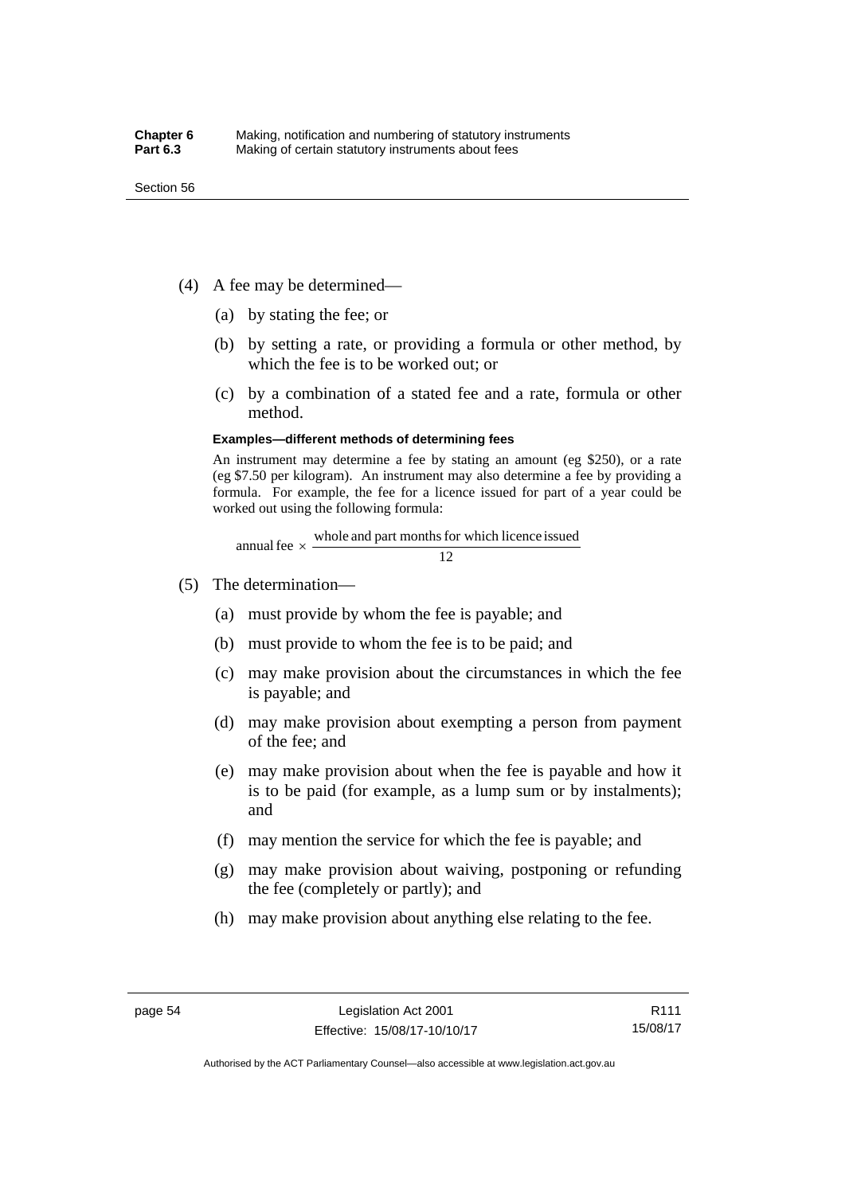(4) A fee may be determined—

(a) by stating the fee; or

(b) by setting a rate, or providing a formula or other method, by which the fee is to be worked out; or

(c) by a combination of a stated fee and a rate, formula or other method.

**Examples—different methods of determining fees**

An instrument may determine a fee by stating an amount (eg $250), or a rate (eg $7.50 per kilogram). An instrument may also determine a fee by providing a formula. For example, the fee for a licence issued for part of a year could be worked out using the following formula:

$$\text{annual fee} \times \frac{\text{whole and part months for which licence issued}}{12}$$

(5) The determination—

(a) must provide by whom the fee is payable; and

(b) must provide to whom the fee is to be paid; and

(c) may make provision about the circumstances in which the fee is payable; and

(d) may make provision about exempting a person from payment of the fee; and

(e) may make provision about when the fee is payable and how it is to be paid (for example, as a lump sum or by instalments); and

(f) may mention the service for which the fee is payable; and

(g) may make provision about waiving, postponing or refunding the fee (completely or partly); and

(h) may make provision about anything else relating to the fee.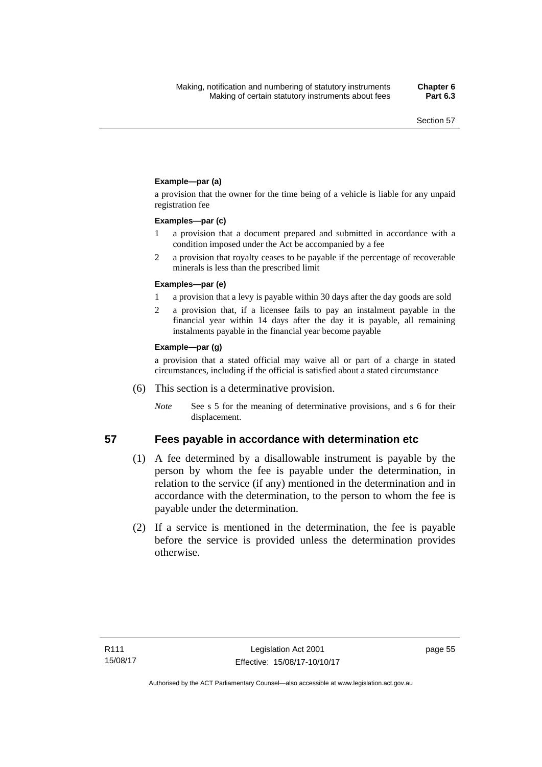**Example—par (a)**

a provision that the owner for the time being of a vehicle is liable for any unpaid registration fee

**Examples—par (c)**

1. a provision that a document prepared and submitted in accordance with a condition imposed under the Act be accompanied by a fee
2. a provision that royalty ceases to be payable if the percentage of recoverable minerals is less than the prescribed limit

**Examples—par (e)**

1. a provision that a levy is payable within 30 days after the day goods are sold
2. a provision that, if a licensee fails to pay an instalment payable in the financial year within 14 days after the day it is payable, all remaining instalments payable in the financial year become payable

**Example—par (g)**

a provision that a stated official may waive all or part of a charge in stated circumstances, including if the official is satisfied about a stated circumstance

(6) This section is a determinative provision.

*Note* See s 5 for the meaning of determinative provisions, and s 6 for their displacement.

## 57 Fees payable in accordance with determination etc

(1) A fee determined by a disallowable instrument is payable by the person by whom the fee is payable under the determination, in relation to the service (if any) mentioned in the determination and in accordance with the determination, to the person to whom the fee is payable under the determination.

(2) If a service is mentioned in the determination, the fee is payable before the service is provided unless the determination provides otherwise.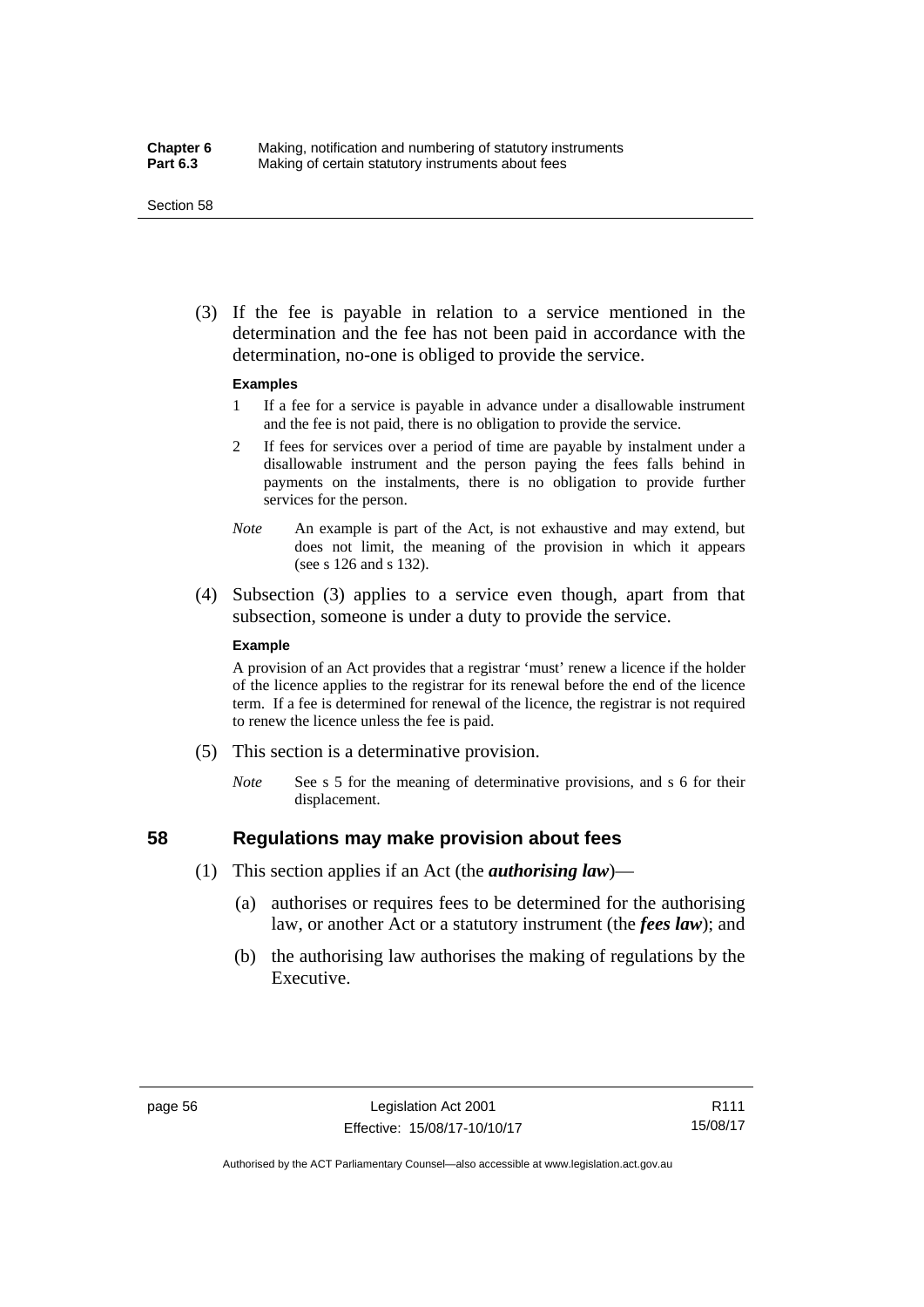(3) If the fee is payable in relation to a service mentioned in the determination and the fee has not been paid in accordance with the determination, no-one is obliged to provide the service.

**Examples**

1 If a fee for a service is payable in advance under a disallowable instrument and the fee is not paid, there is no obligation to provide the service.

2 If fees for services over a period of time are payable by instalment under a disallowable instrument and the person paying the fees falls behind in payments on the instalments, there is no obligation to provide further services for the person.

*Note* An example is part of the Act, is not exhaustive and may extend, but does not limit, the meaning of the provision in which it appears (see s 126 and s 132).

(4) Subsection (3) applies to a service even though, apart from that subsection, someone is under a duty to provide the service.

**Example**

A provision of an Act provides that a registrar 'must' renew a licence if the holder of the licence applies to the registrar for its renewal before the end of the licence term. If a fee is determined for renewal of the licence, the registrar is not required to renew the licence unless the fee is paid.

(5) This section is a determinative provision.

*Note* See s 5 for the meaning of determinative provisions, and s 6 for their displacement.

## 58 Regulations may make provision about fees

(1) This section applies if an Act (the ***authorising law***)—

(a) authorises or requires fees to be determined for the authorising law, or another Act or a statutory instrument (the ***fees law***); and

(b) the authorising law authorises the making of regulations by the Executive.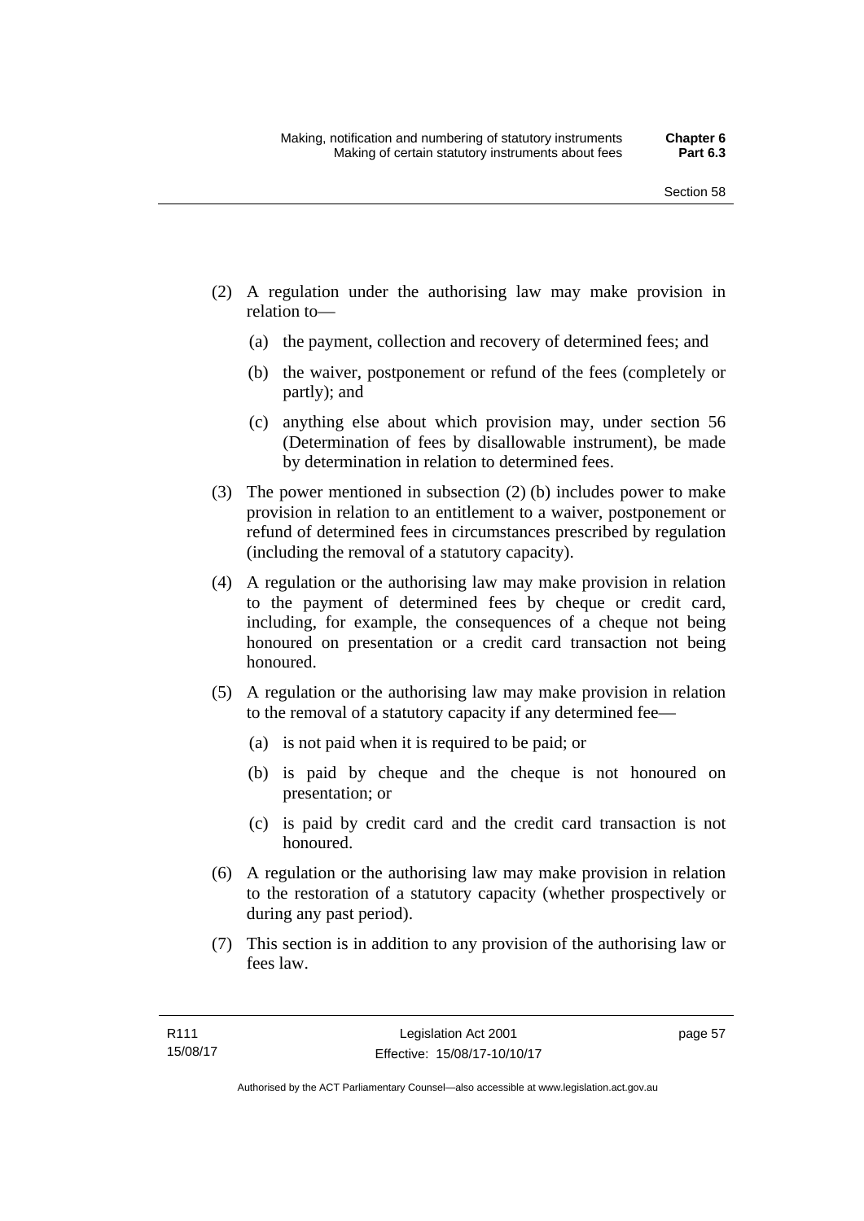(2) A regulation under the authorising law may make provision in relation to—

(a) the payment, collection and recovery of determined fees; and

(b) the waiver, postponement or refund of the fees (completely or partly); and

(c) anything else about which provision may, under section 56 (Determination of fees by disallowable instrument), be made by determination in relation to determined fees.

(3) The power mentioned in subsection (2) (b) includes power to make provision in relation to an entitlement to a waiver, postponement or refund of determined fees in circumstances prescribed by regulation (including the removal of a statutory capacity).

(4) A regulation or the authorising law may make provision in relation to the payment of determined fees by cheque or credit card, including, for example, the consequences of a cheque not being honoured on presentation or a credit card transaction not being honoured.

(5) A regulation or the authorising law may make provision in relation to the removal of a statutory capacity if any determined fee—

(a) is not paid when it is required to be paid; or

(b) is paid by cheque and the cheque is not honoured on presentation; or

(c) is paid by credit card and the credit card transaction is not honoured.

(6) A regulation or the authorising law may make provision in relation to the restoration of a statutory capacity (whether prospectively or during any past period).

(7) This section is in addition to any provision of the authorising law or fees law.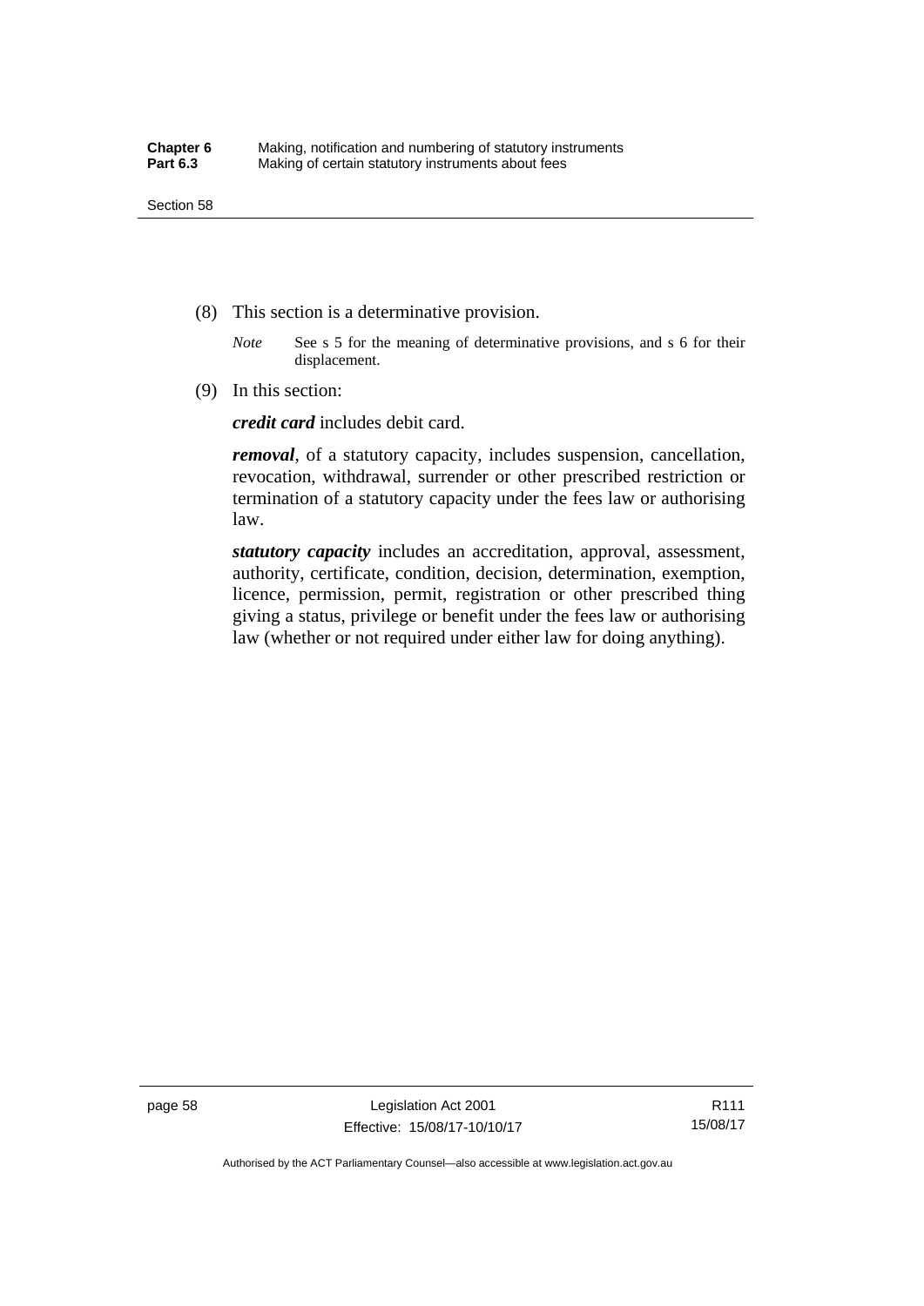(8) This section is a determinative provision.

*Note* See s 5 for the meaning of determinative provisions, and s 6 for their displacement.

(9) In this section:

***credit card*** includes debit card.

***removal***, of a statutory capacity, includes suspension, cancellation, revocation, withdrawal, surrender or other prescribed restriction or termination of a statutory capacity under the fees law or authorising law.

***statutory capacity*** includes an accreditation, approval, assessment, authority, certificate, condition, decision, determination, exemption, licence, permission, permit, registration or other prescribed thing giving a status, privilege or benefit under the fees law or authorising law (whether or not required under either law for doing anything).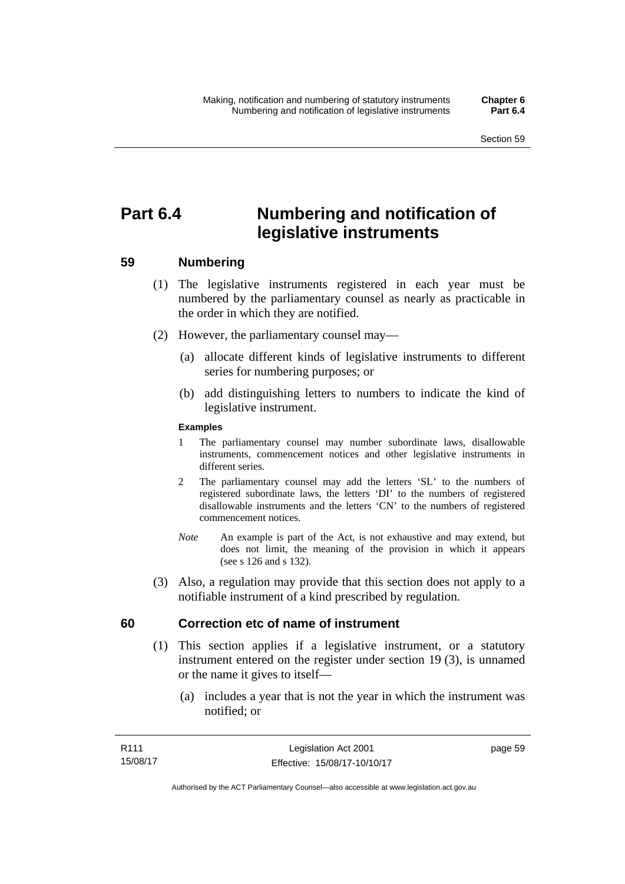# Part 6.4 Numbering and notification of legislative instruments

## 59 Numbering

(1) The legislative instruments registered in each year must be numbered by the parliamentary counsel as nearly as practicable in the order in which they are notified.

(2) However, the parliamentary counsel may—

(a) allocate different kinds of legislative instruments to different series for numbering purposes; or

(b) add distinguishing letters to numbers to indicate the kind of legislative instrument.

**Examples**

1 The parliamentary counsel may number subordinate laws, disallowable instruments, commencement notices and other legislative instruments in different series.

2 The parliamentary counsel may add the letters 'SL' to the numbers of registered subordinate laws, the letters 'DI' to the numbers of registered disallowable instruments and the letters 'CN' to the numbers of registered commencement notices.

*Note* An example is part of the Act, is not exhaustive and may extend, but does not limit, the meaning of the provision in which it appears (see s 126 and s 132).

(3) Also, a regulation may provide that this section does not apply to a notifiable instrument of a kind prescribed by regulation.

## 60 Correction etc of name of instrument

(1) This section applies if a legislative instrument, or a statutory instrument entered on the register under section 19 (3), is unnamed or the name it gives to itself—

(a) includes a year that is not the year in which the instrument was notified; or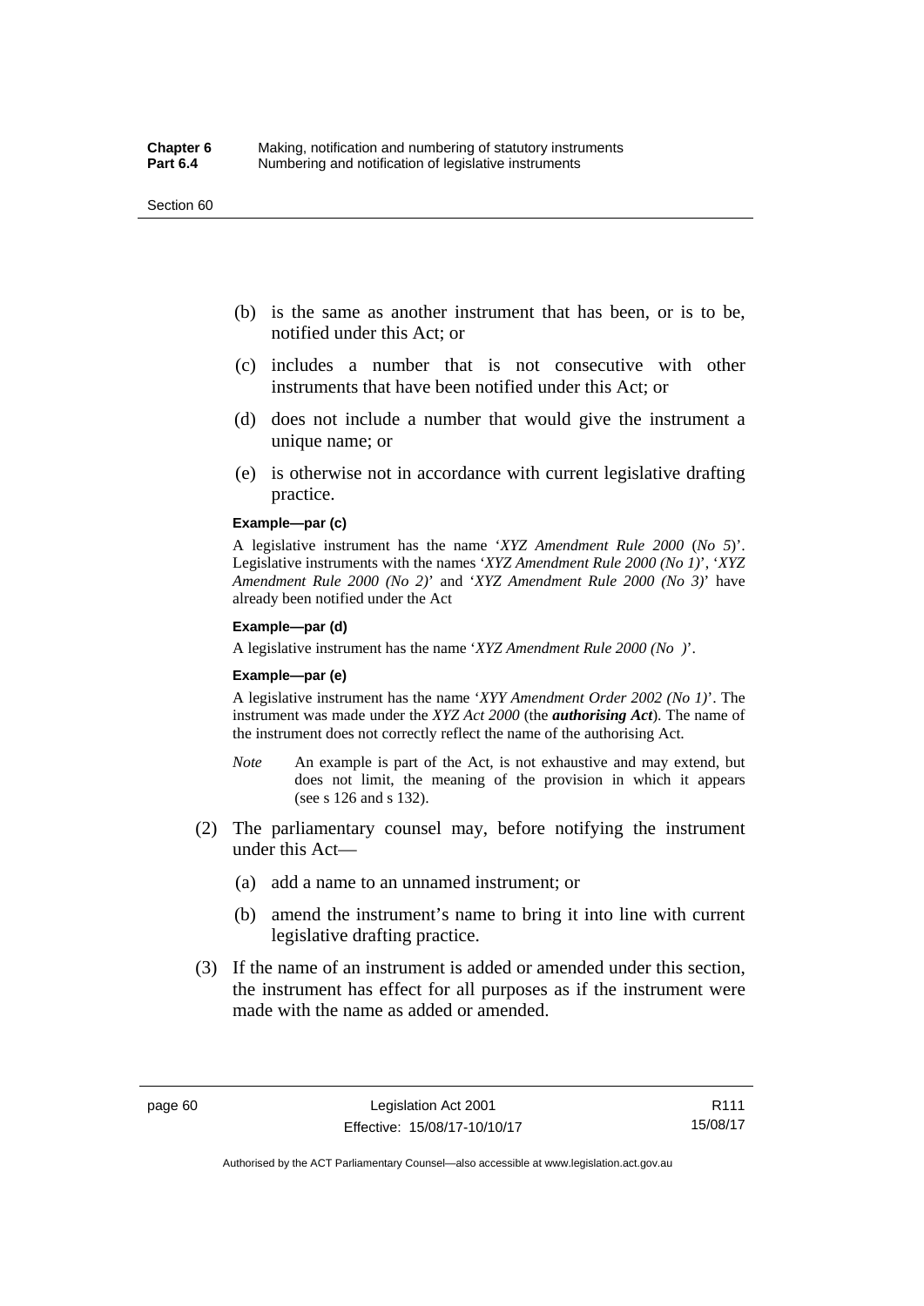(b) is the same as another instrument that has been, or is to be, notified under this Act; or

(c) includes a number that is not consecutive with other instruments that have been notified under this Act; or

(d) does not include a number that would give the instrument a unique name; or

(e) is otherwise not in accordance with current legislative drafting practice.

**Example—par (c)**

A legislative instrument has the name '*XYZ Amendment Rule 2000* (*No 5*)'. Legislative instruments with the names '*XYZ Amendment Rule 2000 (No 1)*', '*XYZ Amendment Rule 2000 (No 2)*' and '*XYZ Amendment Rule 2000 (No 3)*' have already been notified under the Act

**Example—par (d)**

A legislative instrument has the name '*XYZ Amendment Rule 2000 (No )*'.

**Example—par (e)**

A legislative instrument has the name '*XYY Amendment Order 2002 (No 1)*'. The instrument was made under the *XYZ Act 2000* (the ***authorising Act***). The name of the instrument does not correctly reflect the name of the authorising Act.

*Note* An example is part of the Act, is not exhaustive and may extend, but does not limit, the meaning of the provision in which it appears (see s 126 and s 132).

(2) The parliamentary counsel may, before notifying the instrument under this Act—

(a) add a name to an unnamed instrument; or

(b) amend the instrument's name to bring it into line with current legislative drafting practice.

(3) If the name of an instrument is added or amended under this section, the instrument has effect for all purposes as if the instrument were made with the name as added or amended.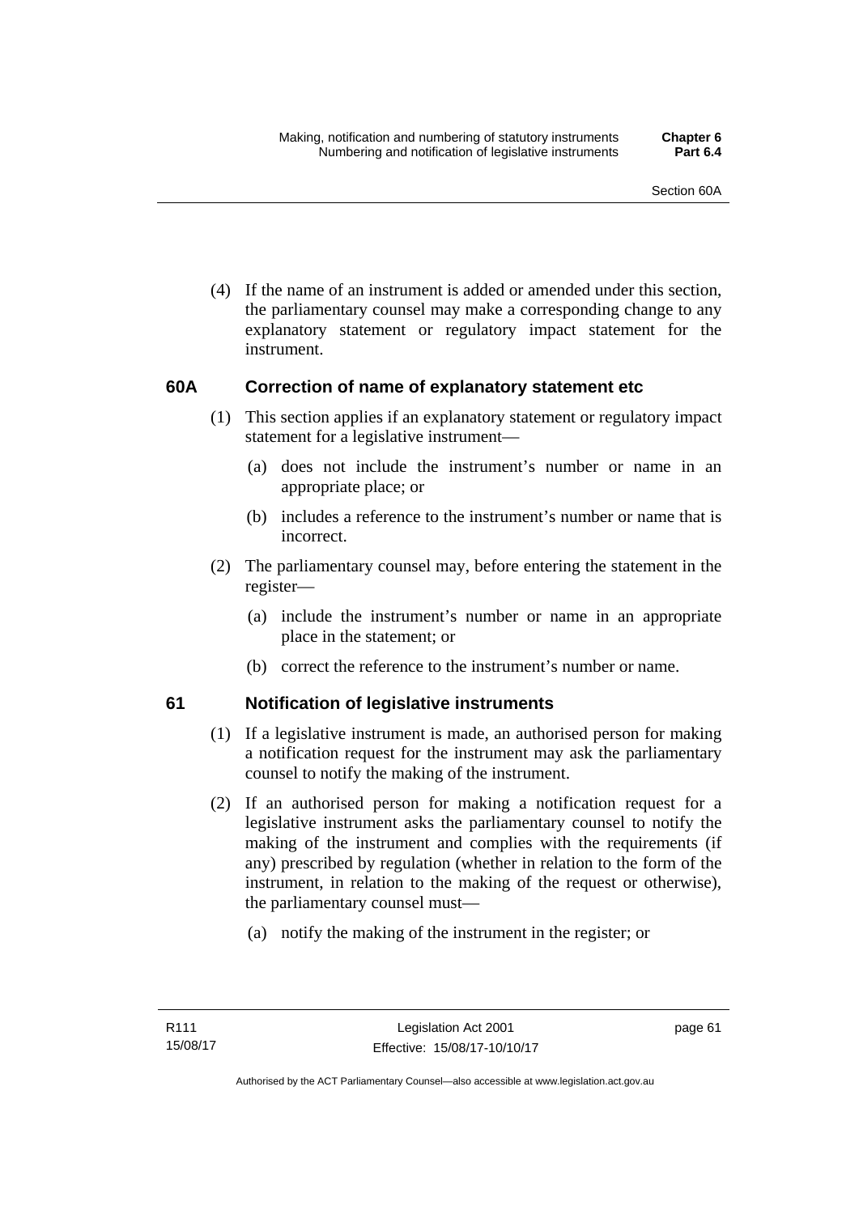(4) If the name of an instrument is added or amended under this section, the parliamentary counsel may make a corresponding change to any explanatory statement or regulatory impact statement for the instrument.

### 60A Correction of name of explanatory statement etc

(1) This section applies if an explanatory statement or regulatory impact statement for a legislative instrument—

(a) does not include the instrument's number or name in an appropriate place; or

(b) includes a reference to the instrument's number or name that is incorrect.

(2) The parliamentary counsel may, before entering the statement in the register—

(a) include the instrument's number or name in an appropriate place in the statement; or

(b) correct the reference to the instrument's number or name.

### 61 Notification of legislative instruments

(1) If a legislative instrument is made, an authorised person for making a notification request for the instrument may ask the parliamentary counsel to notify the making of the instrument.

(2) If an authorised person for making a notification request for a legislative instrument asks the parliamentary counsel to notify the making of the instrument and complies with the requirements (if any) prescribed by regulation (whether in relation to the form of the instrument, in relation to the making of the request or otherwise), the parliamentary counsel must—

(a) notify the making of the instrument in the register; or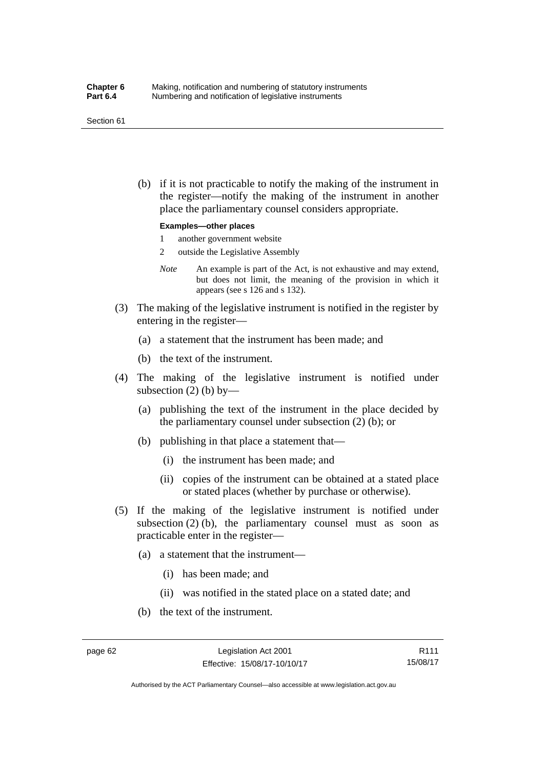(b) if it is not practicable to notify the making of the instrument in the register—notify the making of the instrument in another place the parliamentary counsel considers appropriate.

**Examples—other places**

1 another government website

2 outside the Legislative Assembly

*Note* An example is part of the Act, is not exhaustive and may extend, but does not limit, the meaning of the provision in which it appears (see s 126 and s 132).

(3) The making of the legislative instrument is notified in the register by entering in the register—

(a) a statement that the instrument has been made; and

(b) the text of the instrument.

(4) The making of the legislative instrument is notified under subsection (2) (b) by—

(a) publishing the text of the instrument in the place decided by the parliamentary counsel under subsection (2) (b); or

(b) publishing in that place a statement that—

(i) the instrument has been made; and

(ii) copies of the instrument can be obtained at a stated place or stated places (whether by purchase or otherwise).

(5) If the making of the legislative instrument is notified under subsection (2) (b), the parliamentary counsel must as soon as practicable enter in the register—

(a) a statement that the instrument—

(i) has been made; and

(ii) was notified in the stated place on a stated date; and

(b) the text of the instrument.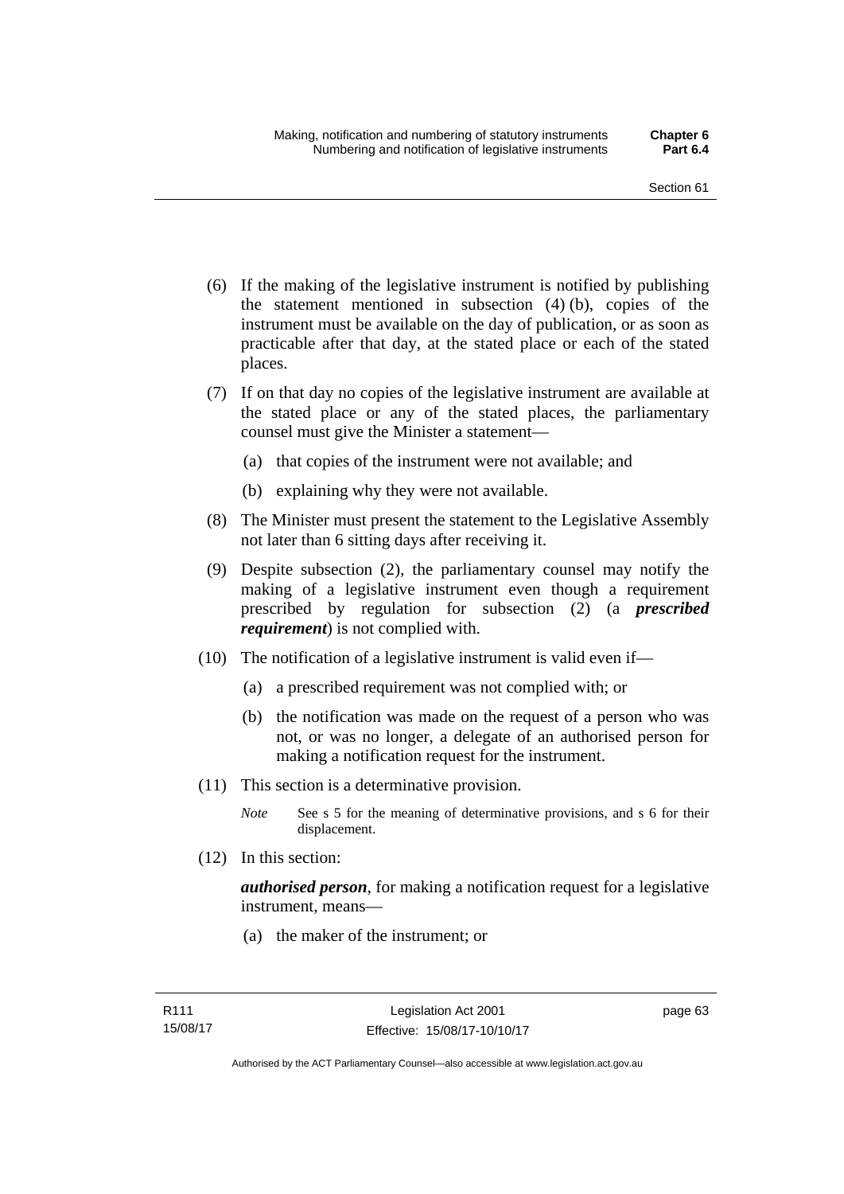(6) If the making of the legislative instrument is notified by publishing the statement mentioned in subsection (4) (b), copies of the instrument must be available on the day of publication, or as soon as practicable after that day, at the stated place or each of the stated places.

(7) If on that day no copies of the legislative instrument are available at the stated place or any of the stated places, the parliamentary counsel must give the Minister a statement—

(a) that copies of the instrument were not available; and

(b) explaining why they were not available.

(8) The Minister must present the statement to the Legislative Assembly not later than 6 sitting days after receiving it.

(9) Despite subsection (2), the parliamentary counsel may notify the making of a legislative instrument even though a requirement prescribed by regulation for subsection (2) (a ***prescribed requirement***) is not complied with.

(10) The notification of a legislative instrument is valid even if—

(a) a prescribed requirement was not complied with; or

(b) the notification was made on the request of a person who was not, or was no longer, a delegate of an authorised person for making a notification request for the instrument.

(11) This section is a determinative provision.

*Note* See s 5 for the meaning of determinative provisions, and s 6 for their displacement.

(12) In this section:

***authorised person***, for making a notification request for a legislative instrument, means—

(a) the maker of the instrument; or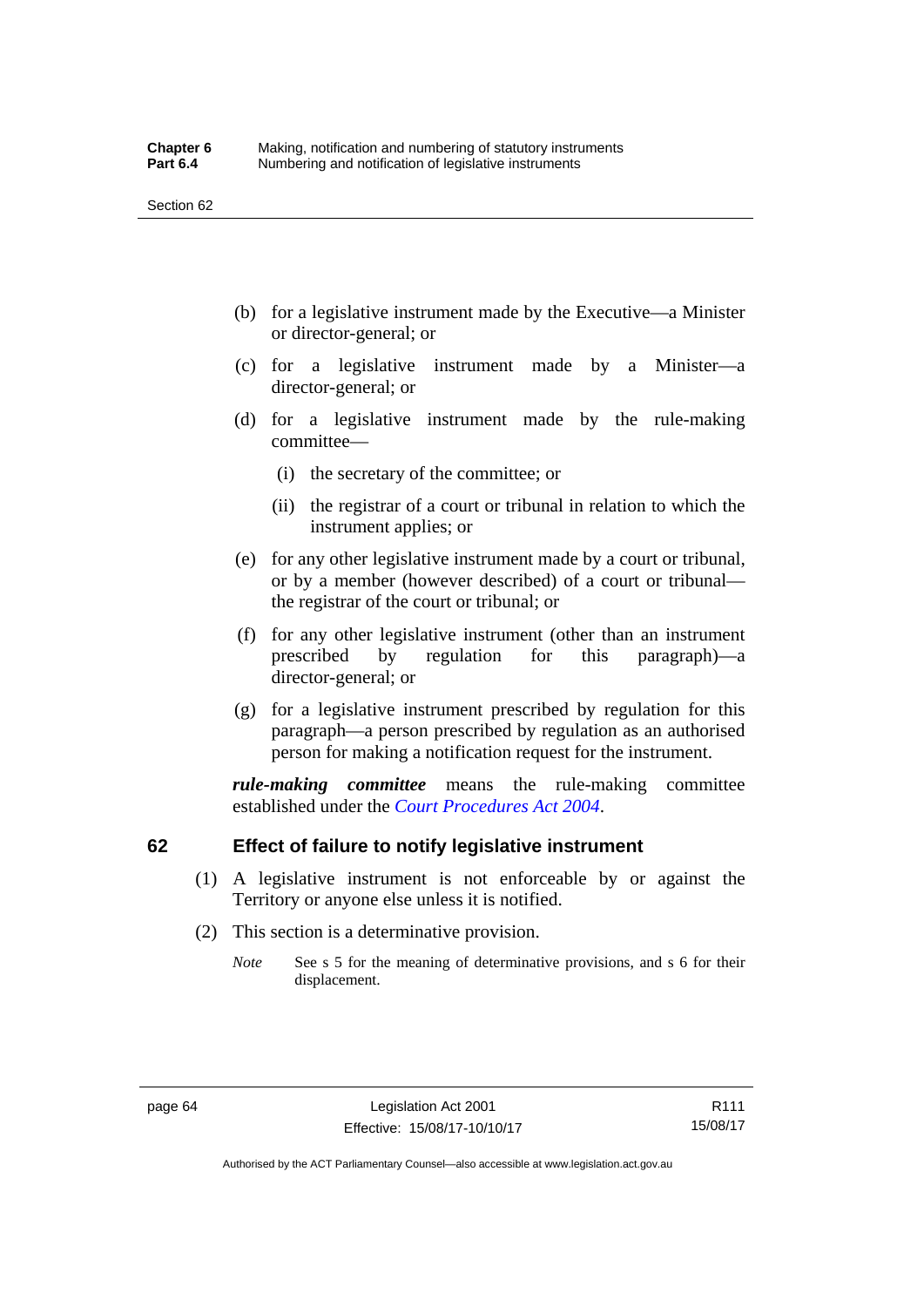(b) for a legislative instrument made by the Executive—a Minister or director-general; or

(c) for a legislative instrument made by a Minister—a director-general; or

(d) for a legislative instrument made by the rule-making committee—

  (i) the secretary of the committee; or

  (ii) the registrar of a court or tribunal in relation to which the instrument applies; or

(e) for any other legislative instrument made by a court or tribunal, or by a member (however described) of a court or tribunal—the registrar of the court or tribunal; or

(f) for any other legislative instrument (other than an instrument prescribed by regulation for this paragraph)—a director-general; or

(g) for a legislative instrument prescribed by regulation for this paragraph—a person prescribed by regulation as an authorised person for making a notification request for the instrument.

***rule-making committee*** means the rule-making committee established under the *Court Procedures Act 2004*.

## 62 Effect of failure to notify legislative instrument

(1) A legislative instrument is not enforceable by or against the Territory or anyone else unless it is notified.

(2) This section is a determinative provision.

*Note* See s 5 for the meaning of determinative provisions, and s 6 for their displacement.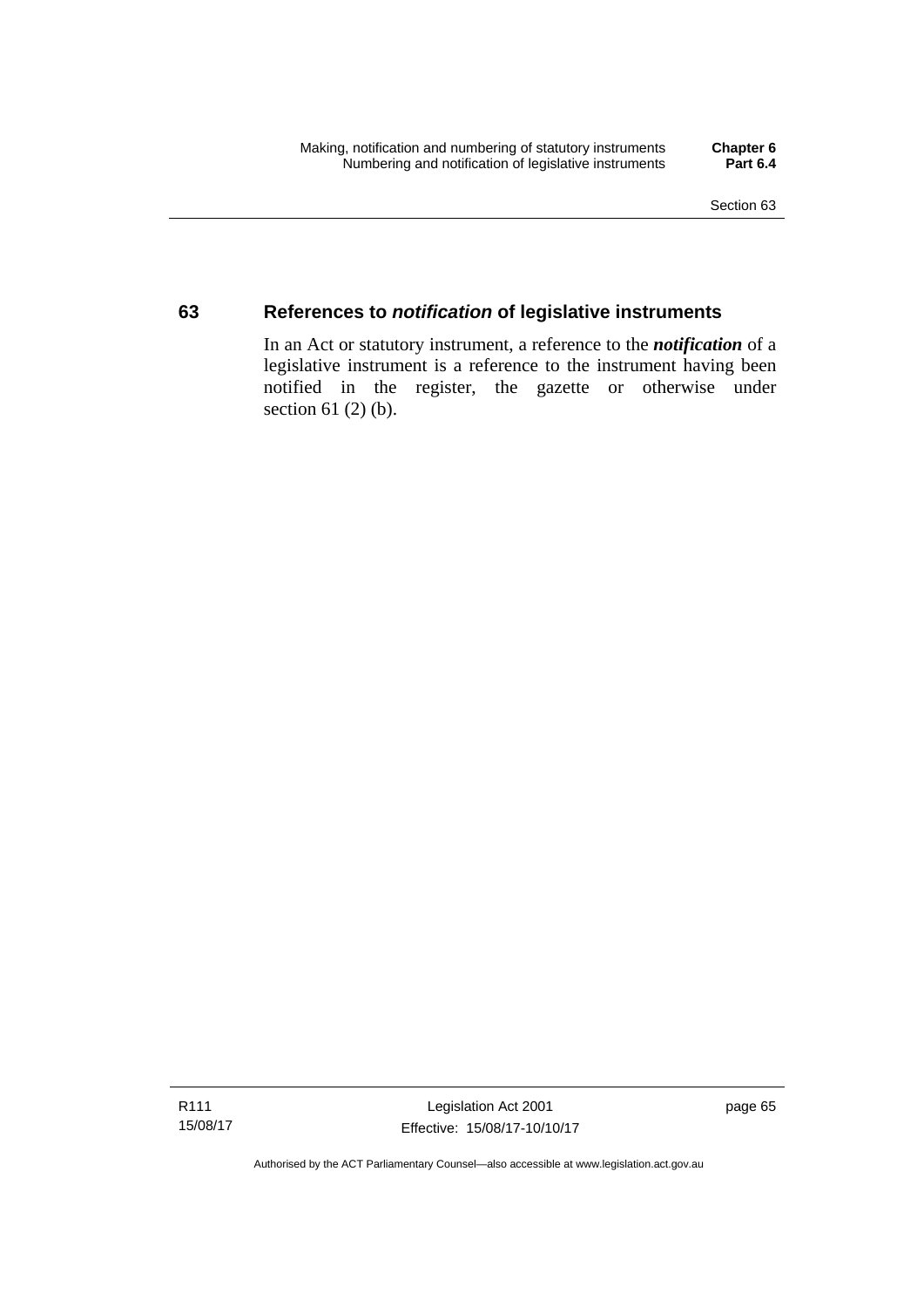## 63 References to *notification* of legislative instruments

In an Act or statutory instrument, a reference to the ***notification*** of a legislative instrument is a reference to the instrument having been notified in the register, the gazette or otherwise under section 61 (2) (b).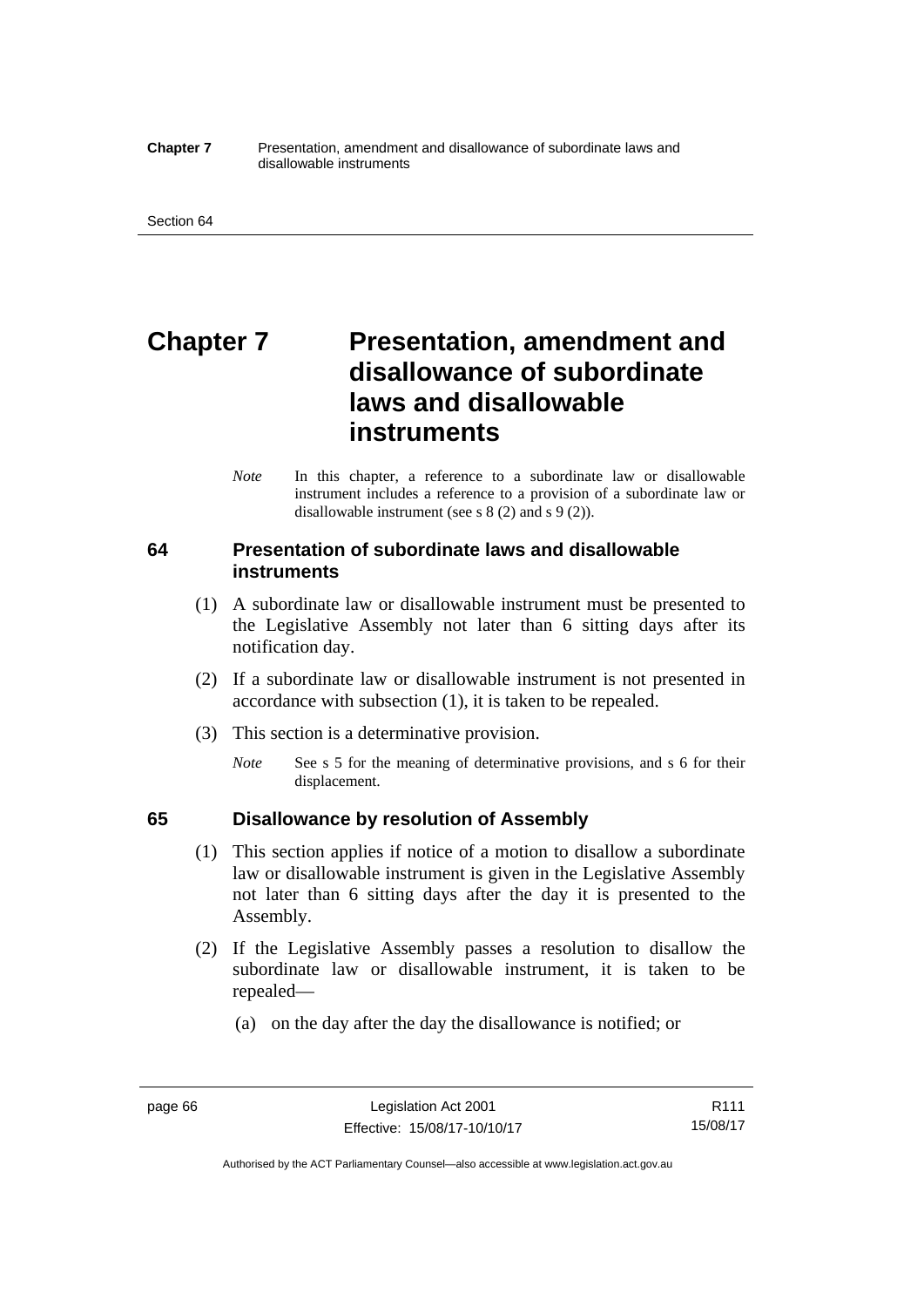# Chapter 7 Presentation, amendment and disallowance of subordinate laws and disallowable instruments

*Note* In this chapter, a reference to a subordinate law or disallowable instrument includes a reference to a provision of a subordinate law or disallowable instrument (see s 8 (2) and s 9 (2)).

## 64 Presentation of subordinate laws and disallowable instruments

(1) A subordinate law or disallowable instrument must be presented to the Legislative Assembly not later than 6 sitting days after its notification day.

(2) If a subordinate law or disallowable instrument is not presented in accordance with subsection (1), it is taken to be repealed.

(3) This section is a determinative provision.

*Note* See s 5 for the meaning of determinative provisions, and s 6 for their displacement.

## 65 Disallowance by resolution of Assembly

(1) This section applies if notice of a motion to disallow a subordinate law or disallowable instrument is given in the Legislative Assembly not later than 6 sitting days after the day it is presented to the Assembly.

(2) If the Legislative Assembly passes a resolution to disallow the subordinate law or disallowable instrument, it is taken to be repealed—

(a) on the day after the day the disallowance is notified; or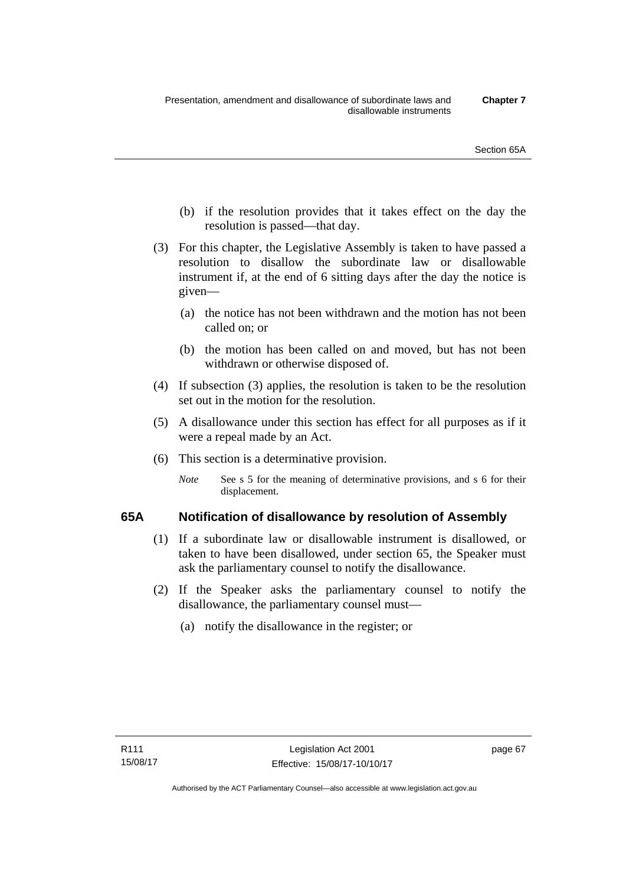(b) if the resolution provides that it takes effect on the day the resolution is passed—that day.

(3) For this chapter, the Legislative Assembly is taken to have passed a resolution to disallow the subordinate law or disallowable instrument if, at the end of 6 sitting days after the day the notice is given—

(a) the notice has not been withdrawn and the motion has not been called on; or

(b) the motion has been called on and moved, but has not been withdrawn or otherwise disposed of.

(4) If subsection (3) applies, the resolution is taken to be the resolution set out in the motion for the resolution.

(5) A disallowance under this section has effect for all purposes as if it were a repeal made by an Act.

(6) This section is a determinative provision.

*Note* See s 5 for the meaning of determinative provisions, and s 6 for their displacement.

### 65A Notification of disallowance by resolution of Assembly

(1) If a subordinate law or disallowable instrument is disallowed, or taken to have been disallowed, under section 65, the Speaker must ask the parliamentary counsel to notify the disallowance.

(2) If the Speaker asks the parliamentary counsel to notify the disallowance, the parliamentary counsel must—

(a) notify the disallowance in the register; or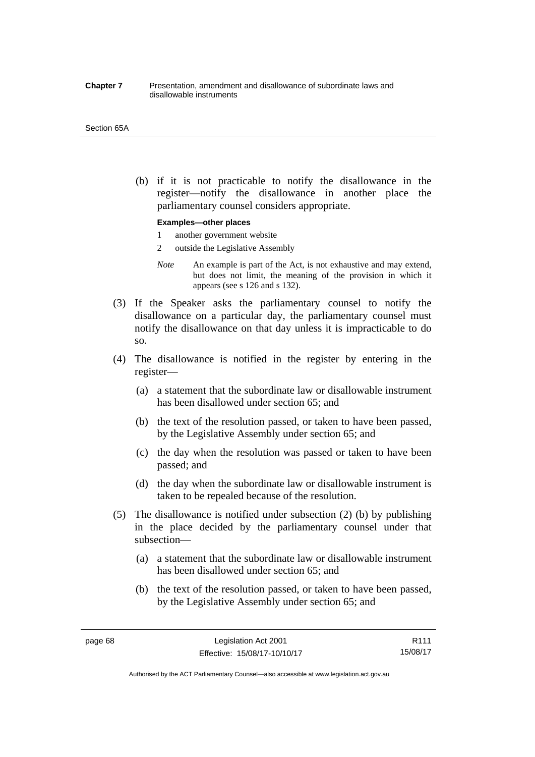(b) if it is not practicable to notify the disallowance in the register—notify the disallowance in another place the parliamentary counsel considers appropriate.

**Examples—other places**

1 another government website

2 outside the Legislative Assembly

*Note* An example is part of the Act, is not exhaustive and may extend, but does not limit, the meaning of the provision in which it appears (see s 126 and s 132).

(3) If the Speaker asks the parliamentary counsel to notify the disallowance on a particular day, the parliamentary counsel must notify the disallowance on that day unless it is impracticable to do so.

(4) The disallowance is notified in the register by entering in the register—

(a) a statement that the subordinate law or disallowable instrument has been disallowed under section 65; and

(b) the text of the resolution passed, or taken to have been passed, by the Legislative Assembly under section 65; and

(c) the day when the resolution was passed or taken to have been passed; and

(d) the day when the subordinate law or disallowable instrument is taken to be repealed because of the resolution.

(5) The disallowance is notified under subsection (2) (b) by publishing in the place decided by the parliamentary counsel under that subsection—

(a) a statement that the subordinate law or disallowable instrument has been disallowed under section 65; and

(b) the text of the resolution passed, or taken to have been passed, by the Legislative Assembly under section 65; and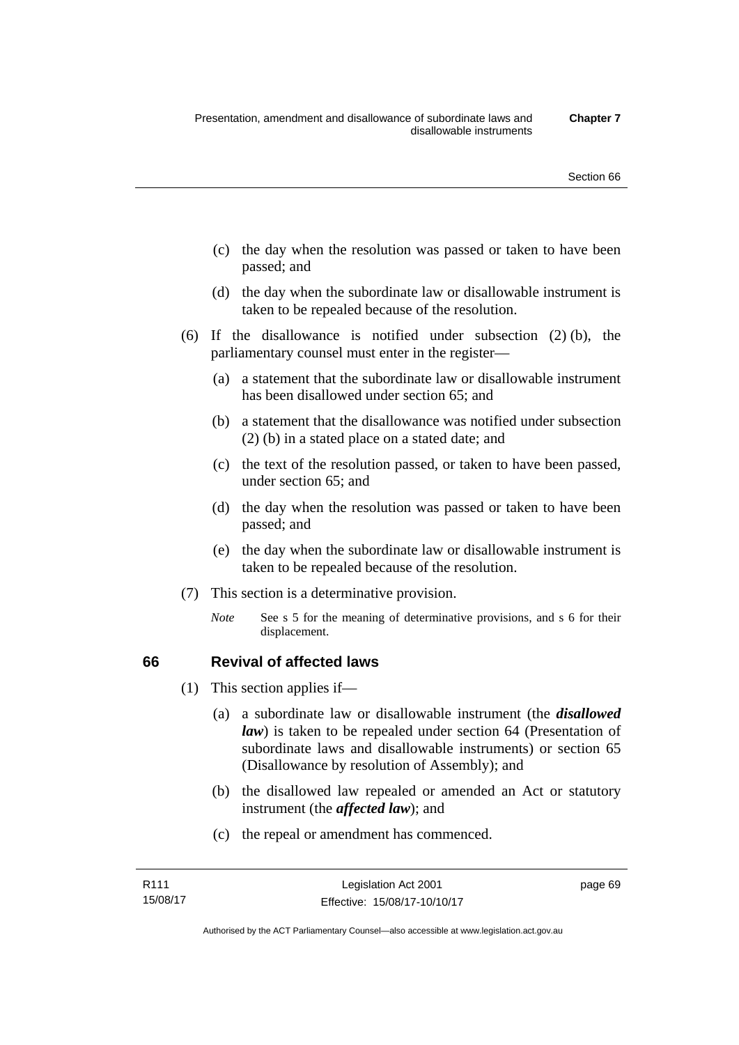(c) the day when the resolution was passed or taken to have been passed; and

(d) the day when the subordinate law or disallowable instrument is taken to be repealed because of the resolution.

(6) If the disallowance is notified under subsection (2) (b), the parliamentary counsel must enter in the register—

(a) a statement that the subordinate law or disallowable instrument has been disallowed under section 65; and

(b) a statement that the disallowance was notified under subsection (2) (b) in a stated place on a stated date; and

(c) the text of the resolution passed, or taken to have been passed, under section 65; and

(d) the day when the resolution was passed or taken to have been passed; and

(e) the day when the subordinate law or disallowable instrument is taken to be repealed because of the resolution.

(7) This section is a determinative provision.

*Note* See s 5 for the meaning of determinative provisions, and s 6 for their displacement.

## 66 Revival of affected laws

(1) This section applies if—

(a) a subordinate law or disallowable instrument (the ***disallowed law***) is taken to be repealed under section 64 (Presentation of subordinate laws and disallowable instruments) or section 65 (Disallowance by resolution of Assembly); and

(b) the disallowed law repealed or amended an Act or statutory instrument (the ***affected law***); and

(c) the repeal or amendment has commenced.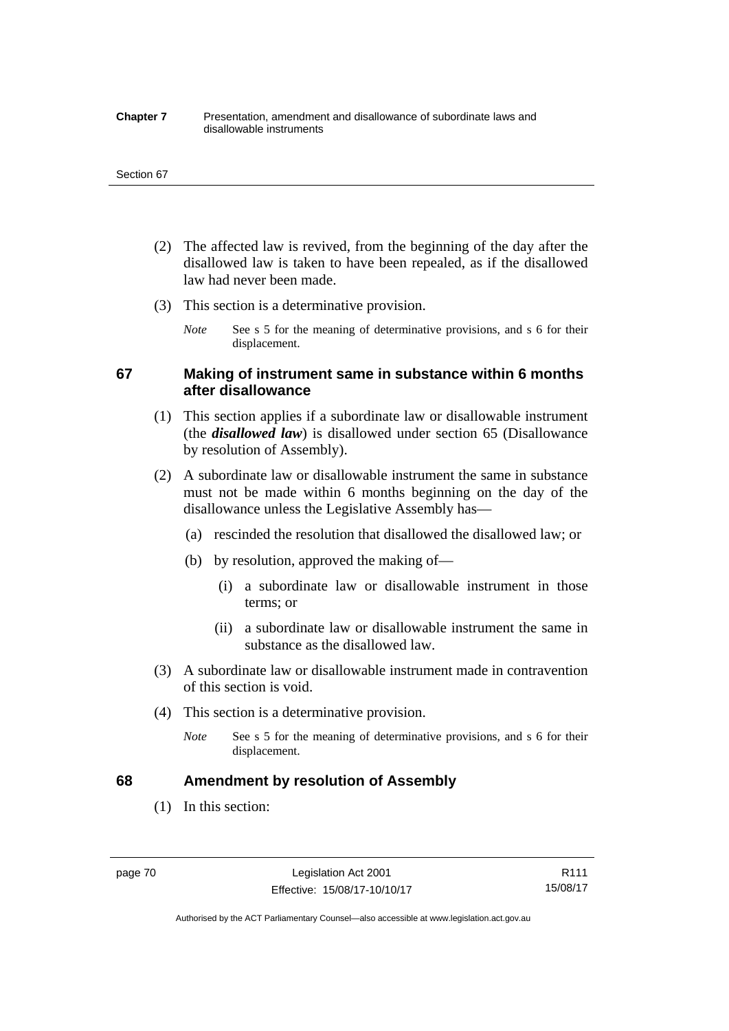(2) The affected law is revived, from the beginning of the day after the disallowed law is taken to have been repealed, as if the disallowed law had never been made.

(3) This section is a determinative provision.

*Note* See s 5 for the meaning of determinative provisions, and s 6 for their displacement.

## 67 Making of instrument same in substance within 6 months after disallowance

(1) This section applies if a subordinate law or disallowable instrument (the ***disallowed law***) is disallowed under section 65 (Disallowance by resolution of Assembly).

(2) A subordinate law or disallowable instrument the same in substance must not be made within 6 months beginning on the day of the disallowance unless the Legislative Assembly has—

(a) rescinded the resolution that disallowed the disallowed law; or

(b) by resolution, approved the making of—

(i) a subordinate law or disallowable instrument in those terms; or

(ii) a subordinate law or disallowable instrument the same in substance as the disallowed law.

(3) A subordinate law or disallowable instrument made in contravention of this section is void.

(4) This section is a determinative provision.

*Note* See s 5 for the meaning of determinative provisions, and s 6 for their displacement.

## 68 Amendment by resolution of Assembly

(1) In this section: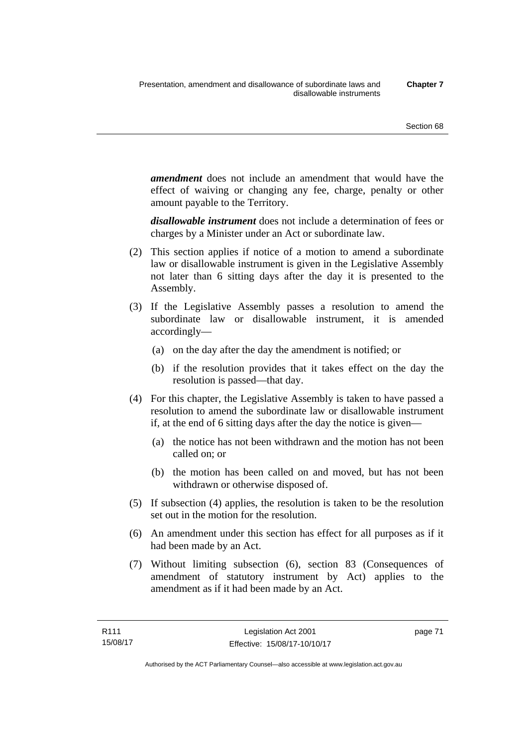***amendment*** does not include an amendment that would have the effect of waiving or changing any fee, charge, penalty or other amount payable to the Territory.

***disallowable instrument*** does not include a determination of fees or charges by a Minister under an Act or subordinate law.

(2) This section applies if notice of a motion to amend a subordinate law or disallowable instrument is given in the Legislative Assembly not later than 6 sitting days after the day it is presented to the Assembly.

(3) If the Legislative Assembly passes a resolution to amend the subordinate law or disallowable instrument, it is amended accordingly—

(a) on the day after the day the amendment is notified; or

(b) if the resolution provides that it takes effect on the day the resolution is passed—that day.

(4) For this chapter, the Legislative Assembly is taken to have passed a resolution to amend the subordinate law or disallowable instrument if, at the end of 6 sitting days after the day the notice is given—

(a) the notice has not been withdrawn and the motion has not been called on; or

(b) the motion has been called on and moved, but has not been withdrawn or otherwise disposed of.

(5) If subsection (4) applies, the resolution is taken to be the resolution set out in the motion for the resolution.

(6) An amendment under this section has effect for all purposes as if it had been made by an Act.

(7) Without limiting subsection (6), section 83 (Consequences of amendment of statutory instrument by Act) applies to the amendment as if it had been made by an Act.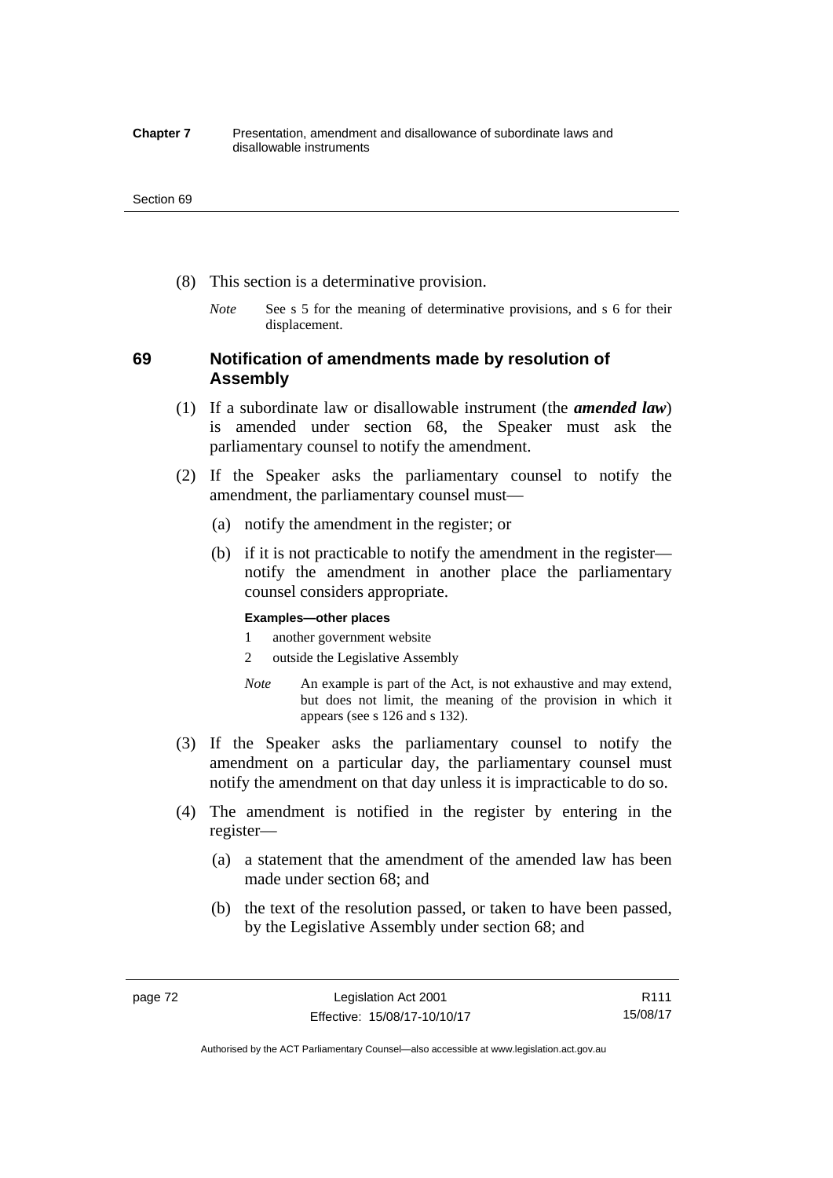(8) This section is a determinative provision.

*Note* See s 5 for the meaning of determinative provisions, and s 6 for their displacement.

## 69 Notification of amendments made by resolution of Assembly

(1) If a subordinate law or disallowable instrument (the ***amended law***) is amended under section 68, the Speaker must ask the parliamentary counsel to notify the amendment.

(2) If the Speaker asks the parliamentary counsel to notify the amendment, the parliamentary counsel must—

(a) notify the amendment in the register; or

(b) if it is not practicable to notify the amendment in the register—notify the amendment in another place the parliamentary counsel considers appropriate.

**Examples—other places**

1 another government website

2 outside the Legislative Assembly

*Note* An example is part of the Act, is not exhaustive and may extend, but does not limit, the meaning of the provision in which it appears (see s 126 and s 132).

(3) If the Speaker asks the parliamentary counsel to notify the amendment on a particular day, the parliamentary counsel must notify the amendment on that day unless it is impracticable to do so.

(4) The amendment is notified in the register by entering in the register—

(a) a statement that the amendment of the amended law has been made under section 68; and

(b) the text of the resolution passed, or taken to have been passed, by the Legislative Assembly under section 68; and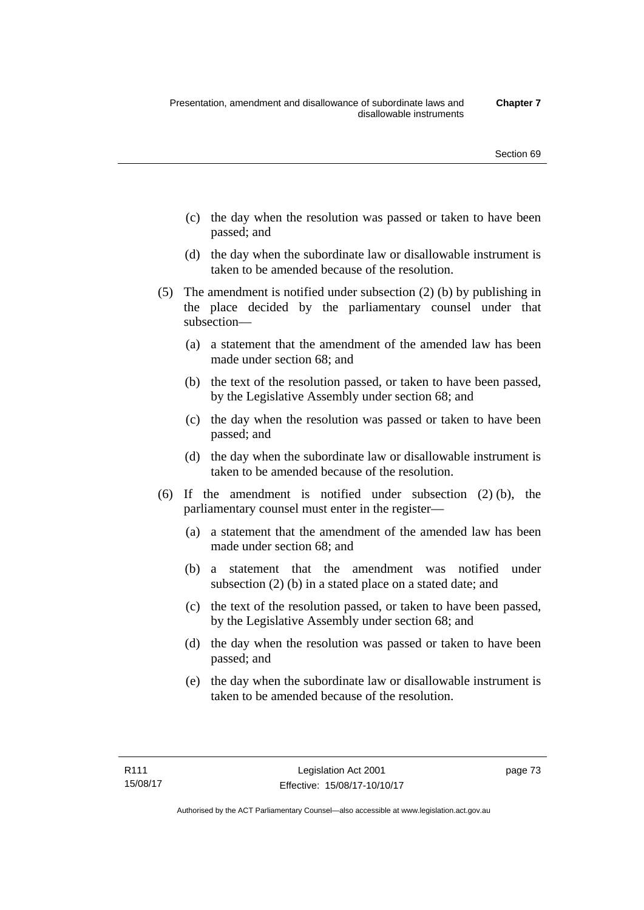(c) the day when the resolution was passed or taken to have been passed; and

(d) the day when the subordinate law or disallowable instrument is taken to be amended because of the resolution.

(5) The amendment is notified under subsection (2) (b) by publishing in the place decided by the parliamentary counsel under that subsection—

(a) a statement that the amendment of the amended law has been made under section 68; and

(b) the text of the resolution passed, or taken to have been passed, by the Legislative Assembly under section 68; and

(c) the day when the resolution was passed or taken to have been passed; and

(d) the day when the subordinate law or disallowable instrument is taken to be amended because of the resolution.

(6) If the amendment is notified under subsection (2) (b), the parliamentary counsel must enter in the register—

(a) a statement that the amendment of the amended law has been made under section 68; and

(b) a statement that the amendment was notified under subsection (2) (b) in a stated place on a stated date; and

(c) the text of the resolution passed, or taken to have been passed, by the Legislative Assembly under section 68; and

(d) the day when the resolution was passed or taken to have been passed; and

(e) the day when the subordinate law or disallowable instrument is taken to be amended because of the resolution.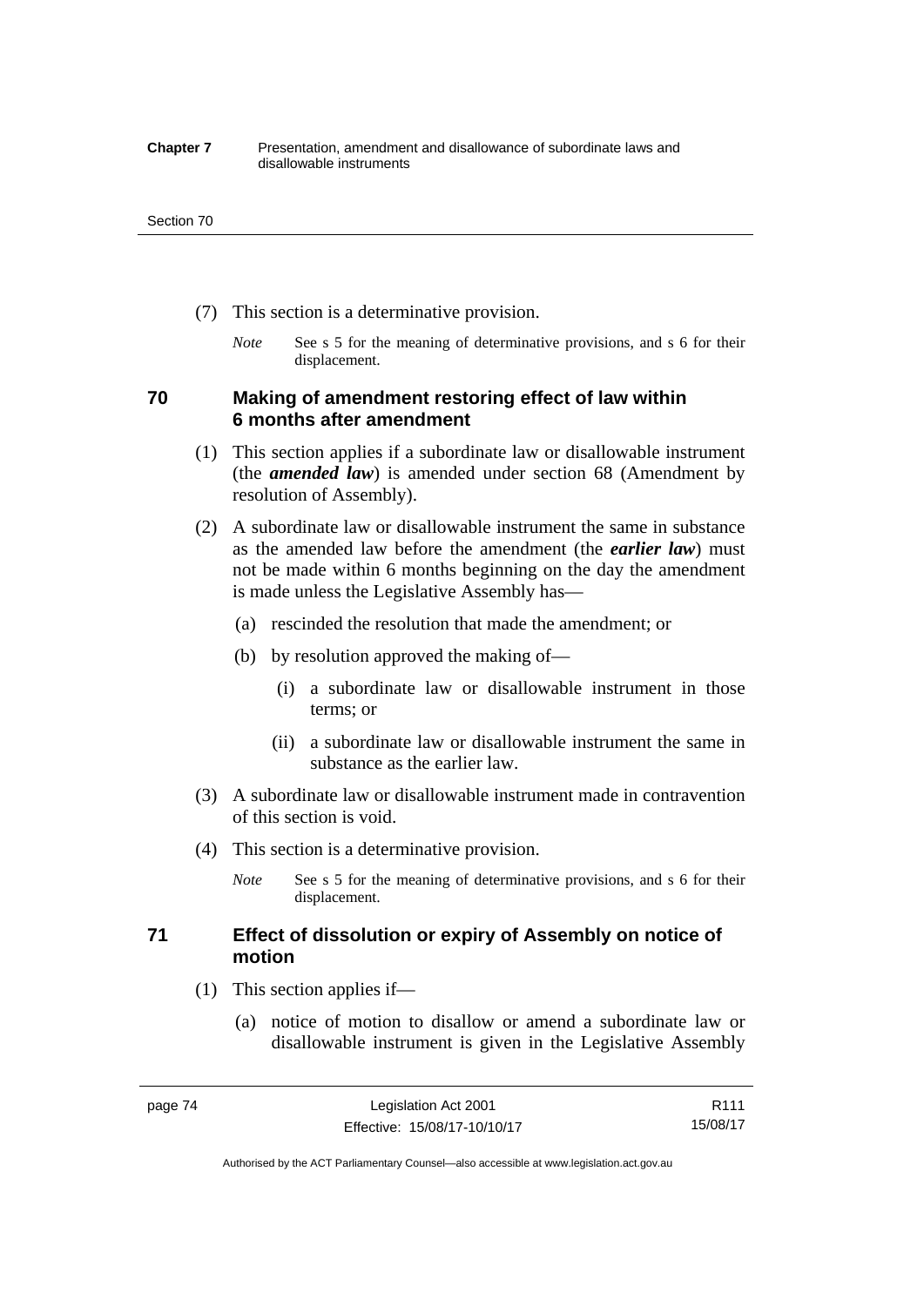(7) This section is a determinative provision.

*Note* See s 5 for the meaning of determinative provisions, and s 6 for their displacement.

## 70 Making of amendment restoring effect of law within 6 months after amendment

(1) This section applies if a subordinate law or disallowable instrument (the ***amended law***) is amended under section 68 (Amendment by resolution of Assembly).

(2) A subordinate law or disallowable instrument the same in substance as the amended law before the amendment (the ***earlier law***) must not be made within 6 months beginning on the day the amendment is made unless the Legislative Assembly has—

(a) rescinded the resolution that made the amendment; or

(b) by resolution approved the making of—

(i) a subordinate law or disallowable instrument in those terms; or

(ii) a subordinate law or disallowable instrument the same in substance as the earlier law.

(3) A subordinate law or disallowable instrument made in contravention of this section is void.

(4) This section is a determinative provision.

*Note* See s 5 for the meaning of determinative provisions, and s 6 for their displacement.

## 71 Effect of dissolution or expiry of Assembly on notice of motion

(1) This section applies if—

(a) notice of motion to disallow or amend a subordinate law or disallowable instrument is given in the Legislative Assembly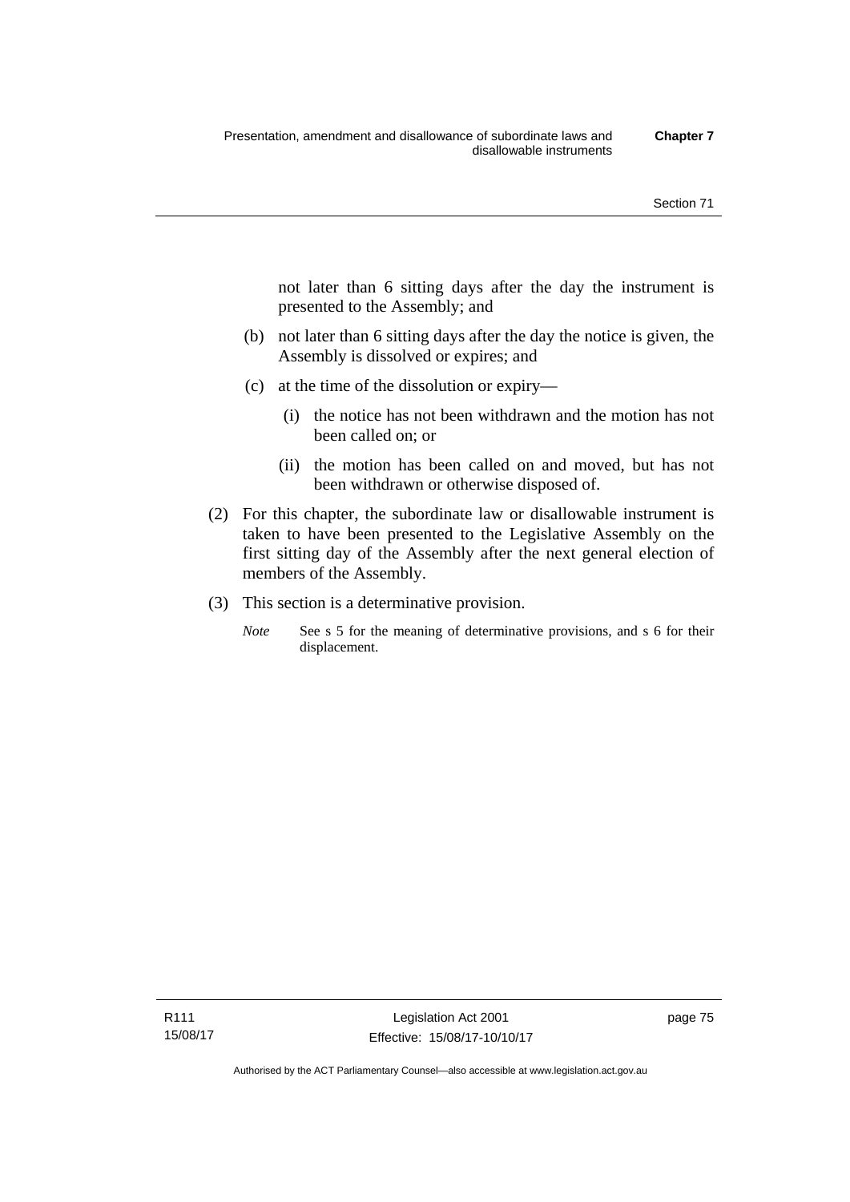not later than 6 sitting days after the day the instrument is presented to the Assembly; and

(b) not later than 6 sitting days after the day the notice is given, the Assembly is dissolved or expires; and

(c) at the time of the dissolution or expiry—

 (i) the notice has not been withdrawn and the motion has not been called on; or

 (ii) the motion has been called on and moved, but has not been withdrawn or otherwise disposed of.

(2) For this chapter, the subordinate law or disallowable instrument is taken to have been presented to the Legislative Assembly on the first sitting day of the Assembly after the next general election of members of the Assembly.

(3) This section is a determinative provision.

*Note* See s 5 for the meaning of determinative provisions, and s 6 for their displacement.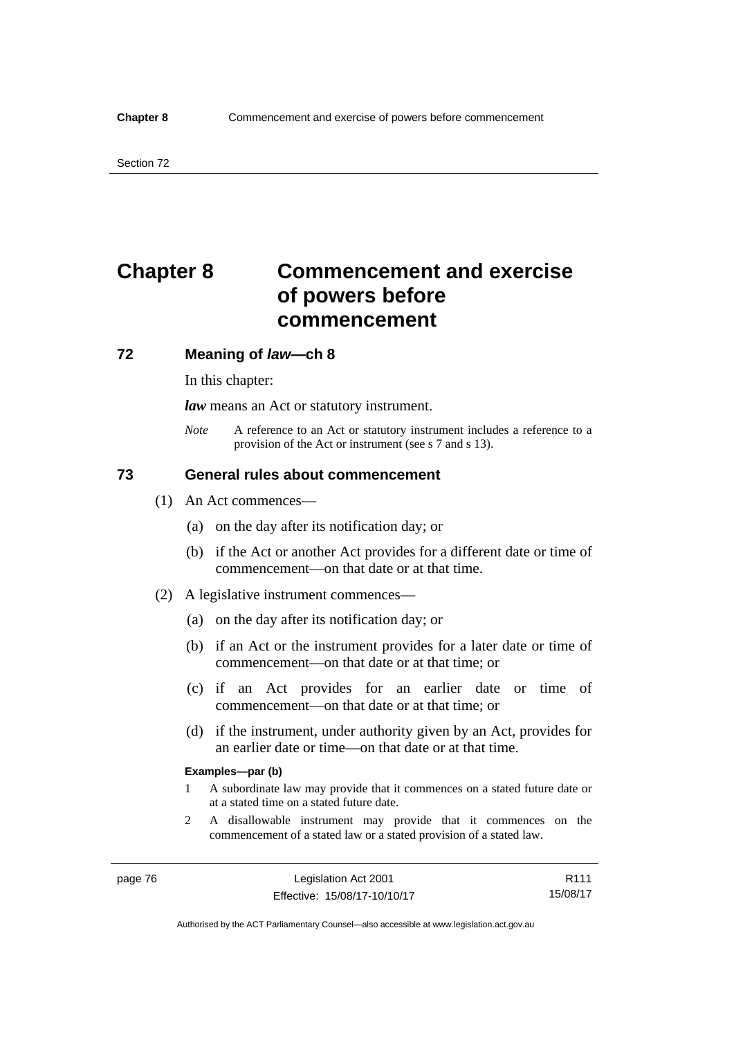# Chapter 8 Commencement and exercise of powers before commencement

## 72 Meaning of *law*—ch 8

In this chapter:

***law*** means an Act or statutory instrument.

*Note* A reference to an Act or statutory instrument includes a reference to a provision of the Act or instrument (see s 7 and s 13).

## 73 General rules about commencement

(1) An Act commences—

(a) on the day after its notification day; or

(b) if the Act or another Act provides for a different date or time of commencement—on that date or at that time.

(2) A legislative instrument commences—

(a) on the day after its notification day; or

(b) if an Act or the instrument provides for a later date or time of commencement—on that date or at that time; or

(c) if an Act provides for an earlier date or time of commencement—on that date or at that time; or

(d) if the instrument, under authority given by an Act, provides for an earlier date or time—on that date or at that time.

**Examples—par (b)**

1 A subordinate law may provide that it commences on a stated future date or at a stated time on a stated future date.

2 A disallowable instrument may provide that it commences on the commencement of a stated law or a stated provision of a stated law.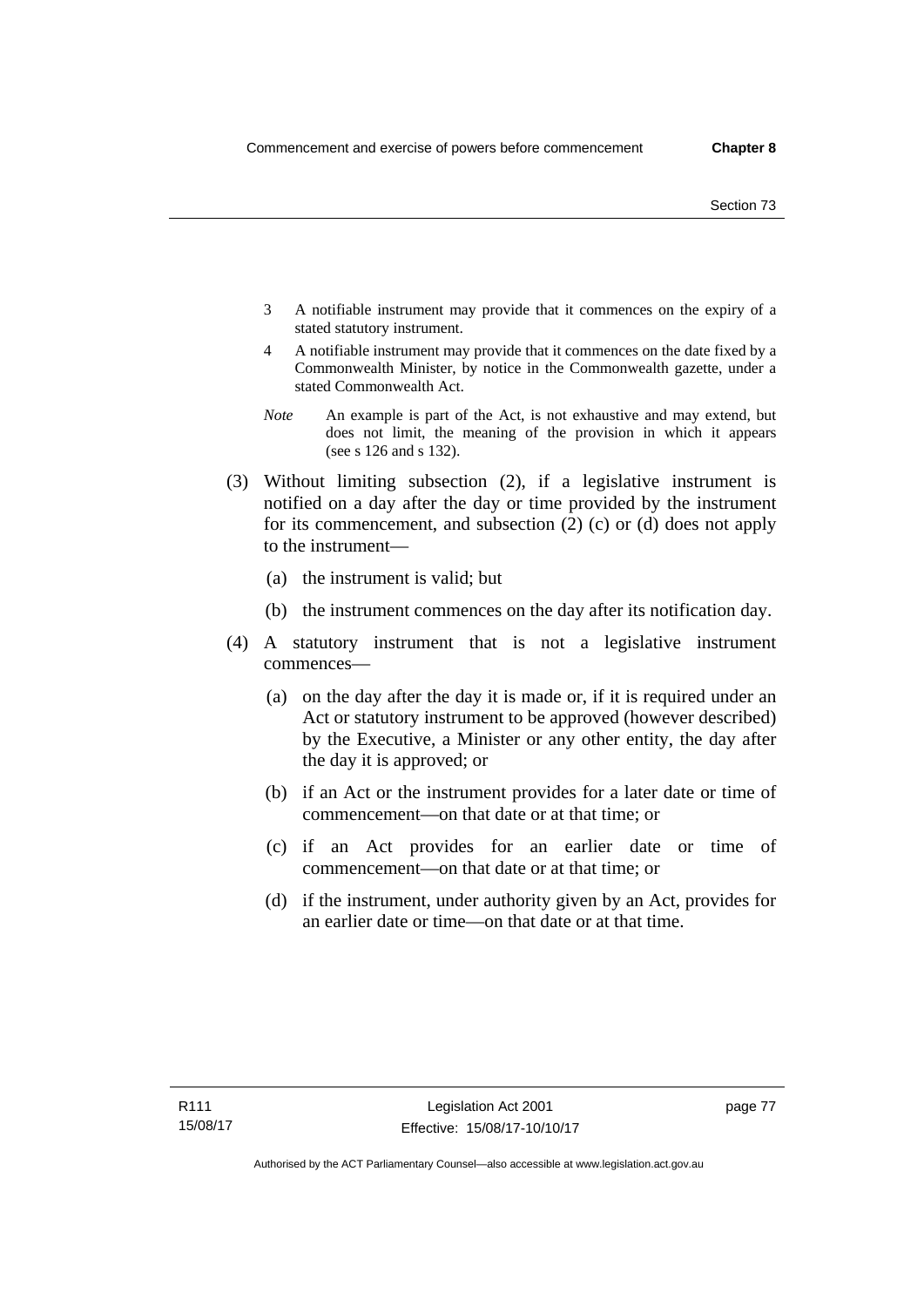3 A notifiable instrument may provide that it commences on the expiry of a stated statutory instrument.

4 A notifiable instrument may provide that it commences on the date fixed by a Commonwealth Minister, by notice in the Commonwealth gazette, under a stated Commonwealth Act.

*Note* An example is part of the Act, is not exhaustive and may extend, but does not limit, the meaning of the provision in which it appears (see s 126 and s 132).

(3) Without limiting subsection (2), if a legislative instrument is notified on a day after the day or time provided by the instrument for its commencement, and subsection (2) (c) or (d) does not apply to the instrument—

(a) the instrument is valid; but

(b) the instrument commences on the day after its notification day.

(4) A statutory instrument that is not a legislative instrument commences—

(a) on the day after the day it is made or, if it is required under an Act or statutory instrument to be approved (however described) by the Executive, a Minister or any other entity, the day after the day it is approved; or

(b) if an Act or the instrument provides for a later date or time of commencement—on that date or at that time; or

(c) if an Act provides for an earlier date or time of commencement—on that date or at that time; or

(d) if the instrument, under authority given by an Act, provides for an earlier date or time—on that date or at that time.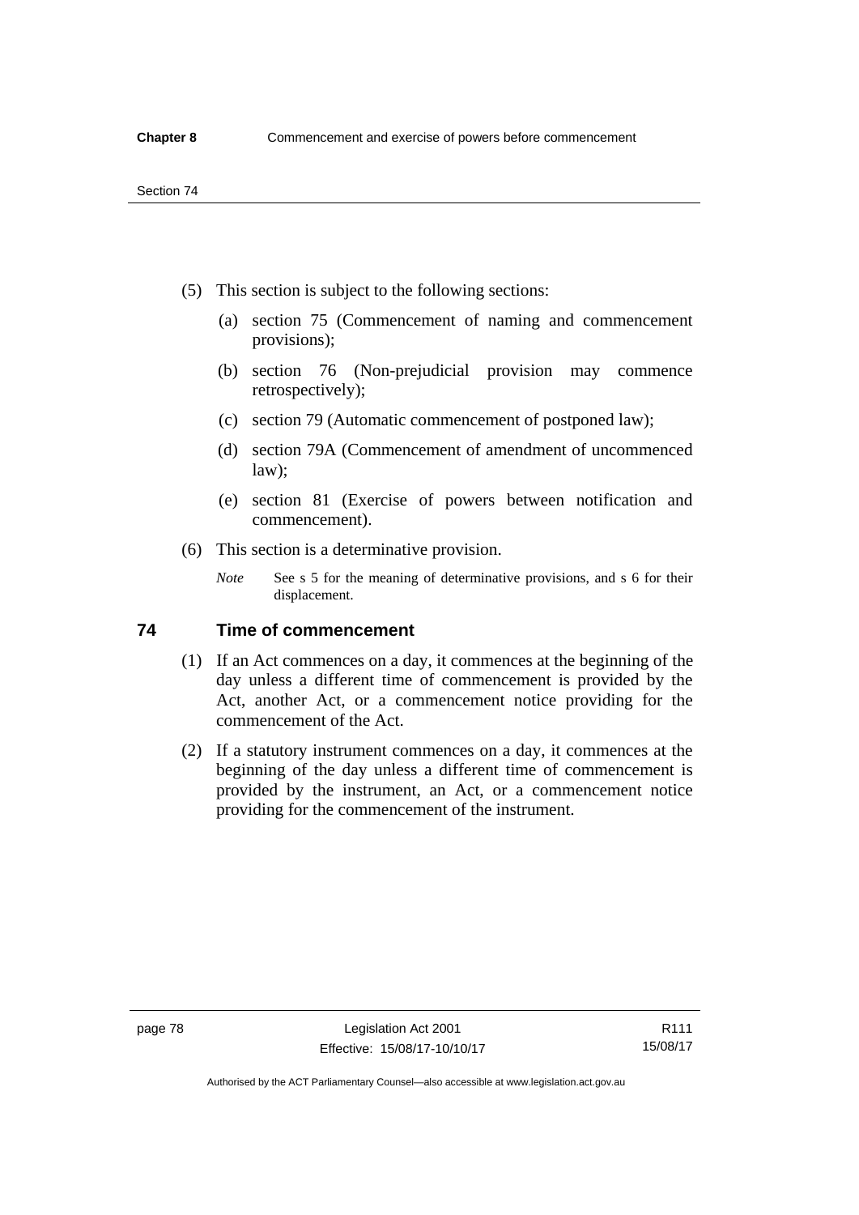(5) This section is subject to the following sections:

(a) section 75 (Commencement of naming and commencement provisions);

(b) section 76 (Non-prejudicial provision may commence retrospectively);

(c) section 79 (Automatic commencement of postponed law);

(d) section 79A (Commencement of amendment of uncommenced law);

(e) section 81 (Exercise of powers between notification and commencement).

(6) This section is a determinative provision.

*Note* See s 5 for the meaning of determinative provisions, and s 6 for their displacement.

## 74 Time of commencement

(1) If an Act commences on a day, it commences at the beginning of the day unless a different time of commencement is provided by the Act, another Act, or a commencement notice providing for the commencement of the Act.

(2) If a statutory instrument commences on a day, it commences at the beginning of the day unless a different time of commencement is provided by the instrument, an Act, or a commencement notice providing for the commencement of the instrument.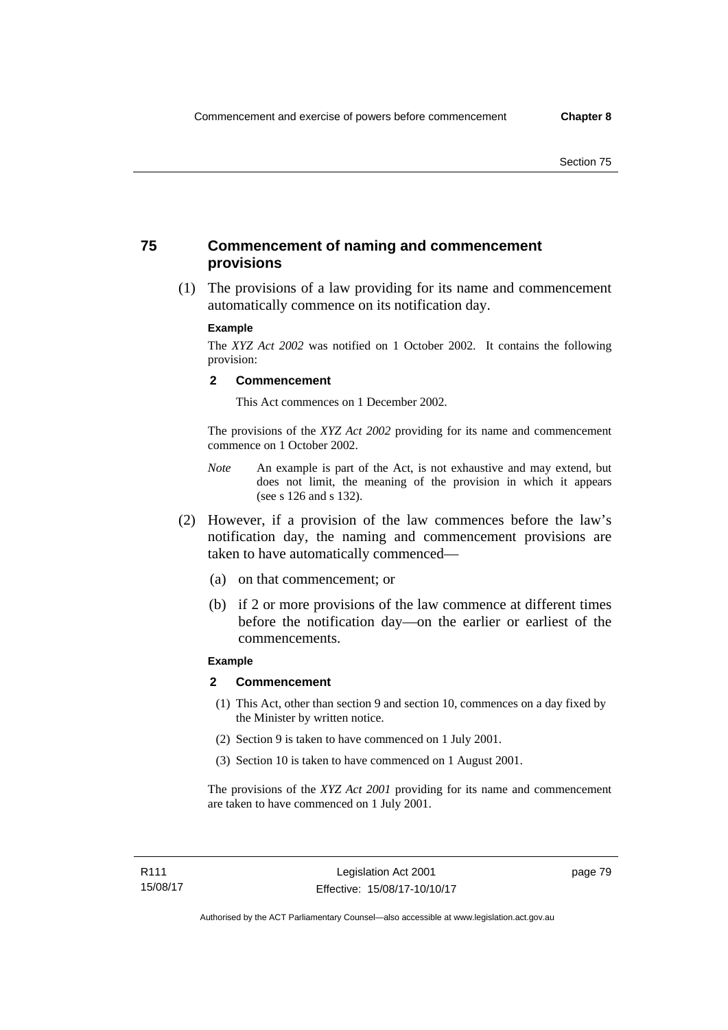## 75 Commencement of naming and commencement provisions

(1) The provisions of a law providing for its name and commencement automatically commence on its notification day.

**Example**

The *XYZ Act 2002* was notified on 1 October 2002. It contains the following provision:

**2 Commencement**

This Act commences on 1 December 2002.

The provisions of the *XYZ Act 2002* providing for its name and commencement commence on 1 October 2002.

*Note* An example is part of the Act, is not exhaustive and may extend, but does not limit, the meaning of the provision in which it appears (see s 126 and s 132).

(2) However, if a provision of the law commences before the law's notification day, the naming and commencement provisions are taken to have automatically commenced—

(a) on that commencement; or

(b) if 2 or more provisions of the law commence at different times before the notification day—on the earlier or earliest of the commencements.

**Example**

**2 Commencement**

(1) This Act, other than section 9 and section 10, commences on a day fixed by the Minister by written notice.

(2) Section 9 is taken to have commenced on 1 July 2001.

(3) Section 10 is taken to have commenced on 1 August 2001.

The provisions of the *XYZ Act 2001* providing for its name and commencement are taken to have commenced on 1 July 2001.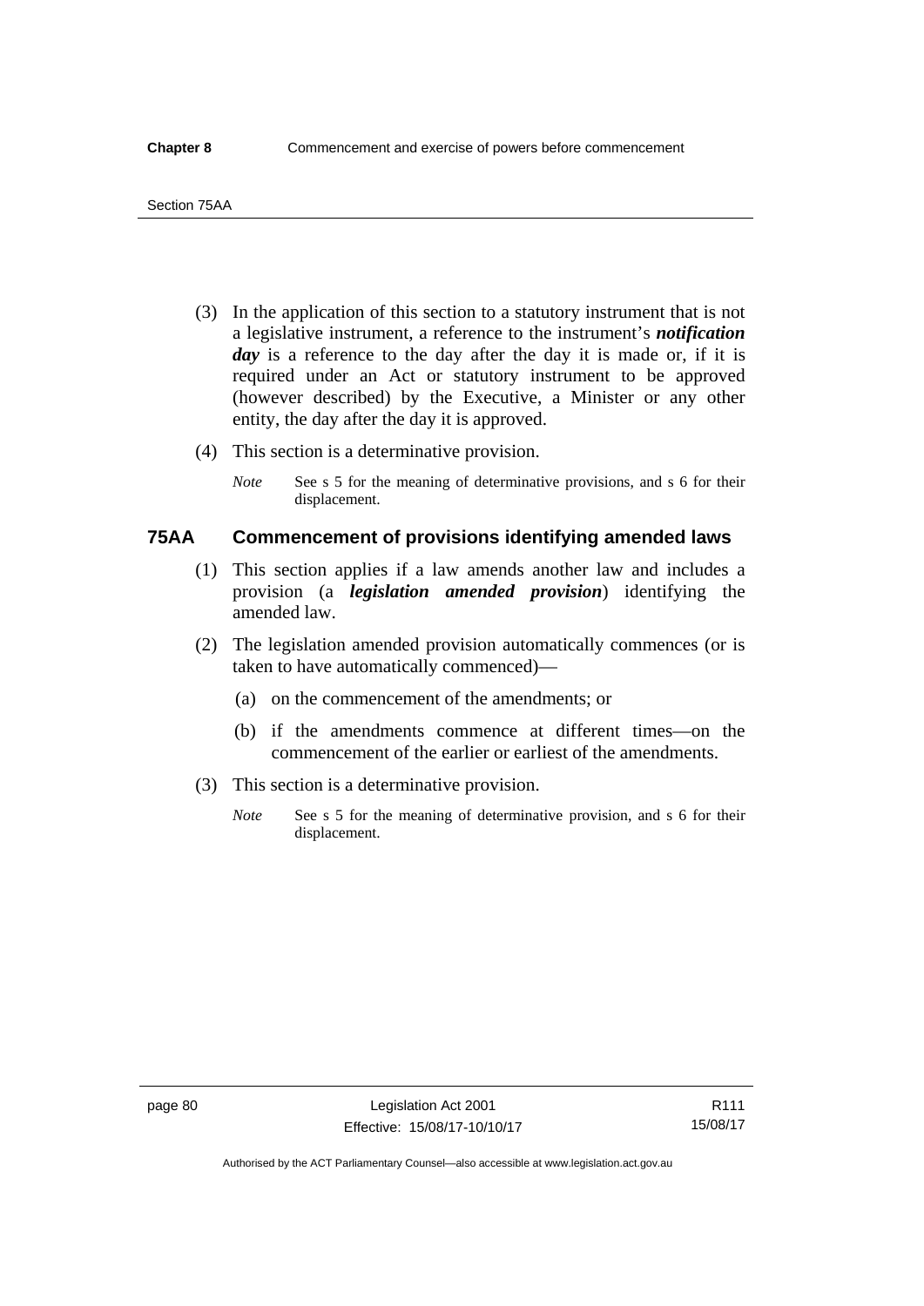(3) In the application of this section to a statutory instrument that is not a legislative instrument, a reference to the instrument's ***notification day*** is a reference to the day after the day it is made or, if it is required under an Act or statutory instrument to be approved (however described) by the Executive, a Minister or any other entity, the day after the day it is approved.

(4) This section is a determinative provision.

*Note* See s 5 for the meaning of determinative provisions, and s 6 for their displacement.

## 75AA Commencement of provisions identifying amended laws

(1) This section applies if a law amends another law and includes a provision (a ***legislation amended provision***) identifying the amended law.

(2) The legislation amended provision automatically commences (or is taken to have automatically commenced)—

(a) on the commencement of the amendments; or

(b) if the amendments commence at different times—on the commencement of the earlier or earliest of the amendments.

(3) This section is a determinative provision.

*Note* See s 5 for the meaning of determinative provision, and s 6 for their displacement.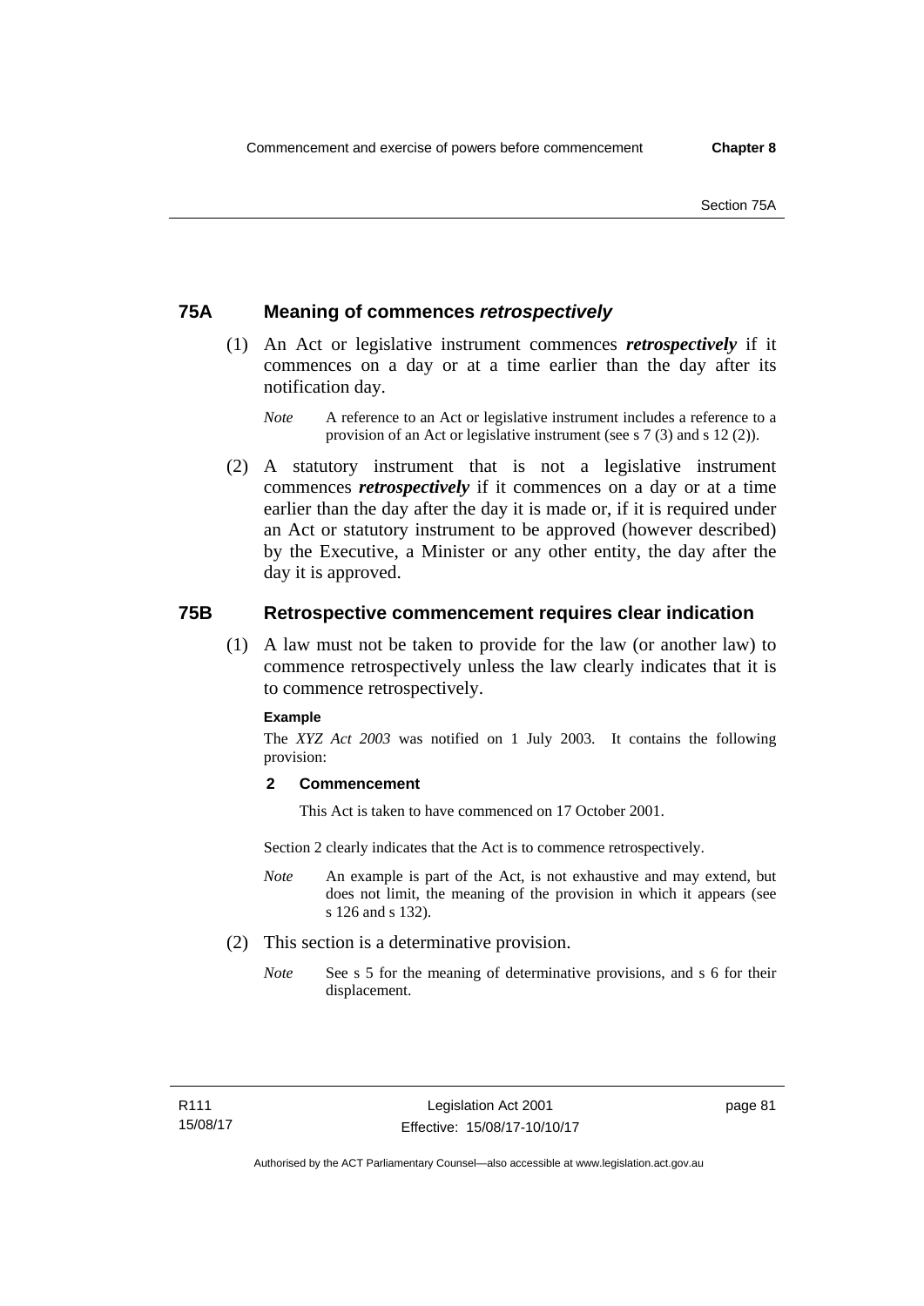## 75A Meaning of commences *retrospectively*

(1) An Act or legislative instrument commences ***retrospectively*** if it commences on a day or at a time earlier than the day after its notification day.

*Note* A reference to an Act or legislative instrument includes a reference to a provision of an Act or legislative instrument (see s 7 (3) and s 12 (2)).

(2) A statutory instrument that is not a legislative instrument commences ***retrospectively*** if it commences on a day or at a time earlier than the day after the day it is made or, if it is required under an Act or statutory instrument to be approved (however described) by the Executive, a Minister or any other entity, the day after the day it is approved.

## 75B Retrospective commencement requires clear indication

(1) A law must not be taken to provide for the law (or another law) to commence retrospectively unless the law clearly indicates that it is to commence retrospectively.

**Example**

The *XYZ Act 2003* was notified on 1 July 2003. It contains the following provision:

**2 Commencement**

This Act is taken to have commenced on 17 October 2001.

Section 2 clearly indicates that the Act is to commence retrospectively.

*Note* An example is part of the Act, is not exhaustive and may extend, but does not limit, the meaning of the provision in which it appears (see s 126 and s 132).

(2) This section is a determinative provision.

*Note* See s 5 for the meaning of determinative provisions, and s 6 for their displacement.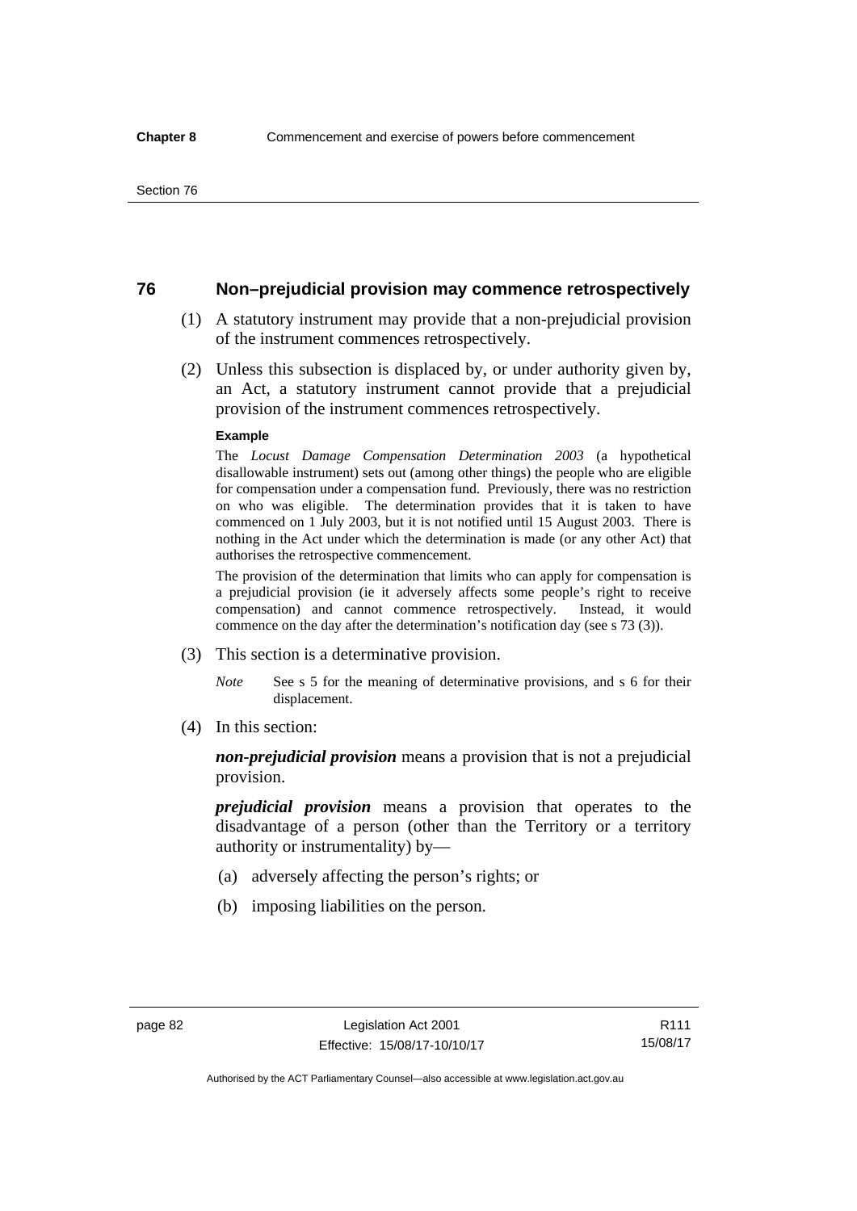## 76 Non–prejudicial provision may commence retrospectively

(1) A statutory instrument may provide that a non-prejudicial provision of the instrument commences retrospectively.

(2) Unless this subsection is displaced by, or under authority given by, an Act, a statutory instrument cannot provide that a prejudicial provision of the instrument commences retrospectively.

**Example**

The *Locust Damage Compensation Determination 2003* (a hypothetical disallowable instrument) sets out (among other things) the people who are eligible for compensation under a compensation fund. Previously, there was no restriction on who was eligible. The determination provides that it is taken to have commenced on 1 July 2003, but it is not notified until 15 August 2003. There is nothing in the Act under which the determination is made (or any other Act) that authorises the retrospective commencement.

The provision of the determination that limits who can apply for compensation is a prejudicial provision (ie it adversely affects some people's right to receive compensation) and cannot commence retrospectively. Instead, it would commence on the day after the determination's notification day (see s 73 (3)).

(3) This section is a determinative provision.

*Note* See s 5 for the meaning of determinative provisions, and s 6 for their displacement.

(4) In this section:

***non-prejudicial provision*** means a provision that is not a prejudicial provision.

***prejudicial provision*** means a provision that operates to the disadvantage of a person (other than the Territory or a territory authority or instrumentality) by—

(a) adversely affecting the person's rights; or

(b) imposing liabilities on the person.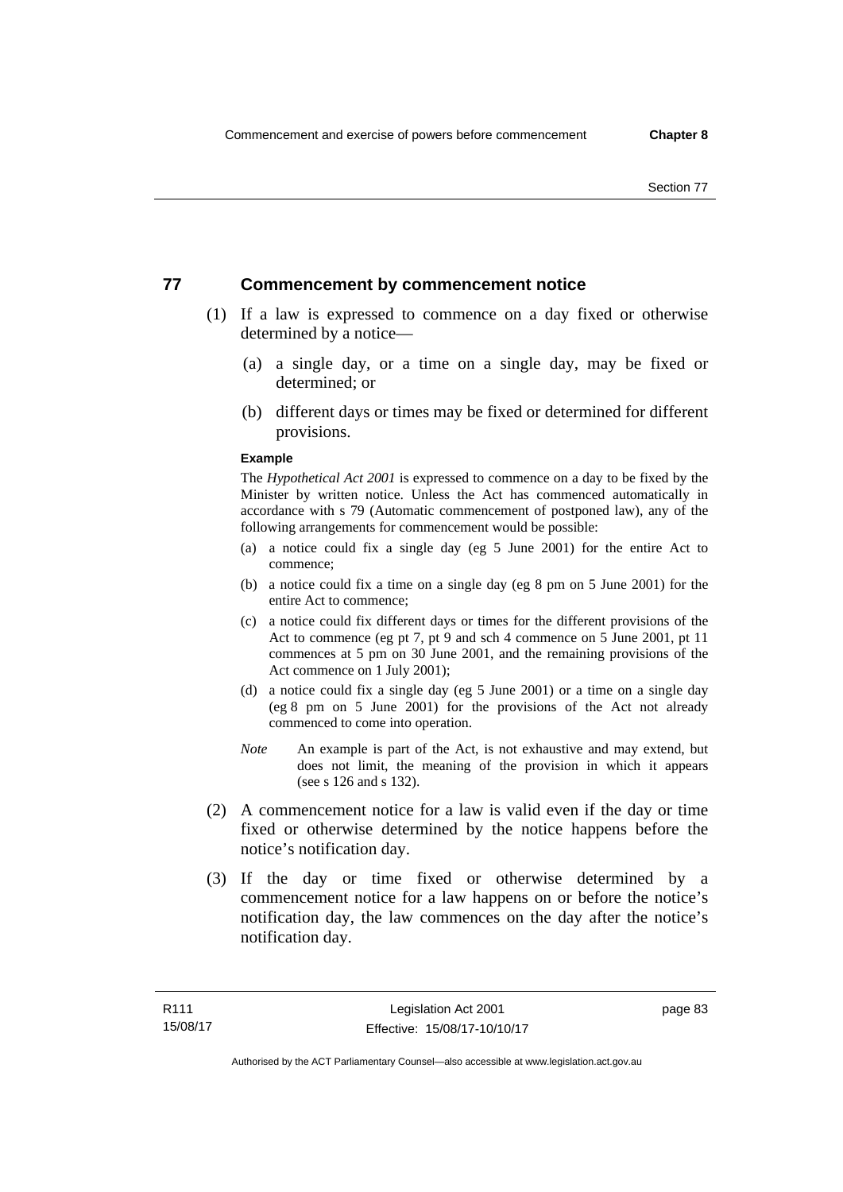## 77 Commencement by commencement notice

(1) If a law is expressed to commence on a day fixed or otherwise determined by a notice—

(a) a single day, or a time on a single day, may be fixed or determined; or

(b) different days or times may be fixed or determined for different provisions.

**Example**

The *Hypothetical Act 2001* is expressed to commence on a day to be fixed by the Minister by written notice. Unless the Act has commenced automatically in accordance with s 79 (Automatic commencement of postponed law), any of the following arrangements for commencement would be possible:

(a) a notice could fix a single day (eg 5 June 2001) for the entire Act to commence;

(b) a notice could fix a time on a single day (eg 8 pm on 5 June 2001) for the entire Act to commence;

(c) a notice could fix different days or times for the different provisions of the Act to commence (eg pt 7, pt 9 and sch 4 commence on 5 June 2001, pt 11 commences at 5 pm on 30 June 2001, and the remaining provisions of the Act commence on 1 July 2001);

(d) a notice could fix a single day (eg 5 June 2001) or a time on a single day (eg 8 pm on 5 June 2001) for the provisions of the Act not already commenced to come into operation.

*Note* An example is part of the Act, is not exhaustive and may extend, but does not limit, the meaning of the provision in which it appears (see s 126 and s 132).

(2) A commencement notice for a law is valid even if the day or time fixed or otherwise determined by the notice happens before the notice's notification day.

(3) If the day or time fixed or otherwise determined by a commencement notice for a law happens on or before the notice's notification day, the law commences on the day after the notice's notification day.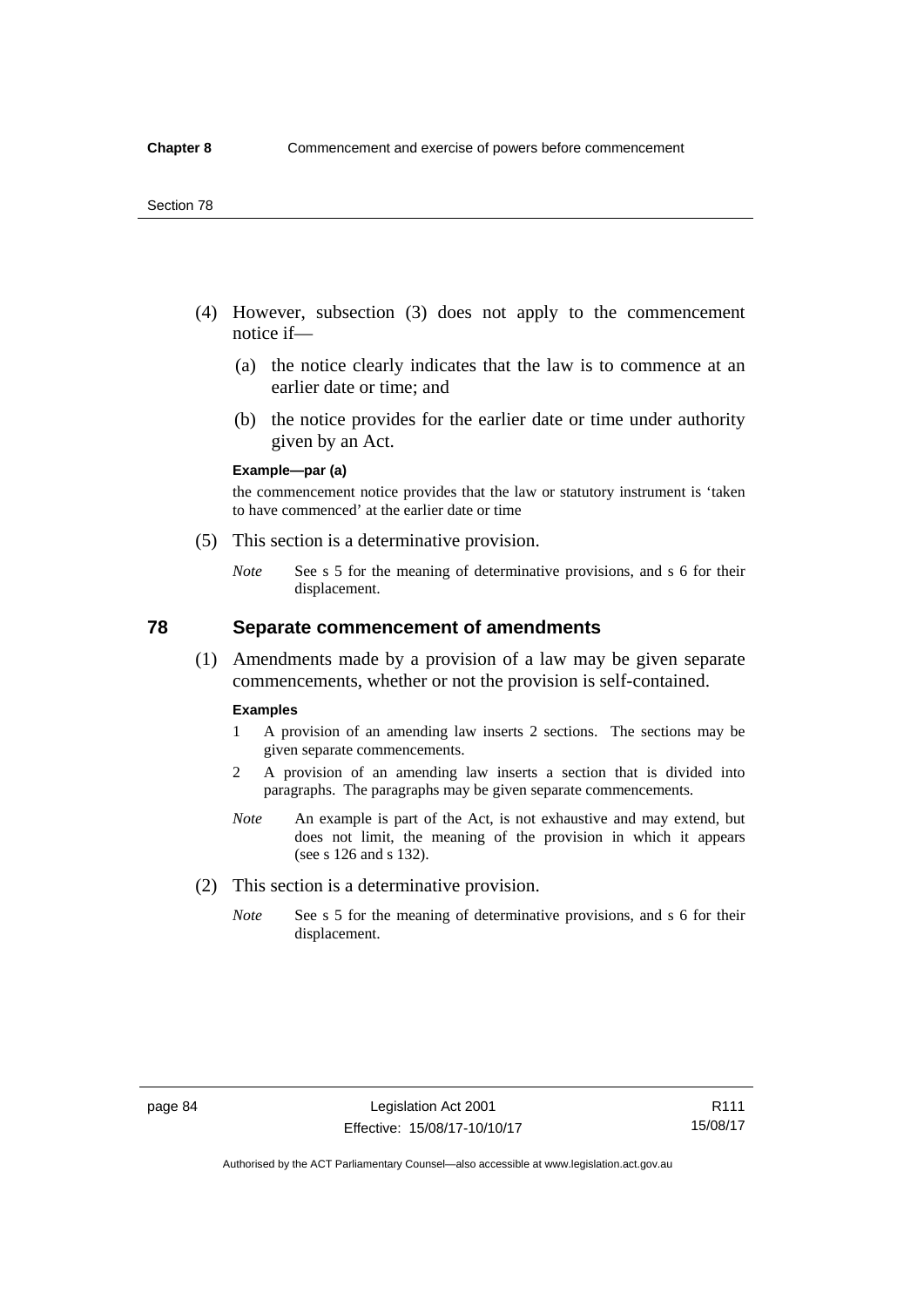(4) However, subsection (3) does not apply to the commencement notice if—

  (a) the notice clearly indicates that the law is to commence at an earlier date or time; and

  (b) the notice provides for the earlier date or time under authority given by an Act.

**Example—par (a)**

the commencement notice provides that the law or statutory instrument is 'taken to have commenced' at the earlier date or time

(5) This section is a determinative provision.

*Note* See s 5 for the meaning of determinative provisions, and s 6 for their displacement.

## 78 Separate commencement of amendments

(1) Amendments made by a provision of a law may be given separate commencements, whether or not the provision is self-contained.

**Examples**

1 A provision of an amending law inserts 2 sections. The sections may be given separate commencements.

2 A provision of an amending law inserts a section that is divided into paragraphs. The paragraphs may be given separate commencements.

*Note* An example is part of the Act, is not exhaustive and may extend, but does not limit, the meaning of the provision in which it appears (see s 126 and s 132).

(2) This section is a determinative provision.

*Note* See s 5 for the meaning of determinative provisions, and s 6 for their displacement.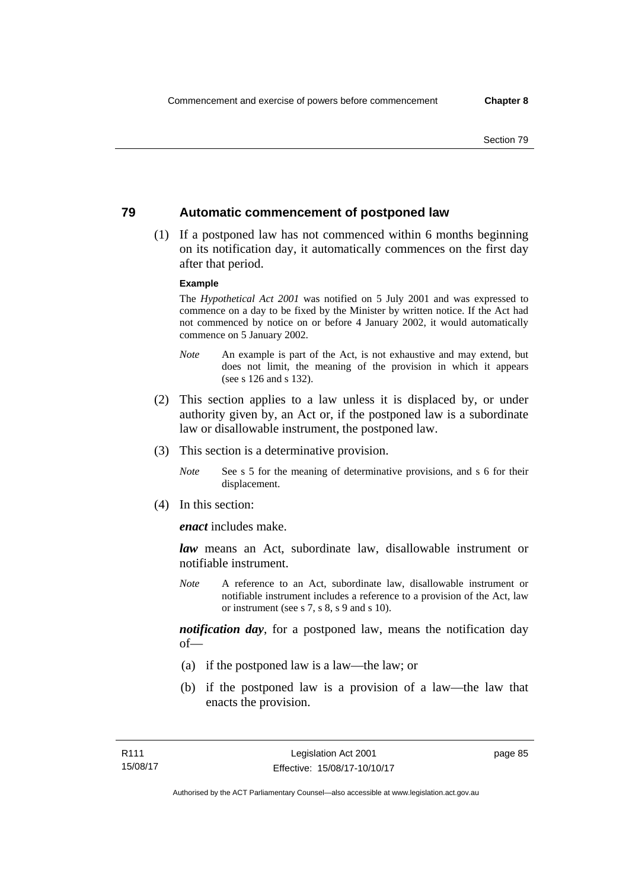## 79 Automatic commencement of postponed law

(1) If a postponed law has not commenced within 6 months beginning on its notification day, it automatically commences on the first day after that period.

**Example**

The *Hypothetical Act 2001* was notified on 5 July 2001 and was expressed to commence on a day to be fixed by the Minister by written notice. If the Act had not commenced by notice on or before 4 January 2002, it would automatically commence on 5 January 2002.

*Note* An example is part of the Act, is not exhaustive and may extend, but does not limit, the meaning of the provision in which it appears (see s 126 and s 132).

(2) This section applies to a law unless it is displaced by, or under authority given by, an Act or, if the postponed law is a subordinate law or disallowable instrument, the postponed law.

(3) This section is a determinative provision.

*Note* See s 5 for the meaning of determinative provisions, and s 6 for their displacement.

(4) In this section:

***enact*** includes make.

***law*** means an Act, subordinate law, disallowable instrument or notifiable instrument.

*Note* A reference to an Act, subordinate law, disallowable instrument or notifiable instrument includes a reference to a provision of the Act, law or instrument (see s 7, s 8, s 9 and s 10).

***notification day***, for a postponed law, means the notification day of—

(a) if the postponed law is a law—the law; or

(b) if the postponed law is a provision of a law—the law that enacts the provision.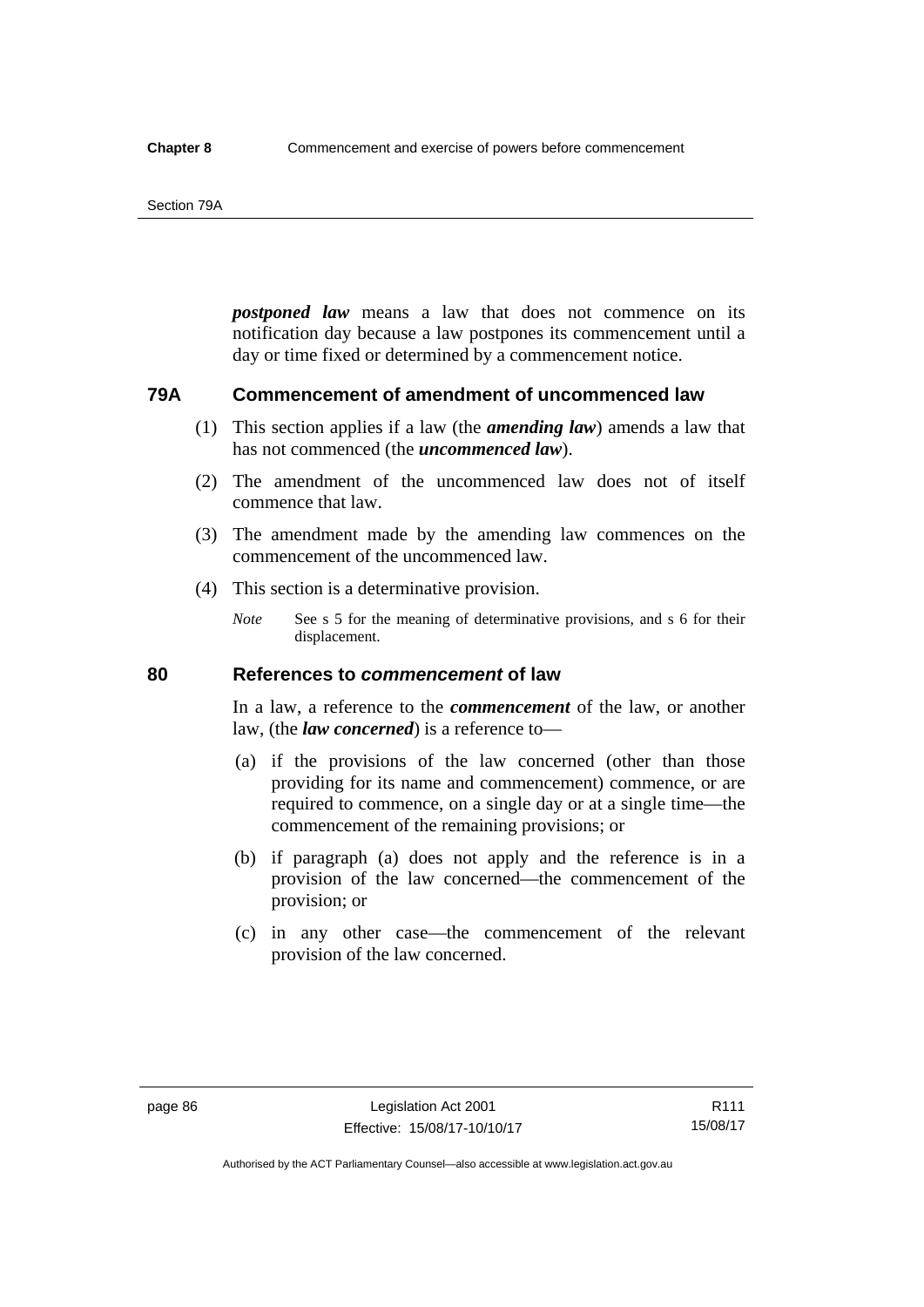***postponed law*** means a law that does not commence on its notification day because a law postpones its commencement until a day or time fixed or determined by a commencement notice.

## 79A Commencement of amendment of uncommenced law

(1) This section applies if a law (the ***amending law***) amends a law that has not commenced (the ***uncommenced law***).

(2) The amendment of the uncommenced law does not of itself commence that law.

(3) The amendment made by the amending law commences on the commencement of the uncommenced law.

(4) This section is a determinative provision.

*Note* See s 5 for the meaning of determinative provisions, and s 6 for their displacement.

## 80 References to *commencement* of law

In a law, a reference to the ***commencement*** of the law, or another law, (the ***law concerned***) is a reference to—

(a) if the provisions of the law concerned (other than those providing for its name and commencement) commence, or are required to commence, on a single day or at a single time—the commencement of the remaining provisions; or

(b) if paragraph (a) does not apply and the reference is in a provision of the law concerned—the commencement of the provision; or

(c) in any other case—the commencement of the relevant provision of the law concerned.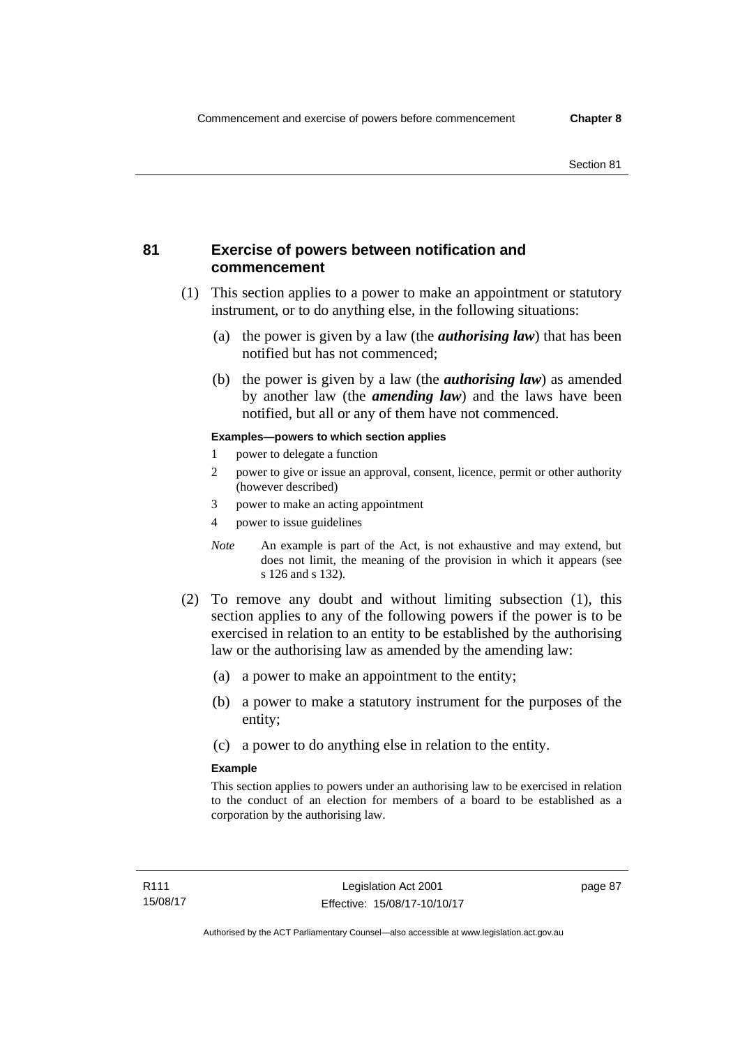## 81 Exercise of powers between notification and commencement

(1) This section applies to a power to make an appointment or statutory instrument, or to do anything else, in the following situations:

(a) the power is given by a law (the ***authorising law***) that has been notified but has not commenced;

(b) the power is given by a law (the ***authorising law***) as amended by another law (the ***amending law***) and the laws have been notified, but all or any of them have not commenced.

**Examples—powers to which section applies**

1 power to delegate a function

2 power to give or issue an approval, consent, licence, permit or other authority (however described)

3 power to make an acting appointment

4 power to issue guidelines

*Note* An example is part of the Act, is not exhaustive and may extend, but does not limit, the meaning of the provision in which it appears (see s 126 and s 132).

(2) To remove any doubt and without limiting subsection (1), this section applies to any of the following powers if the power is to be exercised in relation to an entity to be established by the authorising law or the authorising law as amended by the amending law:

(a) a power to make an appointment to the entity;

(b) a power to make a statutory instrument for the purposes of the entity;

(c) a power to do anything else in relation to the entity.

**Example**

This section applies to powers under an authorising law to be exercised in relation to the conduct of an election for members of a board to be established as a corporation by the authorising law.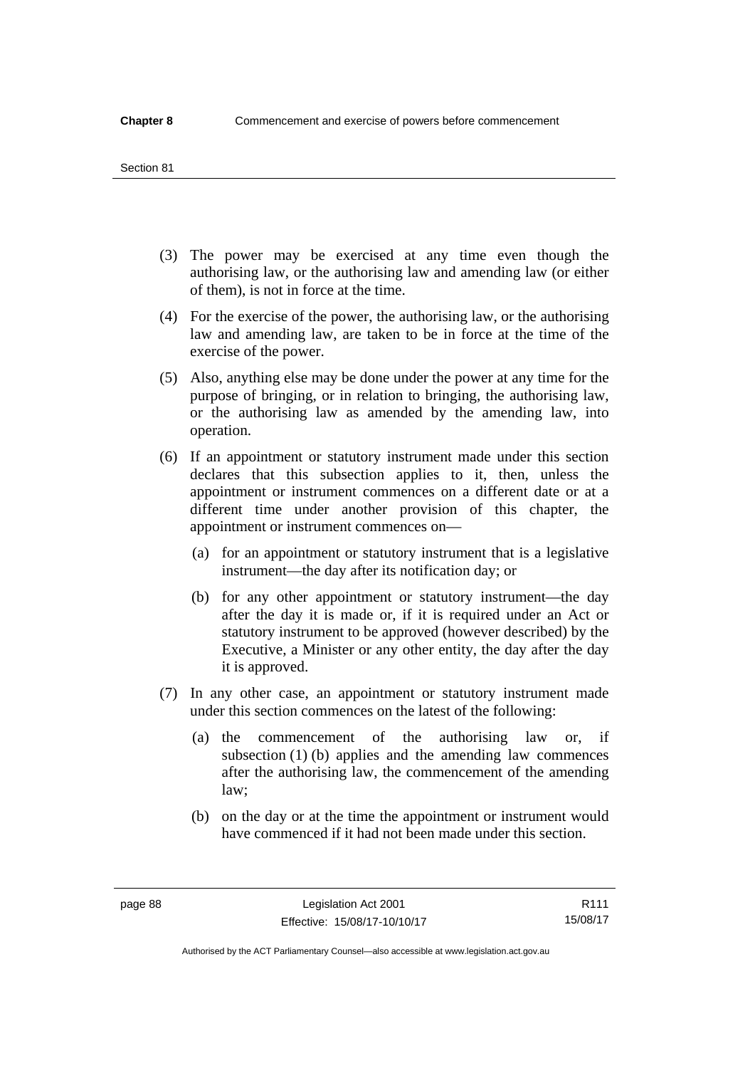(3) The power may be exercised at any time even though the authorising law, or the authorising law and amending law (or either of them), is not in force at the time.

(4) For the exercise of the power, the authorising law, or the authorising law and amending law, are taken to be in force at the time of the exercise of the power.

(5) Also, anything else may be done under the power at any time for the purpose of bringing, or in relation to bringing, the authorising law, or the authorising law as amended by the amending law, into operation.

(6) If an appointment or statutory instrument made under this section declares that this subsection applies to it, then, unless the appointment or instrument commences on a different date or at a different time under another provision of this chapter, the appointment or instrument commences on—

  (a) for an appointment or statutory instrument that is a legislative instrument—the day after its notification day; or

  (b) for any other appointment or statutory instrument—the day after the day it is made or, if it is required under an Act or statutory instrument to be approved (however described) by the Executive, a Minister or any other entity, the day after the day it is approved.

(7) In any other case, an appointment or statutory instrument made under this section commences on the latest of the following:

  (a) the commencement of the authorising law or, if subsection (1) (b) applies and the amending law commences after the authorising law, the commencement of the amending law;

  (b) on the day or at the time the appointment or instrument would have commenced if it had not been made under this section.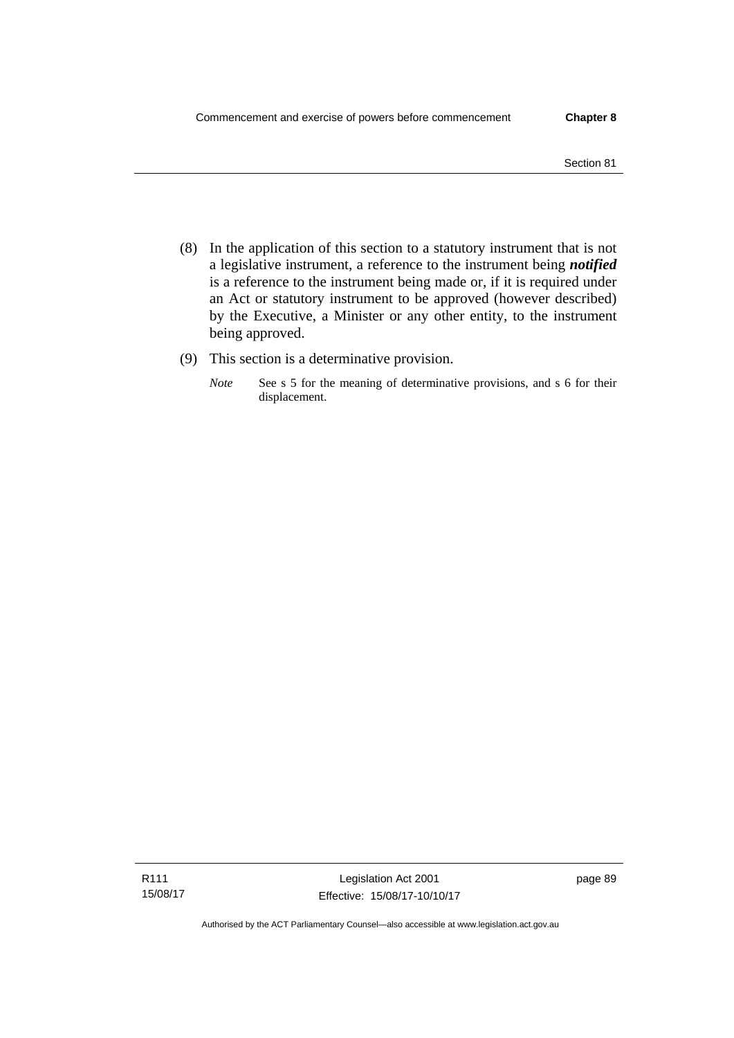(8) In the application of this section to a statutory instrument that is not a legislative instrument, a reference to the instrument being ***notified*** is a reference to the instrument being made or, if it is required under an Act or statutory instrument to be approved (however described) by the Executive, a Minister or any other entity, to the instrument being approved.

(9) This section is a determinative provision.

*Note* See s 5 for the meaning of determinative provisions, and s 6 for their displacement.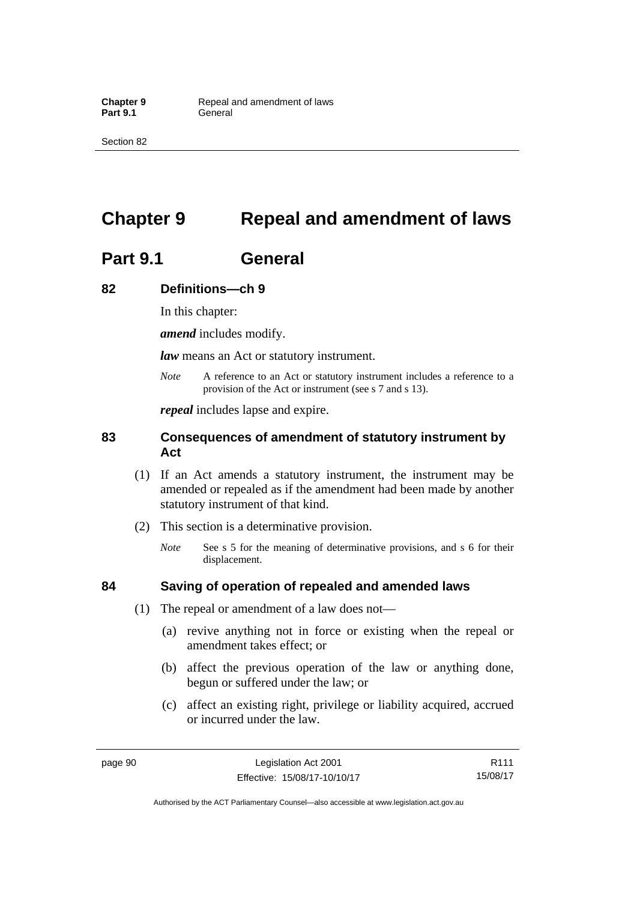# Chapter 9 Repeal and amendment of laws

## Part 9.1 General

### 82 Definitions—ch 9

In this chapter:

***amend*** includes modify.

***law*** means an Act or statutory instrument.

*Note* A reference to an Act or statutory instrument includes a reference to a provision of the Act or instrument (see s 7 and s 13).

***repeal*** includes lapse and expire.

### 83 Consequences of amendment of statutory instrument by Act

(1) If an Act amends a statutory instrument, the instrument may be amended or repealed as if the amendment had been made by another statutory instrument of that kind.

(2) This section is a determinative provision.

*Note* See s 5 for the meaning of determinative provisions, and s 6 for their displacement.

### 84 Saving of operation of repealed and amended laws

(1) The repeal or amendment of a law does not—

(a) revive anything not in force or existing when the repeal or amendment takes effect; or

(b) affect the previous operation of the law or anything done, begun or suffered under the law; or

(c) affect an existing right, privilege or liability acquired, accrued or incurred under the law.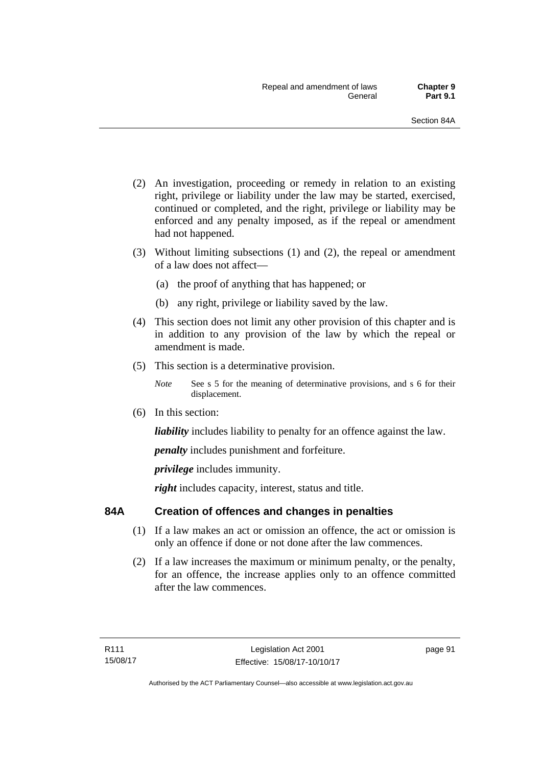(2) An investigation, proceeding or remedy in relation to an existing right, privilege or liability under the law may be started, exercised, continued or completed, and the right, privilege or liability may be enforced and any penalty imposed, as if the repeal or amendment had not happened.

(3) Without limiting subsections (1) and (2), the repeal or amendment of a law does not affect—

(a) the proof of anything that has happened; or

(b) any right, privilege or liability saved by the law.

(4) This section does not limit any other provision of this chapter and is in addition to any provision of the law by which the repeal or amendment is made.

(5) This section is a determinative provision.

*Note* See s 5 for the meaning of determinative provisions, and s 6 for their displacement.

(6) In this section:

***liability*** includes liability to penalty for an offence against the law.

***penalty*** includes punishment and forfeiture.

***privilege*** includes immunity.

***right*** includes capacity, interest, status and title.

## 84A Creation of offences and changes in penalties

(1) If a law makes an act or omission an offence, the act or omission is only an offence if done or not done after the law commences.

(2) If a law increases the maximum or minimum penalty, or the penalty, for an offence, the increase applies only to an offence committed after the law commences.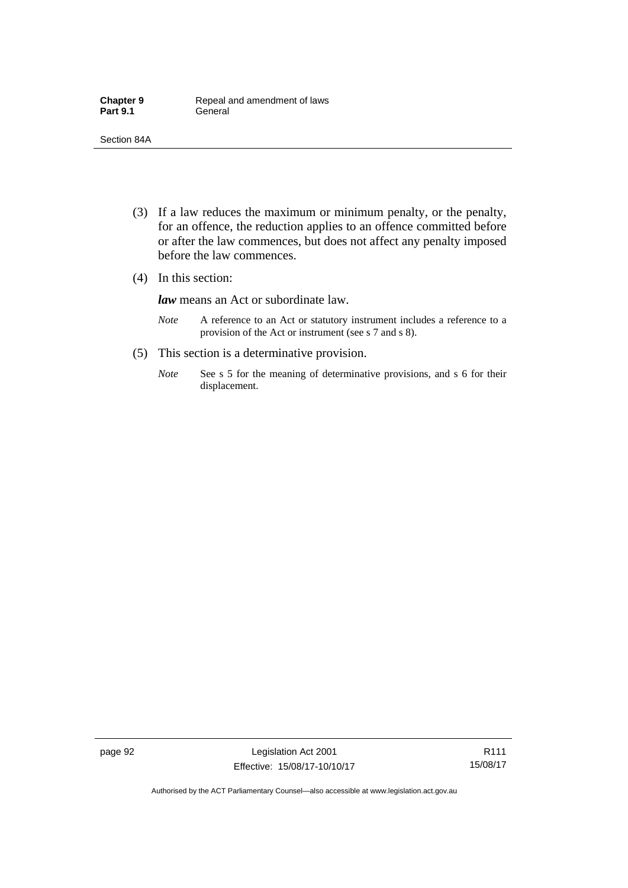(3) If a law reduces the maximum or minimum penalty, or the penalty, for an offence, the reduction applies to an offence committed before or after the law commences, but does not affect any penalty imposed before the law commences.

(4) In this section:

***law*** means an Act or subordinate law.

*Note* A reference to an Act or statutory instrument includes a reference to a provision of the Act or instrument (see s 7 and s 8).

(5) This section is a determinative provision.

*Note* See s 5 for the meaning of determinative provisions, and s 6 for their displacement.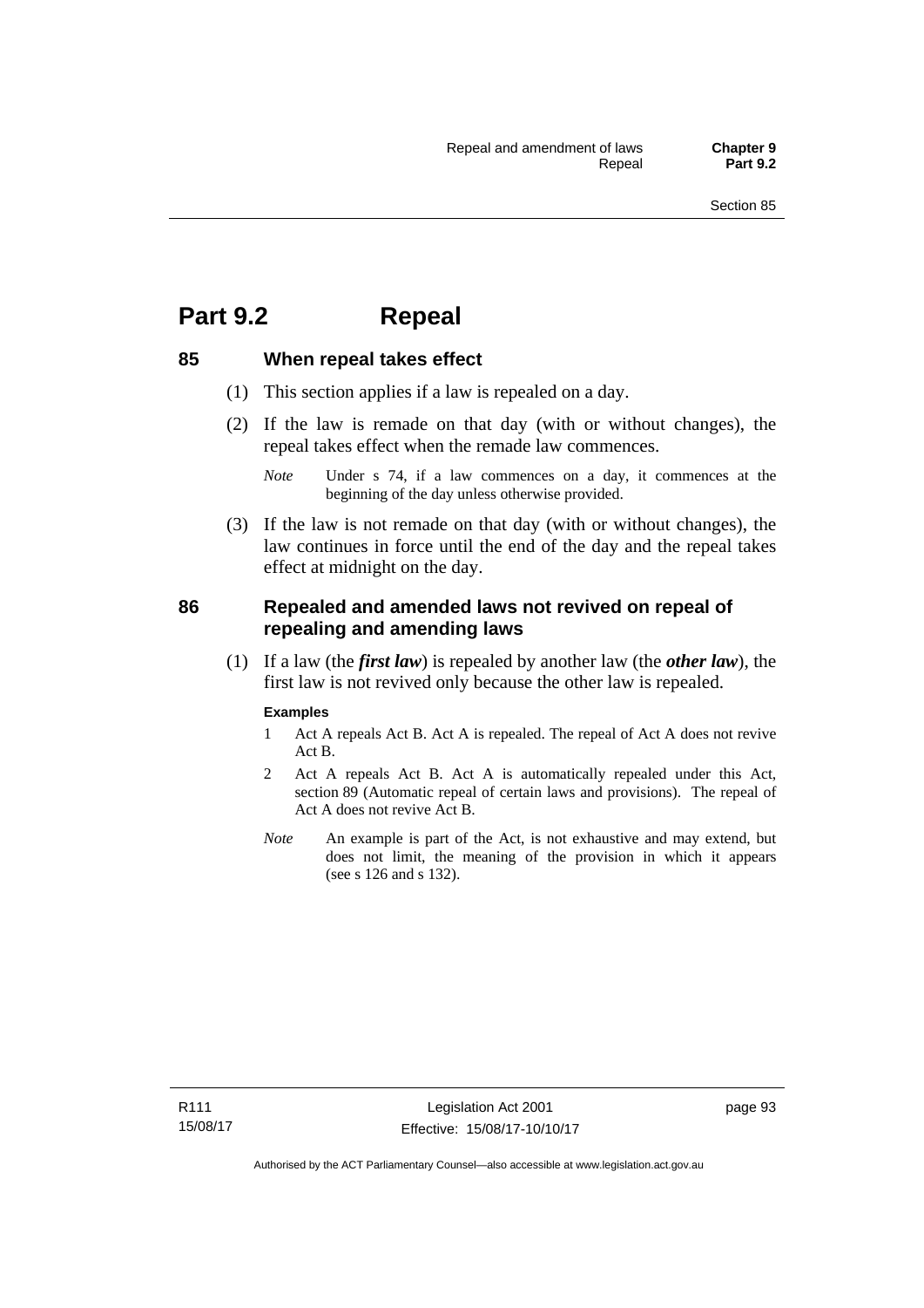# Part 9.2 Repeal

## 85 When repeal takes effect

(1) This section applies if a law is repealed on a day.

(2) If the law is remade on that day (with or without changes), the repeal takes effect when the remade law commences.

*Note* Under s 74, if a law commences on a day, it commences at the beginning of the day unless otherwise provided.

(3) If the law is not remade on that day (with or without changes), the law continues in force until the end of the day and the repeal takes effect at midnight on the day.

## 86 Repealed and amended laws not revived on repeal of repealing and amending laws

(1) If a law (the ***first law***) is repealed by another law (the ***other law***), the first law is not revived only because the other law is repealed.

**Examples**

1 Act A repeals Act B. Act A is repealed. The repeal of Act A does not revive Act B.

2 Act A repeals Act B. Act A is automatically repealed under this Act, section 89 (Automatic repeal of certain laws and provisions). The repeal of Act A does not revive Act B.

*Note* An example is part of the Act, is not exhaustive and may extend, but does not limit, the meaning of the provision in which it appears (see s 126 and s 132).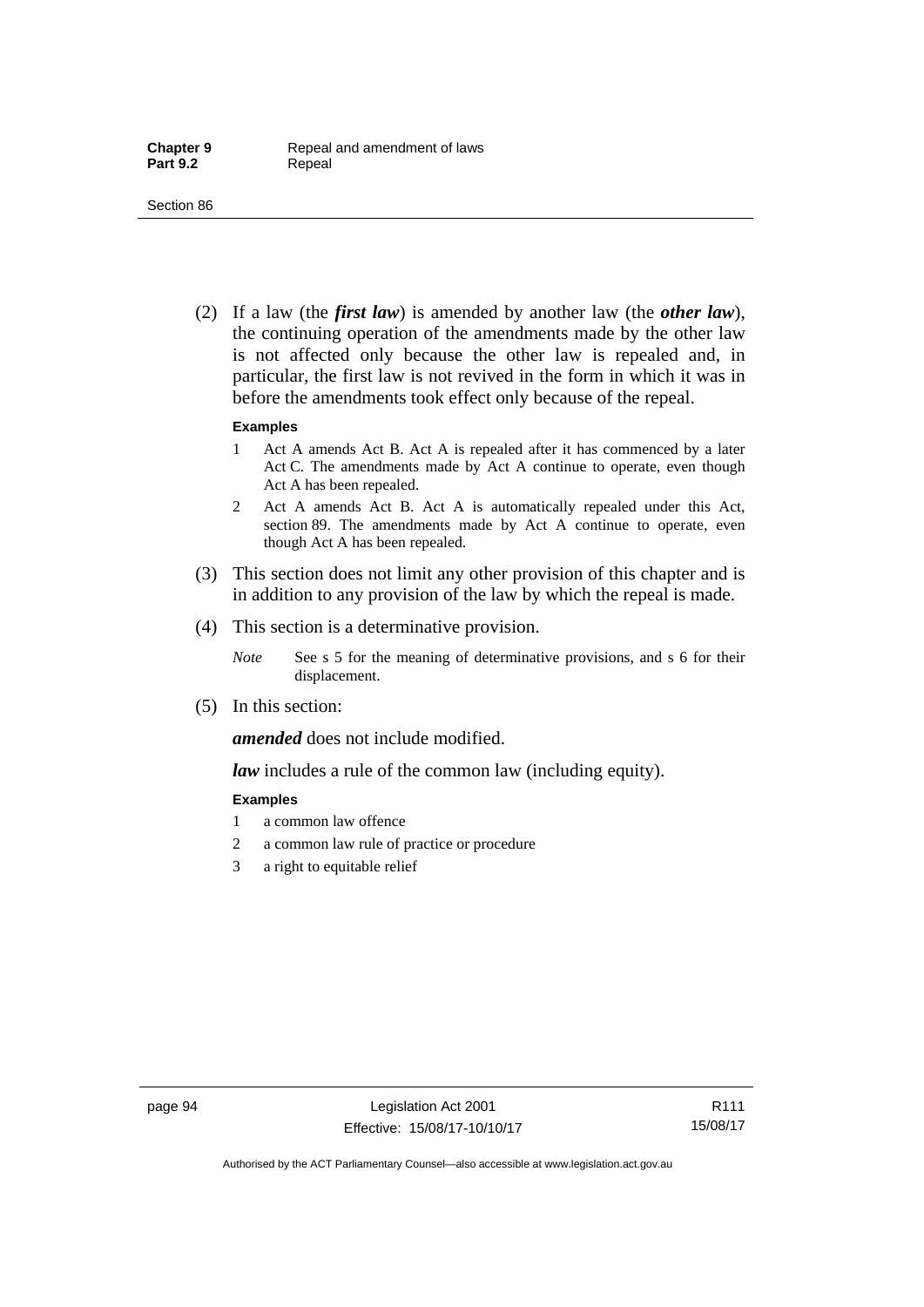(2) If a law (the ***first law***) is amended by another law (the ***other law***), the continuing operation of the amendments made by the other law is not affected only because the other law is repealed and, in particular, the first law is not revived in the form in which it was in before the amendments took effect only because of the repeal.

**Examples**

1 Act A amends Act B. Act A is repealed after it has commenced by a later Act C. The amendments made by Act A continue to operate, even though Act A has been repealed.

2 Act A amends Act B. Act A is automatically repealed under this Act, section 89. The amendments made by Act A continue to operate, even though Act A has been repealed.

(3) This section does not limit any other provision of this chapter and is in addition to any provision of the law by which the repeal is made.

(4) This section is a determinative provision.

*Note* See s 5 for the meaning of determinative provisions, and s 6 for their displacement.

(5) In this section:

***amended*** does not include modified.

***law*** includes a rule of the common law (including equity).

**Examples**

1 a common law offence

2 a common law rule of practice or procedure

3 a right to equitable relief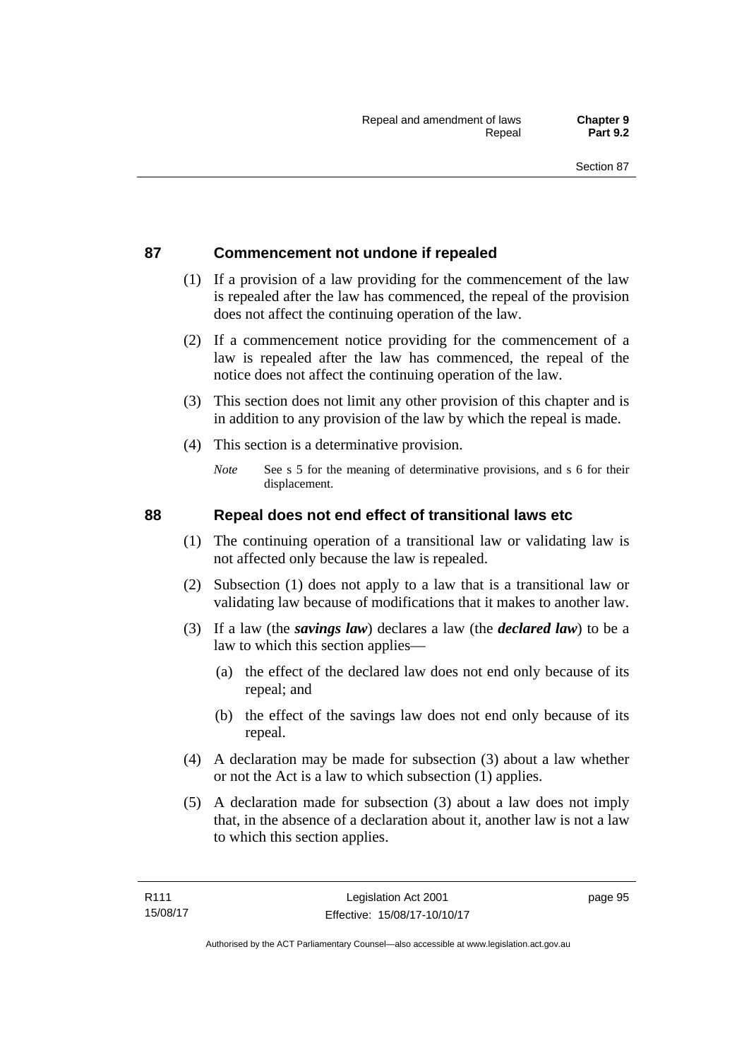## 87 Commencement not undone if repealed

(1) If a provision of a law providing for the commencement of the law is repealed after the law has commenced, the repeal of the provision does not affect the continuing operation of the law.

(2) If a commencement notice providing for the commencement of a law is repealed after the law has commenced, the repeal of the notice does not affect the continuing operation of the law.

(3) This section does not limit any other provision of this chapter and is in addition to any provision of the law by which the repeal is made.

(4) This section is a determinative provision.

*Note* See s 5 for the meaning of determinative provisions, and s 6 for their displacement.

## 88 Repeal does not end effect of transitional laws etc

(1) The continuing operation of a transitional law or validating law is not affected only because the law is repealed.

(2) Subsection (1) does not apply to a law that is a transitional law or validating law because of modifications that it makes to another law.

(3) If a law (the ***savings law***) declares a law (the ***declared law***) to be a law to which this section applies—

(a) the effect of the declared law does not end only because of its repeal; and

(b) the effect of the savings law does not end only because of its repeal.

(4) A declaration may be made for subsection (3) about a law whether or not the Act is a law to which subsection (1) applies.

(5) A declaration made for subsection (3) about a law does not imply that, in the absence of a declaration about it, another law is not a law to which this section applies.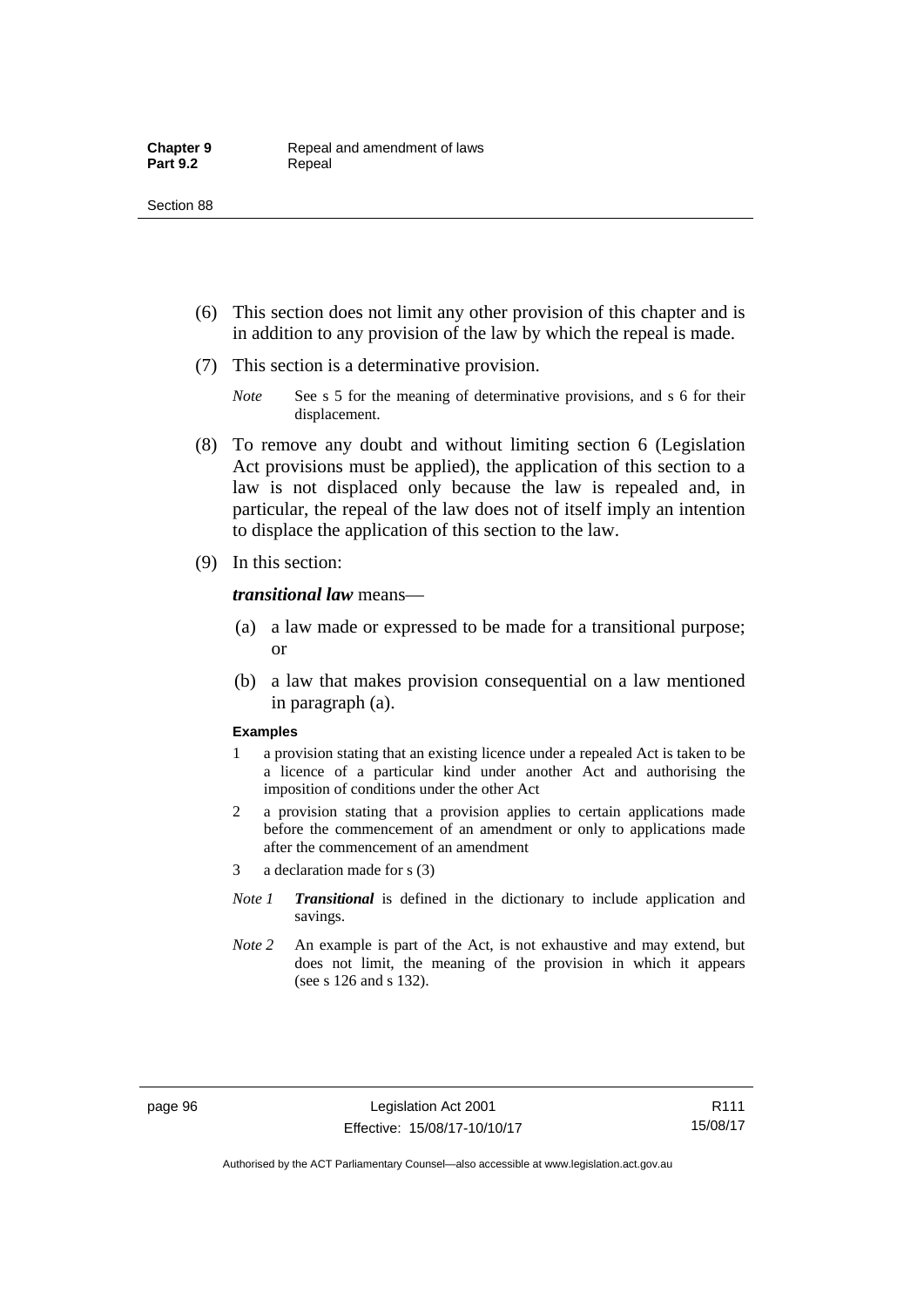(6) This section does not limit any other provision of this chapter and is in addition to any provision of the law by which the repeal is made.

(7) This section is a determinative provision.

*Note* See s 5 for the meaning of determinative provisions, and s 6 for their displacement.

(8) To remove any doubt and without limiting section 6 (Legislation Act provisions must be applied), the application of this section to a law is not displaced only because the law is repealed and, in particular, the repeal of the law does not of itself imply an intention to displace the application of this section to the law.

(9) In this section:

***transitional law*** means—

(a) a law made or expressed to be made for a transitional purpose; or

(b) a law that makes provision consequential on a law mentioned in paragraph (a).

**Examples**

1 a provision stating that an existing licence under a repealed Act is taken to be a licence of a particular kind under another Act and authorising the imposition of conditions under the other Act

2 a provision stating that a provision applies to certain applications made before the commencement of an amendment or only to applications made after the commencement of an amendment

3 a declaration made for s (3)

*Note 1* ***Transitional*** is defined in the dictionary to include application and savings.

*Note 2* An example is part of the Act, is not exhaustive and may extend, but does not limit, the meaning of the provision in which it appears (see s 126 and s 132).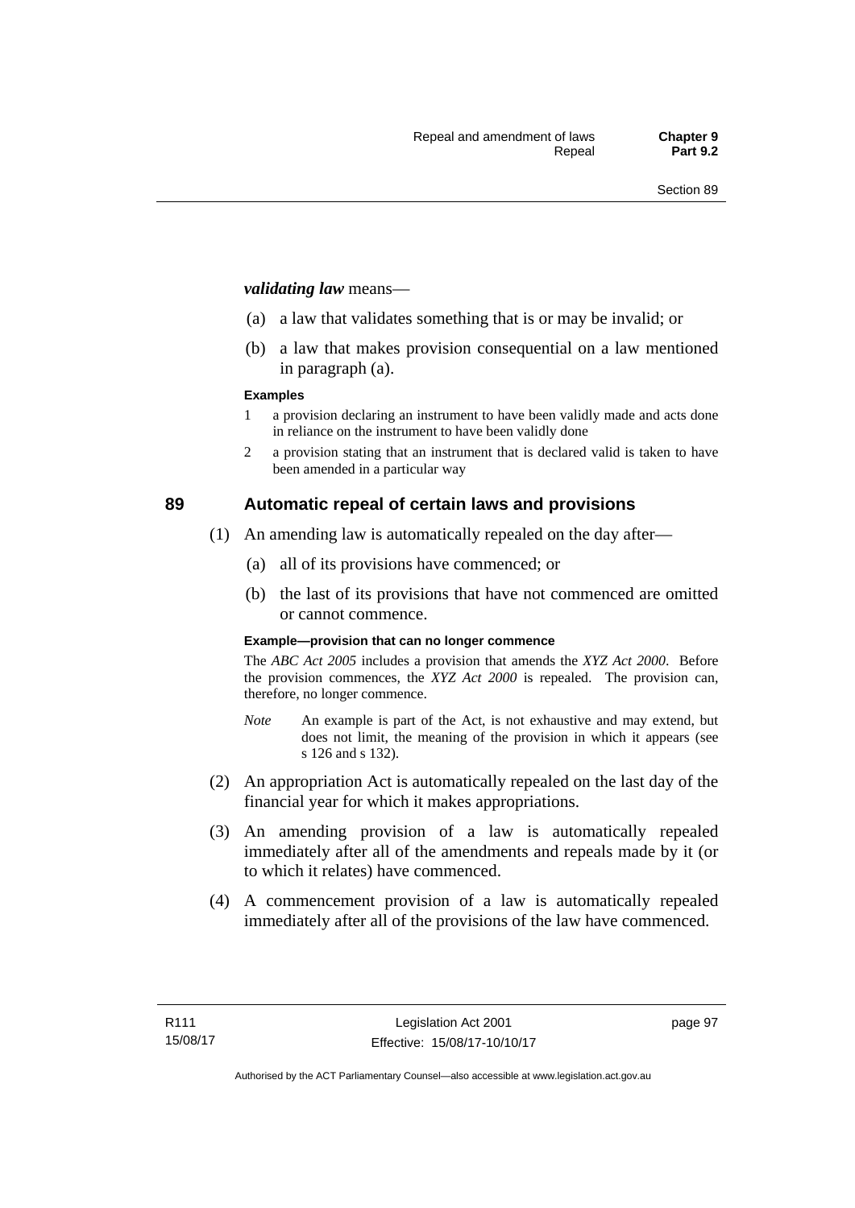***validating law*** means—

(a) a law that validates something that is or may be invalid; or

(b) a law that makes provision consequential on a law mentioned in paragraph (a).

**Examples**

1 a provision declaring an instrument to have been validly made and acts done in reliance on the instrument to have been validly done

2 a provision stating that an instrument that is declared valid is taken to have been amended in a particular way

## 89 Automatic repeal of certain laws and provisions

(1) An amending law is automatically repealed on the day after—

(a) all of its provisions have commenced; or

(b) the last of its provisions that have not commenced are omitted or cannot commence.

**Example—provision that can no longer commence**

The *ABC Act 2005* includes a provision that amends the *XYZ Act 2000*. Before the provision commences, the *XYZ Act 2000* is repealed. The provision can, therefore, no longer commence.

*Note* An example is part of the Act, is not exhaustive and may extend, but does not limit, the meaning of the provision in which it appears (see s 126 and s 132).

(2) An appropriation Act is automatically repealed on the last day of the financial year for which it makes appropriations.

(3) An amending provision of a law is automatically repealed immediately after all of the amendments and repeals made by it (or to which it relates) have commenced.

(4) A commencement provision of a law is automatically repealed immediately after all of the provisions of the law have commenced.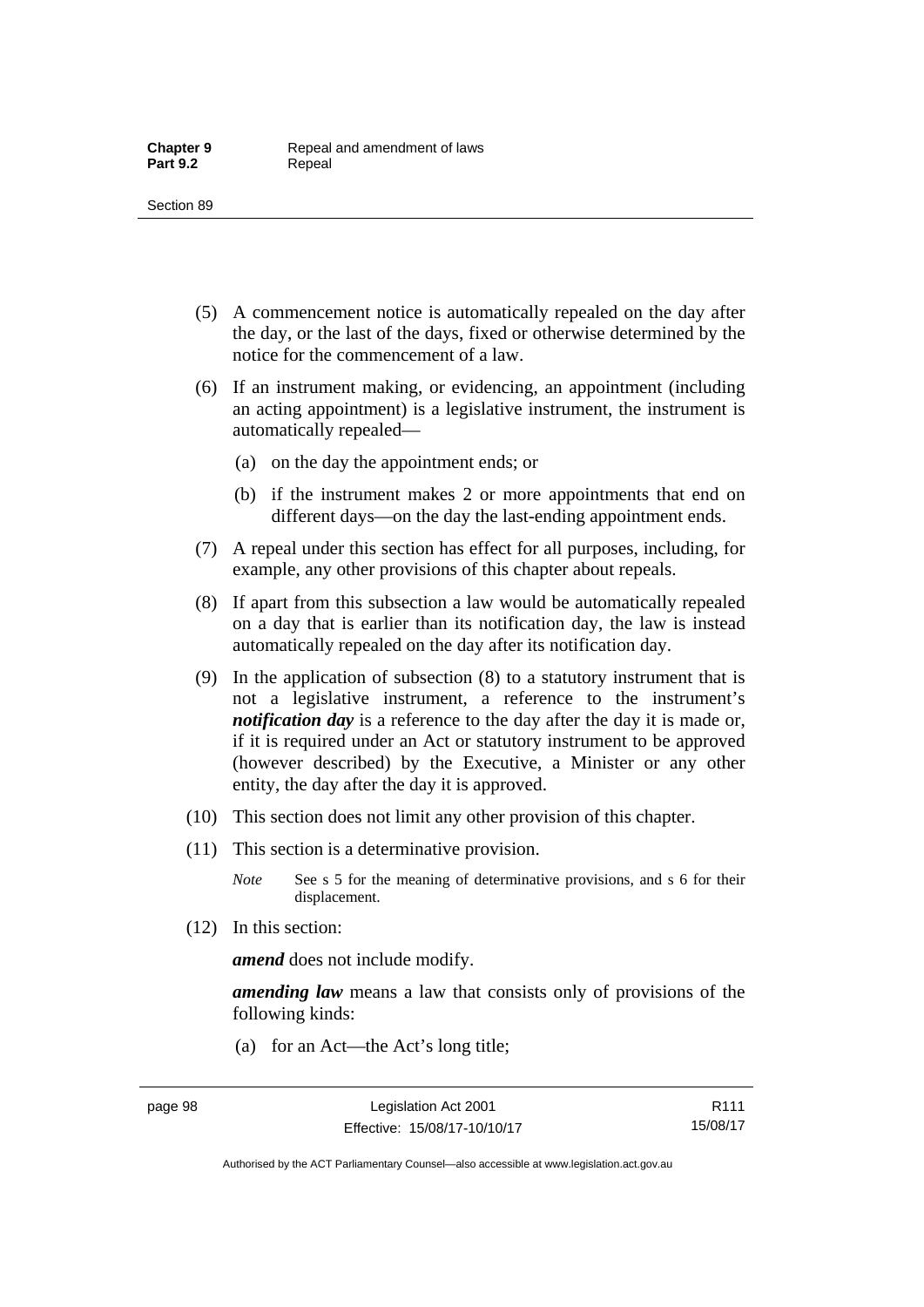(5) A commencement notice is automatically repealed on the day after the day, or the last of the days, fixed or otherwise determined by the notice for the commencement of a law.

(6) If an instrument making, or evidencing, an appointment (including an acting appointment) is a legislative instrument, the instrument is automatically repealed—

(a) on the day the appointment ends; or

(b) if the instrument makes 2 or more appointments that end on different days—on the day the last-ending appointment ends.

(7) A repeal under this section has effect for all purposes, including, for example, any other provisions of this chapter about repeals.

(8) If apart from this subsection a law would be automatically repealed on a day that is earlier than its notification day, the law is instead automatically repealed on the day after its notification day.

(9) In the application of subsection (8) to a statutory instrument that is not a legislative instrument, a reference to the instrument's ***notification day*** is a reference to the day after the day it is made or, if it is required under an Act or statutory instrument to be approved (however described) by the Executive, a Minister or any other entity, the day after the day it is approved.

(10) This section does not limit any other provision of this chapter.

(11) This section is a determinative provision.

*Note* See s 5 for the meaning of determinative provisions, and s 6 for their displacement.

(12) In this section:

***amend*** does not include modify.

***amending law*** means a law that consists only of provisions of the following kinds:

(a) for an Act—the Act's long title;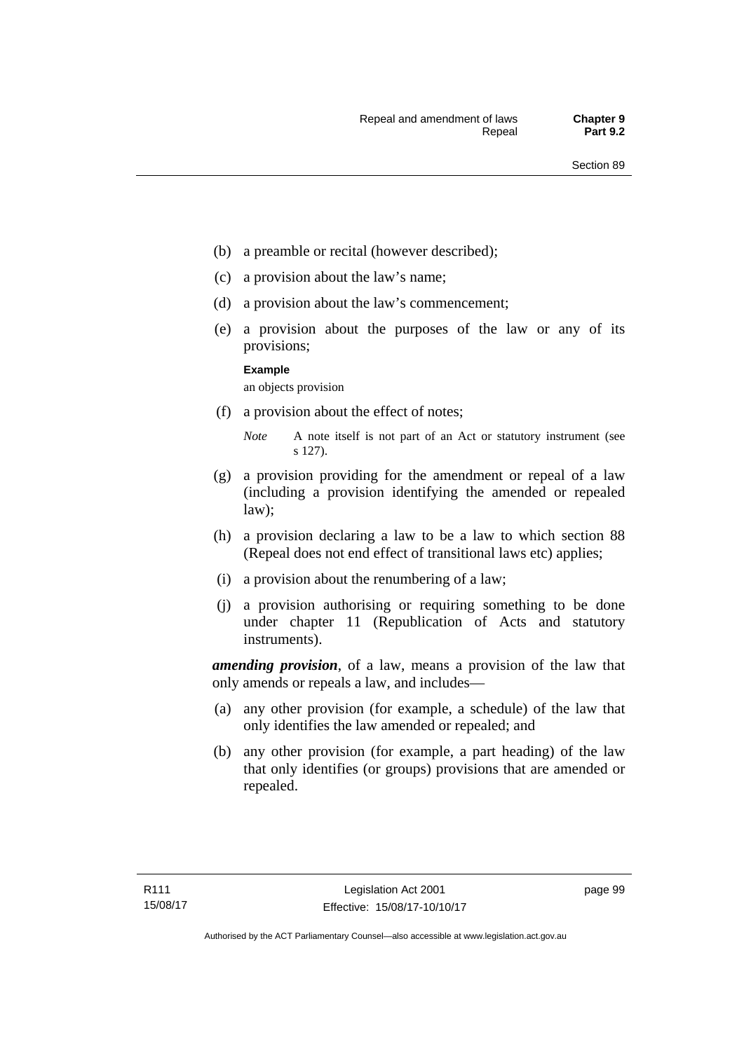(b) a preamble or recital (however described);

(c) a provision about the law's name;

(d) a provision about the law's commencement;

(e) a provision about the purposes of the law or any of its provisions;

**Example**

an objects provision

(f) a provision about the effect of notes;

*Note* A note itself is not part of an Act or statutory instrument (see s 127).

(g) a provision providing for the amendment or repeal of a law (including a provision identifying the amended or repealed law);

(h) a provision declaring a law to be a law to which section 88 (Repeal does not end effect of transitional laws etc) applies;

(i) a provision about the renumbering of a law;

(j) a provision authorising or requiring something to be done under chapter 11 (Republication of Acts and statutory instruments).

***amending provision***, of a law, means a provision of the law that only amends or repeals a law, and includes—

(a) any other provision (for example, a schedule) of the law that only identifies the law amended or repealed; and

(b) any other provision (for example, a part heading) of the law that only identifies (or groups) provisions that are amended or repealed.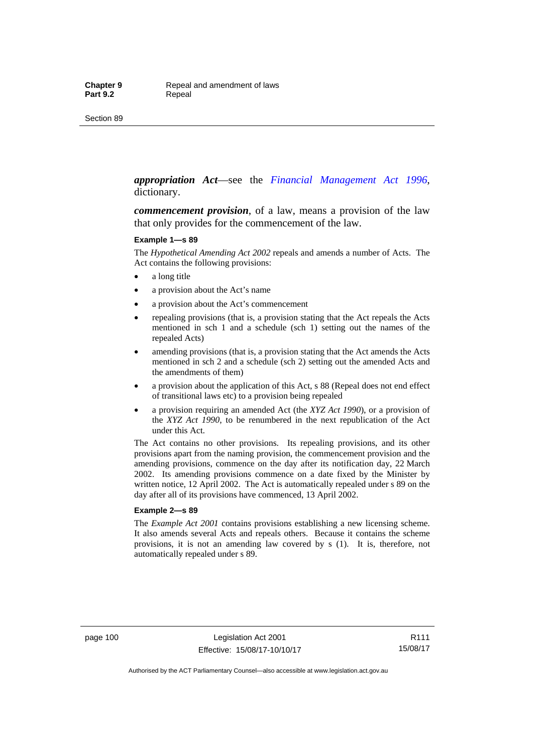***appropriation Act***—see the *Financial Management Act 1996*, dictionary.

***commencement provision***, of a law, means a provision of the law that only provides for the commencement of the law.

**Example 1—s 89**

The *Hypothetical Amending Act 2002* repeals and amends a number of Acts. The Act contains the following provisions:

- a long title
- a provision about the Act's name
- a provision about the Act's commencement
- repealing provisions (that is, a provision stating that the Act repeals the Acts mentioned in sch 1 and a schedule (sch 1) setting out the names of the repealed Acts)
- amending provisions (that is, a provision stating that the Act amends the Acts mentioned in sch 2 and a schedule (sch 2) setting out the amended Acts and the amendments of them)
- a provision about the application of this Act, s 88 (Repeal does not end effect of transitional laws etc) to a provision being repealed
- a provision requiring an amended Act (the *XYZ Act 1990*), or a provision of the *XYZ Act 1990*, to be renumbered in the next republication of the Act under this Act.

The Act contains no other provisions. Its repealing provisions, and its other provisions apart from the naming provision, the commencement provision and the amending provisions, commence on the day after its notification day, 22 March 2002. Its amending provisions commence on a date fixed by the Minister by written notice, 12 April 2002. The Act is automatically repealed under s 89 on the day after all of its provisions have commenced, 13 April 2002.

**Example 2—s 89**

The *Example Act 2001* contains provisions establishing a new licensing scheme. It also amends several Acts and repeals others. Because it contains the scheme provisions, it is not an amending law covered by s (1). It is, therefore, not automatically repealed under s 89.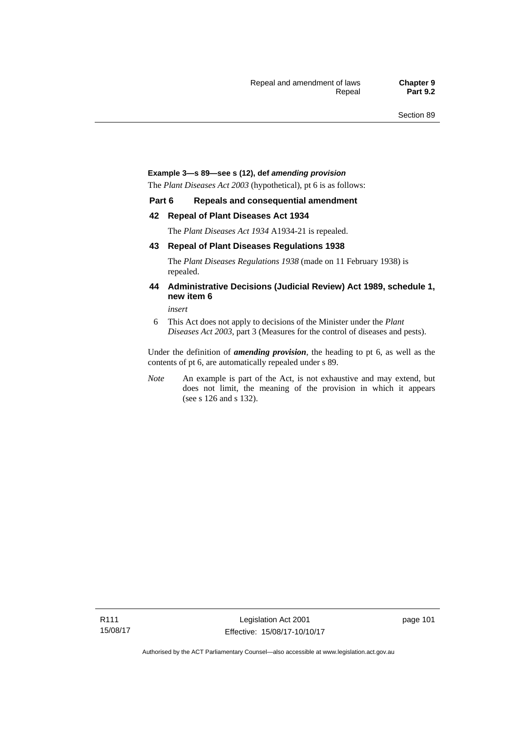**Example 3—s 89—see s (12), def *amending provision***

The *Plant Diseases Act 2003* (hypothetical), pt 6 is as follows:

**Part 6 Repeals and consequential amendment**

**42 Repeal of Plant Diseases Act 1934**

The *Plant Diseases Act 1934* A1934-21 is repealed.

**43 Repeal of Plant Diseases Regulations 1938**

The *Plant Diseases Regulations 1938* (made on 11 February 1938) is repealed.

**44 Administrative Decisions (Judicial Review) Act 1989, schedule 1, new item 6**

*insert*

6 This Act does not apply to decisions of the Minister under the *Plant Diseases Act 2003*, part 3 (Measures for the control of diseases and pests).

Under the definition of ***amending provision***, the heading to pt 6, as well as the contents of pt 6, are automatically repealed under s 89.

*Note* An example is part of the Act, is not exhaustive and may extend, but does not limit, the meaning of the provision in which it appears (see s 126 and s 132).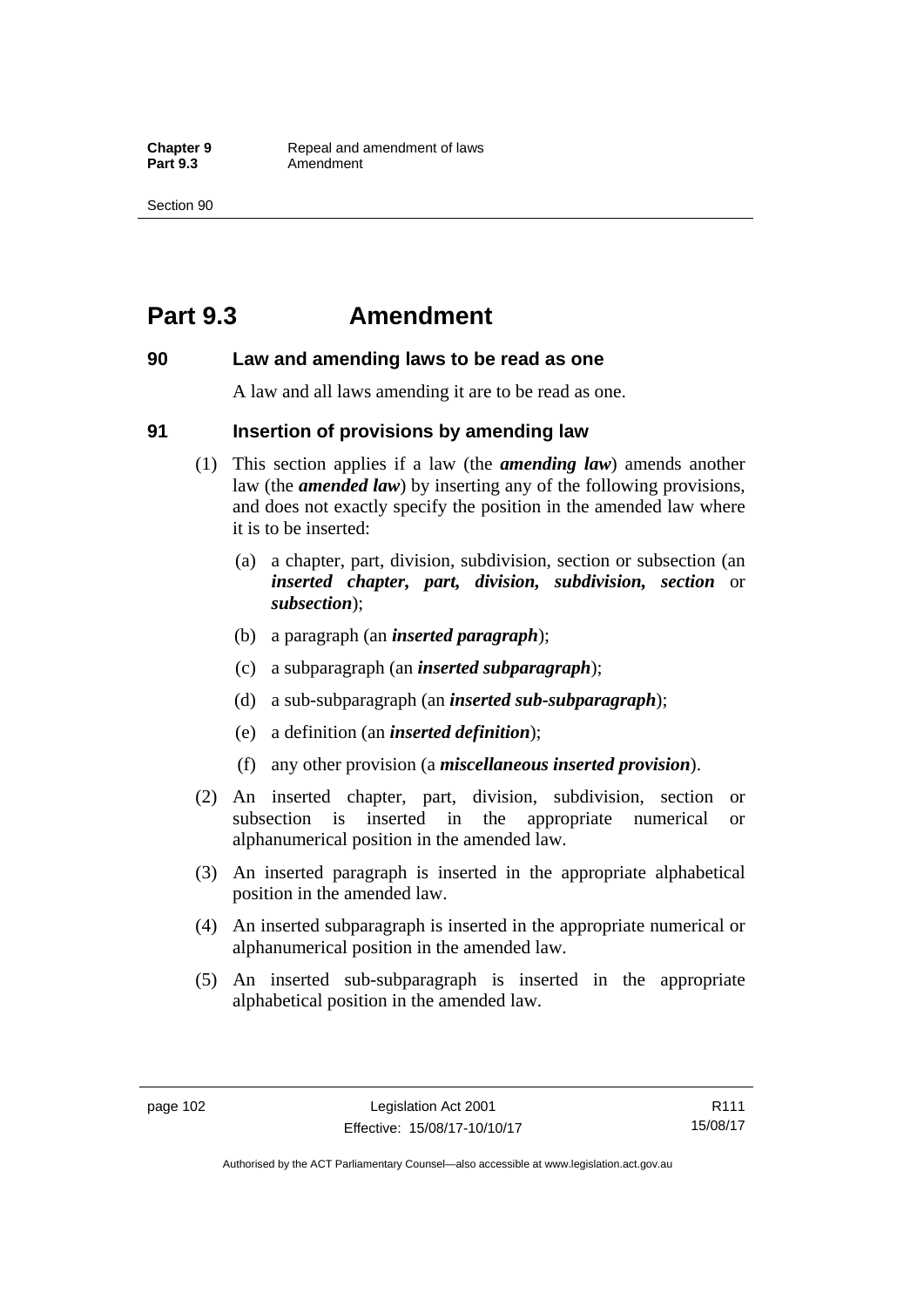# Part 9.3 Amendment

## 90 Law and amending laws to be read as one

A law and all laws amending it are to be read as one.

## 91 Insertion of provisions by amending law

(1) This section applies if a law (the ***amending law***) amends another law (the ***amended law***) by inserting any of the following provisions, and does not exactly specify the position in the amended law where it is to be inserted:

(a) a chapter, part, division, subdivision, section or subsection (an ***inserted chapter, part, division, subdivision, section*** or ***subsection***);

(b) a paragraph (an ***inserted paragraph***);

(c) a subparagraph (an ***inserted subparagraph***);

(d) a sub-subparagraph (an ***inserted sub-subparagraph***);

(e) a definition (an ***inserted definition***);

(f) any other provision (a ***miscellaneous inserted provision***).

(2) An inserted chapter, part, division, subdivision, section or subsection is inserted in the appropriate numerical or alphanumerical position in the amended law.

(3) An inserted paragraph is inserted in the appropriate alphabetical position in the amended law.

(4) An inserted subparagraph is inserted in the appropriate numerical or alphanumerical position in the amended law.

(5) An inserted sub-subparagraph is inserted in the appropriate alphabetical position in the amended law.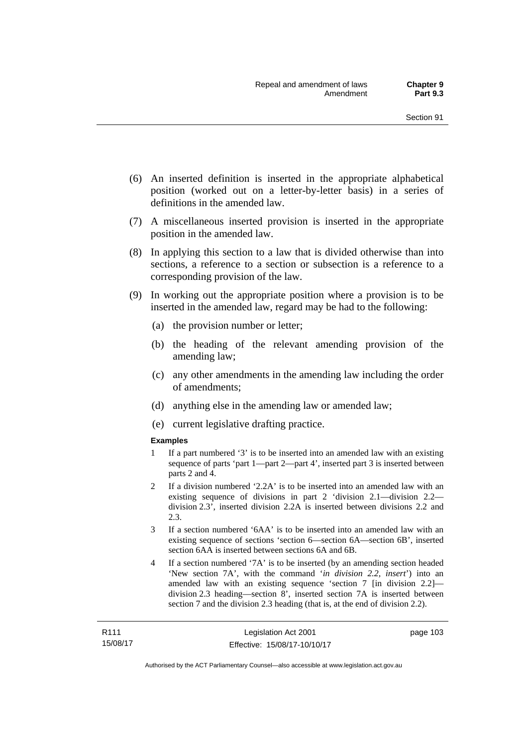(6) An inserted definition is inserted in the appropriate alphabetical position (worked out on a letter-by-letter basis) in a series of definitions in the amended law.

(7) A miscellaneous inserted provision is inserted in the appropriate position in the amended law.

(8) In applying this section to a law that is divided otherwise than into sections, a reference to a section or subsection is a reference to a corresponding provision of the law.

(9) In working out the appropriate position where a provision is to be inserted in the amended law, regard may be had to the following:

  (a) the provision number or letter;

  (b) the heading of the relevant amending provision of the amending law;

  (c) any other amendments in the amending law including the order of amendments;

  (d) anything else in the amending law or amended law;

  (e) current legislative drafting practice.

**Examples**

1 If a part numbered '3' is to be inserted into an amended law with an existing sequence of parts 'part 1—part 2—part 4', inserted part 3 is inserted between parts 2 and 4.

2 If a division numbered '2.2A' is to be inserted into an amended law with an existing sequence of divisions in part 2 'division 2.1—division 2.2—division 2.3', inserted division 2.2A is inserted between divisions 2.2 and 2.3.

3 If a section numbered '6AA' is to be inserted into an amended law with an existing sequence of sections 'section 6—section 6A—section 6B', inserted section 6AA is inserted between sections 6A and 6B.

4 If a section numbered '7A' is to be inserted (by an amending section headed 'New section 7A', with the command '*in division 2.2, insert*') into an amended law with an existing sequence 'section 7 [in division 2.2]—division 2.3 heading—section 8', inserted section 7A is inserted between section 7 and the division 2.3 heading (that is, at the end of division 2.2).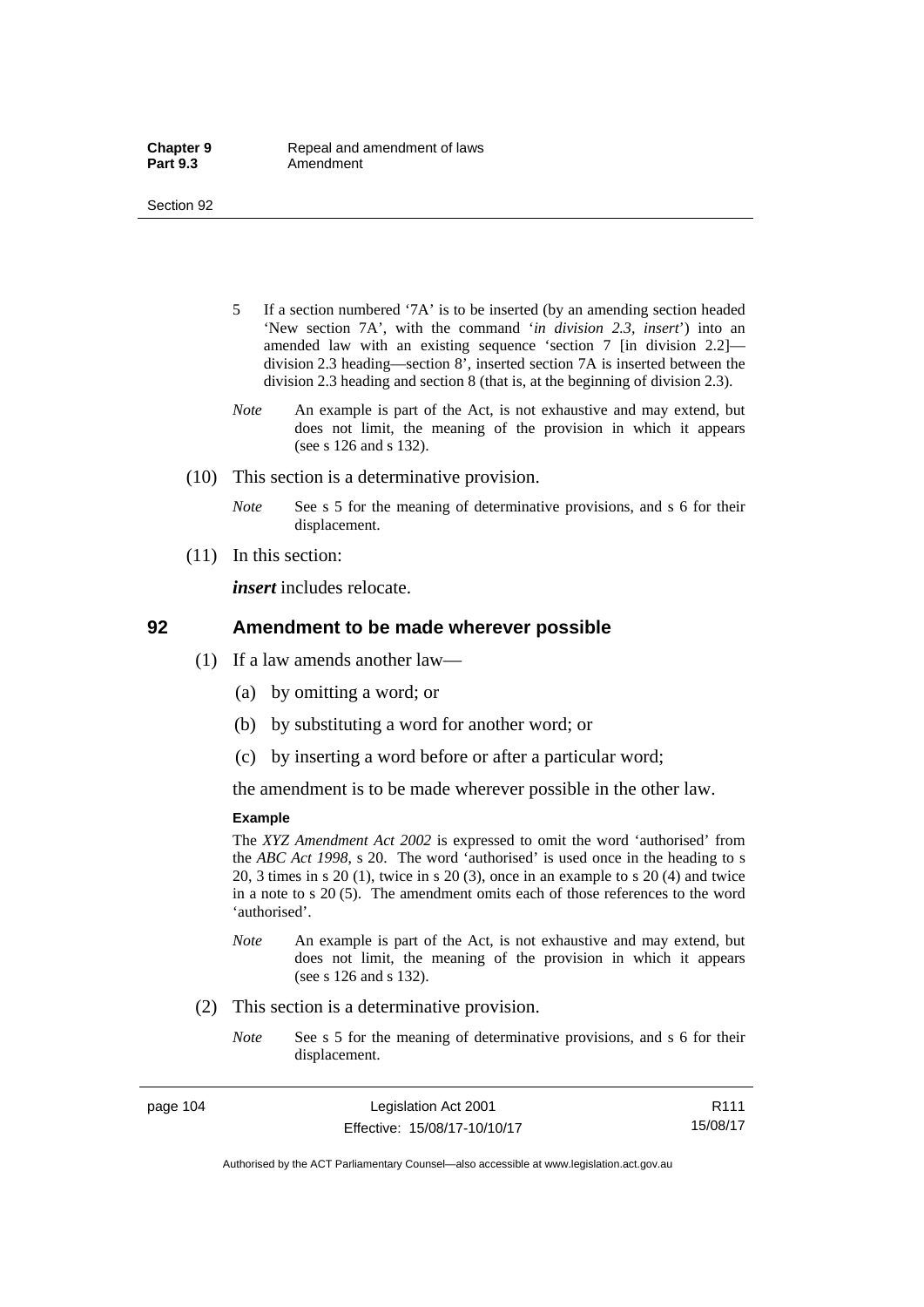5 If a section numbered '7A' is to be inserted (by an amending section headed 'New section 7A', with the command '*in division 2.3, insert*') into an amended law with an existing sequence 'section 7 [in division 2.2]—division 2.3 heading—section 8', inserted section 7A is inserted between the division 2.3 heading and section 8 (that is, at the beginning of division 2.3).

*Note* An example is part of the Act, is not exhaustive and may extend, but does not limit, the meaning of the provision in which it appears (see s 126 and s 132).

(10) This section is a determinative provision.

*Note* See s 5 for the meaning of determinative provisions, and s 6 for their displacement.

(11) In this section:

***insert*** includes relocate.

## 92 Amendment to be made wherever possible

(1) If a law amends another law—

(a) by omitting a word; or

(b) by substituting a word for another word; or

(c) by inserting a word before or after a particular word;

the amendment is to be made wherever possible in the other law.

**Example**

The *XYZ Amendment Act 2002* is expressed to omit the word 'authorised' from the *ABC Act 1998*, s 20. The word 'authorised' is used once in the heading to s 20, 3 times in s 20 (1), twice in s 20 (3), once in an example to s 20 (4) and twice in a note to s 20 (5). The amendment omits each of those references to the word 'authorised'.

*Note* An example is part of the Act, is not exhaustive and may extend, but does not limit, the meaning of the provision in which it appears (see s 126 and s 132).

(2) This section is a determinative provision.

*Note* See s 5 for the meaning of determinative provisions, and s 6 for their displacement.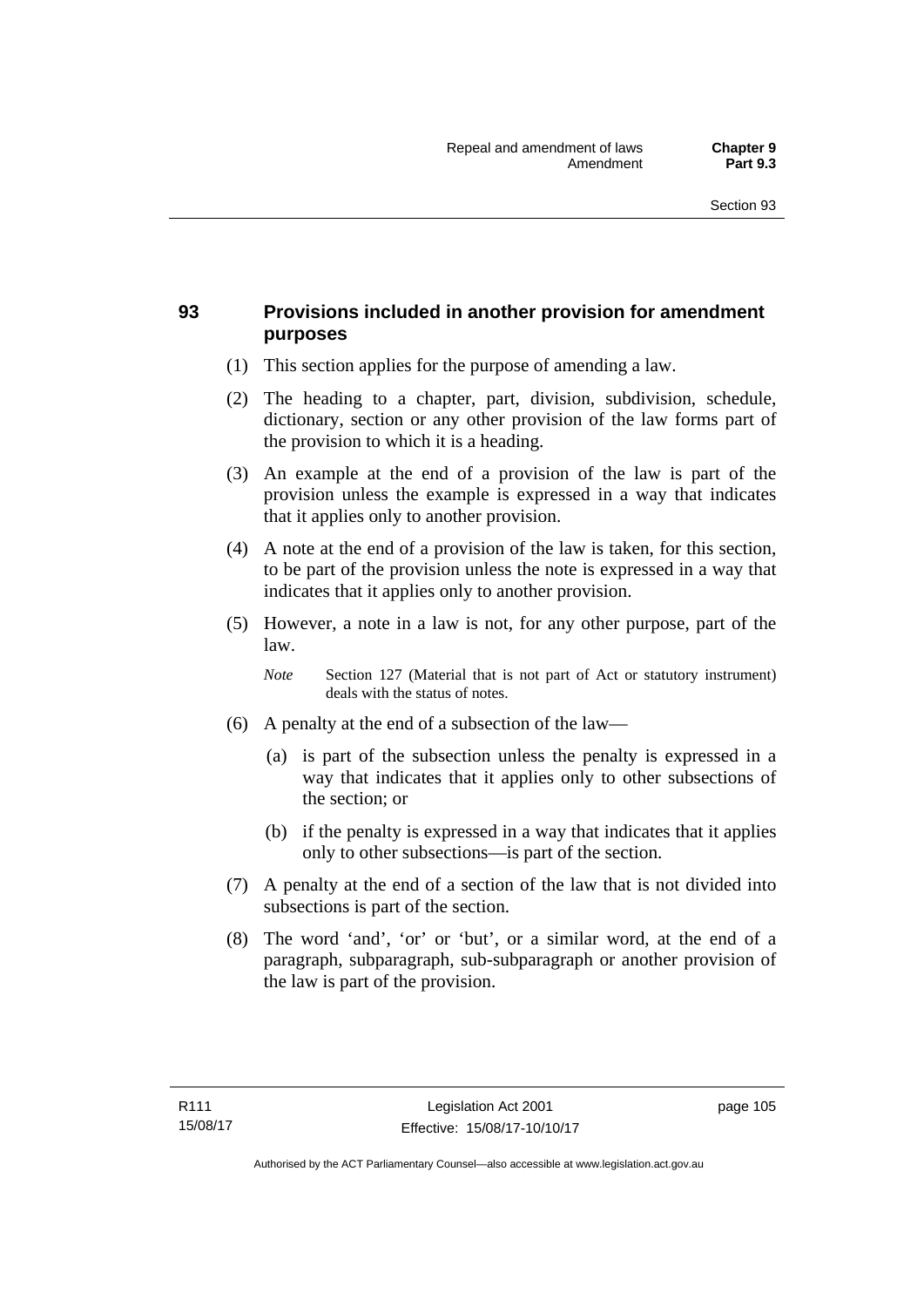## 93 Provisions included in another provision for amendment purposes

(1) This section applies for the purpose of amending a law.

(2) The heading to a chapter, part, division, subdivision, schedule, dictionary, section or any other provision of the law forms part of the provision to which it is a heading.

(3) An example at the end of a provision of the law is part of the provision unless the example is expressed in a way that indicates that it applies only to another provision.

(4) A note at the end of a provision of the law is taken, for this section, to be part of the provision unless the note is expressed in a way that indicates that it applies only to another provision.

(5) However, a note in a law is not, for any other purpose, part of the law.

*Note* Section 127 (Material that is not part of Act or statutory instrument) deals with the status of notes.

(6) A penalty at the end of a subsection of the law—

(a) is part of the subsection unless the penalty is expressed in a way that indicates that it applies only to other subsections of the section; or

(b) if the penalty is expressed in a way that indicates that it applies only to other subsections—is part of the section.

(7) A penalty at the end of a section of the law that is not divided into subsections is part of the section.

(8) The word 'and', 'or' or 'but', or a similar word, at the end of a paragraph, subparagraph, sub-subparagraph or another provision of the law is part of the provision.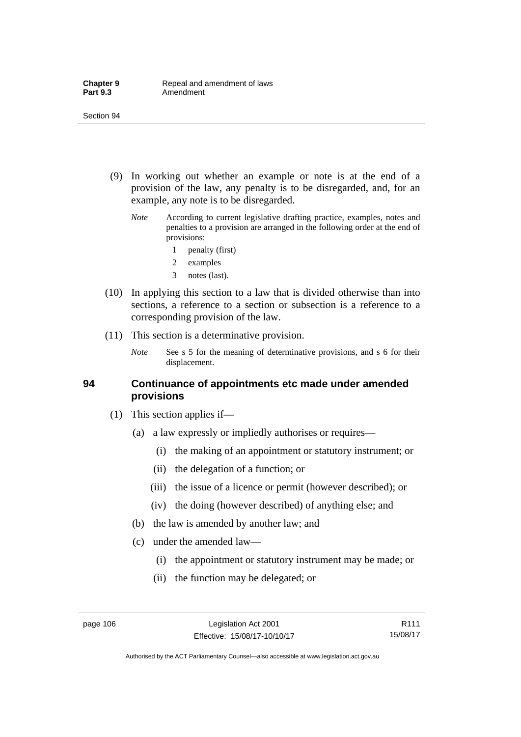(9) In working out whether an example or note is at the end of a provision of the law, any penalty is to be disregarded, and, for an example, any note is to be disregarded.

*Note* According to current legislative drafting practice, examples, notes and penalties to a provision are arranged in the following order at the end of provisions:

1 penalty (first)

2 examples

3 notes (last).

(10) In applying this section to a law that is divided otherwise than into sections, a reference to a section or subsection is a reference to a corresponding provision of the law.

(11) This section is a determinative provision.

*Note* See s 5 for the meaning of determinative provisions, and s 6 for their displacement.

## 94 Continuance of appointments etc made under amended provisions

(1) This section applies if—

(a) a law expressly or impliedly authorises or requires—

(i) the making of an appointment or statutory instrument; or

(ii) the delegation of a function; or

(iii) the issue of a licence or permit (however described); or

(iv) the doing (however described) of anything else; and

(b) the law is amended by another law; and

(c) under the amended law—

(i) the appointment or statutory instrument may be made; or

(ii) the function may be delegated; or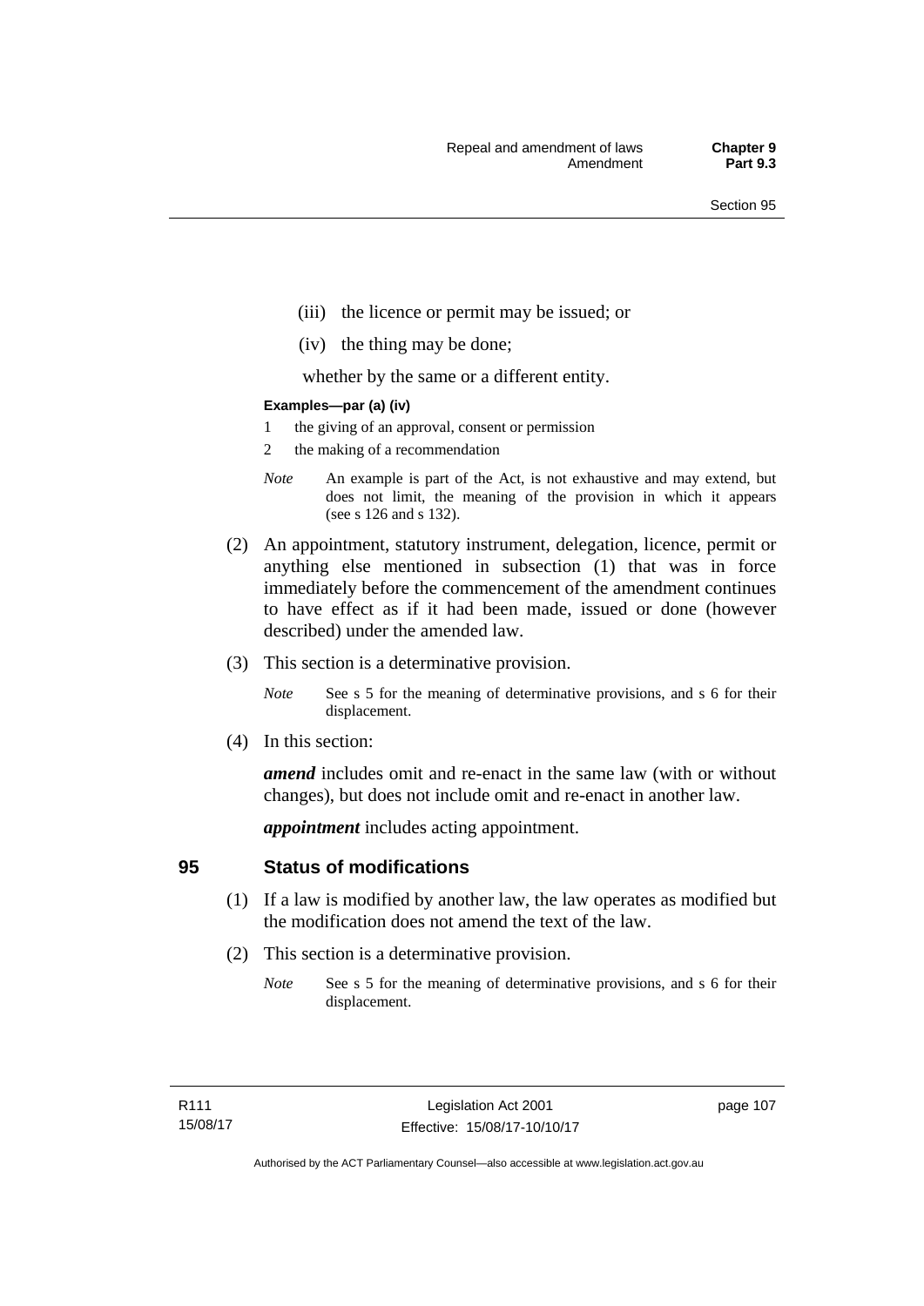(iii) the licence or permit may be issued; or

(iv) the thing may be done;

whether by the same or a different entity.

**Examples—par (a) (iv)**

1 the giving of an approval, consent or permission

2 the making of a recommendation

*Note* An example is part of the Act, is not exhaustive and may extend, but does not limit, the meaning of the provision in which it appears (see s 126 and s 132).

(2) An appointment, statutory instrument, delegation, licence, permit or anything else mentioned in subsection (1) that was in force immediately before the commencement of the amendment continues to have effect as if it had been made, issued or done (however described) under the amended law.

(3) This section is a determinative provision.

*Note* See s 5 for the meaning of determinative provisions, and s 6 for their displacement.

(4) In this section:

***amend*** includes omit and re-enact in the same law (with or without changes), but does not include omit and re-enact in another law.

***appointment*** includes acting appointment.

## 95 Status of modifications

(1) If a law is modified by another law, the law operates as modified but the modification does not amend the text of the law.

(2) This section is a determinative provision.

*Note* See s 5 for the meaning of determinative provisions, and s 6 for their displacement.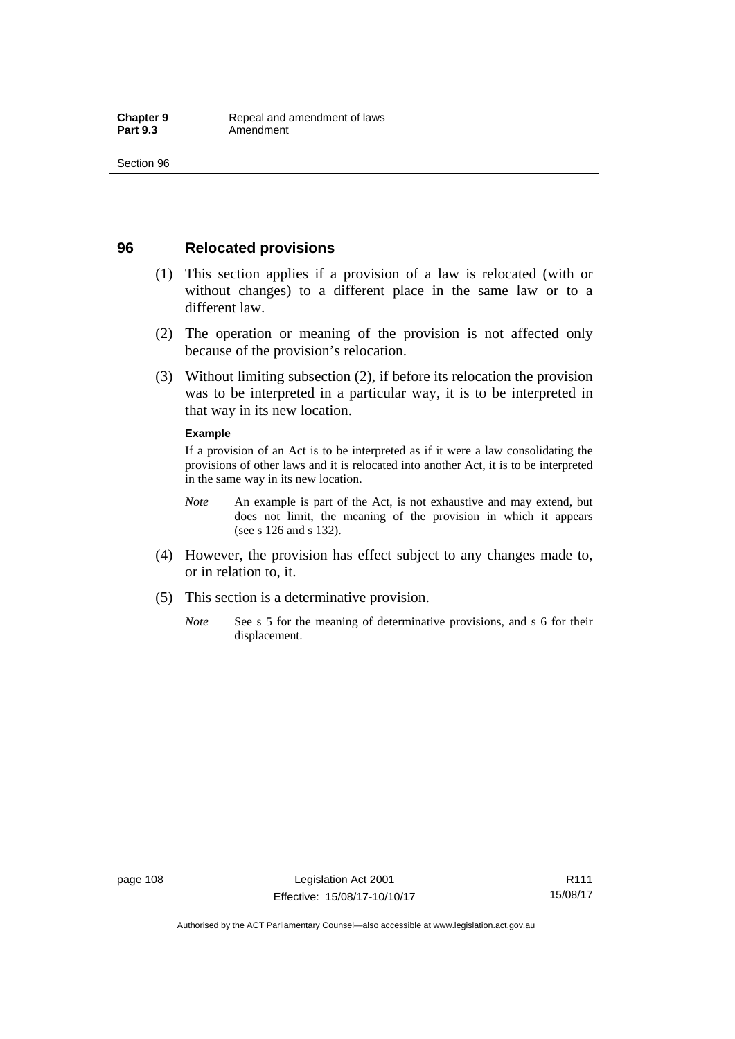## 96 Relocated provisions

(1) This section applies if a provision of a law is relocated (with or without changes) to a different place in the same law or to a different law.

(2) The operation or meaning of the provision is not affected only because of the provision's relocation.

(3) Without limiting subsection (2), if before its relocation the provision was to be interpreted in a particular way, it is to be interpreted in that way in its new location.

**Example**

If a provision of an Act is to be interpreted as if it were a law consolidating the provisions of other laws and it is relocated into another Act, it is to be interpreted in the same way in its new location.

*Note* An example is part of the Act, is not exhaustive and may extend, but does not limit, the meaning of the provision in which it appears (see s 126 and s 132).

(4) However, the provision has effect subject to any changes made to, or in relation to, it.

(5) This section is a determinative provision.

*Note* See s 5 for the meaning of determinative provisions, and s 6 for their displacement.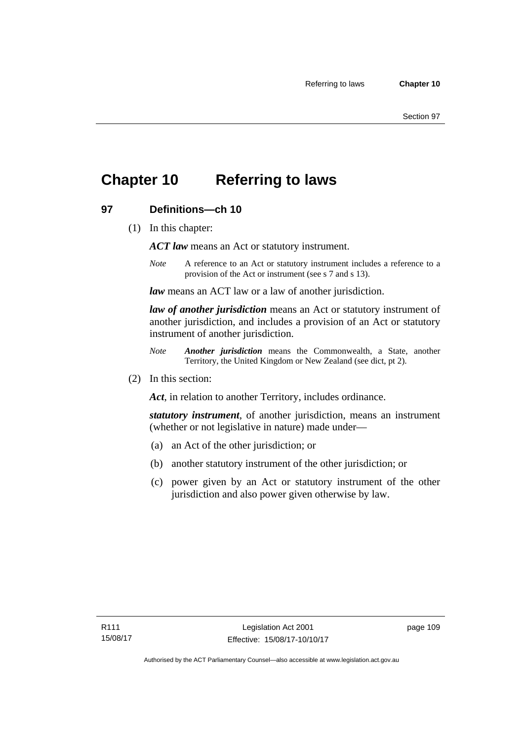# Chapter 10 Referring to laws

## 97 Definitions—ch 10

(1) In this chapter:

***ACT law*** means an Act or statutory instrument.

*Note* A reference to an Act or statutory instrument includes a reference to a provision of the Act or instrument (see s 7 and s 13).

***law*** means an ACT law or a law of another jurisdiction.

***law of another jurisdiction*** means an Act or statutory instrument of another jurisdiction, and includes a provision of an Act or statutory instrument of another jurisdiction.

*Note* ***Another jurisdiction*** means the Commonwealth, a State, another Territory, the United Kingdom or New Zealand (see dict, pt 2).

(2) In this section:

***Act***, in relation to another Territory, includes ordinance.

***statutory instrument***, of another jurisdiction, means an instrument (whether or not legislative in nature) made under—

(a) an Act of the other jurisdiction; or

(b) another statutory instrument of the other jurisdiction; or

(c) power given by an Act or statutory instrument of the other jurisdiction and also power given otherwise by law.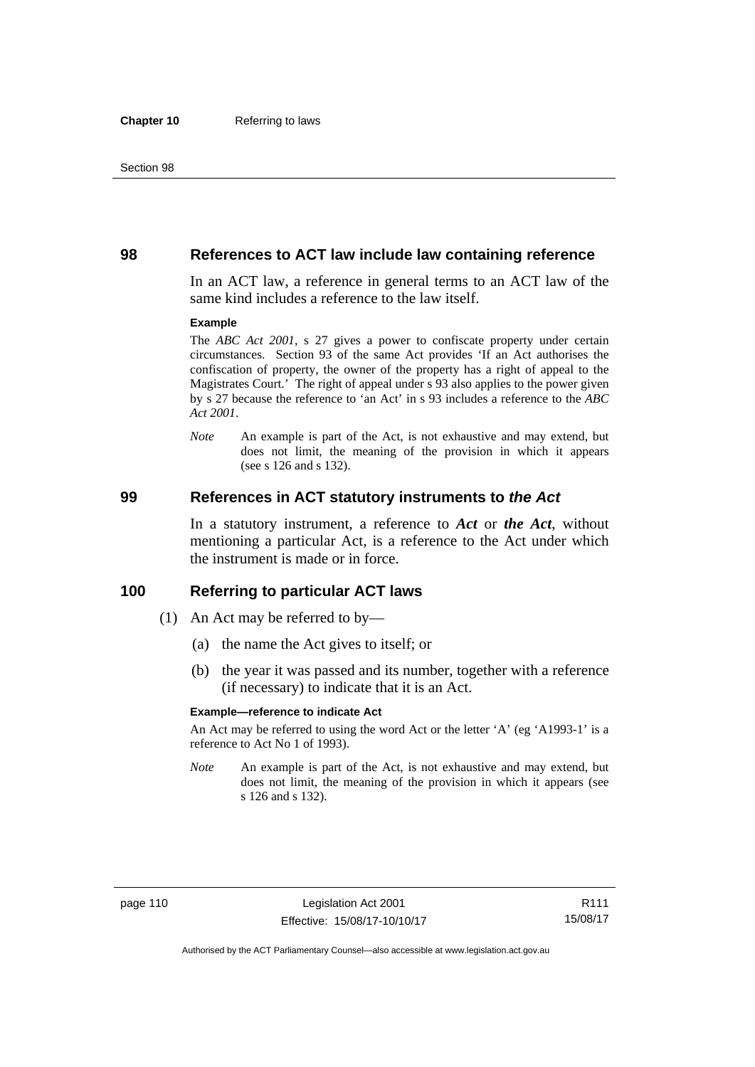## 98 References to ACT law include law containing reference

In an ACT law, a reference in general terms to an ACT law of the same kind includes a reference to the law itself.

**Example**

The *ABC Act 2001*, s 27 gives a power to confiscate property under certain circumstances. Section 93 of the same Act provides 'If an Act authorises the confiscation of property, the owner of the property has a right of appeal to the Magistrates Court.' The right of appeal under s 93 also applies to the power given by s 27 because the reference to 'an Act' in s 93 includes a reference to the *ABC Act 2001*.

*Note* An example is part of the Act, is not exhaustive and may extend, but does not limit, the meaning of the provision in which it appears (see s 126 and s 132).

## 99 References in ACT statutory instruments to *the Act*

In a statutory instrument, a reference to ***Act*** or ***the Act***, without mentioning a particular Act, is a reference to the Act under which the instrument is made or in force.

## 100 Referring to particular ACT laws

(1) An Act may be referred to by—

(a) the name the Act gives to itself; or

(b) the year it was passed and its number, together with a reference (if necessary) to indicate that it is an Act.

**Example—reference to indicate Act**

An Act may be referred to using the word Act or the letter 'A' (eg 'A1993-1' is a reference to Act No 1 of 1993).

*Note* An example is part of the Act, is not exhaustive and may extend, but does not limit, the meaning of the provision in which it appears (see s 126 and s 132).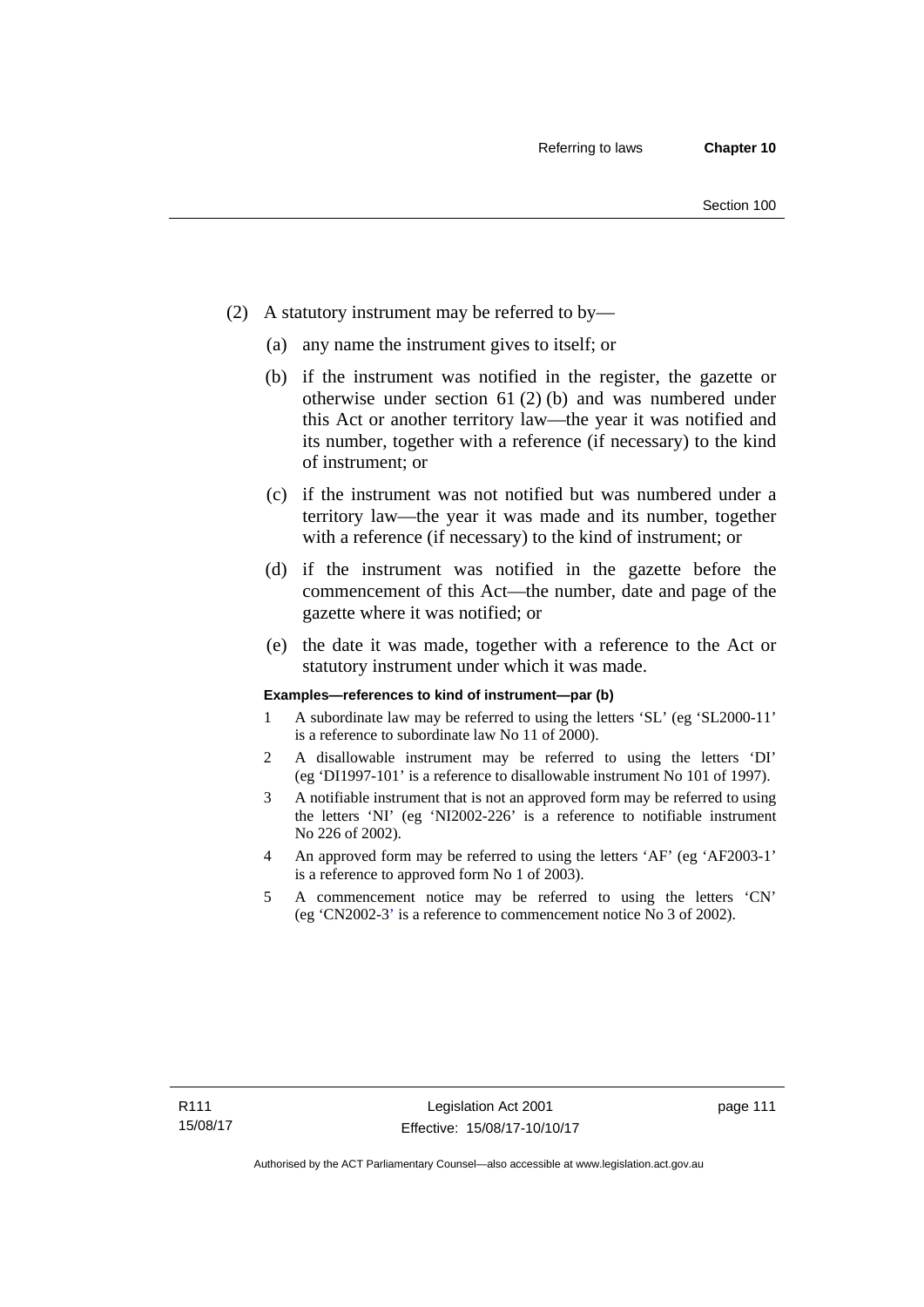(2) A statutory instrument may be referred to by—

(a) any name the instrument gives to itself; or

(b) if the instrument was notified in the register, the gazette or otherwise under section 61 (2) (b) and was numbered under this Act or another territory law—the year it was notified and its number, together with a reference (if necessary) to the kind of instrument; or

(c) if the instrument was not notified but was numbered under a territory law—the year it was made and its number, together with a reference (if necessary) to the kind of instrument; or

(d) if the instrument was notified in the gazette before the commencement of this Act—the number, date and page of the gazette where it was notified; or

(e) the date it was made, together with a reference to the Act or statutory instrument under which it was made.

**Examples—references to kind of instrument—par (b)**

1 A subordinate law may be referred to using the letters 'SL' (eg 'SL2000-11' is a reference to subordinate law No 11 of 2000).

2 A disallowable instrument may be referred to using the letters 'DI' (eg 'DI1997-101' is a reference to disallowable instrument No 101 of 1997).

3 A notifiable instrument that is not an approved form may be referred to using the letters 'NI' (eg 'NI2002-226' is a reference to notifiable instrument No 226 of 2002).

4 An approved form may be referred to using the letters 'AF' (eg 'AF2003-1' is a reference to approved form No 1 of 2003).

5 A commencement notice may be referred to using the letters 'CN' (eg 'CN2002-3' is a reference to commencement notice No 3 of 2002).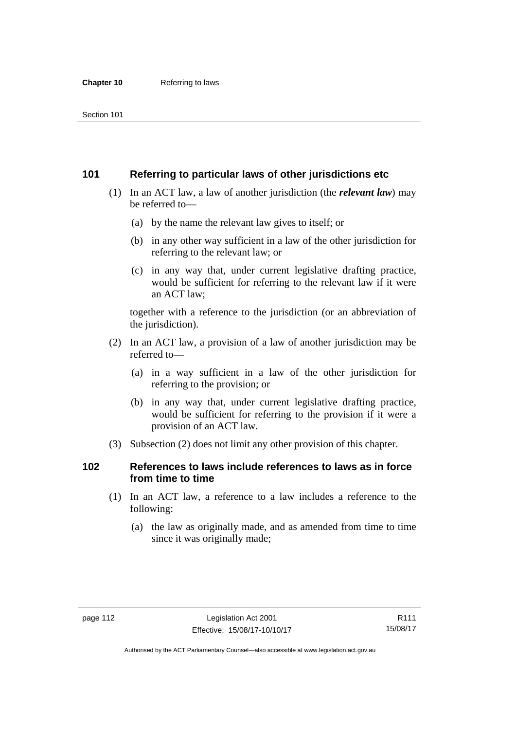## 101 Referring to particular laws of other jurisdictions etc

(1) In an ACT law, a law of another jurisdiction (the ***relevant law***) may be referred to—

(a) by the name the relevant law gives to itself; or

(b) in any other way sufficient in a law of the other jurisdiction for referring to the relevant law; or

(c) in any way that, under current legislative drafting practice, would be sufficient for referring to the relevant law if it were an ACT law;

together with a reference to the jurisdiction (or an abbreviation of the jurisdiction).

(2) In an ACT law, a provision of a law of another jurisdiction may be referred to—

(a) in a way sufficient in a law of the other jurisdiction for referring to the provision; or

(b) in any way that, under current legislative drafting practice, would be sufficient for referring to the provision if it were a provision of an ACT law.

(3) Subsection (2) does not limit any other provision of this chapter.

## 102 References to laws include references to laws as in force from time to time

(1) In an ACT law, a reference to a law includes a reference to the following:

(a) the law as originally made, and as amended from time to time since it was originally made;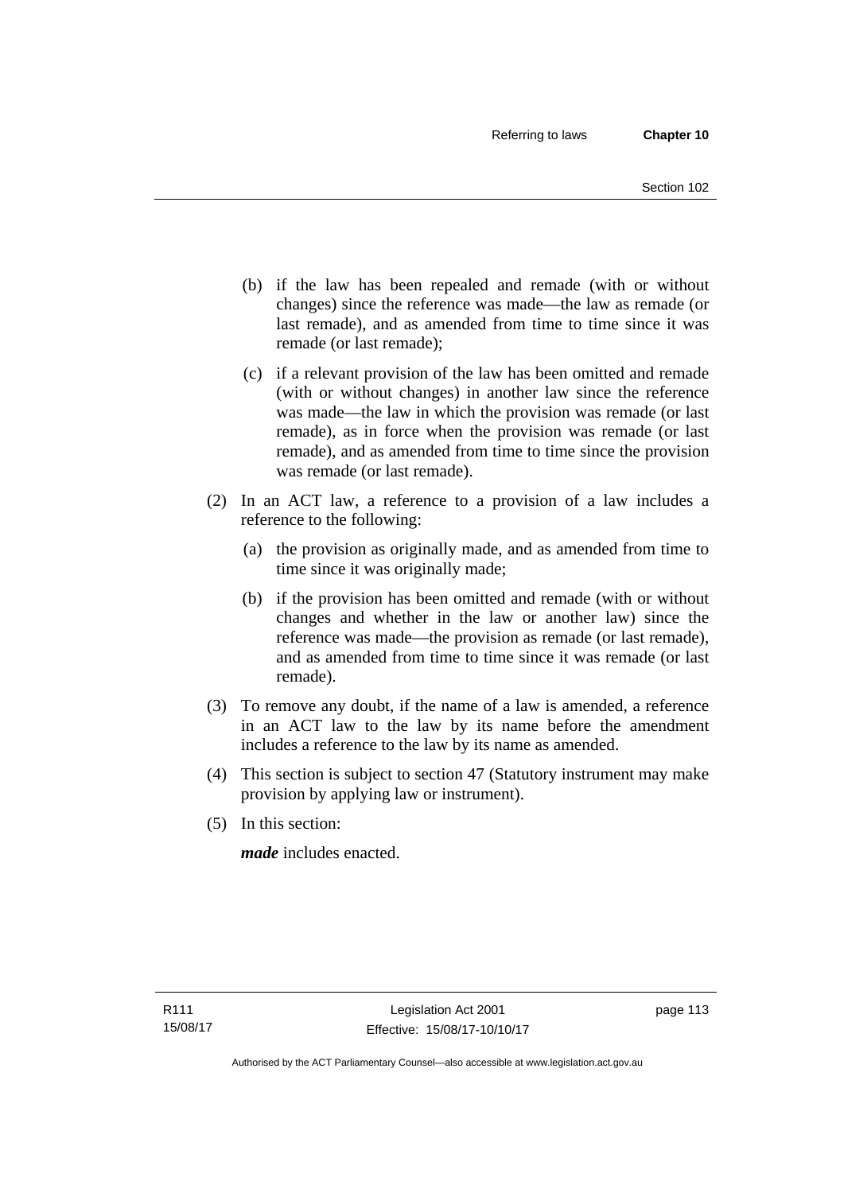(b) if the law has been repealed and remade (with or without changes) since the reference was made—the law as remade (or last remade), and as amended from time to time since it was remade (or last remade);

(c) if a relevant provision of the law has been omitted and remade (with or without changes) in another law since the reference was made—the law in which the provision was remade (or last remade), as in force when the provision was remade (or last remade), and as amended from time to time since the provision was remade (or last remade).

(2) In an ACT law, a reference to a provision of a law includes a reference to the following:

(a) the provision as originally made, and as amended from time to time since it was originally made;

(b) if the provision has been omitted and remade (with or without changes and whether in the law or another law) since the reference was made—the provision as remade (or last remade), and as amended from time to time since it was remade (or last remade).

(3) To remove any doubt, if the name of a law is amended, a reference in an ACT law to the law by its name before the amendment includes a reference to the law by its name as amended.

(4) This section is subject to section 47 (Statutory instrument may make provision by applying law or instrument).

(5) In this section:

***made*** includes enacted.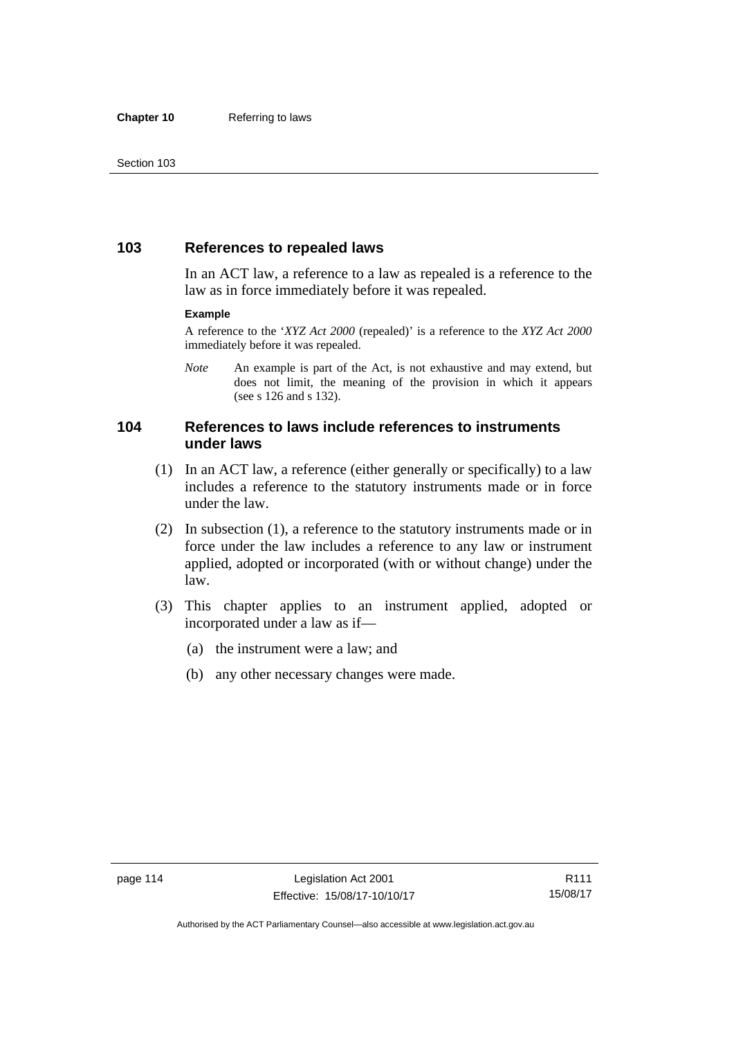## 103 References to repealed laws

In an ACT law, a reference to a law as repealed is a reference to the law as in force immediately before it was repealed.

**Example**

A reference to the '*XYZ Act 2000* (repealed)' is a reference to the *XYZ Act 2000* immediately before it was repealed.

*Note* An example is part of the Act, is not exhaustive and may extend, but does not limit, the meaning of the provision in which it appears (see s 126 and s 132).

## 104 References to laws include references to instruments under laws

(1) In an ACT law, a reference (either generally or specifically) to a law includes a reference to the statutory instruments made or in force under the law.

(2) In subsection (1), a reference to the statutory instruments made or in force under the law includes a reference to any law or instrument applied, adopted or incorporated (with or without change) under the law.

(3) This chapter applies to an instrument applied, adopted or incorporated under a law as if—

(a) the instrument were a law; and

(b) any other necessary changes were made.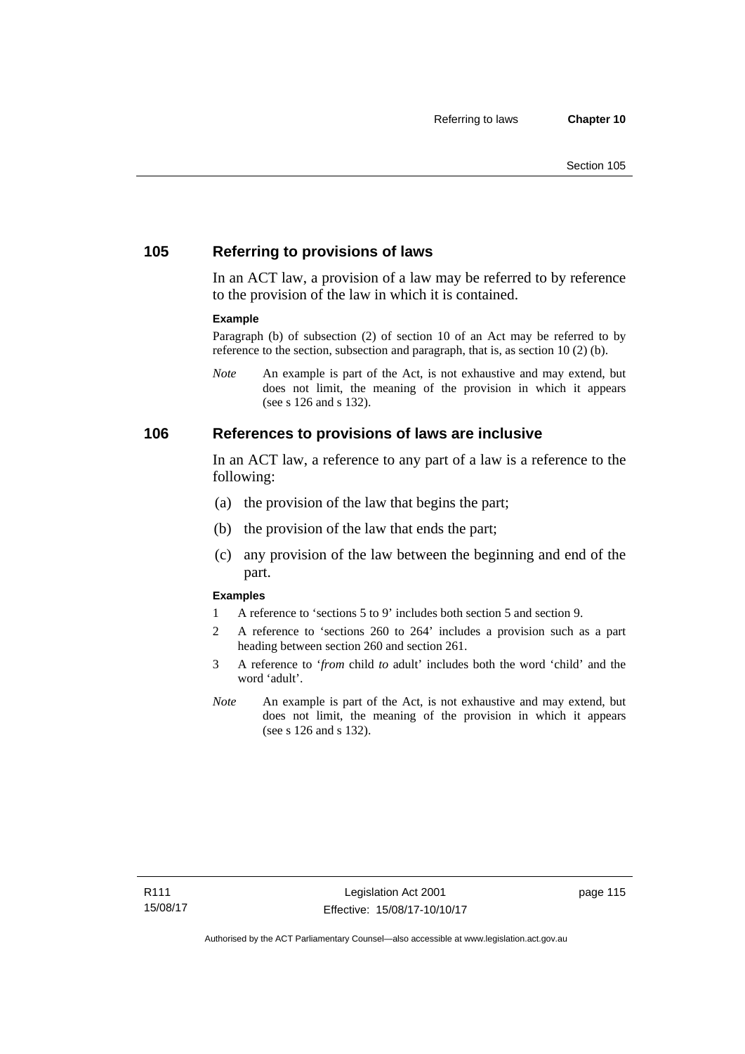## 105 Referring to provisions of laws

In an ACT law, a provision of a law may be referred to by reference to the provision of the law in which it is contained.

**Example**

Paragraph (b) of subsection (2) of section 10 of an Act may be referred to by reference to the section, subsection and paragraph, that is, as section 10 (2) (b).

*Note* An example is part of the Act, is not exhaustive and may extend, but does not limit, the meaning of the provision in which it appears (see s 126 and s 132).

## 106 References to provisions of laws are inclusive

In an ACT law, a reference to any part of a law is a reference to the following:

(a) the provision of the law that begins the part;

(b) the provision of the law that ends the part;

(c) any provision of the law between the beginning and end of the part.

**Examples**

1 A reference to 'sections 5 to 9' includes both section 5 and section 9.

2 A reference to 'sections 260 to 264' includes a provision such as a part heading between section 260 and section 261.

3 A reference to '*from* child *to* adult' includes both the word 'child' and the word 'adult'.

*Note* An example is part of the Act, is not exhaustive and may extend, but does not limit, the meaning of the provision in which it appears (see s 126 and s 132).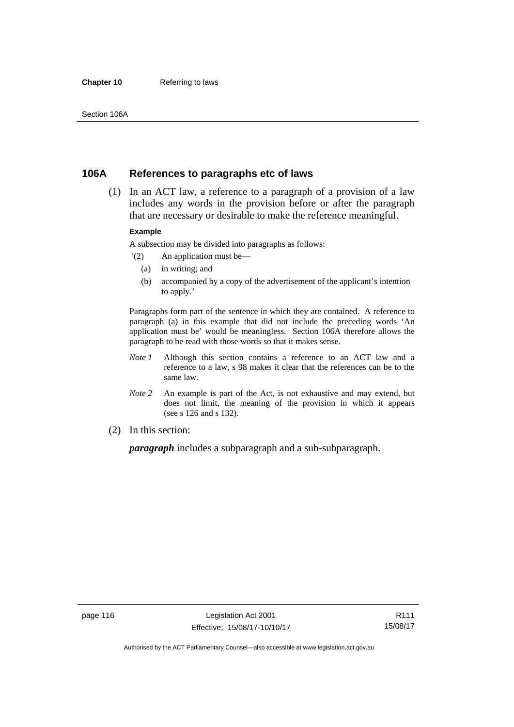## 106A References to paragraphs etc of laws

(1) In an ACT law, a reference to a paragraph of a provision of a law includes any words in the provision before or after the paragraph that are necessary or desirable to make the reference meaningful.

**Example**

A subsection may be divided into paragraphs as follows:

'(2) An application must be—

(a) in writing; and

(b) accompanied by a copy of the advertisement of the applicant's intention to apply.'

Paragraphs form part of the sentence in which they are contained. A reference to paragraph (a) in this example that did not include the preceding words 'An application must be' would be meaningless. Section 106A therefore allows the paragraph to be read with those words so that it makes sense.

*Note 1* Although this section contains a reference to an ACT law and a reference to a law, s 98 makes it clear that the references can be to the same law.

*Note 2* An example is part of the Act, is not exhaustive and may extend, but does not limit, the meaning of the provision in which it appears (see s 126 and s 132).

(2) In this section:

***paragraph*** includes a subparagraph and a sub-subparagraph.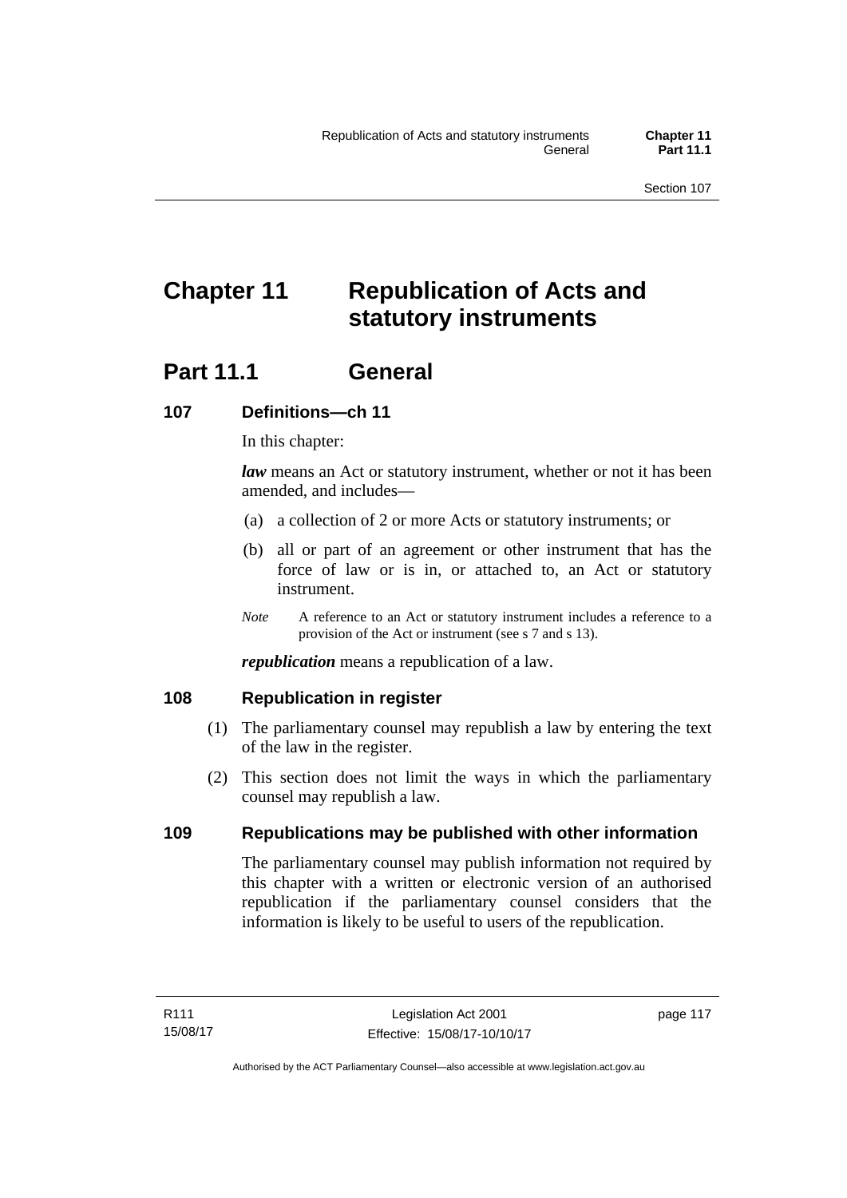# Chapter 11 Republication of Acts and statutory instruments

## Part 11.1 General

### 107 Definitions—ch 11

In this chapter:

***law*** means an Act or statutory instrument, whether or not it has been amended, and includes—

(a) a collection of 2 or more Acts or statutory instruments; or

(b) all or part of an agreement or other instrument that has the force of law or is in, or attached to, an Act or statutory instrument.

*Note* A reference to an Act or statutory instrument includes a reference to a provision of the Act or instrument (see s 7 and s 13).

***republication*** means a republication of a law.

### 108 Republication in register

(1) The parliamentary counsel may republish a law by entering the text of the law in the register.

(2) This section does not limit the ways in which the parliamentary counsel may republish a law.

### 109 Republications may be published with other information

The parliamentary counsel may publish information not required by this chapter with a written or electronic version of an authorised republication if the parliamentary counsel considers that the information is likely to be useful to users of the republication.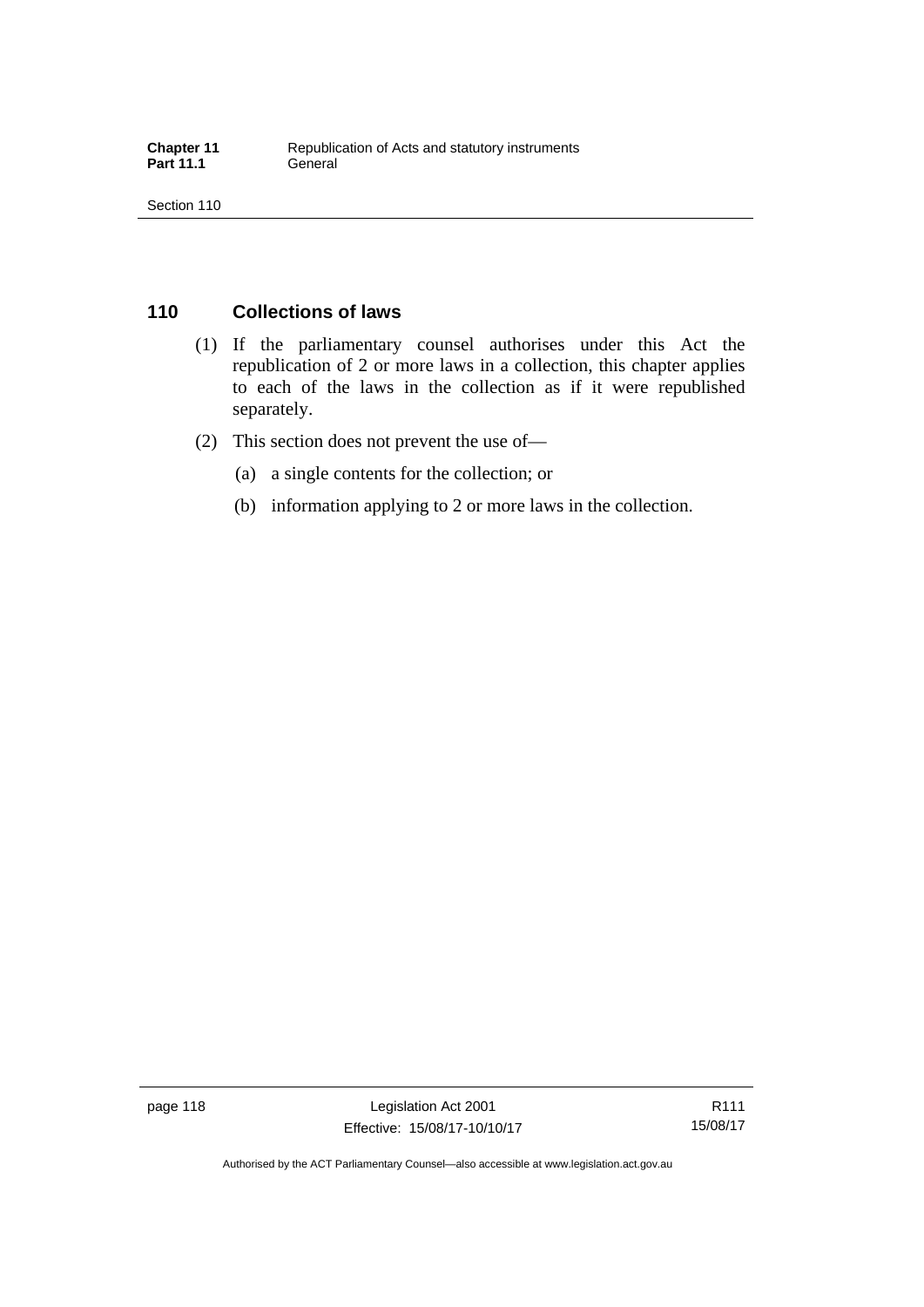## 110 Collections of laws

(1) If the parliamentary counsel authorises under this Act the republication of 2 or more laws in a collection, this chapter applies to each of the laws in the collection as if it were republished separately.

(2) This section does not prevent the use of—

  (a) a single contents for the collection; or

  (b) information applying to 2 or more laws in the collection.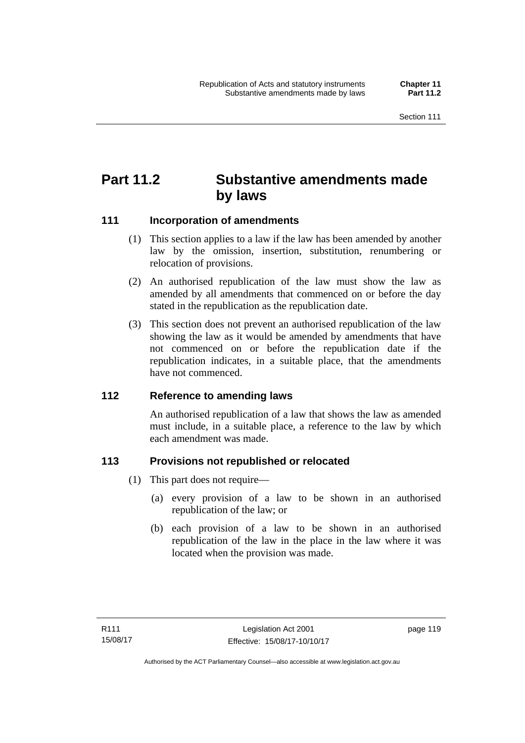# Part 11.2 Substantive amendments made by laws

## 111 Incorporation of amendments

(1) This section applies to a law if the law has been amended by another law by the omission, insertion, substitution, renumbering or relocation of provisions.

(2) An authorised republication of the law must show the law as amended by all amendments that commenced on or before the day stated in the republication as the republication date.

(3) This section does not prevent an authorised republication of the law showing the law as it would be amended by amendments that have not commenced on or before the republication date if the republication indicates, in a suitable place, that the amendments have not commenced.

## 112 Reference to amending laws

An authorised republication of a law that shows the law as amended must include, in a suitable place, a reference to the law by which each amendment was made.

## 113 Provisions not republished or relocated

(1) This part does not require—

(a) every provision of a law to be shown in an authorised republication of the law; or

(b) each provision of a law to be shown in an authorised republication of the law in the place in the law where it was located when the provision was made.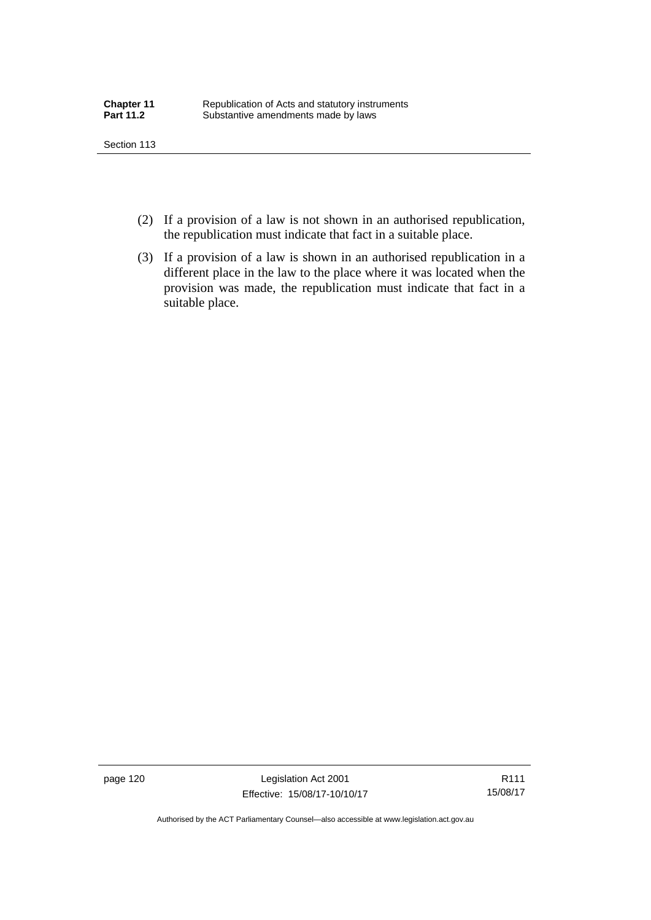(2) If a provision of a law is not shown in an authorised republication, the republication must indicate that fact in a suitable place.

(3) If a provision of a law is shown in an authorised republication in a different place in the law to the place where it was located when the provision was made, the republication must indicate that fact in a suitable place.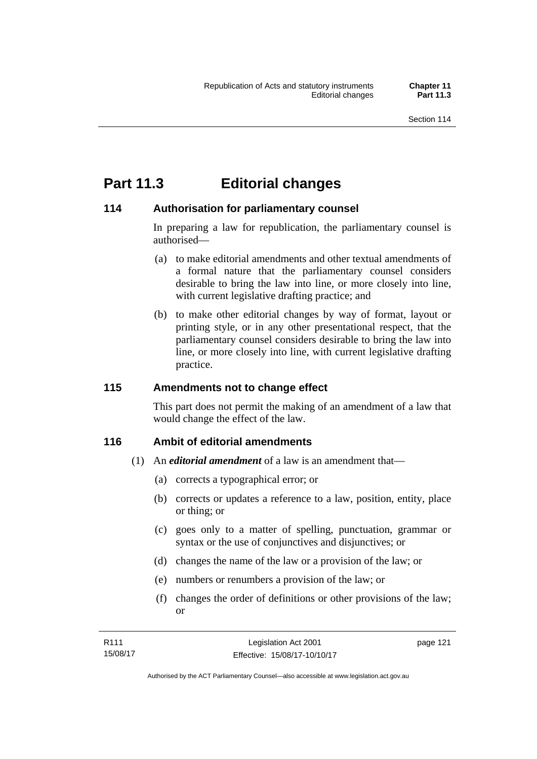# Part 11.3 Editorial changes

## 114 Authorisation for parliamentary counsel

In preparing a law for republication, the parliamentary counsel is authorised—

(a) to make editorial amendments and other textual amendments of a formal nature that the parliamentary counsel considers desirable to bring the law into line, or more closely into line, with current legislative drafting practice; and

(b) to make other editorial changes by way of format, layout or printing style, or in any other presentational respect, that the parliamentary counsel considers desirable to bring the law into line, or more closely into line, with current legislative drafting practice.

## 115 Amendments not to change effect

This part does not permit the making of an amendment of a law that would change the effect of the law.

## 116 Ambit of editorial amendments

(1) An ***editorial amendment*** of a law is an amendment that—

(a) corrects a typographical error; or

(b) corrects or updates a reference to a law, position, entity, place or thing; or

(c) goes only to a matter of spelling, punctuation, grammar or syntax or the use of conjunctives and disjunctives; or

(d) changes the name of the law or a provision of the law; or

(e) numbers or renumbers a provision of the law; or

(f) changes the order of definitions or other provisions of the law; or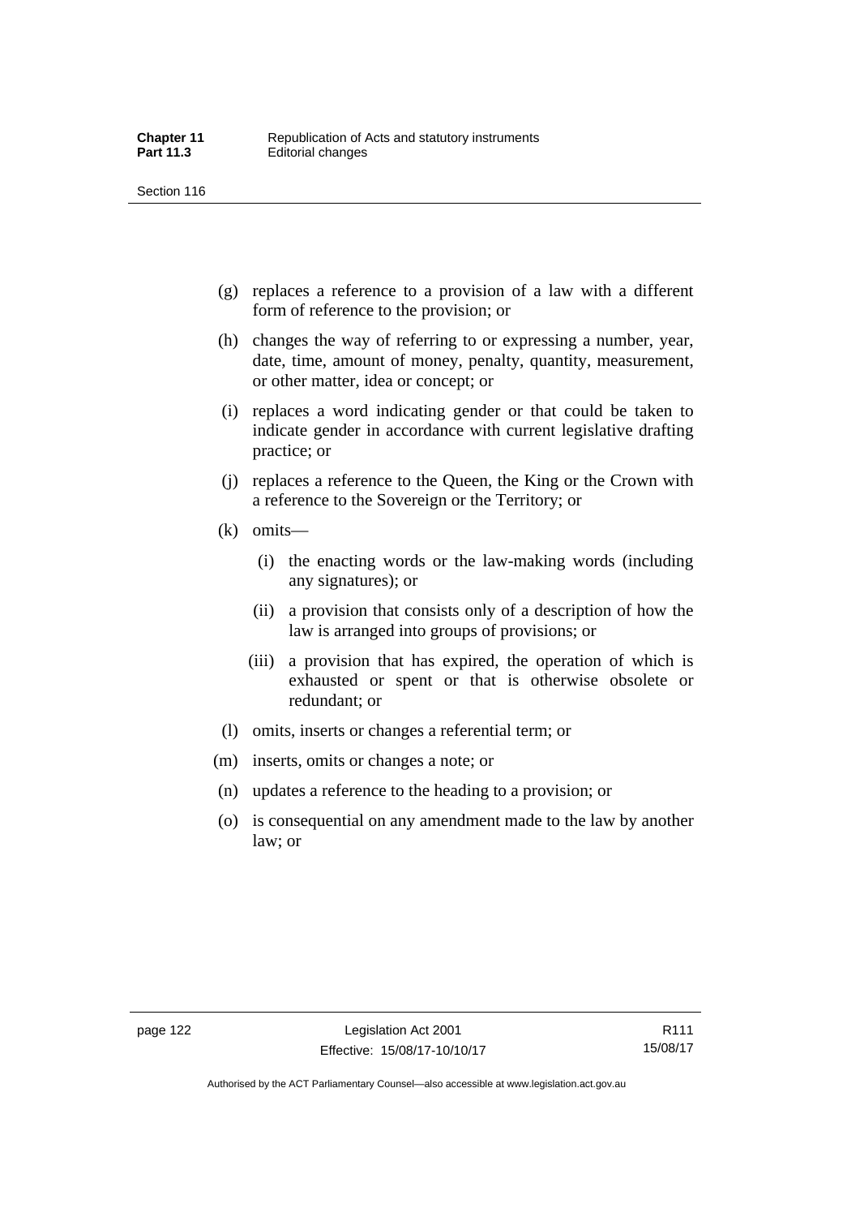(g) replaces a reference to a provision of a law with a different form of reference to the provision; or

(h) changes the way of referring to or expressing a number, year, date, time, amount of money, penalty, quantity, measurement, or other matter, idea or concept; or

(i) replaces a word indicating gender or that could be taken to indicate gender in accordance with current legislative drafting practice; or

(j) replaces a reference to the Queen, the King or the Crown with a reference to the Sovereign or the Territory; or

(k) omits—

   (i) the enacting words or the law-making words (including any signatures); or

   (ii) a provision that consists only of a description of how the law is arranged into groups of provisions; or

   (iii) a provision that has expired, the operation of which is exhausted or spent or that is otherwise obsolete or redundant; or

(l) omits, inserts or changes a referential term; or

(m) inserts, omits or changes a note; or

(n) updates a reference to the heading to a provision; or

(o) is consequential on any amendment made to the law by another law; or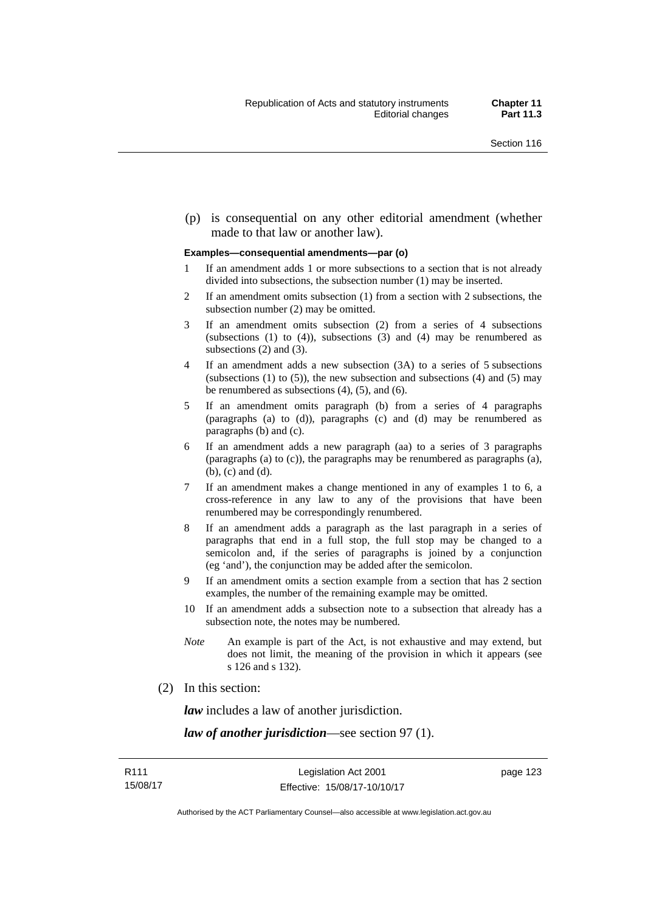(p) is consequential on any other editorial amendment (whether made to that law or another law).

**Examples—consequential amendments—par (o)**

1. If an amendment adds 1 or more subsections to a section that is not already divided into subsections, the subsection number (1) may be inserted.
2. If an amendment omits subsection (1) from a section with 2 subsections, the subsection number (2) may be omitted.
3. If an amendment omits subsection (2) from a series of 4 subsections (subsections (1) to (4)), subsections (3) and (4) may be renumbered as subsections (2) and (3).
4. If an amendment adds a new subsection (3A) to a series of 5 subsections (subsections (1) to (5)), the new subsection and subsections (4) and (5) may be renumbered as subsections (4), (5), and (6).
5. If an amendment omits paragraph (b) from a series of 4 paragraphs (paragraphs (a) to (d)), paragraphs (c) and (d) may be renumbered as paragraphs (b) and (c).
6. If an amendment adds a new paragraph (aa) to a series of 3 paragraphs (paragraphs (a) to (c)), the paragraphs may be renumbered as paragraphs (a), (b), (c) and (d).
7. If an amendment makes a change mentioned in any of examples 1 to 6, a cross-reference in any law to any of the provisions that have been renumbered may be correspondingly renumbered.
8. If an amendment adds a paragraph as the last paragraph in a series of paragraphs that end in a full stop, the full stop may be changed to a semicolon and, if the series of paragraphs is joined by a conjunction (eg 'and'), the conjunction may be added after the semicolon.
9. If an amendment omits a section example from a section that has 2 section examples, the number of the remaining example may be omitted.
10. If an amendment adds a subsection note to a subsection that already has a subsection note, the notes may be numbered.

*Note* An example is part of the Act, is not exhaustive and may extend, but does not limit, the meaning of the provision in which it appears (see s 126 and s 132).

(2) In this section:

***law*** includes a law of another jurisdiction.

***law of another jurisdiction***—see section 97 (1).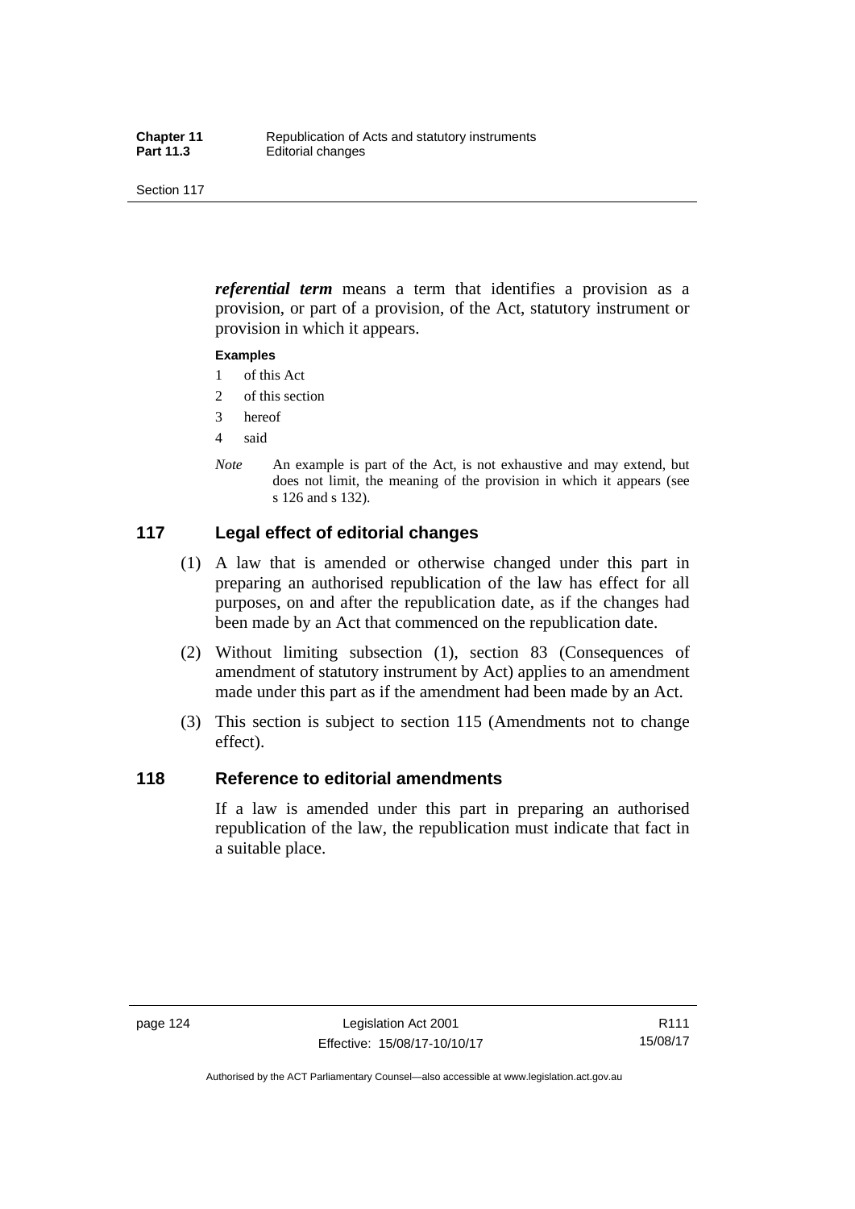***referential term*** means a term that identifies a provision as a provision, or part of a provision, of the Act, statutory instrument or provision in which it appears.

**Examples**

1 of this Act
2 of this section
3 hereof
4 said

*Note* An example is part of the Act, is not exhaustive and may extend, but does not limit, the meaning of the provision in which it appears (see s 126 and s 132).

## 117 Legal effect of editorial changes

(1) A law that is amended or otherwise changed under this part in preparing an authorised republication of the law has effect for all purposes, on and after the republication date, as if the changes had been made by an Act that commenced on the republication date.

(2) Without limiting subsection (1), section 83 (Consequences of amendment of statutory instrument by Act) applies to an amendment made under this part as if the amendment had been made by an Act.

(3) This section is subject to section 115 (Amendments not to change effect).

## 118 Reference to editorial amendments

If a law is amended under this part in preparing an authorised republication of the law, the republication must indicate that fact in a suitable place.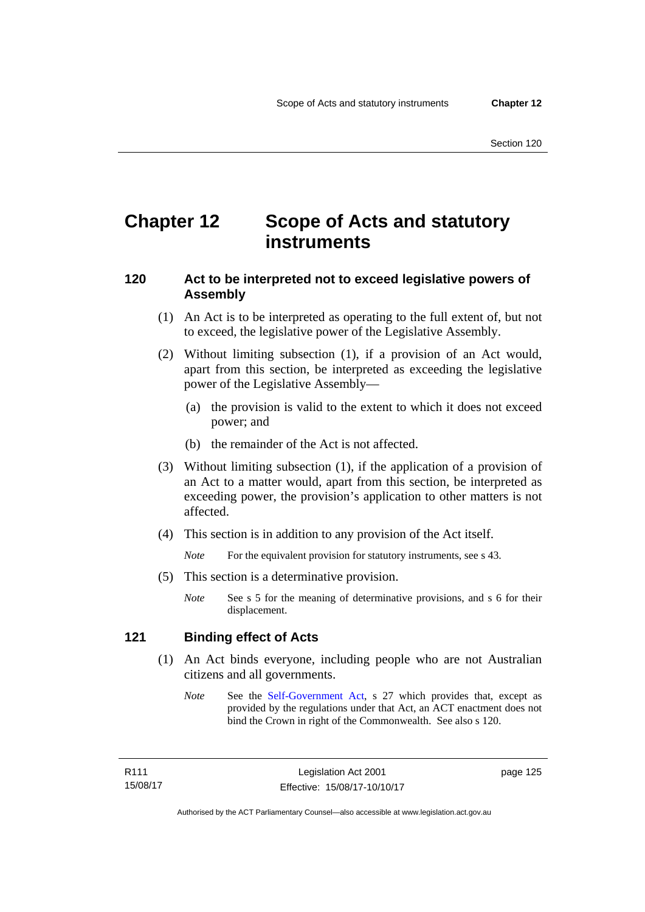# Chapter 12 Scope of Acts and statutory instruments

## 120 Act to be interpreted not to exceed legislative powers of Assembly

(1) An Act is to be interpreted as operating to the full extent of, but not to exceed, the legislative power of the Legislative Assembly.

(2) Without limiting subsection (1), if a provision of an Act would, apart from this section, be interpreted as exceeding the legislative power of the Legislative Assembly—

(a) the provision is valid to the extent to which it does not exceed power; and

(b) the remainder of the Act is not affected.

(3) Without limiting subsection (1), if the application of a provision of an Act to a matter would, apart from this section, be interpreted as exceeding power, the provision's application to other matters is not affected.

(4) This section is in addition to any provision of the Act itself.

*Note* For the equivalent provision for statutory instruments, see s 43.

(5) This section is a determinative provision.

*Note* See s 5 for the meaning of determinative provisions, and s 6 for their displacement.

## 121 Binding effect of Acts

(1) An Act binds everyone, including people who are not Australian citizens and all governments.

*Note* See the Self-Government Act, s 27 which provides that, except as provided by the regulations under that Act, an ACT enactment does not bind the Crown in right of the Commonwealth. See also s 120.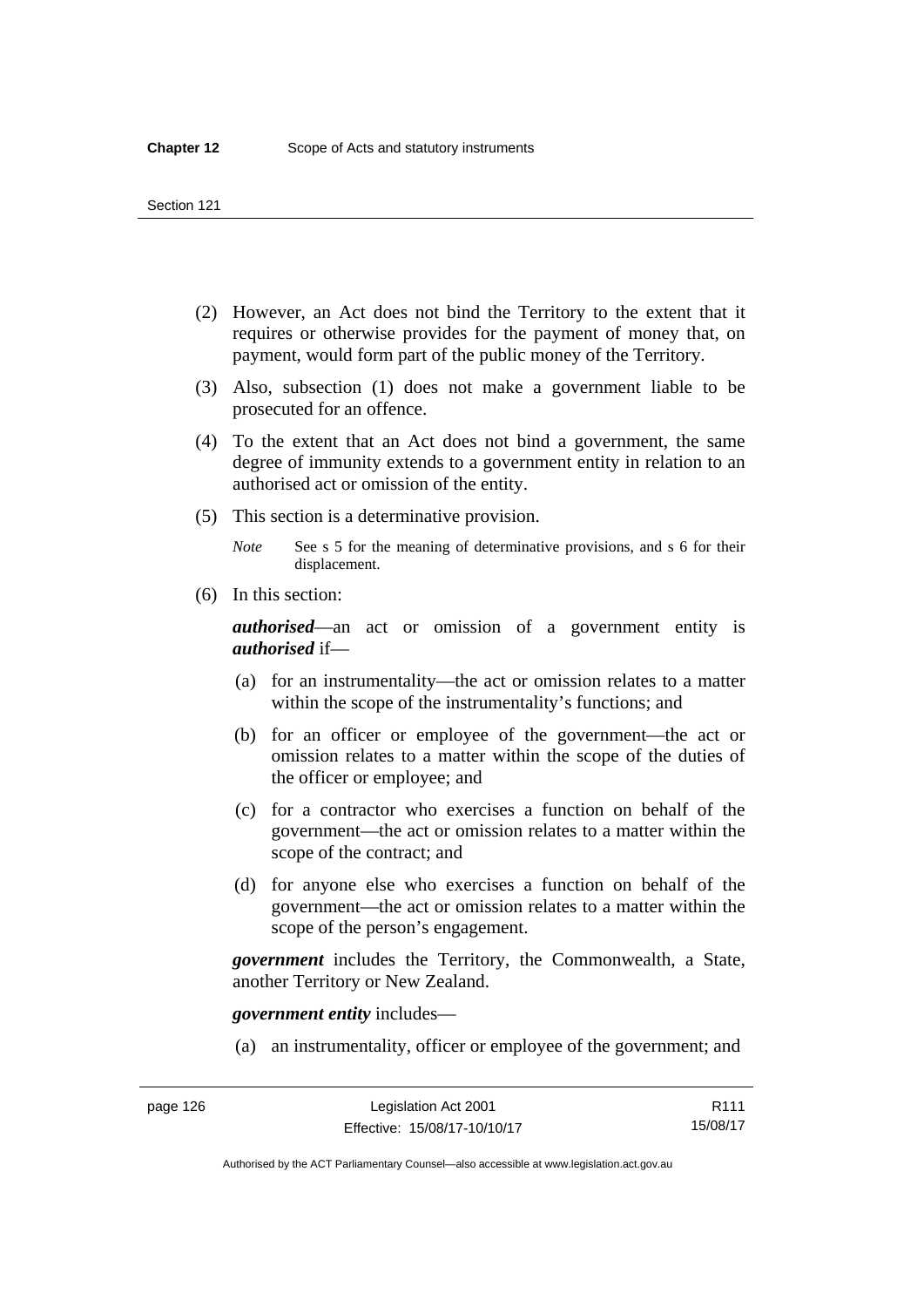(2) However, an Act does not bind the Territory to the extent that it requires or otherwise provides for the payment of money that, on payment, would form part of the public money of the Territory.

(3) Also, subsection (1) does not make a government liable to be prosecuted for an offence.

(4) To the extent that an Act does not bind a government, the same degree of immunity extends to a government entity in relation to an authorised act or omission of the entity.

(5) This section is a determinative provision.

*Note* See s 5 for the meaning of determinative provisions, and s 6 for their displacement.

(6) In this section:

***authorised***—an act or omission of a government entity is ***authorised*** if—

(a) for an instrumentality—the act or omission relates to a matter within the scope of the instrumentality's functions; and

(b) for an officer or employee of the government—the act or omission relates to a matter within the scope of the duties of the officer or employee; and

(c) for a contractor who exercises a function on behalf of the government—the act or omission relates to a matter within the scope of the contract; and

(d) for anyone else who exercises a function on behalf of the government—the act or omission relates to a matter within the scope of the person's engagement.

***government*** includes the Territory, the Commonwealth, a State, another Territory or New Zealand.

***government entity*** includes—

(a) an instrumentality, officer or employee of the government; and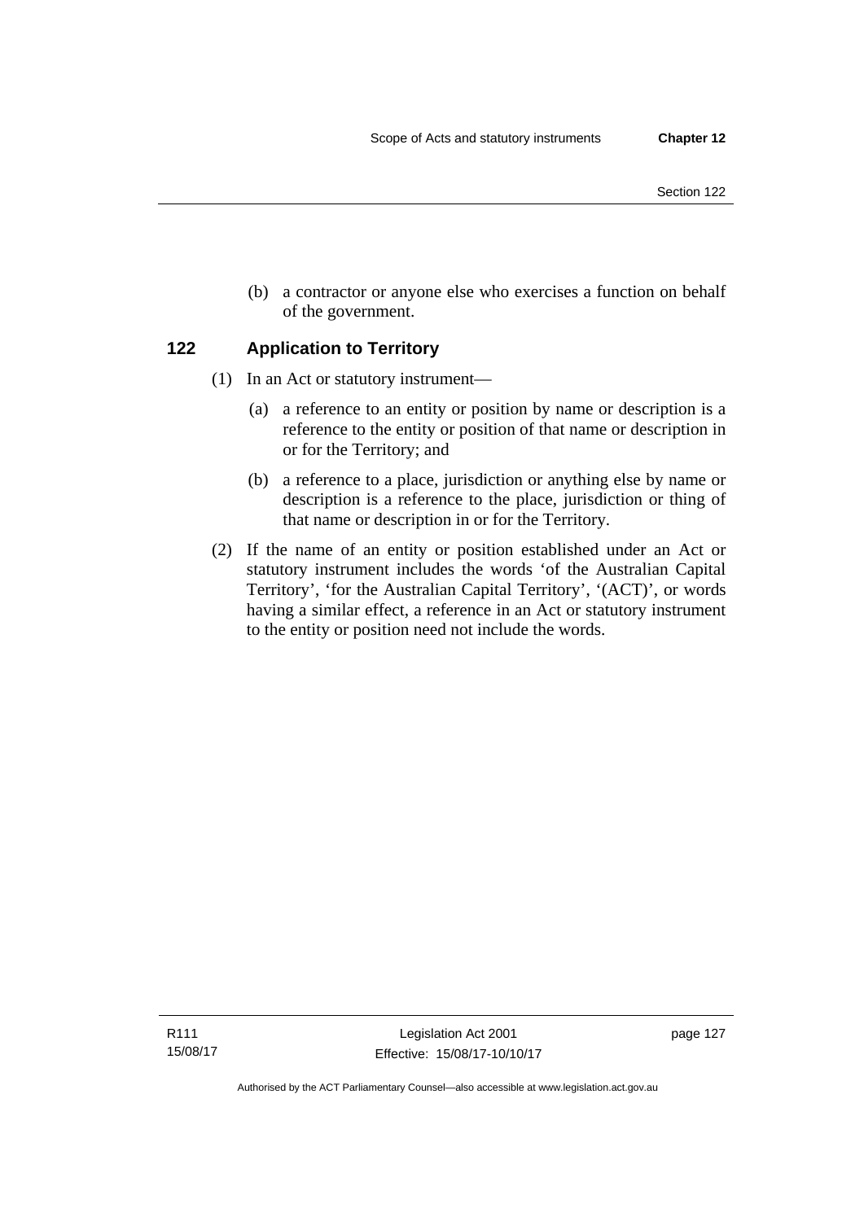(b) a contractor or anyone else who exercises a function on behalf of the government.

## 122 Application to Territory

(1) In an Act or statutory instrument—

(a) a reference to an entity or position by name or description is a reference to the entity or position of that name or description in or for the Territory; and

(b) a reference to a place, jurisdiction or anything else by name or description is a reference to the place, jurisdiction or thing of that name or description in or for the Territory.

(2) If the name of an entity or position established under an Act or statutory instrument includes the words 'of the Australian Capital Territory', 'for the Australian Capital Territory', '(ACT)', or words having a similar effect, a reference in an Act or statutory instrument to the entity or position need not include the words.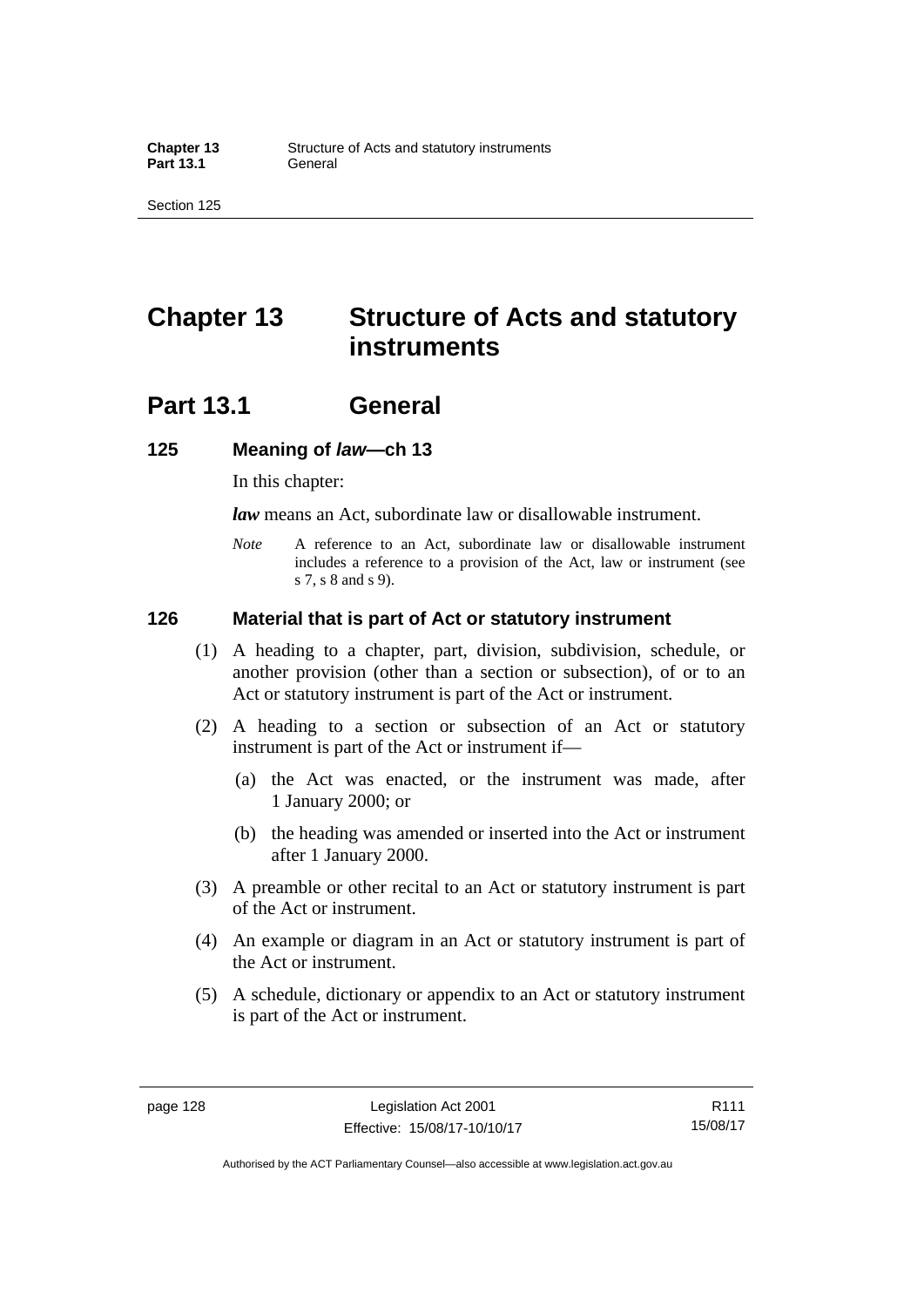# Chapter 13 Structure of Acts and statutory instruments

## Part 13.1 General

### 125 Meaning of *law*—ch 13

In this chapter:

***law*** means an Act, subordinate law or disallowable instrument.

*Note* A reference to an Act, subordinate law or disallowable instrument includes a reference to a provision of the Act, law or instrument (see s 7, s 8 and s 9).

### 126 Material that is part of Act or statutory instrument

(1) A heading to a chapter, part, division, subdivision, schedule, or another provision (other than a section or subsection), of or to an Act or statutory instrument is part of the Act or instrument.

(2) A heading to a section or subsection of an Act or statutory instrument is part of the Act or instrument if—

(a) the Act was enacted, or the instrument was made, after 1 January 2000; or

(b) the heading was amended or inserted into the Act or instrument after 1 January 2000.

(3) A preamble or other recital to an Act or statutory instrument is part of the Act or instrument.

(4) An example or diagram in an Act or statutory instrument is part of the Act or instrument.

(5) A schedule, dictionary or appendix to an Act or statutory instrument is part of the Act or instrument.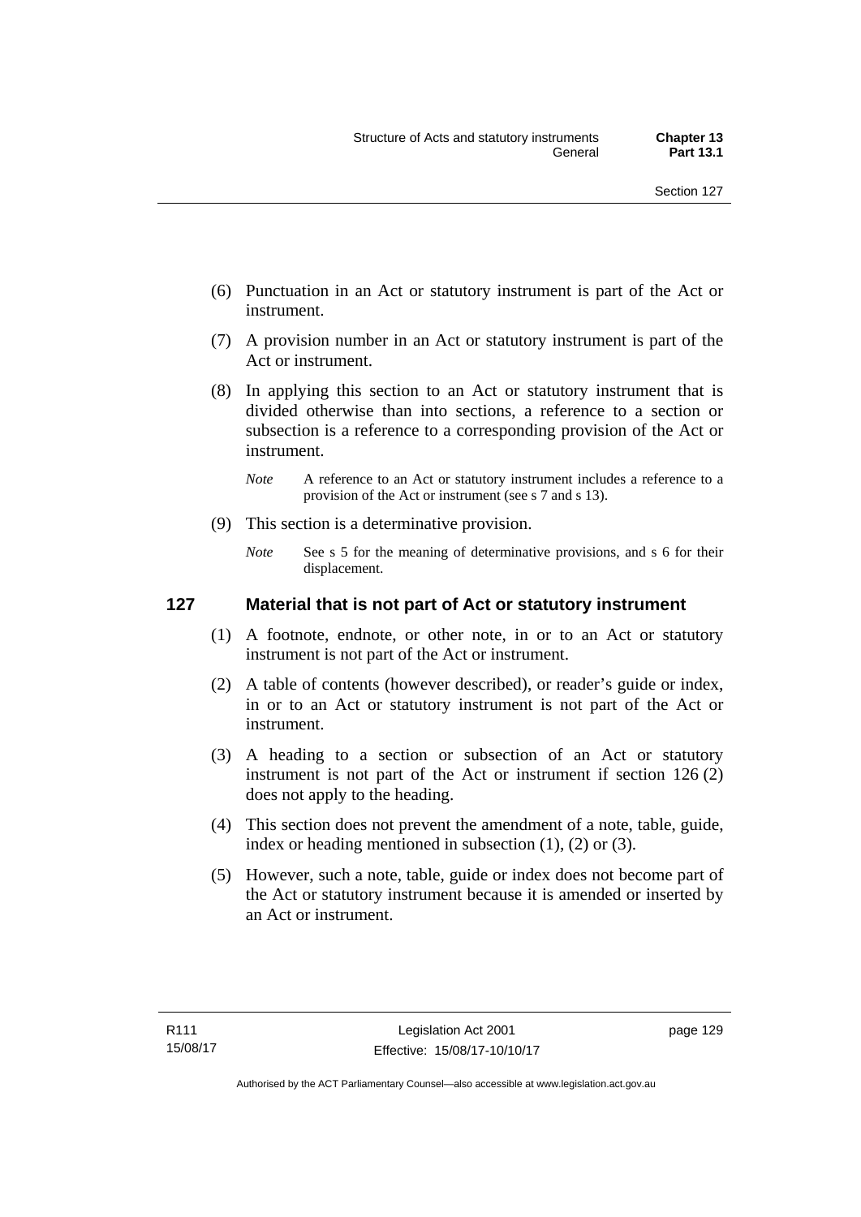(6) Punctuation in an Act or statutory instrument is part of the Act or instrument.

(7) A provision number in an Act or statutory instrument is part of the Act or instrument.

(8) In applying this section to an Act or statutory instrument that is divided otherwise than into sections, a reference to a section or subsection is a reference to a corresponding provision of the Act or instrument.

*Note* A reference to an Act or statutory instrument includes a reference to a provision of the Act or instrument (see s 7 and s 13).

(9) This section is a determinative provision.

*Note* See s 5 for the meaning of determinative provisions, and s 6 for their displacement.

### 127 Material that is not part of Act or statutory instrument

(1) A footnote, endnote, or other note, in or to an Act or statutory instrument is not part of the Act or instrument.

(2) A table of contents (however described), or reader's guide or index, in or to an Act or statutory instrument is not part of the Act or instrument.

(3) A heading to a section or subsection of an Act or statutory instrument is not part of the Act or instrument if section 126 (2) does not apply to the heading.

(4) This section does not prevent the amendment of a note, table, guide, index or heading mentioned in subsection (1), (2) or (3).

(5) However, such a note, table, guide or index does not become part of the Act or statutory instrument because it is amended or inserted by an Act or instrument.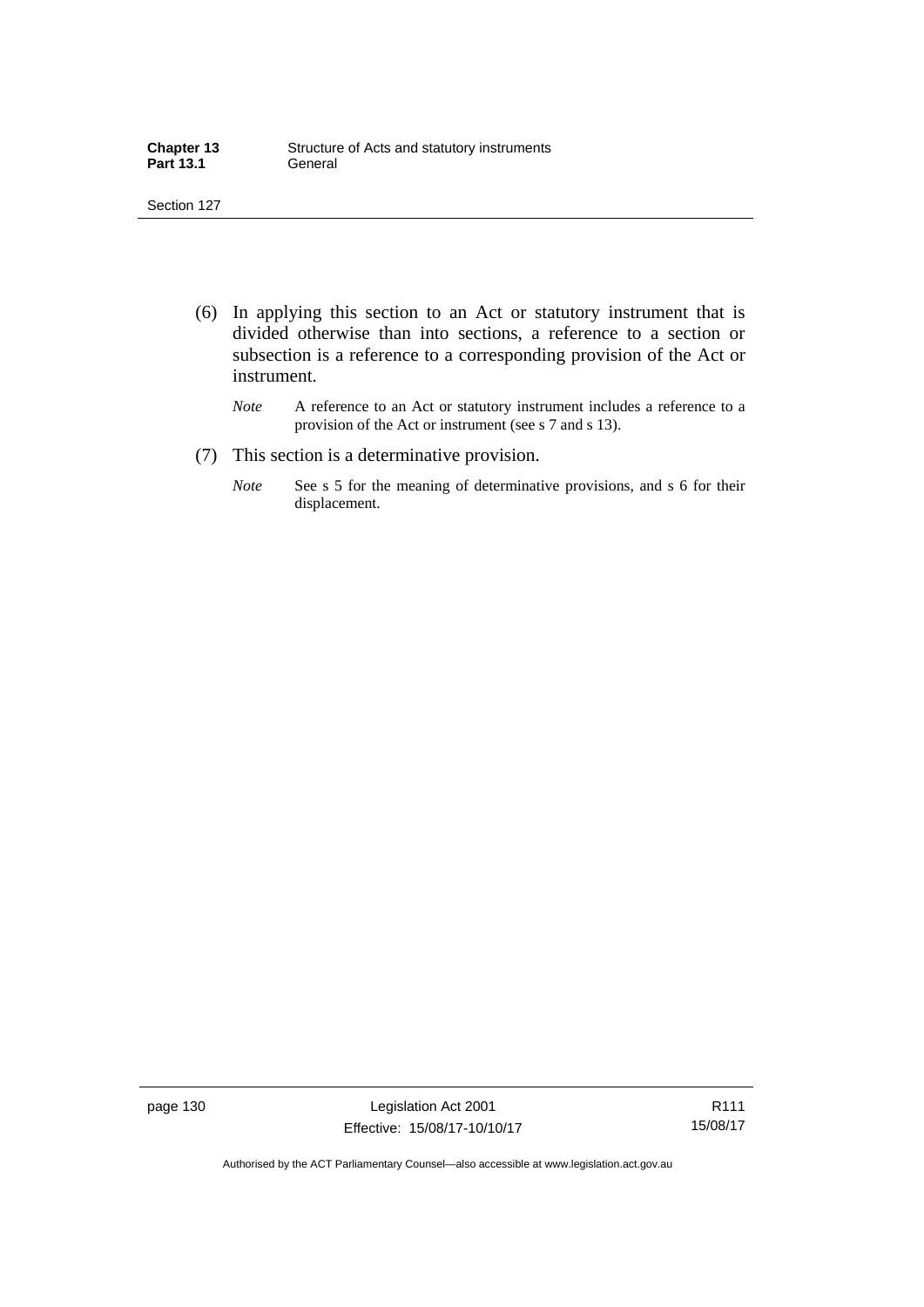(6) In applying this section to an Act or statutory instrument that is divided otherwise than into sections, a reference to a section or subsection is a reference to a corresponding provision of the Act or instrument.

*Note* A reference to an Act or statutory instrument includes a reference to a provision of the Act or instrument (see s 7 and s 13).

(7) This section is a determinative provision.

*Note* See s 5 for the meaning of determinative provisions, and s 6 for their displacement.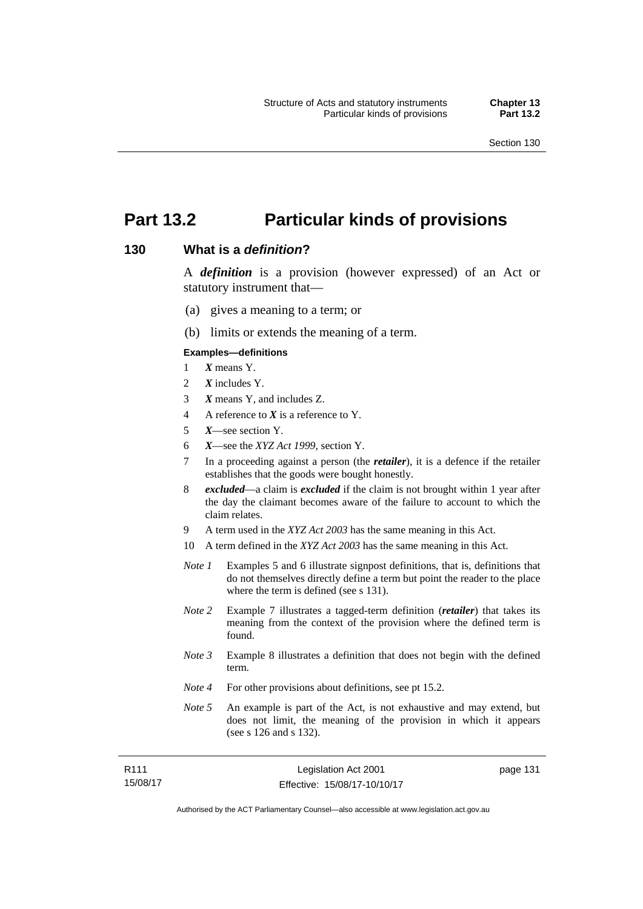# Part 13.2 Particular kinds of provisions

## 130 What is a *definition*?

A ***definition*** is a provision (however expressed) of an Act or statutory instrument that—

(a) gives a meaning to a term; or

(b) limits or extends the meaning of a term.

**Examples—definitions**

1 ***X*** means Y.

2 ***X*** includes Y.

3 ***X*** means Y, and includes Z.

4 A reference to ***X*** is a reference to Y.

5 ***X***—see section Y.

6 ***X***—see the *XYZ Act 1999*, section Y.

7 In a proceeding against a person (the ***retailer***), it is a defence if the retailer establishes that the goods were bought honestly.

8 ***excluded***—a claim is ***excluded*** if the claim is not brought within 1 year after the day the claimant becomes aware of the failure to account to which the claim relates.

9 A term used in the *XYZ Act 2003* has the same meaning in this Act.

10 A term defined in the *XYZ Act 2003* has the same meaning in this Act.

*Note 1* Examples 5 and 6 illustrate signpost definitions, that is, definitions that do not themselves directly define a term but point the reader to the place where the term is defined (see s 131).

*Note 2* Example 7 illustrates a tagged-term definition (***retailer***) that takes its meaning from the context of the provision where the defined term is found.

*Note 3* Example 8 illustrates a definition that does not begin with the defined term.

*Note 4* For other provisions about definitions, see pt 15.2.

*Note 5* An example is part of the Act, is not exhaustive and may extend, but does not limit, the meaning of the provision in which it appears (see s 126 and s 132).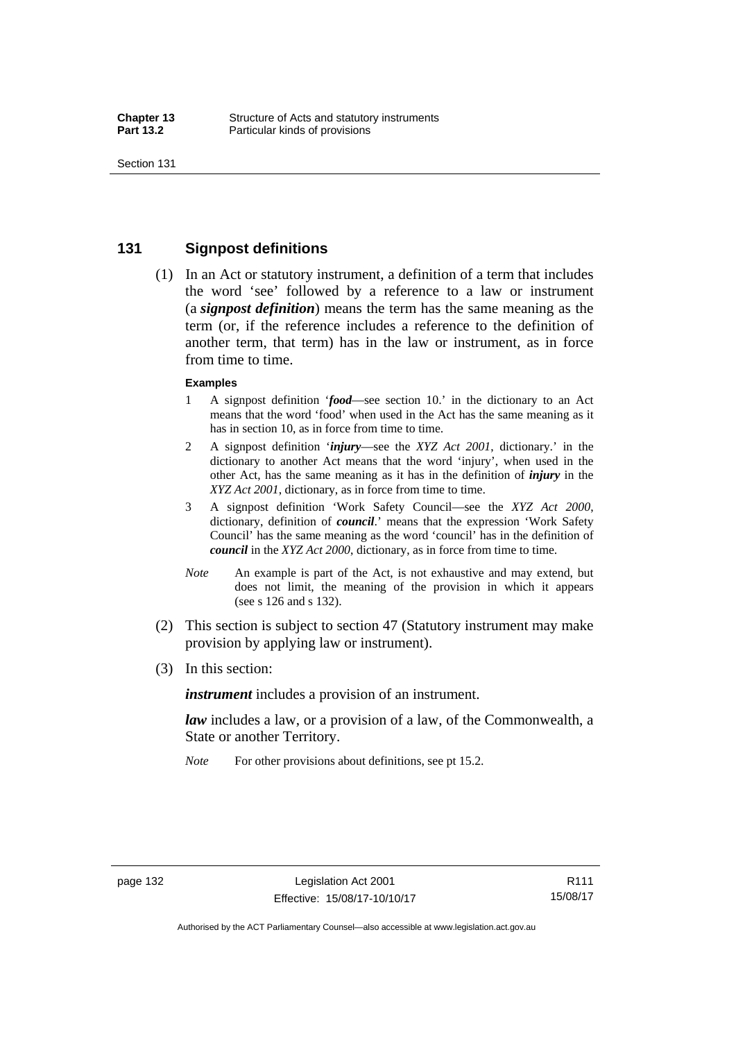## 131 Signpost definitions

(1) In an Act or statutory instrument, a definition of a term that includes the word 'see' followed by a reference to a law or instrument (a ***signpost definition***) means the term has the same meaning as the term (or, if the reference includes a reference to the definition of another term, that term) has in the law or instrument, as in force from time to time.

**Examples**

1. A signpost definition '***food***—see section 10.' in the dictionary to an Act means that the word 'food' when used in the Act has the same meaning as it has in section 10, as in force from time to time.
2. A signpost definition '***injury***—see the *XYZ Act 2001*, dictionary.' in the dictionary to another Act means that the word 'injury', when used in the other Act, has the same meaning as it has in the definition of ***injury*** in the *XYZ Act 2001*, dictionary, as in force from time to time.
3. A signpost definition 'Work Safety Council—see the *XYZ Act 2000*, dictionary, definition of ***council***.' means that the expression 'Work Safety Council' has the same meaning as the word 'council' has in the definition of ***council*** in the *XYZ Act 2000*, dictionary, as in force from time to time.

*Note* An example is part of the Act, is not exhaustive and may extend, but does not limit, the meaning of the provision in which it appears (see s 126 and s 132).

(2) This section is subject to section 47 (Statutory instrument may make provision by applying law or instrument).

(3) In this section:

***instrument*** includes a provision of an instrument.

***law*** includes a law, or a provision of a law, of the Commonwealth, a State or another Territory.

*Note* For other provisions about definitions, see pt 15.2.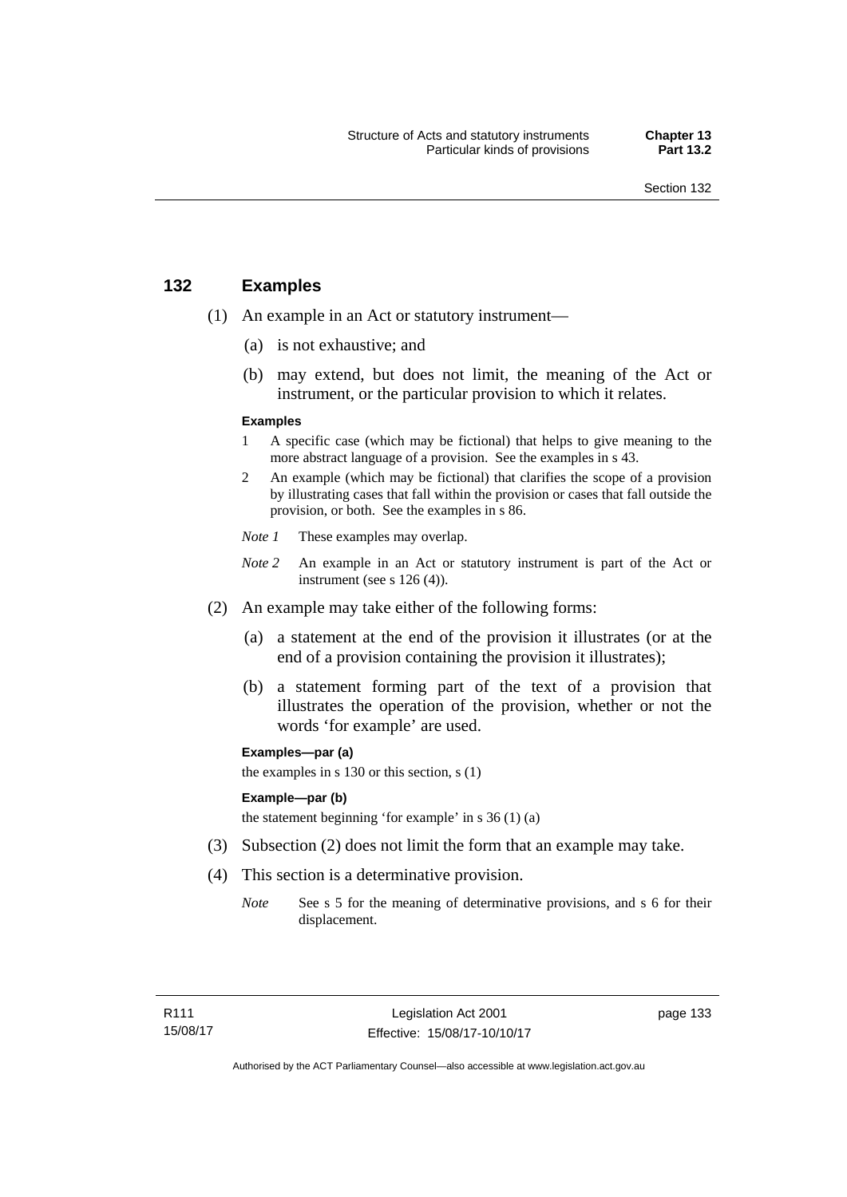## 132 Examples

(1) An example in an Act or statutory instrument—

(a) is not exhaustive; and

(b) may extend, but does not limit, the meaning of the Act or instrument, or the particular provision to which it relates.

**Examples**

1 A specific case (which may be fictional) that helps to give meaning to the more abstract language of a provision. See the examples in s 43.

2 An example (which may be fictional) that clarifies the scope of a provision by illustrating cases that fall within the provision or cases that fall outside the provision, or both. See the examples in s 86.

*Note 1* These examples may overlap.

*Note 2* An example in an Act or statutory instrument is part of the Act or instrument (see s 126 (4)).

(2) An example may take either of the following forms:

(a) a statement at the end of the provision it illustrates (or at the end of a provision containing the provision it illustrates);

(b) a statement forming part of the text of a provision that illustrates the operation of the provision, whether or not the words 'for example' are used.

**Examples—par (a)**

the examples in s 130 or this section, s (1)

**Example—par (b)**

the statement beginning 'for example' in s 36 (1) (a)

(3) Subsection (2) does not limit the form that an example may take.

(4) This section is a determinative provision.

*Note* See s 5 for the meaning of determinative provisions, and s 6 for their displacement.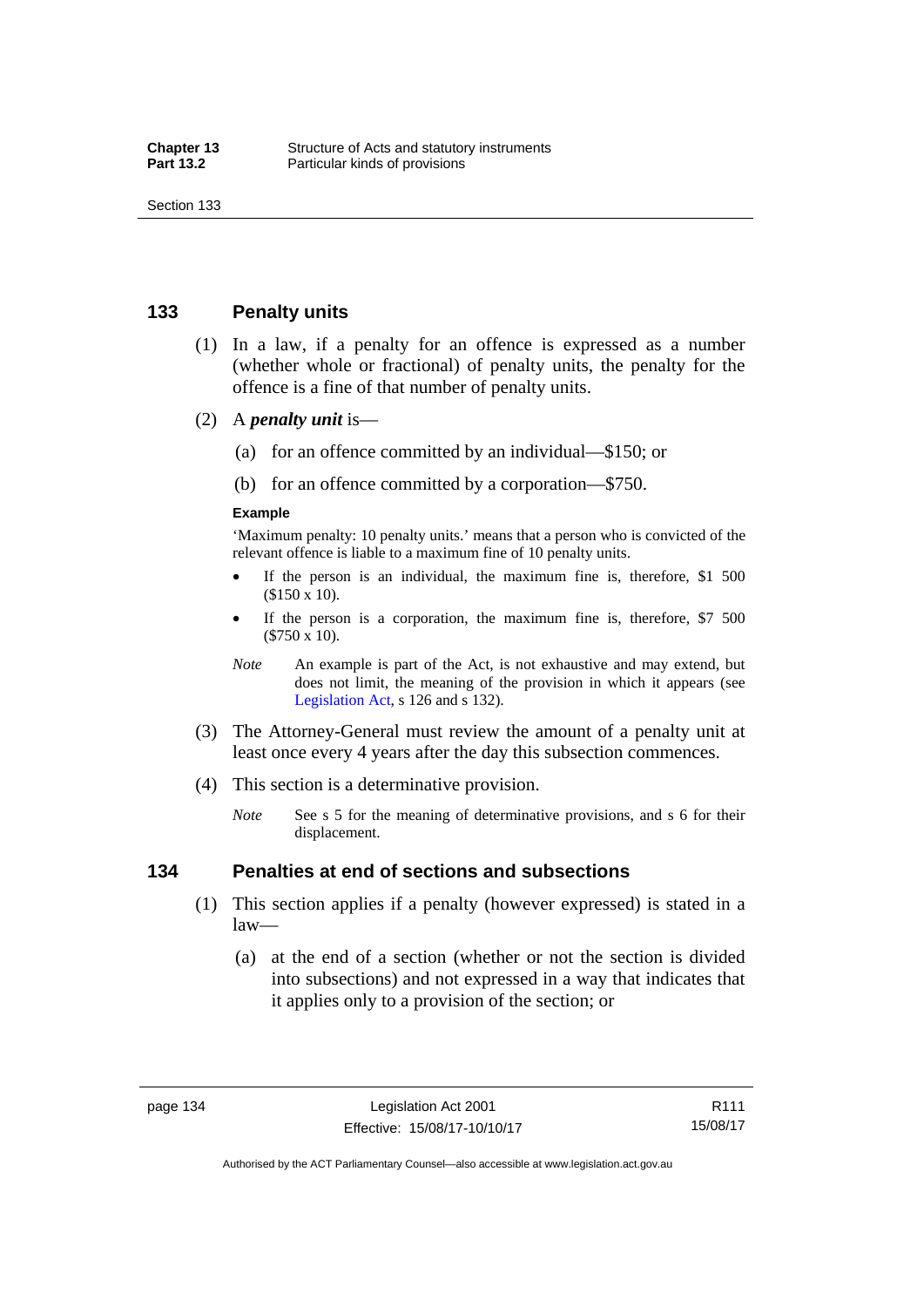## 133 Penalty units

(1) In a law, if a penalty for an offence is expressed as a number (whether whole or fractional) of penalty units, the penalty for the offence is a fine of that number of penalty units.

(2) A ***penalty unit*** is—

(a) for an offence committed by an individual—$150; or

(b) for an offence committed by a corporation—$750.

**Example**

'Maximum penalty: 10 penalty units.' means that a person who is convicted of the relevant offence is liable to a maximum fine of 10 penalty units.

- If the person is an individual, the maximum fine is, therefore, $1 500 ($150 x 10).
- If the person is a corporation, the maximum fine is, therefore, $7 500 ($750 x 10).

*Note* An example is part of the Act, is not exhaustive and may extend, but does not limit, the meaning of the provision in which it appears (see Legislation Act, s 126 and s 132).

(3) The Attorney-General must review the amount of a penalty unit at least once every 4 years after the day this subsection commences.

(4) This section is a determinative provision.

*Note* See s 5 for the meaning of determinative provisions, and s 6 for their displacement.

## 134 Penalties at end of sections and subsections

(1) This section applies if a penalty (however expressed) is stated in a law—

(a) at the end of a section (whether or not the section is divided into subsections) and not expressed in a way that indicates that it applies only to a provision of the section; or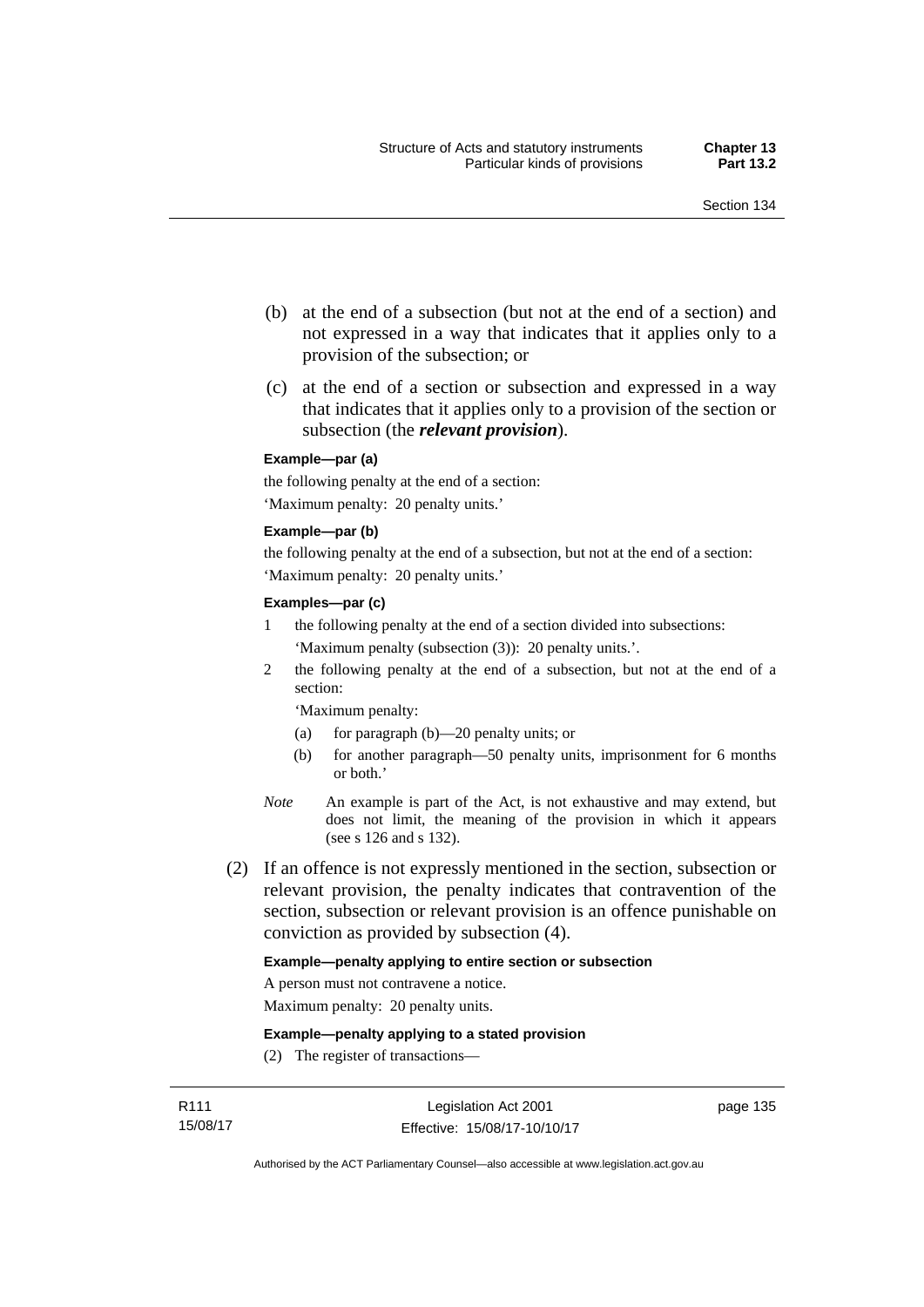(b) at the end of a subsection (but not at the end of a section) and not expressed in a way that indicates that it applies only to a provision of the subsection; or

(c) at the end of a section or subsection and expressed in a way that indicates that it applies only to a provision of the section or subsection (the ***relevant provision***).

**Example—par (a)**

the following penalty at the end of a section:

'Maximum penalty: 20 penalty units.'

**Example—par (b)**

the following penalty at the end of a subsection, but not at the end of a section:

'Maximum penalty: 20 penalty units.'

**Examples—par (c)**

1 the following penalty at the end of a section divided into subsections:

'Maximum penalty (subsection (3)): 20 penalty units.'.

2 the following penalty at the end of a subsection, but not at the end of a section:

'Maximum penalty:

(a) for paragraph (b)—20 penalty units; or

(b) for another paragraph—50 penalty units, imprisonment for 6 months or both.'

*Note* An example is part of the Act, is not exhaustive and may extend, but does not limit, the meaning of the provision in which it appears (see s 126 and s 132).

(2) If an offence is not expressly mentioned in the section, subsection or relevant provision, the penalty indicates that contravention of the section, subsection or relevant provision is an offence punishable on conviction as provided by subsection (4).

**Example—penalty applying to entire section or subsection**

A person must not contravene a notice.

Maximum penalty: 20 penalty units.

**Example—penalty applying to a stated provision**

(2) The register of transactions—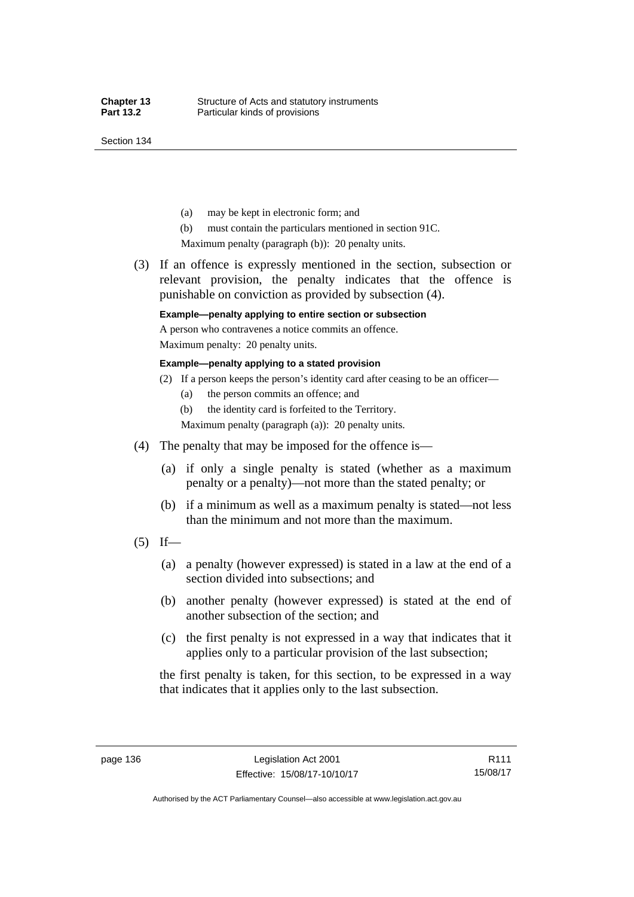(a) may be kept in electronic form; and

(b) must contain the particulars mentioned in section 91C.

Maximum penalty (paragraph (b)): 20 penalty units.

(3) If an offence is expressly mentioned in the section, subsection or relevant provision, the penalty indicates that the offence is punishable on conviction as provided by subsection (4).

**Example—penalty applying to entire section or subsection**

A person who contravenes a notice commits an offence.

Maximum penalty: 20 penalty units.

**Example—penalty applying to a stated provision**

(2) If a person keeps the person's identity card after ceasing to be an officer—

(a) the person commits an offence; and

(b) the identity card is forfeited to the Territory.

Maximum penalty (paragraph (a)): 20 penalty units.

(4) The penalty that may be imposed for the offence is—

(a) if only a single penalty is stated (whether as a maximum penalty or a penalty)—not more than the stated penalty; or

(b) if a minimum as well as a maximum penalty is stated—not less than the minimum and not more than the maximum.

(5) If—

(a) a penalty (however expressed) is stated in a law at the end of a section divided into subsections; and

(b) another penalty (however expressed) is stated at the end of another subsection of the section; and

(c) the first penalty is not expressed in a way that indicates that it applies only to a particular provision of the last subsection;

the first penalty is taken, for this section, to be expressed in a way that indicates that it applies only to the last subsection.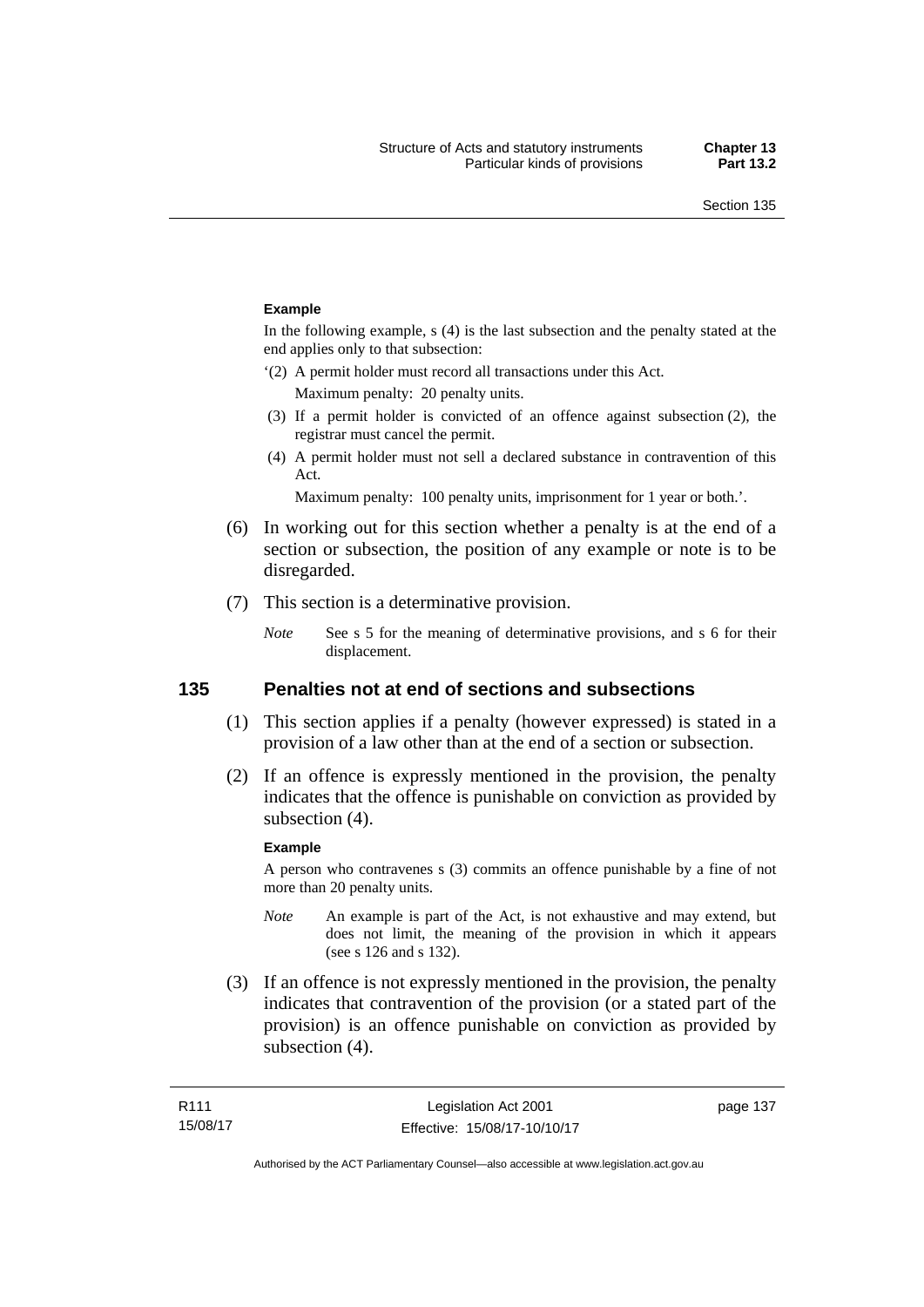**Example**

In the following example, s (4) is the last subsection and the penalty stated at the end applies only to that subsection:

'(2) A permit holder must record all transactions under this Act.

Maximum penalty: 20 penalty units.

(3) If a permit holder is convicted of an offence against subsection (2), the registrar must cancel the permit.

(4) A permit holder must not sell a declared substance in contravention of this Act.

Maximum penalty: 100 penalty units, imprisonment for 1 year or both.'.

(6) In working out for this section whether a penalty is at the end of a section or subsection, the position of any example or note is to be disregarded.

(7) This section is a determinative provision.

*Note* See s 5 for the meaning of determinative provisions, and s 6 for their displacement.

## 135 Penalties not at end of sections and subsections

(1) This section applies if a penalty (however expressed) is stated in a provision of a law other than at the end of a section or subsection.

(2) If an offence is expressly mentioned in the provision, the penalty indicates that the offence is punishable on conviction as provided by subsection (4).

**Example**

A person who contravenes s (3) commits an offence punishable by a fine of not more than 20 penalty units.

*Note* An example is part of the Act, is not exhaustive and may extend, but does not limit, the meaning of the provision in which it appears (see s 126 and s 132).

(3) If an offence is not expressly mentioned in the provision, the penalty indicates that contravention of the provision (or a stated part of the provision) is an offence punishable on conviction as provided by subsection (4).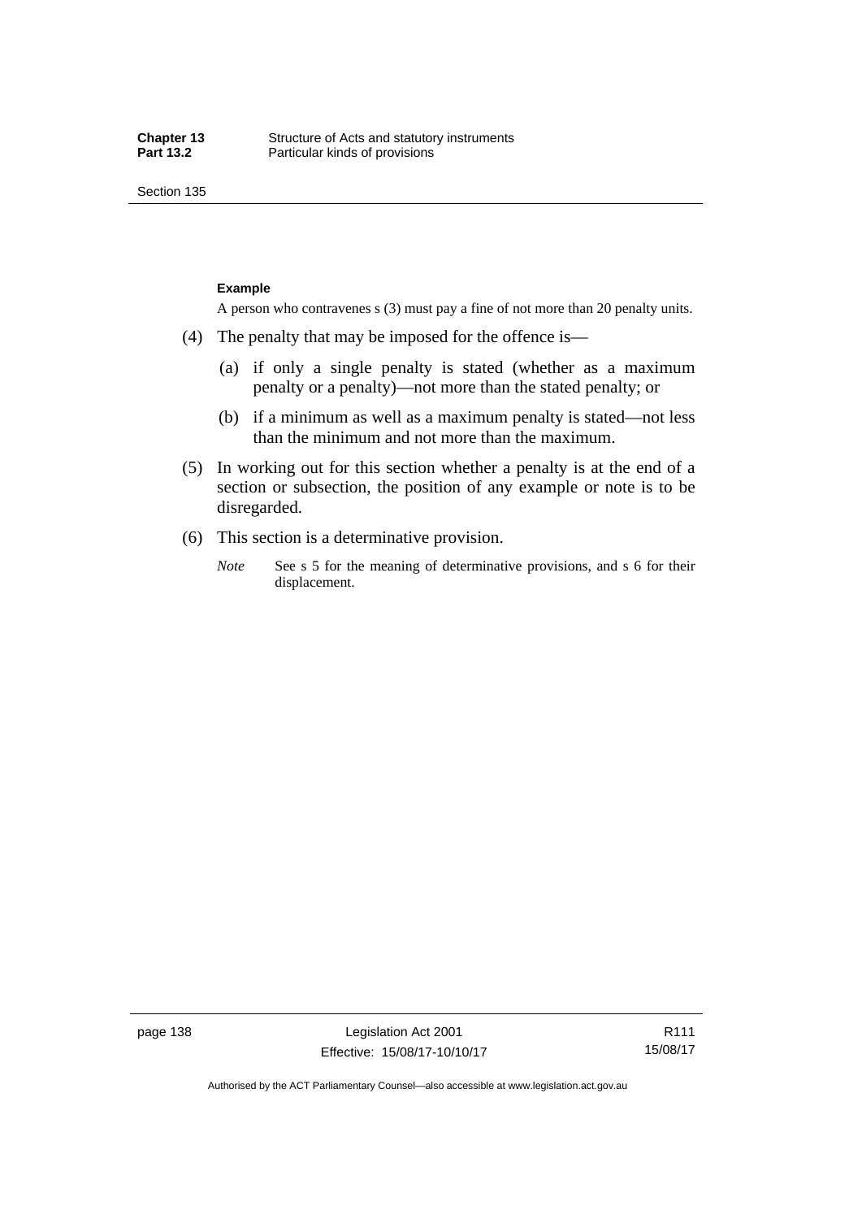**Example**

A person who contravenes s (3) must pay a fine of not more than 20 penalty units.

(4) The penalty that may be imposed for the offence is—

(a) if only a single penalty is stated (whether as a maximum penalty or a penalty)—not more than the stated penalty; or

(b) if a minimum as well as a maximum penalty is stated—not less than the minimum and not more than the maximum.

(5) In working out for this section whether a penalty is at the end of a section or subsection, the position of any example or note is to be disregarded.

(6) This section is a determinative provision.

*Note* See s 5 for the meaning of determinative provisions, and s 6 for their displacement.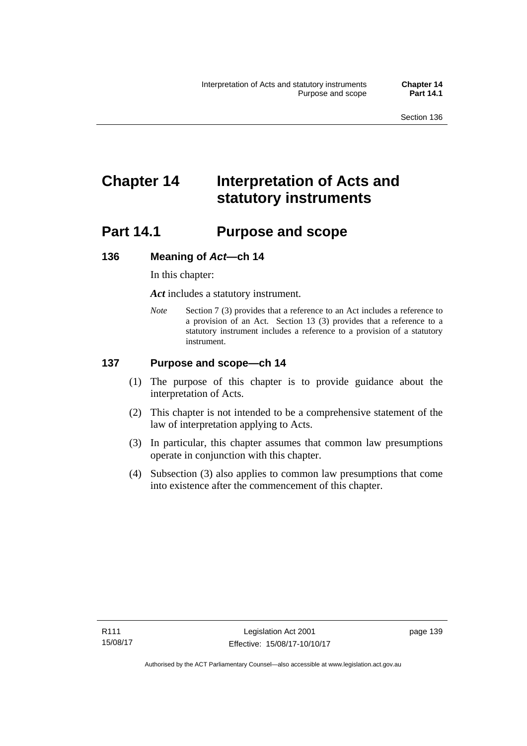# Chapter 14 Interpretation of Acts and statutory instruments

## Part 14.1 Purpose and scope

### 136 Meaning of *Act*—ch 14

In this chapter:

***Act*** includes a statutory instrument.

*Note* Section 7 (3) provides that a reference to an Act includes a reference to a provision of an Act. Section 13 (3) provides that a reference to a statutory instrument includes a reference to a provision of a statutory instrument.

### 137 Purpose and scope—ch 14

(1) The purpose of this chapter is to provide guidance about the interpretation of Acts.

(2) This chapter is not intended to be a comprehensive statement of the law of interpretation applying to Acts.

(3) In particular, this chapter assumes that common law presumptions operate in conjunction with this chapter.

(4) Subsection (3) also applies to common law presumptions that come into existence after the commencement of this chapter.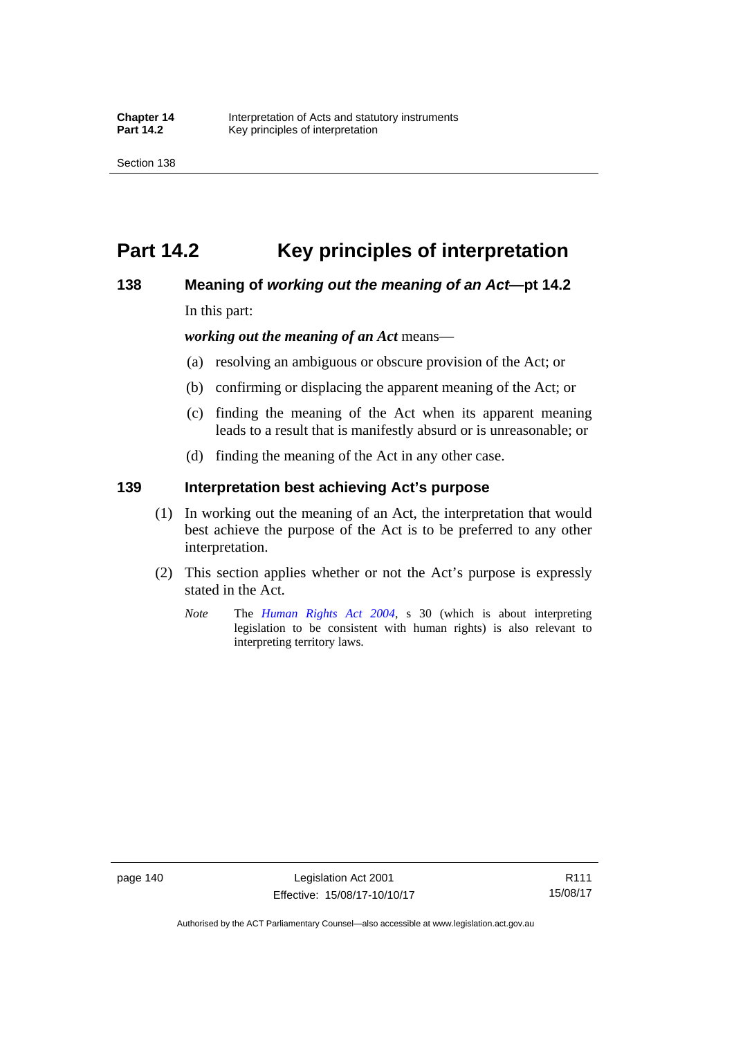# Part 14.2 Key principles of interpretation

## 138 Meaning of *working out the meaning of an Act*—pt 14.2

In this part:

***working out the meaning of an Act*** means—

(a) resolving an ambiguous or obscure provision of the Act; or

(b) confirming or displacing the apparent meaning of the Act; or

(c) finding the meaning of the Act when its apparent meaning leads to a result that is manifestly absurd or is unreasonable; or

(d) finding the meaning of the Act in any other case.

## 139 Interpretation best achieving Act's purpose

(1) In working out the meaning of an Act, the interpretation that would best achieve the purpose of the Act is to be preferred to any other interpretation.

(2) This section applies whether or not the Act's purpose is expressly stated in the Act.

*Note* The *Human Rights Act 2004*, s 30 (which is about interpreting legislation to be consistent with human rights) is also relevant to interpreting territory laws.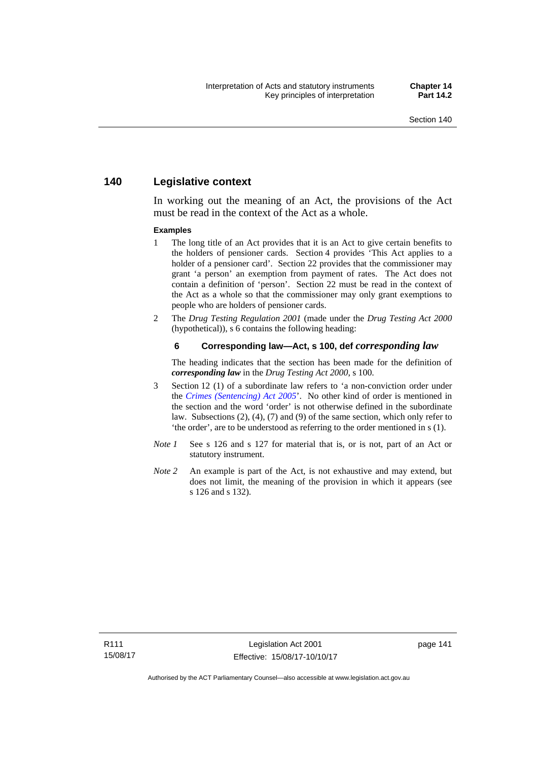## 140 Legislative context

In working out the meaning of an Act, the provisions of the Act must be read in the context of the Act as a whole.

**Examples**

1 The long title of an Act provides that it is an Act to give certain benefits to the holders of pensioner cards. Section 4 provides 'This Act applies to a holder of a pensioner card'. Section 22 provides that the commissioner may grant 'a person' an exemption from payment of rates. The Act does not contain a definition of 'person'. Section 22 must be read in the context of the Act as a whole so that the commissioner may only grant exemptions to people who are holders of pensioner cards.

2 The *Drug Testing Regulation 2001* (made under the *Drug Testing Act 2000* (hypothetical)), s 6 contains the following heading:

**6 Corresponding law—Act, s 100, def *corresponding law***

The heading indicates that the section has been made for the definition of ***corresponding law*** in the *Drug Testing Act 2000*, s 100.

3 Section 12 (1) of a subordinate law refers to 'a non-conviction order under the *Crimes (Sentencing) Act 2005*'. No other kind of order is mentioned in the section and the word 'order' is not otherwise defined in the subordinate law. Subsections (2), (4), (7) and (9) of the same section, which only refer to 'the order', are to be understood as referring to the order mentioned in s (1).

*Note 1* See s 126 and s 127 for material that is, or is not, part of an Act or statutory instrument.

*Note 2* An example is part of the Act, is not exhaustive and may extend, but does not limit, the meaning of the provision in which it appears (see s 126 and s 132).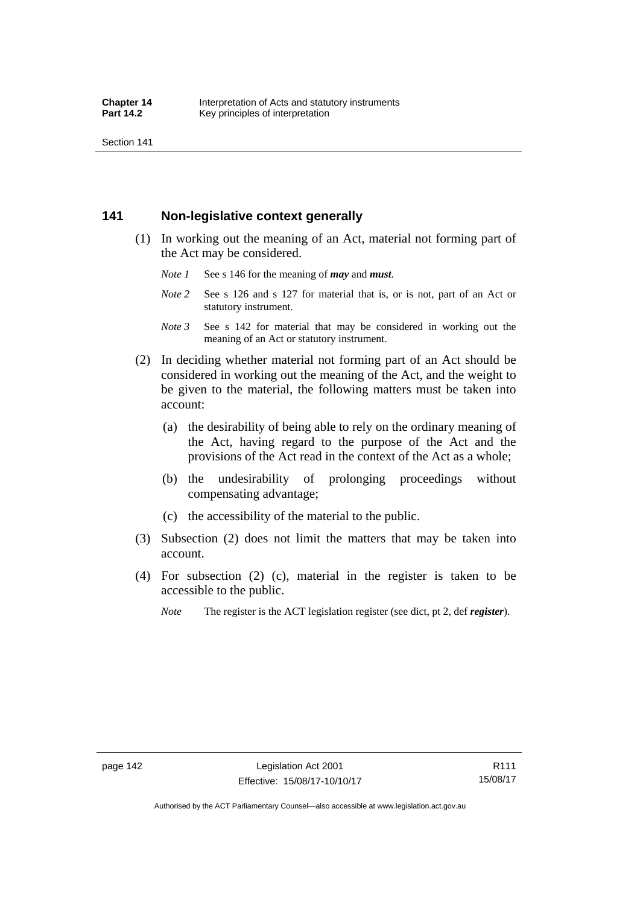## 141 Non-legislative context generally

(1) In working out the meaning of an Act, material not forming part of the Act may be considered.

*Note 1* See s 146 for the meaning of ***may*** and ***must***.

*Note 2* See s 126 and s 127 for material that is, or is not, part of an Act or statutory instrument.

*Note 3* See s 142 for material that may be considered in working out the meaning of an Act or statutory instrument.

(2) In deciding whether material not forming part of an Act should be considered in working out the meaning of the Act, and the weight to be given to the material, the following matters must be taken into account:

(a) the desirability of being able to rely on the ordinary meaning of the Act, having regard to the purpose of the Act and the provisions of the Act read in the context of the Act as a whole;

(b) the undesirability of prolonging proceedings without compensating advantage;

(c) the accessibility of the material to the public.

(3) Subsection (2) does not limit the matters that may be taken into account.

(4) For subsection (2) (c), material in the register is taken to be accessible to the public.

*Note* The register is the ACT legislation register (see dict, pt 2, def ***register***).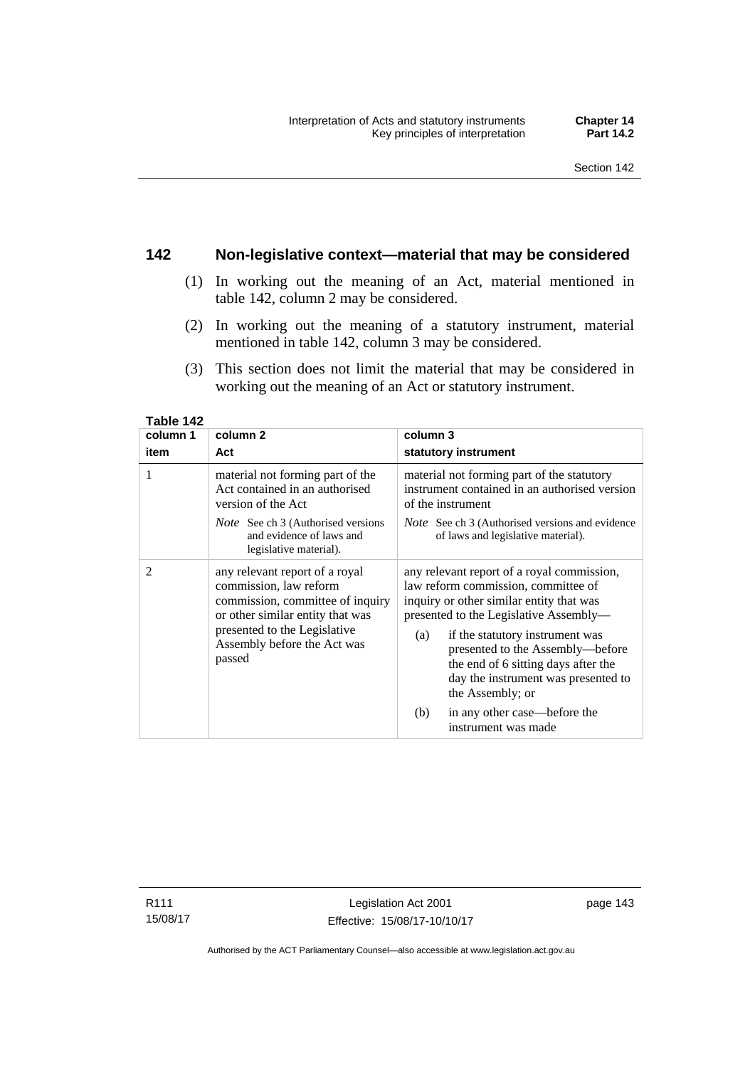## 142 Non-legislative context—material that may be considered

(1) In working out the meaning of an Act, material mentioned in table 142, column 2 may be considered.

(2) In working out the meaning of a statutory instrument, material mentioned in table 142, column 3 may be considered.

(3) This section does not limit the material that may be considered in working out the meaning of an Act or statutory instrument.

**Table 142**

| column 1<br>item | column 2<br>Act | column 3<br>statutory instrument |
|---|---|---|
| 1 | material not forming part of the Act contained in an authorised version of the Act<br>*Note* See ch 3 (Authorised versions and evidence of laws and legislative material). | material not forming part of the statutory instrument contained in an authorised version of the instrument<br>*Note* See ch 3 (Authorised versions and evidence of laws and legislative material). |
| 2 | any relevant report of a royal commission, law reform commission, committee of inquiry or other similar entity that was presented to the Legislative Assembly before the Act was passed | any relevant report of a royal commission, law reform commission, committee of inquiry or other similar entity that was presented to the Legislative Assembly—<br>(a) if the statutory instrument was presented to the Assembly—before the end of 6 sitting days after the day the instrument was presented to the Assembly; or<br>(b) in any other case—before the instrument was made |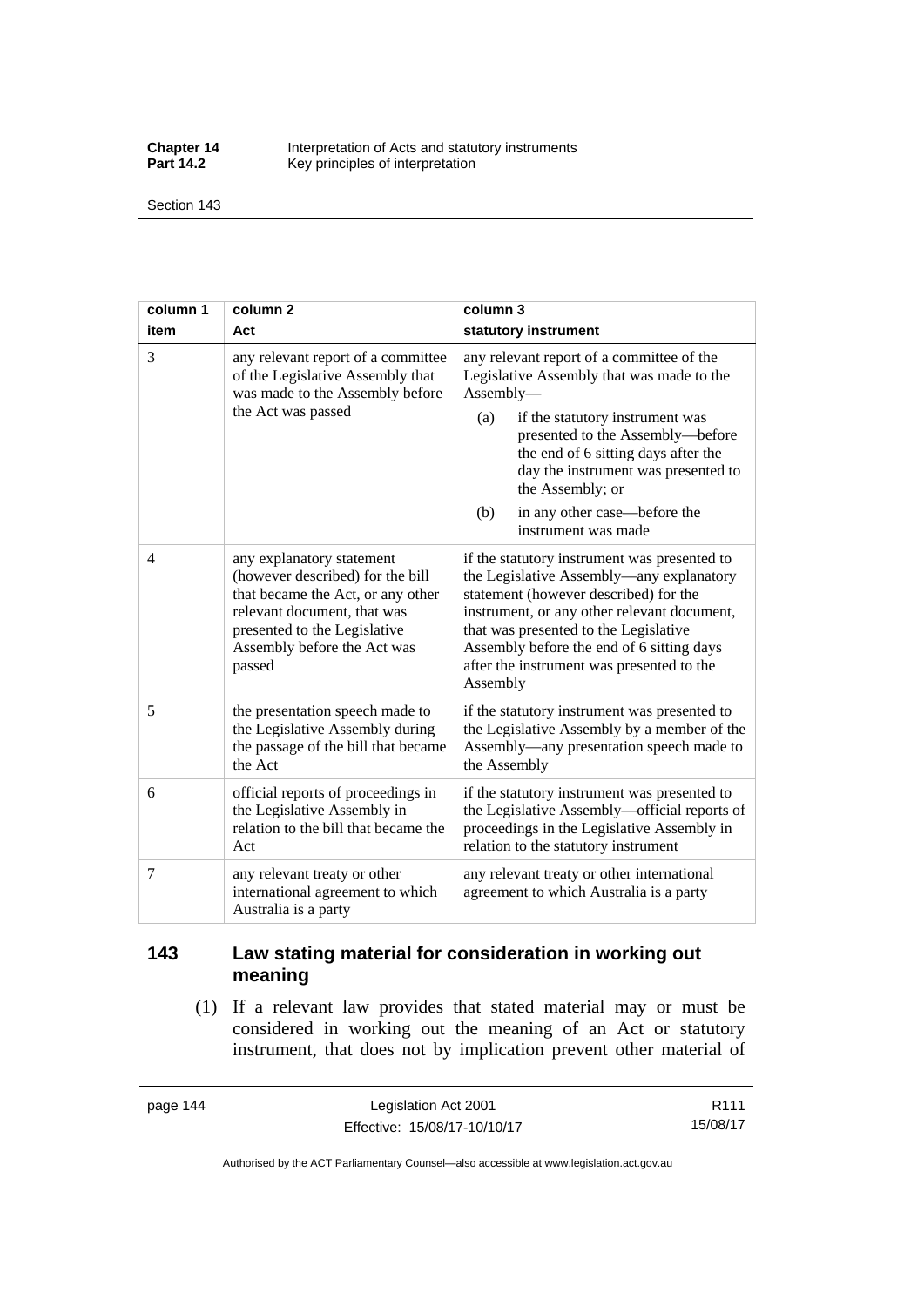| column 1 item | column 2 Act | column 3 statutory instrument |
|---|---|---|
| 3 | any relevant report of a committee of the Legislative Assembly that was made to the Assembly before the Act was passed | any relevant report of a committee of the Legislative Assembly that was made to the Assembly— (a) if the statutory instrument was presented to the Assembly—before the end of 6 sitting days after the day the instrument was presented to the Assembly; or (b) in any other case—before the instrument was made |
| 4 | any explanatory statement (however described) for the bill that became the Act, or any other relevant document, that was presented to the Legislative Assembly before the Act was passed | if the statutory instrument was presented to the Legislative Assembly—any explanatory statement (however described) for the instrument, or any other relevant document, that was presented to the Legislative Assembly before the end of 6 sitting days after the instrument was presented to the Assembly |
| 5 | the presentation speech made to the Legislative Assembly during the passage of the bill that became the Act | if the statutory instrument was presented to the Legislative Assembly by a member of the Assembly—any presentation speech made to the Assembly |
| 6 | official reports of proceedings in the Legislative Assembly in relation to the bill that became the Act | if the statutory instrument was presented to the Legislative Assembly—official reports of proceedings in the Legislative Assembly in relation to the statutory instrument |
| 7 | any relevant treaty or other international agreement to which Australia is a party | any relevant treaty or other international agreement to which Australia is a party |

## 143 Law stating material for consideration in working out meaning

(1) If a relevant law provides that stated material may or must be considered in working out the meaning of an Act or statutory instrument, that does not by implication prevent other material of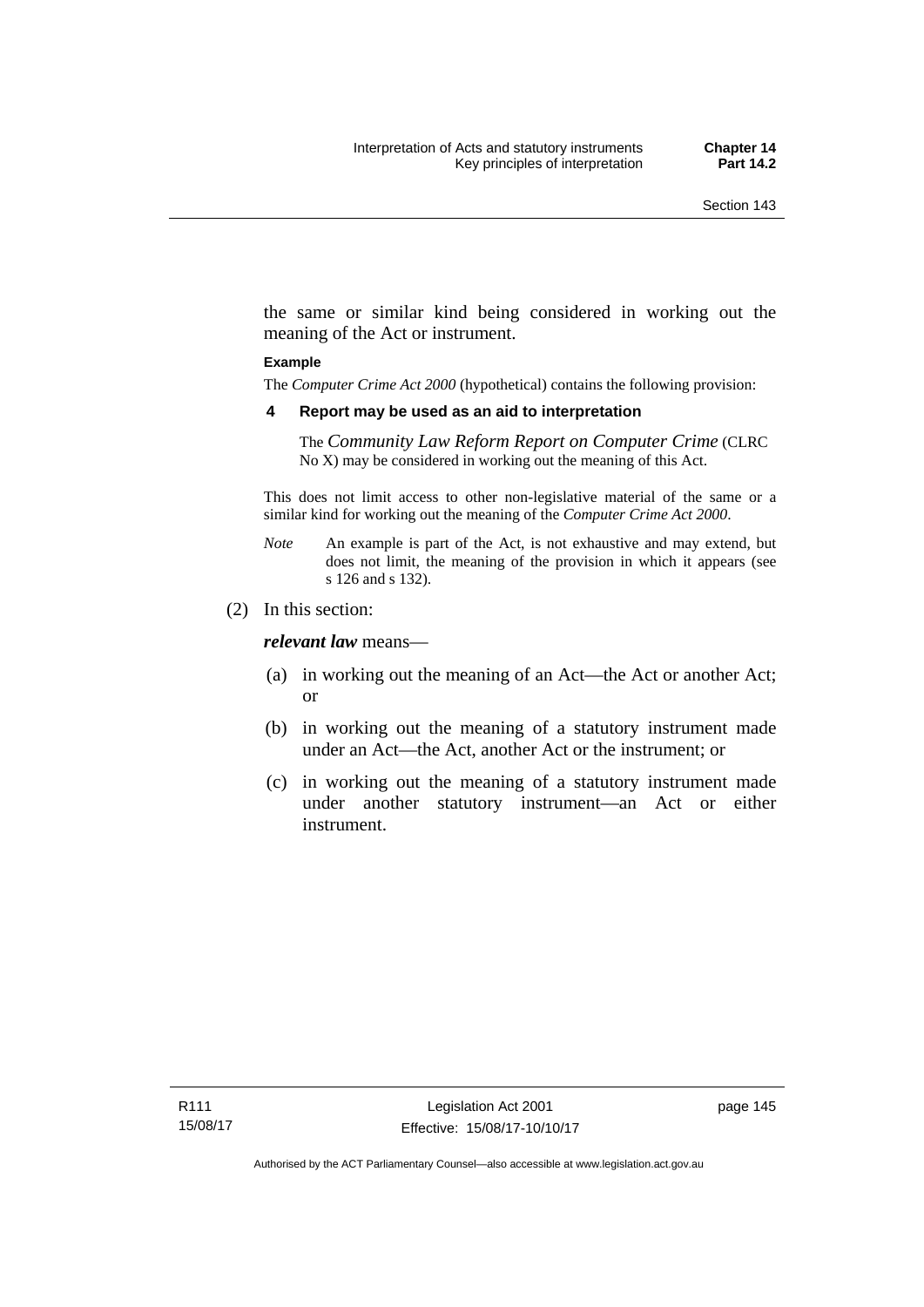the same or similar kind being considered in working out the meaning of the Act or instrument.

**Example**

The *Computer Crime Act 2000* (hypothetical) contains the following provision:

**4 Report may be used as an aid to interpretation**

The *Community Law Reform Report on Computer Crime* (CLRC No X) may be considered in working out the meaning of this Act.

This does not limit access to other non-legislative material of the same or a similar kind for working out the meaning of the *Computer Crime Act 2000*.

*Note* An example is part of the Act, is not exhaustive and may extend, but does not limit, the meaning of the provision in which it appears (see s 126 and s 132).

(2) In this section:

***relevant law*** means—

(a) in working out the meaning of an Act—the Act or another Act; or

(b) in working out the meaning of a statutory instrument made under an Act—the Act, another Act or the instrument; or

(c) in working out the meaning of a statutory instrument made under another statutory instrument—an Act or either instrument.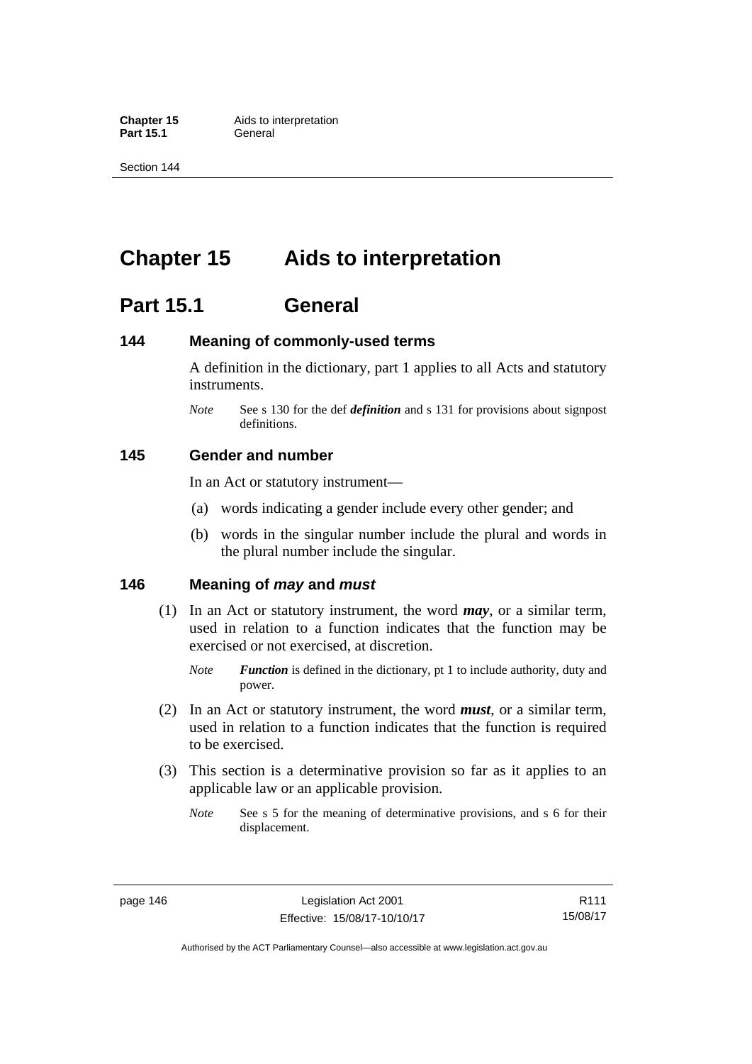# Chapter 15 Aids to interpretation

## Part 15.1 General

### 144 Meaning of commonly-used terms

A definition in the dictionary, part 1 applies to all Acts and statutory instruments.

*Note* See s 130 for the def ***definition*** and s 131 for provisions about signpost definitions.

### 145 Gender and number

In an Act or statutory instrument—

(a) words indicating a gender include every other gender; and

(b) words in the singular number include the plural and words in the plural number include the singular.

### 146 Meaning of *may* and *must*

(1) In an Act or statutory instrument, the word ***may***, or a similar term, used in relation to a function indicates that the function may be exercised or not exercised, at discretion.

*Note* ***Function*** is defined in the dictionary, pt 1 to include authority, duty and power.

(2) In an Act or statutory instrument, the word ***must***, or a similar term, used in relation to a function indicates that the function is required to be exercised.

(3) This section is a determinative provision so far as it applies to an applicable law or an applicable provision.

*Note* See s 5 for the meaning of determinative provisions, and s 6 for their displacement.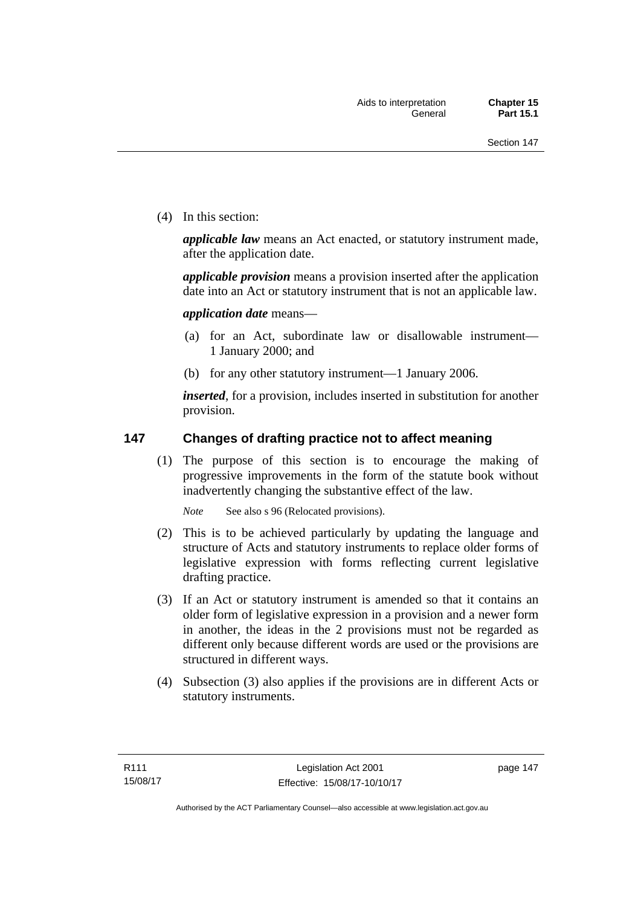(4) In this section:

***applicable law*** means an Act enacted, or statutory instrument made, after the application date.

***applicable provision*** means a provision inserted after the application date into an Act or statutory instrument that is not an applicable law.

***application date*** means—

(a) for an Act, subordinate law or disallowable instrument—1 January 2000; and

(b) for any other statutory instrument—1 January 2006.

***inserted***, for a provision, includes inserted in substitution for another provision.

## 147 Changes of drafting practice not to affect meaning

(1) The purpose of this section is to encourage the making of progressive improvements in the form of the statute book without inadvertently changing the substantive effect of the law.

*Note* See also s 96 (Relocated provisions).

(2) This is to be achieved particularly by updating the language and structure of Acts and statutory instruments to replace older forms of legislative expression with forms reflecting current legislative drafting practice.

(3) If an Act or statutory instrument is amended so that it contains an older form of legislative expression in a provision and a newer form in another, the ideas in the 2 provisions must not be regarded as different only because different words are used or the provisions are structured in different ways.

(4) Subsection (3) also applies if the provisions are in different Acts or statutory instruments.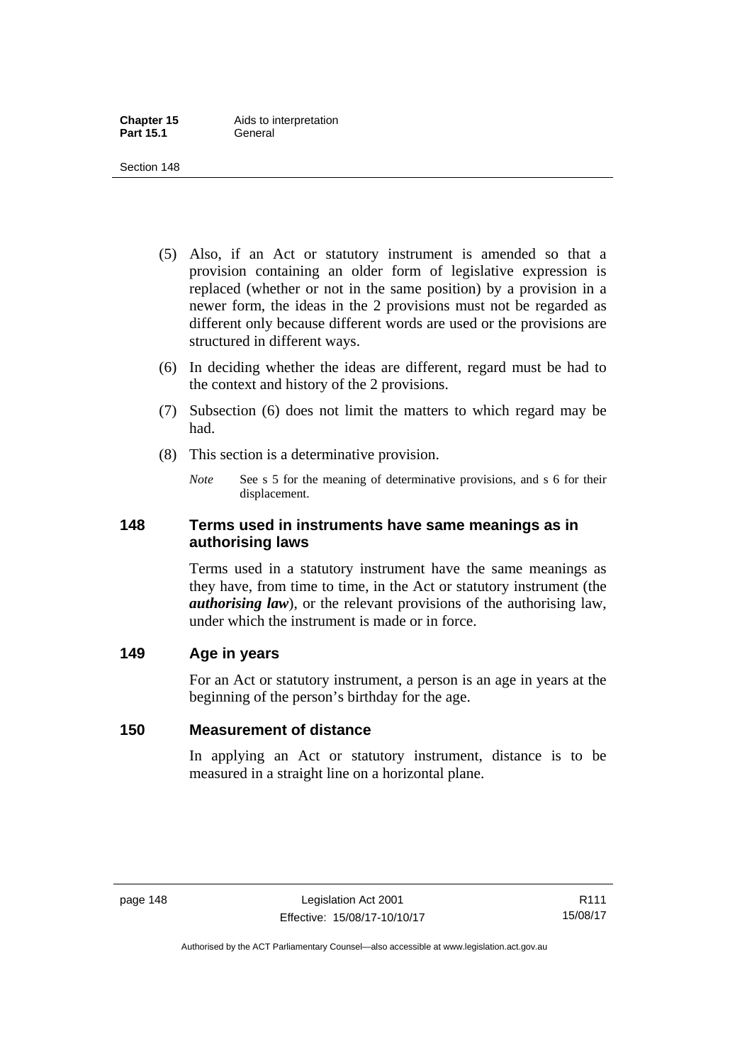(5) Also, if an Act or statutory instrument is amended so that a provision containing an older form of legislative expression is replaced (whether or not in the same position) by a provision in a newer form, the ideas in the 2 provisions must not be regarded as different only because different words are used or the provisions are structured in different ways.

(6) In deciding whether the ideas are different, regard must be had to the context and history of the 2 provisions.

(7) Subsection (6) does not limit the matters to which regard may be had.

(8) This section is a determinative provision.

*Note* See s 5 for the meaning of determinative provisions, and s 6 for their displacement.

### 148 Terms used in instruments have same meanings as in authorising laws

Terms used in a statutory instrument have the same meanings as they have, from time to time, in the Act or statutory instrument (the ***authorising law***), or the relevant provisions of the authorising law, under which the instrument is made or in force.

### 149 Age in years

For an Act or statutory instrument, a person is an age in years at the beginning of the person's birthday for the age.

### 150 Measurement of distance

In applying an Act or statutory instrument, distance is to be measured in a straight line on a horizontal plane.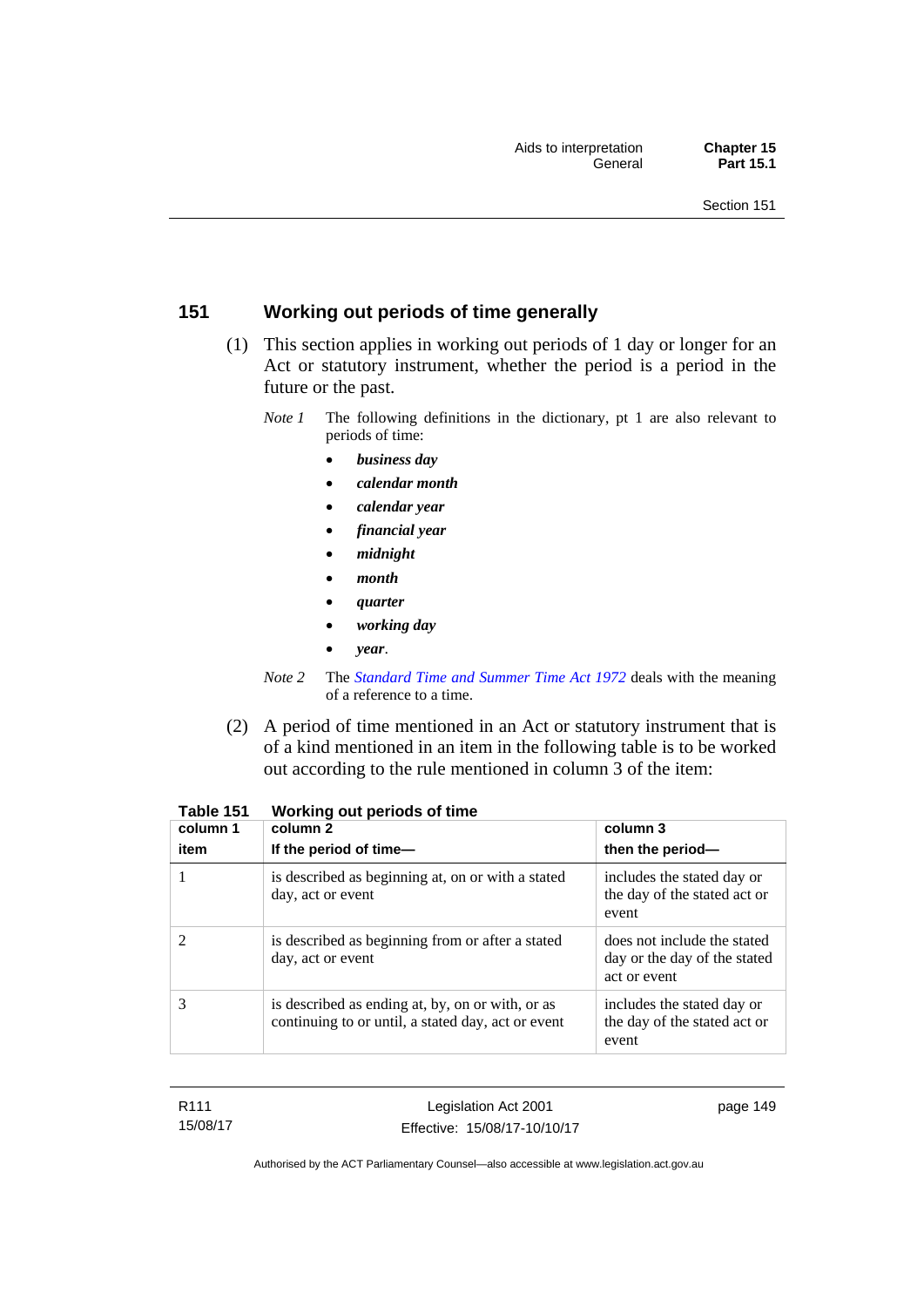## 151 Working out periods of time generally

(1) This section applies in working out periods of 1 day or longer for an Act or statutory instrument, whether the period is a period in the future or the past.

*Note 1* The following definitions in the dictionary, pt 1 are also relevant to periods of time:

- ***business day***
- ***calendar month***
- ***calendar year***
- ***financial year***
- ***midnight***
- ***month***
- ***quarter***
- ***working day***
- ***year***.

*Note 2* The *Standard Time and Summer Time Act 1972* deals with the meaning of a reference to a time.

(2) A period of time mentioned in an Act or statutory instrument that is of a kind mentioned in an item in the following table is to be worked out according to the rule mentioned in column 3 of the item:

**Table 151 Working out periods of time**

| column 1<br>item | column 2<br>If the period of time— | column 3<br>then the period— |
|---|---|---|
| 1 | is described as beginning at, on or with a stated day, act or event | includes the stated day or the day of the stated act or event |
| 2 | is described as beginning from or after a stated day, act or event | does not include the stated day or the day of the stated act or event |
| 3 | is described as ending at, by, on or with, or as continuing to or until, a stated day, act or event | includes the stated day or the day of the stated act or event |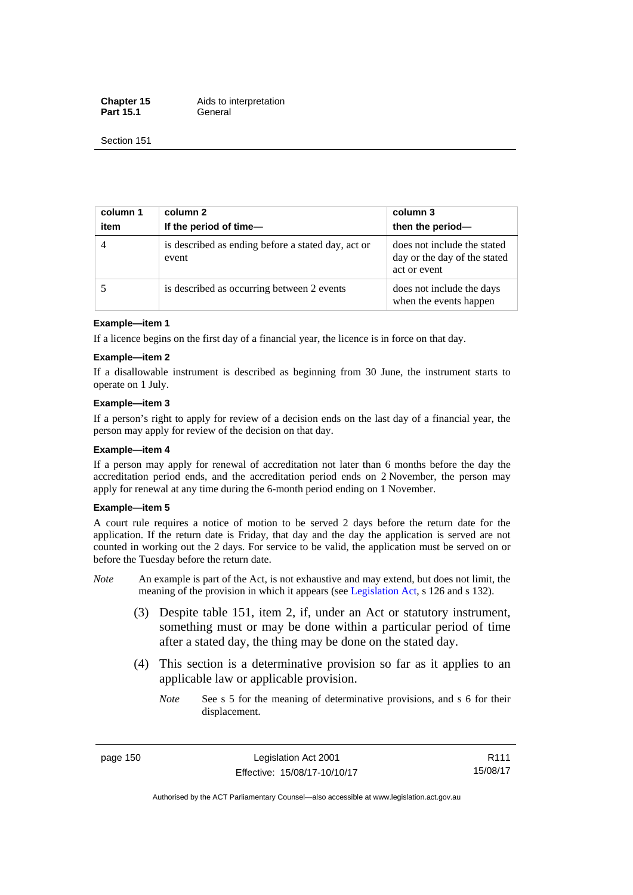| column 1 item | column 2 If the period of time— | column 3 then the period— |
|---|---|---|
| 4 | is described as ending before a stated day, act or event | does not include the stated day or the day of the stated act or event |
| 5 | is described as occurring between 2 events | does not include the days when the events happen |

**Example—item 1**

If a licence begins on the first day of a financial year, the licence is in force on that day.

**Example—item 2**

If a disallowable instrument is described as beginning from 30 June, the instrument starts to operate on 1 July.

**Example—item 3**

If a person's right to apply for review of a decision ends on the last day of a financial year, the person may apply for review of the decision on that day.

**Example—item 4**

If a person may apply for renewal of accreditation not later than 6 months before the day the accreditation period ends, and the accreditation period ends on 2 November, the person may apply for renewal at any time during the 6-month period ending on 1 November.

**Example—item 5**

A court rule requires a notice of motion to be served 2 days before the return date for the application. If the return date is Friday, that day and the day the application is served are not counted in working out the 2 days. For service to be valid, the application must be served on or before the Tuesday before the return date.

*Note* An example is part of the Act, is not exhaustive and may extend, but does not limit, the meaning of the provision in which it appears (see Legislation Act, s 126 and s 132).

(3) Despite table 151, item 2, if, under an Act or statutory instrument, something must or may be done within a particular period of time after a stated day, the thing may be done on the stated day.

(4) This section is a determinative provision so far as it applies to an applicable law or applicable provision.

*Note* See s 5 for the meaning of determinative provisions, and s 6 for their displacement.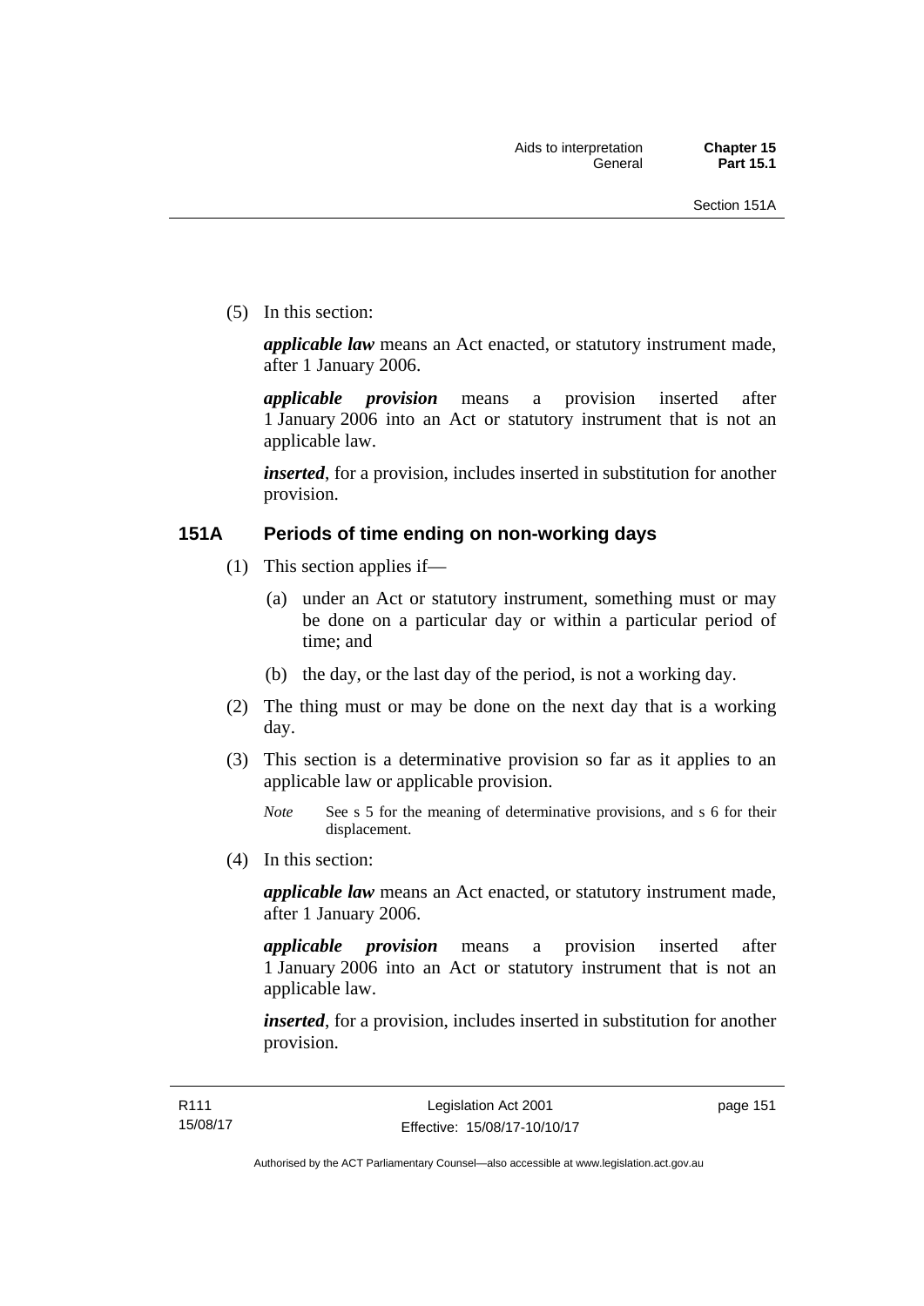(5) In this section:

***applicable law*** means an Act enacted, or statutory instrument made, after 1 January 2006.

***applicable provision*** means a provision inserted after 1 January 2006 into an Act or statutory instrument that is not an applicable law.

***inserted***, for a provision, includes inserted in substitution for another provision.

## 151A Periods of time ending on non-working days

(1) This section applies if—

(a) under an Act or statutory instrument, something must or may be done on a particular day or within a particular period of time; and

(b) the day, or the last day of the period, is not a working day.

(2) The thing must or may be done on the next day that is a working day.

(3) This section is a determinative provision so far as it applies to an applicable law or applicable provision.

*Note* See s 5 for the meaning of determinative provisions, and s 6 for their displacement.

(4) In this section:

***applicable law*** means an Act enacted, or statutory instrument made, after 1 January 2006.

***applicable provision*** means a provision inserted after 1 January 2006 into an Act or statutory instrument that is not an applicable law.

***inserted***, for a provision, includes inserted in substitution for another provision.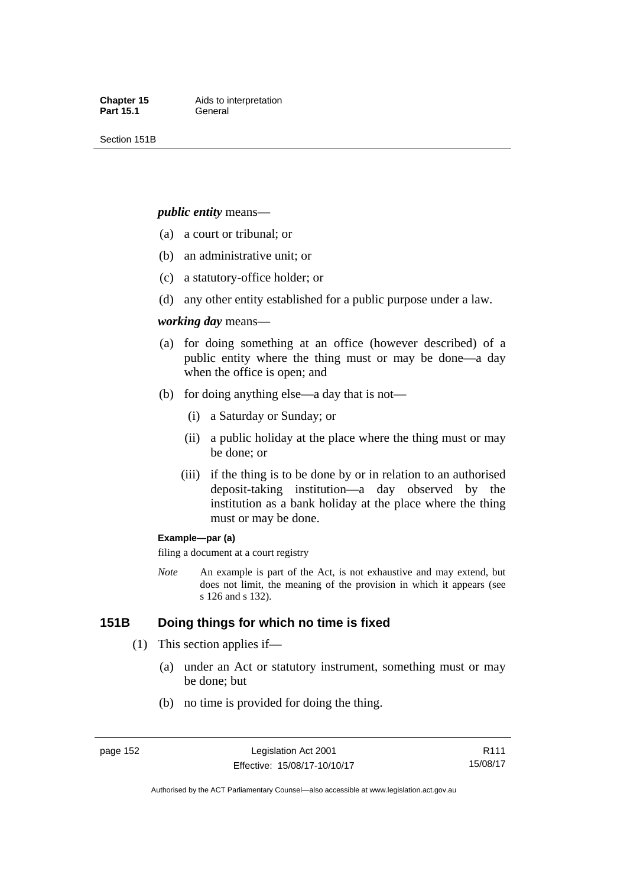***public entity*** means—

(a) a court or tribunal; or

(b) an administrative unit; or

(c) a statutory-office holder; or

(d) any other entity established for a public purpose under a law.

***working day*** means—

(a) for doing something at an office (however described) of a public entity where the thing must or may be done—a day when the office is open; and

(b) for doing anything else—a day that is not—

(i) a Saturday or Sunday; or

(ii) a public holiday at the place where the thing must or may be done; or

(iii) if the thing is to be done by or in relation to an authorised deposit-taking institution—a day observed by the institution as a bank holiday at the place where the thing must or may be done.

**Example—par (a)**

filing a document at a court registry

*Note* An example is part of the Act, is not exhaustive and may extend, but does not limit, the meaning of the provision in which it appears (see s 126 and s 132).

## 151B Doing things for which no time is fixed

(1) This section applies if—

(a) under an Act or statutory instrument, something must or may be done; but

(b) no time is provided for doing the thing.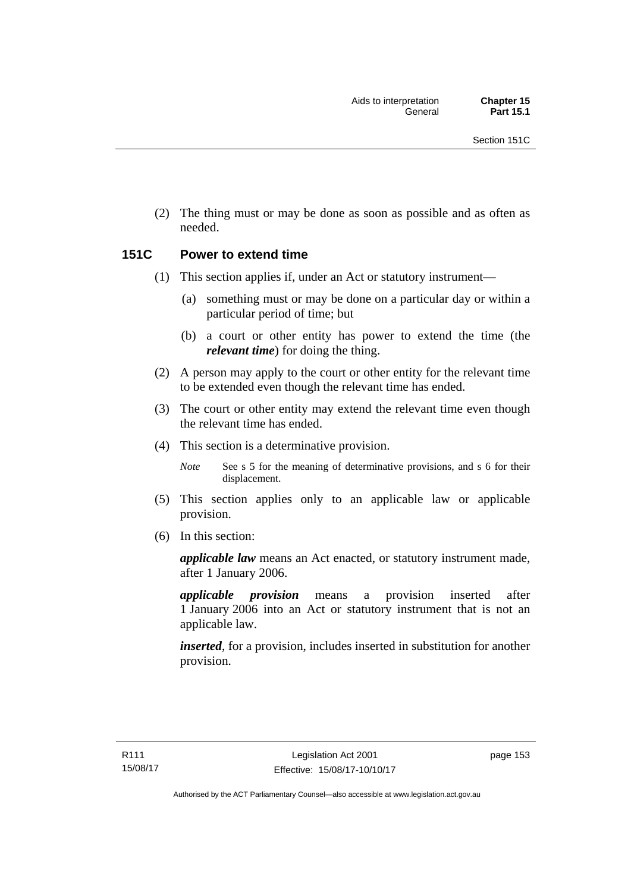(2) The thing must or may be done as soon as possible and as often as needed.

### 151C Power to extend time

(1) This section applies if, under an Act or statutory instrument—

(a) something must or may be done on a particular day or within a particular period of time; but

(b) a court or other entity has power to extend the time (the ***relevant time***) for doing the thing.

(2) A person may apply to the court or other entity for the relevant time to be extended even though the relevant time has ended.

(3) The court or other entity may extend the relevant time even though the relevant time has ended.

(4) This section is a determinative provision.

*Note* See s 5 for the meaning of determinative provisions, and s 6 for their displacement.

(5) This section applies only to an applicable law or applicable provision.

(6) In this section:

***applicable law*** means an Act enacted, or statutory instrument made, after 1 January 2006.

***applicable provision*** means a provision inserted after 1 January 2006 into an Act or statutory instrument that is not an applicable law.

***inserted***, for a provision, includes inserted in substitution for another provision.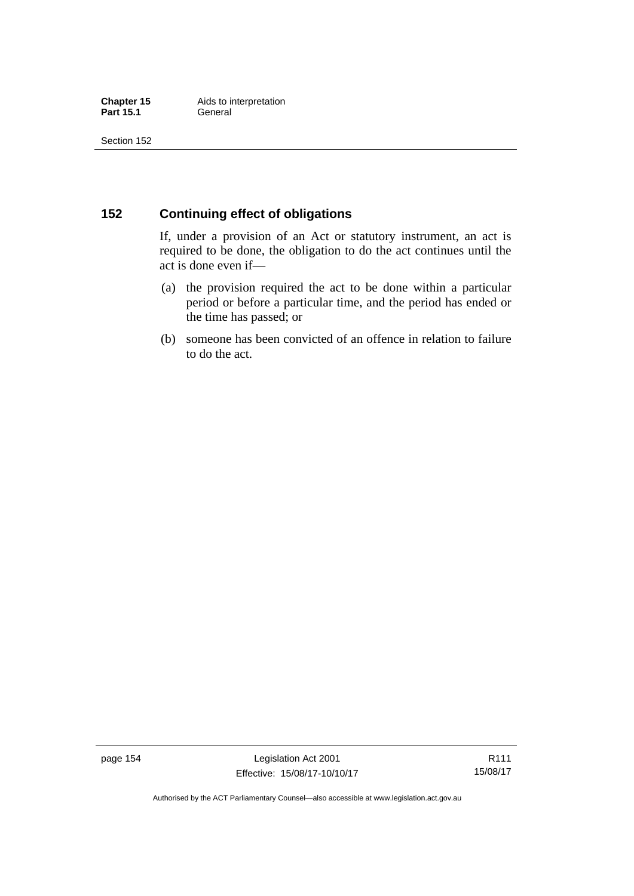## 152 Continuing effect of obligations

If, under a provision of an Act or statutory instrument, an act is required to be done, the obligation to do the act continues until the act is done even if—

(a) the provision required the act to be done within a particular period or before a particular time, and the period has ended or the time has passed; or

(b) someone has been convicted of an offence in relation to failure to do the act.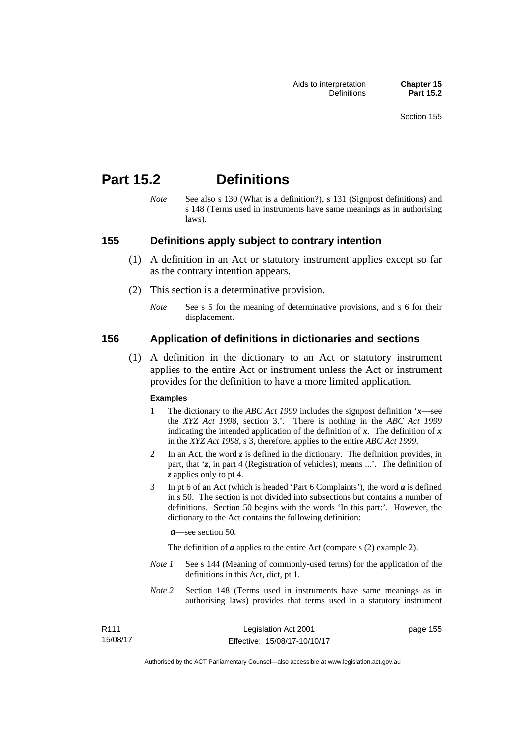# Part 15.2 Definitions

*Note* See also s 130 (What is a definition?), s 131 (Signpost definitions) and s 148 (Terms used in instruments have same meanings as in authorising laws).

## 155 Definitions apply subject to contrary intention

(1) A definition in an Act or statutory instrument applies except so far as the contrary intention appears.

(2) This section is a determinative provision.

*Note* See s 5 for the meaning of determinative provisions, and s 6 for their displacement.

## 156 Application of definitions in dictionaries and sections

(1) A definition in the dictionary to an Act or statutory instrument applies to the entire Act or instrument unless the Act or instrument provides for the definition to have a more limited application.

**Examples**

1 The dictionary to the *ABC Act 1999* includes the signpost definition '***x***—see the *XYZ Act 1998*, section 3.'. There is nothing in the *ABC Act 1999* indicating the intended application of the definition of ***x***. The definition of ***x*** in the *XYZ Act 1998*, s 3, therefore, applies to the entire *ABC Act 1999*.

2 In an Act, the word ***z*** is defined in the dictionary. The definition provides, in part, that '***z***, in part 4 (Registration of vehicles), means ...'. The definition of ***z*** applies only to pt 4.

3 In pt 6 of an Act (which is headed 'Part 6 Complaints'), the word ***a*** is defined in s 50. The section is not divided into subsections but contains a number of definitions. Section 50 begins with the words 'In this part:'. However, the dictionary to the Act contains the following definition:

***a***—see section 50.

The definition of ***a*** applies to the entire Act (compare s (2) example 2).

*Note 1* See s 144 (Meaning of commonly-used terms) for the application of the definitions in this Act, dict, pt 1.

*Note 2* Section 148 (Terms used in instruments have same meanings as in authorising laws) provides that terms used in a statutory instrument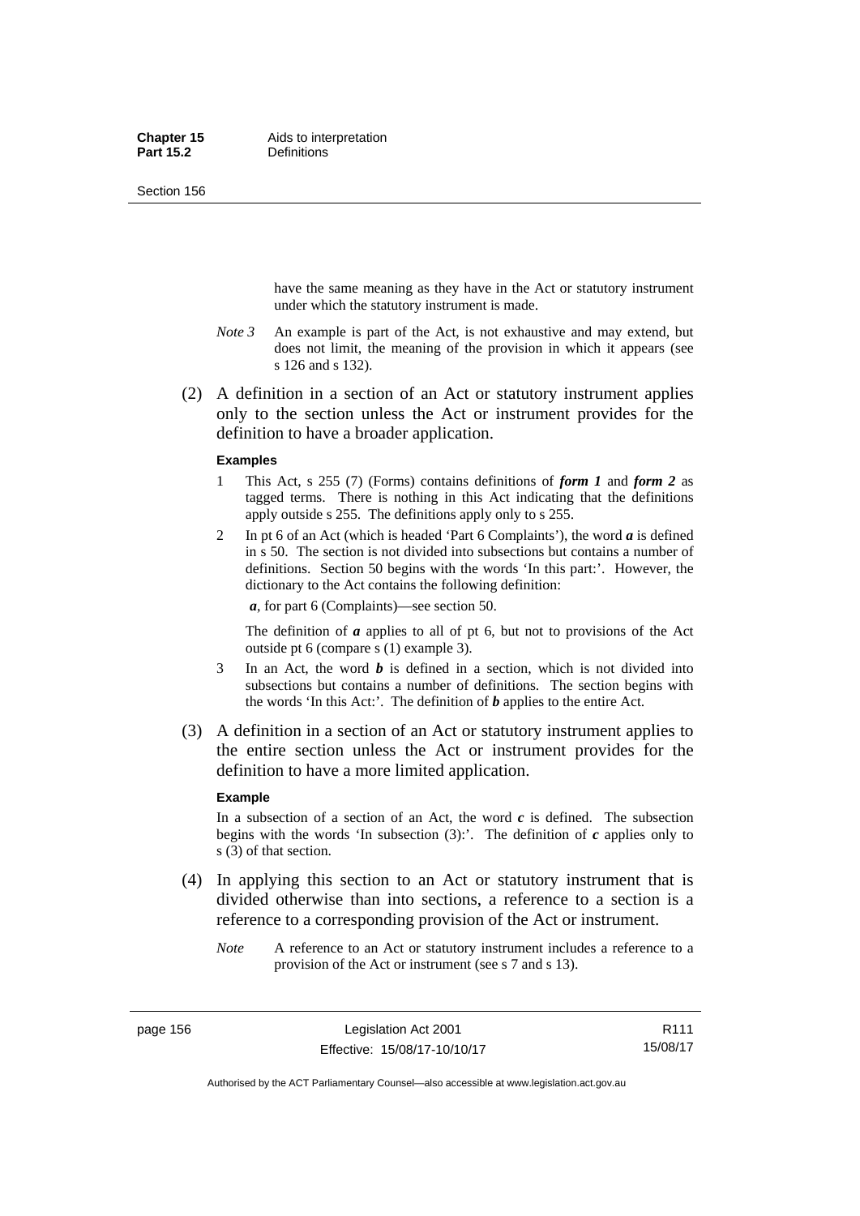have the same meaning as they have in the Act or statutory instrument under which the statutory instrument is made.

*Note 3* An example is part of the Act, is not exhaustive and may extend, but does not limit, the meaning of the provision in which it appears (see s 126 and s 132).

(2) A definition in a section of an Act or statutory instrument applies only to the section unless the Act or instrument provides for the definition to have a broader application.

**Examples**

1 This Act, s 255 (7) (Forms) contains definitions of ***form 1*** and ***form 2*** as tagged terms. There is nothing in this Act indicating that the definitions apply outside s 255. The definitions apply only to s 255.

2 In pt 6 of an Act (which is headed 'Part 6 Complaints'), the word ***a*** is defined in s 50. The section is not divided into subsections but contains a number of definitions. Section 50 begins with the words 'In this part:'. However, the dictionary to the Act contains the following definition:

***a***, for part 6 (Complaints)—see section 50.

The definition of ***a*** applies to all of pt 6, but not to provisions of the Act outside pt 6 (compare s (1) example 3).

3 In an Act, the word ***b*** is defined in a section, which is not divided into subsections but contains a number of definitions. The section begins with the words 'In this Act:'. The definition of ***b*** applies to the entire Act.

(3) A definition in a section of an Act or statutory instrument applies to the entire section unless the Act or instrument provides for the definition to have a more limited application.

**Example**

In a subsection of a section of an Act, the word ***c*** is defined. The subsection begins with the words 'In subsection (3):'. The definition of ***c*** applies only to s (3) of that section.

(4) In applying this section to an Act or statutory instrument that is divided otherwise than into sections, a reference to a section is a reference to a corresponding provision of the Act or instrument.

*Note* A reference to an Act or statutory instrument includes a reference to a provision of the Act or instrument (see s 7 and s 13).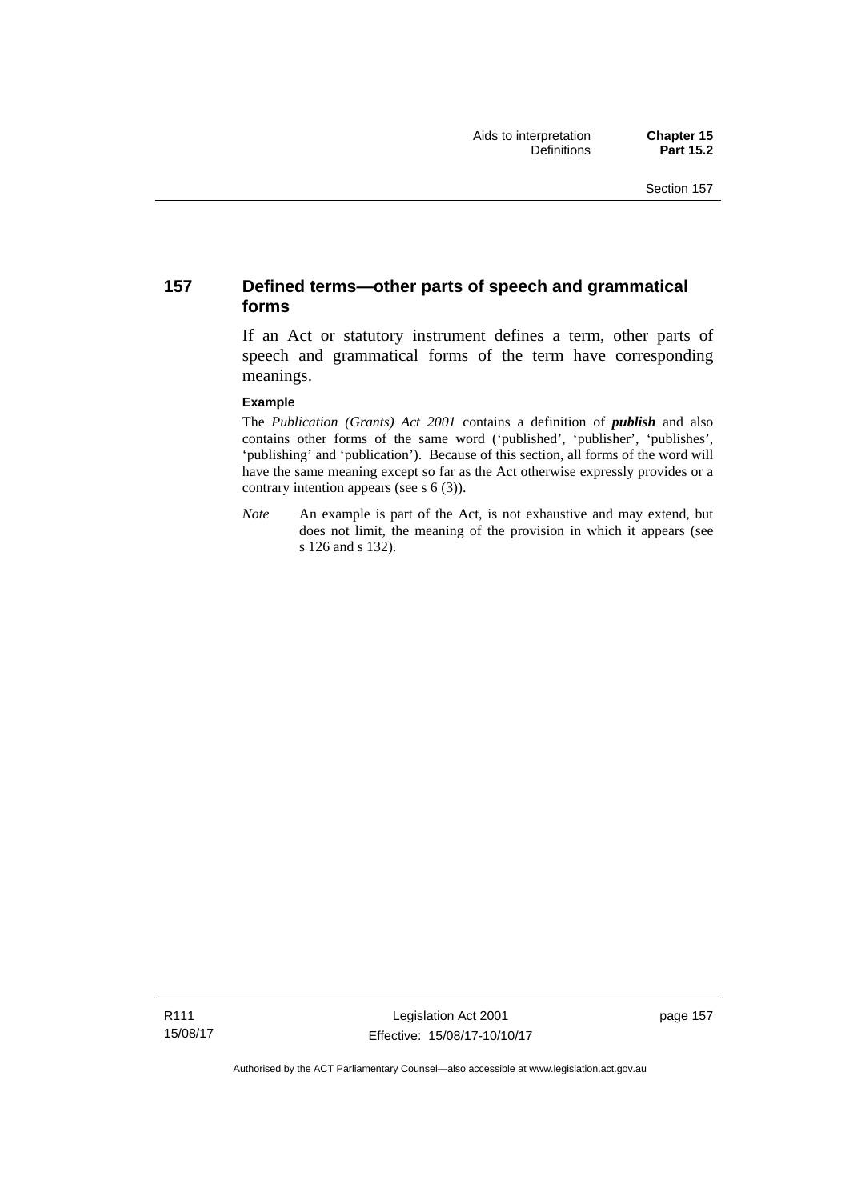## 157 Defined terms—other parts of speech and grammatical forms

If an Act or statutory instrument defines a term, other parts of speech and grammatical forms of the term have corresponding meanings.

**Example**

The *Publication (Grants) Act 2001* contains a definition of ***publish*** and also contains other forms of the same word ('published', 'publisher', 'publishes', 'publishing' and 'publication'). Because of this section, all forms of the word will have the same meaning except so far as the Act otherwise expressly provides or a contrary intention appears (see s 6 (3)).

*Note* An example is part of the Act, is not exhaustive and may extend, but does not limit, the meaning of the provision in which it appears (see s 126 and s 132).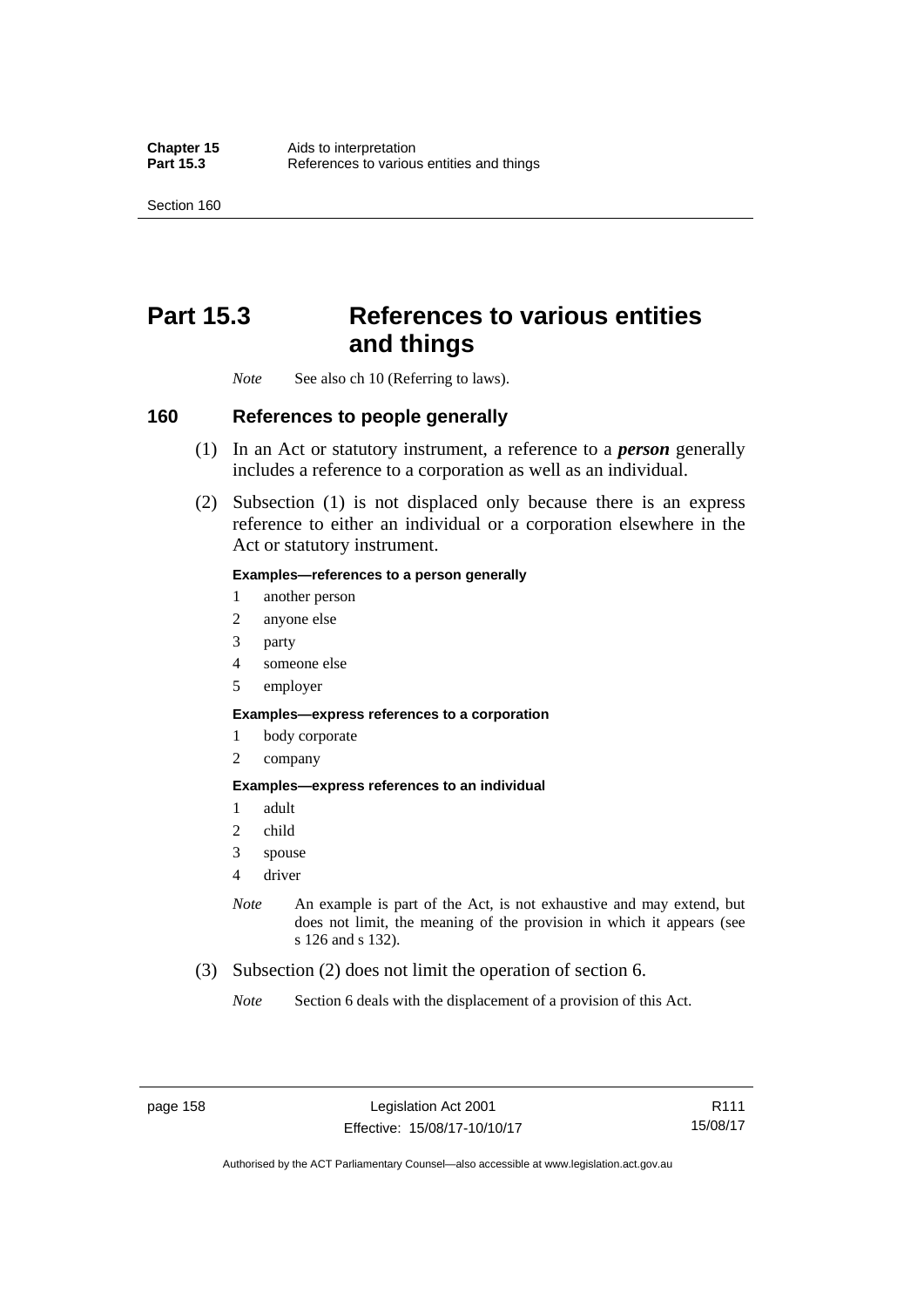# Part 15.3 References to various entities and things

*Note* See also ch 10 (Referring to laws).

## 160 References to people generally

(1) In an Act or statutory instrument, a reference to a ***person*** generally includes a reference to a corporation as well as an individual.

(2) Subsection (1) is not displaced only because there is an express reference to either an individual or a corporation elsewhere in the Act or statutory instrument.

**Examples—references to a person generally**

1 another person
2 anyone else
3 party
4 someone else
5 employer

**Examples—express references to a corporation**

1 body corporate
2 company

**Examples—express references to an individual**

1 adult
2 child
3 spouse
4 driver

*Note* An example is part of the Act, is not exhaustive and may extend, but does not limit, the meaning of the provision in which it appears (see s 126 and s 132).

(3) Subsection (2) does not limit the operation of section 6.

*Note* Section 6 deals with the displacement of a provision of this Act.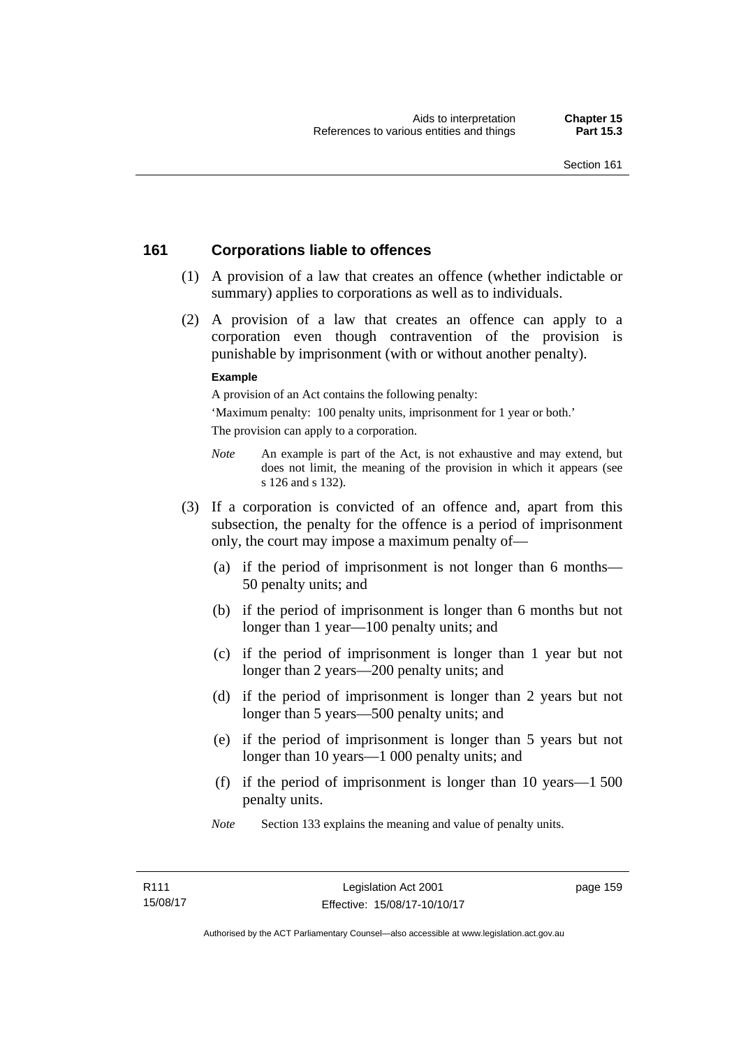## 161 Corporations liable to offences

(1) A provision of a law that creates an offence (whether indictable or summary) applies to corporations as well as to individuals.

(2) A provision of a law that creates an offence can apply to a corporation even though contravention of the provision is punishable by imprisonment (with or without another penalty).

**Example**

A provision of an Act contains the following penalty:

'Maximum penalty: 100 penalty units, imprisonment for 1 year or both.'

The provision can apply to a corporation.

*Note* An example is part of the Act, is not exhaustive and may extend, but does not limit, the meaning of the provision in which it appears (see s 126 and s 132).

(3) If a corporation is convicted of an offence and, apart from this subsection, the penalty for the offence is a period of imprisonment only, the court may impose a maximum penalty of—

(a) if the period of imprisonment is not longer than 6 months—50 penalty units; and

(b) if the period of imprisonment is longer than 6 months but not longer than 1 year—100 penalty units; and

(c) if the period of imprisonment is longer than 1 year but not longer than 2 years—200 penalty units; and

(d) if the period of imprisonment is longer than 2 years but not longer than 5 years—500 penalty units; and

(e) if the period of imprisonment is longer than 5 years but not longer than 10 years—1 000 penalty units; and

(f) if the period of imprisonment is longer than 10 years—1 500 penalty units.

*Note* Section 133 explains the meaning and value of penalty units.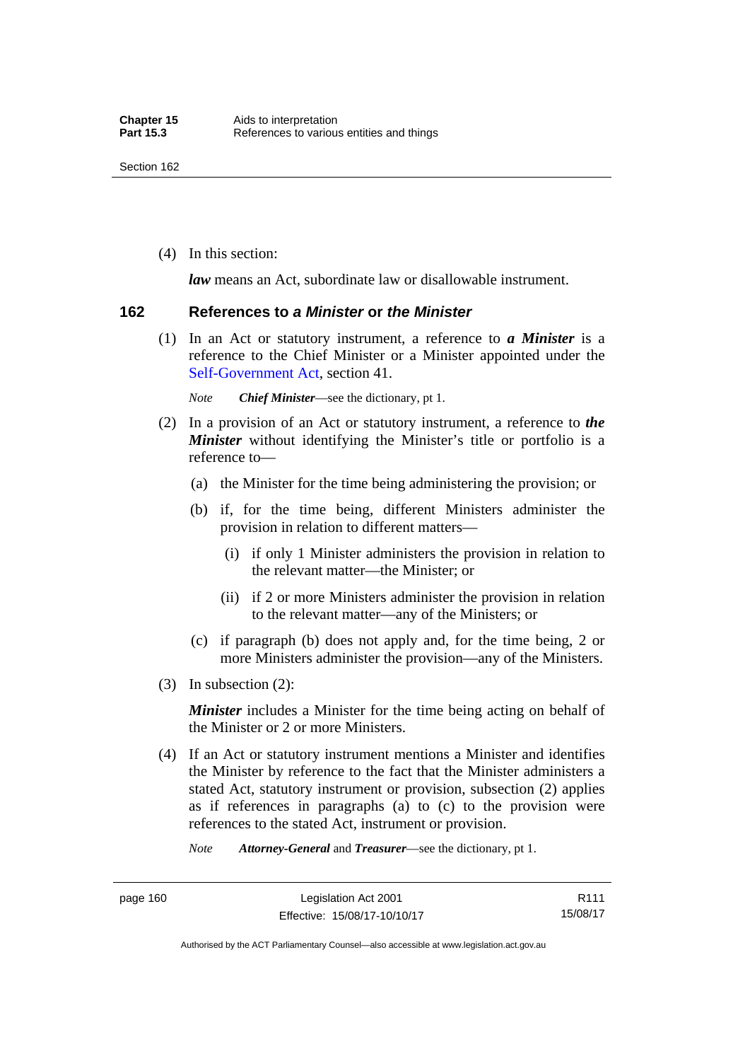(4) In this section:

***law*** means an Act, subordinate law or disallowable instrument.

## 162 References to *a Minister* or *the Minister*

(1) In an Act or statutory instrument, a reference to ***a Minister*** is a reference to the Chief Minister or a Minister appointed under the Self-Government Act, section 41.

*Note* ***Chief Minister***—see the dictionary, pt 1.

(2) In a provision of an Act or statutory instrument, a reference to ***the Minister*** without identifying the Minister's title or portfolio is a reference to—

(a) the Minister for the time being administering the provision; or

(b) if, for the time being, different Ministers administer the provision in relation to different matters—

(i) if only 1 Minister administers the provision in relation to the relevant matter—the Minister; or

(ii) if 2 or more Ministers administer the provision in relation to the relevant matter—any of the Ministers; or

(c) if paragraph (b) does not apply and, for the time being, 2 or more Ministers administer the provision—any of the Ministers.

(3) In subsection (2):

***Minister*** includes a Minister for the time being acting on behalf of the Minister or 2 or more Ministers.

(4) If an Act or statutory instrument mentions a Minister and identifies the Minister by reference to the fact that the Minister administers a stated Act, statutory instrument or provision, subsection (2) applies as if references in paragraphs (a) to (c) to the provision were references to the stated Act, instrument or provision.

*Note* ***Attorney-General*** and ***Treasurer***—see the dictionary, pt 1.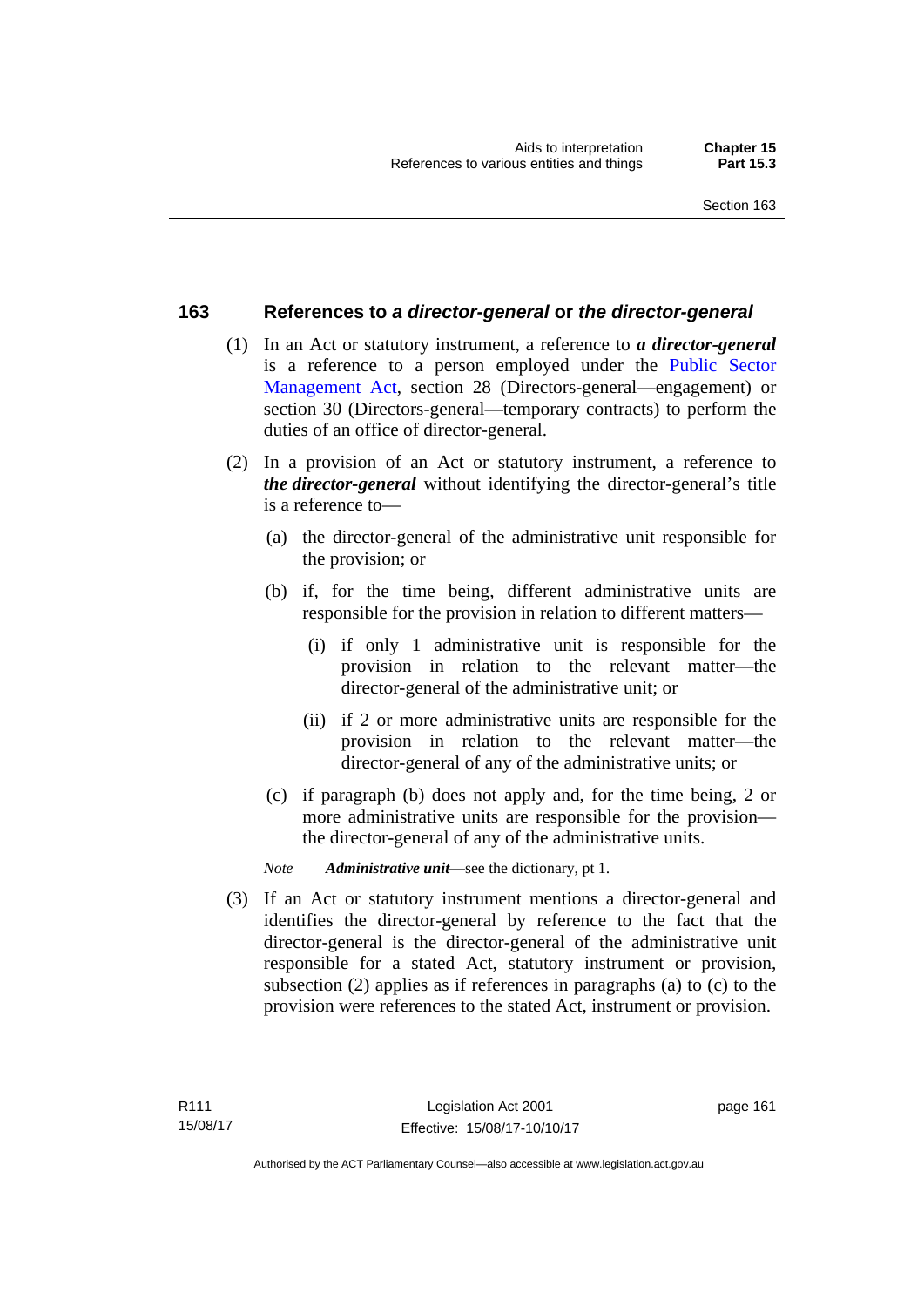## 163 References to *a director-general* or *the director-general*

(1) In an Act or statutory instrument, a reference to ***a director-general*** is a reference to a person employed under the Public Sector Management Act, section 28 (Directors-general—engagement) or section 30 (Directors-general—temporary contracts) to perform the duties of an office of director-general.

(2) In a provision of an Act or statutory instrument, a reference to ***the director-general*** without identifying the director-general's title is a reference to—

(a) the director-general of the administrative unit responsible for the provision; or

(b) if, for the time being, different administrative units are responsible for the provision in relation to different matters—

(i) if only 1 administrative unit is responsible for the provision in relation to the relevant matter—the director-general of the administrative unit; or

(ii) if 2 or more administrative units are responsible for the provision in relation to the relevant matter—the director-general of any of the administrative units; or

(c) if paragraph (b) does not apply and, for the time being, 2 or more administrative units are responsible for the provision—the director-general of any of the administrative units.

*Note* ***Administrative unit***—see the dictionary, pt 1.

(3) If an Act or statutory instrument mentions a director-general and identifies the director-general by reference to the fact that the director-general is the director-general of the administrative unit responsible for a stated Act, statutory instrument or provision, subsection (2) applies as if references in paragraphs (a) to (c) to the provision were references to the stated Act, instrument or provision.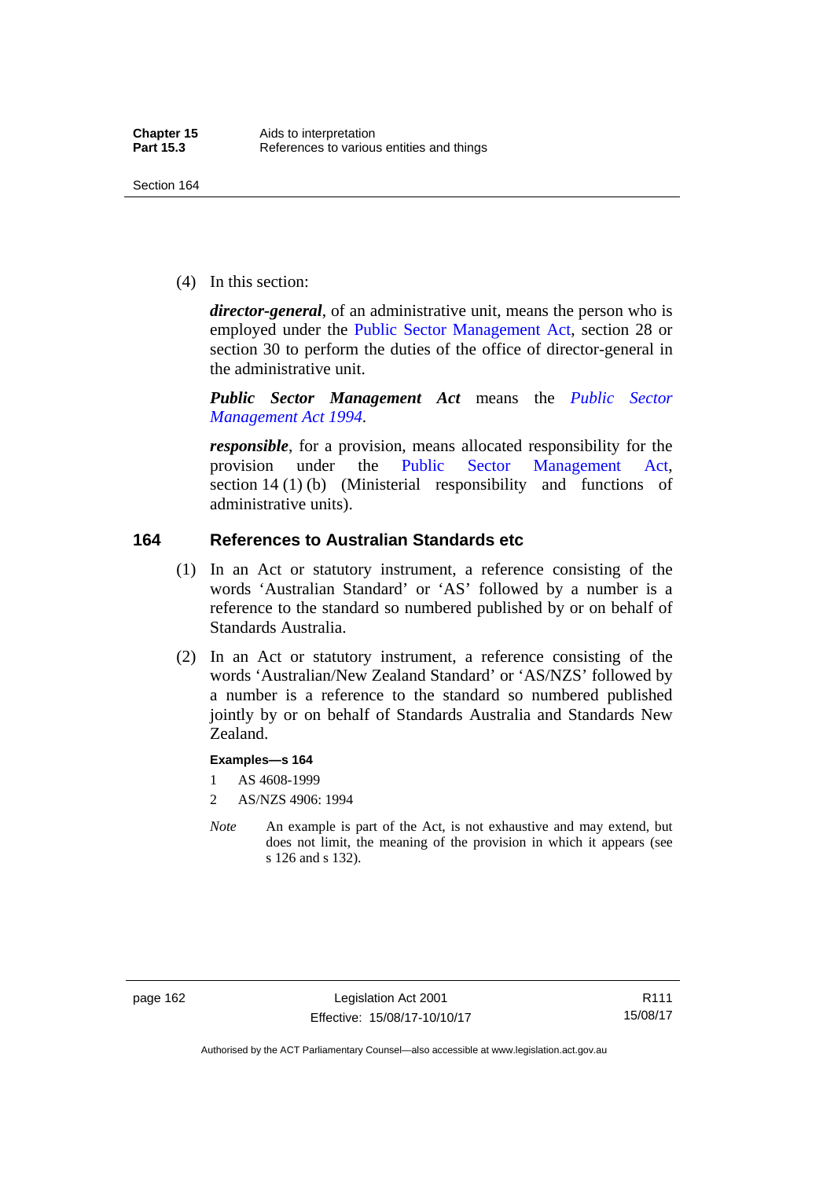(4) In this section:

***director-general***, of an administrative unit, means the person who is employed under the Public Sector Management Act, section 28 or section 30 to perform the duties of the office of director-general in the administrative unit.

***Public Sector Management Act*** means the *Public Sector Management Act 1994*.

***responsible***, for a provision, means allocated responsibility for the provision under the Public Sector Management Act, section 14 (1) (b) (Ministerial responsibility and functions of administrative units).

## 164 References to Australian Standards etc

(1) In an Act or statutory instrument, a reference consisting of the words 'Australian Standard' or 'AS' followed by a number is a reference to the standard so numbered published by or on behalf of Standards Australia.

(2) In an Act or statutory instrument, a reference consisting of the words 'Australian/New Zealand Standard' or 'AS/NZS' followed by a number is a reference to the standard so numbered published jointly by or on behalf of Standards Australia and Standards New Zealand.

**Examples—s 164**

1 AS 4608-1999

2 AS/NZS 4906: 1994

*Note* An example is part of the Act, is not exhaustive and may extend, but does not limit, the meaning of the provision in which it appears (see s 126 and s 132).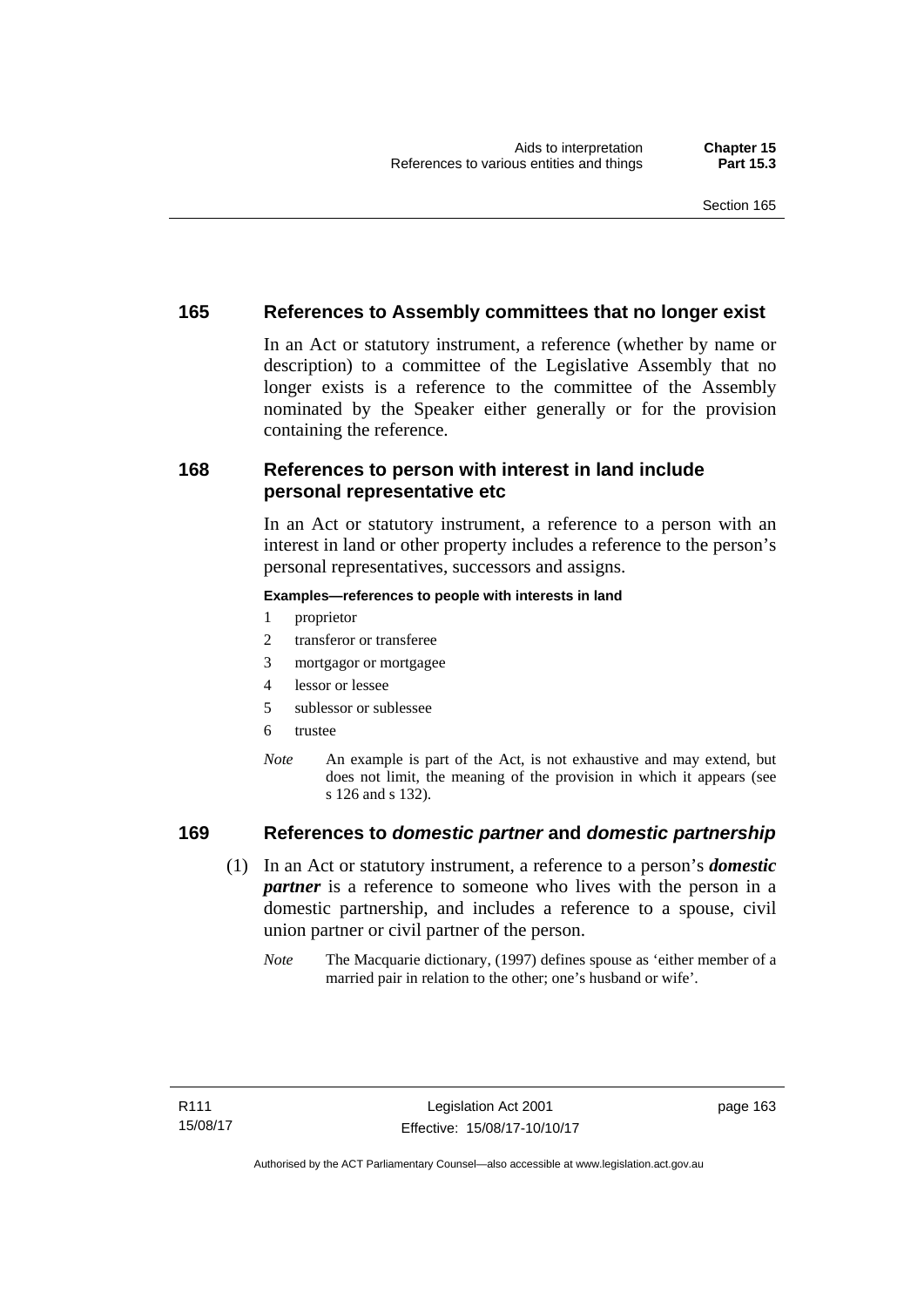## 165 References to Assembly committees that no longer exist

In an Act or statutory instrument, a reference (whether by name or description) to a committee of the Legislative Assembly that no longer exists is a reference to the committee of the Assembly nominated by the Speaker either generally or for the provision containing the reference.

## 168 References to person with interest in land include personal representative etc

In an Act or statutory instrument, a reference to a person with an interest in land or other property includes a reference to the person's personal representatives, successors and assigns.

**Examples—references to people with interests in land**

1 proprietor
2 transferor or transferee
3 mortgagor or mortgagee
4 lessor or lessee
5 sublessor or sublessee
6 trustee

*Note* An example is part of the Act, is not exhaustive and may extend, but does not limit, the meaning of the provision in which it appears (see s 126 and s 132).

## 169 References to *domestic partner* and *domestic partnership*

(1) In an Act or statutory instrument, a reference to a person's ***domestic partner*** is a reference to someone who lives with the person in a domestic partnership, and includes a reference to a spouse, civil union partner or civil partner of the person.

*Note* The Macquarie dictionary, (1997) defines spouse as 'either member of a married pair in relation to the other; one's husband or wife'.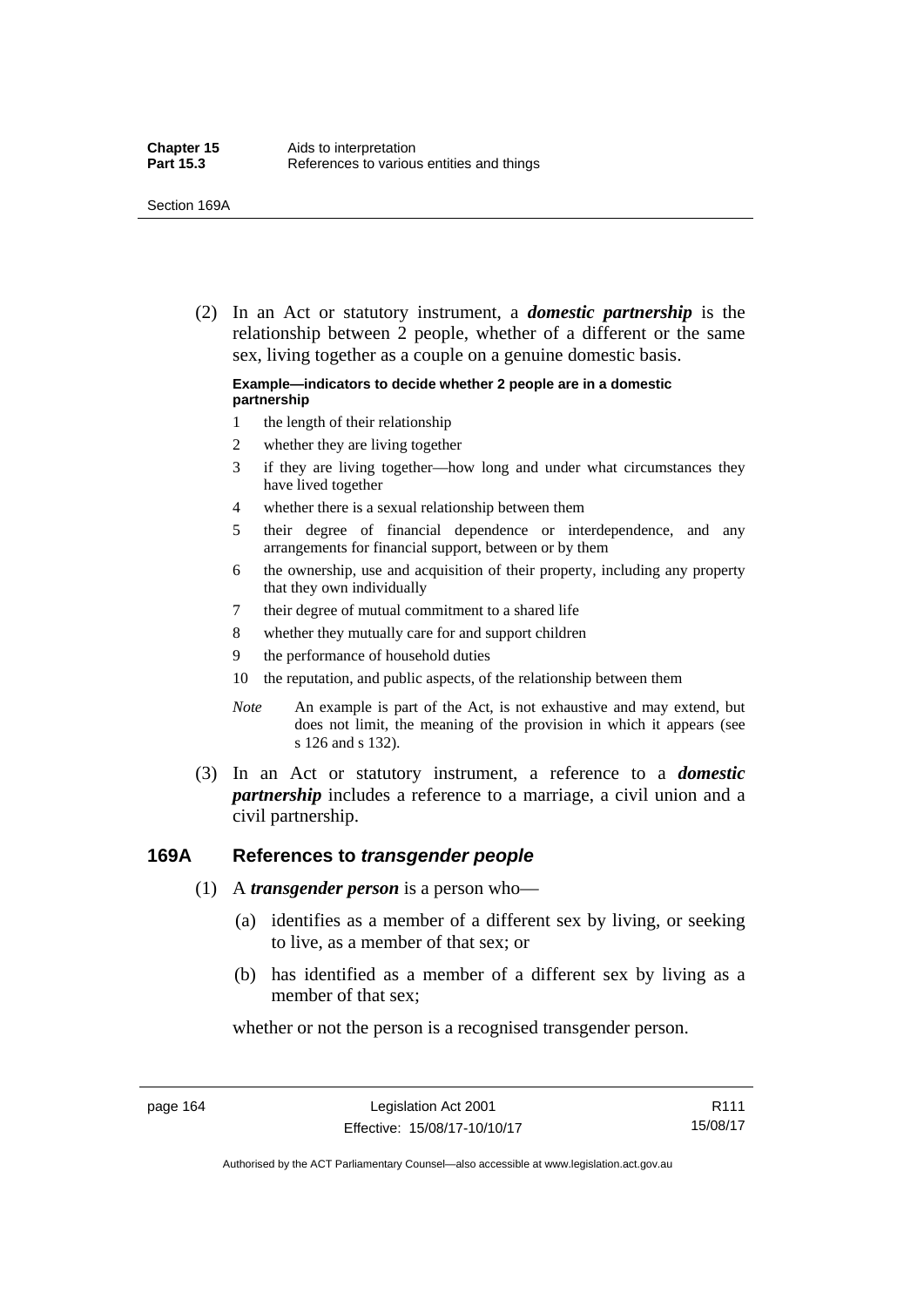(2) In an Act or statutory instrument, a ***domestic partnership*** is the relationship between 2 people, whether of a different or the same sex, living together as a couple on a genuine domestic basis.

**Example—indicators to decide whether 2 people are in a domestic partnership**

1. the length of their relationship
2. whether they are living together
3. if they are living together—how long and under what circumstances they have lived together
4. whether there is a sexual relationship between them
5. their degree of financial dependence or interdependence, and any arrangements for financial support, between or by them
6. the ownership, use and acquisition of their property, including any property that they own individually
7. their degree of mutual commitment to a shared life
8. whether they mutually care for and support children
9. the performance of household duties
10. the reputation, and public aspects, of the relationship between them

*Note* An example is part of the Act, is not exhaustive and may extend, but does not limit, the meaning of the provision in which it appears (see s 126 and s 132).

(3) In an Act or statutory instrument, a reference to a ***domestic partnership*** includes a reference to a marriage, a civil union and a civil partnership.

## 169A References to *transgender people*

(1) A ***transgender person*** is a person who—

(a) identifies as a member of a different sex by living, or seeking to live, as a member of that sex; or

(b) has identified as a member of a different sex by living as a member of that sex;

whether or not the person is a recognised transgender person.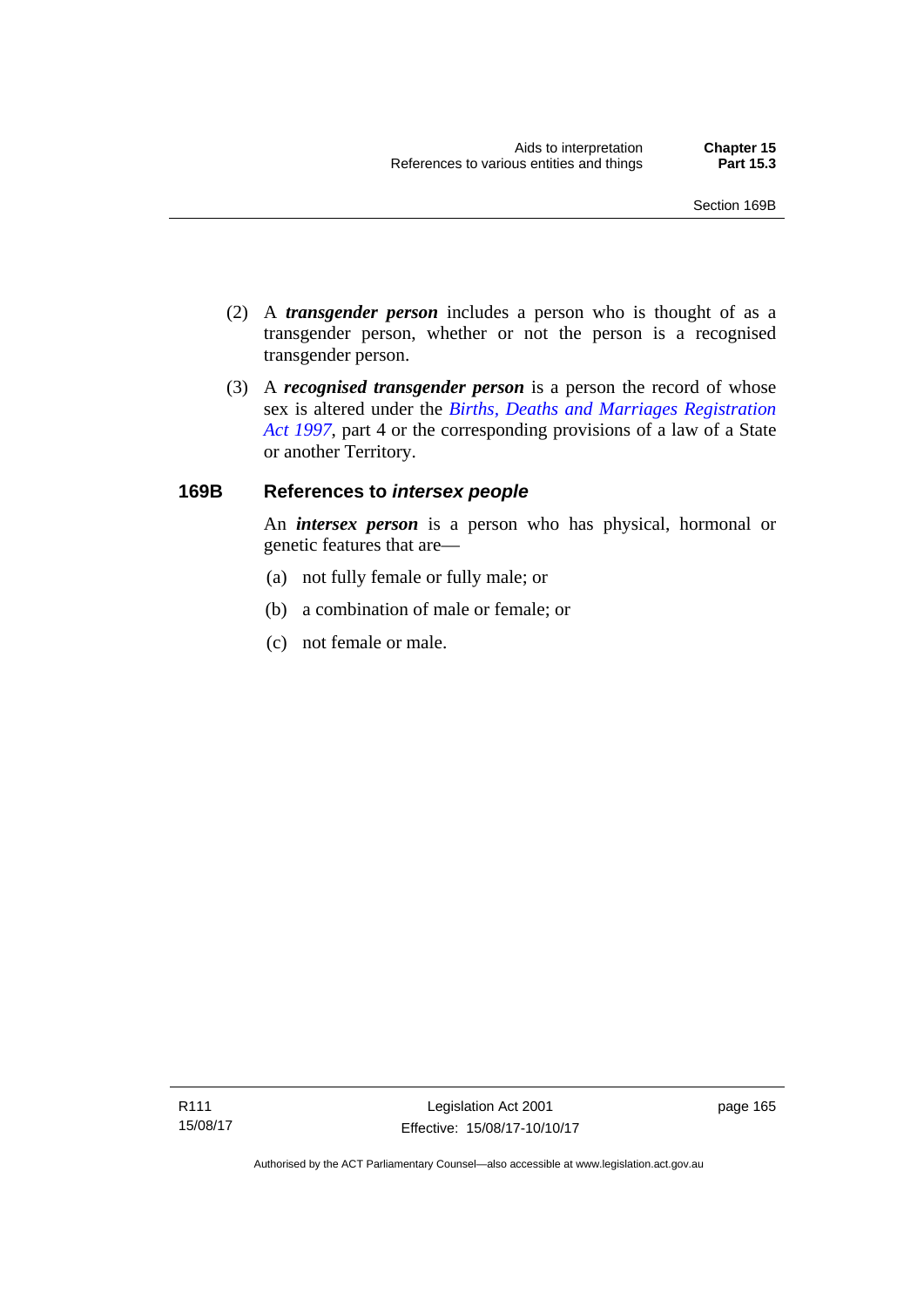(2) A ***transgender person*** includes a person who is thought of as a transgender person, whether or not the person is a recognised transgender person.

(3) A ***recognised transgender person*** is a person the record of whose sex is altered under the *Births, Deaths and Marriages Registration Act 1997*, part 4 or the corresponding provisions of a law of a State or another Territory.

### 169B References to *intersex people*

An ***intersex person*** is a person who has physical, hormonal or genetic features that are—

(a) not fully female or fully male; or

(b) a combination of male or female; or

(c) not female or male.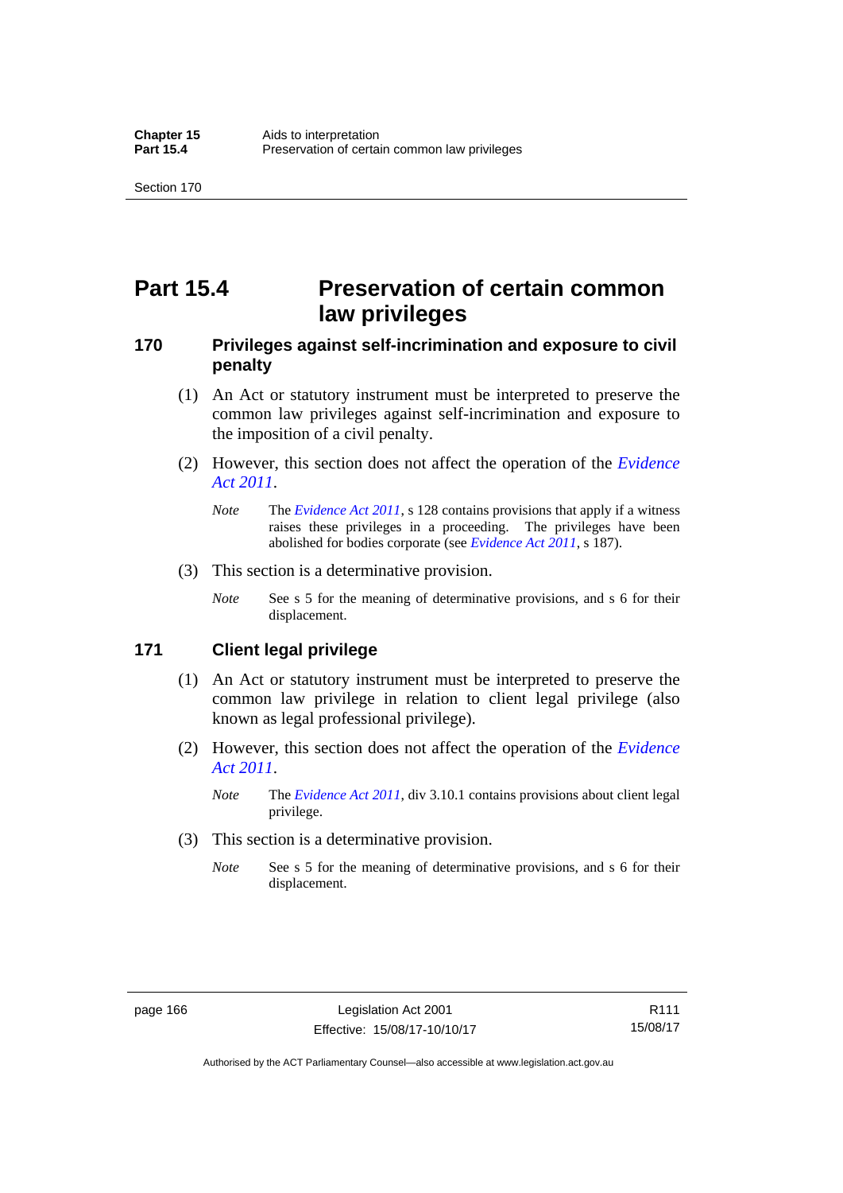# Part 15.4 Preservation of certain common law privileges

## 170 Privileges against self-incrimination and exposure to civil penalty

(1) An Act or statutory instrument must be interpreted to preserve the common law privileges against self-incrimination and exposure to the imposition of a civil penalty.

(2) However, this section does not affect the operation of the *Evidence Act 2011*.

*Note* The *Evidence Act 2011*, s 128 contains provisions that apply if a witness raises these privileges in a proceeding. The privileges have been abolished for bodies corporate (see *Evidence Act 2011*, s 187).

(3) This section is a determinative provision.

*Note* See s 5 for the meaning of determinative provisions, and s 6 for their displacement.

## 171 Client legal privilege

(1) An Act or statutory instrument must be interpreted to preserve the common law privilege in relation to client legal privilege (also known as legal professional privilege).

(2) However, this section does not affect the operation of the *Evidence Act 2011*.

*Note* The *Evidence Act 2011*, div 3.10.1 contains provisions about client legal privilege.

(3) This section is a determinative provision.

*Note* See s 5 for the meaning of determinative provisions, and s 6 for their displacement.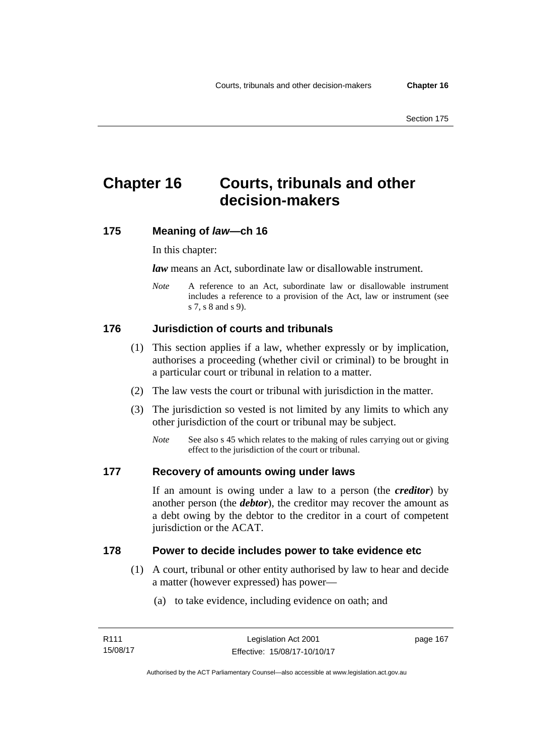# Chapter 16 Courts, tribunals and other decision-makers

## 175 Meaning of *law*—ch 16

In this chapter:

***law*** means an Act, subordinate law or disallowable instrument.

*Note* A reference to an Act, subordinate law or disallowable instrument includes a reference to a provision of the Act, law or instrument (see s 7, s 8 and s 9).

## 176 Jurisdiction of courts and tribunals

(1) This section applies if a law, whether expressly or by implication, authorises a proceeding (whether civil or criminal) to be brought in a particular court or tribunal in relation to a matter.

(2) The law vests the court or tribunal with jurisdiction in the matter.

(3) The jurisdiction so vested is not limited by any limits to which any other jurisdiction of the court or tribunal may be subject.

*Note* See also s 45 which relates to the making of rules carrying out or giving effect to the jurisdiction of the court or tribunal.

## 177 Recovery of amounts owing under laws

If an amount is owing under a law to a person (the ***creditor***) by another person (the ***debtor***), the creditor may recover the amount as a debt owing by the debtor to the creditor in a court of competent jurisdiction or the ACAT.

## 178 Power to decide includes power to take evidence etc

(1) A court, tribunal or other entity authorised by law to hear and decide a matter (however expressed) has power—

(a) to take evidence, including evidence on oath; and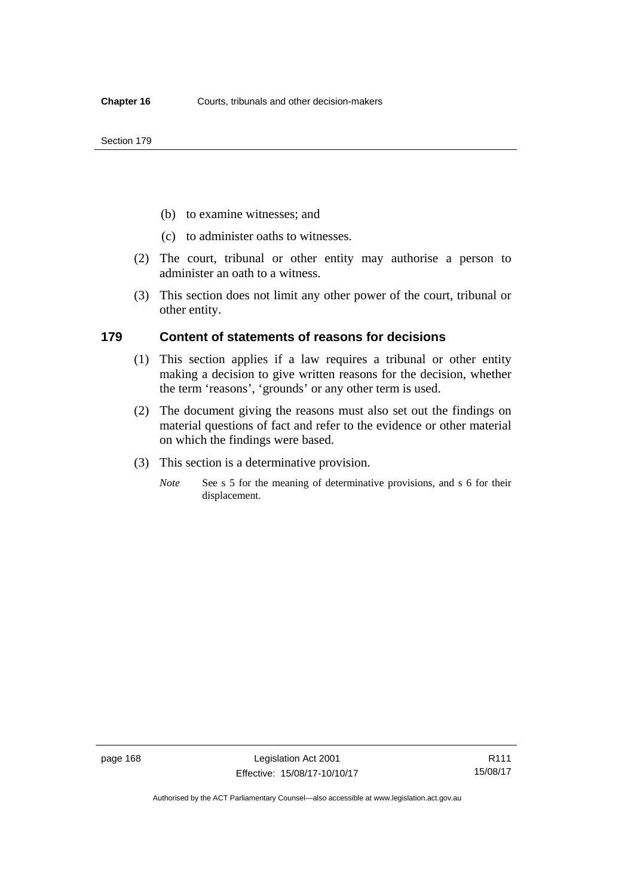(b) to examine witnesses; and

(c) to administer oaths to witnesses.

(2) The court, tribunal or other entity may authorise a person to administer an oath to a witness.

(3) This section does not limit any other power of the court, tribunal or other entity.

## 179 Content of statements of reasons for decisions

(1) This section applies if a law requires a tribunal or other entity making a decision to give written reasons for the decision, whether the term 'reasons', 'grounds' or any other term is used.

(2) The document giving the reasons must also set out the findings on material questions of fact and refer to the evidence or other material on which the findings were based.

(3) This section is a determinative provision.

*Note* See s 5 for the meaning of determinative provisions, and s 6 for their displacement.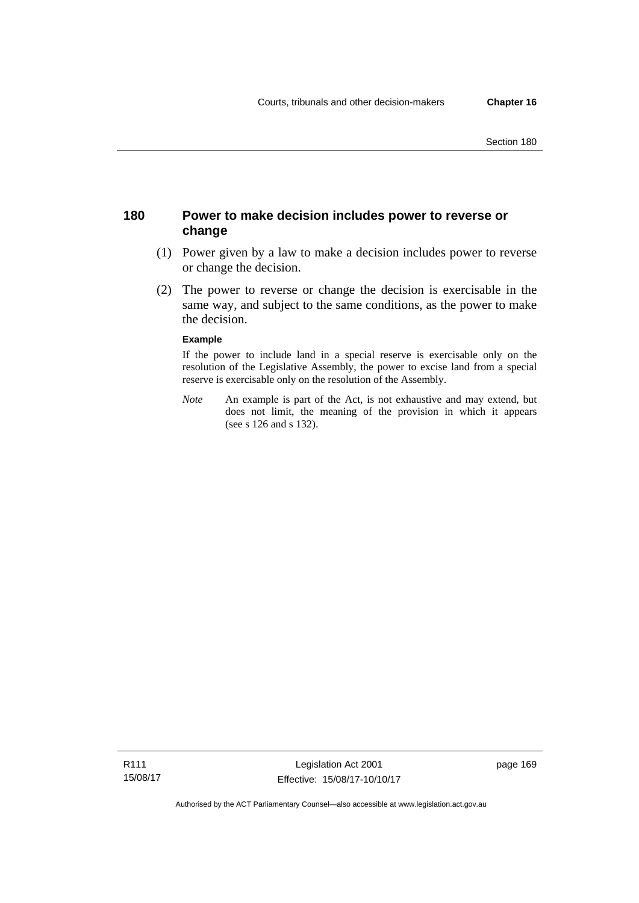## 180 Power to make decision includes power to reverse or change

(1) Power given by a law to make a decision includes power to reverse or change the decision.

(2) The power to reverse or change the decision is exercisable in the same way, and subject to the same conditions, as the power to make the decision.

**Example**

If the power to include land in a special reserve is exercisable only on the resolution of the Legislative Assembly, the power to excise land from a special reserve is exercisable only on the resolution of the Assembly.

*Note* An example is part of the Act, is not exhaustive and may extend, but does not limit, the meaning of the provision in which it appears (see s 126 and s 132).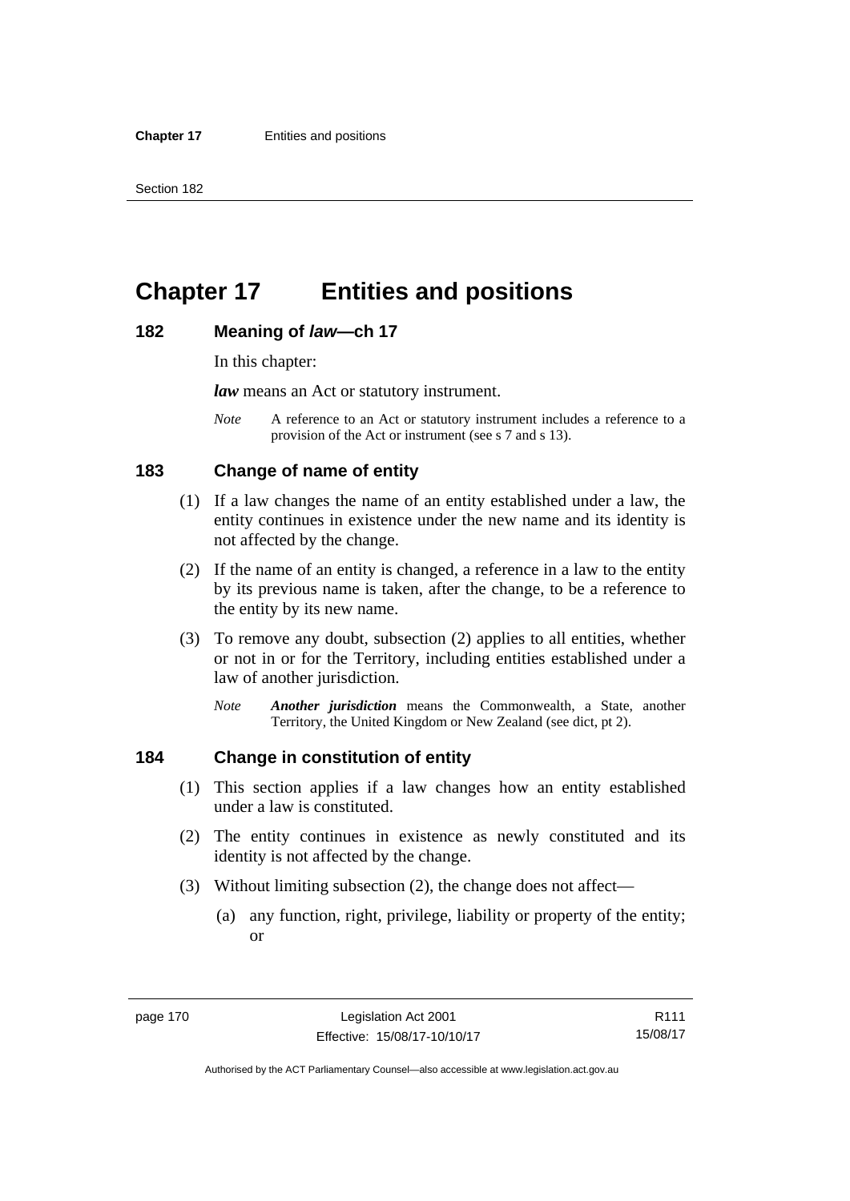# Chapter 17 Entities and positions

## 182 Meaning of *law*—ch 17

In this chapter:

***law*** means an Act or statutory instrument.

*Note* A reference to an Act or statutory instrument includes a reference to a provision of the Act or instrument (see s 7 and s 13).

## 183 Change of name of entity

(1) If a law changes the name of an entity established under a law, the entity continues in existence under the new name and its identity is not affected by the change.

(2) If the name of an entity is changed, a reference in a law to the entity by its previous name is taken, after the change, to be a reference to the entity by its new name.

(3) To remove any doubt, subsection (2) applies to all entities, whether or not in or for the Territory, including entities established under a law of another jurisdiction.

*Note* ***Another jurisdiction*** means the Commonwealth, a State, another Territory, the United Kingdom or New Zealand (see dict, pt 2).

## 184 Change in constitution of entity

(1) This section applies if a law changes how an entity established under a law is constituted.

(2) The entity continues in existence as newly constituted and its identity is not affected by the change.

(3) Without limiting subsection (2), the change does not affect—

(a) any function, right, privilege, liability or property of the entity; or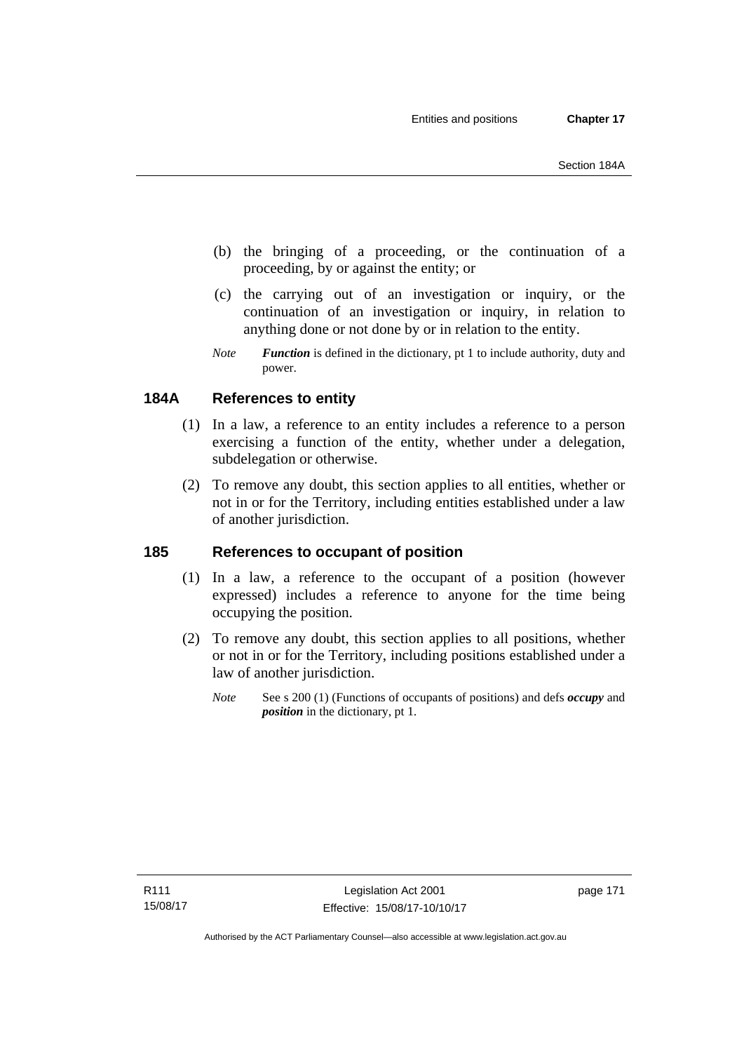(b) the bringing of a proceeding, or the continuation of a proceeding, by or against the entity; or

(c) the carrying out of an investigation or inquiry, or the continuation of an investigation or inquiry, in relation to anything done or not done by or in relation to the entity.

*Note* ***Function*** is defined in the dictionary, pt 1 to include authority, duty and power.

## 184A References to entity

(1) In a law, a reference to an entity includes a reference to a person exercising a function of the entity, whether under a delegation, subdelegation or otherwise.

(2) To remove any doubt, this section applies to all entities, whether or not in or for the Territory, including entities established under a law of another jurisdiction.

## 185 References to occupant of position

(1) In a law, a reference to the occupant of a position (however expressed) includes a reference to anyone for the time being occupying the position.

(2) To remove any doubt, this section applies to all positions, whether or not in or for the Territory, including positions established under a law of another jurisdiction.

*Note* See s 200 (1) (Functions of occupants of positions) and defs ***occupy*** and ***position*** in the dictionary, pt 1.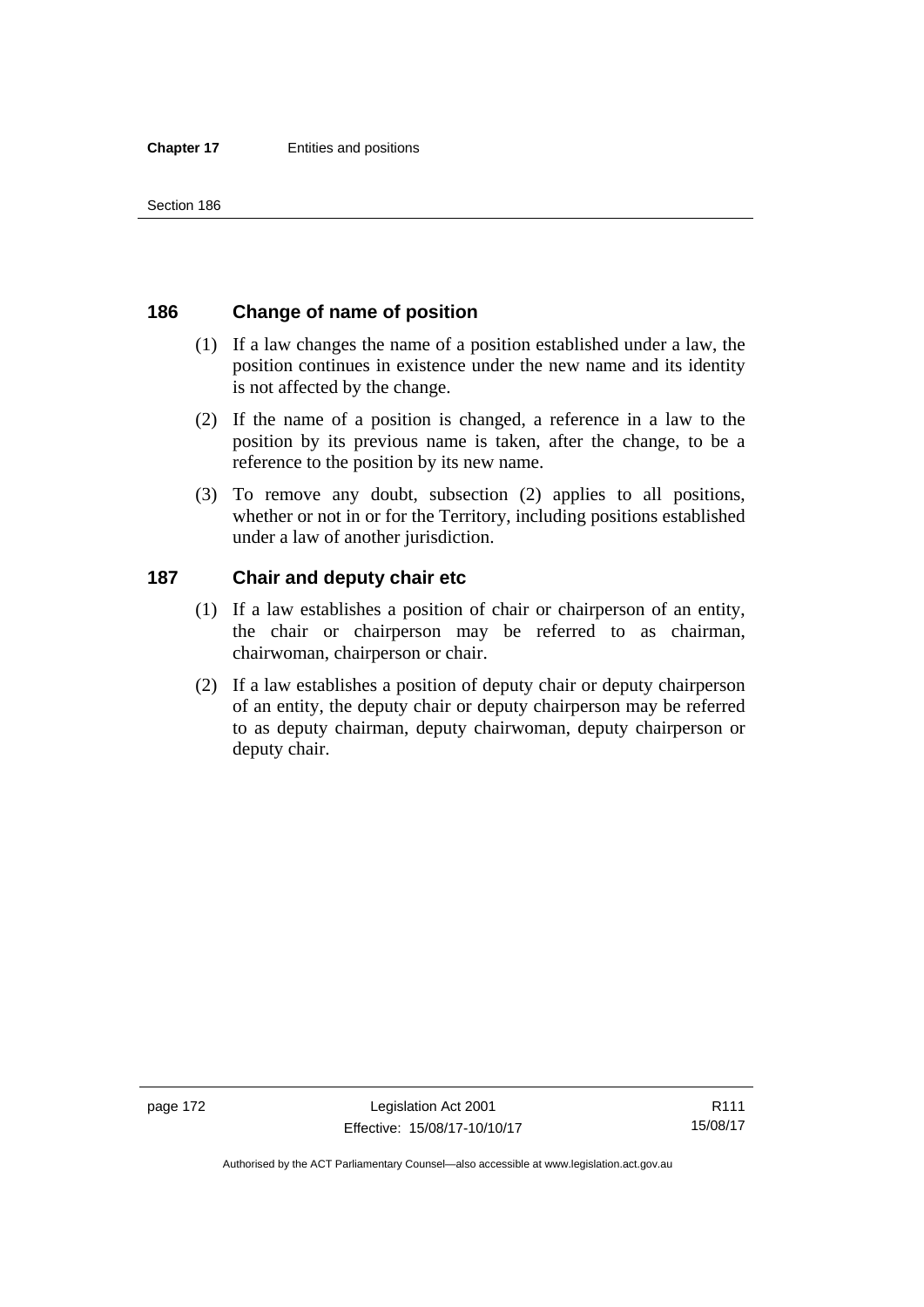## 186 Change of name of position

(1) If a law changes the name of a position established under a law, the position continues in existence under the new name and its identity is not affected by the change.

(2) If the name of a position is changed, a reference in a law to the position by its previous name is taken, after the change, to be a reference to the position by its new name.

(3) To remove any doubt, subsection (2) applies to all positions, whether or not in or for the Territory, including positions established under a law of another jurisdiction.

## 187 Chair and deputy chair etc

(1) If a law establishes a position of chair or chairperson of an entity, the chair or chairperson may be referred to as chairman, chairwoman, chairperson or chair.

(2) If a law establishes a position of deputy chair or deputy chairperson of an entity, the deputy chair or deputy chairperson may be referred to as deputy chairman, deputy chairwoman, deputy chairperson or deputy chair.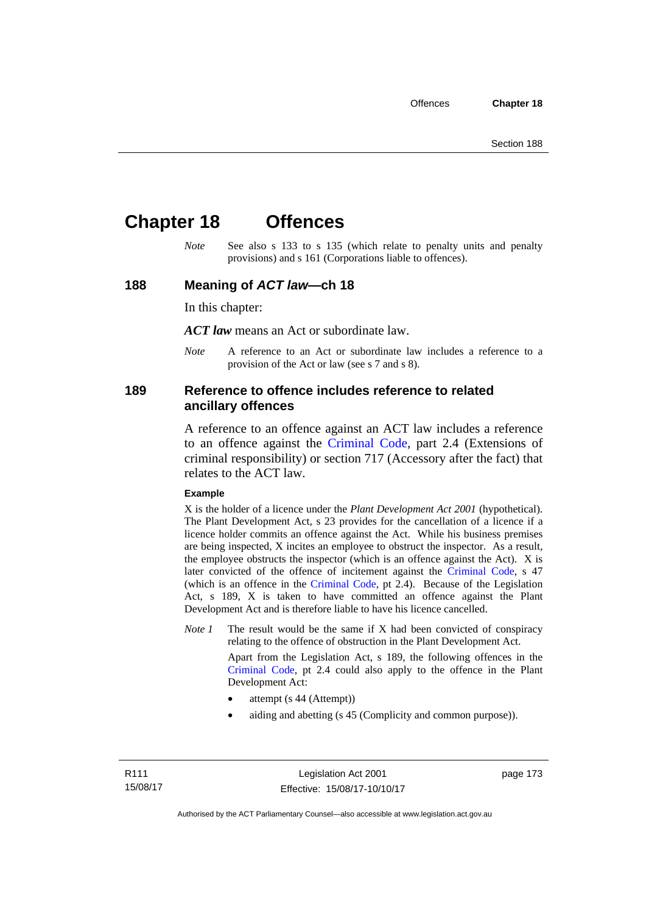# Chapter 18 Offences

*Note* See also s 133 to s 135 (which relate to penalty units and penalty provisions) and s 161 (Corporations liable to offences).

## 188 Meaning of *ACT law*—ch 18

In this chapter:

***ACT law*** means an Act or subordinate law.

*Note* A reference to an Act or subordinate law includes a reference to a provision of the Act or law (see s 7 and s 8).

## 189 Reference to offence includes reference to related ancillary offences

A reference to an offence against an ACT law includes a reference to an offence against the Criminal Code, part 2.4 (Extensions of criminal responsibility) or section 717 (Accessory after the fact) that relates to the ACT law.

**Example**

X is the holder of a licence under the *Plant Development Act 2001* (hypothetical). The Plant Development Act, s 23 provides for the cancellation of a licence if a licence holder commits an offence against the Act. While his business premises are being inspected, X incites an employee to obstruct the inspector. As a result, the employee obstructs the inspector (which is an offence against the Act). X is later convicted of the offence of incitement against the Criminal Code, s 47 (which is an offence in the Criminal Code, pt 2.4). Because of the Legislation Act, s 189, X is taken to have committed an offence against the Plant Development Act and is therefore liable to have his licence cancelled.

*Note 1* The result would be the same if X had been convicted of conspiracy relating to the offence of obstruction in the Plant Development Act.

Apart from the Legislation Act, s 189, the following offences in the Criminal Code, pt 2.4 could also apply to the offence in the Plant Development Act:

- attempt (s 44 (Attempt))
- aiding and abetting (s 45 (Complicity and common purpose)).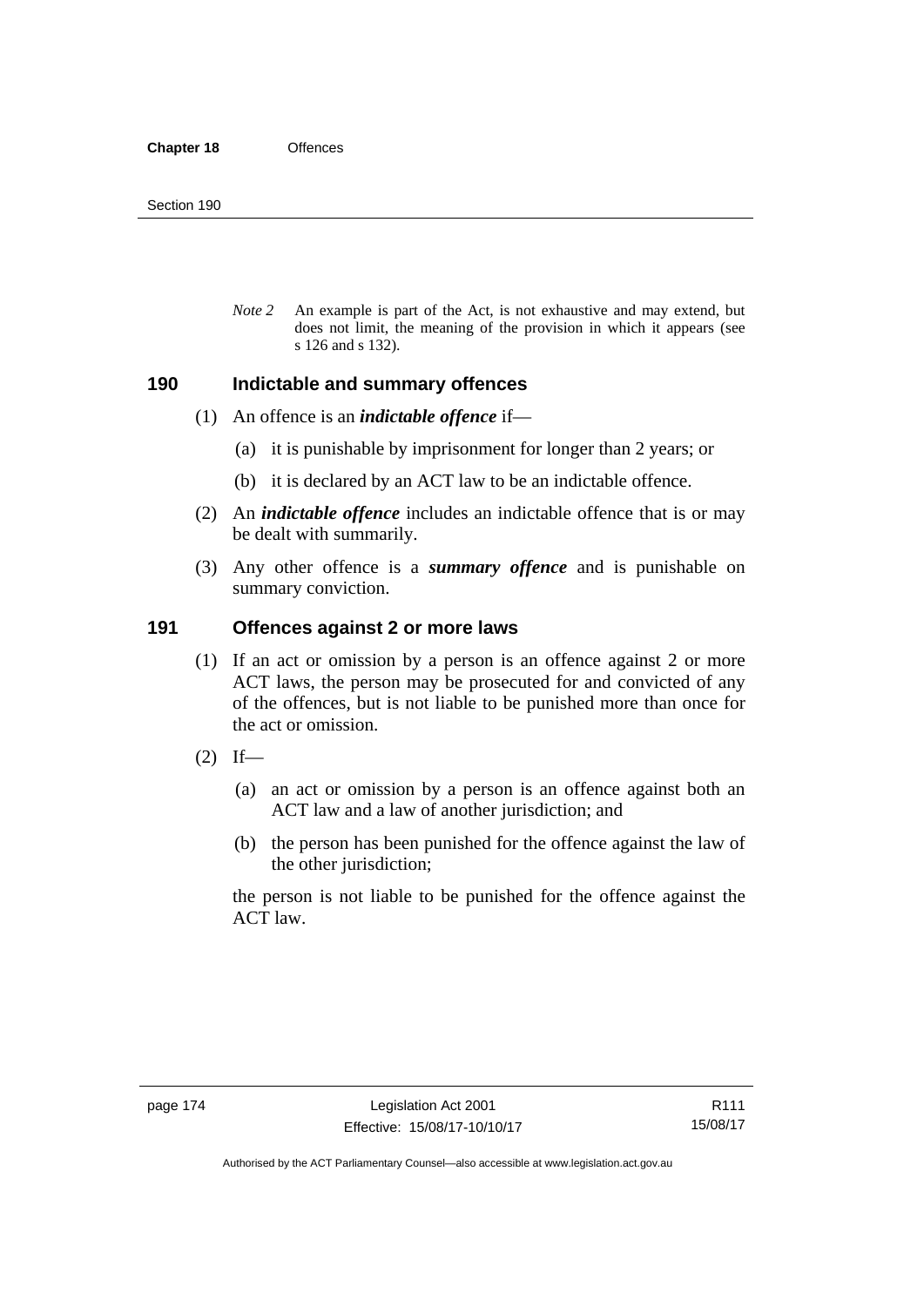*Note 2* An example is part of the Act, is not exhaustive and may extend, but does not limit, the meaning of the provision in which it appears (see s 126 and s 132).

## 190 Indictable and summary offences

(1) An offence is an ***indictable offence*** if—

(a) it is punishable by imprisonment for longer than 2 years; or

(b) it is declared by an ACT law to be an indictable offence.

(2) An ***indictable offence*** includes an indictable offence that is or may be dealt with summarily.

(3) Any other offence is a ***summary offence*** and is punishable on summary conviction.

## 191 Offences against 2 or more laws

(1) If an act or omission by a person is an offence against 2 or more ACT laws, the person may be prosecuted for and convicted of any of the offences, but is not liable to be punished more than once for the act or omission.

(2) If—

(a) an act or omission by a person is an offence against both an ACT law and a law of another jurisdiction; and

(b) the person has been punished for the offence against the law of the other jurisdiction;

the person is not liable to be punished for the offence against the ACT law.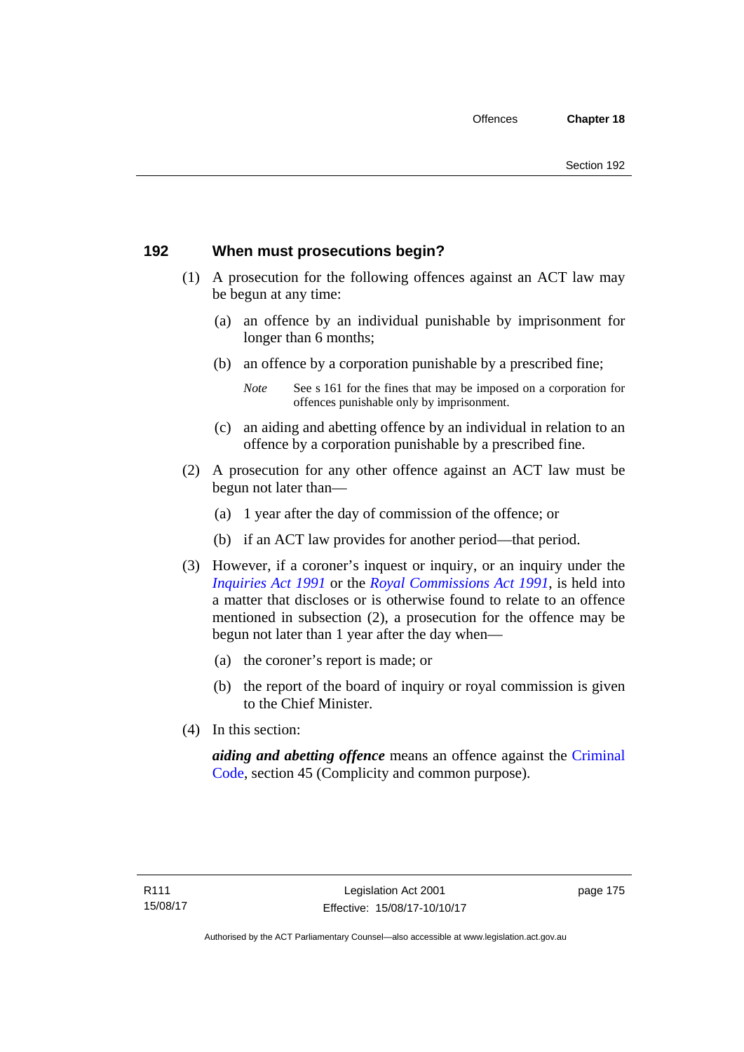## 192 When must prosecutions begin?

(1) A prosecution for the following offences against an ACT law may be begun at any time:

(a) an offence by an individual punishable by imprisonment for longer than 6 months;

(b) an offence by a corporation punishable by a prescribed fine;

*Note* See s 161 for the fines that may be imposed on a corporation for offences punishable only by imprisonment.

(c) an aiding and abetting offence by an individual in relation to an offence by a corporation punishable by a prescribed fine.

(2) A prosecution for any other offence against an ACT law must be begun not later than—

(a) 1 year after the day of commission of the offence; or

(b) if an ACT law provides for another period—that period.

(3) However, if a coroner's inquest or inquiry, or an inquiry under the *Inquiries Act 1991* or the *Royal Commissions Act 1991*, is held into a matter that discloses or is otherwise found to relate to an offence mentioned in subsection (2), a prosecution for the offence may be begun not later than 1 year after the day when—

(a) the coroner's report is made; or

(b) the report of the board of inquiry or royal commission is given to the Chief Minister.

(4) In this section:

***aiding and abetting offence*** means an offence against the Criminal Code, section 45 (Complicity and common purpose).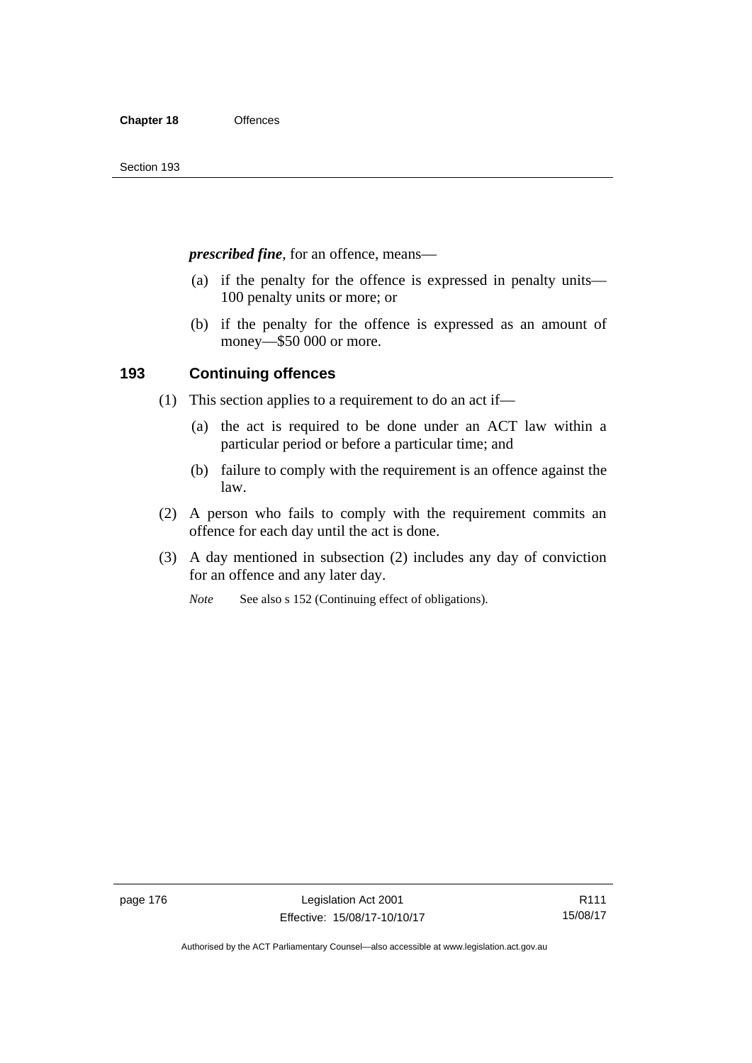***prescribed fine***, for an offence, means—

(a) if the penalty for the offence is expressed in penalty units—100 penalty units or more; or

(b) if the penalty for the offence is expressed as an amount of money—$50 000 or more.

## 193 Continuing offences

(1) This section applies to a requirement to do an act if—

(a) the act is required to be done under an ACT law within a particular period or before a particular time; and

(b) failure to comply with the requirement is an offence against the law.

(2) A person who fails to comply with the requirement commits an offence for each day until the act is done.

(3) A day mentioned in subsection (2) includes any day of conviction for an offence and any later day.

*Note* See also s 152 (Continuing effect of obligations).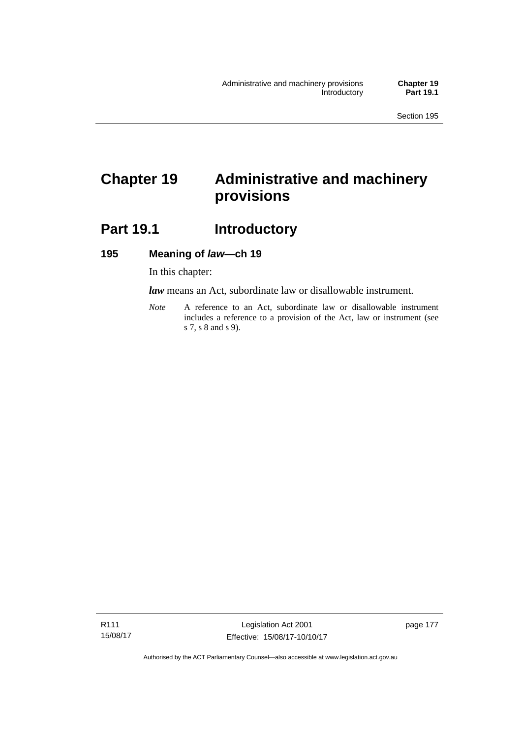# Chapter 19 Administrative and machinery provisions

## Part 19.1 Introductory

### 195 Meaning of *law*—ch 19

In this chapter:

***law*** means an Act, subordinate law or disallowable instrument.

*Note* A reference to an Act, subordinate law or disallowable instrument includes a reference to a provision of the Act, law or instrument (see s 7, s 8 and s 9).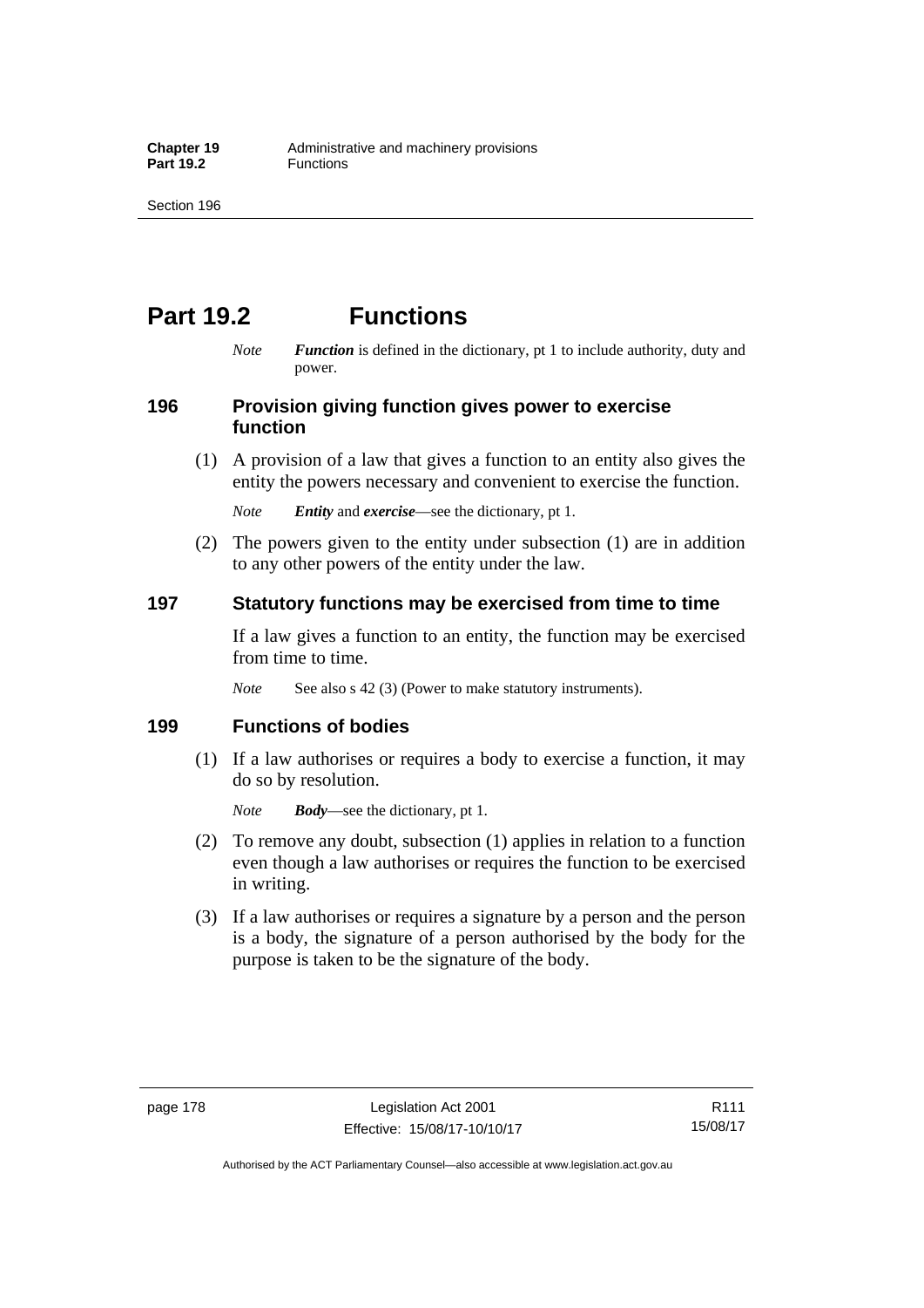# Part 19.2 Functions

*Note* ***Function*** is defined in the dictionary, pt 1 to include authority, duty and power.

### 196 Provision giving function gives power to exercise function

(1) A provision of a law that gives a function to an entity also gives the entity the powers necessary and convenient to exercise the function.

*Note* ***Entity*** and ***exercise***—see the dictionary, pt 1.

(2) The powers given to the entity under subsection (1) are in addition to any other powers of the entity under the law.

### 197 Statutory functions may be exercised from time to time

If a law gives a function to an entity, the function may be exercised from time to time.

*Note* See also s 42 (3) (Power to make statutory instruments).

### 199 Functions of bodies

(1) If a law authorises or requires a body to exercise a function, it may do so by resolution.

*Note* ***Body***—see the dictionary, pt 1.

(2) To remove any doubt, subsection (1) applies in relation to a function even though a law authorises or requires the function to be exercised in writing.

(3) If a law authorises or requires a signature by a person and the person is a body, the signature of a person authorised by the body for the purpose is taken to be the signature of the body.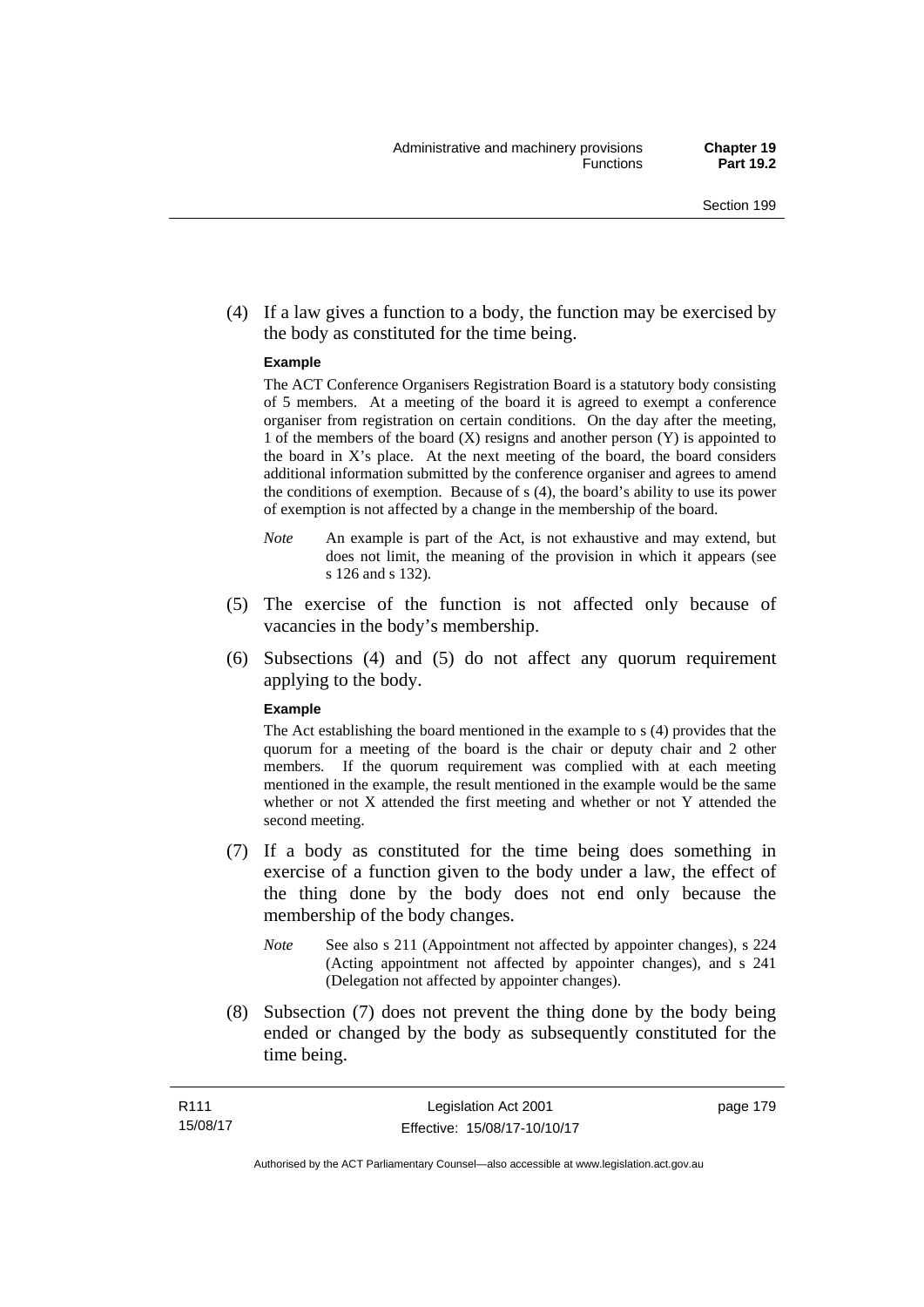(4) If a law gives a function to a body, the function may be exercised by the body as constituted for the time being.

**Example**

The ACT Conference Organisers Registration Board is a statutory body consisting of 5 members. At a meeting of the board it is agreed to exempt a conference organiser from registration on certain conditions. On the day after the meeting, 1 of the members of the board (X) resigns and another person (Y) is appointed to the board in X's place. At the next meeting of the board, the board considers additional information submitted by the conference organiser and agrees to amend the conditions of exemption. Because of s (4), the board's ability to use its power of exemption is not affected by a change in the membership of the board.

*Note* An example is part of the Act, is not exhaustive and may extend, but does not limit, the meaning of the provision in which it appears (see s 126 and s 132).

(5) The exercise of the function is not affected only because of vacancies in the body's membership.

(6) Subsections (4) and (5) do not affect any quorum requirement applying to the body.

**Example**

The Act establishing the board mentioned in the example to s (4) provides that the quorum for a meeting of the board is the chair or deputy chair and 2 other members. If the quorum requirement was complied with at each meeting mentioned in the example, the result mentioned in the example would be the same whether or not X attended the first meeting and whether or not Y attended the second meeting.

(7) If a body as constituted for the time being does something in exercise of a function given to the body under a law, the effect of the thing done by the body does not end only because the membership of the body changes.

*Note* See also s 211 (Appointment not affected by appointer changes), s 224 (Acting appointment not affected by appointer changes), and s 241 (Delegation not affected by appointer changes).

(8) Subsection (7) does not prevent the thing done by the body being ended or changed by the body as subsequently constituted for the time being.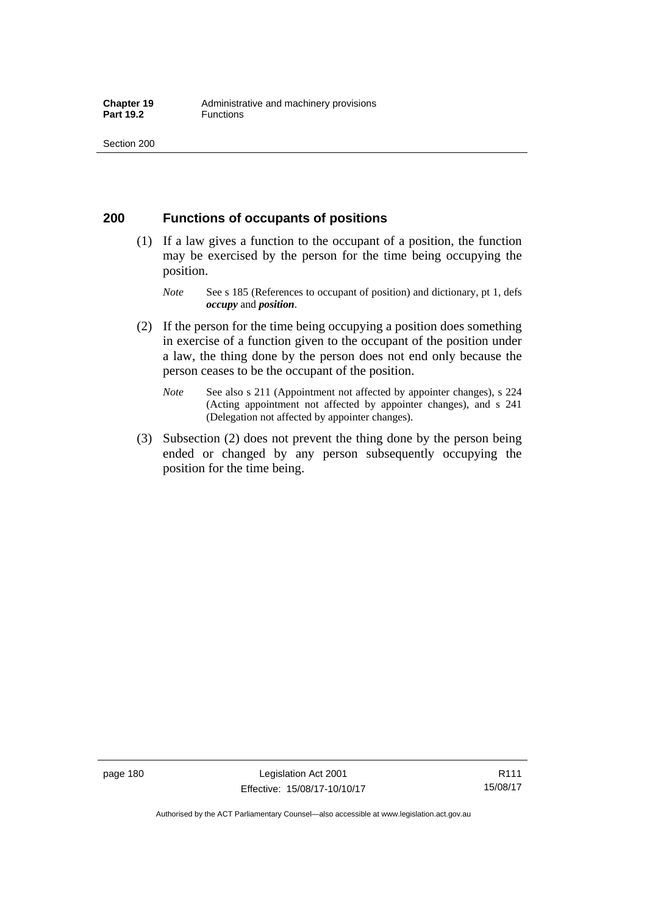## 200 Functions of occupants of positions

(1) If a law gives a function to the occupant of a position, the function may be exercised by the person for the time being occupying the position.

*Note* See s 185 (References to occupant of position) and dictionary, pt 1, defs ***occupy*** and ***position***.

(2) If the person for the time being occupying a position does something in exercise of a function given to the occupant of the position under a law, the thing done by the person does not end only because the person ceases to be the occupant of the position.

*Note* See also s 211 (Appointment not affected by appointer changes), s 224 (Acting appointment not affected by appointer changes), and s 241 (Delegation not affected by appointer changes).

(3) Subsection (2) does not prevent the thing done by the person being ended or changed by any person subsequently occupying the position for the time being.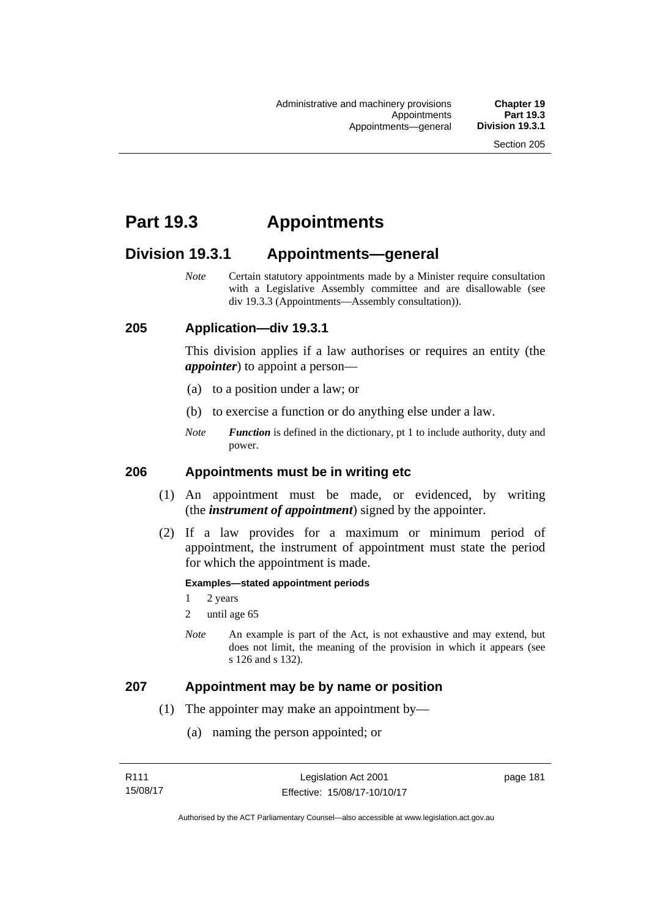# Part 19.3 Appointments

## Division 19.3.1 Appointments—general

*Note* Certain statutory appointments made by a Minister require consultation with a Legislative Assembly committee and are disallowable (see div 19.3.3 (Appointments—Assembly consultation)).

### 205 Application—div 19.3.1

This division applies if a law authorises or requires an entity (the ***appointer***) to appoint a person—

(a) to a position under a law; or

(b) to exercise a function or do anything else under a law.

*Note* ***Function*** is defined in the dictionary, pt 1 to include authority, duty and power.

### 206 Appointments must be in writing etc

(1) An appointment must be made, or evidenced, by writing (the ***instrument of appointment***) signed by the appointer.

(2) If a law provides for a maximum or minimum period of appointment, the instrument of appointment must state the period for which the appointment is made.

**Examples—stated appointment periods**

1 2 years

2 until age 65

*Note* An example is part of the Act, is not exhaustive and may extend, but does not limit, the meaning of the provision in which it appears (see s 126 and s 132).

### 207 Appointment may be by name or position

(1) The appointer may make an appointment by—

(a) naming the person appointed; or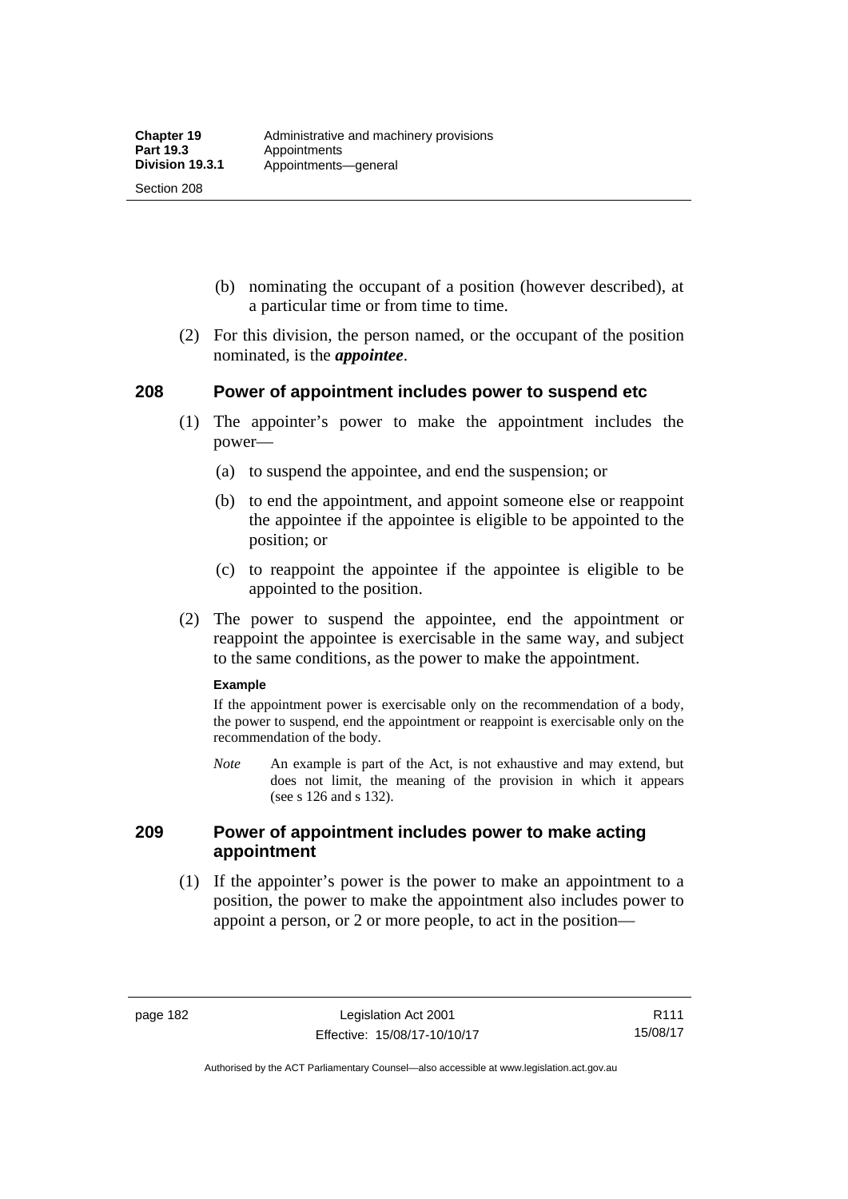(b) nominating the occupant of a position (however described), at a particular time or from time to time.

(2) For this division, the person named, or the occupant of the position nominated, is the ***appointee***.

## 208 Power of appointment includes power to suspend etc

(1) The appointer's power to make the appointment includes the power—

(a) to suspend the appointee, and end the suspension; or

(b) to end the appointment, and appoint someone else or reappoint the appointee if the appointee is eligible to be appointed to the position; or

(c) to reappoint the appointee if the appointee is eligible to be appointed to the position.

(2) The power to suspend the appointee, end the appointment or reappoint the appointee is exercisable in the same way, and subject to the same conditions, as the power to make the appointment.

**Example**

If the appointment power is exercisable only on the recommendation of a body, the power to suspend, end the appointment or reappoint is exercisable only on the recommendation of the body.

*Note* An example is part of the Act, is not exhaustive and may extend, but does not limit, the meaning of the provision in which it appears (see s 126 and s 132).

## 209 Power of appointment includes power to make acting appointment

(1) If the appointer's power is the power to make an appointment to a position, the power to make the appointment also includes power to appoint a person, or 2 or more people, to act in the position—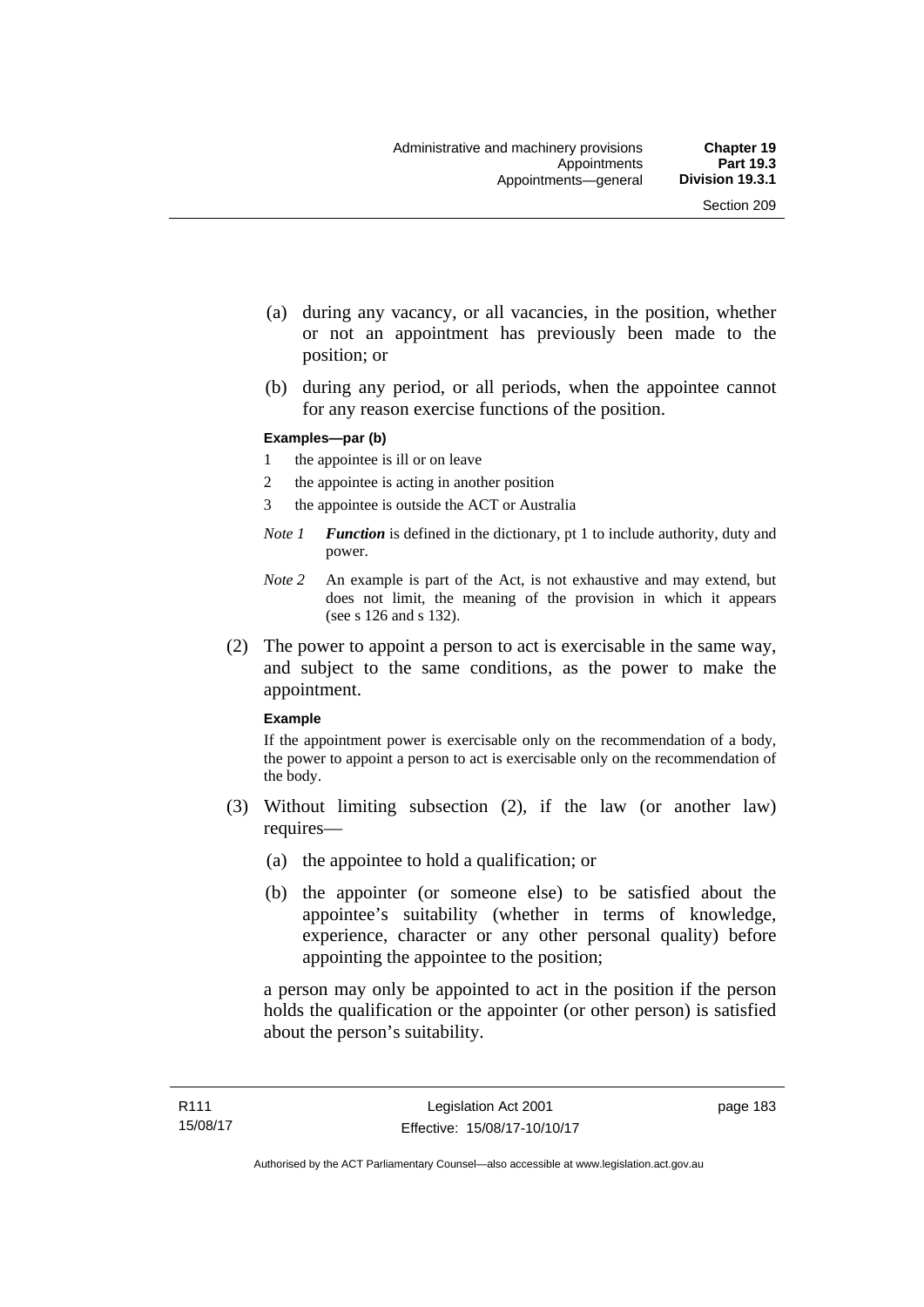(a) during any vacancy, or all vacancies, in the position, whether or not an appointment has previously been made to the position; or

(b) during any period, or all periods, when the appointee cannot for any reason exercise functions of the position.

**Examples—par (b)**

1 the appointee is ill or on leave

2 the appointee is acting in another position

3 the appointee is outside the ACT or Australia

*Note 1* ***Function*** is defined in the dictionary, pt 1 to include authority, duty and power.

*Note 2* An example is part of the Act, is not exhaustive and may extend, but does not limit, the meaning of the provision in which it appears (see s 126 and s 132).

(2) The power to appoint a person to act is exercisable in the same way, and subject to the same conditions, as the power to make the appointment.

**Example**

If the appointment power is exercisable only on the recommendation of a body, the power to appoint a person to act is exercisable only on the recommendation of the body.

(3) Without limiting subsection (2), if the law (or another law) requires—

(a) the appointee to hold a qualification; or

(b) the appointer (or someone else) to be satisfied about the appointee's suitability (whether in terms of knowledge, experience, character or any other personal quality) before appointing the appointee to the position;

a person may only be appointed to act in the position if the person holds the qualification or the appointer (or other person) is satisfied about the person's suitability.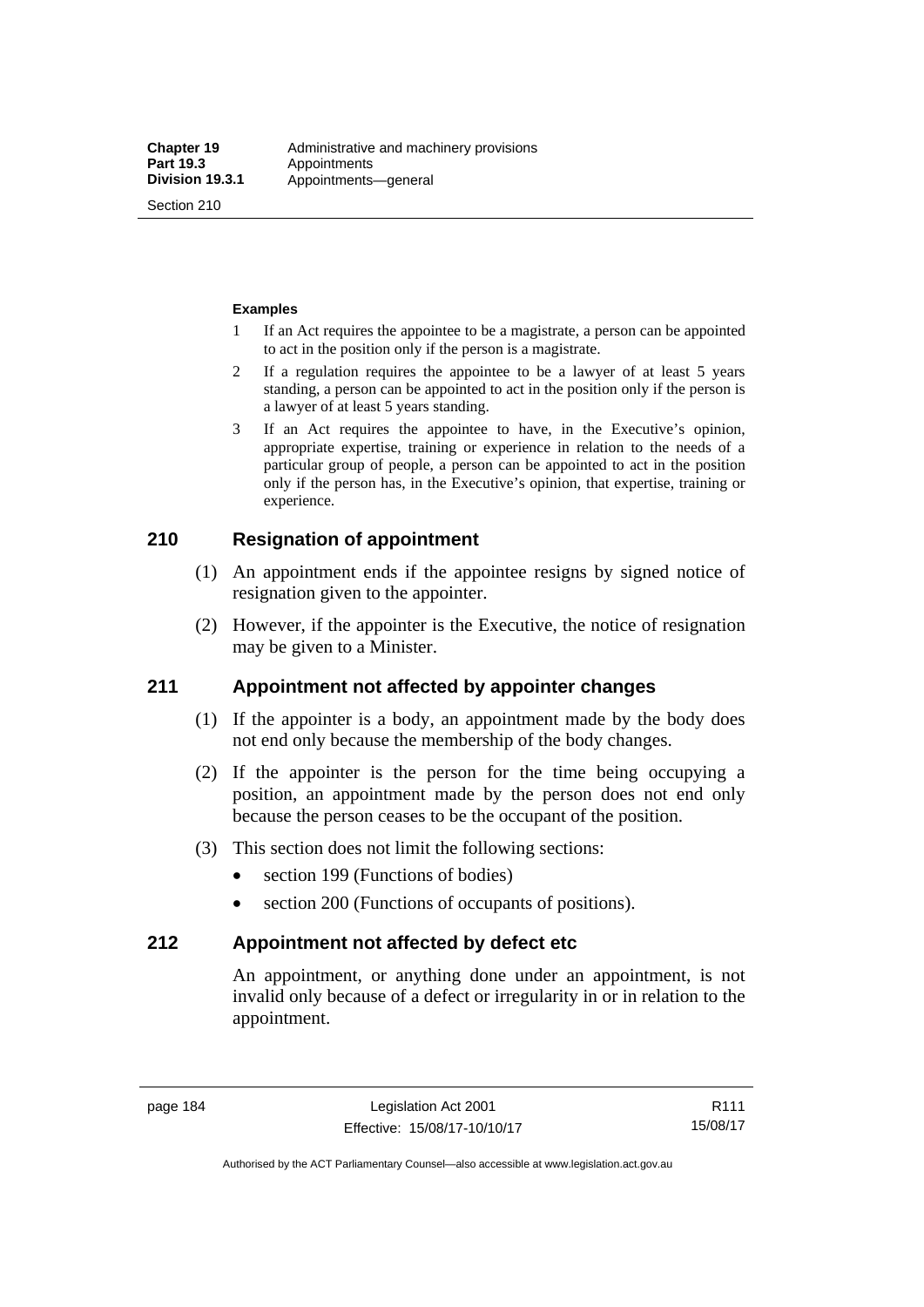**Examples**

1 If an Act requires the appointee to be a magistrate, a person can be appointed to act in the position only if the person is a magistrate.

2 If a regulation requires the appointee to be a lawyer of at least 5 years standing, a person can be appointed to act in the position only if the person is a lawyer of at least 5 years standing.

3 If an Act requires the appointee to have, in the Executive's opinion, appropriate expertise, training or experience in relation to the needs of a particular group of people, a person can be appointed to act in the position only if the person has, in the Executive's opinion, that expertise, training or experience.

## 210 Resignation of appointment

(1) An appointment ends if the appointee resigns by signed notice of resignation given to the appointer.

(2) However, if the appointer is the Executive, the notice of resignation may be given to a Minister.

## 211 Appointment not affected by appointer changes

(1) If the appointer is a body, an appointment made by the body does not end only because the membership of the body changes.

(2) If the appointer is the person for the time being occupying a position, an appointment made by the person does not end only because the person ceases to be the occupant of the position.

(3) This section does not limit the following sections:

- section 199 (Functions of bodies)
- section 200 (Functions of occupants of positions).

## 212 Appointment not affected by defect etc

An appointment, or anything done under an appointment, is not invalid only because of a defect or irregularity in or in relation to the appointment.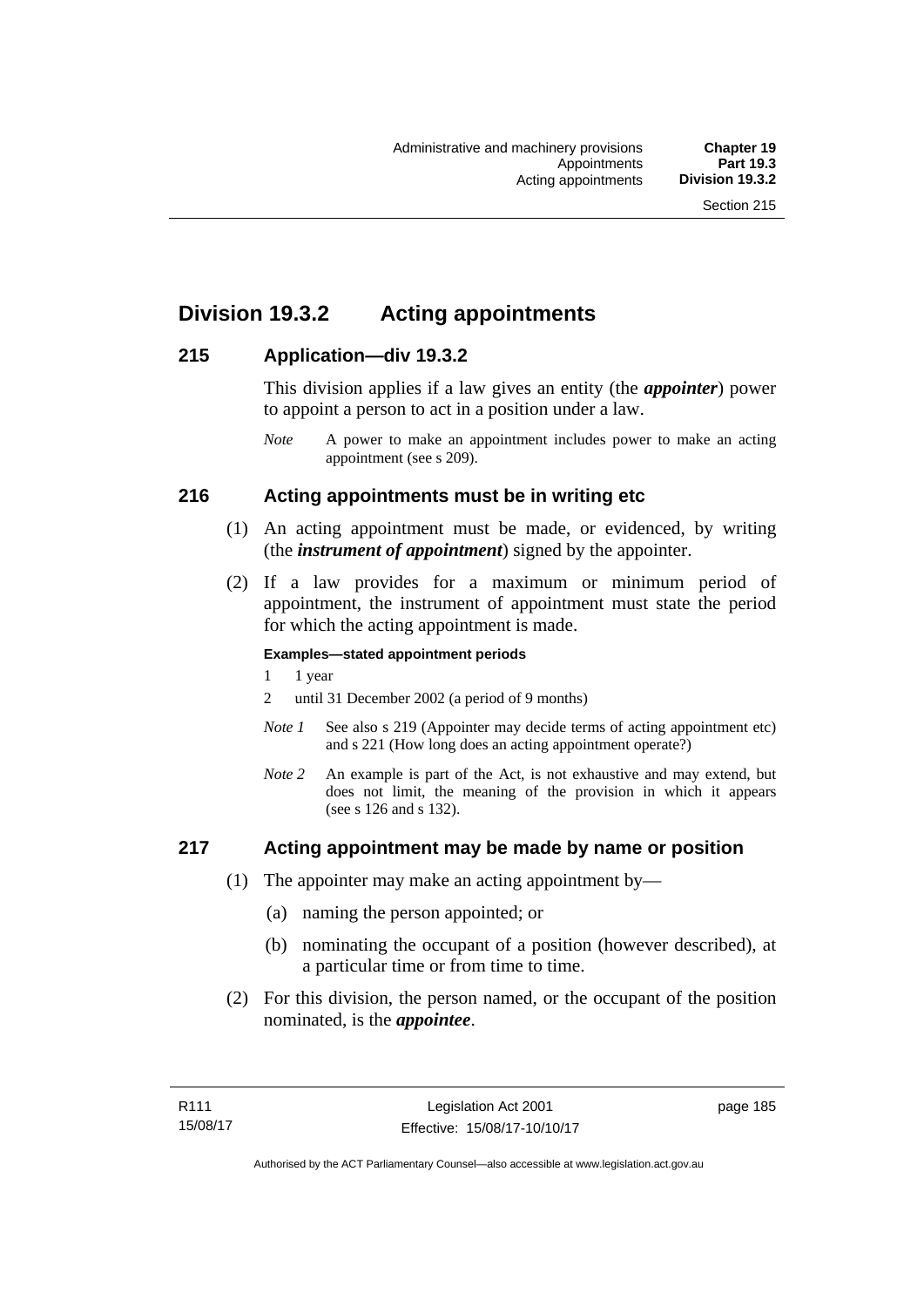## Division 19.3.2 Acting appointments

### 215 Application—div 19.3.2

This division applies if a law gives an entity (the ***appointer***) power to appoint a person to act in a position under a law.

*Note* A power to make an appointment includes power to make an acting appointment (see s 209).

### 216 Acting appointments must be in writing etc

(1) An acting appointment must be made, or evidenced, by writing (the ***instrument of appointment***) signed by the appointer.

(2) If a law provides for a maximum or minimum period of appointment, the instrument of appointment must state the period for which the acting appointment is made.

**Examples—stated appointment periods**

1 1 year

2 until 31 December 2002 (a period of 9 months)

*Note 1* See also s 219 (Appointer may decide terms of acting appointment etc) and s 221 (How long does an acting appointment operate?)

*Note 2* An example is part of the Act, is not exhaustive and may extend, but does not limit, the meaning of the provision in which it appears (see s 126 and s 132).

### 217 Acting appointment may be made by name or position

(1) The appointer may make an acting appointment by—

(a) naming the person appointed; or

(b) nominating the occupant of a position (however described), at a particular time or from time to time.

(2) For this division, the person named, or the occupant of the position nominated, is the ***appointee***.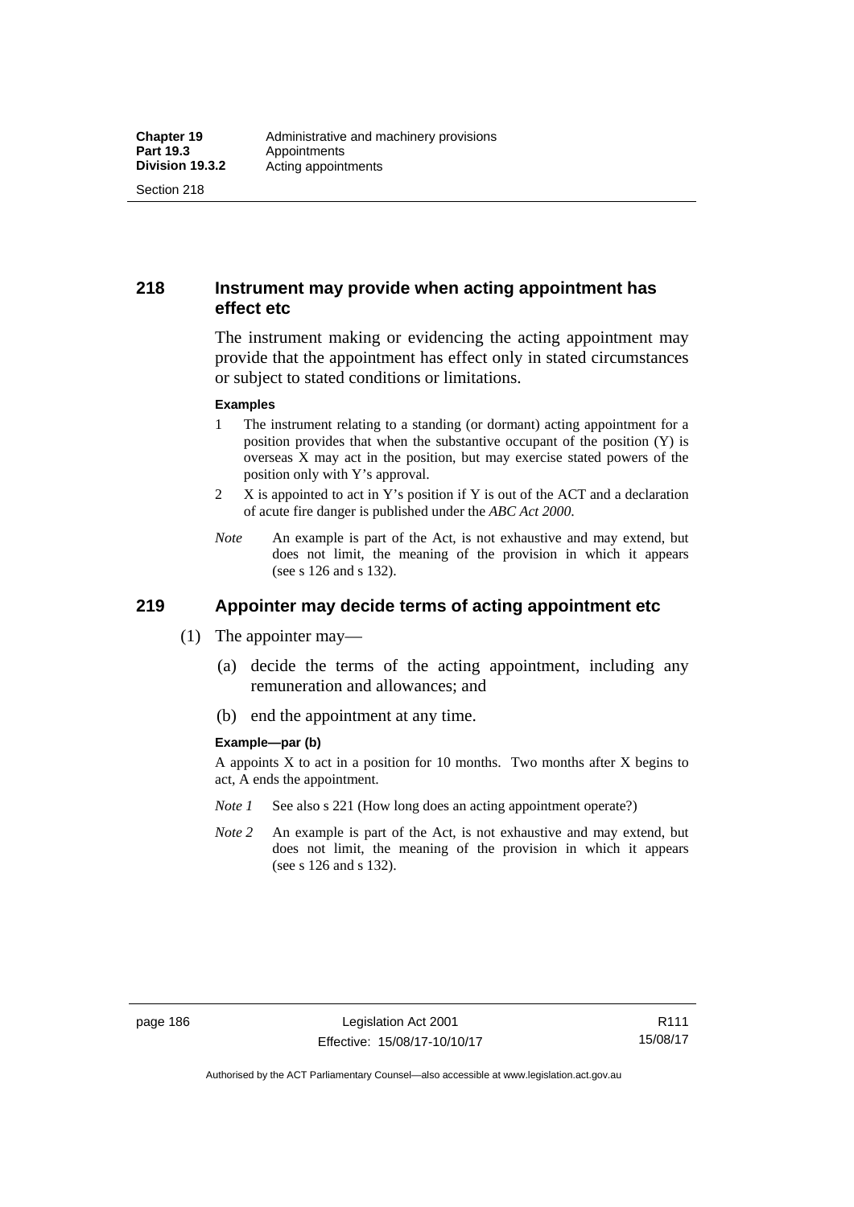## 218 Instrument may provide when acting appointment has effect etc

The instrument making or evidencing the acting appointment may provide that the appointment has effect only in stated circumstances or subject to stated conditions or limitations.

**Examples**

1 The instrument relating to a standing (or dormant) acting appointment for a position provides that when the substantive occupant of the position (Y) is overseas X may act in the position, but may exercise stated powers of the position only with Y's approval.

2 X is appointed to act in Y's position if Y is out of the ACT and a declaration of acute fire danger is published under the *ABC Act 2000*.

*Note* An example is part of the Act, is not exhaustive and may extend, but does not limit, the meaning of the provision in which it appears (see s 126 and s 132).

## 219 Appointer may decide terms of acting appointment etc

(1) The appointer may—

(a) decide the terms of the acting appointment, including any remuneration and allowances; and

(b) end the appointment at any time.

**Example—par (b)**

A appoints X to act in a position for 10 months. Two months after X begins to act, A ends the appointment.

*Note 1* See also s 221 (How long does an acting appointment operate?)

*Note 2* An example is part of the Act, is not exhaustive and may extend, but does not limit, the meaning of the provision in which it appears (see s 126 and s 132).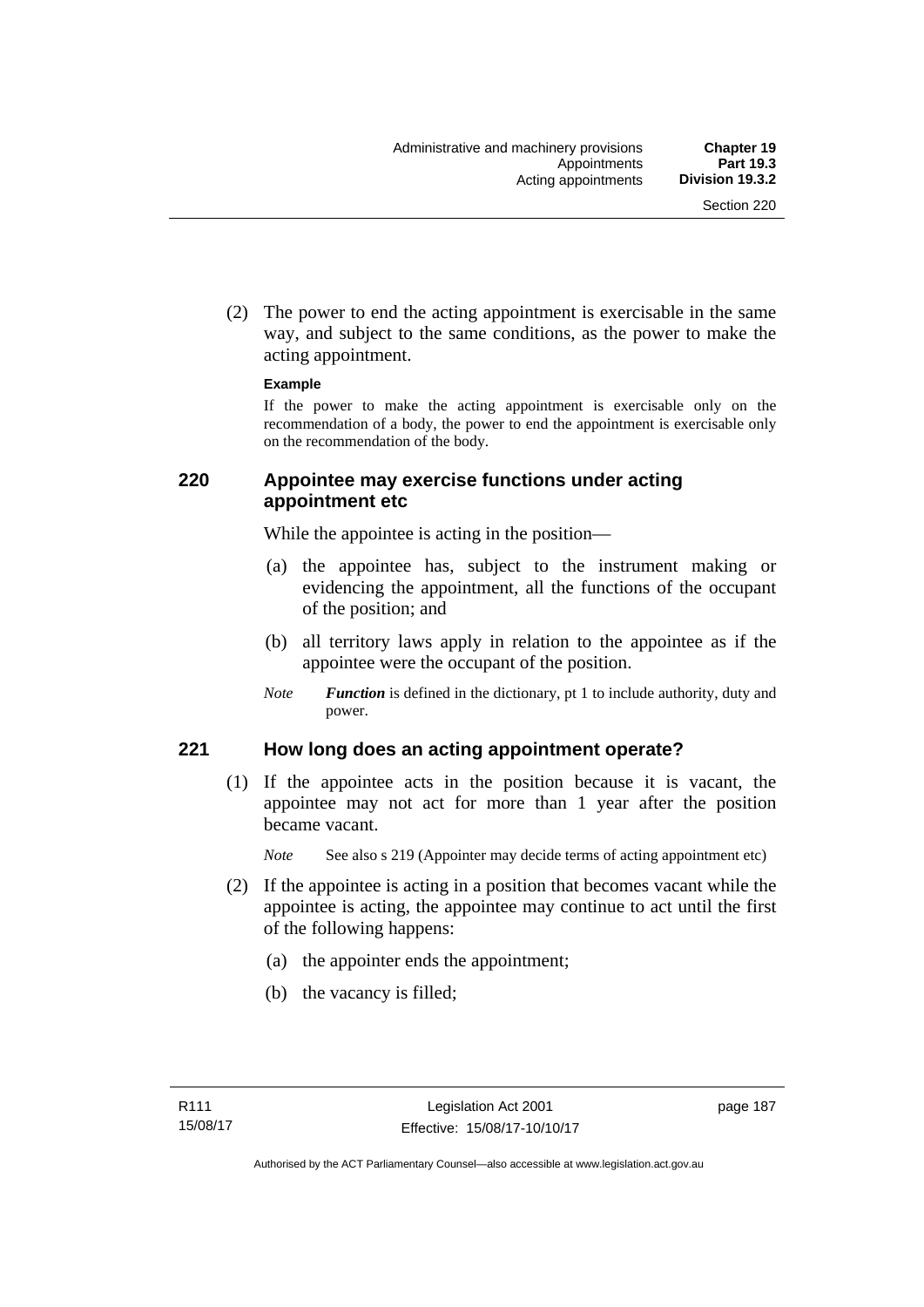(2) The power to end the acting appointment is exercisable in the same way, and subject to the same conditions, as the power to make the acting appointment.

**Example**

If the power to make the acting appointment is exercisable only on the recommendation of a body, the power to end the appointment is exercisable only on the recommendation of the body.

### 220 Appointee may exercise functions under acting appointment etc

While the appointee is acting in the position—

(a) the appointee has, subject to the instrument making or evidencing the appointment, all the functions of the occupant of the position; and

(b) all territory laws apply in relation to the appointee as if the appointee were the occupant of the position.

*Note* ***Function*** is defined in the dictionary, pt 1 to include authority, duty and power.

### 221 How long does an acting appointment operate?

(1) If the appointee acts in the position because it is vacant, the appointee may not act for more than 1 year after the position became vacant.

*Note* See also s 219 (Appointer may decide terms of acting appointment etc)

(2) If the appointee is acting in a position that becomes vacant while the appointee is acting, the appointee may continue to act until the first of the following happens:

(a) the appointer ends the appointment;

(b) the vacancy is filled;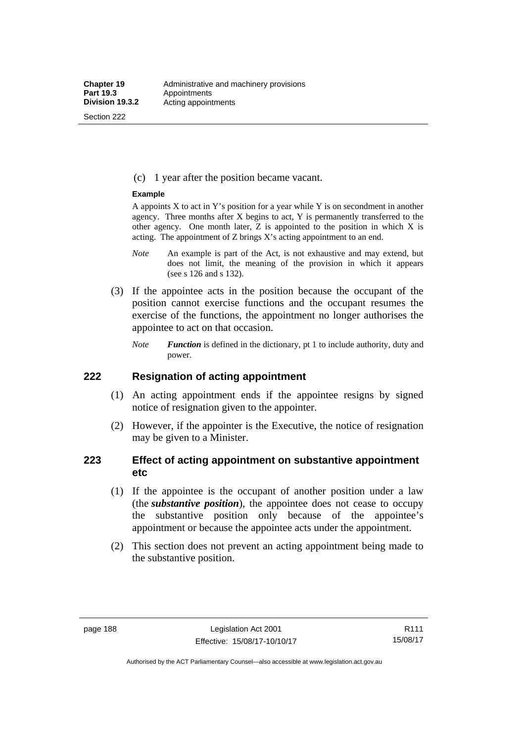(c) 1 year after the position became vacant.

**Example**

A appoints X to act in Y's position for a year while Y is on secondment in another agency. Three months after X begins to act, Y is permanently transferred to the other agency. One month later, Z is appointed to the position in which X is acting. The appointment of Z brings X's acting appointment to an end.

*Note* An example is part of the Act, is not exhaustive and may extend, but does not limit, the meaning of the provision in which it appears (see s 126 and s 132).

(3) If the appointee acts in the position because the occupant of the position cannot exercise functions and the occupant resumes the exercise of the functions, the appointment no longer authorises the appointee to act on that occasion.

*Note* ***Function*** is defined in the dictionary, pt 1 to include authority, duty and power.

## 222 Resignation of acting appointment

(1) An acting appointment ends if the appointee resigns by signed notice of resignation given to the appointer.

(2) However, if the appointer is the Executive, the notice of resignation may be given to a Minister.

## 223 Effect of acting appointment on substantive appointment etc

(1) If the appointee is the occupant of another position under a law (the ***substantive position***), the appointee does not cease to occupy the substantive position only because of the appointee's appointment or because the appointee acts under the appointment.

(2) This section does not prevent an acting appointment being made to the substantive position.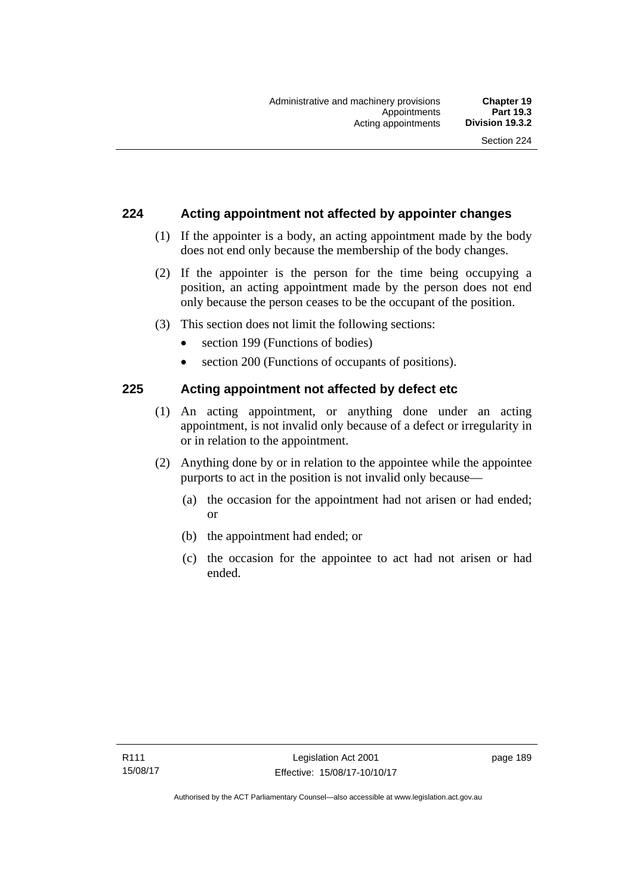## 224 Acting appointment not affected by appointer changes

(1) If the appointer is a body, an acting appointment made by the body does not end only because the membership of the body changes.

(2) If the appointer is the person for the time being occupying a position, an acting appointment made by the person does not end only because the person ceases to be the occupant of the position.

(3) This section does not limit the following sections:

- section 199 (Functions of bodies)
- section 200 (Functions of occupants of positions).

## 225 Acting appointment not affected by defect etc

(1) An acting appointment, or anything done under an acting appointment, is not invalid only because of a defect or irregularity in or in relation to the appointment.

(2) Anything done by or in relation to the appointee while the appointee purports to act in the position is not invalid only because—

   (a) the occasion for the appointment had not arisen or had ended; or

   (b) the appointment had ended; or

   (c) the occasion for the appointee to act had not arisen or had ended.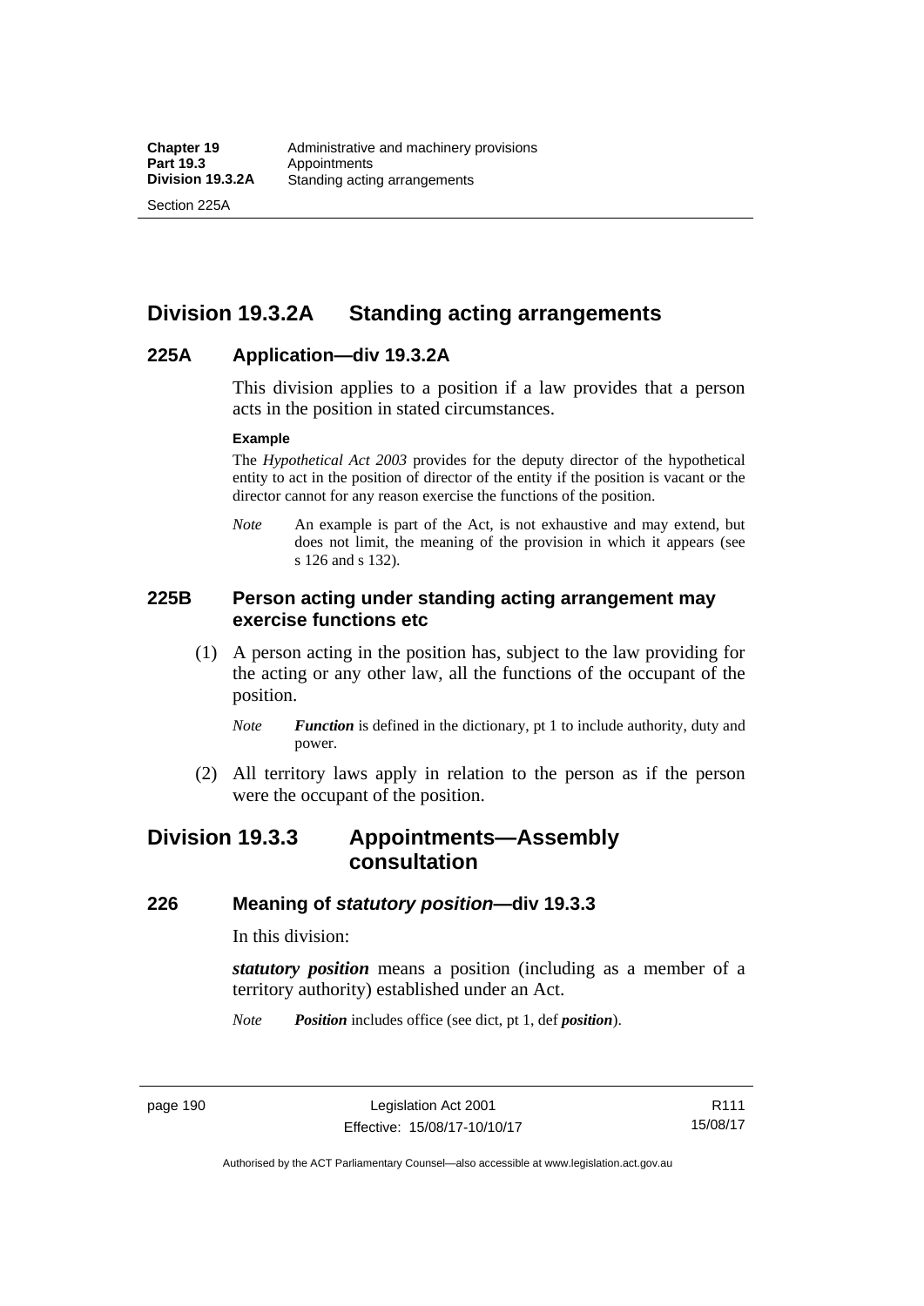## Division 19.3.2A Standing acting arrangements

### 225A Application—div 19.3.2A

This division applies to a position if a law provides that a person acts in the position in stated circumstances.

**Example**

The *Hypothetical Act 2003* provides for the deputy director of the hypothetical entity to act in the position of director of the entity if the position is vacant or the director cannot for any reason exercise the functions of the position.

*Note* An example is part of the Act, is not exhaustive and may extend, but does not limit, the meaning of the provision in which it appears (see s 126 and s 132).

### 225B Person acting under standing acting arrangement may exercise functions etc

(1) A person acting in the position has, subject to the law providing for the acting or any other law, all the functions of the occupant of the position.

*Note* ***Function*** is defined in the dictionary, pt 1 to include authority, duty and power.

(2) All territory laws apply in relation to the person as if the person were the occupant of the position.

## Division 19.3.3 Appointments—Assembly consultation

### 226 Meaning of *statutory position*—div 19.3.3

In this division:

***statutory position*** means a position (including as a member of a territory authority) established under an Act.

*Note* ***Position*** includes office (see dict, pt 1, def ***position***).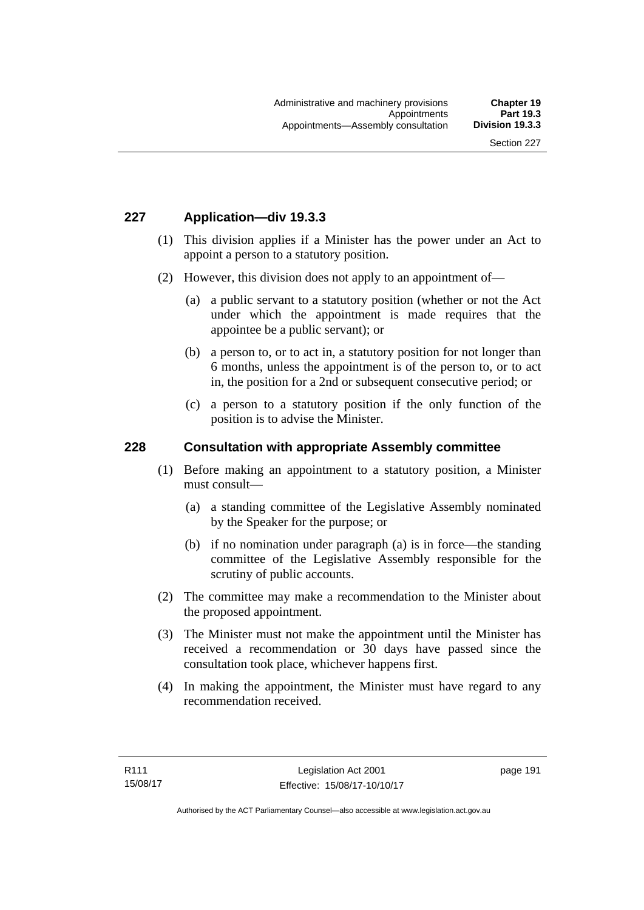## 227 Application—div 19.3.3

(1) This division applies if a Minister has the power under an Act to appoint a person to a statutory position.

(2) However, this division does not apply to an appointment of—

(a) a public servant to a statutory position (whether or not the Act under which the appointment is made requires that the appointee be a public servant); or

(b) a person to, or to act in, a statutory position for not longer than 6 months, unless the appointment is of the person to, or to act in, the position for a 2nd or subsequent consecutive period; or

(c) a person to a statutory position if the only function of the position is to advise the Minister.

## 228 Consultation with appropriate Assembly committee

(1) Before making an appointment to a statutory position, a Minister must consult—

(a) a standing committee of the Legislative Assembly nominated by the Speaker for the purpose; or

(b) if no nomination under paragraph (a) is in force—the standing committee of the Legislative Assembly responsible for the scrutiny of public accounts.

(2) The committee may make a recommendation to the Minister about the proposed appointment.

(3) The Minister must not make the appointment until the Minister has received a recommendation or 30 days have passed since the consultation took place, whichever happens first.

(4) In making the appointment, the Minister must have regard to any recommendation received.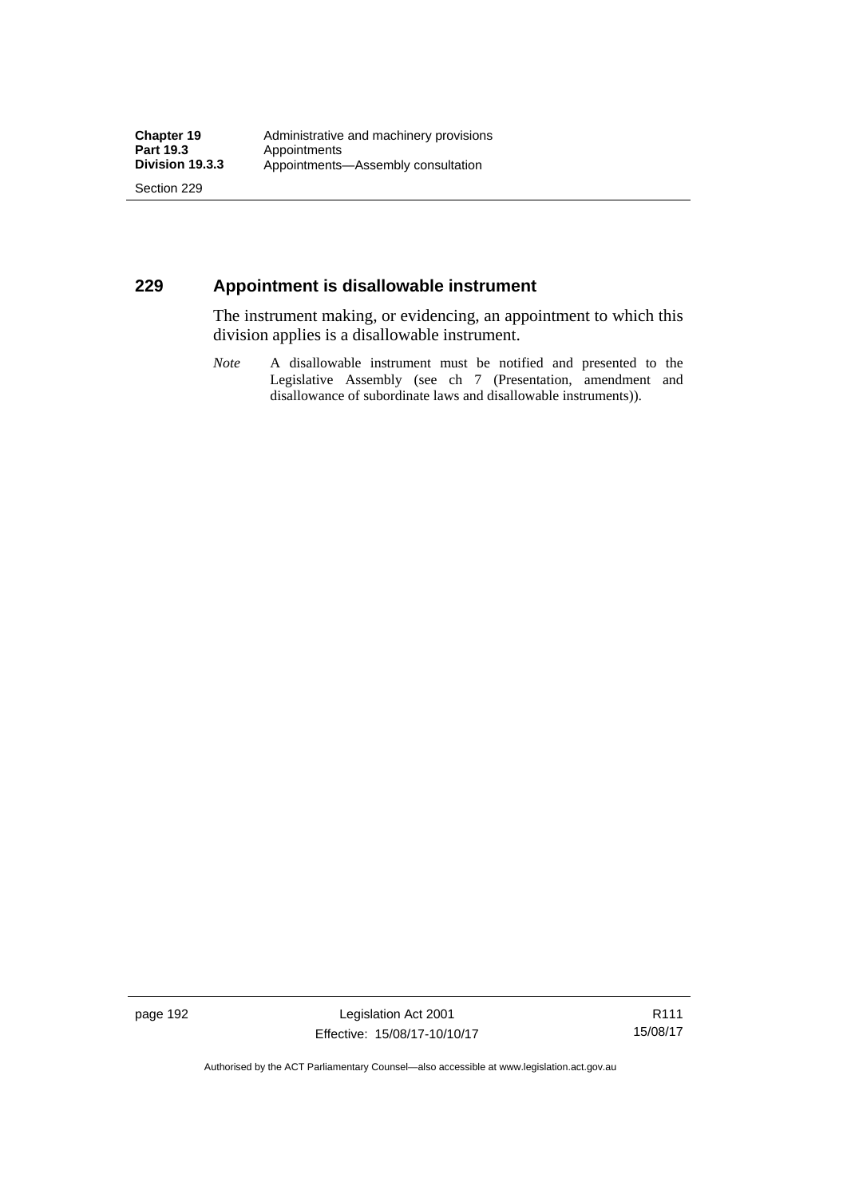## 229 Appointment is disallowable instrument

The instrument making, or evidencing, an appointment to which this division applies is a disallowable instrument.

*Note* A disallowable instrument must be notified and presented to the Legislative Assembly (see ch 7 (Presentation, amendment and disallowance of subordinate laws and disallowable instruments)).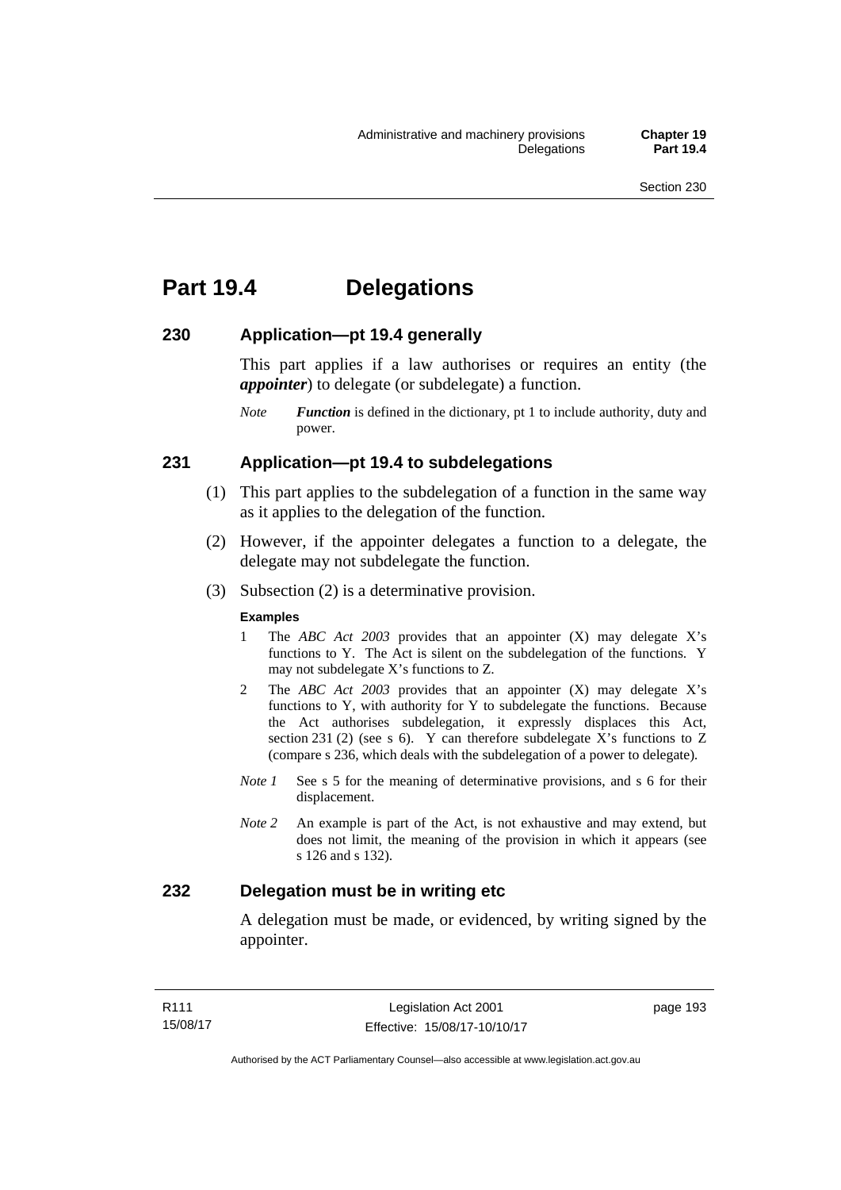# Part 19.4 Delegations

## 230 Application—pt 19.4 generally

This part applies if a law authorises or requires an entity (the ***appointer***) to delegate (or subdelegate) a function.

*Note* ***Function*** is defined in the dictionary, pt 1 to include authority, duty and power.

## 231 Application—pt 19.4 to subdelegations

(1) This part applies to the subdelegation of a function in the same way as it applies to the delegation of the function.

(2) However, if the appointer delegates a function to a delegate, the delegate may not subdelegate the function.

(3) Subsection (2) is a determinative provision.

**Examples**

1 The *ABC Act 2003* provides that an appointer (X) may delegate X's functions to Y. The Act is silent on the subdelegation of the functions. Y may not subdelegate X's functions to Z.

2 The *ABC Act 2003* provides that an appointer (X) may delegate X's functions to Y, with authority for Y to subdelegate the functions. Because the Act authorises subdelegation, it expressly displaces this Act, section 231 (2) (see s 6). Y can therefore subdelegate X's functions to Z (compare s 236, which deals with the subdelegation of a power to delegate).

*Note 1* See s 5 for the meaning of determinative provisions, and s 6 for their displacement.

*Note 2* An example is part of the Act, is not exhaustive and may extend, but does not limit, the meaning of the provision in which it appears (see s 126 and s 132).

## 232 Delegation must be in writing etc

A delegation must be made, or evidenced, by writing signed by the appointer.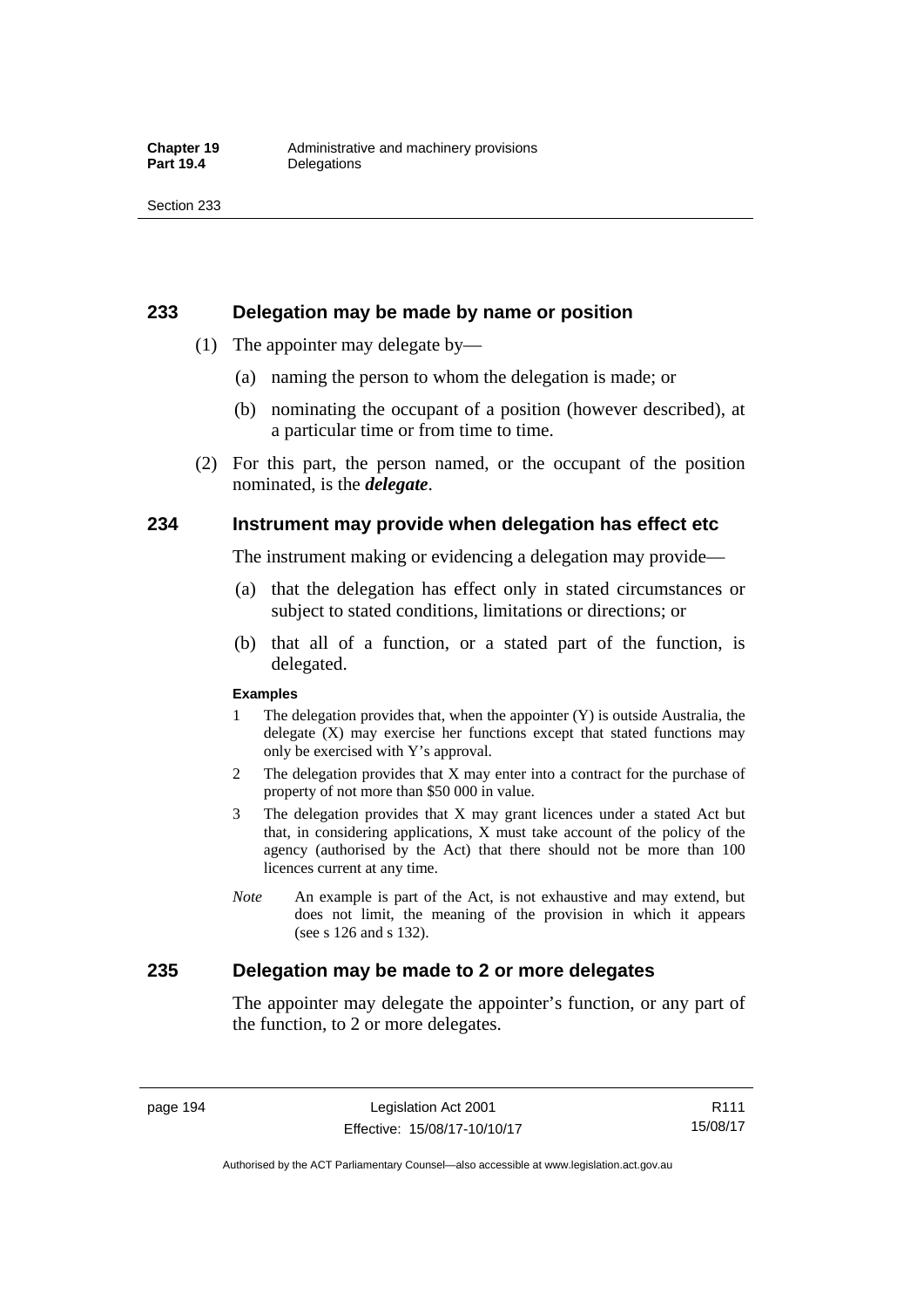## 233 Delegation may be made by name or position

(1) The appointer may delegate by—

(a) naming the person to whom the delegation is made; or

(b) nominating the occupant of a position (however described), at a particular time or from time to time.

(2) For this part, the person named, or the occupant of the position nominated, is the ***delegate***.

## 234 Instrument may provide when delegation has effect etc

The instrument making or evidencing a delegation may provide—

(a) that the delegation has effect only in stated circumstances or subject to stated conditions, limitations or directions; or

(b) that all of a function, or a stated part of the function, is delegated.

**Examples**

1 The delegation provides that, when the appointer (Y) is outside Australia, the delegate (X) may exercise her functions except that stated functions may only be exercised with Y's approval.

2 The delegation provides that X may enter into a contract for the purchase of property of not more than $50 000 in value.

3 The delegation provides that X may grant licences under a stated Act but that, in considering applications, X must take account of the policy of the agency (authorised by the Act) that there should not be more than 100 licences current at any time.

*Note* An example is part of the Act, is not exhaustive and may extend, but does not limit, the meaning of the provision in which it appears (see s 126 and s 132).

## 235 Delegation may be made to 2 or more delegates

The appointer may delegate the appointer's function, or any part of the function, to 2 or more delegates.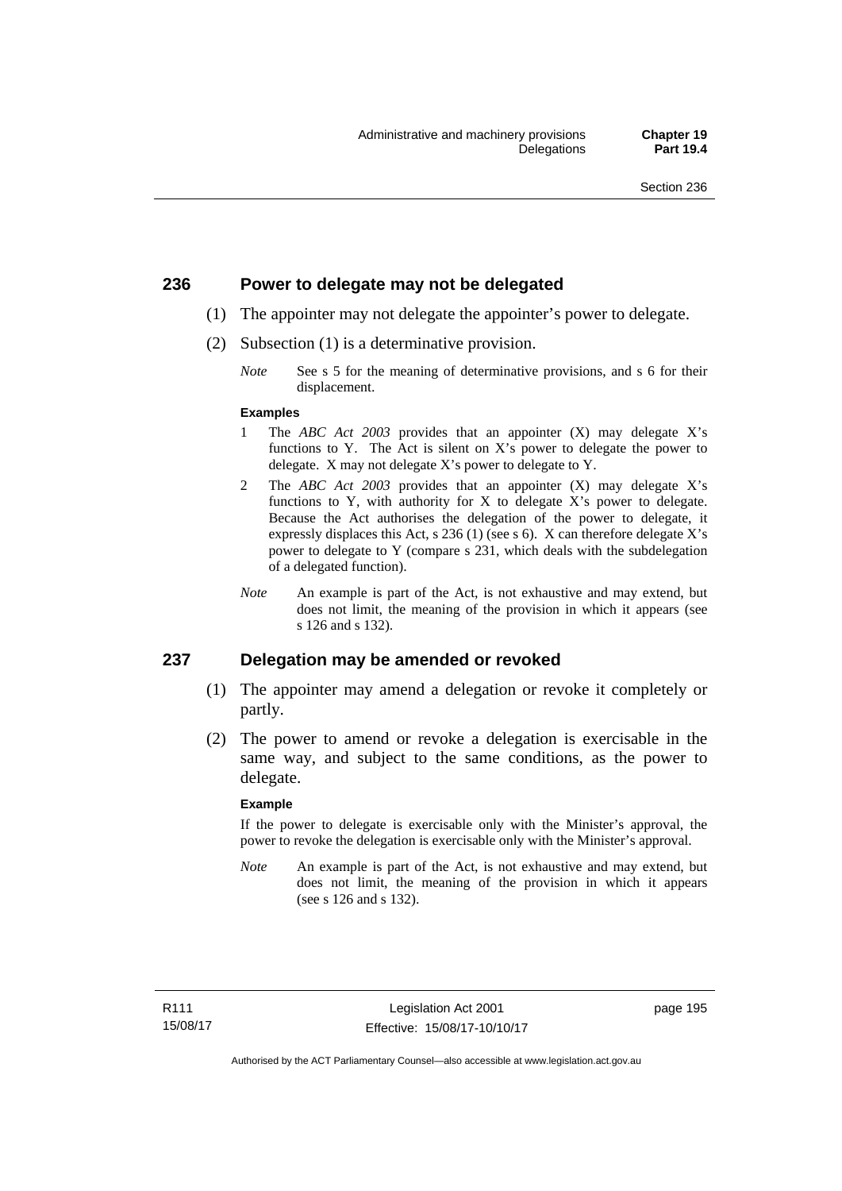## 236 Power to delegate may not be delegated

(1) The appointer may not delegate the appointer's power to delegate.

(2) Subsection (1) is a determinative provision.

*Note* See s 5 for the meaning of determinative provisions, and s 6 for their displacement.

**Examples**

1 The *ABC Act 2003* provides that an appointer (X) may delegate X's functions to Y. The Act is silent on X's power to delegate the power to delegate. X may not delegate X's power to delegate to Y.

2 The *ABC Act 2003* provides that an appointer (X) may delegate X's functions to Y, with authority for X to delegate X's power to delegate. Because the Act authorises the delegation of the power to delegate, it expressly displaces this Act, s 236 (1) (see s 6). X can therefore delegate X's power to delegate to Y (compare s 231, which deals with the subdelegation of a delegated function).

*Note* An example is part of the Act, is not exhaustive and may extend, but does not limit, the meaning of the provision in which it appears (see s 126 and s 132).

## 237 Delegation may be amended or revoked

(1) The appointer may amend a delegation or revoke it completely or partly.

(2) The power to amend or revoke a delegation is exercisable in the same way, and subject to the same conditions, as the power to delegate.

**Example**

If the power to delegate is exercisable only with the Minister's approval, the power to revoke the delegation is exercisable only with the Minister's approval.

*Note* An example is part of the Act, is not exhaustive and may extend, but does not limit, the meaning of the provision in which it appears (see s 126 and s 132).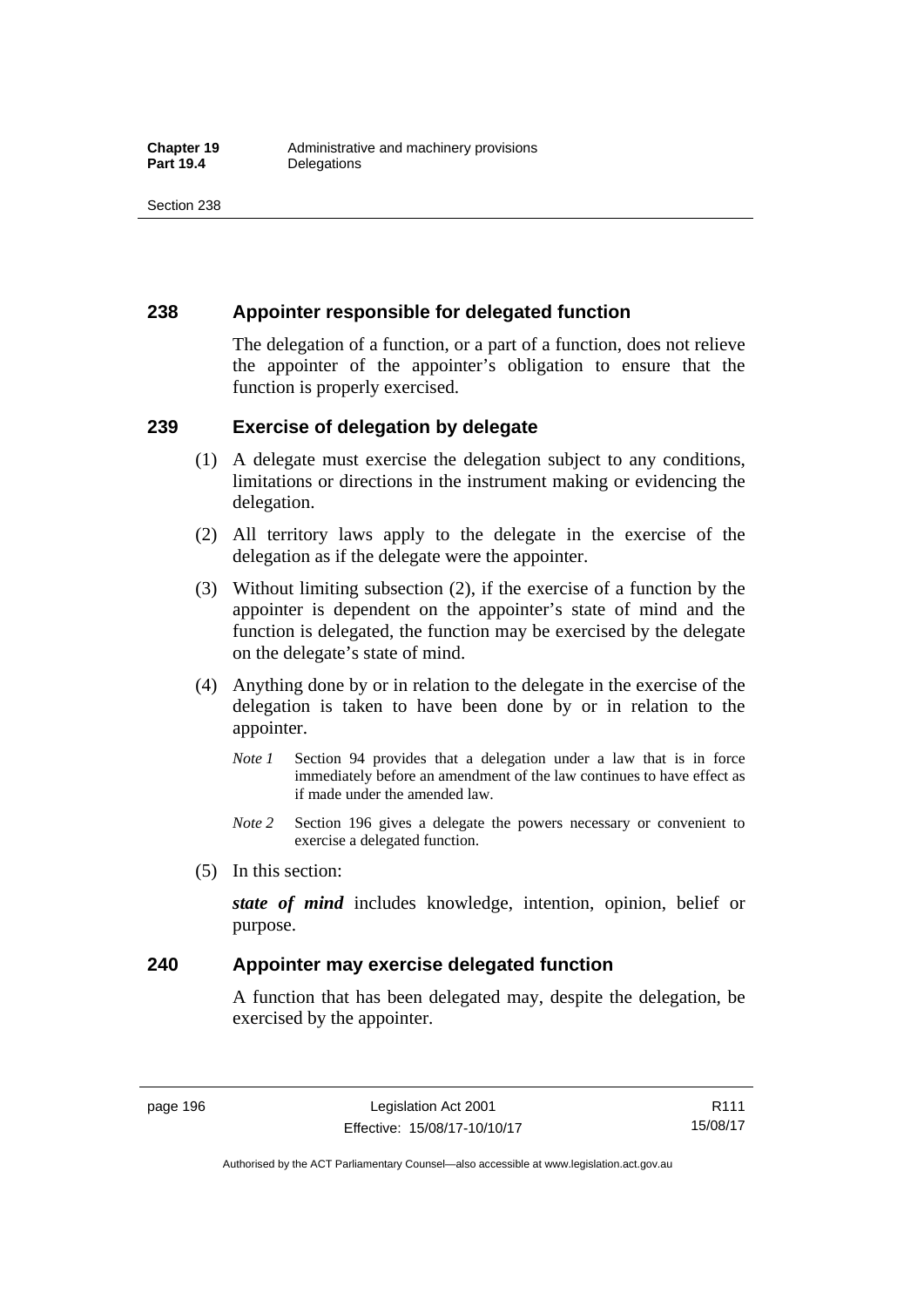## 238 Appointer responsible for delegated function

The delegation of a function, or a part of a function, does not relieve the appointer of the appointer's obligation to ensure that the function is properly exercised.

## 239 Exercise of delegation by delegate

(1) A delegate must exercise the delegation subject to any conditions, limitations or directions in the instrument making or evidencing the delegation.

(2) All territory laws apply to the delegate in the exercise of the delegation as if the delegate were the appointer.

(3) Without limiting subsection (2), if the exercise of a function by the appointer is dependent on the appointer's state of mind and the function is delegated, the function may be exercised by the delegate on the delegate's state of mind.

(4) Anything done by or in relation to the delegate in the exercise of the delegation is taken to have been done by or in relation to the appointer.

*Note 1* Section 94 provides that a delegation under a law that is in force immediately before an amendment of the law continues to have effect as if made under the amended law.

*Note 2* Section 196 gives a delegate the powers necessary or convenient to exercise a delegated function.

(5) In this section:

***state of mind*** includes knowledge, intention, opinion, belief or purpose.

## 240 Appointer may exercise delegated function

A function that has been delegated may, despite the delegation, be exercised by the appointer.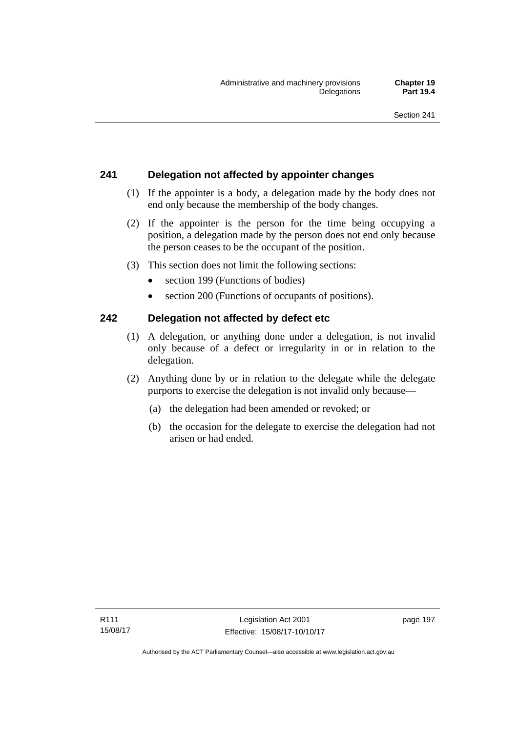## 241 Delegation not affected by appointer changes

(1) If the appointer is a body, a delegation made by the body does not end only because the membership of the body changes.

(2) If the appointer is the person for the time being occupying a position, a delegation made by the person does not end only because the person ceases to be the occupant of the position.

(3) This section does not limit the following sections:

- section 199 (Functions of bodies)
- section 200 (Functions of occupants of positions).

## 242 Delegation not affected by defect etc

(1) A delegation, or anything done under a delegation, is not invalid only because of a defect or irregularity in or in relation to the delegation.

(2) Anything done by or in relation to the delegate while the delegate purports to exercise the delegation is not invalid only because—

(a) the delegation had been amended or revoked; or

(b) the occasion for the delegate to exercise the delegation had not arisen or had ended.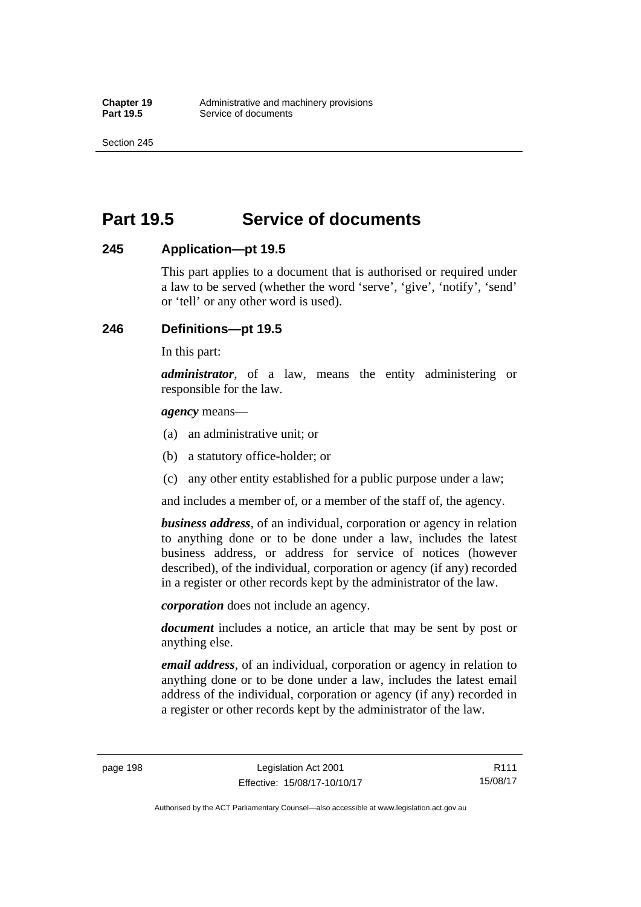# Part 19.5 Service of documents

## 245 Application—pt 19.5

This part applies to a document that is authorised or required under a law to be served (whether the word 'serve', 'give', 'notify', 'send' or 'tell' or any other word is used).

## 246 Definitions—pt 19.5

In this part:

***administrator***, of a law, means the entity administering or responsible for the law.

***agency*** means—

(a) an administrative unit; or

(b) a statutory office-holder; or

(c) any other entity established for a public purpose under a law;

and includes a member of, or a member of the staff of, the agency.

***business address***, of an individual, corporation or agency in relation to anything done or to be done under a law, includes the latest business address, or address for service of notices (however described), of the individual, corporation or agency (if any) recorded in a register or other records kept by the administrator of the law.

***corporation*** does not include an agency.

***document*** includes a notice, an article that may be sent by post or anything else.

***email address***, of an individual, corporation or agency in relation to anything done or to be done under a law, includes the latest email address of the individual, corporation or agency (if any) recorded in a register or other records kept by the administrator of the law.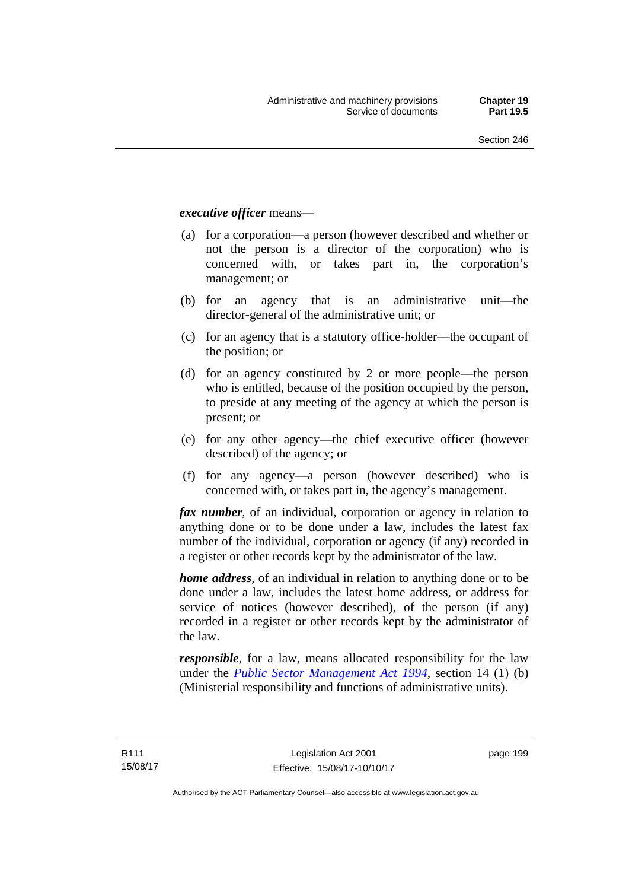***executive officer*** means—

(a) for a corporation—a person (however described and whether or not the person is a director of the corporation) who is concerned with, or takes part in, the corporation's management; or

(b) for an agency that is an administrative unit—the director-general of the administrative unit; or

(c) for an agency that is a statutory office-holder—the occupant of the position; or

(d) for an agency constituted by 2 or more people—the person who is entitled, because of the position occupied by the person, to preside at any meeting of the agency at which the person is present; or

(e) for any other agency—the chief executive officer (however described) of the agency; or

(f) for any agency—a person (however described) who is concerned with, or takes part in, the agency's management.

***fax number***, of an individual, corporation or agency in relation to anything done or to be done under a law, includes the latest fax number of the individual, corporation or agency (if any) recorded in a register or other records kept by the administrator of the law.

***home address***, of an individual in relation to anything done or to be done under a law, includes the latest home address, or address for service of notices (however described), of the person (if any) recorded in a register or other records kept by the administrator of the law.

***responsible***, for a law, means allocated responsibility for the law under the *Public Sector Management Act 1994*, section 14 (1) (b) (Ministerial responsibility and functions of administrative units).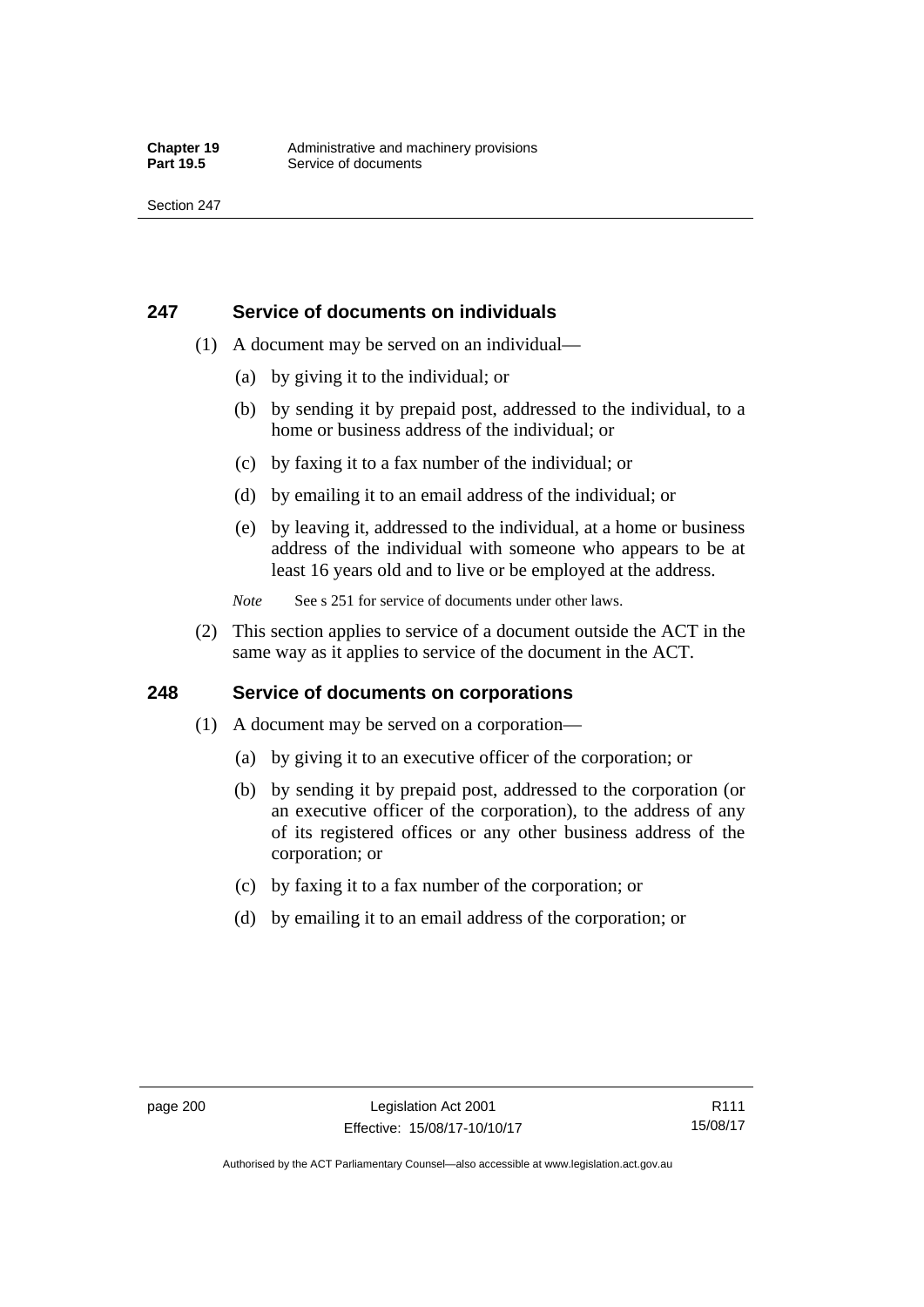## 247 Service of documents on individuals

(1) A document may be served on an individual—

(a) by giving it to the individual; or

(b) by sending it by prepaid post, addressed to the individual, to a home or business address of the individual; or

(c) by faxing it to a fax number of the individual; or

(d) by emailing it to an email address of the individual; or

(e) by leaving it, addressed to the individual, at a home or business address of the individual with someone who appears to be at least 16 years old and to live or be employed at the address.

*Note* See s 251 for service of documents under other laws.

(2) This section applies to service of a document outside the ACT in the same way as it applies to service of the document in the ACT.

## 248 Service of documents on corporations

(1) A document may be served on a corporation—

(a) by giving it to an executive officer of the corporation; or

(b) by sending it by prepaid post, addressed to the corporation (or an executive officer of the corporation), to the address of any of its registered offices or any other business address of the corporation; or

(c) by faxing it to a fax number of the corporation; or

(d) by emailing it to an email address of the corporation; or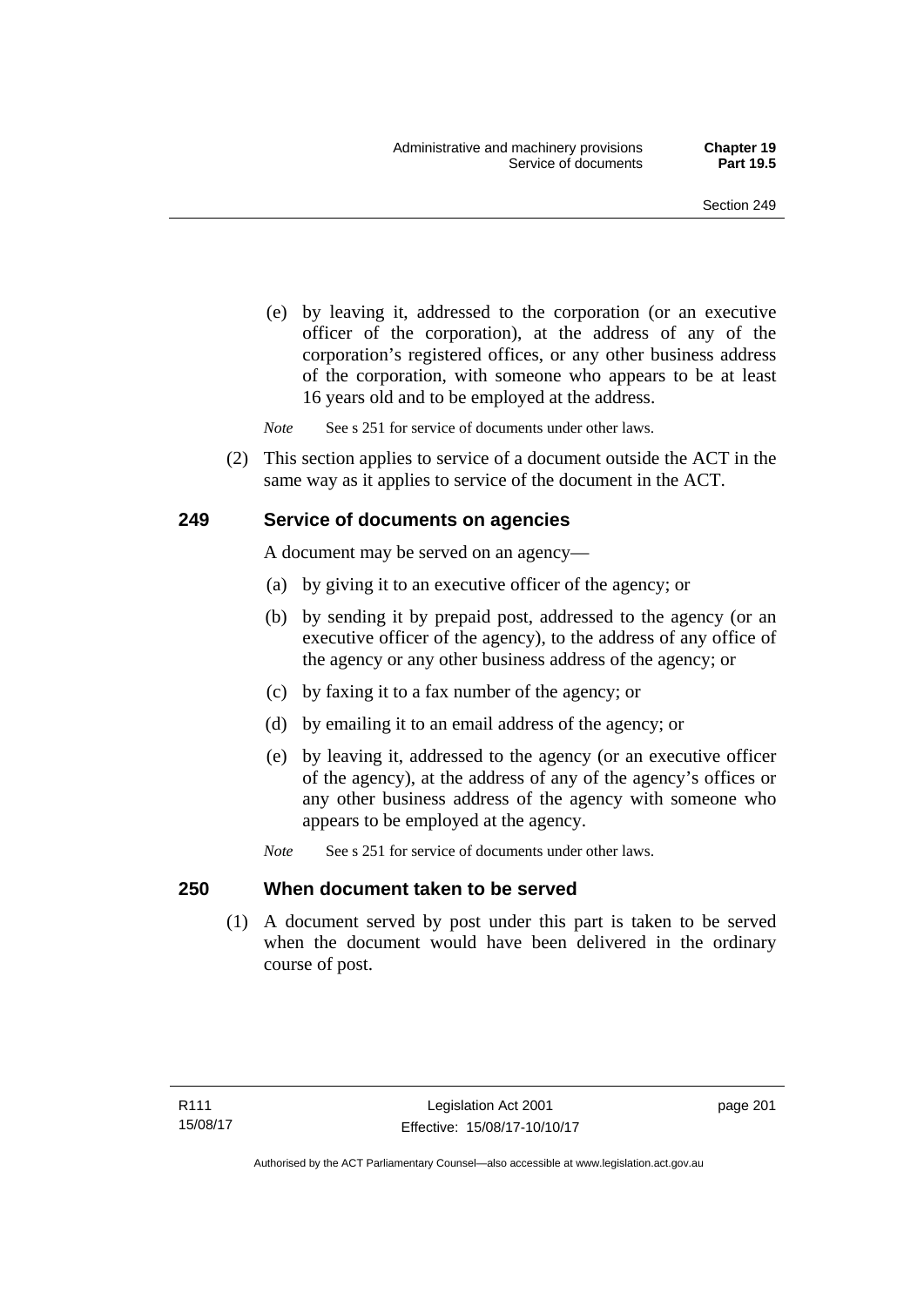(e) by leaving it, addressed to the corporation (or an executive officer of the corporation), at the address of any of the corporation's registered offices, or any other business address of the corporation, with someone who appears to be at least 16 years old and to be employed at the address.

*Note* See s 251 for service of documents under other laws.

(2) This section applies to service of a document outside the ACT in the same way as it applies to service of the document in the ACT.

## 249 Service of documents on agencies

A document may be served on an agency—

(a) by giving it to an executive officer of the agency; or

(b) by sending it by prepaid post, addressed to the agency (or an executive officer of the agency), to the address of any office of the agency or any other business address of the agency; or

(c) by faxing it to a fax number of the agency; or

(d) by emailing it to an email address of the agency; or

(e) by leaving it, addressed to the agency (or an executive officer of the agency), at the address of any of the agency's offices or any other business address of the agency with someone who appears to be employed at the agency.

*Note* See s 251 for service of documents under other laws.

## 250 When document taken to be served

(1) A document served by post under this part is taken to be served when the document would have been delivered in the ordinary course of post.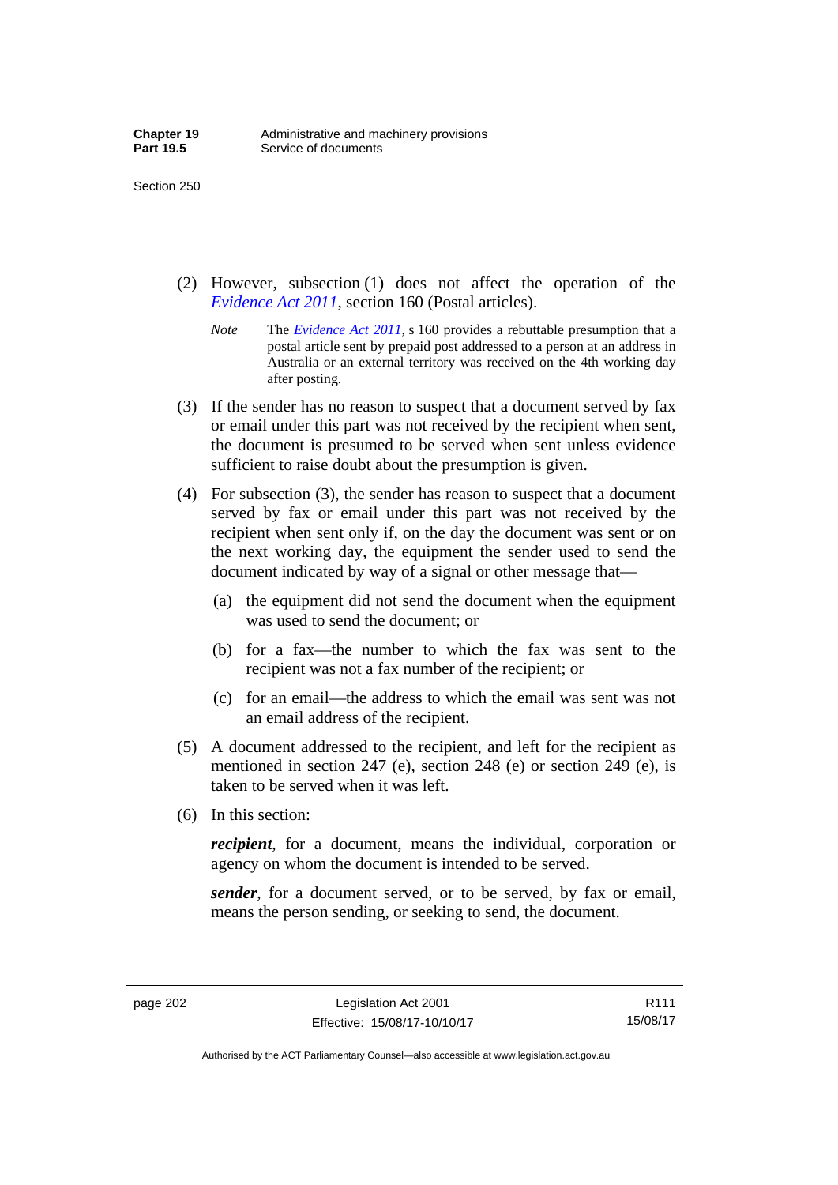(2) However, subsection (1) does not affect the operation of the *Evidence Act 2011*, section 160 (Postal articles).

*Note* The *Evidence Act 2011*, s 160 provides a rebuttable presumption that a postal article sent by prepaid post addressed to a person at an address in Australia or an external territory was received on the 4th working day after posting.

(3) If the sender has no reason to suspect that a document served by fax or email under this part was not received by the recipient when sent, the document is presumed to be served when sent unless evidence sufficient to raise doubt about the presumption is given.

(4) For subsection (3), the sender has reason to suspect that a document served by fax or email under this part was not received by the recipient when sent only if, on the day the document was sent or on the next working day, the equipment the sender used to send the document indicated by way of a signal or other message that—

(a) the equipment did not send the document when the equipment was used to send the document; or

(b) for a fax—the number to which the fax was sent to the recipient was not a fax number of the recipient; or

(c) for an email—the address to which the email was sent was not an email address of the recipient.

(5) A document addressed to the recipient, and left for the recipient as mentioned in section 247 (e), section 248 (e) or section 249 (e), is taken to be served when it was left.

(6) In this section:

***recipient***, for a document, means the individual, corporation or agency on whom the document is intended to be served.

***sender***, for a document served, or to be served, by fax or email, means the person sending, or seeking to send, the document.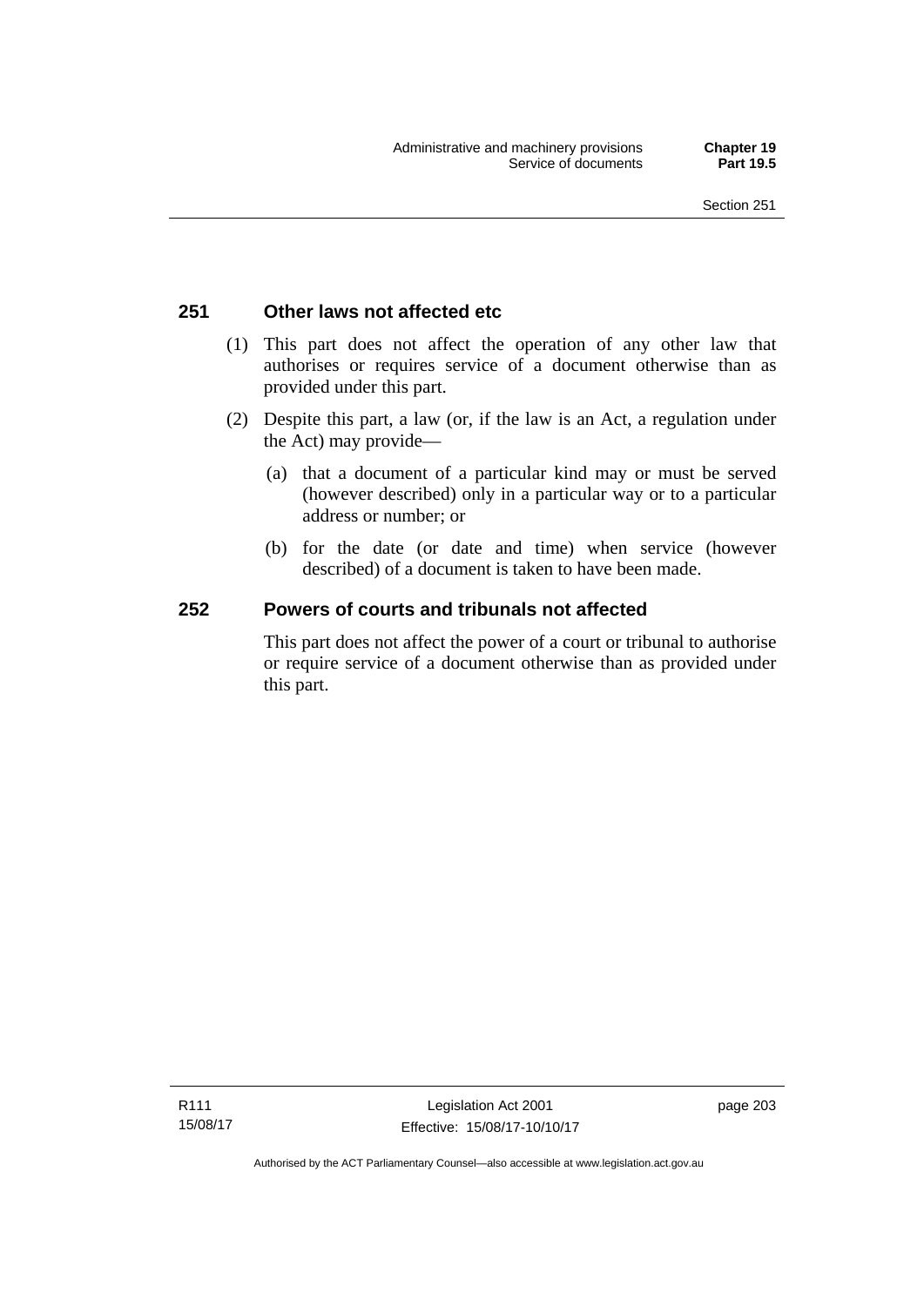## 251 Other laws not affected etc

(1) This part does not affect the operation of any other law that authorises or requires service of a document otherwise than as provided under this part.

(2) Despite this part, a law (or, if the law is an Act, a regulation under the Act) may provide—

(a) that a document of a particular kind may or must be served (however described) only in a particular way or to a particular address or number; or

(b) for the date (or date and time) when service (however described) of a document is taken to have been made.

## 252 Powers of courts and tribunals not affected

This part does not affect the power of a court or tribunal to authorise or require service of a document otherwise than as provided under this part.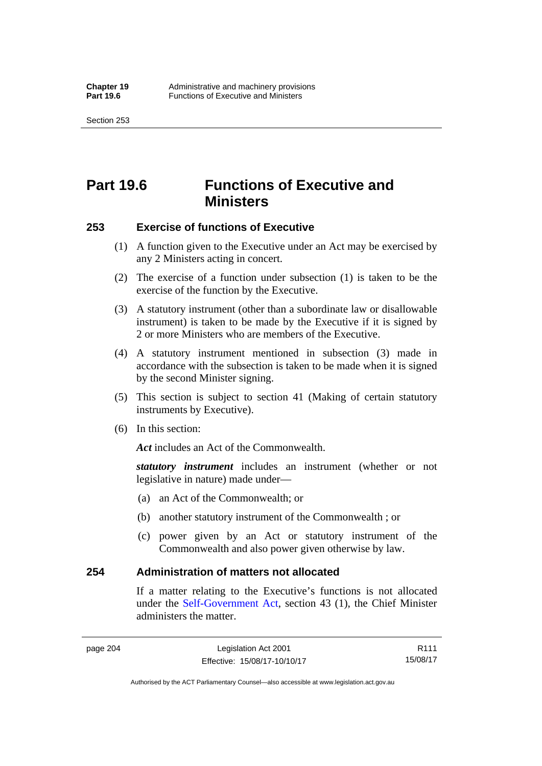# Part 19.6 Functions of Executive and Ministers

## 253 Exercise of functions of Executive

(1) A function given to the Executive under an Act may be exercised by any 2 Ministers acting in concert.

(2) The exercise of a function under subsection (1) is taken to be the exercise of the function by the Executive.

(3) A statutory instrument (other than a subordinate law or disallowable instrument) is taken to be made by the Executive if it is signed by 2 or more Ministers who are members of the Executive.

(4) A statutory instrument mentioned in subsection (3) made in accordance with the subsection is taken to be made when it is signed by the second Minister signing.

(5) This section is subject to section 41 (Making of certain statutory instruments by Executive).

(6) In this section:

***Act*** includes an Act of the Commonwealth.

***statutory instrument*** includes an instrument (whether or not legislative in nature) made under—

(a) an Act of the Commonwealth; or

(b) another statutory instrument of the Commonwealth ; or

(c) power given by an Act or statutory instrument of the Commonwealth and also power given otherwise by law.

## 254 Administration of matters not allocated

If a matter relating to the Executive's functions is not allocated under the Self-Government Act, section 43 (1), the Chief Minister administers the matter.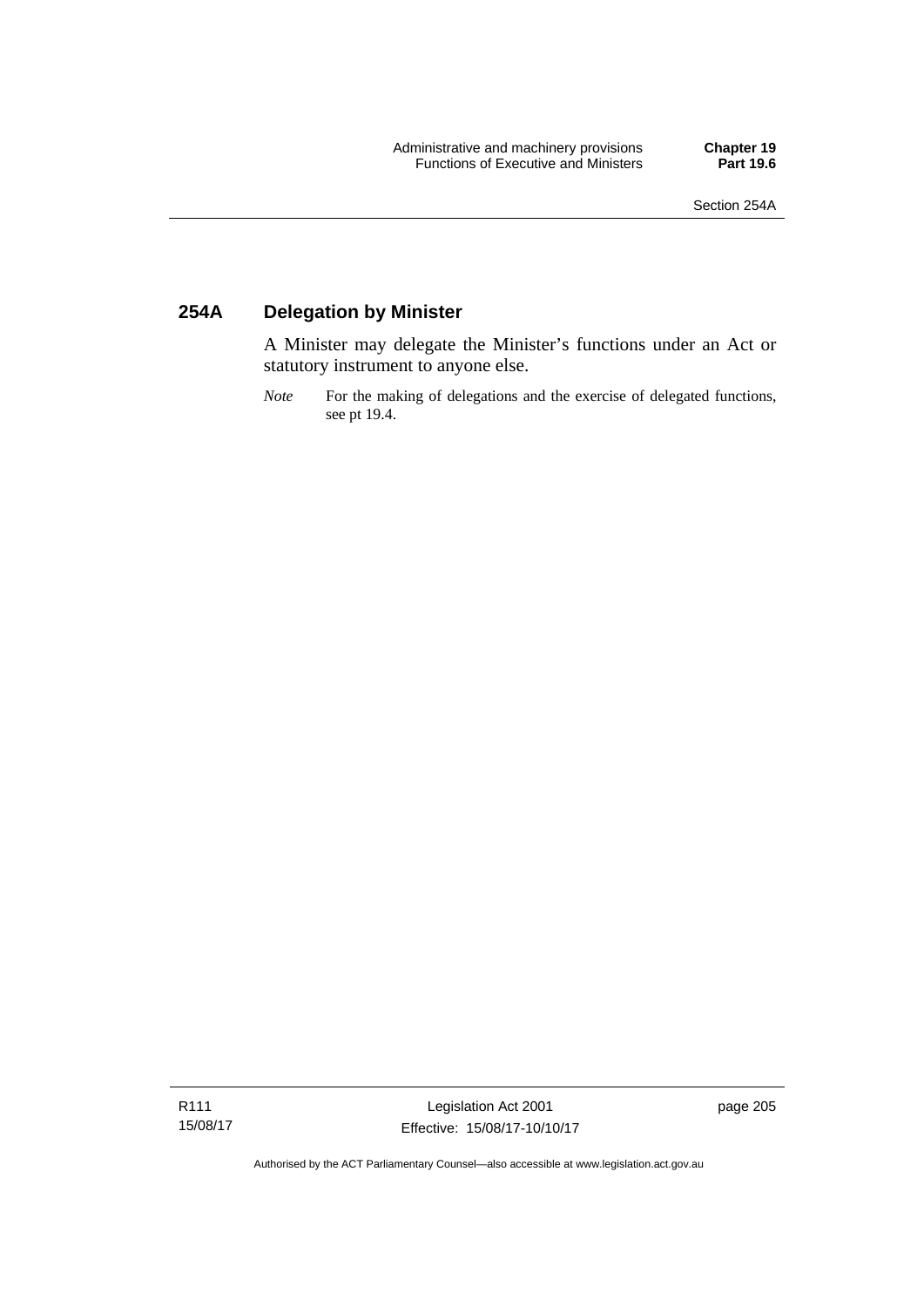## 254A Delegation by Minister

A Minister may delegate the Minister's functions under an Act or statutory instrument to anyone else.

*Note* For the making of delegations and the exercise of delegated functions, see pt 19.4.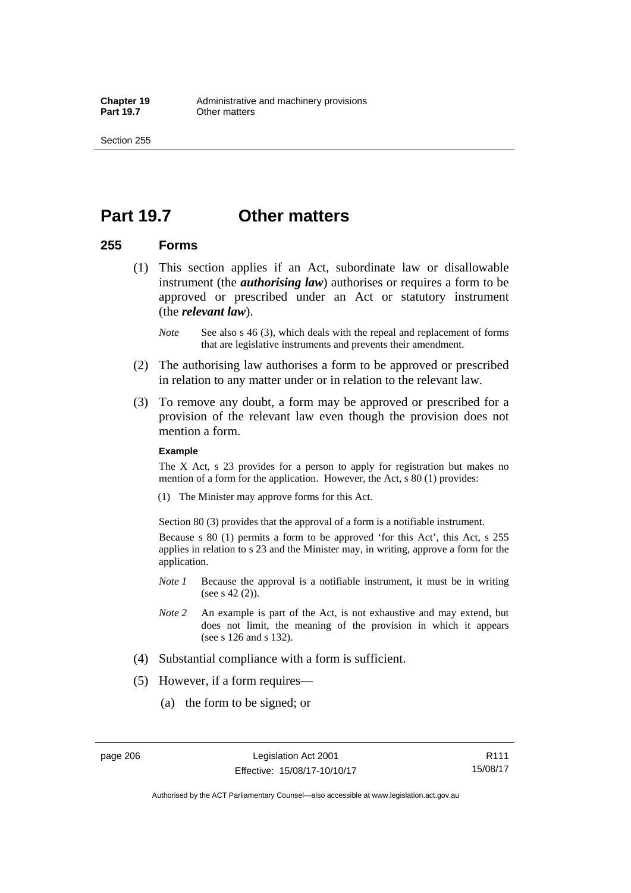# Part 19.7 Other matters

## 255 Forms

(1) This section applies if an Act, subordinate law or disallowable instrument (the ***authorising law***) authorises or requires a form to be approved or prescribed under an Act or statutory instrument (the ***relevant law***).

*Note* See also s 46 (3), which deals with the repeal and replacement of forms that are legislative instruments and prevents their amendment.

(2) The authorising law authorises a form to be approved or prescribed in relation to any matter under or in relation to the relevant law.

(3) To remove any doubt, a form may be approved or prescribed for a provision of the relevant law even though the provision does not mention a form.

**Example**

The X Act, s 23 provides for a person to apply for registration but makes no mention of a form for the application. However, the Act, s 80 (1) provides:

(1) The Minister may approve forms for this Act.

Section 80 (3) provides that the approval of a form is a notifiable instrument.

Because s 80 (1) permits a form to be approved 'for this Act', this Act, s 255 applies in relation to s 23 and the Minister may, in writing, approve a form for the application.

*Note 1* Because the approval is a notifiable instrument, it must be in writing (see s 42 (2)).

*Note 2* An example is part of the Act, is not exhaustive and may extend, but does not limit, the meaning of the provision in which it appears (see s 126 and s 132).

(4) Substantial compliance with a form is sufficient.

(5) However, if a form requires—

(a) the form to be signed; or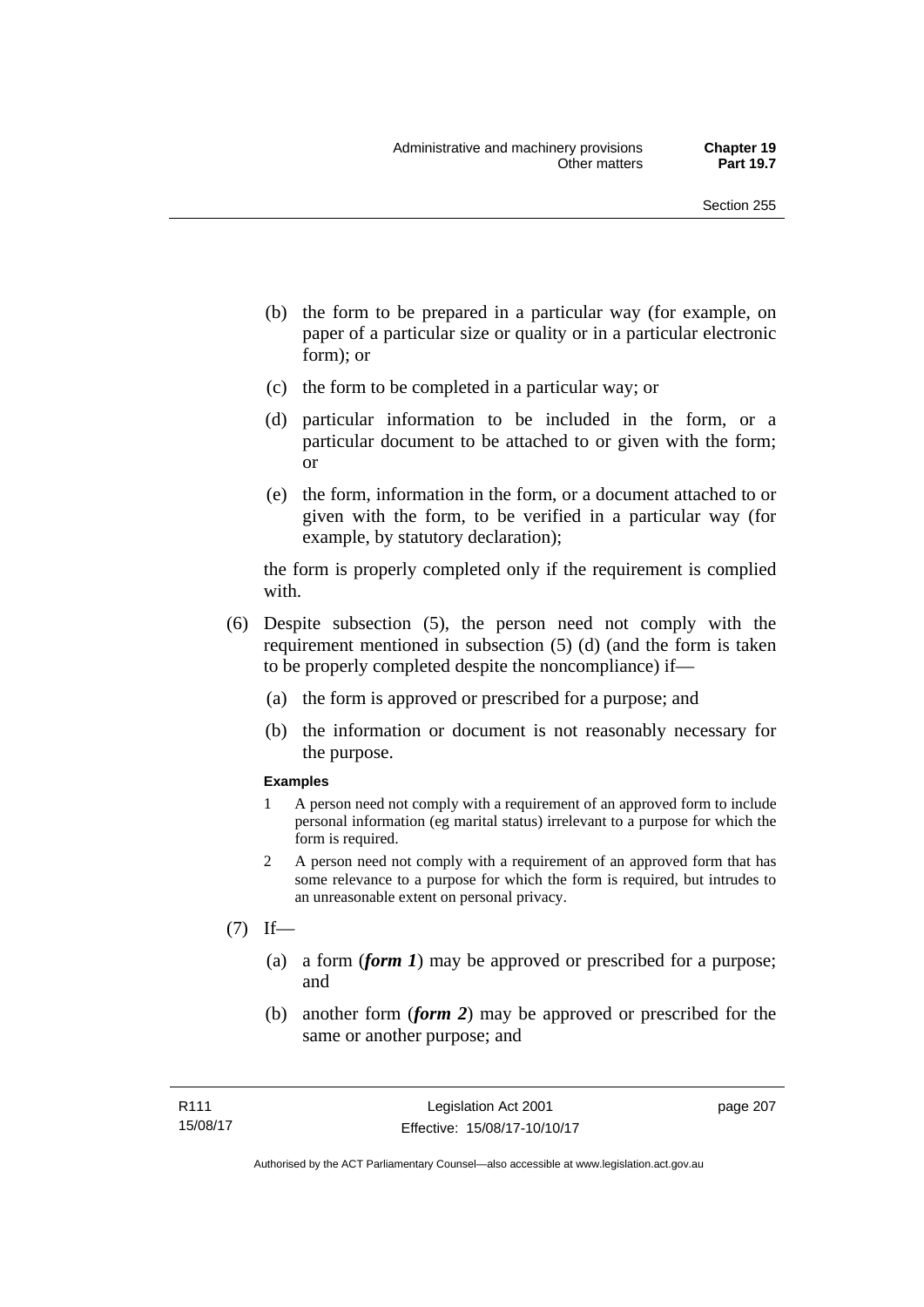(b) the form to be prepared in a particular way (for example, on paper of a particular size or quality or in a particular electronic form); or

(c) the form to be completed in a particular way; or

(d) particular information to be included in the form, or a particular document to be attached to or given with the form; or

(e) the form, information in the form, or a document attached to or given with the form, to be verified in a particular way (for example, by statutory declaration);

the form is properly completed only if the requirement is complied with.

(6) Despite subsection (5), the person need not comply with the requirement mentioned in subsection (5) (d) (and the form is taken to be properly completed despite the noncompliance) if—

(a) the form is approved or prescribed for a purpose; and

(b) the information or document is not reasonably necessary for the purpose.

**Examples**

1 A person need not comply with a requirement of an approved form to include personal information (eg marital status) irrelevant to a purpose for which the form is required.

2 A person need not comply with a requirement of an approved form that has some relevance to a purpose for which the form is required, but intrudes to an unreasonable extent on personal privacy.

(7) If—

(a) a form (***form 1***) may be approved or prescribed for a purpose; and

(b) another form (***form 2***) may be approved or prescribed for the same or another purpose; and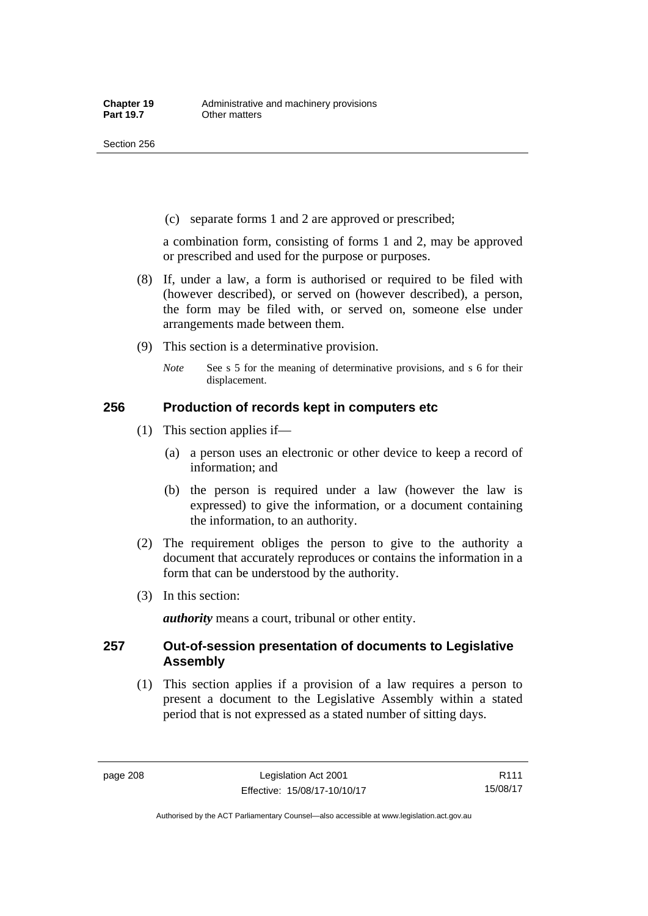(c) separate forms 1 and 2 are approved or prescribed;

a combination form, consisting of forms 1 and 2, may be approved or prescribed and used for the purpose or purposes.

(8) If, under a law, a form is authorised or required to be filed with (however described), or served on (however described), a person, the form may be filed with, or served on, someone else under arrangements made between them.

(9) This section is a determinative provision.

*Note* See s 5 for the meaning of determinative provisions, and s 6 for their displacement.

## 256 Production of records kept in computers etc

(1) This section applies if—

(a) a person uses an electronic or other device to keep a record of information; and

(b) the person is required under a law (however the law is expressed) to give the information, or a document containing the information, to an authority.

(2) The requirement obliges the person to give to the authority a document that accurately reproduces or contains the information in a form that can be understood by the authority.

(3) In this section:

***authority*** means a court, tribunal or other entity.

## 257 Out-of-session presentation of documents to Legislative Assembly

(1) This section applies if a provision of a law requires a person to present a document to the Legislative Assembly within a stated period that is not expressed as a stated number of sitting days.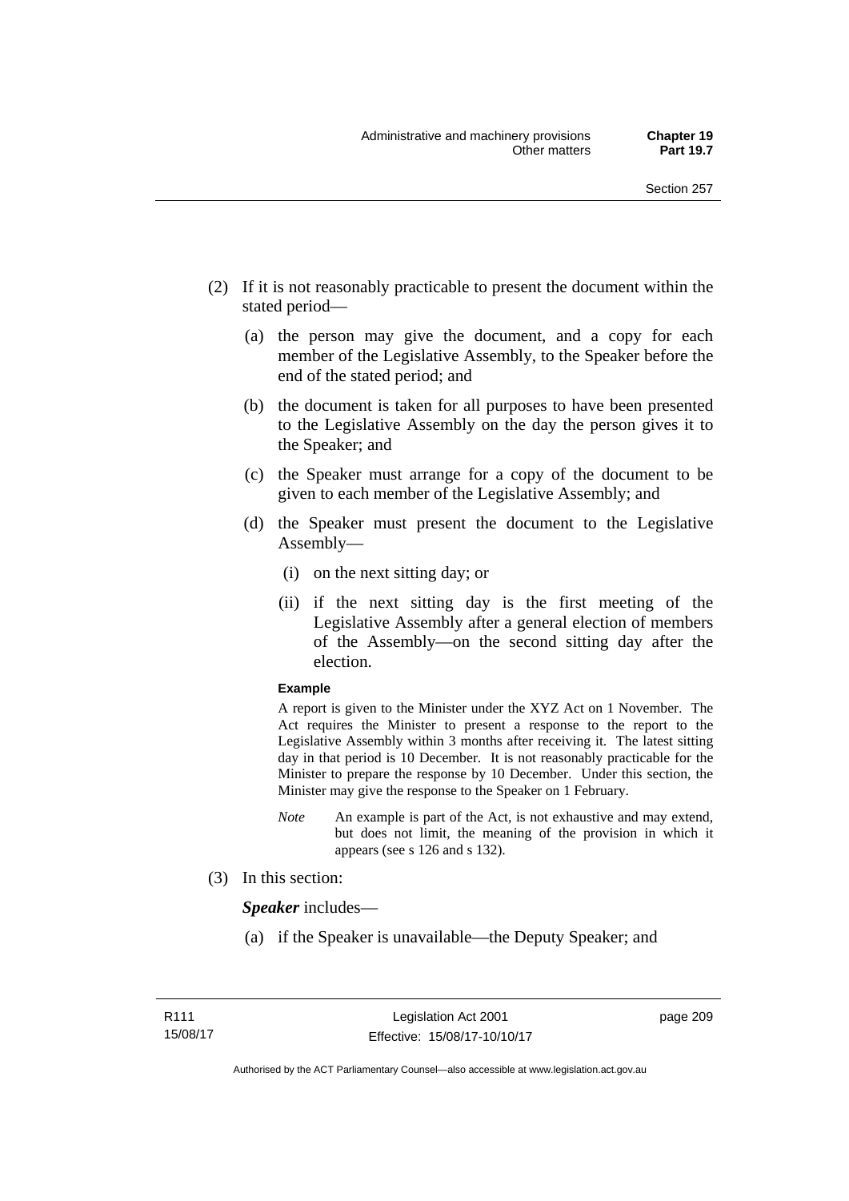(2) If it is not reasonably practicable to present the document within the stated period—

(a) the person may give the document, and a copy for each member of the Legislative Assembly, to the Speaker before the end of the stated period; and

(b) the document is taken for all purposes to have been presented to the Legislative Assembly on the day the person gives it to the Speaker; and

(c) the Speaker must arrange for a copy of the document to be given to each member of the Legislative Assembly; and

(d) the Speaker must present the document to the Legislative Assembly—

(i) on the next sitting day; or

(ii) if the next sitting day is the first meeting of the Legislative Assembly after a general election of members of the Assembly—on the second sitting day after the election.

**Example**

A report is given to the Minister under the XYZ Act on 1 November. The Act requires the Minister to present a response to the report to the Legislative Assembly within 3 months after receiving it. The latest sitting day in that period is 10 December. It is not reasonably practicable for the Minister to prepare the response by 10 December. Under this section, the Minister may give the response to the Speaker on 1 February.

*Note* An example is part of the Act, is not exhaustive and may extend, but does not limit, the meaning of the provision in which it appears (see s 126 and s 132).

(3) In this section:

***Speaker*** includes—

(a) if the Speaker is unavailable—the Deputy Speaker; and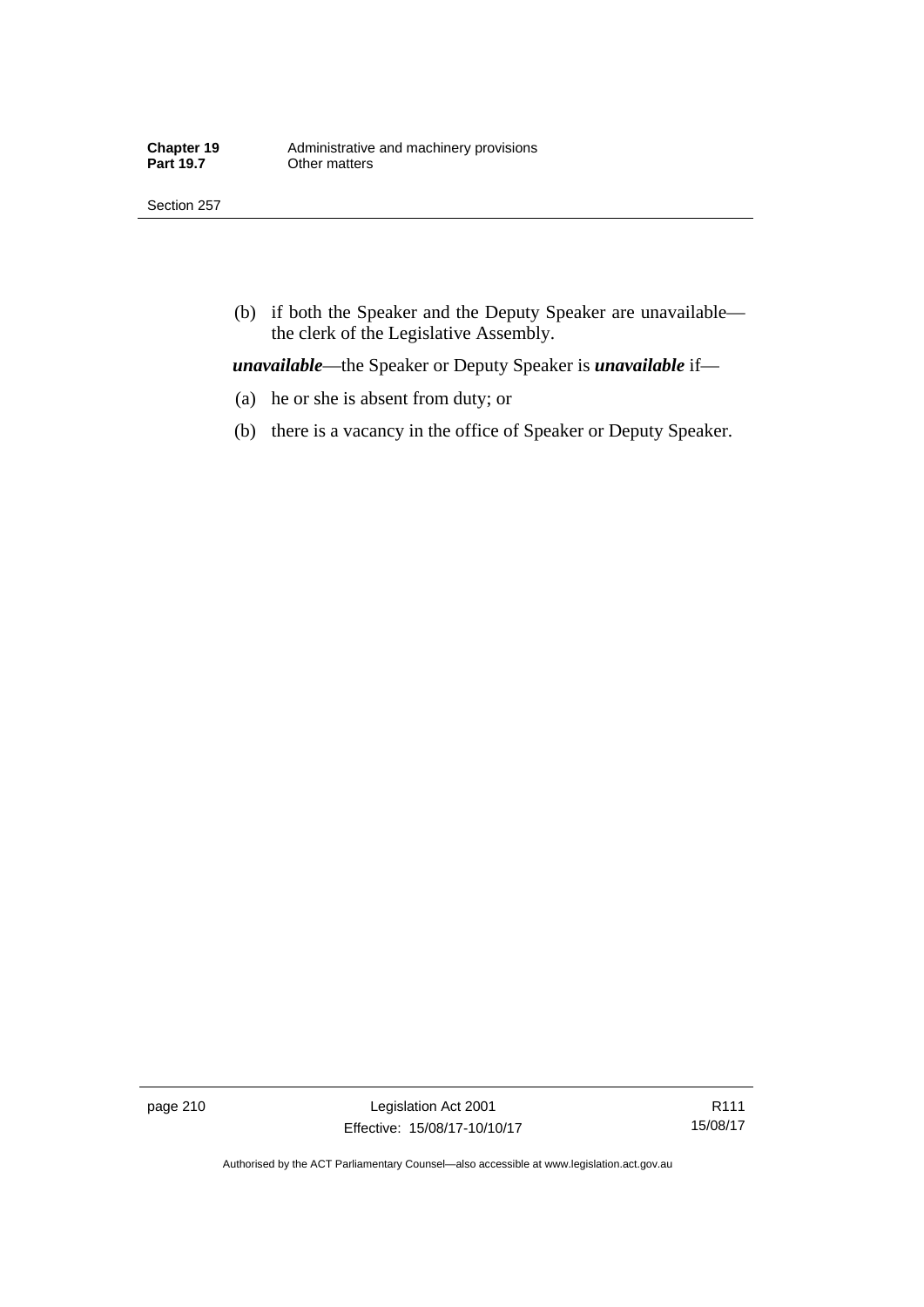(b) if both the Speaker and the Deputy Speaker are unavailable—the clerk of the Legislative Assembly.

***unavailable***—the Speaker or Deputy Speaker is ***unavailable*** if—

(a) he or she is absent from duty; or

(b) there is a vacancy in the office of Speaker or Deputy Speaker.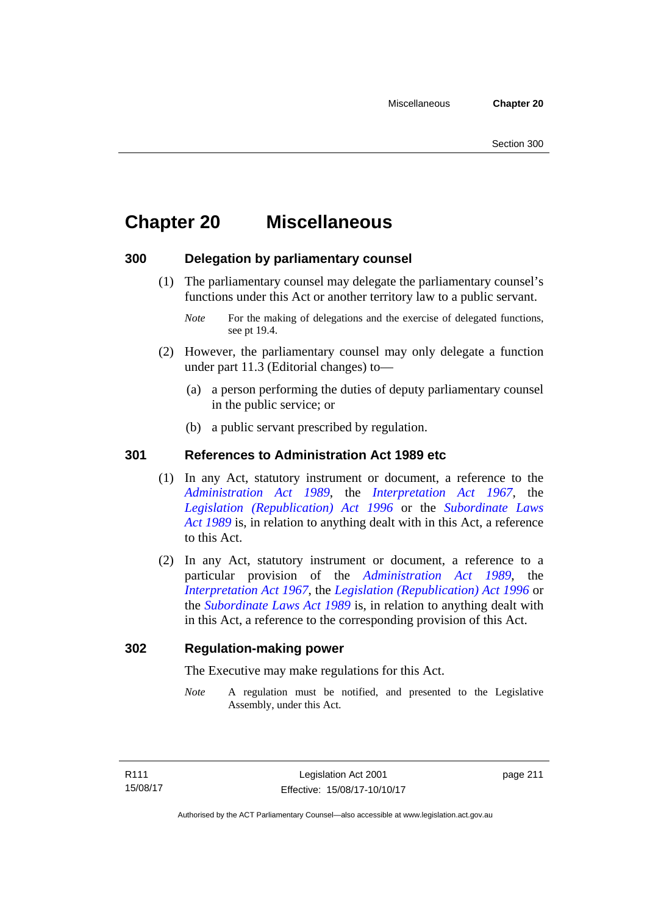# Chapter 20 Miscellaneous

## 300 Delegation by parliamentary counsel

(1) The parliamentary counsel may delegate the parliamentary counsel's functions under this Act or another territory law to a public servant.

*Note* For the making of delegations and the exercise of delegated functions, see pt 19.4.

(2) However, the parliamentary counsel may only delegate a function under part 11.3 (Editorial changes) to—

(a) a person performing the duties of deputy parliamentary counsel in the public service; or

(b) a public servant prescribed by regulation.

## 301 References to Administration Act 1989 etc

(1) In any Act, statutory instrument or document, a reference to the *Administration Act 1989*, the *Interpretation Act 1967*, the *Legislation (Republication) Act 1996* or the *Subordinate Laws Act 1989* is, in relation to anything dealt with in this Act, a reference to this Act.

(2) In any Act, statutory instrument or document, a reference to a particular provision of the *Administration Act 1989*, the *Interpretation Act 1967*, the *Legislation (Republication) Act 1996* or the *Subordinate Laws Act 1989* is, in relation to anything dealt with in this Act, a reference to the corresponding provision of this Act.

## 302 Regulation-making power

The Executive may make regulations for this Act.

*Note* A regulation must be notified, and presented to the Legislative Assembly, under this Act.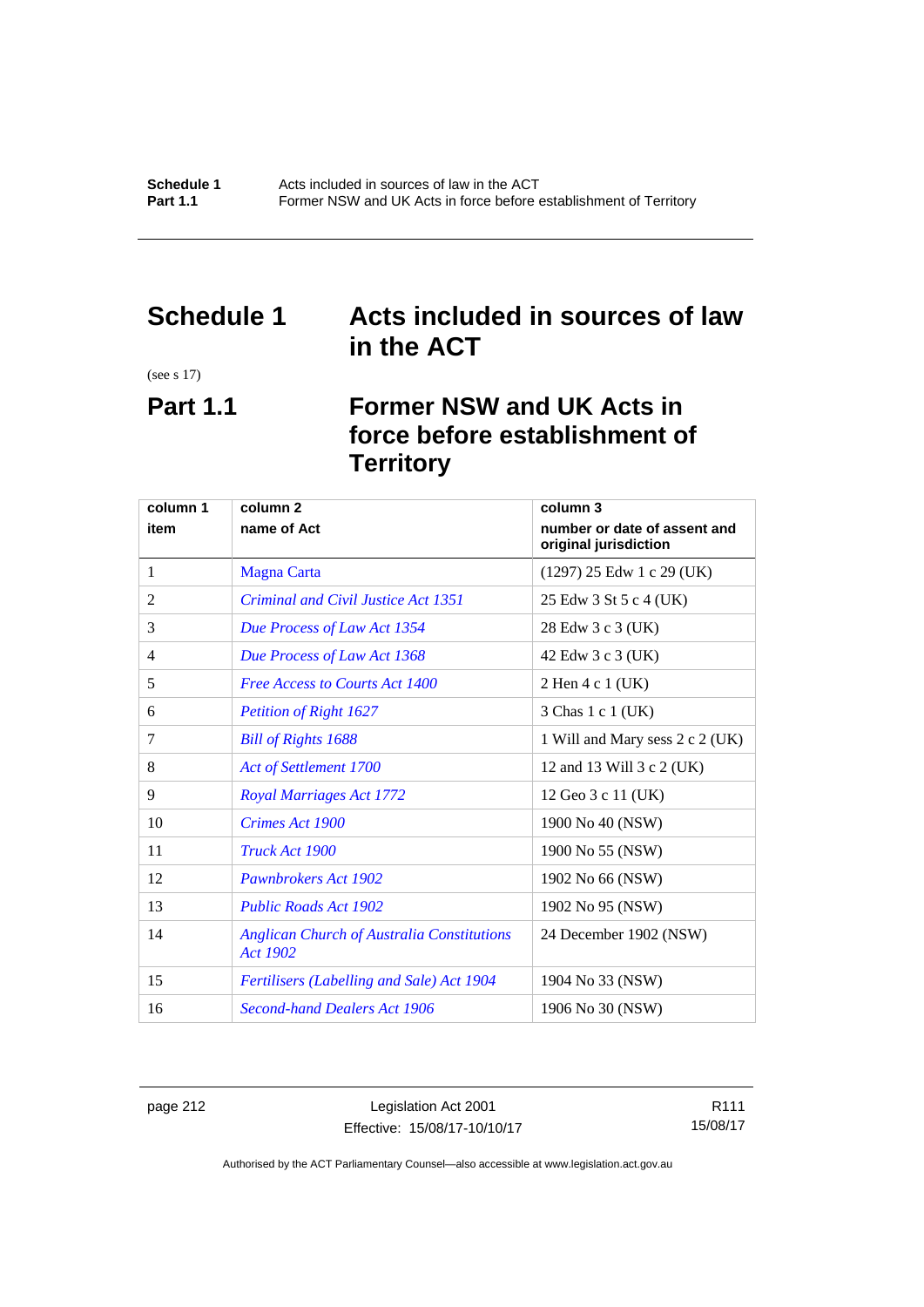# Schedule 1 Acts included in sources of law in the ACT

(see s 17)

## Part 1.1 Former NSW and UK Acts in force before establishment of Territory

| column 1<br>item | column 2<br>name of Act | column 3<br>number or date of assent and original jurisdiction |
|---|---|---|
| 1 | Magna Carta | (1297) 25 Edw 1 c 29 (UK) |
| 2 | *Criminal and Civil Justice Act 1351* | 25 Edw 3 St 5 c 4 (UK) |
| 3 | *Due Process of Law Act 1354* | 28 Edw 3 c 3 (UK) |
| 4 | *Due Process of Law Act 1368* | 42 Edw 3 c 3 (UK) |
| 5 | *Free Access to Courts Act 1400* | 2 Hen 4 c 1 (UK) |
| 6 | *Petition of Right 1627* | 3 Chas 1 c 1 (UK) |
| 7 | *Bill of Rights 1688* | 1 Will and Mary sess 2 c 2 (UK) |
| 8 | *Act of Settlement 1700* | 12 and 13 Will 3 c 2 (UK) |
| 9 | *Royal Marriages Act 1772* | 12 Geo 3 c 11 (UK) |
| 10 | *Crimes Act 1900* | 1900 No 40 (NSW) |
| 11 | *Truck Act 1900* | 1900 No 55 (NSW) |
| 12 | *Pawnbrokers Act 1902* | 1902 No 66 (NSW) |
| 13 | *Public Roads Act 1902* | 1902 No 95 (NSW) |
| 14 | *Anglican Church of Australia Constitutions Act 1902* | 24 December 1902 (NSW) |
| 15 | *Fertilisers (Labelling and Sale) Act 1904* | 1904 No 33 (NSW) |
| 16 | *Second-hand Dealers Act 1906* | 1906 No 30 (NSW) |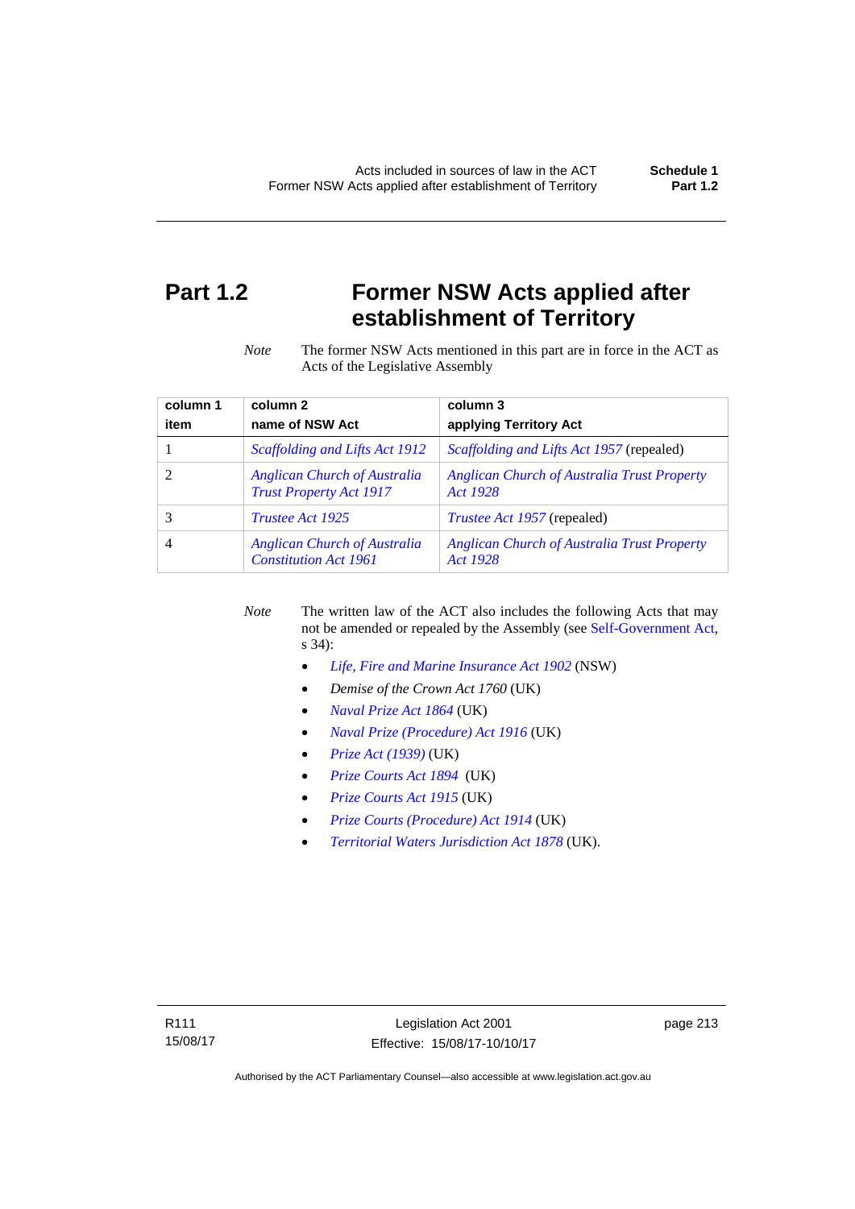# Part 1.2 Former NSW Acts applied after establishment of Territory

*Note* The former NSW Acts mentioned in this part are in force in the ACT as Acts of the Legislative Assembly

| column 1<br>item | column 2<br>name of NSW Act | column 3<br>applying Territory Act |
|---|---|---|
| 1 | *Scaffolding and Lifts Act 1912* | *Scaffolding and Lifts Act 1957* (repealed) |
| 2 | *Anglican Church of Australia Trust Property Act 1917* | *Anglican Church of Australia Trust Property Act 1928* |
| 3 | *Trustee Act 1925* | *Trustee Act 1957* (repealed) |
| 4 | *Anglican Church of Australia Constitution Act 1961* | *Anglican Church of Australia Trust Property Act 1928* |

*Note* The written law of the ACT also includes the following Acts that may not be amended or repealed by the Assembly (see Self-Government Act, s 34):

- *Life, Fire and Marine Insurance Act 1902* (NSW)
- *Demise of the Crown Act 1760* (UK)
- *Naval Prize Act 1864* (UK)
- *Naval Prize (Procedure) Act 1916* (UK)
- *Prize Act (1939)* (UK)
- *Prize Courts Act 1894* (UK)
- *Prize Courts Act 1915* (UK)
- *Prize Courts (Procedure) Act 1914* (UK)
- *Territorial Waters Jurisdiction Act 1878* (UK).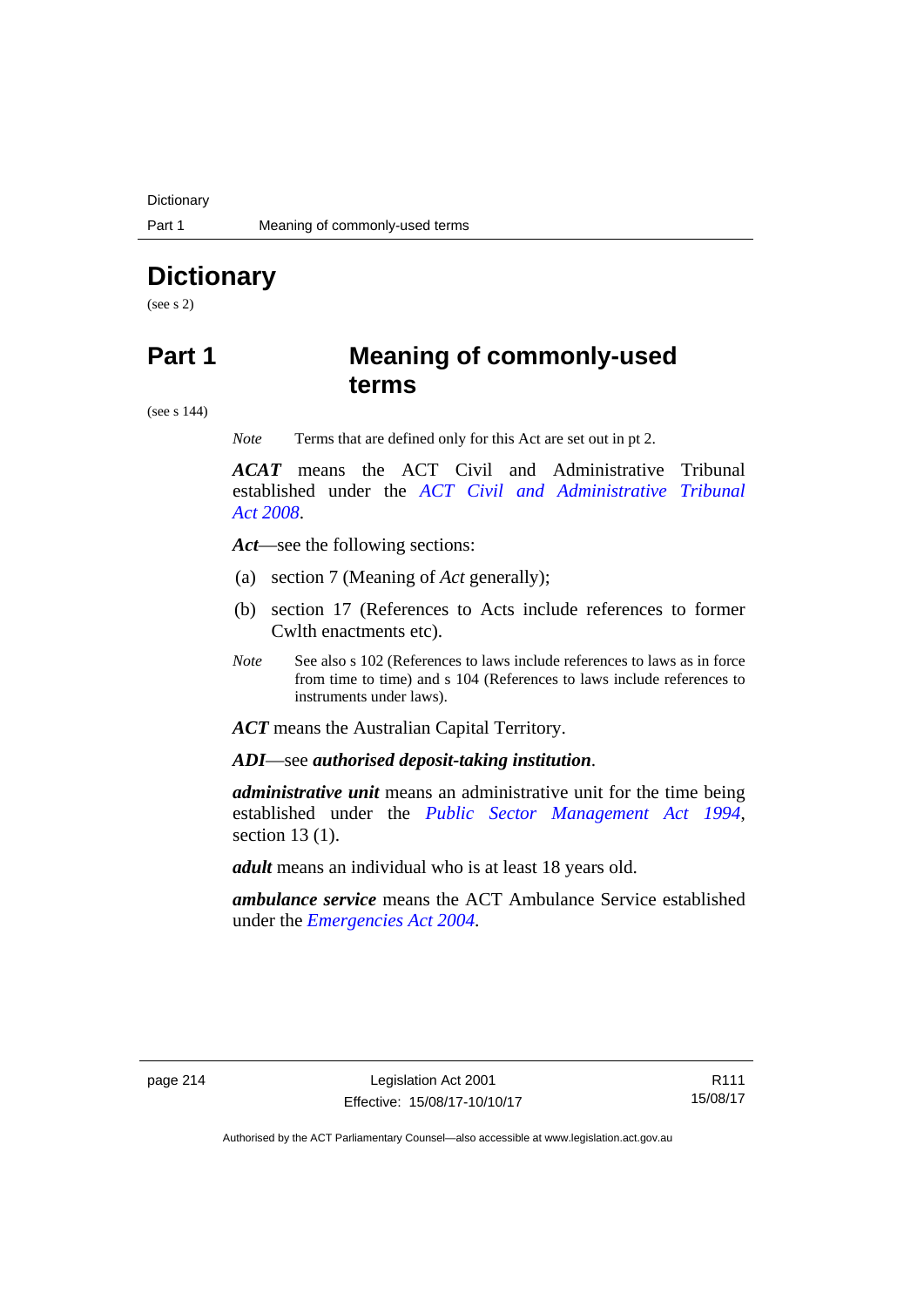# Dictionary

(see s 2)

## Part 1 Meaning of commonly-used terms

(see s 144)

*Note* Terms that are defined only for this Act are set out in pt 2.

***ACAT*** means the ACT Civil and Administrative Tribunal established under the *ACT Civil and Administrative Tribunal Act 2008*.

***Act***—see the following sections:

(a) section 7 (Meaning of *Act* generally);

(b) section 17 (References to Acts include references to former Cwlth enactments etc).

*Note* See also s 102 (References to laws include references to laws as in force from time to time) and s 104 (References to laws include references to instruments under laws).

***ACT*** means the Australian Capital Territory.

***ADI***—see ***authorised deposit-taking institution***.

***administrative unit*** means an administrative unit for the time being established under the *Public Sector Management Act 1994*, section 13 (1).

***adult*** means an individual who is at least 18 years old.

***ambulance service*** means the ACT Ambulance Service established under the *Emergencies Act 2004*.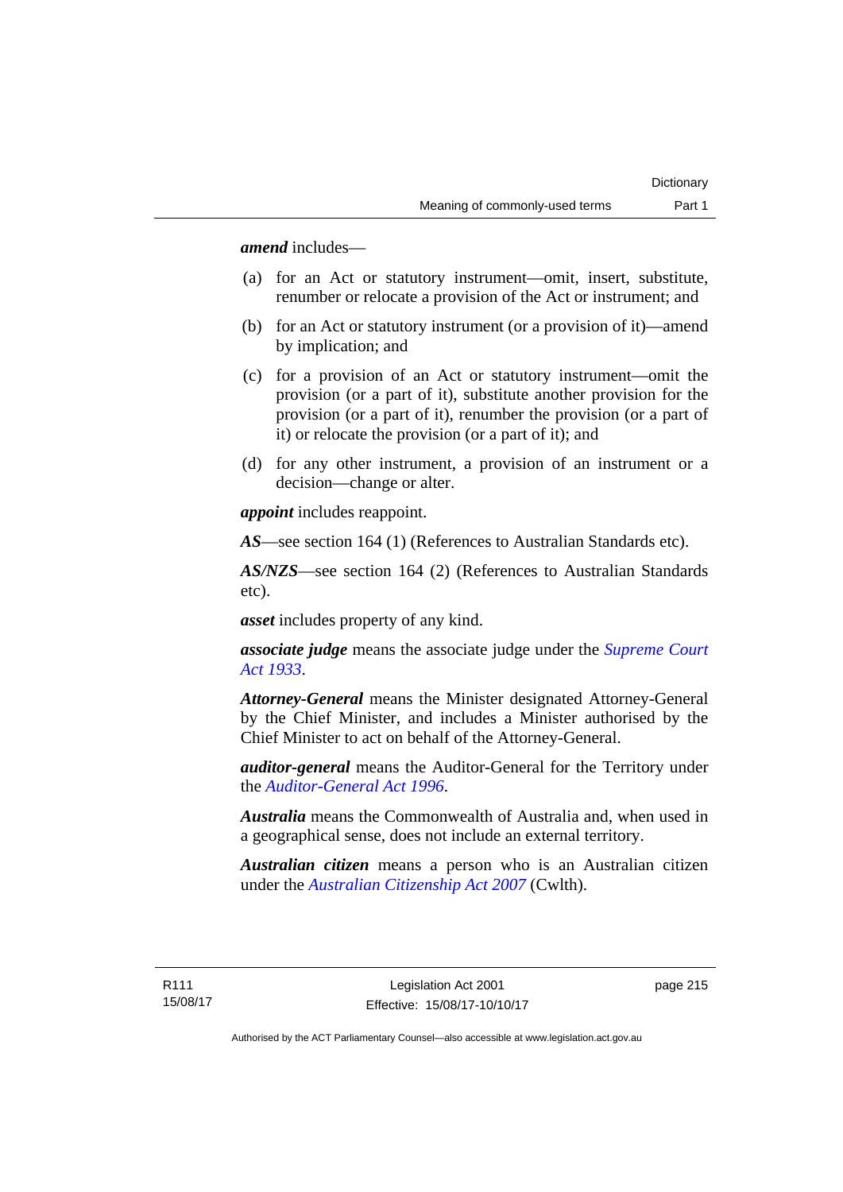***amend*** includes—

(a) for an Act or statutory instrument—omit, insert, substitute, renumber or relocate a provision of the Act or instrument; and

(b) for an Act or statutory instrument (or a provision of it)—amend by implication; and

(c) for a provision of an Act or statutory instrument—omit the provision (or a part of it), substitute another provision for the provision (or a part of it), renumber the provision (or a part of it) or relocate the provision (or a part of it); and

(d) for any other instrument, a provision of an instrument or a decision—change or alter.

***appoint*** includes reappoint.

***AS***—see section 164 (1) (References to Australian Standards etc).

***AS/NZS***—see section 164 (2) (References to Australian Standards etc).

***asset*** includes property of any kind.

***associate judge*** means the associate judge under the *Supreme Court Act 1933*.

***Attorney-General*** means the Minister designated Attorney-General by the Chief Minister, and includes a Minister authorised by the Chief Minister to act on behalf of the Attorney-General.

***auditor-general*** means the Auditor-General for the Territory under the *Auditor-General Act 1996*.

***Australia*** means the Commonwealth of Australia and, when used in a geographical sense, does not include an external territory.

***Australian citizen*** means a person who is an Australian citizen under the *Australian Citizenship Act 2007* (Cwlth).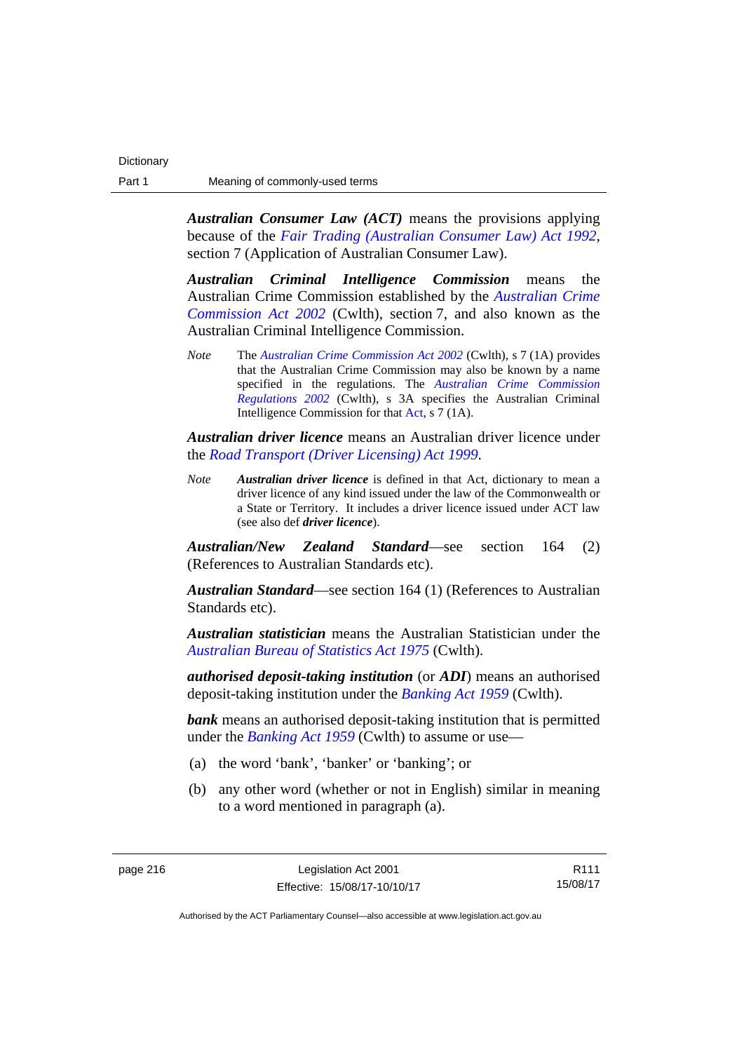***Australian Consumer Law (ACT)*** means the provisions applying because of the *Fair Trading (Australian Consumer Law) Act 1992*, section 7 (Application of Australian Consumer Law).

***Australian Criminal Intelligence Commission*** means the Australian Crime Commission established by the *Australian Crime Commission Act 2002* (Cwlth), section 7, and also known as the Australian Criminal Intelligence Commission.

*Note* The *Australian Crime Commission Act 2002* (Cwlth), s 7 (1A) provides that the Australian Crime Commission may also be known by a name specified in the regulations. The *Australian Crime Commission Regulations 2002* (Cwlth), s 3A specifies the Australian Criminal Intelligence Commission for that Act, s 7 (1A).

***Australian driver licence*** means an Australian driver licence under the *Road Transport (Driver Licensing) Act 1999*.

*Note* ***Australian driver licence*** is defined in that Act, dictionary to mean a driver licence of any kind issued under the law of the Commonwealth or a State or Territory. It includes a driver licence issued under ACT law (see also def ***driver licence***).

***Australian/New Zealand Standard***—see section 164 (2) (References to Australian Standards etc).

***Australian Standard***—see section 164 (1) (References to Australian Standards etc).

***Australian statistician*** means the Australian Statistician under the *Australian Bureau of Statistics Act 1975* (Cwlth).

***authorised deposit-taking institution*** (or ***ADI***) means an authorised deposit-taking institution under the *Banking Act 1959* (Cwlth).

***bank*** means an authorised deposit-taking institution that is permitted under the *Banking Act 1959* (Cwlth) to assume or use—

(a) the word 'bank', 'banker' or 'banking'; or

(b) any other word (whether or not in English) similar in meaning to a word mentioned in paragraph (a).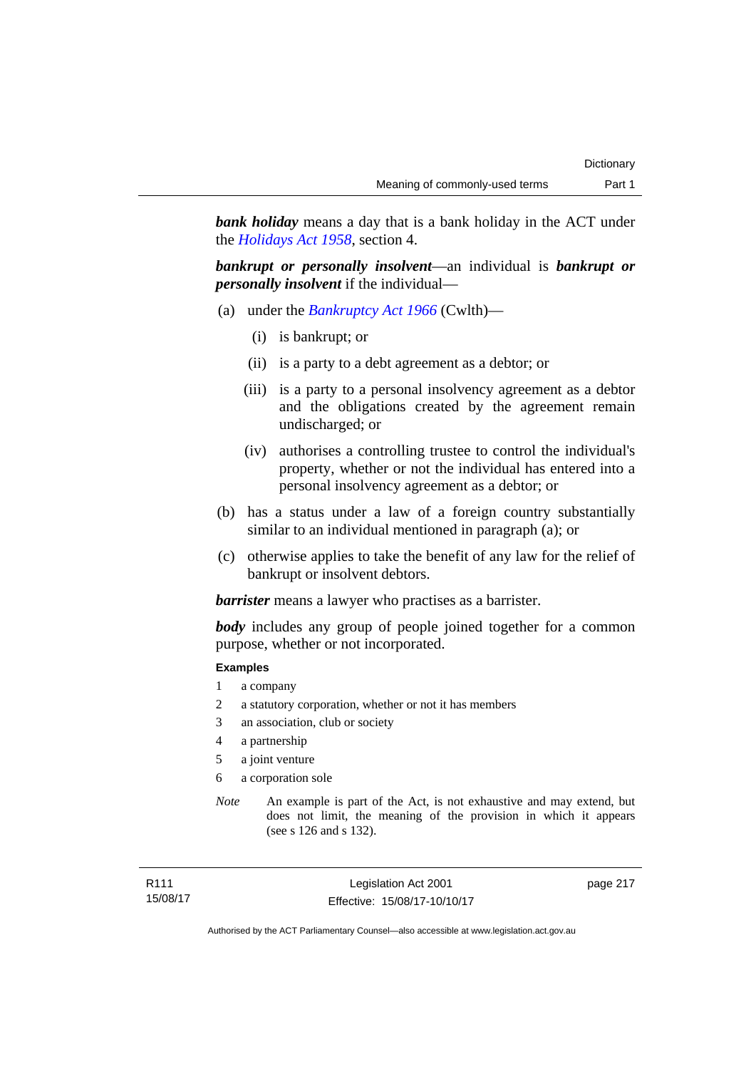***bank holiday*** means a day that is a bank holiday in the ACT under the *Holidays Act 1958*, section 4.

***bankrupt or personally insolvent***—an individual is ***bankrupt or personally insolvent*** if the individual—

(a) under the *Bankruptcy Act 1966* (Cwlth)—

  (i) is bankrupt; or

  (ii) is a party to a debt agreement as a debtor; or

  (iii) is a party to a personal insolvency agreement as a debtor and the obligations created by the agreement remain undischarged; or

  (iv) authorises a controlling trustee to control the individual's property, whether or not the individual has entered into a personal insolvency agreement as a debtor; or

(b) has a status under a law of a foreign country substantially similar to an individual mentioned in paragraph (a); or

(c) otherwise applies to take the benefit of any law for the relief of bankrupt or insolvent debtors.

***barrister*** means a lawyer who practises as a barrister.

***body*** includes any group of people joined together for a common purpose, whether or not incorporated.

**Examples**

1 a company

2 a statutory corporation, whether or not it has members

3 an association, club or society

4 a partnership

5 a joint venture

6 a corporation sole

*Note* An example is part of the Act, is not exhaustive and may extend, but does not limit, the meaning of the provision in which it appears (see s 126 and s 132).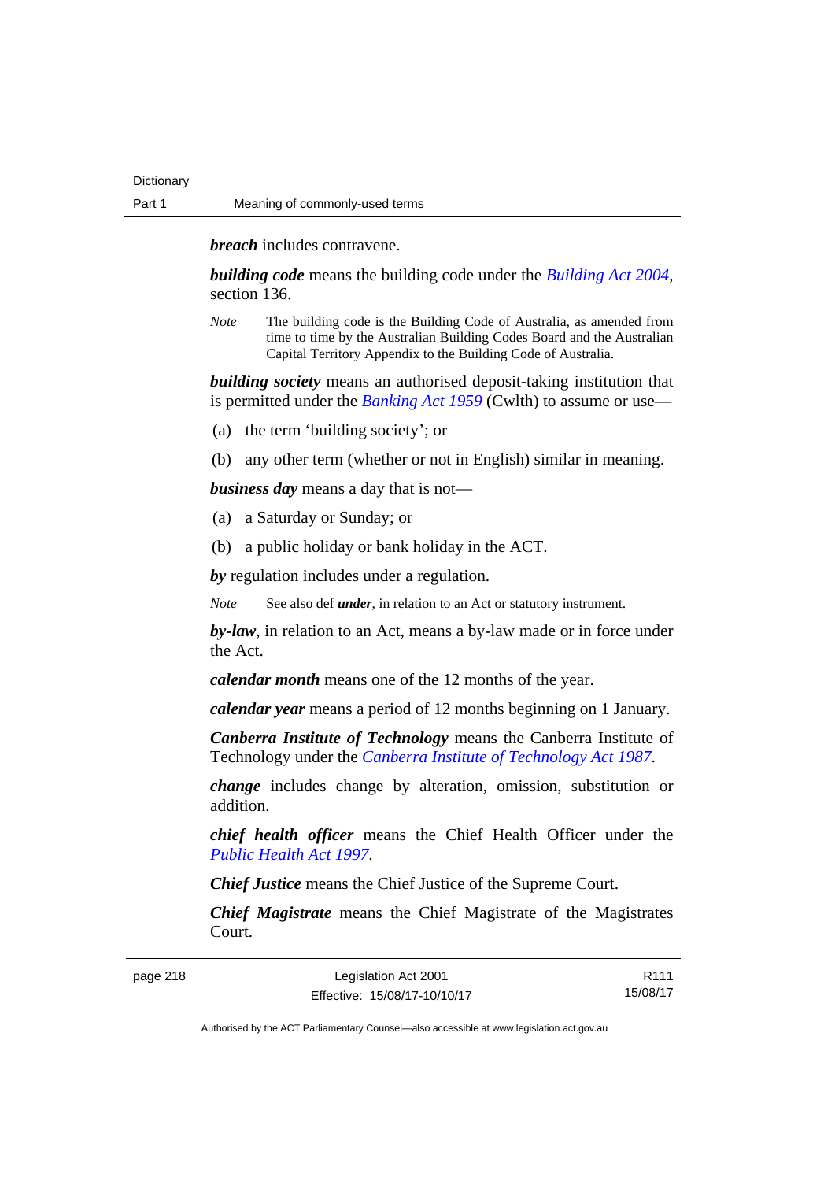***breach*** includes contravene.

***building code*** means the building code under the *Building Act 2004*, section 136.

*Note* The building code is the Building Code of Australia, as amended from time to time by the Australian Building Codes Board and the Australian Capital Territory Appendix to the Building Code of Australia.

***building society*** means an authorised deposit-taking institution that is permitted under the *Banking Act 1959* (Cwlth) to assume or use—

(a) the term 'building society'; or

(b) any other term (whether or not in English) similar in meaning.

***business day*** means a day that is not—

(a) a Saturday or Sunday; or

(b) a public holiday or bank holiday in the ACT.

***by*** regulation includes under a regulation.

*Note* See also def ***under***, in relation to an Act or statutory instrument.

***by-law***, in relation to an Act, means a by-law made or in force under the Act.

***calendar month*** means one of the 12 months of the year.

***calendar year*** means a period of 12 months beginning on 1 January.

***Canberra Institute of Technology*** means the Canberra Institute of Technology under the *Canberra Institute of Technology Act 1987*.

***change*** includes change by alteration, omission, substitution or addition.

***chief health officer*** means the Chief Health Officer under the *Public Health Act 1997*.

***Chief Justice*** means the Chief Justice of the Supreme Court.

***Chief Magistrate*** means the Chief Magistrate of the Magistrates Court.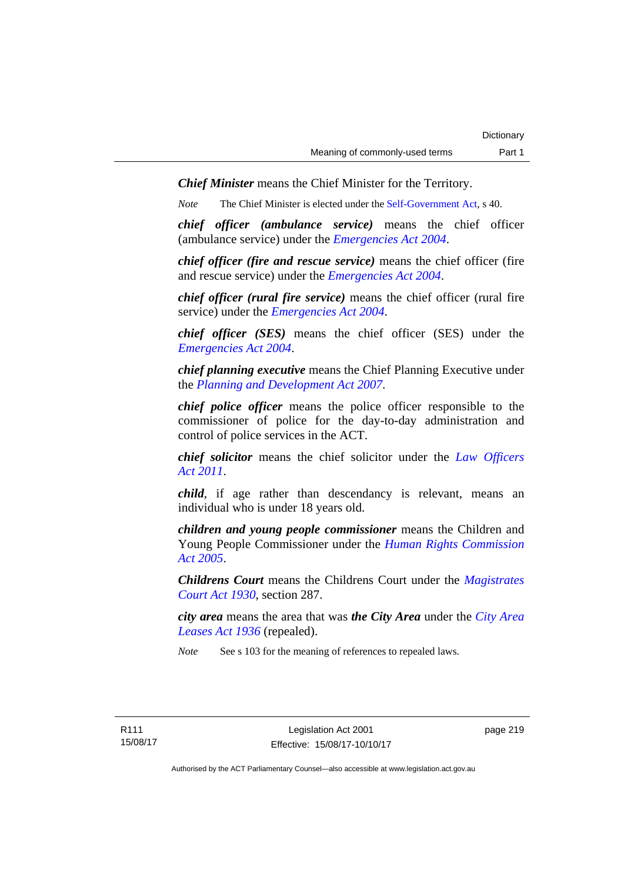***Chief Minister*** means the Chief Minister for the Territory.

*Note* The Chief Minister is elected under the Self-Government Act, s 40.

***chief officer (ambulance service)*** means the chief officer (ambulance service) under the *Emergencies Act 2004*.

***chief officer (fire and rescue service)*** means the chief officer (fire and rescue service) under the *Emergencies Act 2004*.

***chief officer (rural fire service)*** means the chief officer (rural fire service) under the *Emergencies Act 2004*.

***chief officer (SES)*** means the chief officer (SES) under the *Emergencies Act 2004*.

***chief planning executive*** means the Chief Planning Executive under the *Planning and Development Act 2007*.

***chief police officer*** means the police officer responsible to the commissioner of police for the day-to-day administration and control of police services in the ACT.

***chief solicitor*** means the chief solicitor under the *Law Officers Act 2011*.

***child***, if age rather than descendancy is relevant, means an individual who is under 18 years old.

***children and young people commissioner*** means the Children and Young People Commissioner under the *Human Rights Commission Act 2005*.

***Childrens Court*** means the Childrens Court under the *Magistrates Court Act 1930*, section 287.

***city area*** means the area that was ***the City Area*** under the *City Area Leases Act 1936* (repealed).

*Note* See s 103 for the meaning of references to repealed laws.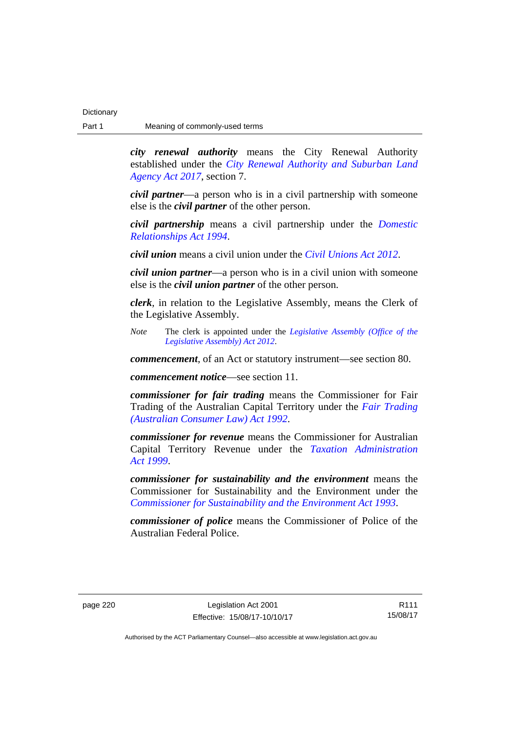***city renewal authority*** means the City Renewal Authority established under the *City Renewal Authority and Suburban Land Agency Act 2017*, section 7.

***civil partner***—a person who is in a civil partnership with someone else is the ***civil partner*** of the other person.

***civil partnership*** means a civil partnership under the *Domestic Relationships Act 1994*.

***civil union*** means a civil union under the *Civil Unions Act 2012*.

***civil union partner***—a person who is in a civil union with someone else is the ***civil union partner*** of the other person.

***clerk***, in relation to the Legislative Assembly, means the Clerk of the Legislative Assembly.

*Note* The clerk is appointed under the *Legislative Assembly (Office of the Legislative Assembly) Act 2012*.

***commencement***, of an Act or statutory instrument—see section 80.

***commencement notice***—see section 11.

***commissioner for fair trading*** means the Commissioner for Fair Trading of the Australian Capital Territory under the *Fair Trading (Australian Consumer Law) Act 1992*.

***commissioner for revenue*** means the Commissioner for Australian Capital Territory Revenue under the *Taxation Administration Act 1999*.

***commissioner for sustainability and the environment*** means the Commissioner for Sustainability and the Environment under the *Commissioner for Sustainability and the Environment Act 1993*.

***commissioner of police*** means the Commissioner of Police of the Australian Federal Police.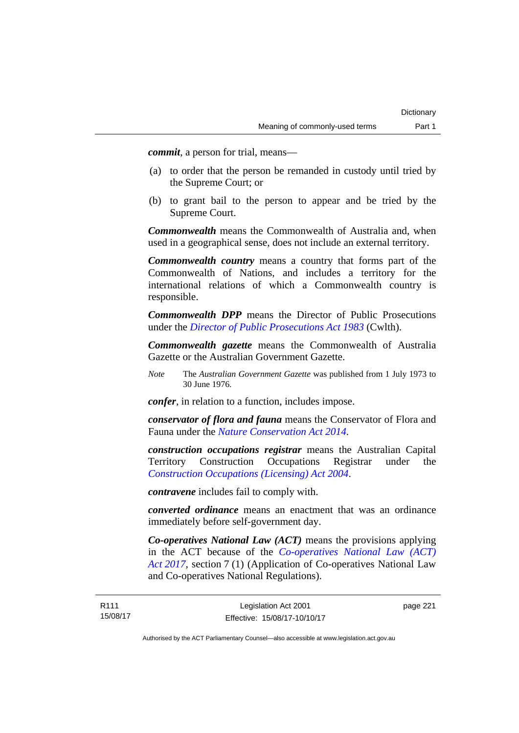***commit***, a person for trial, means—

(a) to order that the person be remanded in custody until tried by the Supreme Court; or

(b) to grant bail to the person to appear and be tried by the Supreme Court.

***Commonwealth*** means the Commonwealth of Australia and, when used in a geographical sense, does not include an external territory.

***Commonwealth country*** means a country that forms part of the Commonwealth of Nations, and includes a territory for the international relations of which a Commonwealth country is responsible.

***Commonwealth DPP*** means the Director of Public Prosecutions under the *Director of Public Prosecutions Act 1983* (Cwlth).

***Commonwealth gazette*** means the Commonwealth of Australia Gazette or the Australian Government Gazette.

*Note* The *Australian Government Gazette* was published from 1 July 1973 to 30 June 1976.

***confer***, in relation to a function, includes impose.

***conservator of flora and fauna*** means the Conservator of Flora and Fauna under the *Nature Conservation Act 2014*.

***construction occupations registrar*** means the Australian Capital Territory Construction Occupations Registrar under the *Construction Occupations (Licensing) Act 2004*.

***contravene*** includes fail to comply with.

***converted ordinance*** means an enactment that was an ordinance immediately before self-government day.

***Co-operatives National Law (ACT)*** means the provisions applying in the ACT because of the *Co-operatives National Law (ACT) Act 2017*, section 7 (1) (Application of Co-operatives National Law and Co-operatives National Regulations).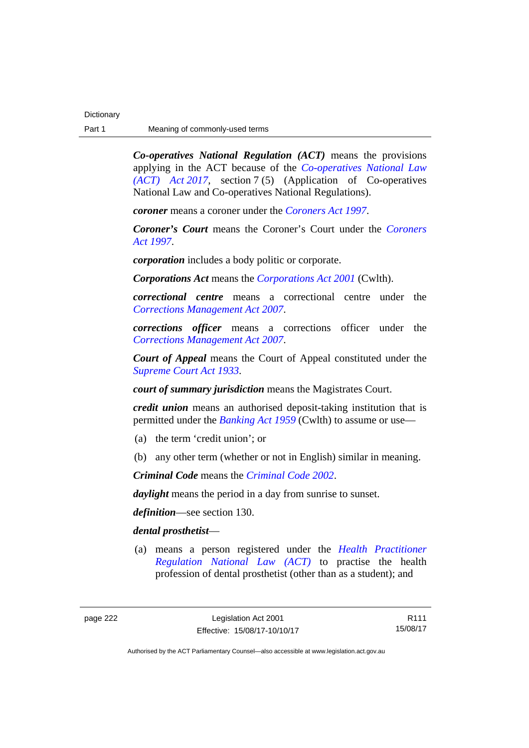***Co-operatives National Regulation (ACT)*** means the provisions applying in the ACT because of the *Co-operatives National Law (ACT) Act 2017*, section 7 (5) (Application of Co-operatives National Law and Co-operatives National Regulations).

***coroner*** means a coroner under the *Coroners Act 1997*.

***Coroner's Court*** means the Coroner's Court under the *Coroners Act 1997*.

***corporation*** includes a body politic or corporate.

***Corporations Act*** means the *Corporations Act 2001* (Cwlth).

***correctional centre*** means a correctional centre under the *Corrections Management Act 2007*.

***corrections officer*** means a corrections officer under the *Corrections Management Act 2007*.

***Court of Appeal*** means the Court of Appeal constituted under the *Supreme Court Act 1933*.

***court of summary jurisdiction*** means the Magistrates Court.

***credit union*** means an authorised deposit-taking institution that is permitted under the *Banking Act 1959* (Cwlth) to assume or use—

(a) the term 'credit union'; or

(b) any other term (whether or not in English) similar in meaning.

***Criminal Code*** means the *Criminal Code 2002*.

***daylight*** means the period in a day from sunrise to sunset.

***definition***—see section 130.

***dental prosthetist***—

(a) means a person registered under the *Health Practitioner Regulation National Law (ACT)* to practise the health profession of dental prosthetist (other than as a student); and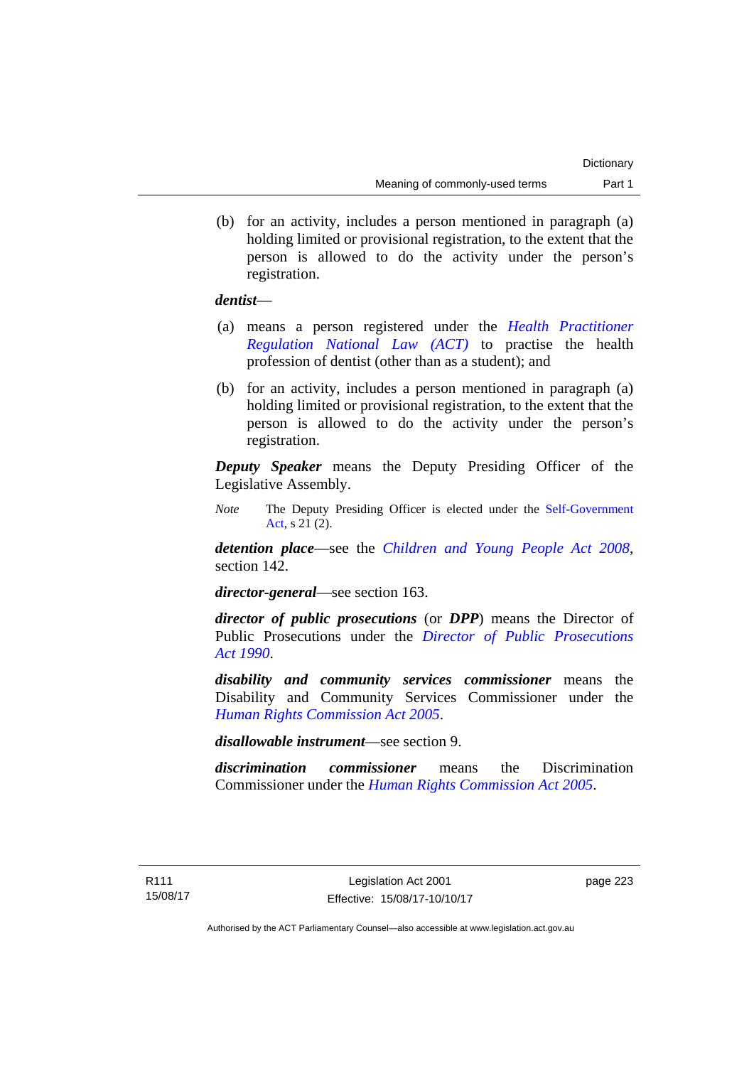(b) for an activity, includes a person mentioned in paragraph (a) holding limited or provisional registration, to the extent that the person is allowed to do the activity under the person's registration.

***dentist***—

(a) means a person registered under the *Health Practitioner Regulation National Law (ACT)* to practise the health profession of dentist (other than as a student); and

(b) for an activity, includes a person mentioned in paragraph (a) holding limited or provisional registration, to the extent that the person is allowed to do the activity under the person's registration.

***Deputy Speaker*** means the Deputy Presiding Officer of the Legislative Assembly.

*Note* The Deputy Presiding Officer is elected under the Self-Government Act, s 21 (2).

***detention place***—see the *Children and Young People Act 2008*, section 142.

***director-general***—see section 163.

***director of public prosecutions*** (or ***DPP***) means the Director of Public Prosecutions under the *Director of Public Prosecutions Act 1990*.

***disability and community services commissioner*** means the Disability and Community Services Commissioner under the *Human Rights Commission Act 2005*.

***disallowable instrument***—see section 9.

***discrimination commissioner*** means the Discrimination Commissioner under the *Human Rights Commission Act 2005*.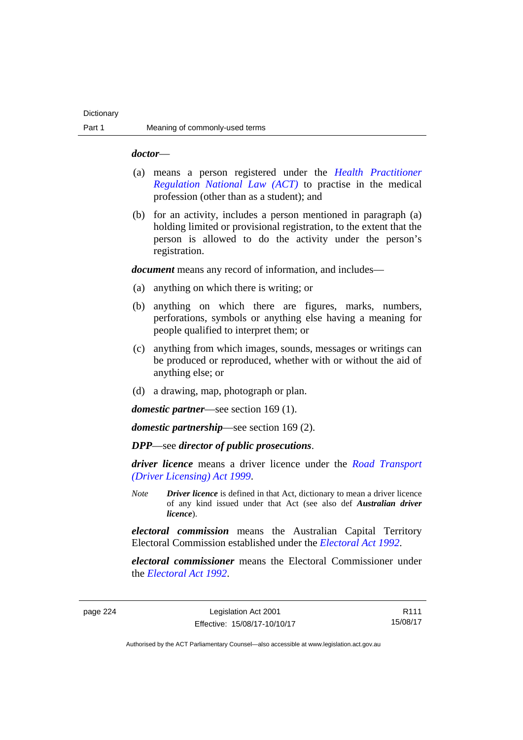***doctor***—

(a) means a person registered under the *Health Practitioner Regulation National Law (ACT)* to practise in the medical profession (other than as a student); and

(b) for an activity, includes a person mentioned in paragraph (a) holding limited or provisional registration, to the extent that the person is allowed to do the activity under the person's registration.

***document*** means any record of information, and includes—

(a) anything on which there is writing; or

(b) anything on which there are figures, marks, numbers, perforations, symbols or anything else having a meaning for people qualified to interpret them; or

(c) anything from which images, sounds, messages or writings can be produced or reproduced, whether with or without the aid of anything else; or

(d) a drawing, map, photograph or plan.

***domestic partner***—see section 169 (1).

***domestic partnership***—see section 169 (2).

***DPP***—see ***director of public prosecutions***.

***driver licence*** means a driver licence under the *Road Transport (Driver Licensing) Act 1999*.

*Note* ***Driver licence*** is defined in that Act, dictionary to mean a driver licence of any kind issued under that Act (see also def ***Australian driver licence***).

***electoral commission*** means the Australian Capital Territory Electoral Commission established under the *Electoral Act 1992*.

***electoral commissioner*** means the Electoral Commissioner under the *Electoral Act 1992*.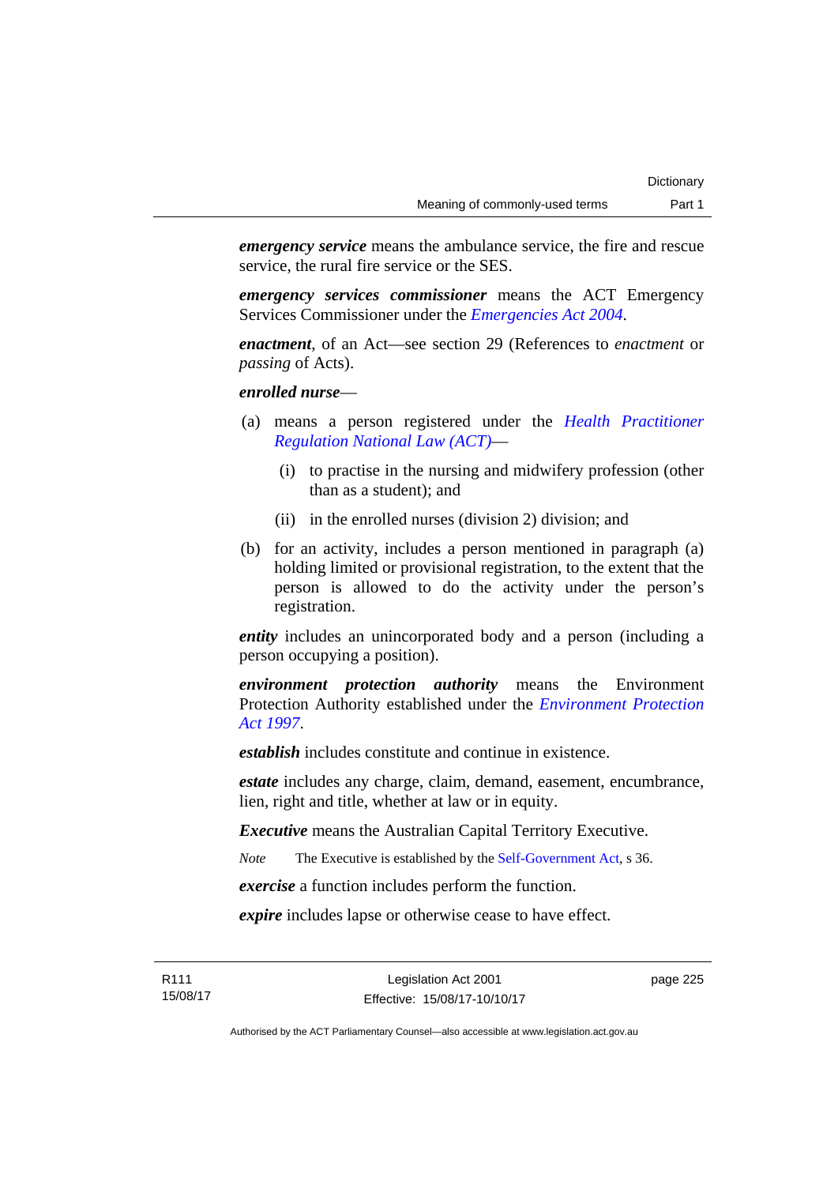***emergency service*** means the ambulance service, the fire and rescue service, the rural fire service or the SES.

***emergency services commissioner*** means the ACT Emergency Services Commissioner under the *Emergencies Act 2004*.

***enactment***, of an Act—see section 29 (References to *enactment* or *passing* of Acts).

***enrolled nurse***—

(a) means a person registered under the *Health Practitioner Regulation National Law (ACT)*—

  (i) to practise in the nursing and midwifery profession (other than as a student); and

  (ii) in the enrolled nurses (division 2) division; and

(b) for an activity, includes a person mentioned in paragraph (a) holding limited or provisional registration, to the extent that the person is allowed to do the activity under the person's registration.

***entity*** includes an unincorporated body and a person (including a person occupying a position).

***environment protection authority*** means the Environment Protection Authority established under the *Environment Protection Act 1997*.

***establish*** includes constitute and continue in existence.

***estate*** includes any charge, claim, demand, easement, encumbrance, lien, right and title, whether at law or in equity.

***Executive*** means the Australian Capital Territory Executive.

*Note* The Executive is established by the Self-Government Act, s 36.

***exercise*** a function includes perform the function.

***expire*** includes lapse or otherwise cease to have effect.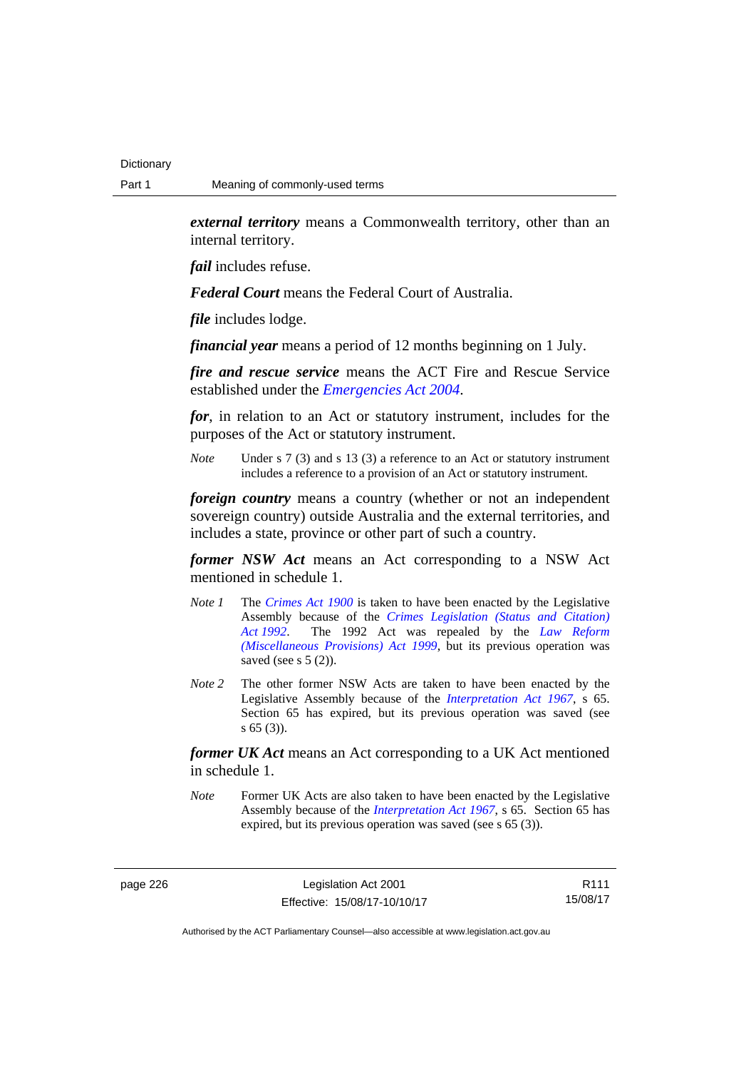***external territory*** means a Commonwealth territory, other than an internal territory.

***fail*** includes refuse.

***Federal Court*** means the Federal Court of Australia.

***file*** includes lodge.

***financial year*** means a period of 12 months beginning on 1 July.

***fire and rescue service*** means the ACT Fire and Rescue Service established under the *Emergencies Act 2004*.

***for***, in relation to an Act or statutory instrument, includes for the purposes of the Act or statutory instrument.

*Note* Under s 7 (3) and s 13 (3) a reference to an Act or statutory instrument includes a reference to a provision of an Act or statutory instrument.

***foreign country*** means a country (whether or not an independent sovereign country) outside Australia and the external territories, and includes a state, province or other part of such a country.

***former NSW Act*** means an Act corresponding to a NSW Act mentioned in schedule 1.

*Note 1* The *Crimes Act 1900* is taken to have been enacted by the Legislative Assembly because of the *Crimes Legislation (Status and Citation) Act 1992*. The 1992 Act was repealed by the *Law Reform (Miscellaneous Provisions) Act 1999*, but its previous operation was saved (see s 5 (2)).

*Note 2* The other former NSW Acts are taken to have been enacted by the Legislative Assembly because of the *Interpretation Act 1967*, s 65. Section 65 has expired, but its previous operation was saved (see s 65 (3)).

***former UK Act*** means an Act corresponding to a UK Act mentioned in schedule 1.

*Note* Former UK Acts are also taken to have been enacted by the Legislative Assembly because of the *Interpretation Act 1967*, s 65. Section 65 has expired, but its previous operation was saved (see s 65 (3)).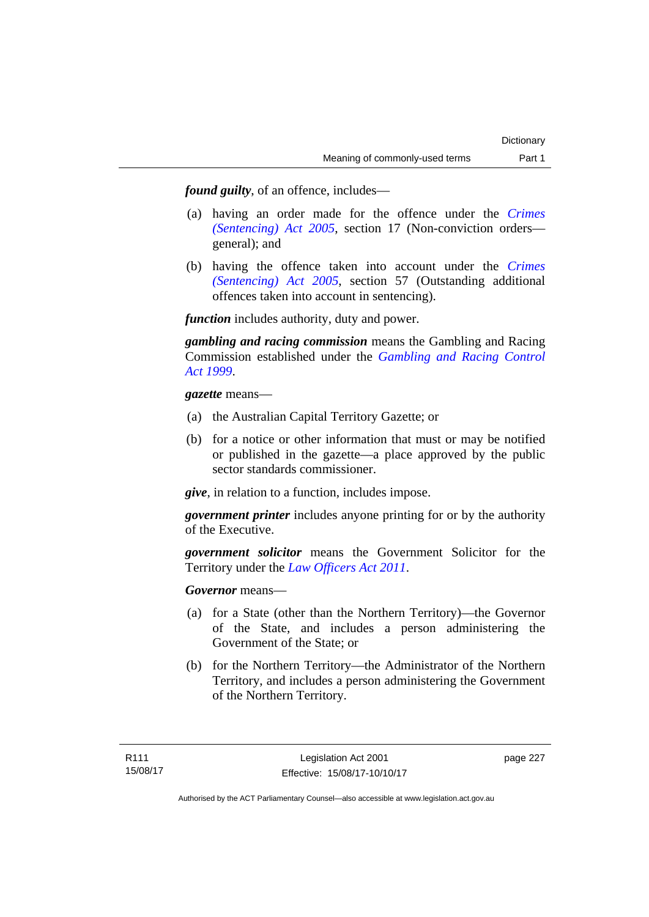***found guilty***, of an offence, includes—

(a) having an order made for the offence under the *Crimes (Sentencing) Act 2005*, section 17 (Non-conviction orders—general); and

(b) having the offence taken into account under the *Crimes (Sentencing) Act 2005*, section 57 (Outstanding additional offences taken into account in sentencing).

***function*** includes authority, duty and power.

***gambling and racing commission*** means the Gambling and Racing Commission established under the *Gambling and Racing Control Act 1999*.

***gazette*** means—

(a) the Australian Capital Territory Gazette; or

(b) for a notice or other information that must or may be notified or published in the gazette—a place approved by the public sector standards commissioner.

***give***, in relation to a function, includes impose.

***government printer*** includes anyone printing for or by the authority of the Executive.

***government solicitor*** means the Government Solicitor for the Territory under the *Law Officers Act 2011*.

***Governor*** means—

(a) for a State (other than the Northern Territory)—the Governor of the State, and includes a person administering the Government of the State; or

(b) for the Northern Territory—the Administrator of the Northern Territory, and includes a person administering the Government of the Northern Territory.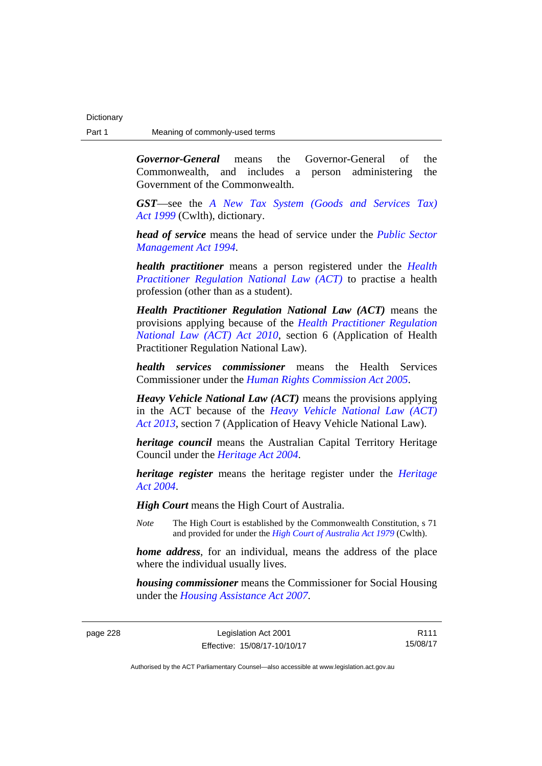***Governor-General*** means the Governor-General of the Commonwealth, and includes a person administering the Government of the Commonwealth.

***GST***—see the *A New Tax System (Goods and Services Tax) Act 1999* (Cwlth), dictionary.

***head of service*** means the head of service under the *Public Sector Management Act 1994*.

***health practitioner*** means a person registered under the *Health Practitioner Regulation National Law (ACT)* to practise a health profession (other than as a student).

***Health Practitioner Regulation National Law (ACT)*** means the provisions applying because of the *Health Practitioner Regulation National Law (ACT) Act 2010*, section 6 (Application of Health Practitioner Regulation National Law).

***health services commissioner*** means the Health Services Commissioner under the *Human Rights Commission Act 2005*.

***Heavy Vehicle National Law (ACT)*** means the provisions applying in the ACT because of the *Heavy Vehicle National Law (ACT) Act 2013*, section 7 (Application of Heavy Vehicle National Law).

***heritage council*** means the Australian Capital Territory Heritage Council under the *Heritage Act 2004*.

***heritage register*** means the heritage register under the *Heritage Act 2004*.

***High Court*** means the High Court of Australia.

*Note* The High Court is established by the Commonwealth Constitution, s 71 and provided for under the *High Court of Australia Act 1979* (Cwlth).

***home address***, for an individual, means the address of the place where the individual usually lives.

***housing commissioner*** means the Commissioner for Social Housing under the *Housing Assistance Act 2007*.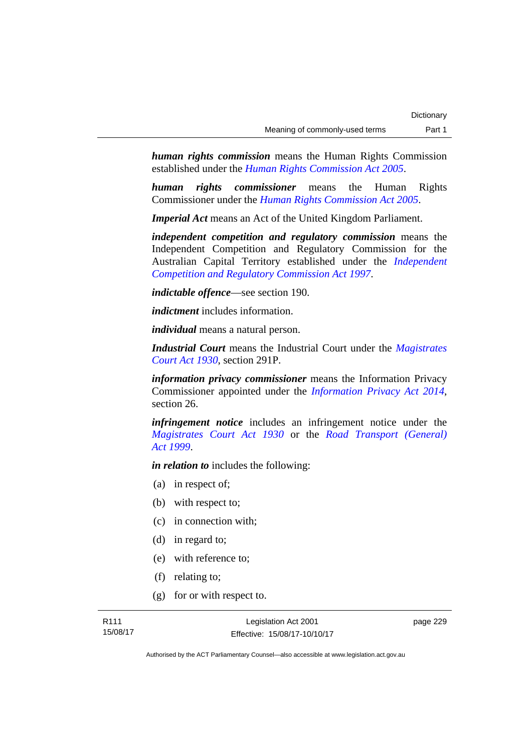***human rights commission*** means the Human Rights Commission established under the *Human Rights Commission Act 2005*.

***human rights commissioner*** means the Human Rights Commissioner under the *Human Rights Commission Act 2005*.

***Imperial Act*** means an Act of the United Kingdom Parliament.

***independent competition and regulatory commission*** means the Independent Competition and Regulatory Commission for the Australian Capital Territory established under the *Independent Competition and Regulatory Commission Act 1997*.

***indictable offence***—see section 190.

***indictment*** includes information.

***individual*** means a natural person.

***Industrial Court*** means the Industrial Court under the *Magistrates Court Act 1930*, section 291P.

***information privacy commissioner*** means the Information Privacy Commissioner appointed under the *Information Privacy Act 2014*, section 26.

***infringement notice*** includes an infringement notice under the *Magistrates Court Act 1930* or the *Road Transport (General) Act 1999*.

***in relation to*** includes the following:

(a) in respect of;

(b) with respect to;

(c) in connection with;

(d) in regard to;

(e) with reference to;

(f) relating to;

(g) for or with respect to.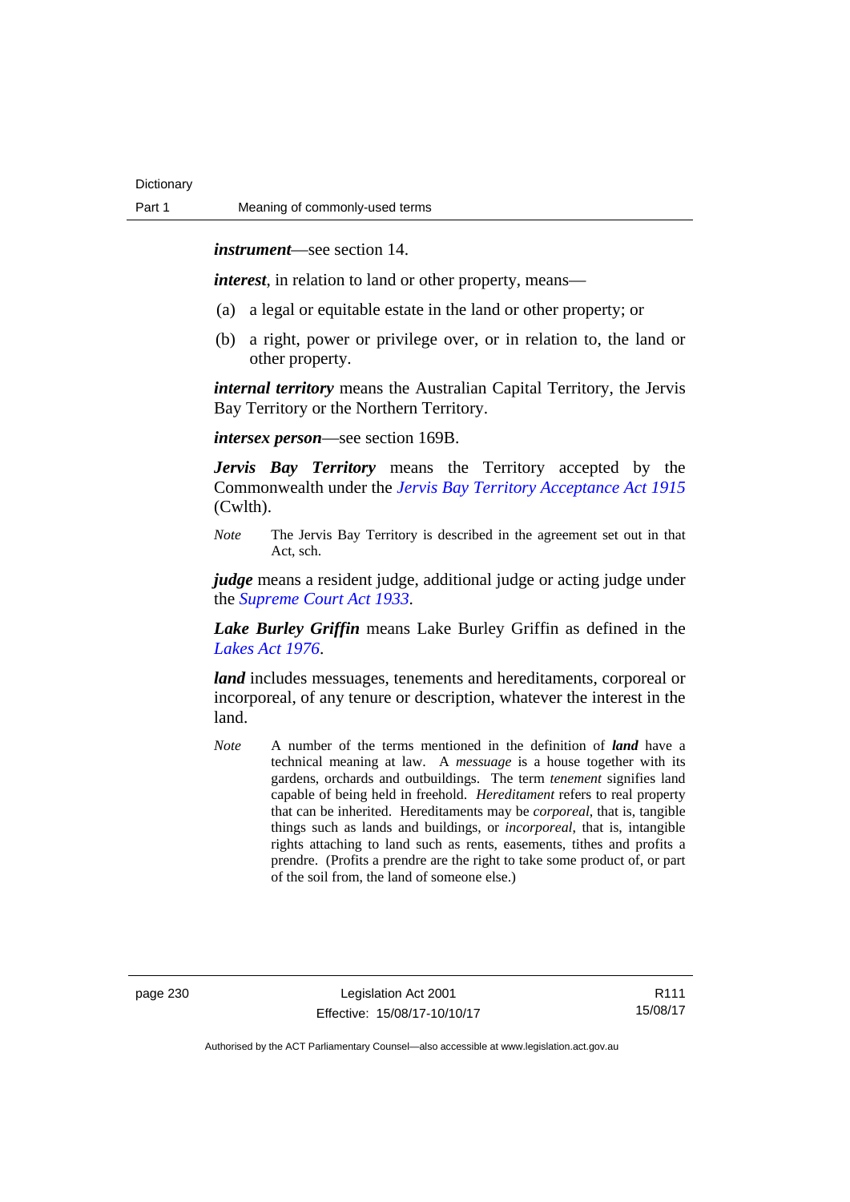***instrument***—see section 14.

***interest***, in relation to land or other property, means—

(a) a legal or equitable estate in the land or other property; or

(b) a right, power or privilege over, or in relation to, the land or other property.

***internal territory*** means the Australian Capital Territory, the Jervis Bay Territory or the Northern Territory.

***intersex person***—see section 169B.

***Jervis Bay Territory*** means the Territory accepted by the Commonwealth under the *Jervis Bay Territory Acceptance Act 1915* (Cwlth).

*Note* The Jervis Bay Territory is described in the agreement set out in that Act, sch.

***judge*** means a resident judge, additional judge or acting judge under the *Supreme Court Act 1933*.

***Lake Burley Griffin*** means Lake Burley Griffin as defined in the *Lakes Act 1976*.

***land*** includes messuages, tenements and hereditaments, corporeal or incorporeal, of any tenure or description, whatever the interest in the land.

*Note* A number of the terms mentioned in the definition of ***land*** have a technical meaning at law. A *messuage* is a house together with its gardens, orchards and outbuildings. The term *tenement* signifies land capable of being held in freehold. *Hereditament* refers to real property that can be inherited. Hereditaments may be *corporeal*, that is, tangible things such as lands and buildings, or *incorporeal*, that is, intangible rights attaching to land such as rents, easements, tithes and profits a prendre. (Profits a prendre are the right to take some product of, or part of the soil from, the land of someone else.)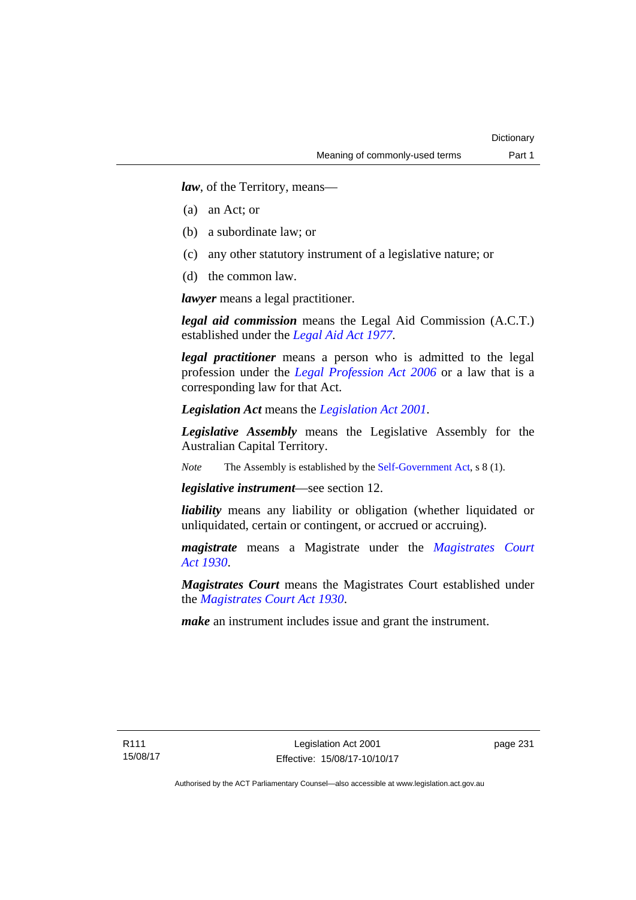***law***, of the Territory, means—

(a) an Act; or

(b) a subordinate law; or

(c) any other statutory instrument of a legislative nature; or

(d) the common law.

***lawyer*** means a legal practitioner.

***legal aid commission*** means the Legal Aid Commission (A.C.T.) established under the *Legal Aid Act 1977*.

***legal practitioner*** means a person who is admitted to the legal profession under the *Legal Profession Act 2006* or a law that is a corresponding law for that Act.

***Legislation Act*** means the *Legislation Act 2001*.

***Legislative Assembly*** means the Legislative Assembly for the Australian Capital Territory.

*Note* The Assembly is established by the Self-Government Act, s 8 (1).

***legislative instrument***—see section 12.

***liability*** means any liability or obligation (whether liquidated or unliquidated, certain or contingent, or accrued or accruing).

***magistrate*** means a Magistrate under the *Magistrates Court Act 1930*.

***Magistrates Court*** means the Magistrates Court established under the *Magistrates Court Act 1930*.

***make*** an instrument includes issue and grant the instrument.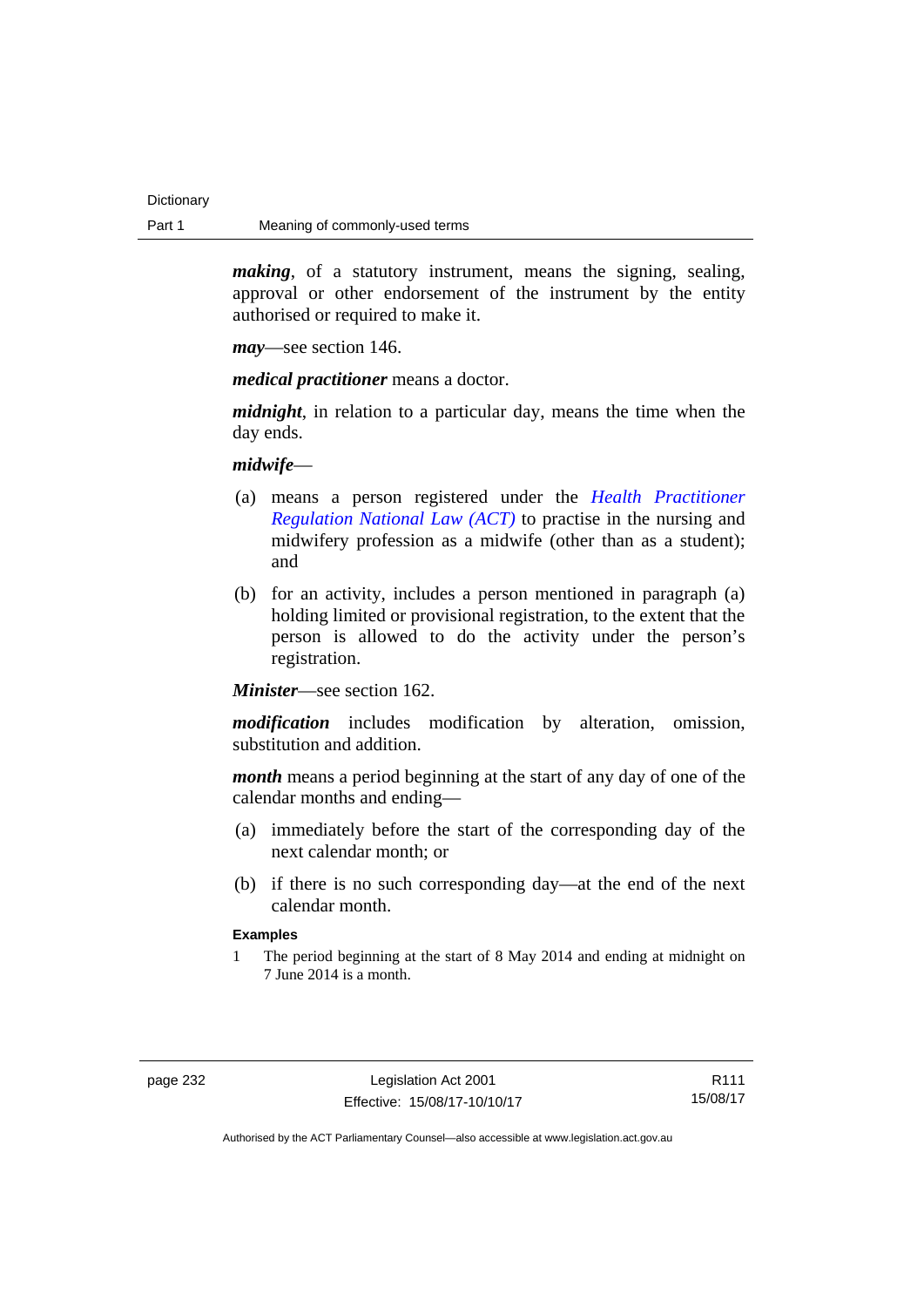***making***, of a statutory instrument, means the signing, sealing, approval or other endorsement of the instrument by the entity authorised or required to make it.

***may***—see section 146.

***medical practitioner*** means a doctor.

***midnight***, in relation to a particular day, means the time when the day ends.

***midwife***—

(a) means a person registered under the *Health Practitioner Regulation National Law (ACT)* to practise in the nursing and midwifery profession as a midwife (other than as a student); and

(b) for an activity, includes a person mentioned in paragraph (a) holding limited or provisional registration, to the extent that the person is allowed to do the activity under the person's registration.

***Minister***—see section 162.

***modification*** includes modification by alteration, omission, substitution and addition.

***month*** means a period beginning at the start of any day of one of the calendar months and ending—

(a) immediately before the start of the corresponding day of the next calendar month; or

(b) if there is no such corresponding day—at the end of the next calendar month.

**Examples**

1 The period beginning at the start of 8 May 2014 and ending at midnight on 7 June 2014 is a month.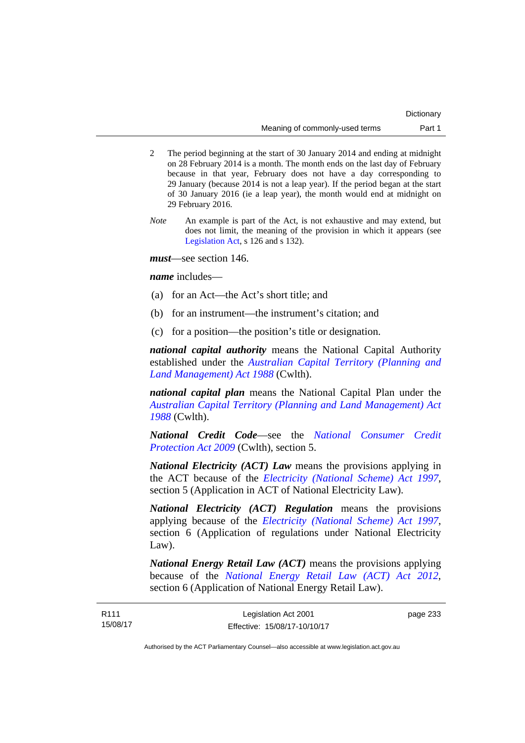2 The period beginning at the start of 30 January 2014 and ending at midnight on 28 February 2014 is a month. The month ends on the last day of February because in that year, February does not have a day corresponding to 29 January (because 2014 is not a leap year). If the period began at the start of 30 January 2016 (ie a leap year), the month would end at midnight on 29 February 2016.

*Note* An example is part of the Act, is not exhaustive and may extend, but does not limit, the meaning of the provision in which it appears (see Legislation Act, s 126 and s 132).

***must***—see section 146.

***name*** includes—

(a) for an Act—the Act's short title; and

(b) for an instrument—the instrument's citation; and

(c) for a position—the position's title or designation.

***national capital authority*** means the National Capital Authority established under the *Australian Capital Territory (Planning and Land Management) Act 1988* (Cwlth).

***national capital plan*** means the National Capital Plan under the *Australian Capital Territory (Planning and Land Management) Act 1988* (Cwlth).

***National Credit Code***—see the *National Consumer Credit Protection Act 2009* (Cwlth), section 5.

***National Electricity (ACT) Law*** means the provisions applying in the ACT because of the *Electricity (National Scheme) Act 1997*, section 5 (Application in ACT of National Electricity Law).

***National Electricity (ACT) Regulation*** means the provisions applying because of the *Electricity (National Scheme) Act 1997*, section 6 (Application of regulations under National Electricity Law).

***National Energy Retail Law (ACT)*** means the provisions applying because of the *National Energy Retail Law (ACT) Act 2012*, section 6 (Application of National Energy Retail Law).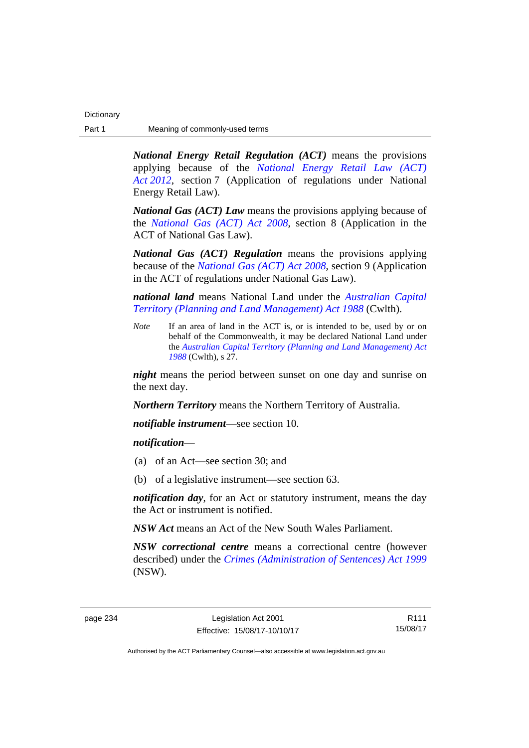***National Energy Retail Regulation (ACT)*** means the provisions applying because of the *National Energy Retail Law (ACT) Act 2012*, section 7 (Application of regulations under National Energy Retail Law).

***National Gas (ACT) Law*** means the provisions applying because of the *National Gas (ACT) Act 2008*, section 8 (Application in the ACT of National Gas Law).

***National Gas (ACT) Regulation*** means the provisions applying because of the *National Gas (ACT) Act 2008*, section 9 (Application in the ACT of regulations under National Gas Law).

***national land*** means National Land under the *Australian Capital Territory (Planning and Land Management) Act 1988* (Cwlth).

*Note* If an area of land in the ACT is, or is intended to be, used by or on behalf of the Commonwealth, it may be declared National Land under the *Australian Capital Territory (Planning and Land Management) Act 1988* (Cwlth), s 27.

***night*** means the period between sunset on one day and sunrise on the next day.

***Northern Territory*** means the Northern Territory of Australia.

***notifiable instrument***—see section 10.

***notification***—

(a) of an Act—see section 30; and

(b) of a legislative instrument—see section 63.

***notification day***, for an Act or statutory instrument, means the day the Act or instrument is notified.

***NSW Act*** means an Act of the New South Wales Parliament.

***NSW correctional centre*** means a correctional centre (however described) under the *Crimes (Administration of Sentences) Act 1999* (NSW).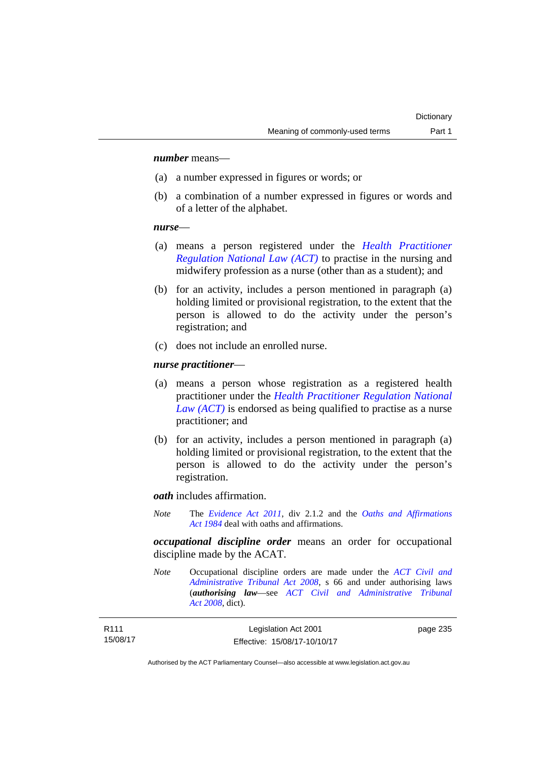***number*** means—

(a) a number expressed in figures or words; or

(b) a combination of a number expressed in figures or words and of a letter of the alphabet.

***nurse***—

(a) means a person registered under the *Health Practitioner Regulation National Law (ACT)* to practise in the nursing and midwifery profession as a nurse (other than as a student); and

(b) for an activity, includes a person mentioned in paragraph (a) holding limited or provisional registration, to the extent that the person is allowed to do the activity under the person's registration; and

(c) does not include an enrolled nurse.

***nurse practitioner***—

(a) means a person whose registration as a registered health practitioner under the *Health Practitioner Regulation National Law (ACT)* is endorsed as being qualified to practise as a nurse practitioner; and

(b) for an activity, includes a person mentioned in paragraph (a) holding limited or provisional registration, to the extent that the person is allowed to do the activity under the person's registration.

***oath*** includes affirmation.

*Note* The *Evidence Act 2011*, div 2.1.2 and the *Oaths and Affirmations Act 1984* deal with oaths and affirmations.

***occupational discipline order*** means an order for occupational discipline made by the ACAT.

*Note* Occupational discipline orders are made under the *ACT Civil and Administrative Tribunal Act 2008*, s 66 and under authorising laws (***authorising law***—see *ACT Civil and Administrative Tribunal Act 2008*, dict).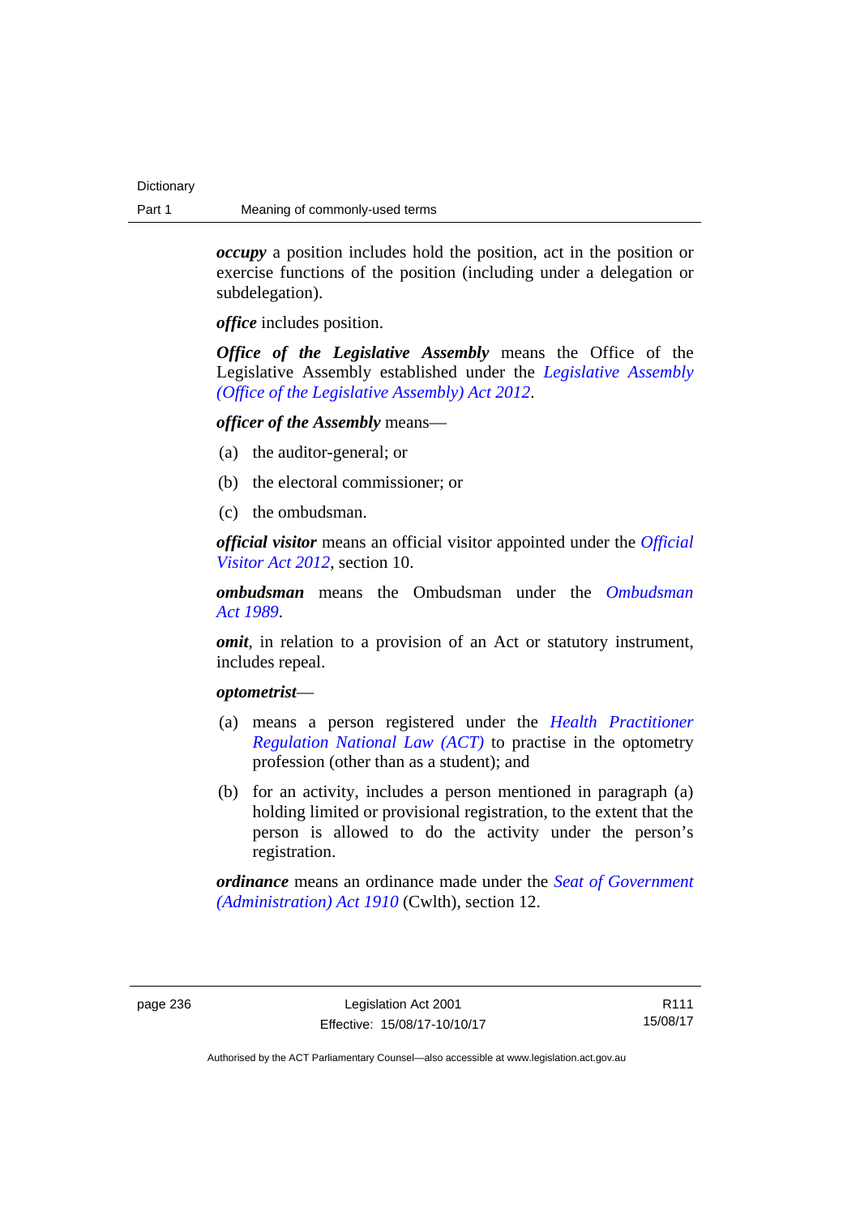***occupy*** a position includes hold the position, act in the position or exercise functions of the position (including under a delegation or subdelegation).

***office*** includes position.

***Office of the Legislative Assembly*** means the Office of the Legislative Assembly established under the *Legislative Assembly (Office of the Legislative Assembly) Act 2012*.

***officer of the Assembly*** means—

(a) the auditor-general; or

(b) the electoral commissioner; or

(c) the ombudsman.

***official visitor*** means an official visitor appointed under the *Official Visitor Act 2012*, section 10.

***ombudsman*** means the Ombudsman under the *Ombudsman Act 1989*.

***omit***, in relation to a provision of an Act or statutory instrument, includes repeal.

***optometrist***—

(a) means a person registered under the *Health Practitioner Regulation National Law (ACT)* to practise in the optometry profession (other than as a student); and

(b) for an activity, includes a person mentioned in paragraph (a) holding limited or provisional registration, to the extent that the person is allowed to do the activity under the person's registration.

***ordinance*** means an ordinance made under the *Seat of Government (Administration) Act 1910* (Cwlth), section 12.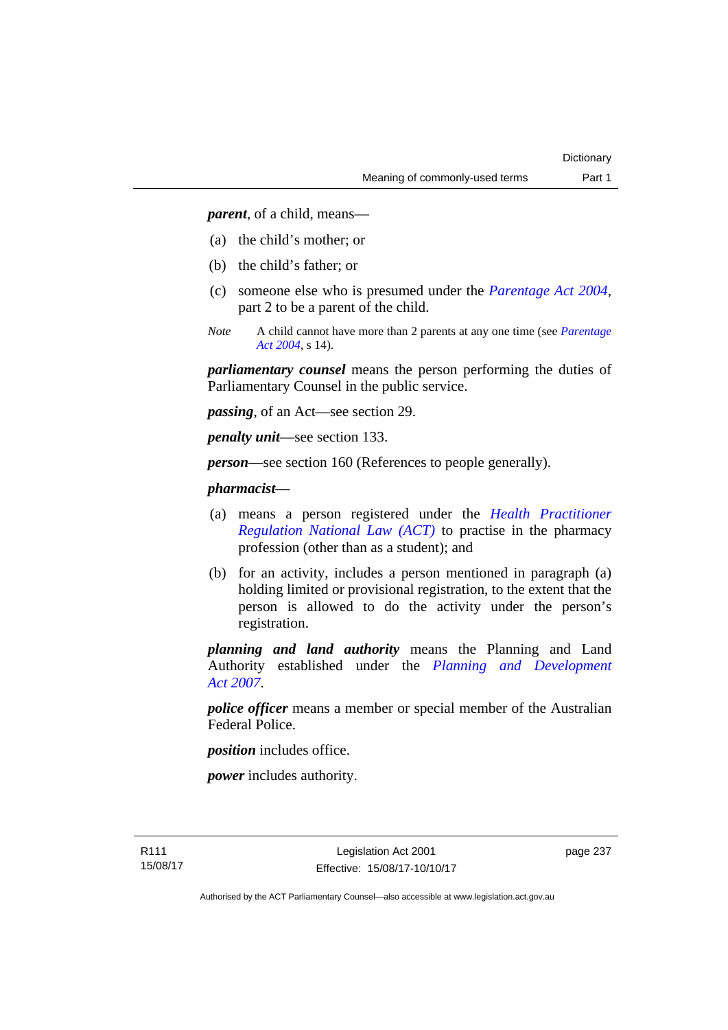***parent***, of a child, means—

(a) the child's mother; or

(b) the child's father; or

(c) someone else who is presumed under the *Parentage Act 2004*, part 2 to be a parent of the child.

*Note* A child cannot have more than 2 parents at any one time (see *Parentage Act 2004*, s 14).

***parliamentary counsel*** means the person performing the duties of Parliamentary Counsel in the public service.

***passing***, of an Act—see section 29.

***penalty unit***—see section 133.

***person***—see section 160 (References to people generally).

***pharmacist***—

(a) means a person registered under the *Health Practitioner Regulation National Law (ACT)* to practise in the pharmacy profession (other than as a student); and

(b) for an activity, includes a person mentioned in paragraph (a) holding limited or provisional registration, to the extent that the person is allowed to do the activity under the person's registration.

***planning and land authority*** means the Planning and Land Authority established under the *Planning and Development Act 2007*.

***police officer*** means a member or special member of the Australian Federal Police.

***position*** includes office.

***power*** includes authority.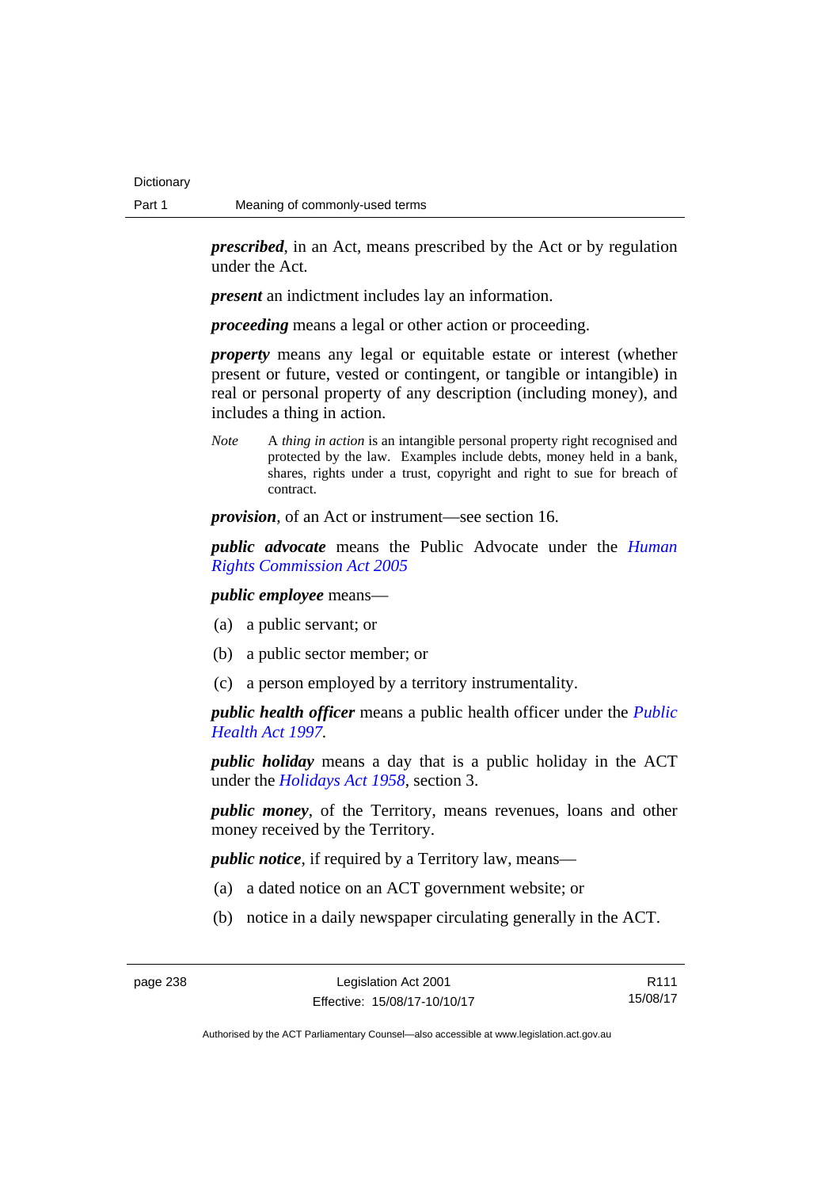***prescribed***, in an Act, means prescribed by the Act or by regulation under the Act.

***present*** an indictment includes lay an information.

***proceeding*** means a legal or other action or proceeding.

***property*** means any legal or equitable estate or interest (whether present or future, vested or contingent, or tangible or intangible) in real or personal property of any description (including money), and includes a thing in action.

*Note* A *thing in action* is an intangible personal property right recognised and protected by the law. Examples include debts, money held in a bank, shares, rights under a trust, copyright and right to sue for breach of contract.

***provision***, of an Act or instrument—see section 16.

***public advocate*** means the Public Advocate under the *Human Rights Commission Act 2005*

***public employee*** means—

(a) a public servant; or

(b) a public sector member; or

(c) a person employed by a territory instrumentality.

***public health officer*** means a public health officer under the *Public Health Act 1997*.

***public holiday*** means a day that is a public holiday in the ACT under the *Holidays Act 1958*, section 3.

***public money***, of the Territory, means revenues, loans and other money received by the Territory.

***public notice***, if required by a Territory law, means—

(a) a dated notice on an ACT government website; or

(b) notice in a daily newspaper circulating generally in the ACT.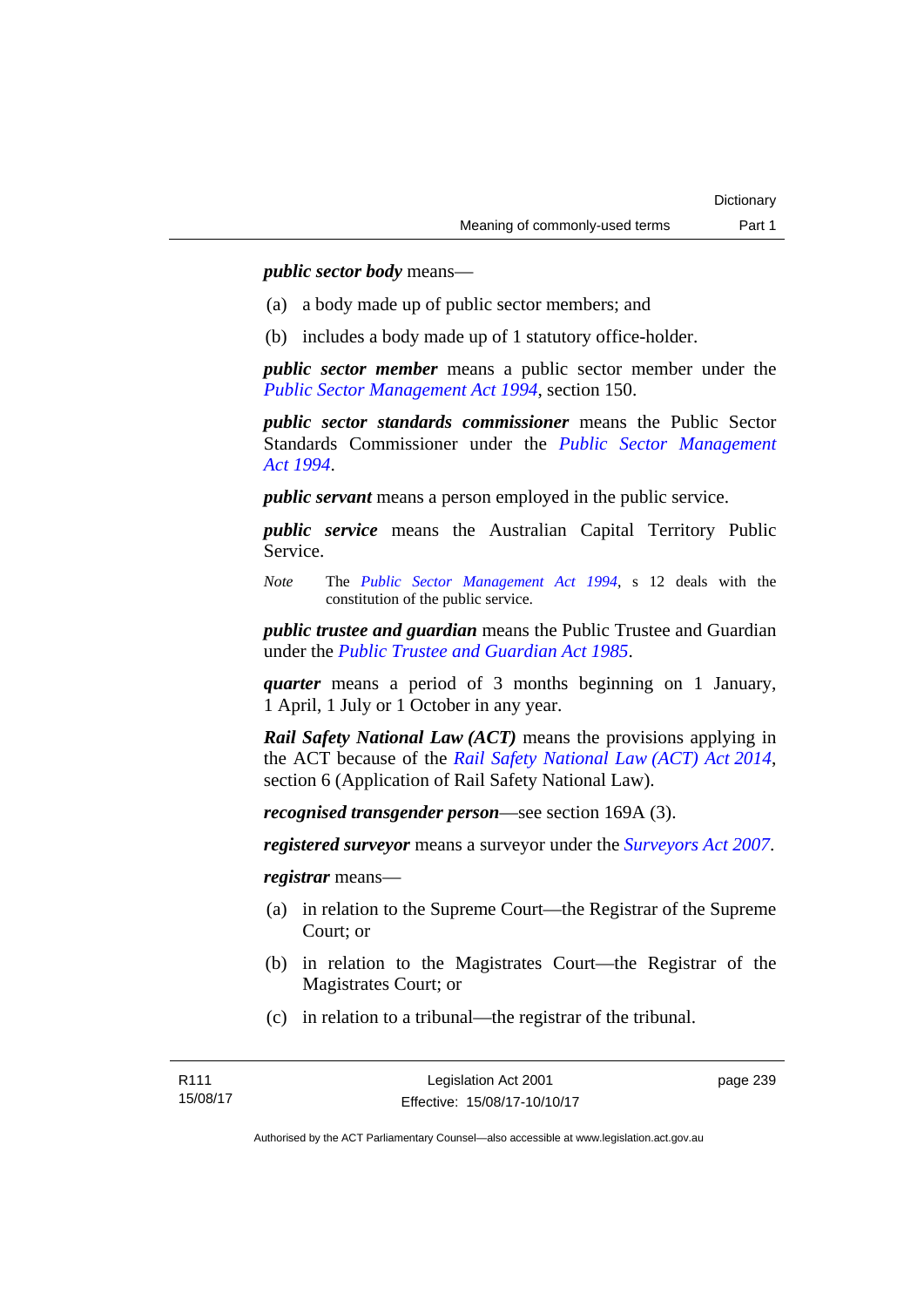***public sector body*** means—

(a) a body made up of public sector members; and

(b) includes a body made up of 1 statutory office-holder.

***public sector member*** means a public sector member under the *Public Sector Management Act 1994*, section 150.

***public sector standards commissioner*** means the Public Sector Standards Commissioner under the *Public Sector Management Act 1994*.

***public servant*** means a person employed in the public service.

***public service*** means the Australian Capital Territory Public Service.

*Note* The *Public Sector Management Act 1994*, s 12 deals with the constitution of the public service.

***public trustee and guardian*** means the Public Trustee and Guardian under the *Public Trustee and Guardian Act 1985*.

***quarter*** means a period of 3 months beginning on 1 January, 1 April, 1 July or 1 October in any year.

***Rail Safety National Law (ACT)*** means the provisions applying in the ACT because of the *Rail Safety National Law (ACT) Act 2014*, section 6 (Application of Rail Safety National Law).

***recognised transgender person***—see section 169A (3).

***registered surveyor*** means a surveyor under the *Surveyors Act 2007*.

***registrar*** means—

(a) in relation to the Supreme Court—the Registrar of the Supreme Court; or

(b) in relation to the Magistrates Court—the Registrar of the Magistrates Court; or

(c) in relation to a tribunal—the registrar of the tribunal.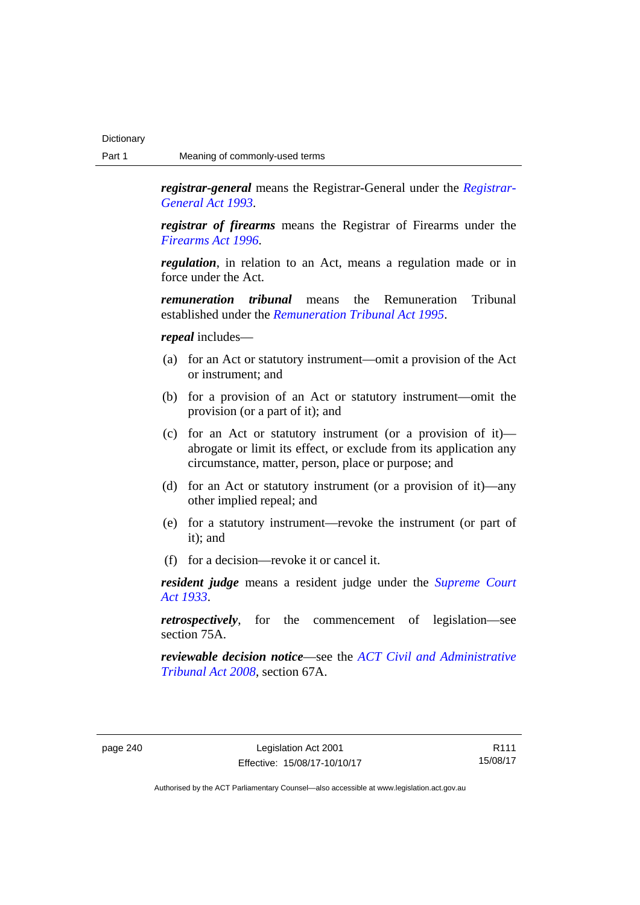***registrar-general*** means the Registrar-General under the *Registrar-General Act 1993*.

***registrar of firearms*** means the Registrar of Firearms under the *Firearms Act 1996*.

***regulation***, in relation to an Act, means a regulation made or in force under the Act.

***remuneration tribunal*** means the Remuneration Tribunal established under the *Remuneration Tribunal Act 1995*.

***repeal*** includes—

(a) for an Act or statutory instrument—omit a provision of the Act or instrument; and

(b) for a provision of an Act or statutory instrument—omit the provision (or a part of it); and

(c) for an Act or statutory instrument (or a provision of it)—abrogate or limit its effect, or exclude from its application any circumstance, matter, person, place or purpose; and

(d) for an Act or statutory instrument (or a provision of it)—any other implied repeal; and

(e) for a statutory instrument—revoke the instrument (or part of it); and

(f) for a decision—revoke it or cancel it.

***resident judge*** means a resident judge under the *Supreme Court Act 1933*.

***retrospectively***, for the commencement of legislation—see section 75A.

***reviewable decision notice***—see the *ACT Civil and Administrative Tribunal Act 2008*, section 67A.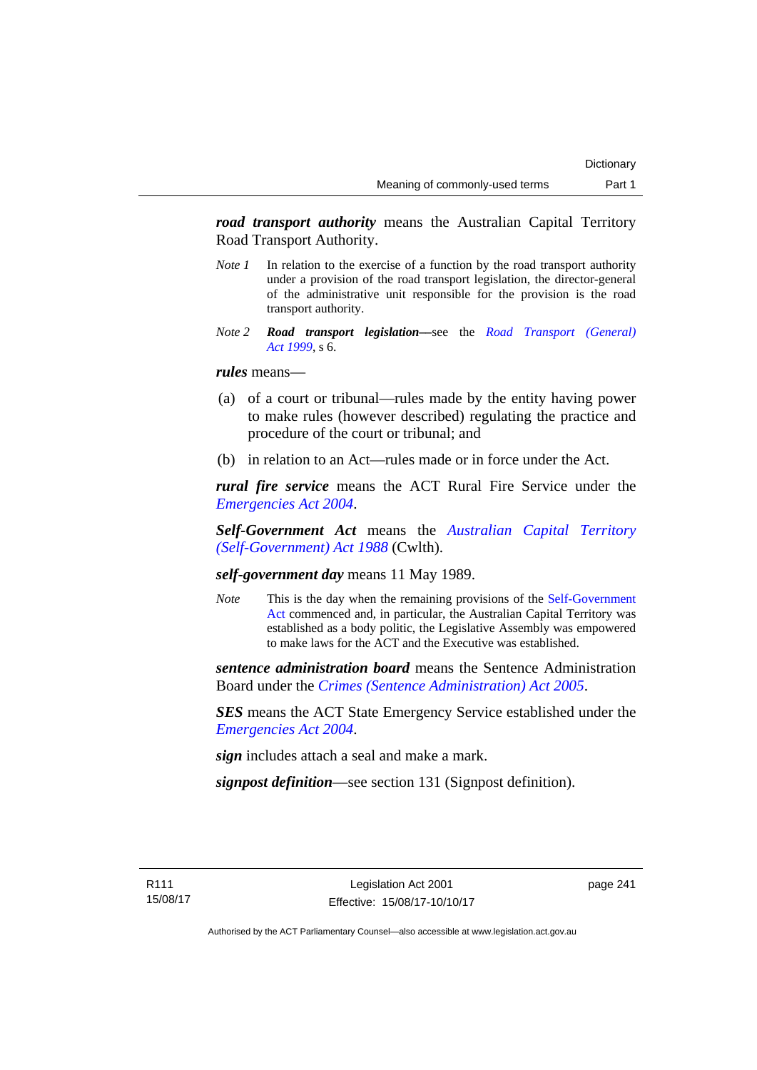***road transport authority*** means the Australian Capital Territory Road Transport Authority.

*Note 1* In relation to the exercise of a function by the road transport authority under a provision of the road transport legislation, the director-general of the administrative unit responsible for the provision is the road transport authority.

*Note 2* ***Road transport legislation***—see the *Road Transport (General) Act 1999*, s 6.

***rules*** means—

(a) of a court or tribunal—rules made by the entity having power to make rules (however described) regulating the practice and procedure of the court or tribunal; and

(b) in relation to an Act—rules made or in force under the Act.

***rural fire service*** means the ACT Rural Fire Service under the *Emergencies Act 2004*.

***Self-Government Act*** means the *Australian Capital Territory (Self-Government) Act 1988* (Cwlth).

***self-government day*** means 11 May 1989.

*Note* This is the day when the remaining provisions of the Self-Government Act commenced and, in particular, the Australian Capital Territory was established as a body politic, the Legislative Assembly was empowered to make laws for the ACT and the Executive was established.

***sentence administration board*** means the Sentence Administration Board under the *Crimes (Sentence Administration) Act 2005*.

***SES*** means the ACT State Emergency Service established under the *Emergencies Act 2004*.

***sign*** includes attach a seal and make a mark.

***signpost definition***—see section 131 (Signpost definition).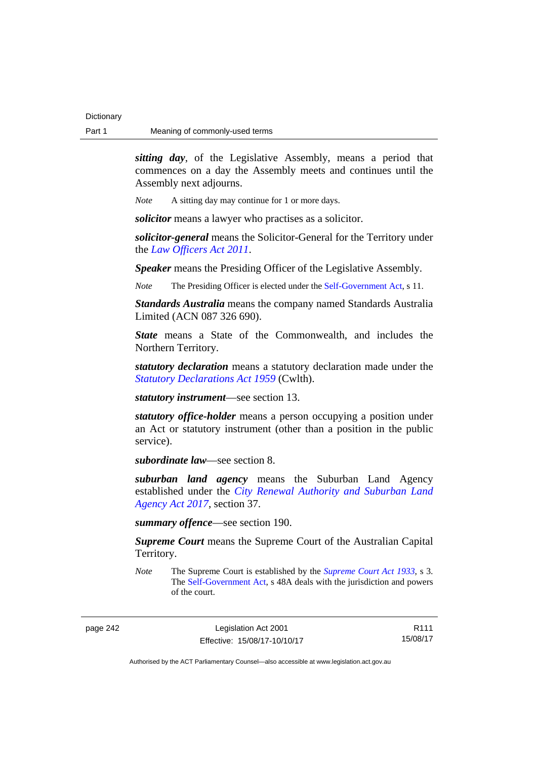***sitting day***, of the Legislative Assembly, means a period that commences on a day the Assembly meets and continues until the Assembly next adjourns.

*Note* A sitting day may continue for 1 or more days.

***solicitor*** means a lawyer who practises as a solicitor.

***solicitor-general*** means the Solicitor-General for the Territory under the *Law Officers Act 2011*.

***Speaker*** means the Presiding Officer of the Legislative Assembly.

*Note* The Presiding Officer is elected under the Self-Government Act, s 11.

***Standards Australia*** means the company named Standards Australia Limited (ACN 087 326 690).

***State*** means a State of the Commonwealth, and includes the Northern Territory.

***statutory declaration*** means a statutory declaration made under the *Statutory Declarations Act 1959* (Cwlth).

***statutory instrument***—see section 13.

***statutory office-holder*** means a person occupying a position under an Act or statutory instrument (other than a position in the public service).

***subordinate law***—see section 8.

***suburban land agency*** means the Suburban Land Agency established under the *City Renewal Authority and Suburban Land Agency Act 2017*, section 37.

***summary offence***—see section 190.

***Supreme Court*** means the Supreme Court of the Australian Capital Territory.

*Note* The Supreme Court is established by the *Supreme Court Act 1933*, s 3. The Self-Government Act, s 48A deals with the jurisdiction and powers of the court.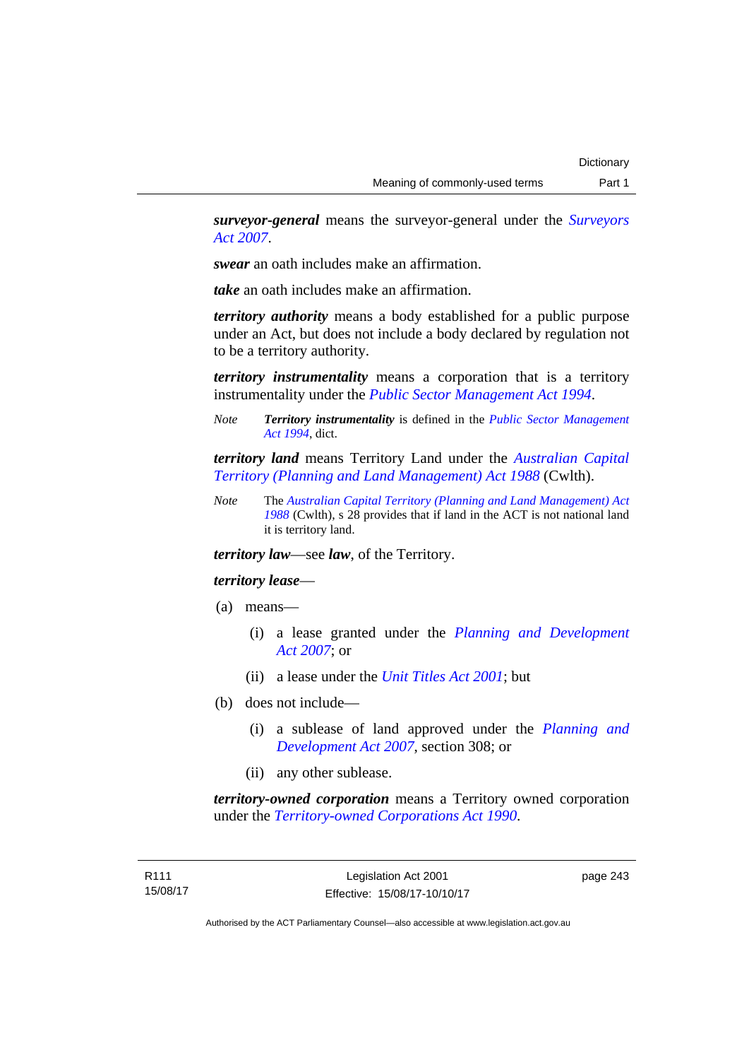***surveyor-general*** means the surveyor-general under the *Surveyors Act 2007*.

***swear*** an oath includes make an affirmation.

***take*** an oath includes make an affirmation.

***territory authority*** means a body established for a public purpose under an Act, but does not include a body declared by regulation not to be a territory authority.

***territory instrumentality*** means a corporation that is a territory instrumentality under the *Public Sector Management Act 1994*.

*Note* ***Territory instrumentality*** is defined in the *Public Sector Management Act 1994*, dict.

***territory land*** means Territory Land under the *Australian Capital Territory (Planning and Land Management) Act 1988* (Cwlth).

*Note* The *Australian Capital Territory (Planning and Land Management) Act 1988* (Cwlth), s 28 provides that if land in the ACT is not national land it is territory land.

***territory law***—see ***law***, of the Territory.

***territory lease***—

(a) means—

   (i) a lease granted under the *Planning and Development Act 2007*; or

   (ii) a lease under the *Unit Titles Act 2001*; but

(b) does not include—

   (i) a sublease of land approved under the *Planning and Development Act 2007*, section 308; or

   (ii) any other sublease.

***territory-owned corporation*** means a Territory owned corporation under the *Territory-owned Corporations Act 1990*.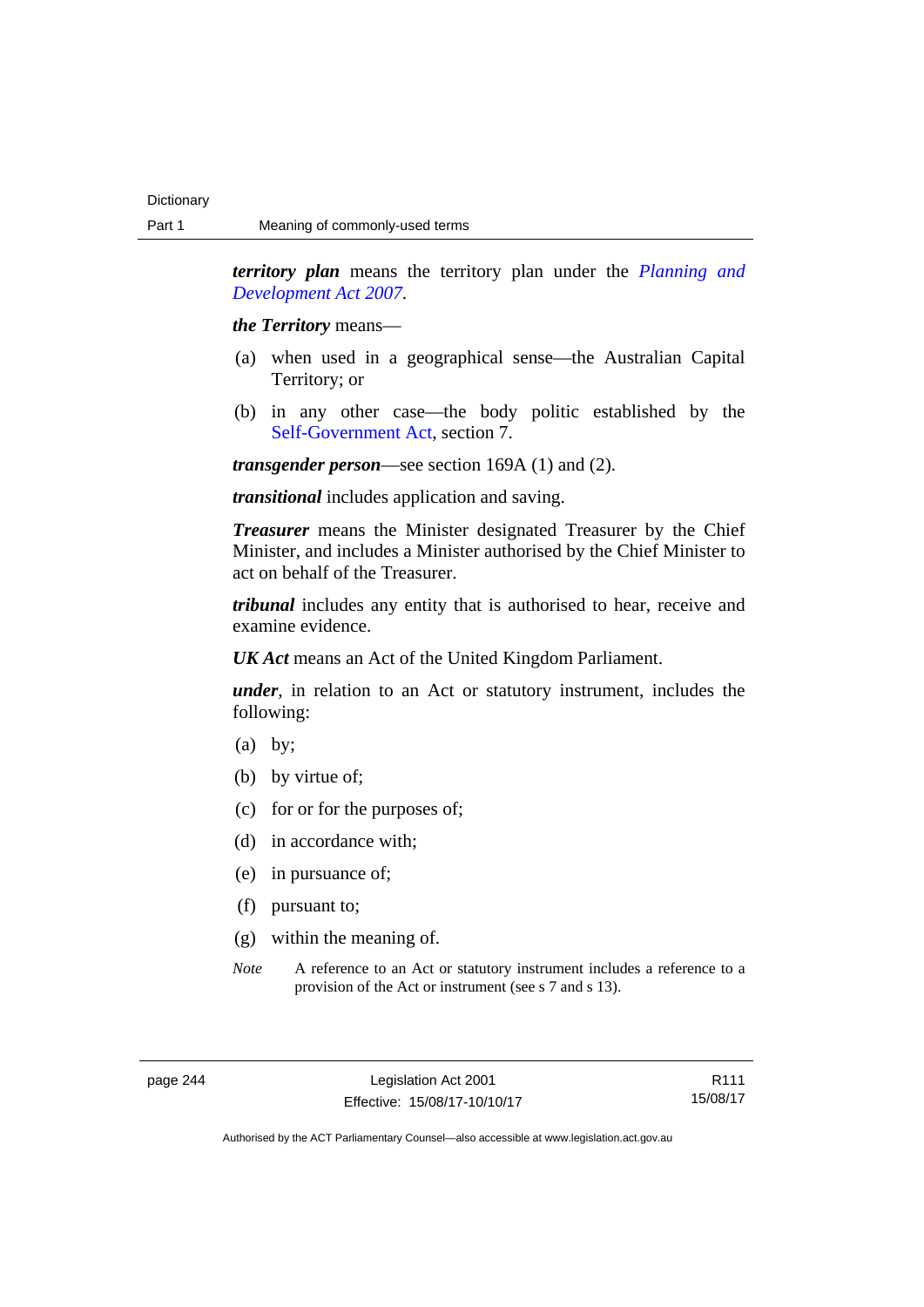***territory plan*** means the territory plan under the *Planning and Development Act 2007*.

***the Territory*** means—

(a) when used in a geographical sense—the Australian Capital Territory; or

(b) in any other case—the body politic established by the Self-Government Act, section 7.

***transgender person***—see section 169A (1) and (2).

***transitional*** includes application and saving.

***Treasurer*** means the Minister designated Treasurer by the Chief Minister, and includes a Minister authorised by the Chief Minister to act on behalf of the Treasurer.

***tribunal*** includes any entity that is authorised to hear, receive and examine evidence.

***UK Act*** means an Act of the United Kingdom Parliament.

***under***, in relation to an Act or statutory instrument, includes the following:

(a) by;

(b) by virtue of;

(c) for or for the purposes of;

(d) in accordance with;

(e) in pursuance of;

(f) pursuant to;

(g) within the meaning of.

*Note* A reference to an Act or statutory instrument includes a reference to a provision of the Act or instrument (see s 7 and s 13).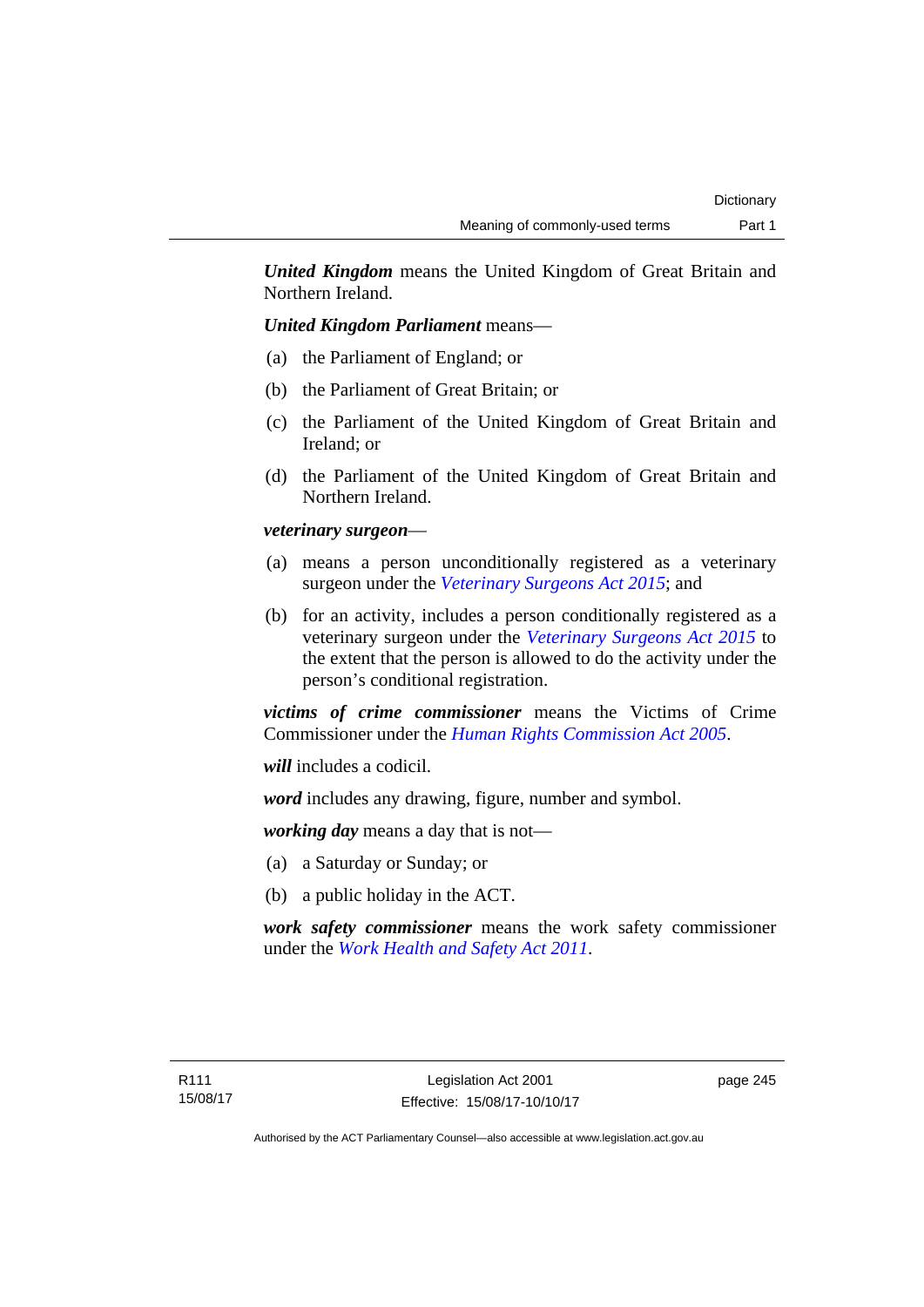***United Kingdom*** means the United Kingdom of Great Britain and Northern Ireland.

***United Kingdom Parliament*** means—

(a) the Parliament of England; or

(b) the Parliament of Great Britain; or

(c) the Parliament of the United Kingdom of Great Britain and Ireland; or

(d) the Parliament of the United Kingdom of Great Britain and Northern Ireland.

***veterinary surgeon***—

(a) means a person unconditionally registered as a veterinary surgeon under the *Veterinary Surgeons Act 2015*; and

(b) for an activity, includes a person conditionally registered as a veterinary surgeon under the *Veterinary Surgeons Act 2015* to the extent that the person is allowed to do the activity under the person's conditional registration.

***victims of crime commissioner*** means the Victims of Crime Commissioner under the *Human Rights Commission Act 2005*.

***will*** includes a codicil.

***word*** includes any drawing, figure, number and symbol.

***working day*** means a day that is not—

(a) a Saturday or Sunday; or

(b) a public holiday in the ACT.

***work safety commissioner*** means the work safety commissioner under the *Work Health and Safety Act 2011*.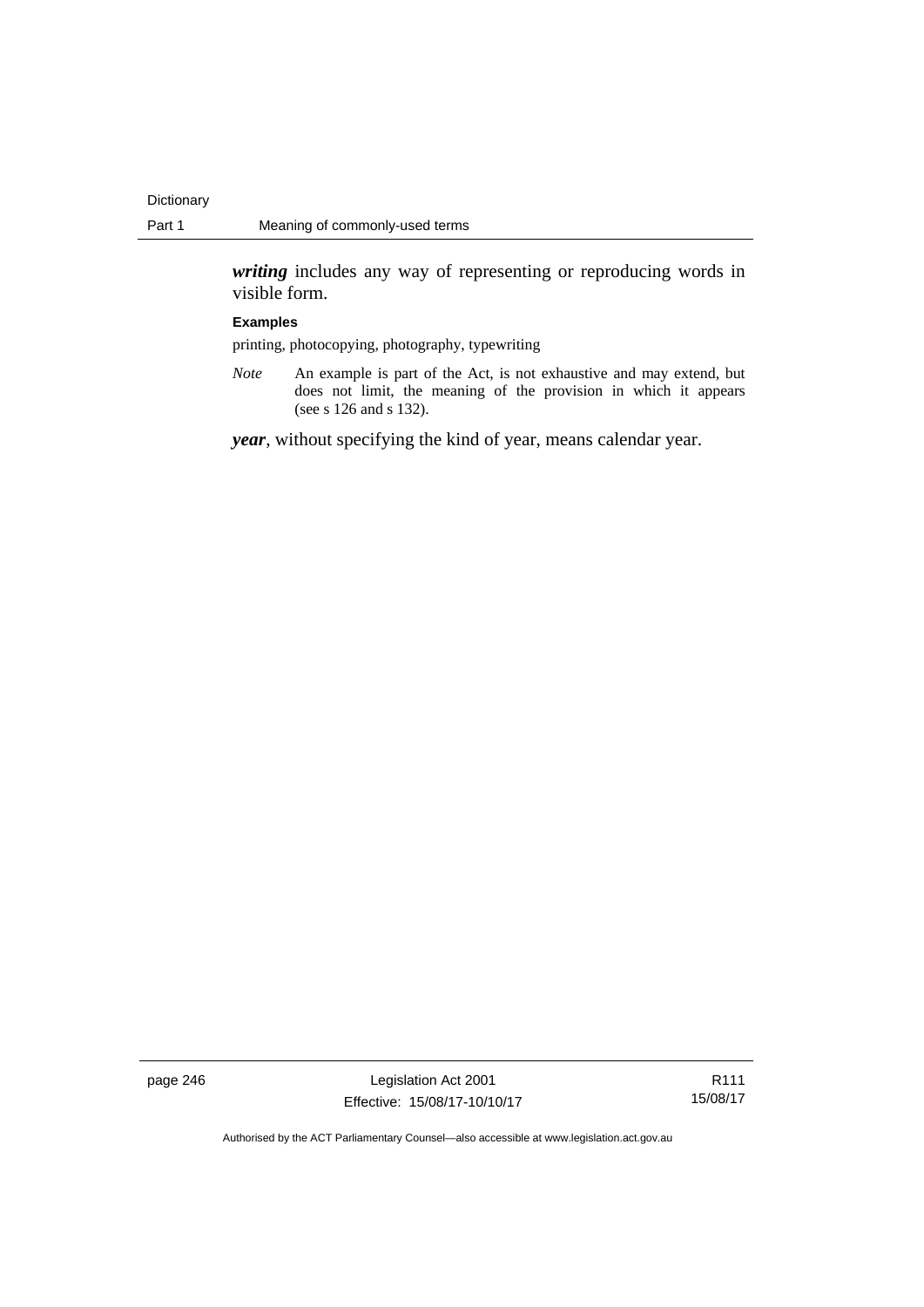***writing*** includes any way of representing or reproducing words in visible form.

**Examples**

printing, photocopying, photography, typewriting

*Note* An example is part of the Act, is not exhaustive and may extend, but does not limit, the meaning of the provision in which it appears (see s 126 and s 132).

***year***, without specifying the kind of year, means calendar year.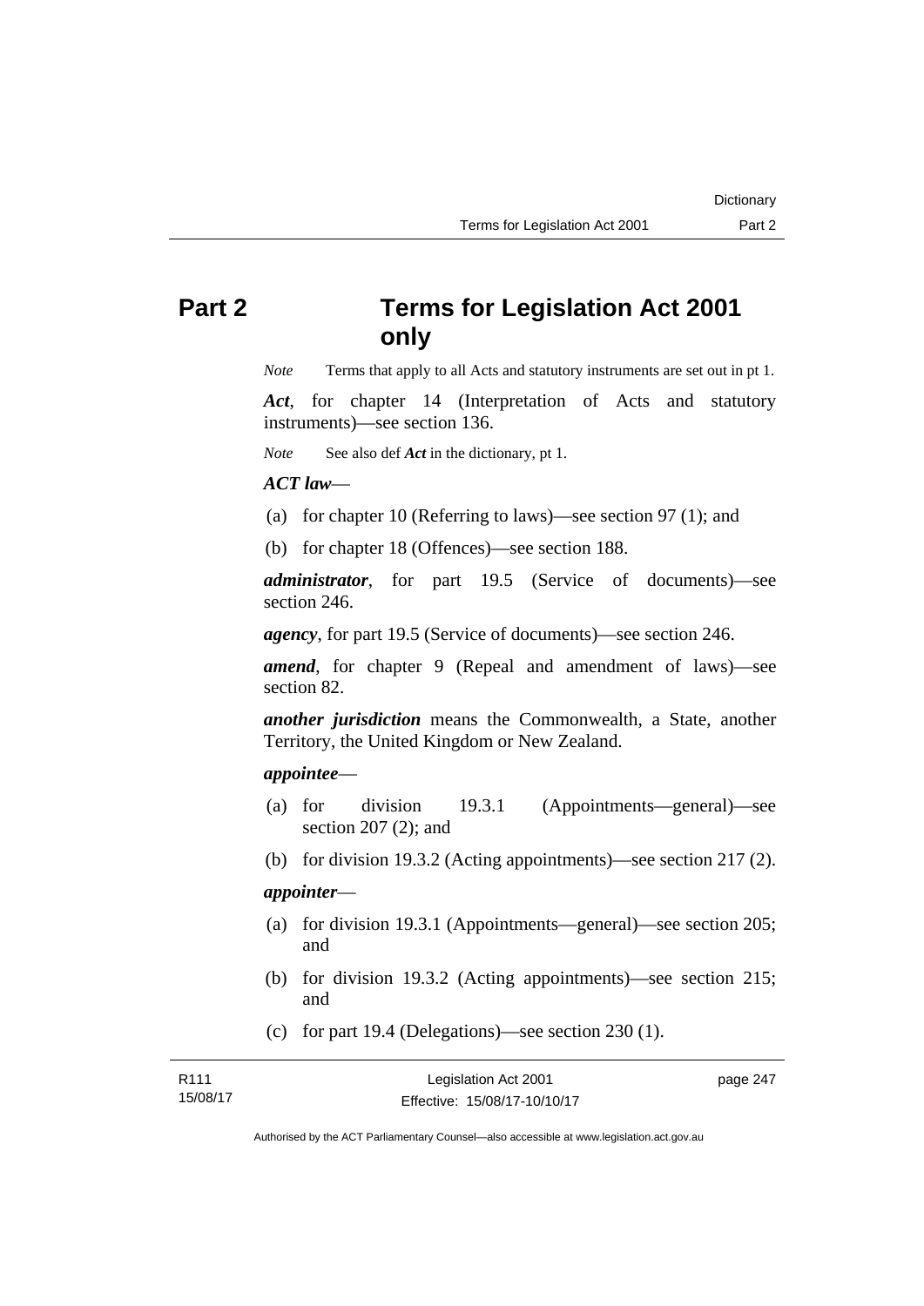# Part 2 Terms for Legislation Act 2001 only

*Note* Terms that apply to all Acts and statutory instruments are set out in pt 1.

***Act***, for chapter 14 (Interpretation of Acts and statutory instruments)—see section 136.

*Note* See also def ***Act*** in the dictionary, pt 1.

***ACT law***—

(a) for chapter 10 (Referring to laws)—see section 97 (1); and

(b) for chapter 18 (Offences)—see section 188.

***administrator***, for part 19.5 (Service of documents)—see section 246.

***agency***, for part 19.5 (Service of documents)—see section 246.

***amend***, for chapter 9 (Repeal and amendment of laws)—see section 82.

***another jurisdiction*** means the Commonwealth, a State, another Territory, the United Kingdom or New Zealand.

***appointee***—

(a) for division 19.3.1 (Appointments—general)—see section 207 (2); and

(b) for division 19.3.2 (Acting appointments)—see section 217 (2).

***appointer***—

(a) for division 19.3.1 (Appointments—general)—see section 205; and

(b) for division 19.3.2 (Acting appointments)—see section 215; and

(c) for part 19.4 (Delegations)—see section 230 (1).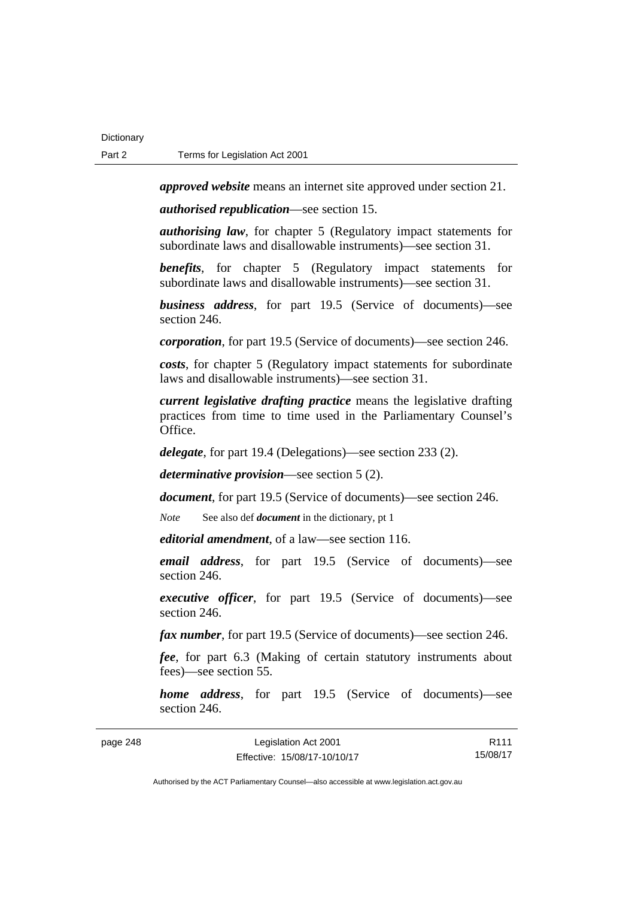***approved website*** means an internet site approved under section 21.

***authorised republication***—see section 15.

***authorising law***, for chapter 5 (Regulatory impact statements for subordinate laws and disallowable instruments)—see section 31.

***benefits***, for chapter 5 (Regulatory impact statements for subordinate laws and disallowable instruments)—see section 31.

***business address***, for part 19.5 (Service of documents)—see section 246.

***corporation***, for part 19.5 (Service of documents)—see section 246.

***costs***, for chapter 5 (Regulatory impact statements for subordinate laws and disallowable instruments)—see section 31.

***current legislative drafting practice*** means the legislative drafting practices from time to time used in the Parliamentary Counsel's Office.

***delegate***, for part 19.4 (Delegations)—see section 233 (2).

***determinative provision***—see section 5 (2).

***document***, for part 19.5 (Service of documents)—see section 246.

*Note* See also def ***document*** in the dictionary, pt 1

***editorial amendment***, of a law—see section 116.

***email address***, for part 19.5 (Service of documents)—see section 246.

***executive officer***, for part 19.5 (Service of documents)—see section 246.

***fax number***, for part 19.5 (Service of documents)—see section 246.

***fee***, for part 6.3 (Making of certain statutory instruments about fees)—see section 55.

***home address***, for part 19.5 (Service of documents)—see section 246.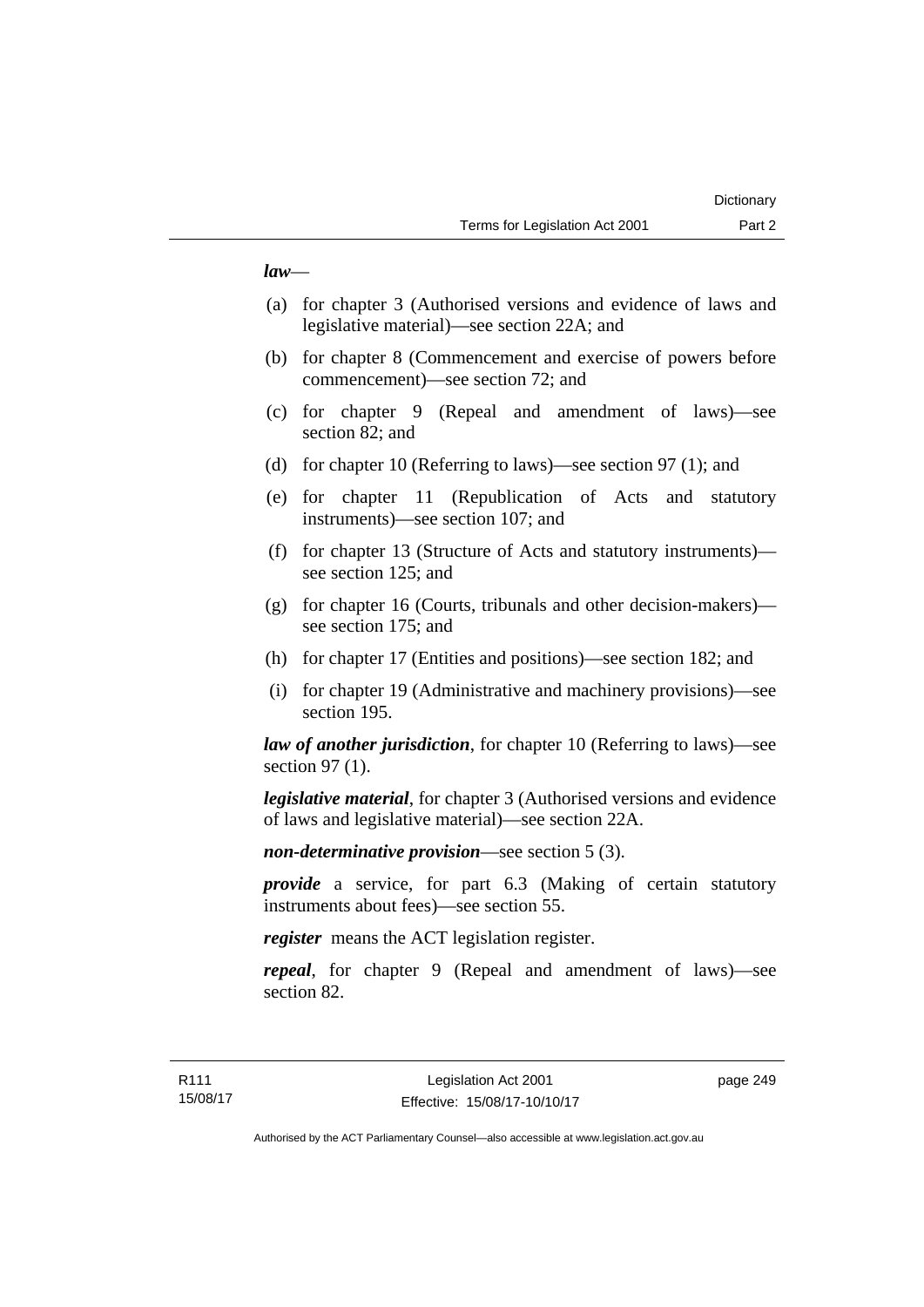***law***—

(a) for chapter 3 (Authorised versions and evidence of laws and legislative material)—see section 22A; and

(b) for chapter 8 (Commencement and exercise of powers before commencement)—see section 72; and

(c) for chapter 9 (Repeal and amendment of laws)—see section 82; and

(d) for chapter 10 (Referring to laws)—see section 97 (1); and

(e) for chapter 11 (Republication of Acts and statutory instruments)—see section 107; and

(f) for chapter 13 (Structure of Acts and statutory instruments)—see section 125; and

(g) for chapter 16 (Courts, tribunals and other decision-makers)—see section 175; and

(h) for chapter 17 (Entities and positions)—see section 182; and

(i) for chapter 19 (Administrative and machinery provisions)—see section 195.

***law of another jurisdiction***, for chapter 10 (Referring to laws)—see section 97 (1).

***legislative material***, for chapter 3 (Authorised versions and evidence of laws and legislative material)—see section 22A.

***non-determinative provision***—see section 5 (3).

***provide*** a service, for part 6.3 (Making of certain statutory instruments about fees)—see section 55.

***register*** means the ACT legislation register.

***repeal***, for chapter 9 (Repeal and amendment of laws)—see section 82.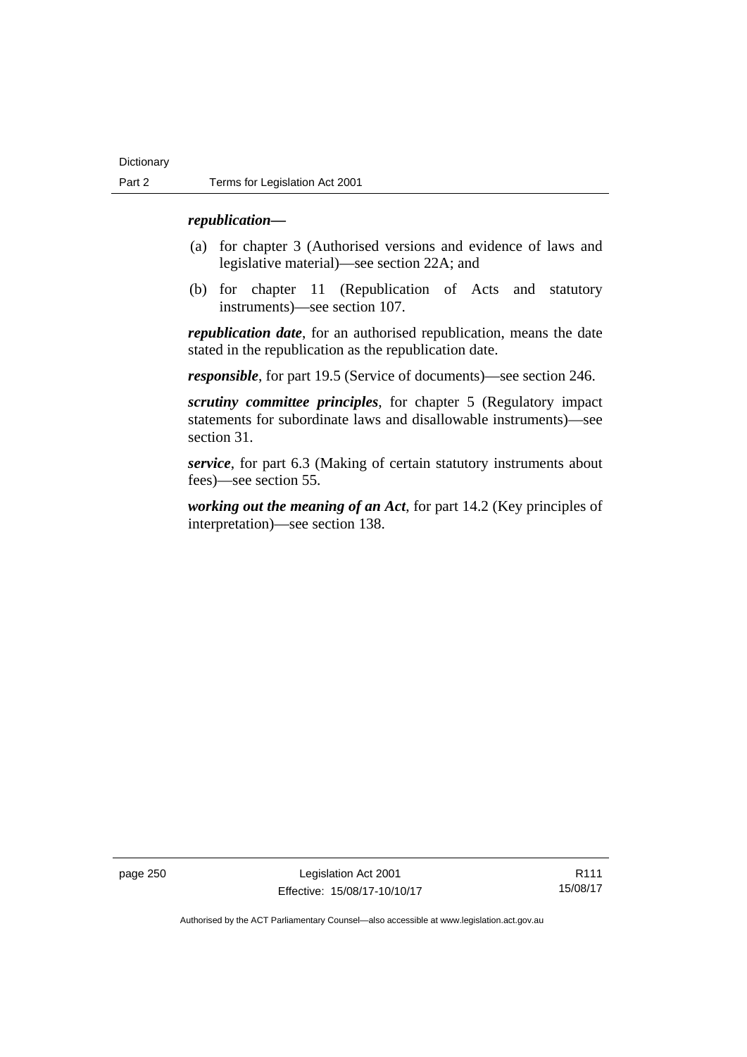***republication***—

(a) for chapter 3 (Authorised versions and evidence of laws and legislative material)—see section 22A; and

(b) for chapter 11 (Republication of Acts and statutory instruments)—see section 107.

***republication date***, for an authorised republication, means the date stated in the republication as the republication date.

***responsible***, for part 19.5 (Service of documents)—see section 246.

***scrutiny committee principles***, for chapter 5 (Regulatory impact statements for subordinate laws and disallowable instruments)—see section 31.

***service***, for part 6.3 (Making of certain statutory instruments about fees)—see section 55.

***working out the meaning of an Act***, for part 14.2 (Key principles of interpretation)—see section 138.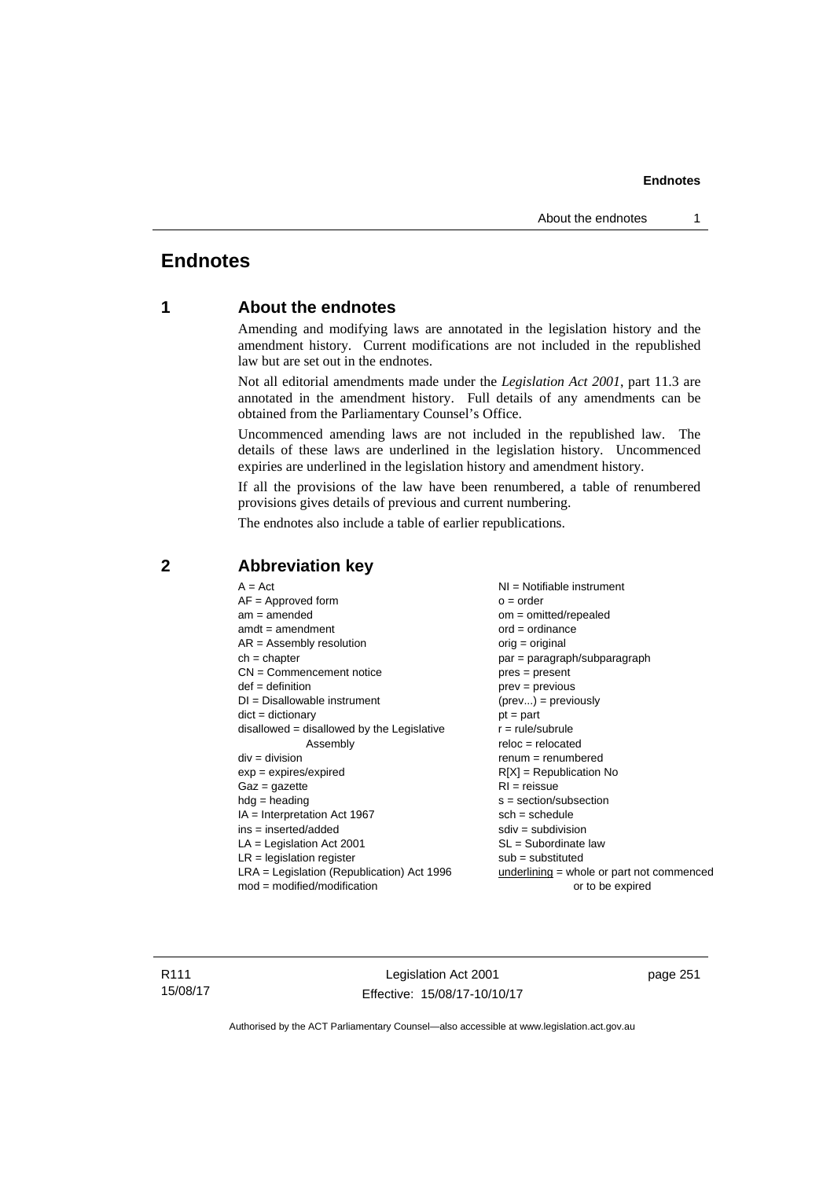# Endnotes

## 1 About the endnotes

Amending and modifying laws are annotated in the legislation history and the amendment history. Current modifications are not included in the republished law but are set out in the endnotes.

Not all editorial amendments made under the *Legislation Act 2001*, part 11.3 are annotated in the amendment history. Full details of any amendments can be obtained from the Parliamentary Counsel's Office.

Uncommenced amending laws are not included in the republished law. The details of these laws are underlined in the legislation history. Uncommenced expiries are underlined in the legislation history and amendment history.

If all the provisions of the law have been renumbered, a table of renumbered provisions gives details of previous and current numbering.

The endnotes also include a table of earlier republications.

## 2 Abbreviation key

| | |
|---|---|
| A = Act | NI = Notifiable instrument |
| AF = Approved form | o = order |
| am = amended | om = omitted/repealed |
| amdt = amendment | ord = ordinance |
| AR = Assembly resolution | orig = original |
| ch = chapter | par = paragraph/subparagraph |
| CN = Commencement notice | pres = present |
| def = definition | prev = previous |
| DI = Disallowable instrument | (prev...) = previously |
| dict = dictionary | pt = part |
| disallowed = disallowed by the Legislative Assembly | r = rule/subrule |
| div = division | reloc = relocated |
| exp = expires/expired | renum = renumbered |
| Gaz = gazette | R[X] = Republication No |
| hdg = heading | RI = reissue |
| IA = Interpretation Act 1967 | s = section/subsection |
| ins = inserted/added | sch = schedule |
| LA = Legislation Act 2001 | sdiv = subdivision |
| LR = legislation register | SL = Subordinate law |
| LRA = Legislation (Republication) Act 1996 | sub = substituted |
| mod = modified/modification | underlining = whole or part not commenced or to be expired |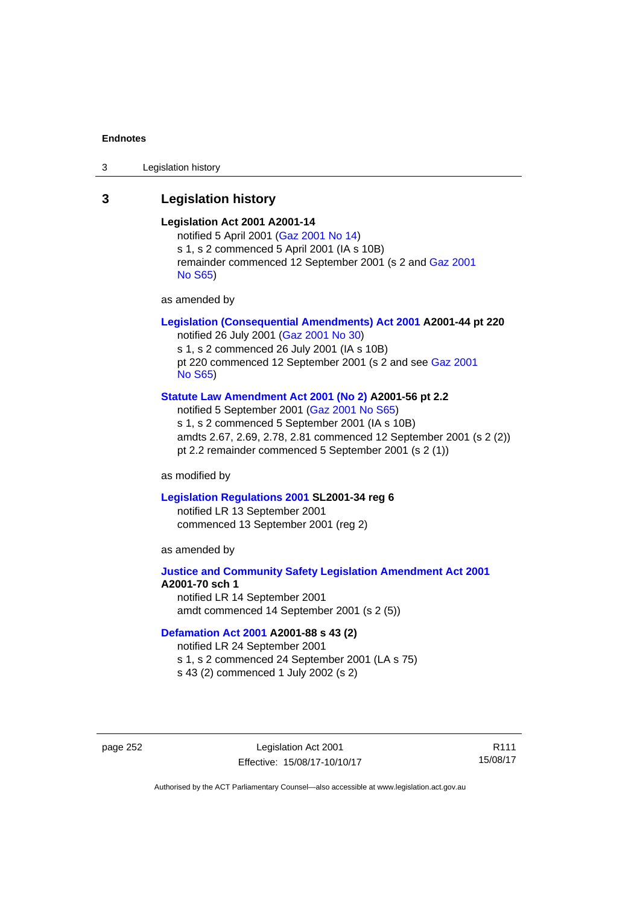## 3 Legislation history

**Legislation Act 2001 A2001-14**

notified 5 April 2001 (Gaz 2001 No 14)
s 1, s 2 commenced 5 April 2001 (IA s 10B)
remainder commenced 12 September 2001 (s 2 and Gaz 2001 No S65)

as amended by

**Legislation (Consequential Amendments) Act 2001 A2001-44 pt 220**

notified 26 July 2001 (Gaz 2001 No 30)
s 1, s 2 commenced 26 July 2001 (IA s 10B)
pt 220 commenced 12 September 2001 (s 2 and see Gaz 2001 No S65)

**Statute Law Amendment Act 2001 (No 2) A2001-56 pt 2.2**

notified 5 September 2001 (Gaz 2001 No S65)
s 1, s 2 commenced 5 September 2001 (IA s 10B)
amdts 2.67, 2.69, 2.78, 2.81 commenced 12 September 2001 (s 2 (2))
pt 2.2 remainder commenced 5 September 2001 (s 2 (1))

as modified by

**Legislation Regulations 2001 SL2001-34 reg 6**

notified LR 13 September 2001
commenced 13 September 2001 (reg 2)

as amended by

**Justice and Community Safety Legislation Amendment Act 2001 A2001-70 sch 1**

notified LR 14 September 2001
amdt commenced 14 September 2001 (s 2 (5))

**Defamation Act 2001 A2001-88 s 43 (2)**

notified LR 24 September 2001
s 1, s 2 commenced 24 September 2001 (LA s 75)
s 43 (2) commenced 1 July 2002 (s 2)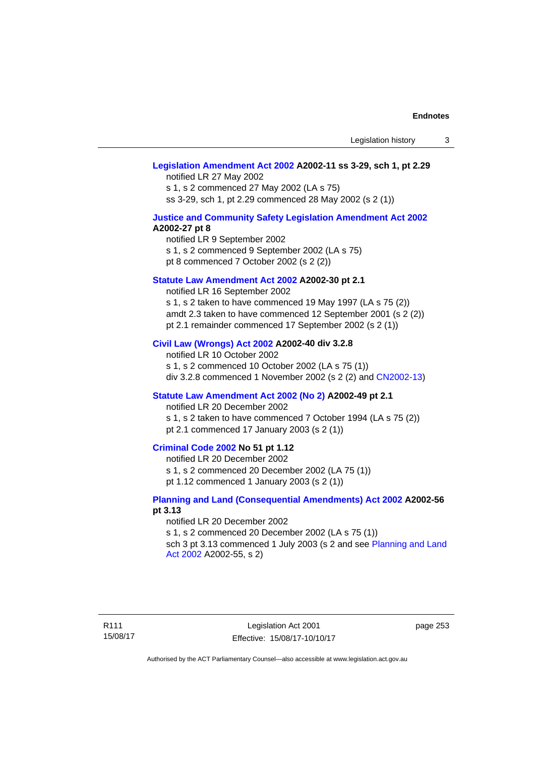**Legislation Amendment Act 2002 A2002-11 ss 3-29, sch 1, pt 2.29**

notified LR 27 May 2002
s 1, s 2 commenced 27 May 2002 (LA s 75)
ss 3-29, sch 1, pt 2.29 commenced 28 May 2002 (s 2 (1))

**Justice and Community Safety Legislation Amendment Act 2002 A2002-27 pt 8**

notified LR 9 September 2002
s 1, s 2 commenced 9 September 2002 (LA s 75)
pt 8 commenced 7 October 2002 (s 2 (2))

**Statute Law Amendment Act 2002 A2002-30 pt 2.1**

notified LR 16 September 2002
s 1, s 2 taken to have commenced 19 May 1997 (LA s 75 (2))
amdt 2.3 taken to have commenced 12 September 2001 (s 2 (2))
pt 2.1 remainder commenced 17 September 2002 (s 2 (1))

**Civil Law (Wrongs) Act 2002 A2002-40 div 3.2.8**

notified LR 10 October 2002
s 1, s 2 commenced 10 October 2002 (LA s 75 (1))
div 3.2.8 commenced 1 November 2002 (s 2 (2) and CN2002-13)

**Statute Law Amendment Act 2002 (No 2) A2002-49 pt 2.1**

notified LR 20 December 2002
s 1, s 2 taken to have commenced 7 October 1994 (LA s 75 (2))
pt 2.1 commenced 17 January 2003 (s 2 (1))

**Criminal Code 2002 No 51 pt 1.12**

notified LR 20 December 2002
s 1, s 2 commenced 20 December 2002 (LA 75 (1))
pt 1.12 commenced 1 January 2003 (s 2 (1))

**Planning and Land (Consequential Amendments) Act 2002 A2002-56 pt 3.13**

notified LR 20 December 2002
s 1, s 2 commenced 20 December 2002 (LA s 75 (1))
sch 3 pt 3.13 commenced 1 July 2003 (s 2 and see Planning and Land Act 2002 A2002-55, s 2)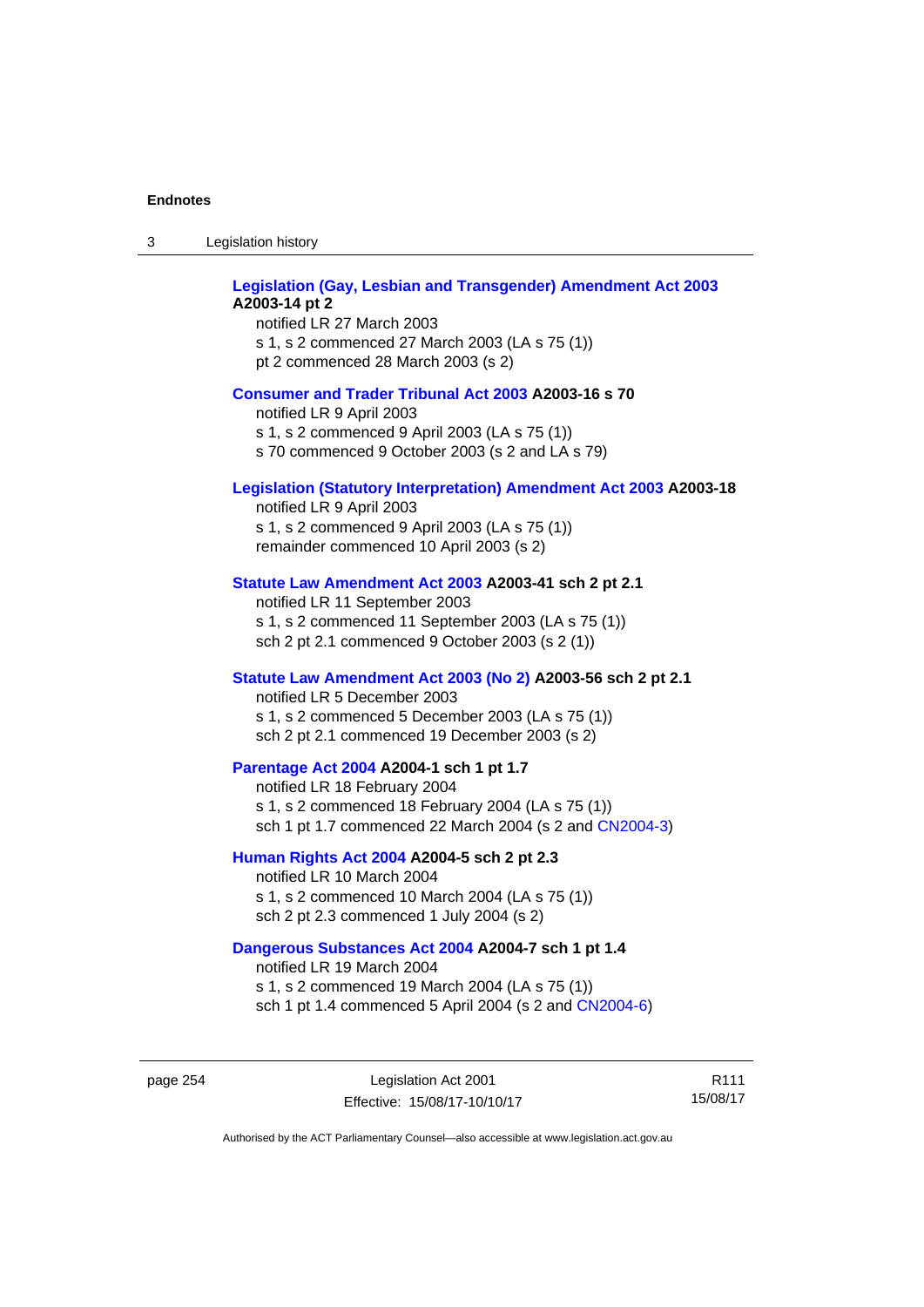**Legislation (Gay, Lesbian and Transgender) Amendment Act 2003 A2003-14 pt 2**
notified LR 27 March 2003
s 1, s 2 commenced 27 March 2003 (LA s 75 (1))
pt 2 commenced 28 March 2003 (s 2)

**Consumer and Trader Tribunal Act 2003 A2003-16 s 70**
notified LR 9 April 2003
s 1, s 2 commenced 9 April 2003 (LA s 75 (1))
s 70 commenced 9 October 2003 (s 2 and LA s 79)

**Legislation (Statutory Interpretation) Amendment Act 2003 A2003-18**
notified LR 9 April 2003
s 1, s 2 commenced 9 April 2003 (LA s 75 (1))
remainder commenced 10 April 2003 (s 2)

**Statute Law Amendment Act 2003 A2003-41 sch 2 pt 2.1**
notified LR 11 September 2003
s 1, s 2 commenced 11 September 2003 (LA s 75 (1))
sch 2 pt 2.1 commenced 9 October 2003 (s 2 (1))

**Statute Law Amendment Act 2003 (No 2) A2003-56 sch 2 pt 2.1**
notified LR 5 December 2003
s 1, s 2 commenced 5 December 2003 (LA s 75 (1))
sch 2 pt 2.1 commenced 19 December 2003 (s 2)

**Parentage Act 2004 A2004-1 sch 1 pt 1.7**
notified LR 18 February 2004
s 1, s 2 commenced 18 February 2004 (LA s 75 (1))
sch 1 pt 1.7 commenced 22 March 2004 (s 2 and CN2004-3)

**Human Rights Act 2004 A2004-5 sch 2 pt 2.3**
notified LR 10 March 2004
s 1, s 2 commenced 10 March 2004 (LA s 75 (1))
sch 2 pt 2.3 commenced 1 July 2004 (s 2)

**Dangerous Substances Act 2004 A2004-7 sch 1 pt 1.4**
notified LR 19 March 2004
s 1, s 2 commenced 19 March 2004 (LA s 75 (1))
sch 1 pt 1.4 commenced 5 April 2004 (s 2 and CN2004-6)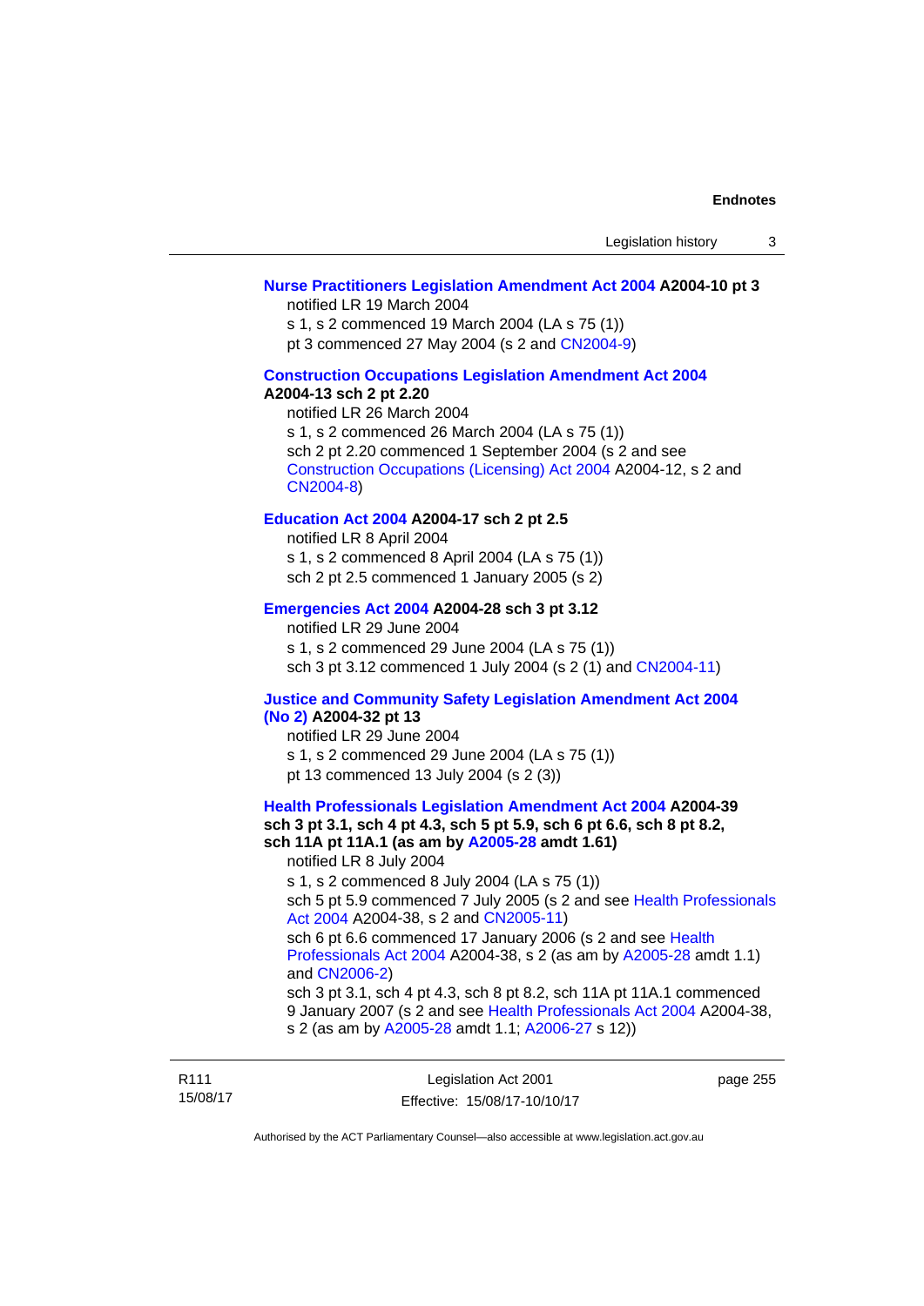**Nurse Practitioners Legislation Amendment Act 2004 A2004-10 pt 3**

notified LR 19 March 2004
s 1, s 2 commenced 19 March 2004 (LA s 75 (1))
pt 3 commenced 27 May 2004 (s 2 and CN2004-9)

**Construction Occupations Legislation Amendment Act 2004 A2004-13 sch 2 pt 2.20**

notified LR 26 March 2004
s 1, s 2 commenced 26 March 2004 (LA s 75 (1))
sch 2 pt 2.20 commenced 1 September 2004 (s 2 and see Construction Occupations (Licensing) Act 2004 A2004-12, s 2 and CN2004-8)

**Education Act 2004 A2004-17 sch 2 pt 2.5**

notified LR 8 April 2004
s 1, s 2 commenced 8 April 2004 (LA s 75 (1))
sch 2 pt 2.5 commenced 1 January 2005 (s 2)

**Emergencies Act 2004 A2004-28 sch 3 pt 3.12**

notified LR 29 June 2004
s 1, s 2 commenced 29 June 2004 (LA s 75 (1))
sch 3 pt 3.12 commenced 1 July 2004 (s 2 (1) and CN2004-11)

**Justice and Community Safety Legislation Amendment Act 2004 (No 2) A2004-32 pt 13**

notified LR 29 June 2004
s 1, s 2 commenced 29 June 2004 (LA s 75 (1))
pt 13 commenced 13 July 2004 (s 2 (3))

**Health Professionals Legislation Amendment Act 2004 A2004-39 sch 3 pt 3.1, sch 4 pt 4.3, sch 5 pt 5.9, sch 6 pt 6.6, sch 8 pt 8.2, sch 11A pt 11A.1 (as am by A2005-28 amdt 1.61)**

notified LR 8 July 2004
s 1, s 2 commenced 8 July 2004 (LA s 75 (1))
sch 5 pt 5.9 commenced 7 July 2005 (s 2 and see Health Professionals Act 2004 A2004-38, s 2 and CN2005-11)
sch 6 pt 6.6 commenced 17 January 2006 (s 2 and see Health Professionals Act 2004 A2004-38, s 2 (as am by A2005-28 amdt 1.1) and CN2006-2)
sch 3 pt 3.1, sch 4 pt 4.3, sch 8 pt 8.2, sch 11A pt 11A.1 commenced 9 January 2007 (s 2 and see Health Professionals Act 2004 A2004-38, s 2 (as am by A2005-28 amdt 1.1; A2006-27 s 12))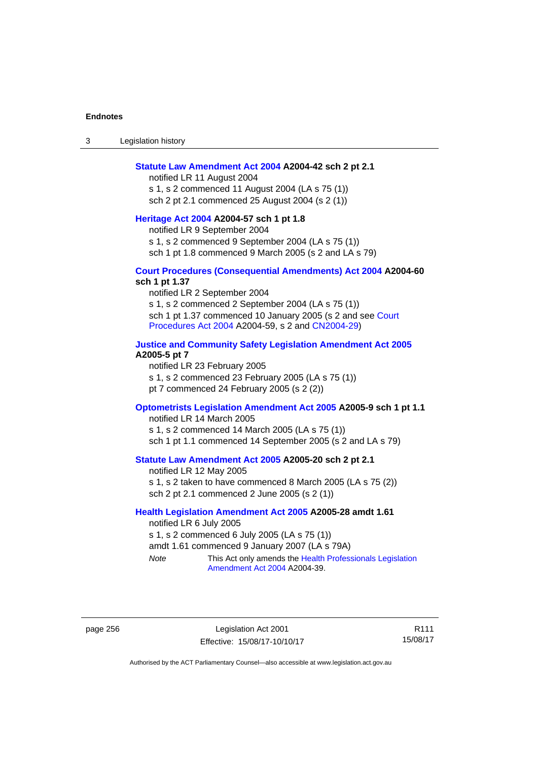**Statute Law Amendment Act 2004 A2004-42 sch 2 pt 2.1**

notified LR 11 August 2004

s 1, s 2 commenced 11 August 2004 (LA s 75 (1))

sch 2 pt 2.1 commenced 25 August 2004 (s 2 (1))

**Heritage Act 2004 A2004-57 sch 1 pt 1.8**

notified LR 9 September 2004

s 1, s 2 commenced 9 September 2004 (LA s 75 (1))

sch 1 pt 1.8 commenced 9 March 2005 (s 2 and LA s 79)

**Court Procedures (Consequential Amendments) Act 2004 A2004-60 sch 1 pt 1.37**

notified LR 2 September 2004

s 1, s 2 commenced 2 September 2004 (LA s 75 (1))

sch 1 pt 1.37 commenced 10 January 2005 (s 2 and see Court Procedures Act 2004 A2004-59, s 2 and CN2004-29)

**Justice and Community Safety Legislation Amendment Act 2005 A2005-5 pt 7**

notified LR 23 February 2005

s 1, s 2 commenced 23 February 2005 (LA s 75 (1))

pt 7 commenced 24 February 2005 (s 2 (2))

**Optometrists Legislation Amendment Act 2005 A2005-9 sch 1 pt 1.1**

notified LR 14 March 2005

s 1, s 2 commenced 14 March 2005 (LA s 75 (1))

sch 1 pt 1.1 commenced 14 September 2005 (s 2 and LA s 79)

**Statute Law Amendment Act 2005 A2005-20 sch 2 pt 2.1**

notified LR 12 May 2005

s 1, s 2 taken to have commenced 8 March 2005 (LA s 75 (2))

sch 2 pt 2.1 commenced 2 June 2005 (s 2 (1))

**Health Legislation Amendment Act 2005 A2005-28 amdt 1.61**

notified LR 6 July 2005

s 1, s 2 commenced 6 July 2005 (LA s 75 (1))

amdt 1.61 commenced 9 January 2007 (LA s 79A)

*Note* This Act only amends the Health Professionals Legislation Amendment Act 2004 A2004-39.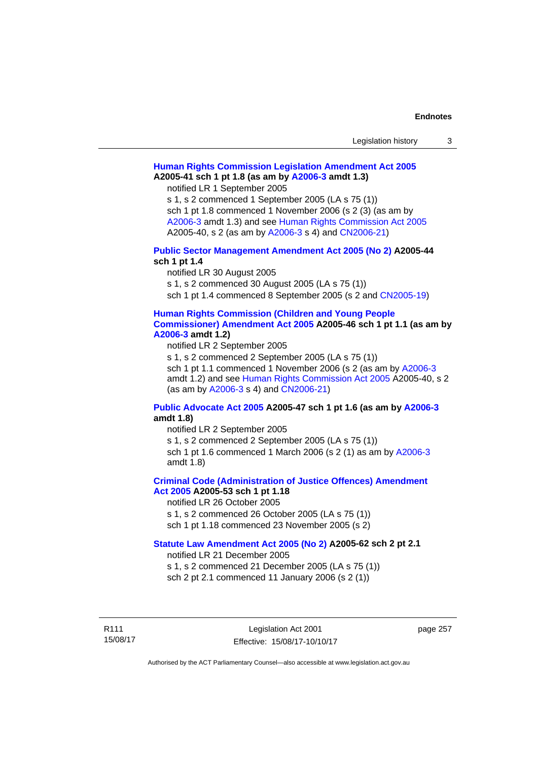**Human Rights Commission Legislation Amendment Act 2005 A2005-41 sch 1 pt 1.8 (as am by A2006-3 amdt 1.3)**

notified LR 1 September 2005

s 1, s 2 commenced 1 September 2005 (LA s 75 (1))

sch 1 pt 1.8 commenced 1 November 2006 (s 2 (3) (as am by A2006-3 amdt 1.3) and see Human Rights Commission Act 2005 A2005-40, s 2 (as am by A2006-3 s 4) and CN2006-21)

**Public Sector Management Amendment Act 2005 (No 2) A2005-44 sch 1 pt 1.4**

notified LR 30 August 2005

s 1, s 2 commenced 30 August 2005 (LA s 75 (1))

sch 1 pt 1.4 commenced 8 September 2005 (s 2 and CN2005-19)

**Human Rights Commission (Children and Young People Commissioner) Amendment Act 2005 A2005-46 sch 1 pt 1.1 (as am by A2006-3 amdt 1.2)**

notified LR 2 September 2005

s 1, s 2 commenced 2 September 2005 (LA s 75 (1))

sch 1 pt 1.1 commenced 1 November 2006 (s 2 (as am by A2006-3 amdt 1.2) and see Human Rights Commission Act 2005 A2005-40, s 2 (as am by A2006-3 s 4) and CN2006-21)

**Public Advocate Act 2005 A2005-47 sch 1 pt 1.6 (as am by A2006-3 amdt 1.8)**

notified LR 2 September 2005

s 1, s 2 commenced 2 September 2005 (LA s 75 (1))

sch 1 pt 1.6 commenced 1 March 2006 (s 2 (1) as am by A2006-3 amdt 1.8)

**Criminal Code (Administration of Justice Offences) Amendment Act 2005 A2005-53 sch 1 pt 1.18**

notified LR 26 October 2005

s 1, s 2 commenced 26 October 2005 (LA s 75 (1))

sch 1 pt 1.18 commenced 23 November 2005 (s 2)

**Statute Law Amendment Act 2005 (No 2) A2005-62 sch 2 pt 2.1**

notified LR 21 December 2005

s 1, s 2 commenced 21 December 2005 (LA s 75 (1))

sch 2 pt 2.1 commenced 11 January 2006 (s 2 (1))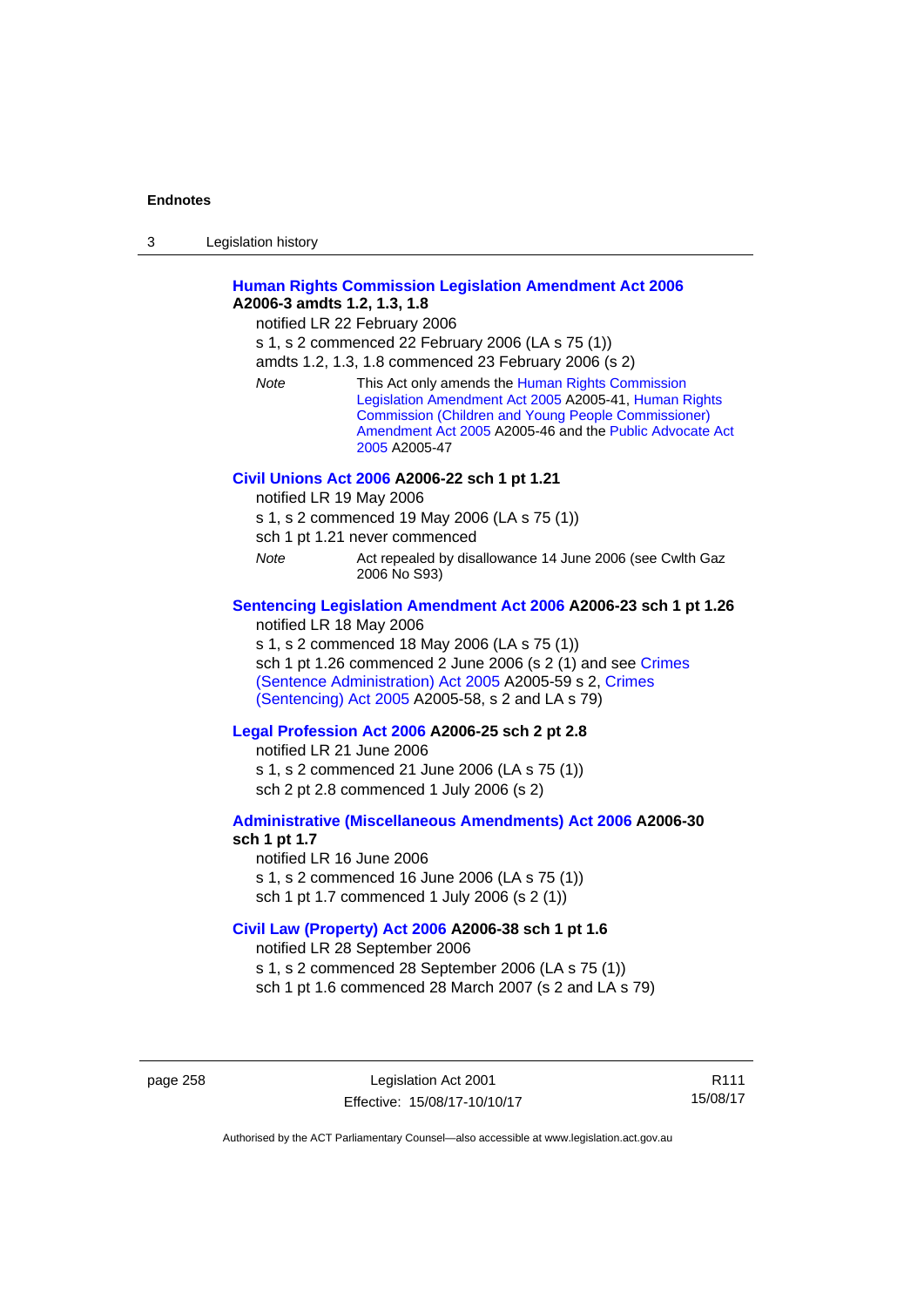**Human Rights Commission Legislation Amendment Act 2006 A2006-3 amdts 1.2, 1.3, 1.8**

notified LR 22 February 2006

s 1, s 2 commenced 22 February 2006 (LA s 75 (1))

amdts 1.2, 1.3, 1.8 commenced 23 February 2006 (s 2)

*Note* This Act only amends the Human Rights Commission Legislation Amendment Act 2005 A2005-41, Human Rights Commission (Children and Young People Commissioner) Amendment Act 2005 A2005-46 and the Public Advocate Act 2005 A2005-47

**Civil Unions Act 2006 A2006-22 sch 1 pt 1.21**

notified LR 19 May 2006

s 1, s 2 commenced 19 May 2006 (LA s 75 (1))

sch 1 pt 1.21 never commenced

*Note* Act repealed by disallowance 14 June 2006 (see Cwlth Gaz 2006 No S93)

**Sentencing Legislation Amendment Act 2006 A2006-23 sch 1 pt 1.26**

notified LR 18 May 2006

s 1, s 2 commenced 18 May 2006 (LA s 75 (1))

sch 1 pt 1.26 commenced 2 June 2006 (s 2 (1) and see Crimes (Sentence Administration) Act 2005 A2005-59 s 2, Crimes (Sentencing) Act 2005 A2005-58, s 2 and LA s 79)

**Legal Profession Act 2006 A2006-25 sch 2 pt 2.8**

notified LR 21 June 2006

s 1, s 2 commenced 21 June 2006 (LA s 75 (1))

sch 2 pt 2.8 commenced 1 July 2006 (s 2)

**Administrative (Miscellaneous Amendments) Act 2006 A2006-30 sch 1 pt 1.7**

notified LR 16 June 2006

s 1, s 2 commenced 16 June 2006 (LA s 75 (1))

sch 1 pt 1.7 commenced 1 July 2006 (s 2 (1))

**Civil Law (Property) Act 2006 A2006-38 sch 1 pt 1.6**

notified LR 28 September 2006

s 1, s 2 commenced 28 September 2006 (LA s 75 (1))

sch 1 pt 1.6 commenced 28 March 2007 (s 2 and LA s 79)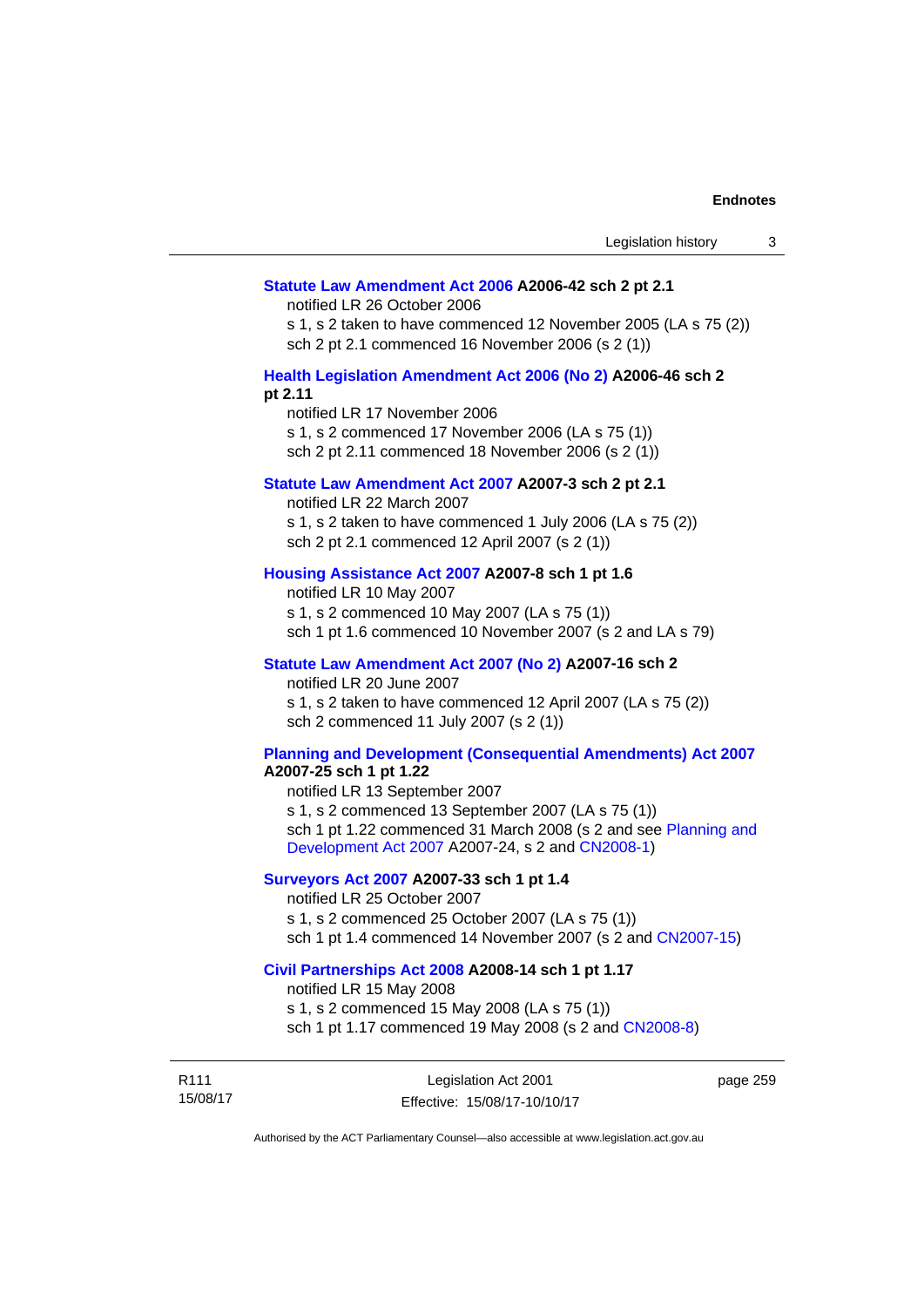**Statute Law Amendment Act 2006 A2006-42 sch 2 pt 2.1**

notified LR 26 October 2006

s 1, s 2 taken to have commenced 12 November 2005 (LA s 75 (2))

sch 2 pt 2.1 commenced 16 November 2006 (s 2 (1))

**Health Legislation Amendment Act 2006 (No 2) A2006-46 sch 2 pt 2.11**

notified LR 17 November 2006

s 1, s 2 commenced 17 November 2006 (LA s 75 (1))

sch 2 pt 2.11 commenced 18 November 2006 (s 2 (1))

**Statute Law Amendment Act 2007 A2007-3 sch 2 pt 2.1**

notified LR 22 March 2007

s 1, s 2 taken to have commenced 1 July 2006 (LA s 75 (2))

sch 2 pt 2.1 commenced 12 April 2007 (s 2 (1))

**Housing Assistance Act 2007 A2007-8 sch 1 pt 1.6**

notified LR 10 May 2007

s 1, s 2 commenced 10 May 2007 (LA s 75 (1))

sch 1 pt 1.6 commenced 10 November 2007 (s 2 and LA s 79)

**Statute Law Amendment Act 2007 (No 2) A2007-16 sch 2**

notified LR 20 June 2007

s 1, s 2 taken to have commenced 12 April 2007 (LA s 75 (2))

sch 2 commenced 11 July 2007 (s 2 (1))

**Planning and Development (Consequential Amendments) Act 2007 A2007-25 sch 1 pt 1.22**

notified LR 13 September 2007

s 1, s 2 commenced 13 September 2007 (LA s 75 (1))

sch 1 pt 1.22 commenced 31 March 2008 (s 2 and see Planning and Development Act 2007 A2007-24, s 2 and CN2008-1)

**Surveyors Act 2007 A2007-33 sch 1 pt 1.4**

notified LR 25 October 2007

s 1, s 2 commenced 25 October 2007 (LA s 75 (1))

sch 1 pt 1.4 commenced 14 November 2007 (s 2 and CN2007-15)

**Civil Partnerships Act 2008 A2008-14 sch 1 pt 1.17**

notified LR 15 May 2008

s 1, s 2 commenced 15 May 2008 (LA s 75 (1))

sch 1 pt 1.17 commenced 19 May 2008 (s 2 and CN2008-8)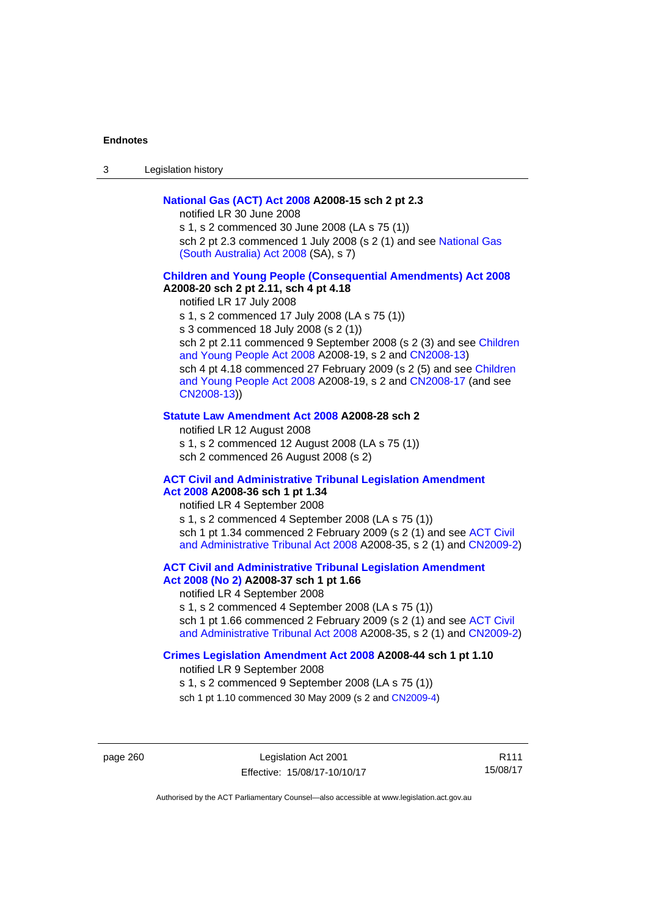**National Gas (ACT) Act 2008 A2008-15 sch 2 pt 2.3**

notified LR 30 June 2008

s 1, s 2 commenced 30 June 2008 (LA s 75 (1))

sch 2 pt 2.3 commenced 1 July 2008 (s 2 (1) and see National Gas (South Australia) Act 2008 (SA), s 7)

**Children and Young People (Consequential Amendments) Act 2008 A2008-20 sch 2 pt 2.11, sch 4 pt 4.18**

notified LR 17 July 2008

s 1, s 2 commenced 17 July 2008 (LA s 75 (1))

s 3 commenced 18 July 2008 (s 2 (1))

sch 2 pt 2.11 commenced 9 September 2008 (s 2 (3) and see Children and Young People Act 2008 A2008-19, s 2 and CN2008-13)

sch 4 pt 4.18 commenced 27 February 2009 (s 2 (5) and see Children and Young People Act 2008 A2008-19, s 2 and CN2008-17 (and see CN2008-13))

**Statute Law Amendment Act 2008 A2008-28 sch 2**

notified LR 12 August 2008

s 1, s 2 commenced 12 August 2008 (LA s 75 (1))

sch 2 commenced 26 August 2008 (s 2)

**ACT Civil and Administrative Tribunal Legislation Amendment Act 2008 A2008-36 sch 1 pt 1.34**

notified LR 4 September 2008

s 1, s 2 commenced 4 September 2008 (LA s 75 (1))

sch 1 pt 1.34 commenced 2 February 2009 (s 2 (1) and see ACT Civil and Administrative Tribunal Act 2008 A2008-35, s 2 (1) and CN2009-2)

**ACT Civil and Administrative Tribunal Legislation Amendment Act 2008 (No 2) A2008-37 sch 1 pt 1.66**

notified LR 4 September 2008

s 1, s 2 commenced 4 September 2008 (LA s 75 (1))

sch 1 pt 1.66 commenced 2 February 2009 (s 2 (1) and see ACT Civil and Administrative Tribunal Act 2008 A2008-35, s 2 (1) and CN2009-2)

**Crimes Legislation Amendment Act 2008 A2008-44 sch 1 pt 1.10**

notified LR 9 September 2008

s 1, s 2 commenced 9 September 2008 (LA s 75 (1))

sch 1 pt 1.10 commenced 30 May 2009 (s 2 and CN2009-4)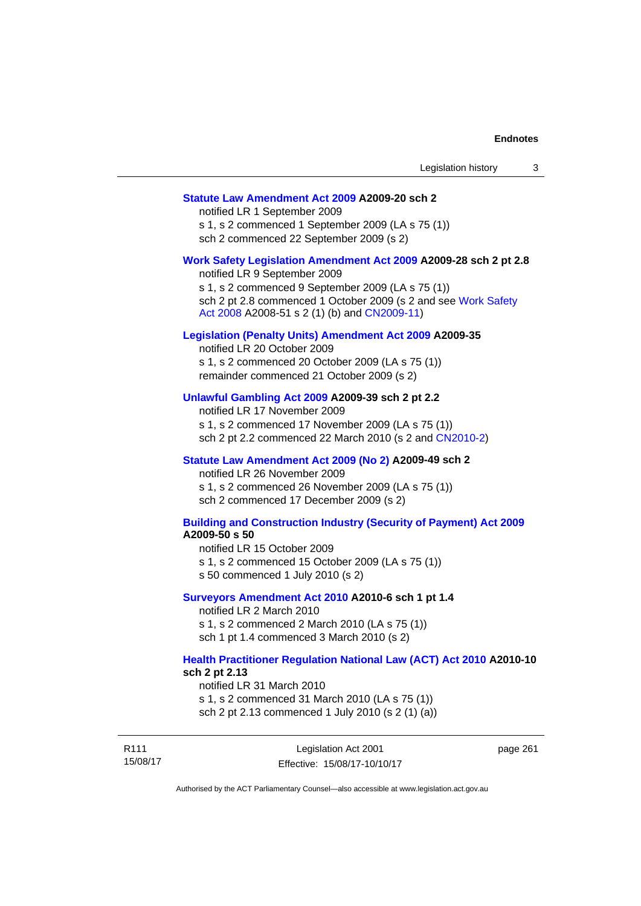**Statute Law Amendment Act 2009 A2009-20 sch 2**

notified LR 1 September 2009
s 1, s 2 commenced 1 September 2009 (LA s 75 (1))
sch 2 commenced 22 September 2009 (s 2)

**Work Safety Legislation Amendment Act 2009 A2009-28 sch 2 pt 2.8**

notified LR 9 September 2009
s 1, s 2 commenced 9 September 2009 (LA s 75 (1))
sch 2 pt 2.8 commenced 1 October 2009 (s 2 and see Work Safety Act 2008 A2008-51 s 2 (1) (b) and CN2009-11)

**Legislation (Penalty Units) Amendment Act 2009 A2009-35**

notified LR 20 October 2009
s 1, s 2 commenced 20 October 2009 (LA s 75 (1))
remainder commenced 21 October 2009 (s 2)

**Unlawful Gambling Act 2009 A2009-39 sch 2 pt 2.2**

notified LR 17 November 2009
s 1, s 2 commenced 17 November 2009 (LA s 75 (1))
sch 2 pt 2.2 commenced 22 March 2010 (s 2 and CN2010-2)

**Statute Law Amendment Act 2009 (No 2) A2009-49 sch 2**

notified LR 26 November 2009
s 1, s 2 commenced 26 November 2009 (LA s 75 (1))
sch 2 commenced 17 December 2009 (s 2)

**Building and Construction Industry (Security of Payment) Act 2009 A2009-50 s 50**

notified LR 15 October 2009
s 1, s 2 commenced 15 October 2009 (LA s 75 (1))
s 50 commenced 1 July 2010 (s 2)

**Surveyors Amendment Act 2010 A2010-6 sch 1 pt 1.4**

notified LR 2 March 2010
s 1, s 2 commenced 2 March 2010 (LA s 75 (1))
sch 1 pt 1.4 commenced 3 March 2010 (s 2)

**Health Practitioner Regulation National Law (ACT) Act 2010 A2010-10 sch 2 pt 2.13**

notified LR 31 March 2010
s 1, s 2 commenced 31 March 2010 (LA s 75 (1))
sch 2 pt 2.13 commenced 1 July 2010 (s 2 (1) (a))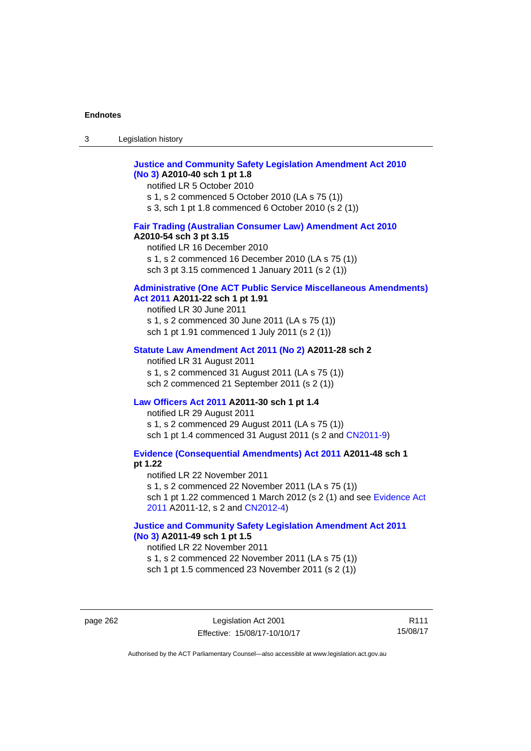**Justice and Community Safety Legislation Amendment Act 2010 (No 3) A2010-40 sch 1 pt 1.8**

notified LR 5 October 2010

s 1, s 2 commenced 5 October 2010 (LA s 75 (1))

s 3, sch 1 pt 1.8 commenced 6 October 2010 (s 2 (1))

**Fair Trading (Australian Consumer Law) Amendment Act 2010 A2010-54 sch 3 pt 3.15**

notified LR 16 December 2010

s 1, s 2 commenced 16 December 2010 (LA s 75 (1))

sch 3 pt 3.15 commenced 1 January 2011 (s 2 (1))

**Administrative (One ACT Public Service Miscellaneous Amendments) Act 2011 A2011-22 sch 1 pt 1.91**

notified LR 30 June 2011

s 1, s 2 commenced 30 June 2011 (LA s 75 (1))

sch 1 pt 1.91 commenced 1 July 2011 (s 2 (1))

**Statute Law Amendment Act 2011 (No 2) A2011-28 sch 2**

notified LR 31 August 2011

s 1, s 2 commenced 31 August 2011 (LA s 75 (1))

sch 2 commenced 21 September 2011 (s 2 (1))

**Law Officers Act 2011 A2011-30 sch 1 pt 1.4**

notified LR 29 August 2011

s 1, s 2 commenced 29 August 2011 (LA s 75 (1))

sch 1 pt 1.4 commenced 31 August 2011 (s 2 and CN2011-9)

**Evidence (Consequential Amendments) Act 2011 A2011-48 sch 1 pt 1.22**

notified LR 22 November 2011

s 1, s 2 commenced 22 November 2011 (LA s 75 (1))

sch 1 pt 1.22 commenced 1 March 2012 (s 2 (1) and see Evidence Act 2011 A2011-12, s 2 and CN2012-4)

**Justice and Community Safety Legislation Amendment Act 2011 (No 3) A2011-49 sch 1 pt 1.5**

notified LR 22 November 2011

s 1, s 2 commenced 22 November 2011 (LA s 75 (1))

sch 1 pt 1.5 commenced 23 November 2011 (s 2 (1))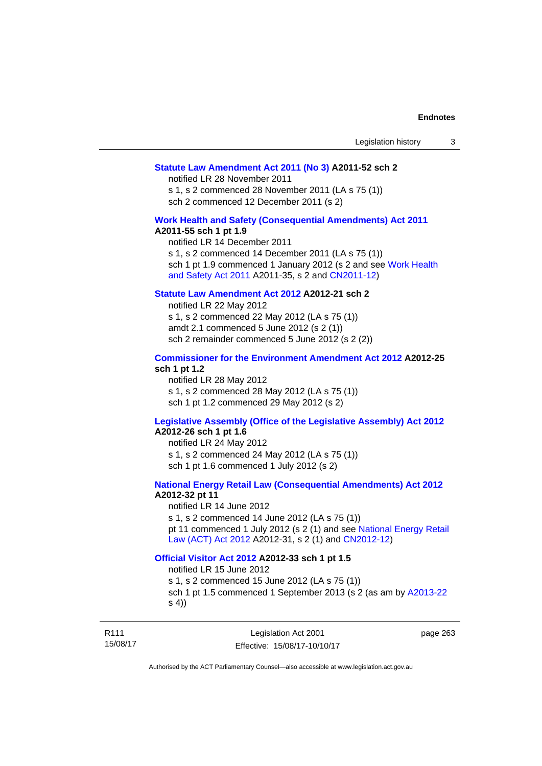**Statute Law Amendment Act 2011 (No 3) A2011-52 sch 2**

notified LR 28 November 2011

s 1, s 2 commenced 28 November 2011 (LA s 75 (1))

sch 2 commenced 12 December 2011 (s 2)

**Work Health and Safety (Consequential Amendments) Act 2011 A2011-55 sch 1 pt 1.9**

notified LR 14 December 2011

s 1, s 2 commenced 14 December 2011 (LA s 75 (1))

sch 1 pt 1.9 commenced 1 January 2012 (s 2 and see Work Health and Safety Act 2011 A2011-35, s 2 and CN2011-12)

**Statute Law Amendment Act 2012 A2012-21 sch 2**

notified LR 22 May 2012

s 1, s 2 commenced 22 May 2012 (LA s 75 (1))

amdt 2.1 commenced 5 June 2012 (s 2 (1))

sch 2 remainder commenced 5 June 2012 (s 2 (2))

**Commissioner for the Environment Amendment Act 2012 A2012-25 sch 1 pt 1.2**

notified LR 28 May 2012

s 1, s 2 commenced 28 May 2012 (LA s 75 (1))

sch 1 pt 1.2 commenced 29 May 2012 (s 2)

**Legislative Assembly (Office of the Legislative Assembly) Act 2012 A2012-26 sch 1 pt 1.6**

notified LR 24 May 2012

s 1, s 2 commenced 24 May 2012 (LA s 75 (1))

sch 1 pt 1.6 commenced 1 July 2012 (s 2)

**National Energy Retail Law (Consequential Amendments) Act 2012 A2012-32 pt 11**

notified LR 14 June 2012

s 1, s 2 commenced 14 June 2012 (LA s 75 (1))

pt 11 commenced 1 July 2012 (s 2 (1) and see National Energy Retail Law (ACT) Act 2012 A2012-31, s 2 (1) and CN2012-12)

**Official Visitor Act 2012 A2012-33 sch 1 pt 1.5**

notified LR 15 June 2012

s 1, s 2 commenced 15 June 2012 (LA s 75 (1))

sch 1 pt 1.5 commenced 1 September 2013 (s 2 (as am by A2013-22 s 4))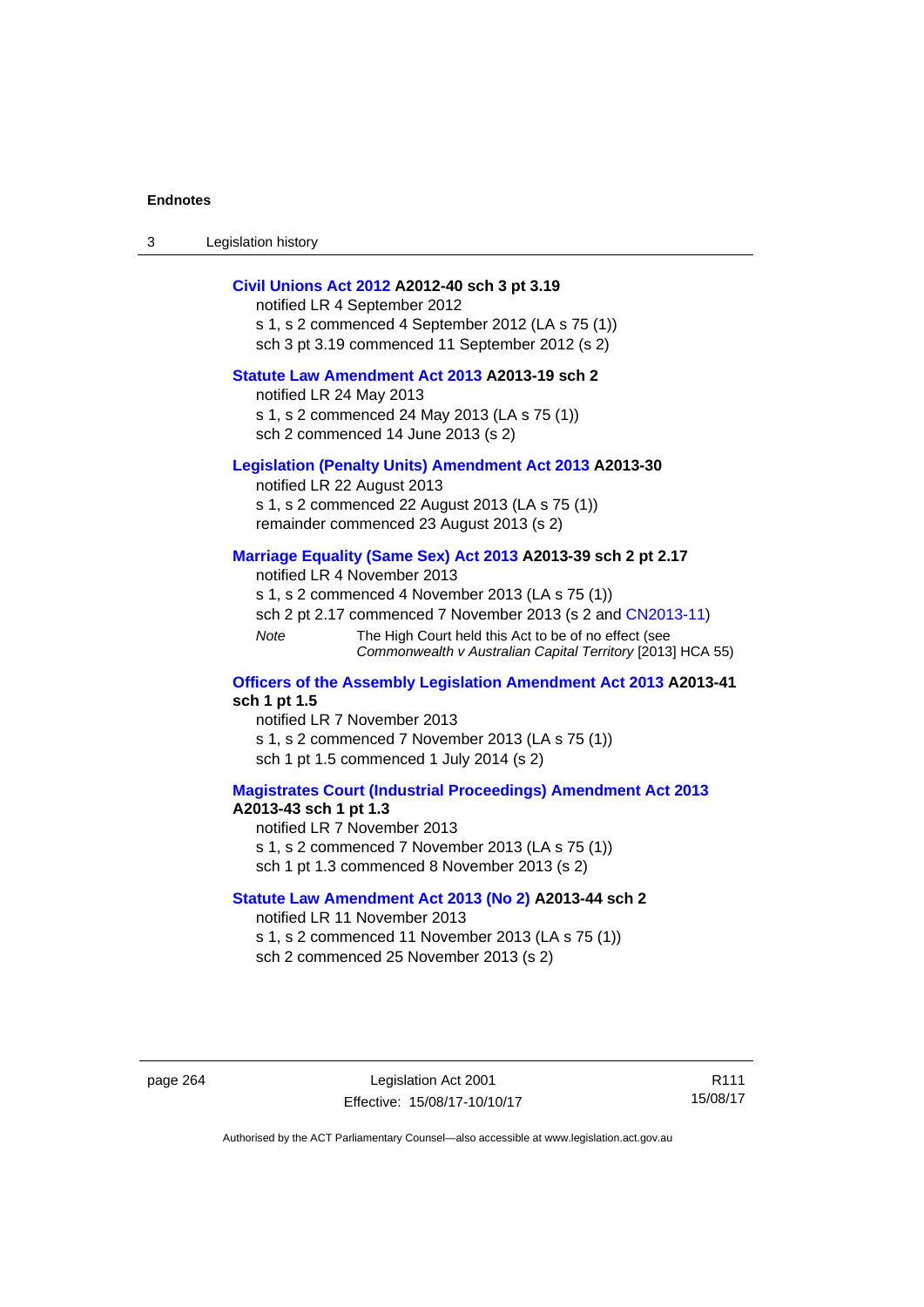**Civil Unions Act 2012 A2012-40 sch 3 pt 3.19**

notified LR 4 September 2012

s 1, s 2 commenced 4 September 2012 (LA s 75 (1))

sch 3 pt 3.19 commenced 11 September 2012 (s 2)

**Statute Law Amendment Act 2013 A2013-19 sch 2**

notified LR 24 May 2013

s 1, s 2 commenced 24 May 2013 (LA s 75 (1))

sch 2 commenced 14 June 2013 (s 2)

**Legislation (Penalty Units) Amendment Act 2013 A2013-30**

notified LR 22 August 2013

s 1, s 2 commenced 22 August 2013 (LA s 75 (1))

remainder commenced 23 August 2013 (s 2)

**Marriage Equality (Same Sex) Act 2013 A2013-39 sch 2 pt 2.17**

notified LR 4 November 2013

s 1, s 2 commenced 4 November 2013 (LA s 75 (1))

sch 2 pt 2.17 commenced 7 November 2013 (s 2 and CN2013-11)

*Note* The High Court held this Act to be of no effect (see *Commonwealth v Australian Capital Territory* [2013] HCA 55)

**Officers of the Assembly Legislation Amendment Act 2013 A2013-41 sch 1 pt 1.5**

notified LR 7 November 2013

s 1, s 2 commenced 7 November 2013 (LA s 75 (1))

sch 1 pt 1.5 commenced 1 July 2014 (s 2)

**Magistrates Court (Industrial Proceedings) Amendment Act 2013 A2013-43 sch 1 pt 1.3**

notified LR 7 November 2013

s 1, s 2 commenced 7 November 2013 (LA s 75 (1))

sch 1 pt 1.3 commenced 8 November 2013 (s 2)

**Statute Law Amendment Act 2013 (No 2) A2013-44 sch 2**

notified LR 11 November 2013

s 1, s 2 commenced 11 November 2013 (LA s 75 (1))

sch 2 commenced 25 November 2013 (s 2)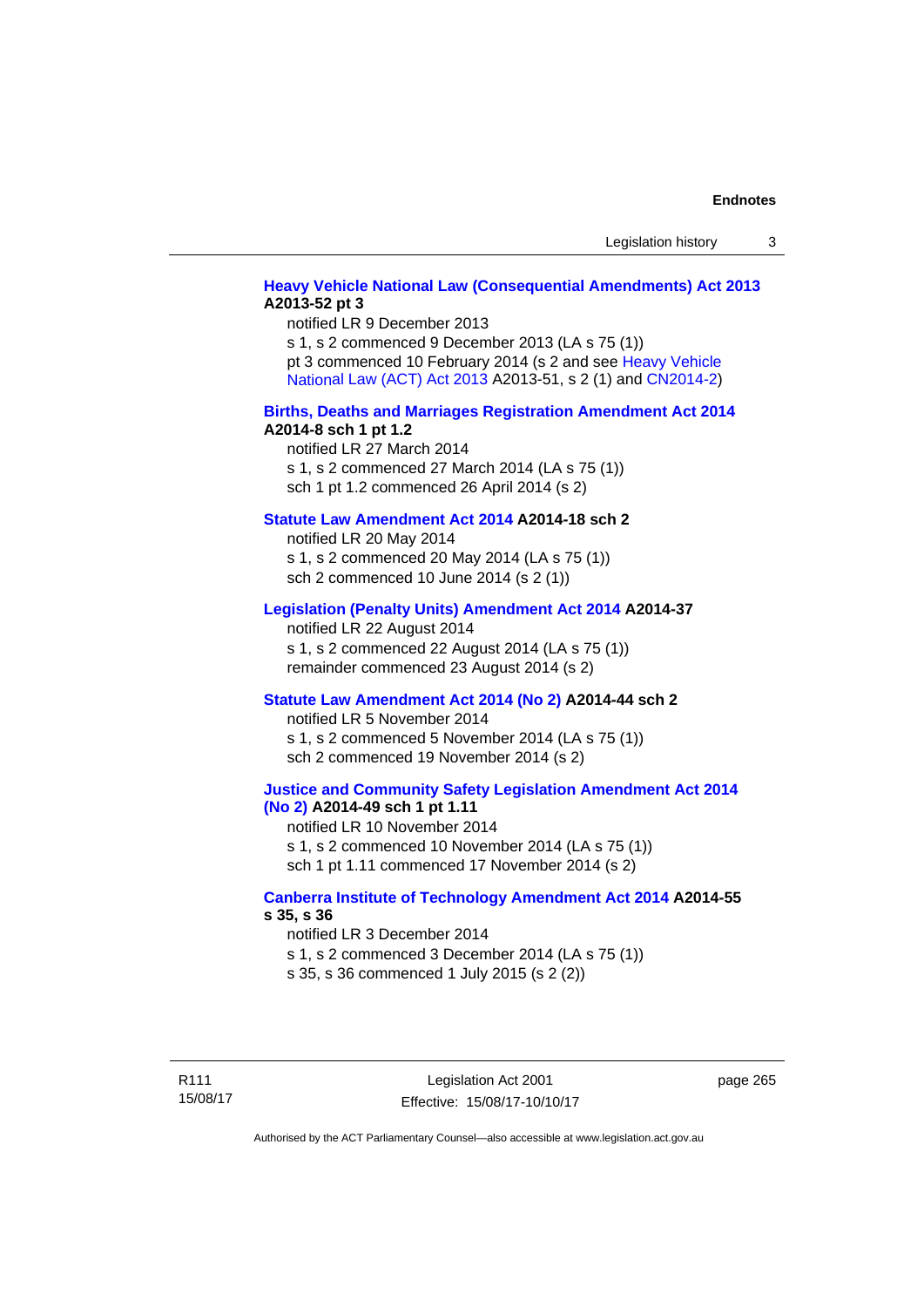**Heavy Vehicle National Law (Consequential Amendments) Act 2013 A2013-52 pt 3**

notified LR 9 December 2013
s 1, s 2 commenced 9 December 2013 (LA s 75 (1))
pt 3 commenced 10 February 2014 (s 2 and see Heavy Vehicle National Law (ACT) Act 2013 A2013-51, s 2 (1) and CN2014-2)

**Births, Deaths and Marriages Registration Amendment Act 2014 A2014-8 sch 1 pt 1.2**

notified LR 27 March 2014
s 1, s 2 commenced 27 March 2014 (LA s 75 (1))
sch 1 pt 1.2 commenced 26 April 2014 (s 2)

**Statute Law Amendment Act 2014 A2014-18 sch 2**

notified LR 20 May 2014
s 1, s 2 commenced 20 May 2014 (LA s 75 (1))
sch 2 commenced 10 June 2014 (s 2 (1))

**Legislation (Penalty Units) Amendment Act 2014 A2014-37**

notified LR 22 August 2014
s 1, s 2 commenced 22 August 2014 (LA s 75 (1))
remainder commenced 23 August 2014 (s 2)

**Statute Law Amendment Act 2014 (No 2) A2014-44 sch 2**

notified LR 5 November 2014
s 1, s 2 commenced 5 November 2014 (LA s 75 (1))
sch 2 commenced 19 November 2014 (s 2)

**Justice and Community Safety Legislation Amendment Act 2014 (No 2) A2014-49 sch 1 pt 1.11**

notified LR 10 November 2014
s 1, s 2 commenced 10 November 2014 (LA s 75 (1))
sch 1 pt 1.11 commenced 17 November 2014 (s 2)

**Canberra Institute of Technology Amendment Act 2014 A2014-55 s 35, s 36**

notified LR 3 December 2014
s 1, s 2 commenced 3 December 2014 (LA s 75 (1))
s 35, s 36 commenced 1 July 2015 (s 2 (2))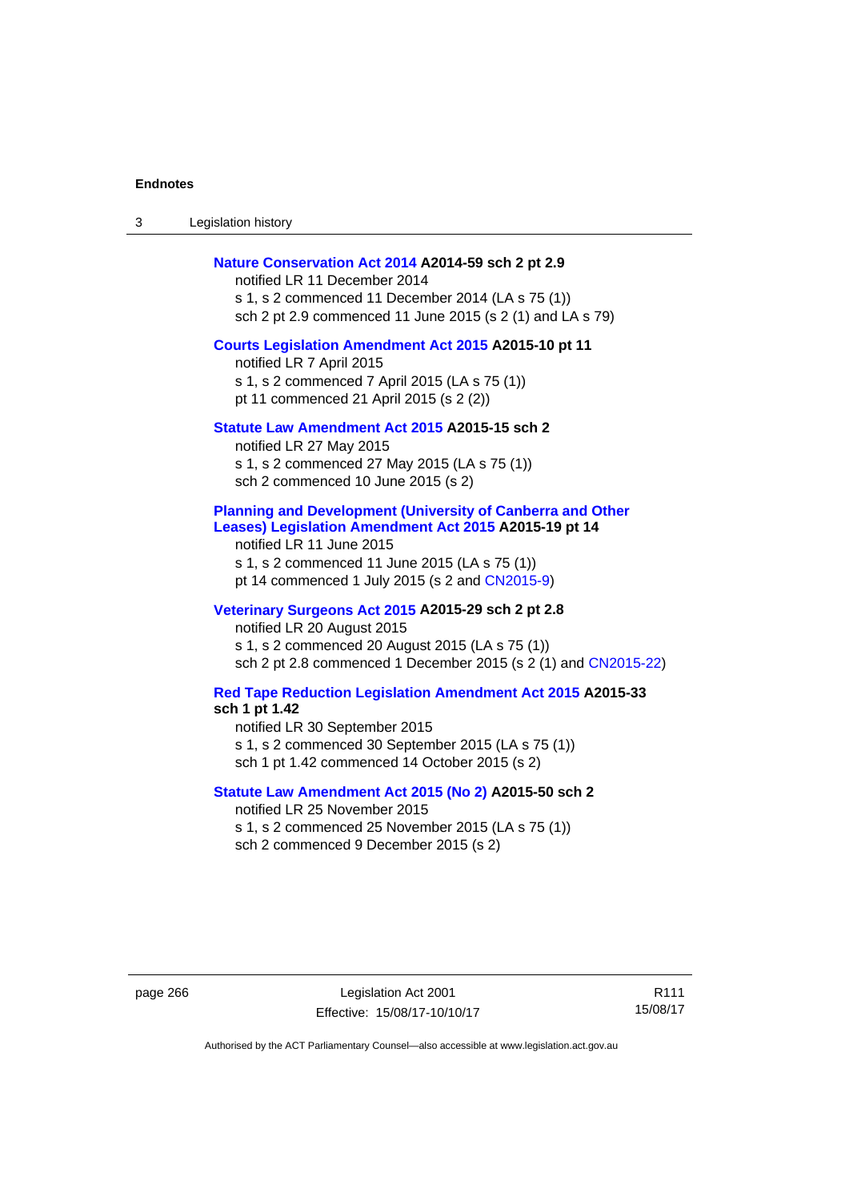**Nature Conservation Act 2014 A2014-59 sch 2 pt 2.9**

notified LR 11 December 2014

s 1, s 2 commenced 11 December 2014 (LA s 75 (1))

sch 2 pt 2.9 commenced 11 June 2015 (s 2 (1) and LA s 79)

**Courts Legislation Amendment Act 2015 A2015-10 pt 11**

notified LR 7 April 2015

s 1, s 2 commenced 7 April 2015 (LA s 75 (1))

pt 11 commenced 21 April 2015 (s 2 (2))

**Statute Law Amendment Act 2015 A2015-15 sch 2**

notified LR 27 May 2015

s 1, s 2 commenced 27 May 2015 (LA s 75 (1))

sch 2 commenced 10 June 2015 (s 2)

**Planning and Development (University of Canberra and Other Leases) Legislation Amendment Act 2015 A2015-19 pt 14**

notified LR 11 June 2015

s 1, s 2 commenced 11 June 2015 (LA s 75 (1))

pt 14 commenced 1 July 2015 (s 2 and CN2015-9)

**Veterinary Surgeons Act 2015 A2015-29 sch 2 pt 2.8**

notified LR 20 August 2015

s 1, s 2 commenced 20 August 2015 (LA s 75 (1))

sch 2 pt 2.8 commenced 1 December 2015 (s 2 (1) and CN2015-22)

**Red Tape Reduction Legislation Amendment Act 2015 A2015-33 sch 1 pt 1.42**

notified LR 30 September 2015

s 1, s 2 commenced 30 September 2015 (LA s 75 (1))

sch 1 pt 1.42 commenced 14 October 2015 (s 2)

**Statute Law Amendment Act 2015 (No 2) A2015-50 sch 2**

notified LR 25 November 2015

s 1, s 2 commenced 25 November 2015 (LA s 75 (1))

sch 2 commenced 9 December 2015 (s 2)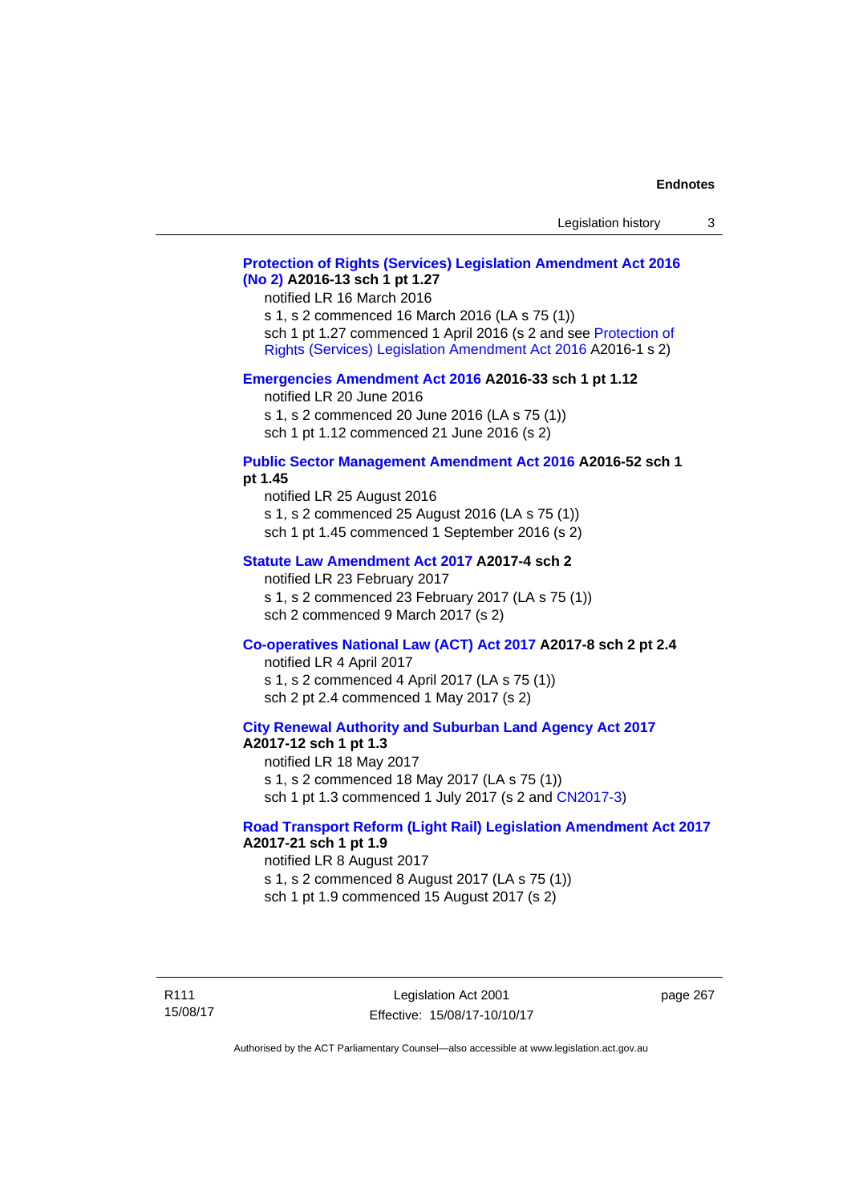**Protection of Rights (Services) Legislation Amendment Act 2016 (No 2) A2016-13 sch 1 pt 1.27**

notified LR 16 March 2016

s 1, s 2 commenced 16 March 2016 (LA s 75 (1))

sch 1 pt 1.27 commenced 1 April 2016 (s 2 and see Protection of Rights (Services) Legislation Amendment Act 2016 A2016-1 s 2)

**Emergencies Amendment Act 2016 A2016-33 sch 1 pt 1.12**

notified LR 20 June 2016

s 1, s 2 commenced 20 June 2016 (LA s 75 (1))

sch 1 pt 1.12 commenced 21 June 2016 (s 2)

**Public Sector Management Amendment Act 2016 A2016-52 sch 1 pt 1.45**

notified LR 25 August 2016

s 1, s 2 commenced 25 August 2016 (LA s 75 (1))

sch 1 pt 1.45 commenced 1 September 2016 (s 2)

**Statute Law Amendment Act 2017 A2017-4 sch 2**

notified LR 23 February 2017

s 1, s 2 commenced 23 February 2017 (LA s 75 (1))

sch 2 commenced 9 March 2017 (s 2)

**Co-operatives National Law (ACT) Act 2017 A2017-8 sch 2 pt 2.4**

notified LR 4 April 2017

s 1, s 2 commenced 4 April 2017 (LA s 75 (1))

sch 2 pt 2.4 commenced 1 May 2017 (s 2)

**City Renewal Authority and Suburban Land Agency Act 2017 A2017-12 sch 1 pt 1.3**

notified LR 18 May 2017

s 1, s 2 commenced 18 May 2017 (LA s 75 (1))

sch 1 pt 1.3 commenced 1 July 2017 (s 2 and CN2017-3)

**Road Transport Reform (Light Rail) Legislation Amendment Act 2017 A2017-21 sch 1 pt 1.9**

notified LR 8 August 2017

s 1, s 2 commenced 8 August 2017 (LA s 75 (1))

sch 1 pt 1.9 commenced 15 August 2017 (s 2)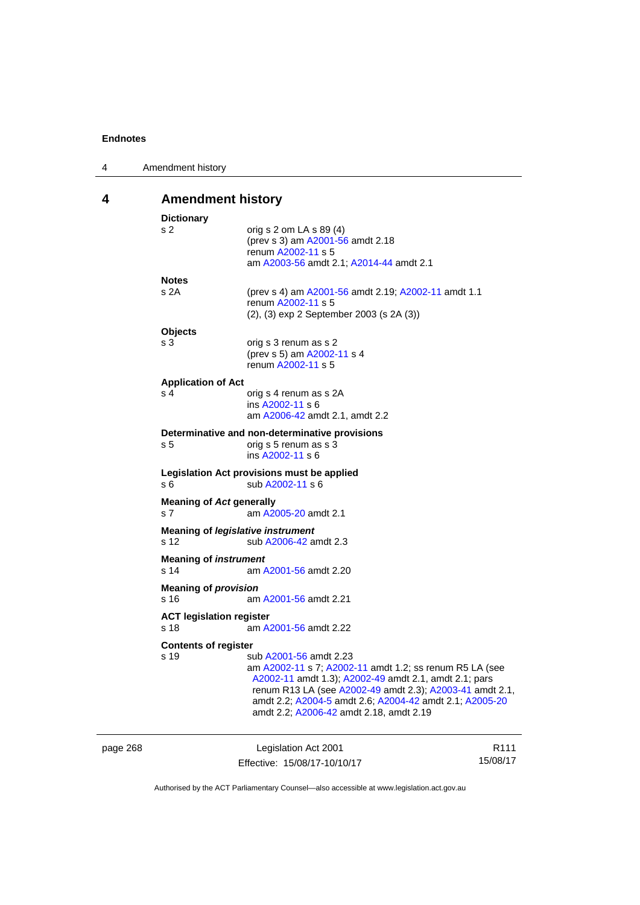# 4 Amendment history

**Dictionary**

s 2 orig s 2 om LA s 89 (4)
(prev s 3) am A2001-56 amdt 2.18
renum A2002-11 s 5
am A2003-56 amdt 2.1; A2014-44 amdt 2.1

**Notes**

s 2A (prev s 4) am A2001-56 amdt 2.19; A2002-11 amdt 1.1
renum A2002-11 s 5
(2), (3) exp 2 September 2003 (s 2A (3))

**Objects**

s 3 orig s 3 renum as s 2
(prev s 5) am A2002-11 s 4
renum A2002-11 s 5

**Application of Act**

s 4 orig s 4 renum as s 2A
ins A2002-11 s 6
am A2006-42 amdt 2.1, amdt 2.2

**Determinative and non-determinative provisions**

s 5 orig s 5 renum as s 3
ins A2002-11 s 6

**Legislation Act provisions must be applied**

s 6 sub A2002-11 s 6

**Meaning of *Act* generally**

s 7 am A2005-20 amdt 2.1

**Meaning of *legislative instrument***

s 12 sub A2006-42 amdt 2.3

**Meaning of *instrument***

s 14 am A2001-56 amdt 2.20

**Meaning of *provision***

s 16 am A2001-56 amdt 2.21

**ACT legislation register**

s 18 am A2001-56 amdt 2.22

**Contents of register**

s 19 sub A2001-56 amdt 2.23
am A2002-11 s 7; A2002-11 amdt 1.2; ss renum R5 LA (see A2002-11 amdt 1.3); A2002-49 amdt 2.1, amdt 2.1; pars renum R13 LA (see A2002-49 amdt 2.3); A2003-41 amdt 2.1, amdt 2.2; A2004-5 amdt 2.6; A2004-42 amdt 2.1; A2005-20 amdt 2.2; A2006-42 amdt 2.18, amdt 2.19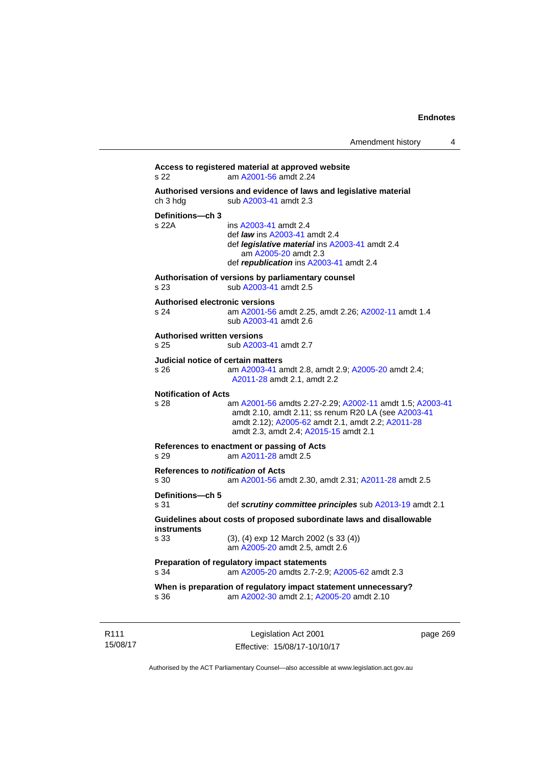**Access to registered material at approved website**

s 22 am A2001-56 amdt 2.24

**Authorised versions and evidence of laws and legislative material**

ch 3 hdg sub A2003-41 amdt 2.3

**Definitions—ch 3**

s 22A ins A2003-41 amdt 2.4
def ***law*** ins A2003-41 amdt 2.4
def ***legislative material*** ins A2003-41 amdt 2.4
am A2005-20 amdt 2.3
def ***republication*** ins A2003-41 amdt 2.4

**Authorisation of versions by parliamentary counsel**

s 23 sub A2003-41 amdt 2.5

**Authorised electronic versions**

s 24 am A2001-56 amdt 2.25, amdt 2.26; A2002-11 amdt 1.4
sub A2003-41 amdt 2.6

**Authorised written versions**

s 25 sub A2003-41 amdt 2.7

**Judicial notice of certain matters**

s 26 am A2003-41 amdt 2.8, amdt 2.9; A2005-20 amdt 2.4; A2011-28 amdt 2.1, amdt 2.2

**Notification of Acts**

s 28 am A2001-56 amdts 2.27-2.29; A2002-11 amdt 1.5; A2003-41 amdt 2.10, amdt 2.11; ss renum R20 LA (see A2003-41 amdt 2.12); A2005-62 amdt 2.1, amdt 2.2; A2011-28 amdt 2.3, amdt 2.4; A2015-15 amdt 2.1

**References to enactment or passing of Acts**

s 29 am A2011-28 amdt 2.5

**References to *notification* of Acts**

s 30 am A2001-56 amdt 2.30, amdt 2.31; A2011-28 amdt 2.5

**Definitions—ch 5**

s 31 def ***scrutiny committee principles*** sub A2013-19 amdt 2.1

**Guidelines about costs of proposed subordinate laws and disallowable instruments**

s 33 (3), (4) exp 12 March 2002 (s 33 (4))
am A2005-20 amdt 2.5, amdt 2.6

**Preparation of regulatory impact statements**

s 34 am A2005-20 amdts 2.7-2.9; A2005-62 amdt 2.3

**When is preparation of regulatory impact statement unnecessary?**

s 36 am A2002-30 amdt 2.1; A2005-20 amdt 2.10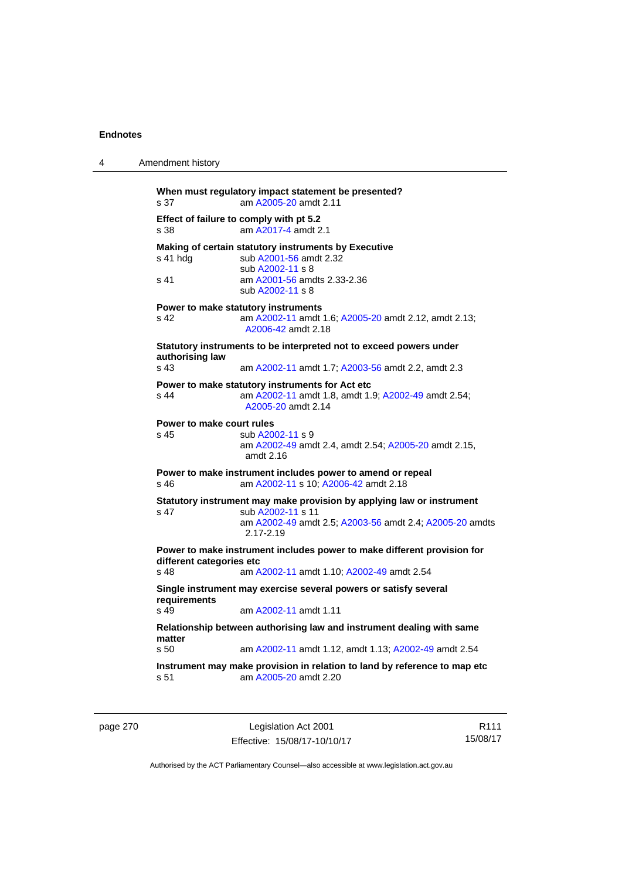**When must regulatory impact statement be presented?**
s 37 am A2005-20 amdt 2.11

**Effect of failure to comply with pt 5.2**
s 38 am A2017-4 amdt 2.1

**Making of certain statutory instruments by Executive**
s 41 hdg sub A2001-56 amdt 2.32
sub A2002-11 s 8
s 41 am A2001-56 amdts 2.33-2.36
sub A2002-11 s 8

**Power to make statutory instruments**
s 42 am A2002-11 amdt 1.6; A2005-20 amdt 2.12, amdt 2.13; A2006-42 amdt 2.18

**Statutory instruments to be interpreted not to exceed powers under authorising law**
s 43 am A2002-11 amdt 1.7; A2003-56 amdt 2.2, amdt 2.3

**Power to make statutory instruments for Act etc**
s 44 am A2002-11 amdt 1.8, amdt 1.9; A2002-49 amdt 2.54; A2005-20 amdt 2.14

**Power to make court rules**
s 45 sub A2002-11 s 9
am A2002-49 amdt 2.4, amdt 2.54; A2005-20 amdt 2.15, amdt 2.16

**Power to make instrument includes power to amend or repeal**
s 46 am A2002-11 s 10; A2006-42 amdt 2.18

**Statutory instrument may make provision by applying law or instrument**
s 47 sub A2002-11 s 11
am A2002-49 amdt 2.5; A2003-56 amdt 2.4; A2005-20 amdts 2.17-2.19

**Power to make instrument includes power to make different provision for different categories etc**
s 48 am A2002-11 amdt 1.10; A2002-49 amdt 2.54

**Single instrument may exercise several powers or satisfy several requirements**
s 49 am A2002-11 amdt 1.11

**Relationship between authorising law and instrument dealing with same matter**
s 50 am A2002-11 amdt 1.12, amdt 1.13; A2002-49 amdt 2.54

**Instrument may make provision in relation to land by reference to map etc**
s 51 am A2005-20 amdt 2.20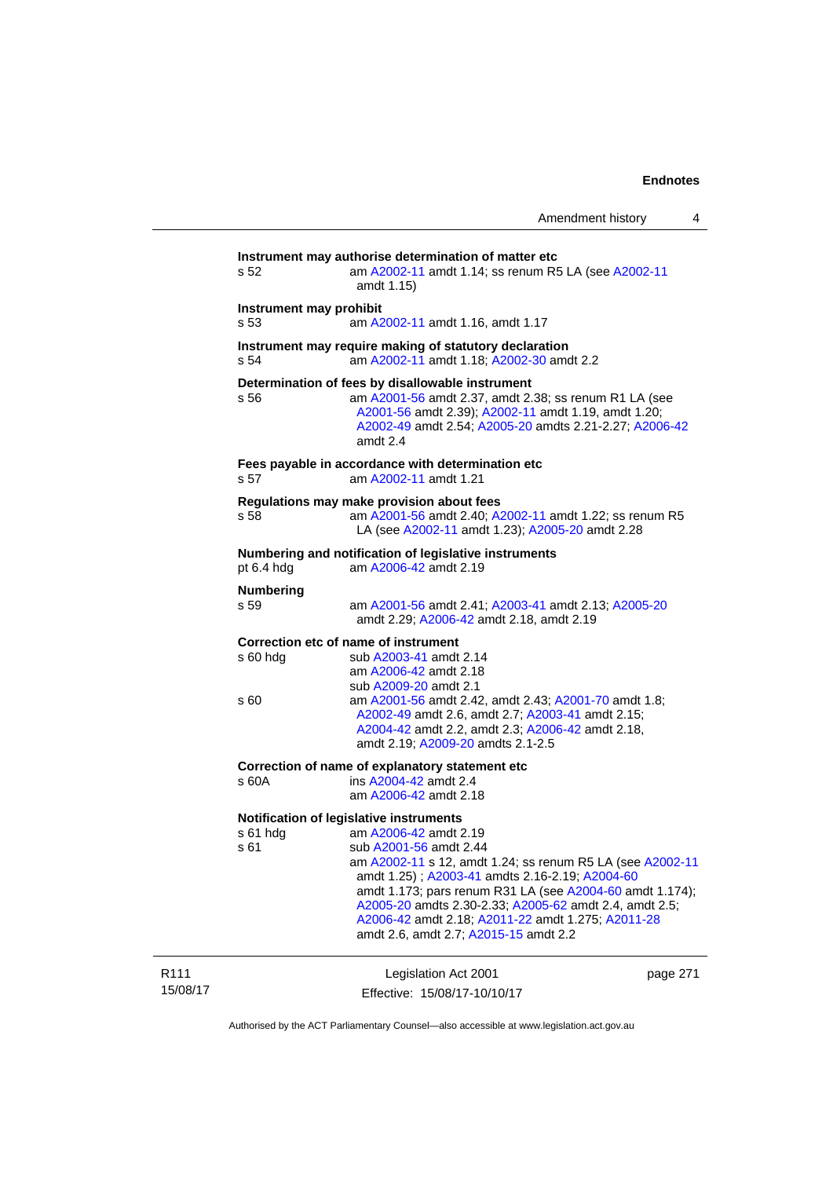**Instrument may authorise determination of matter etc**

s 52 am A2002-11 amdt 1.14; ss renum R5 LA (see A2002-11 amdt 1.15)

**Instrument may prohibit**

s 53 am A2002-11 amdt 1.16, amdt 1.17

**Instrument may require making of statutory declaration**

s 54 am A2002-11 amdt 1.18; A2002-30 amdt 2.2

**Determination of fees by disallowable instrument**

s 56 am A2001-56 amdt 2.37, amdt 2.38; ss renum R1 LA (see A2001-56 amdt 2.39); A2002-11 amdt 1.19, amdt 1.20; A2002-49 amdt 2.54; A2005-20 amdts 2.21-2.27; A2006-42 amdt 2.4

**Fees payable in accordance with determination etc**

s 57 am A2002-11 amdt 1.21

**Regulations may make provision about fees**

s 58 am A2001-56 amdt 2.40; A2002-11 amdt 1.22; ss renum R5 LA (see A2002-11 amdt 1.23); A2005-20 amdt 2.28

**Numbering and notification of legislative instruments**

pt 6.4 hdg am A2006-42 amdt 2.19

**Numbering**

s 59 am A2001-56 amdt 2.41; A2003-41 amdt 2.13; A2005-20 amdt 2.29; A2006-42 amdt 2.18, amdt 2.19

**Correction etc of name of instrument**

s 60 hdg sub A2003-41 amdt 2.14
am A2006-42 amdt 2.18
sub A2009-20 amdt 2.1

s 60 am A2001-56 amdt 2.42, amdt 2.43; A2001-70 amdt 1.8; A2002-49 amdt 2.6, amdt 2.7; A2003-41 amdt 2.15; A2004-42 amdt 2.2, amdt 2.3; A2006-42 amdt 2.18, amdt 2.19; A2009-20 amdts 2.1-2.5

**Correction of name of explanatory statement etc**

s 60A ins A2004-42 amdt 2.4
am A2006-42 amdt 2.18

**Notification of legislative instruments**

s 61 hdg am A2006-42 amdt 2.19

s 61 sub A2001-56 amdt 2.44
am A2002-11 s 12, amdt 1.24; ss renum R5 LA (see A2002-11 amdt 1.25) ; A2003-41 amdts 2.16-2.19; A2004-60 amdt 1.173; pars renum R31 LA (see A2004-60 amdt 1.174); A2005-20 amdts 2.30-2.33; A2005-62 amdt 2.4, amdt 2.5; A2006-42 amdt 2.18; A2011-22 amdt 1.275; A2011-28 amdt 2.6, amdt 2.7; A2015-15 amdt 2.2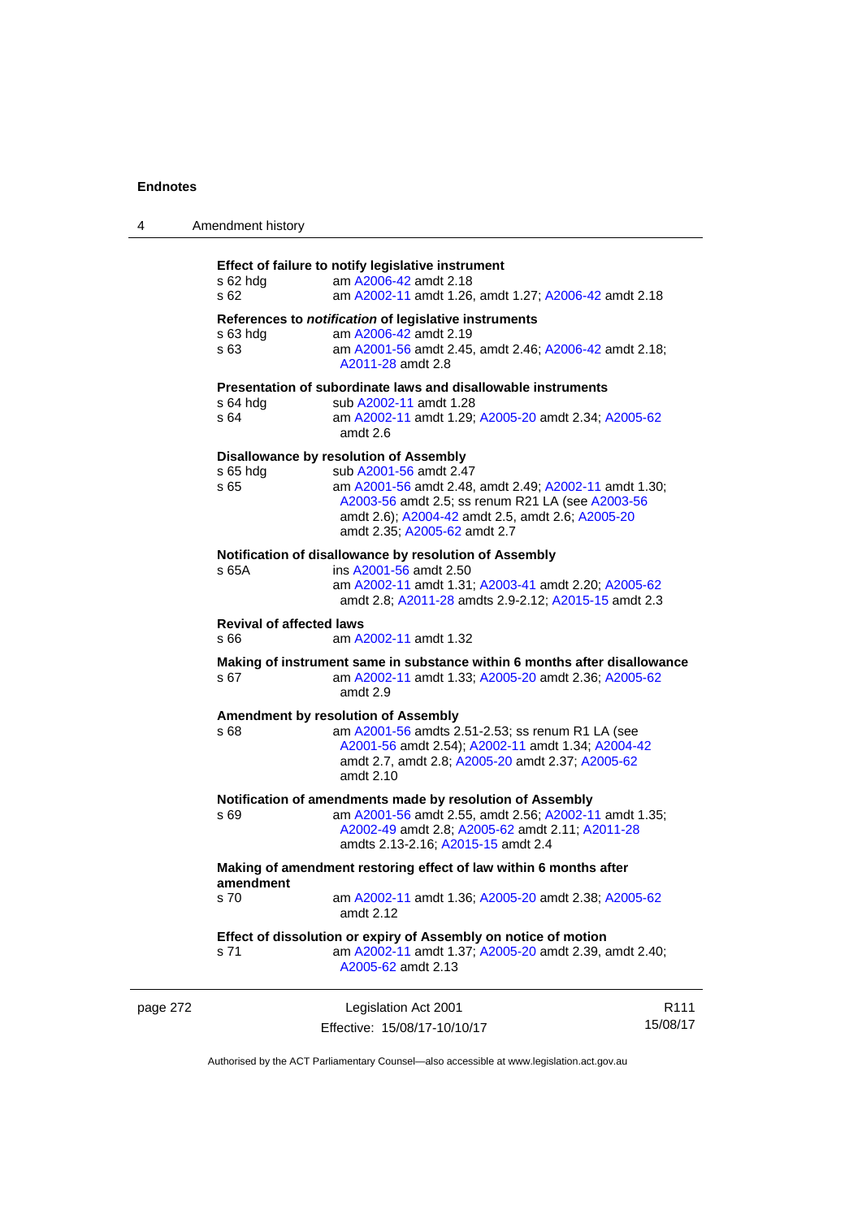**Effect of failure to notify legislative instrument**

s 62 hdg am A2006-42 amdt 2.18
s 62 am A2002-11 amdt 1.26, amdt 1.27; A2006-42 amdt 2.18

**References to *notification* of legislative instruments**

s 63 hdg am A2006-42 amdt 2.19
s 63 am A2001-56 amdt 2.45, amdt 2.46; A2006-42 amdt 2.18; A2011-28 amdt 2.8

**Presentation of subordinate laws and disallowable instruments**

s 64 hdg sub A2002-11 amdt 1.28
s 64 am A2002-11 amdt 1.29; A2005-20 amdt 2.34; A2005-62 amdt 2.6

**Disallowance by resolution of Assembly**

s 65 hdg sub A2001-56 amdt 2.47
s 65 am A2001-56 amdt 2.48, amdt 2.49; A2002-11 amdt 1.30; A2003-56 amdt 2.5; ss renum R21 LA (see A2003-56 amdt 2.6); A2004-42 amdt 2.5, amdt 2.6; A2005-20 amdt 2.35; A2005-62 amdt 2.7

**Notification of disallowance by resolution of Assembly**

s 65A ins A2001-56 amdt 2.50
am A2002-11 amdt 1.31; A2003-41 amdt 2.20; A2005-62 amdt 2.8; A2011-28 amdts 2.9-2.12; A2015-15 amdt 2.3

**Revival of affected laws**

s 66 am A2002-11 amdt 1.32

**Making of instrument same in substance within 6 months after disallowance**

s 67 am A2002-11 amdt 1.33; A2005-20 amdt 2.36; A2005-62 amdt 2.9

**Amendment by resolution of Assembly**

s 68 am A2001-56 amdts 2.51-2.53; ss renum R1 LA (see A2001-56 amdt 2.54); A2002-11 amdt 1.34; A2004-42 amdt 2.7, amdt 2.8; A2005-20 amdt 2.37; A2005-62 amdt 2.10

**Notification of amendments made by resolution of Assembly**

s 69 am A2001-56 amdt 2.55, amdt 2.56; A2002-11 amdt 1.35; A2002-49 amdt 2.8; A2005-62 amdt 2.11; A2011-28 amdts 2.13-2.16; A2015-15 amdt 2.4

**Making of amendment restoring effect of law within 6 months after amendment**

s 70 am A2002-11 amdt 1.36; A2005-20 amdt 2.38; A2005-62 amdt 2.12

**Effect of dissolution or expiry of Assembly on notice of motion**

s 71 am A2002-11 amdt 1.37; A2005-20 amdt 2.39, amdt 2.40; A2005-62 amdt 2.13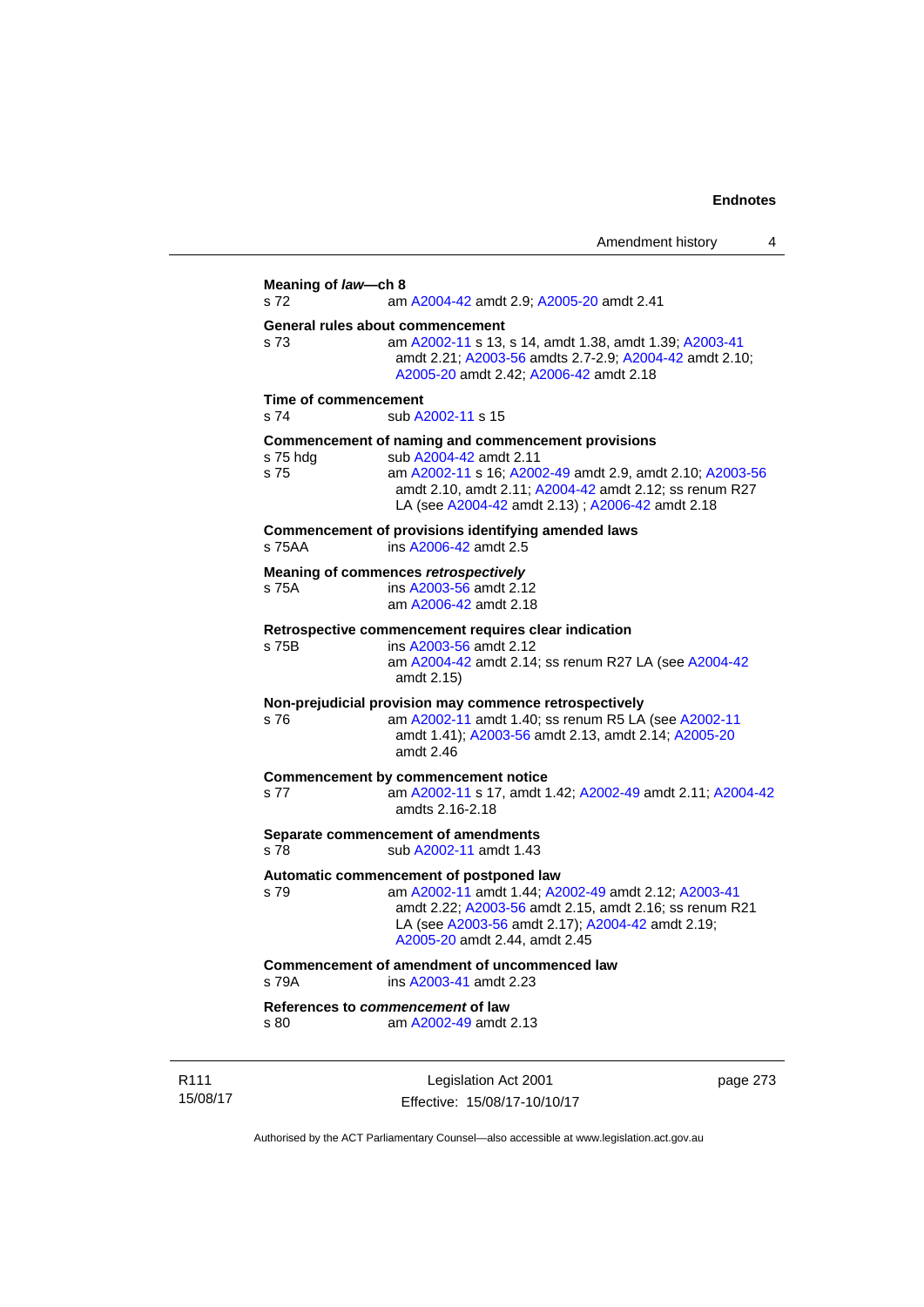**Meaning of *law*—ch 8**

s 72 am A2004-42 amdt 2.9; A2005-20 amdt 2.41

**General rules about commencement**

s 73 am A2002-11 s 13, s 14, amdt 1.38, amdt 1.39; A2003-41 amdt 2.21; A2003-56 amdts 2.7-2.9; A2004-42 amdt 2.10; A2005-20 amdt 2.42; A2006-42 amdt 2.18

**Time of commencement**

s 74 sub A2002-11 s 15

**Commencement of naming and commencement provisions**

s 75 hdg sub A2004-42 amdt 2.11

s 75 am A2002-11 s 16; A2002-49 amdt 2.9, amdt 2.10; A2003-56 amdt 2.10, amdt 2.11; A2004-42 amdt 2.12; ss renum R27 LA (see A2004-42 amdt 2.13) ; A2006-42 amdt 2.18

**Commencement of provisions identifying amended laws**

s 75AA ins A2006-42 amdt 2.5

**Meaning of commences *retrospectively***

s 75A ins A2003-56 amdt 2.12
am A2006-42 amdt 2.18

**Retrospective commencement requires clear indication**

s 75B ins A2003-56 amdt 2.12
am A2004-42 amdt 2.14; ss renum R27 LA (see A2004-42 amdt 2.15)

**Non-prejudicial provision may commence retrospectively**

s 76 am A2002-11 amdt 1.40; ss renum R5 LA (see A2002-11 amdt 1.41); A2003-56 amdt 2.13, amdt 2.14; A2005-20 amdt 2.46

**Commencement by commencement notice**

s 77 am A2002-11 s 17, amdt 1.42; A2002-49 amdt 2.11; A2004-42 amdts 2.16-2.18

**Separate commencement of amendments**

s 78 sub A2002-11 amdt 1.43

**Automatic commencement of postponed law**

s 79 am A2002-11 amdt 1.44; A2002-49 amdt 2.12; A2003-41 amdt 2.22; A2003-56 amdt 2.15, amdt 2.16; ss renum R21 LA (see A2003-56 amdt 2.17); A2004-42 amdt 2.19; A2005-20 amdt 2.44, amdt 2.45

**Commencement of amendment of uncommenced law**

s 79A ins A2003-41 amdt 2.23

**References to *commencement* of law**

s 80 am A2002-49 amdt 2.13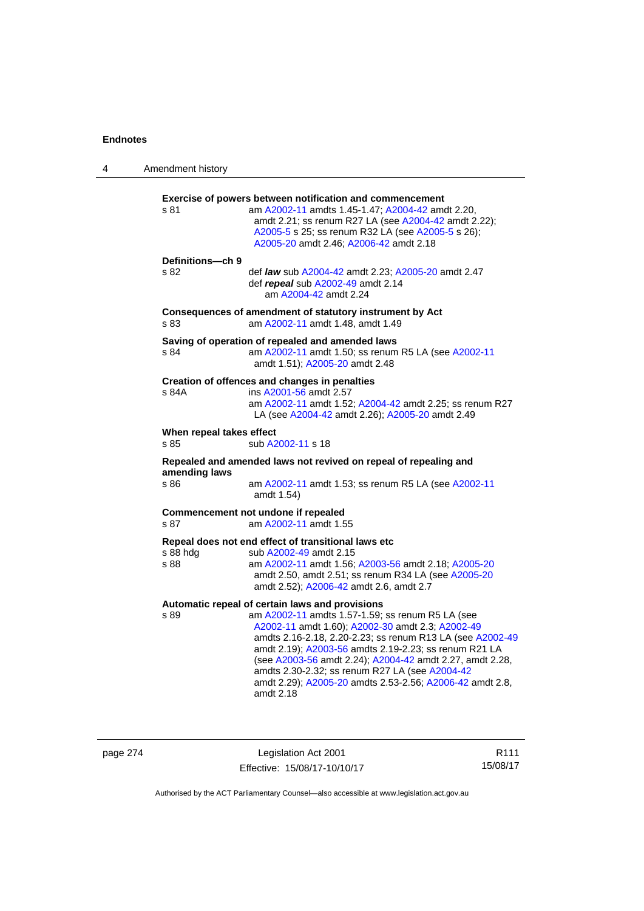**Exercise of powers between notification and commencement**

s 81 am A2002-11 amdts 1.45-1.47; A2004-42 amdt 2.20, amdt 2.21; ss renum R27 LA (see A2004-42 amdt 2.22); A2005-5 s 25; ss renum R32 LA (see A2005-5 s 26); A2005-20 amdt 2.46; A2006-42 amdt 2.18

**Definitions—ch 9**

s 82 def ***law*** sub A2004-42 amdt 2.23; A2005-20 amdt 2.47
def ***repeal*** sub A2002-49 amdt 2.14
am A2004-42 amdt 2.24

**Consequences of amendment of statutory instrument by Act**

s 83 am A2002-11 amdt 1.48, amdt 1.49

**Saving of operation of repealed and amended laws**

s 84 am A2002-11 amdt 1.50; ss renum R5 LA (see A2002-11 amdt 1.51); A2005-20 amdt 2.48

**Creation of offences and changes in penalties**

s 84A ins A2001-56 amdt 2.57
am A2002-11 amdt 1.52; A2004-42 amdt 2.25; ss renum R27 LA (see A2004-42 amdt 2.26); A2005-20 amdt 2.49

**When repeal takes effect**

s 85 sub A2002-11 s 18

**Repealed and amended laws not revived on repeal of repealing and amending laws**

s 86 am A2002-11 amdt 1.53; ss renum R5 LA (see A2002-11 amdt 1.54)

**Commencement not undone if repealed**

s 87 am A2002-11 amdt 1.55

**Repeal does not end effect of transitional laws etc**

s 88 hdg sub A2002-49 amdt 2.15
s 88 am A2002-11 amdt 1.56; A2003-56 amdt 2.18; A2005-20 amdt 2.50, amdt 2.51; ss renum R34 LA (see A2005-20 amdt 2.52); A2006-42 amdt 2.6, amdt 2.7

**Automatic repeal of certain laws and provisions**

s 89 am A2002-11 amdts 1.57-1.59; ss renum R5 LA (see A2002-11 amdt 1.60); A2002-30 amdt 2.3; A2002-49 amdts 2.16-2.18, 2.20-2.23; ss renum R13 LA (see A2002-49 amdt 2.19); A2003-56 amdts 2.19-2.23; ss renum R21 LA (see A2003-56 amdt 2.24); A2004-42 amdt 2.27, amdt 2.28, amdts 2.30-2.32; ss renum R27 LA (see A2004-42 amdt 2.29); A2005-20 amdts 2.53-2.56; A2006-42 amdt 2.8, amdt 2.18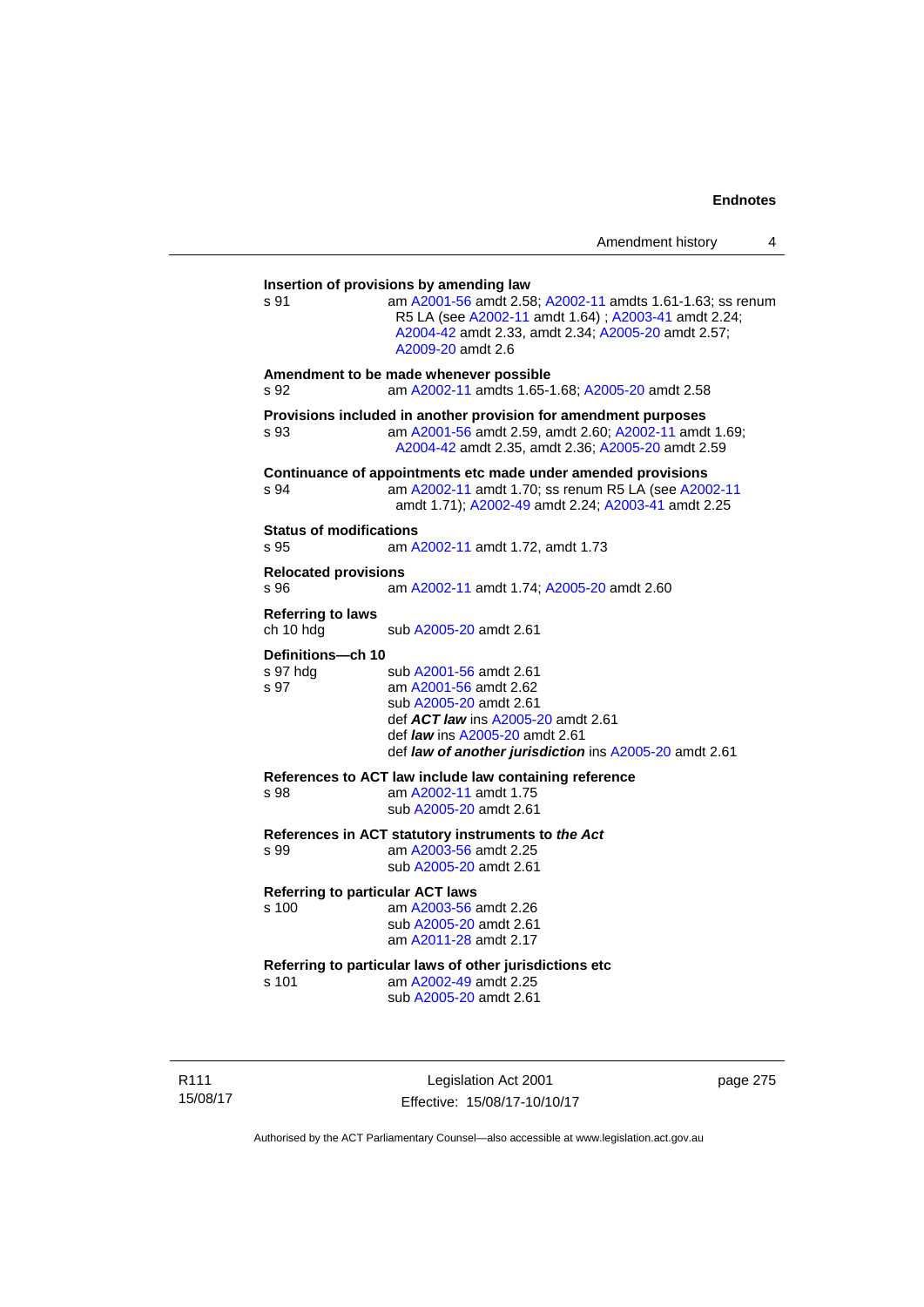**Insertion of provisions by amending law**

s 91 am A2001-56 amdt 2.58; A2002-11 amdts 1.61-1.63; ss renum R5 LA (see A2002-11 amdt 1.64) ; A2003-41 amdt 2.24; A2004-42 amdt 2.33, amdt 2.34; A2005-20 amdt 2.57; A2009-20 amdt 2.6

**Amendment to be made whenever possible**

s 92 am A2002-11 amdts 1.65-1.68; A2005-20 amdt 2.58

**Provisions included in another provision for amendment purposes**

s 93 am A2001-56 amdt 2.59, amdt 2.60; A2002-11 amdt 1.69; A2004-42 amdt 2.35, amdt 2.36; A2005-20 amdt 2.59

**Continuance of appointments etc made under amended provisions**

s 94 am A2002-11 amdt 1.70; ss renum R5 LA (see A2002-11 amdt 1.71); A2002-49 amdt 2.24; A2003-41 amdt 2.25

**Status of modifications**

s 95 am A2002-11 amdt 1.72, amdt 1.73

**Relocated provisions**

s 96 am A2002-11 amdt 1.74; A2005-20 amdt 2.60

**Referring to laws**

ch 10 hdg sub A2005-20 amdt 2.61

**Definitions—ch 10**

s 97 hdg sub A2001-56 amdt 2.61

s 97 am A2001-56 amdt 2.62
sub A2005-20 amdt 2.61
def ***ACT law*** ins A2005-20 amdt 2.61
def ***law*** ins A2005-20 amdt 2.61
def ***law of another jurisdiction*** ins A2005-20 amdt 2.61

**References to ACT law include law containing reference**

s 98 am A2002-11 amdt 1.75
sub A2005-20 amdt 2.61

**References in ACT statutory instruments to *the Act***

s 99 am A2003-56 amdt 2.25
sub A2005-20 amdt 2.61

**Referring to particular ACT laws**

s 100 am A2003-56 amdt 2.26
sub A2005-20 amdt 2.61
am A2011-28 amdt 2.17

**Referring to particular laws of other jurisdictions etc**

s 101 am A2002-49 amdt 2.25
sub A2005-20 amdt 2.61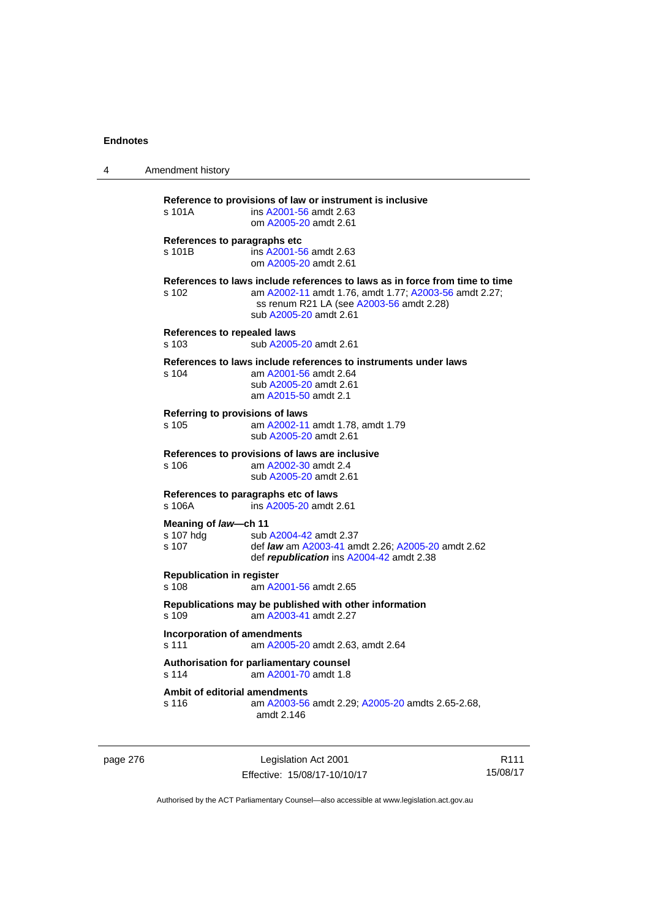**Reference to provisions of law or instrument is inclusive**

s 101A ins A2001-56 amdt 2.63
om A2005-20 amdt 2.61

**References to paragraphs etc**

s 101B ins A2001-56 amdt 2.63
om A2005-20 amdt 2.61

**References to laws include references to laws as in force from time to time**

s 102 am A2002-11 amdt 1.76, amdt 1.77; A2003-56 amdt 2.27; ss renum R21 LA (see A2003-56 amdt 2.28)
sub A2005-20 amdt 2.61

**References to repealed laws**

s 103 sub A2005-20 amdt 2.61

**References to laws include references to instruments under laws**

s 104 am A2001-56 amdt 2.64
sub A2005-20 amdt 2.61
am A2015-50 amdt 2.1

**Referring to provisions of laws**

s 105 am A2002-11 amdt 1.78, amdt 1.79
sub A2005-20 amdt 2.61

**References to provisions of laws are inclusive**

s 106 am A2002-30 amdt 2.4
sub A2005-20 amdt 2.61

**References to paragraphs etc of laws**

s 106A ins A2005-20 amdt 2.61

**Meaning of *law*—ch 11**

s 107 hdg sub A2004-42 amdt 2.37
s 107 def ***law*** am A2003-41 amdt 2.26; A2005-20 amdt 2.62
def ***republication*** ins A2004-42 amdt 2.38

**Republication in register**

s 108 am A2001-56 amdt 2.65

**Republications may be published with other information**

s 109 am A2003-41 amdt 2.27

**Incorporation of amendments**

s 111 am A2005-20 amdt 2.63, amdt 2.64

**Authorisation for parliamentary counsel**

s 114 am A2001-70 amdt 1.8

**Ambit of editorial amendments**

s 116 am A2003-56 amdt 2.29; A2005-20 amdts 2.65-2.68, amdt 2.146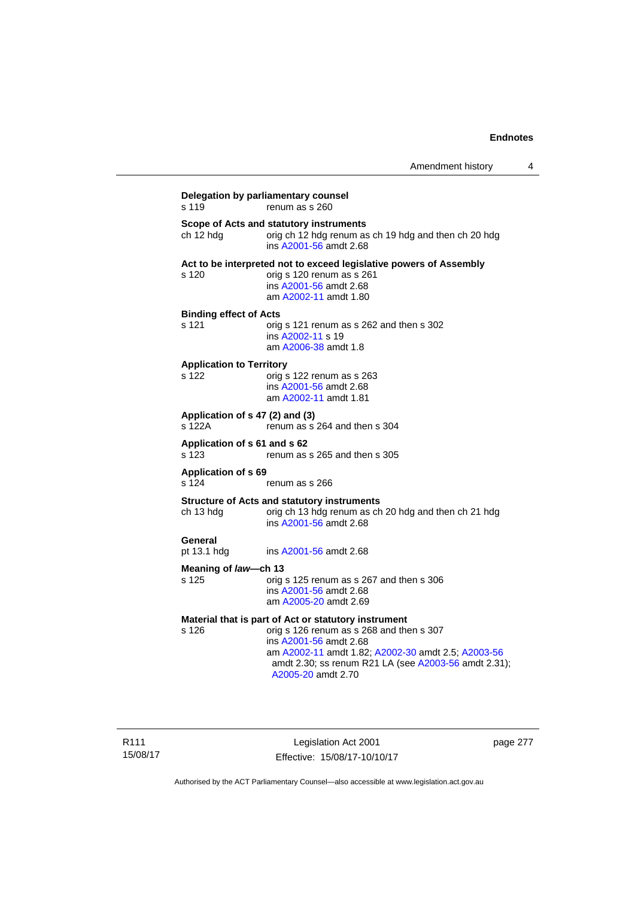**Delegation by parliamentary counsel**

s 119 renum as s 260

**Scope of Acts and statutory instruments**

ch 12 hdg orig ch 12 hdg renum as ch 19 hdg and then ch 20 hdg
ins A2001-56 amdt 2.68

**Act to be interpreted not to exceed legislative powers of Assembly**

s 120 orig s 120 renum as s 261
ins A2001-56 amdt 2.68
am A2002-11 amdt 1.80

**Binding effect of Acts**

s 121 orig s 121 renum as s 262 and then s 302
ins A2002-11 s 19
am A2006-38 amdt 1.8

**Application to Territory**

s 122 orig s 122 renum as s 263
ins A2001-56 amdt 2.68
am A2002-11 amdt 1.81

**Application of s 47 (2) and (3)**

s 122A renum as s 264 and then s 304

**Application of s 61 and s 62**

s 123 renum as s 265 and then s 305

**Application of s 69**

s 124 renum as s 266

**Structure of Acts and statutory instruments**

ch 13 hdg orig ch 13 hdg renum as ch 20 hdg and then ch 21 hdg
ins A2001-56 amdt 2.68

**General**

pt 13.1 hdg ins A2001-56 amdt 2.68

**Meaning of *law*—ch 13**

s 125 orig s 125 renum as s 267 and then s 306
ins A2001-56 amdt 2.68
am A2005-20 amdt 2.69

**Material that is part of Act or statutory instrument**

s 126 orig s 126 renum as s 268 and then s 307
ins A2001-56 amdt 2.68
am A2002-11 amdt 1.82; A2002-30 amdt 2.5; A2003-56 amdt 2.30; ss renum R21 LA (see A2003-56 amdt 2.31); A2005-20 amdt 2.70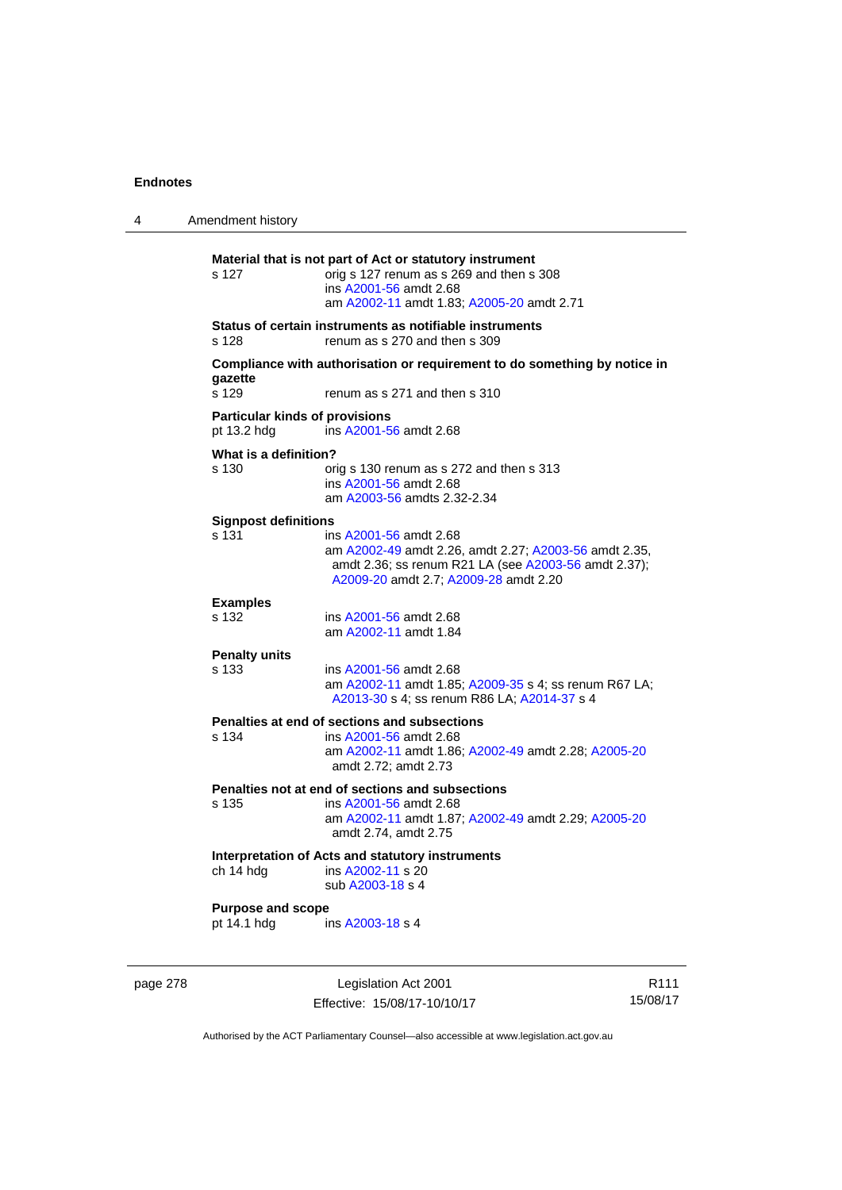**Material that is not part of Act or statutory instrument**

s 127 orig s 127 renum as s 269 and then s 308
ins A2001-56 amdt 2.68
am A2002-11 amdt 1.83; A2005-20 amdt 2.71

**Status of certain instruments as notifiable instruments**

s 128 renum as s 270 and then s 309

**Compliance with authorisation or requirement to do something by notice in gazette**

s 129 renum as s 271 and then s 310

**Particular kinds of provisions**

pt 13.2 hdg ins A2001-56 amdt 2.68

**What is a definition?**

s 130 orig s 130 renum as s 272 and then s 313
ins A2001-56 amdt 2.68
am A2003-56 amdts 2.32-2.34

**Signpost definitions**

s 131 ins A2001-56 amdt 2.68
am A2002-49 amdt 2.26, amdt 2.27; A2003-56 amdt 2.35, amdt 2.36; ss renum R21 LA (see A2003-56 amdt 2.37); A2009-20 amdt 2.7; A2009-28 amdt 2.20

**Examples**

s 132 ins A2001-56 amdt 2.68
am A2002-11 amdt 1.84

**Penalty units**

s 133 ins A2001-56 amdt 2.68
am A2002-11 amdt 1.85; A2009-35 s 4; ss renum R67 LA; A2013-30 s 4; ss renum R86 LA; A2014-37 s 4

**Penalties at end of sections and subsections**

s 134 ins A2001-56 amdt 2.68
am A2002-11 amdt 1.86; A2002-49 amdt 2.28; A2005-20 amdt 2.72; amdt 2.73

**Penalties not at end of sections and subsections**

s 135 ins A2001-56 amdt 2.68
am A2002-11 amdt 1.87; A2002-49 amdt 2.29; A2005-20 amdt 2.74, amdt 2.75

**Interpretation of Acts and statutory instruments**

ch 14 hdg ins A2002-11 s 20
sub A2003-18 s 4

**Purpose and scope**

pt 14.1 hdg ins A2003-18 s 4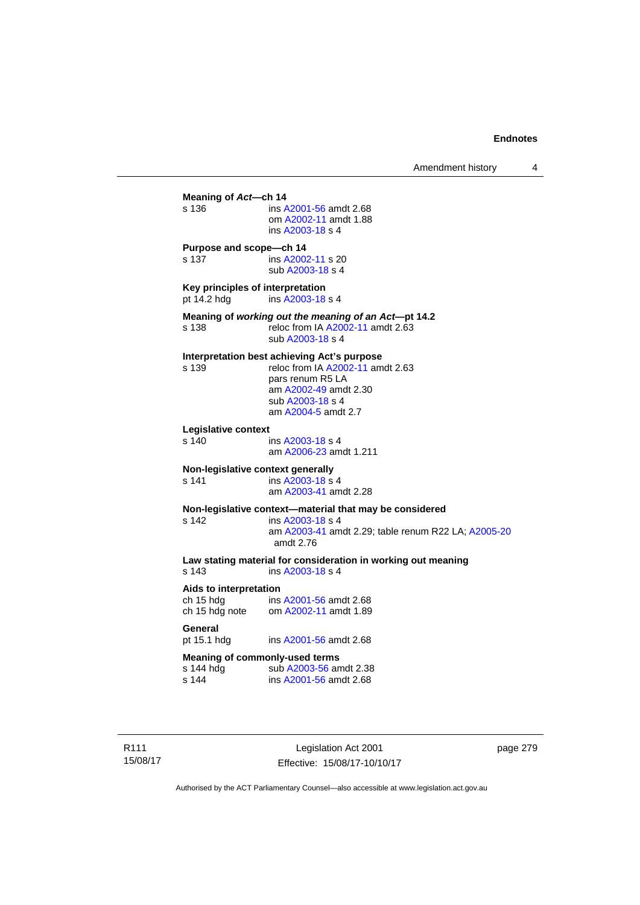**Meaning of *Act*—ch 14**

s 136 ins A2001-56 amdt 2.68
om A2002-11 amdt 1.88
ins A2003-18 s 4

**Purpose and scope—ch 14**

s 137 ins A2002-11 s 20
sub A2003-18 s 4

**Key principles of interpretation**

pt 14.2 hdg ins A2003-18 s 4

**Meaning of *working out the meaning of an Act*—pt 14.2**

s 138 reloc from IA A2002-11 amdt 2.63
sub A2003-18 s 4

**Interpretation best achieving Act's purpose**

s 139 reloc from IA A2002-11 amdt 2.63
pars renum R5 LA
am A2002-49 amdt 2.30
sub A2003-18 s 4
am A2004-5 amdt 2.7

**Legislative context**

s 140 ins A2003-18 s 4
am A2006-23 amdt 1.211

**Non-legislative context generally**

s 141 ins A2003-18 s 4
am A2003-41 amdt 2.28

**Non-legislative context—material that may be considered**

s 142 ins A2003-18 s 4
am A2003-41 amdt 2.29; table renum R22 LA; A2005-20 amdt 2.76

**Law stating material for consideration in working out meaning**

s 143 ins A2003-18 s 4

**Aids to interpretation**

ch 15 hdg ins A2001-56 amdt 2.68
ch 15 hdg note om A2002-11 amdt 1.89

**General**

pt 15.1 hdg ins A2001-56 amdt 2.68

**Meaning of commonly-used terms**

s 144 hdg sub A2003-56 amdt 2.38
s 144 ins A2001-56 amdt 2.68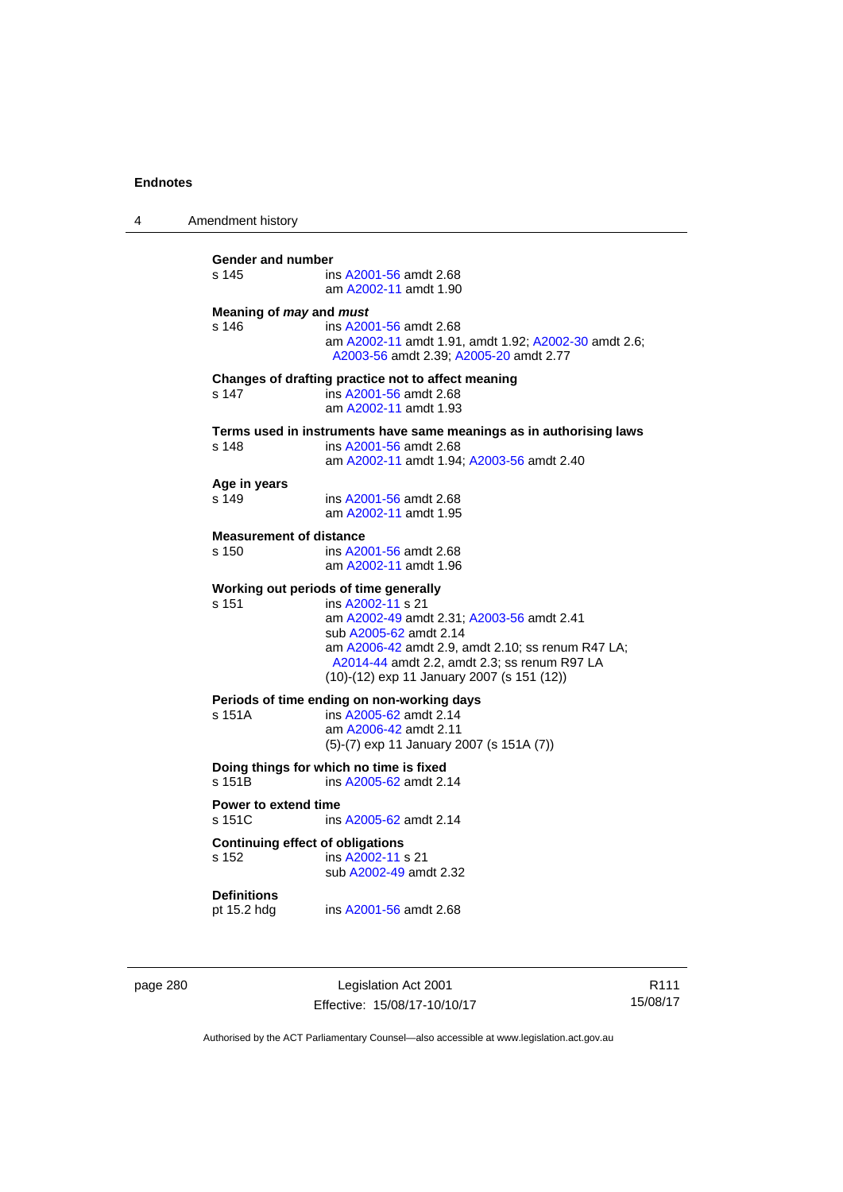**Gender and number**

s 145 ins A2001-56 amdt 2.68
am A2002-11 amdt 1.90

**Meaning of *may* and *must***

s 146 ins A2001-56 amdt 2.68
am A2002-11 amdt 1.91, amdt 1.92; A2002-30 amdt 2.6; A2003-56 amdt 2.39; A2005-20 amdt 2.77

**Changes of drafting practice not to affect meaning**

s 147 ins A2001-56 amdt 2.68
am A2002-11 amdt 1.93

**Terms used in instruments have same meanings as in authorising laws**

s 148 ins A2001-56 amdt 2.68
am A2002-11 amdt 1.94; A2003-56 amdt 2.40

**Age in years**

s 149 ins A2001-56 amdt 2.68
am A2002-11 amdt 1.95

**Measurement of distance**

s 150 ins A2001-56 amdt 2.68
am A2002-11 amdt 1.96

**Working out periods of time generally**

s 151 ins A2002-11 s 21
am A2002-49 amdt 2.31; A2003-56 amdt 2.41
sub A2005-62 amdt 2.14
am A2006-42 amdt 2.9, amdt 2.10; ss renum R47 LA; A2014-44 amdt 2.2, amdt 2.3; ss renum R97 LA
(10)-(12) exp 11 January 2007 (s 151 (12))

**Periods of time ending on non-working days**

s 151A ins A2005-62 amdt 2.14
am A2006-42 amdt 2.11
(5)-(7) exp 11 January 2007 (s 151A (7))

**Doing things for which no time is fixed**

s 151B ins A2005-62 amdt 2.14

**Power to extend time**

s 151C ins A2005-62 amdt 2.14

**Continuing effect of obligations**

s 152 ins A2002-11 s 21
sub A2002-49 amdt 2.32

**Definitions**

pt 15.2 hdg ins A2001-56 amdt 2.68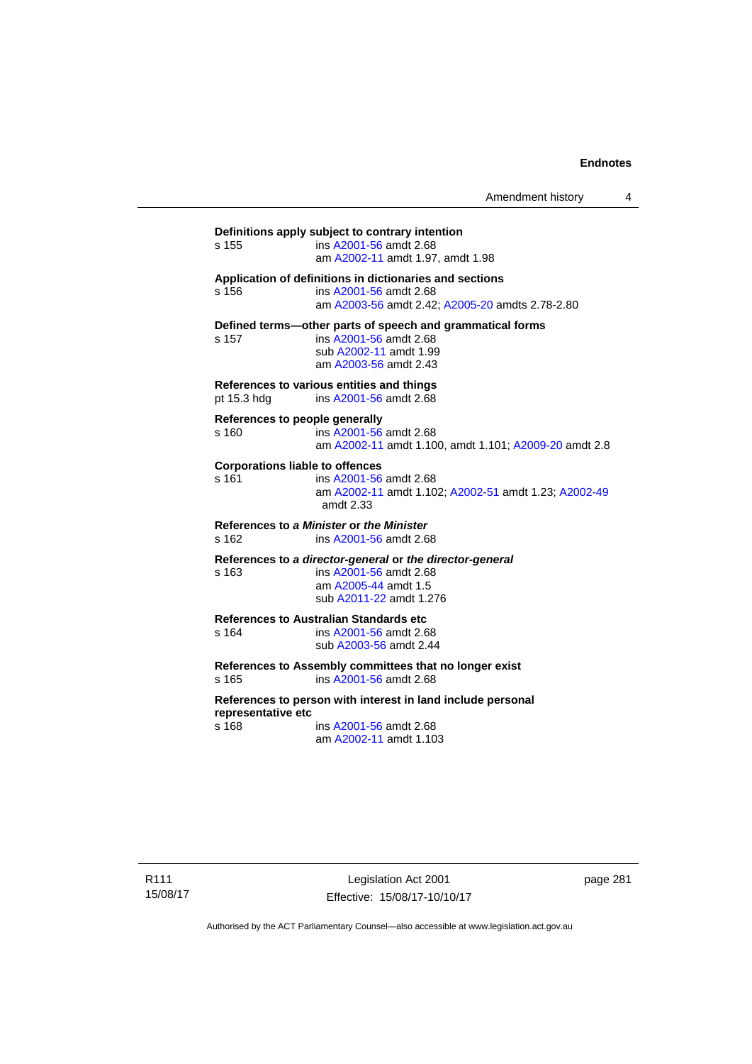**Definitions apply subject to contrary intention**
s 155 ins A2001-56 amdt 2.68
am A2002-11 amdt 1.97, amdt 1.98

**Application of definitions in dictionaries and sections**
s 156 ins A2001-56 amdt 2.68
am A2003-56 amdt 2.42; A2005-20 amdts 2.78-2.80

**Defined terms—other parts of speech and grammatical forms**
s 157 ins A2001-56 amdt 2.68
sub A2002-11 amdt 1.99
am A2003-56 amdt 2.43

**References to various entities and things**
pt 15.3 hdg ins A2001-56 amdt 2.68

**References to people generally**
s 160 ins A2001-56 amdt 2.68
am A2002-11 amdt 1.100, amdt 1.101; A2009-20 amdt 2.8

**Corporations liable to offences**
s 161 ins A2001-56 amdt 2.68
am A2002-11 amdt 1.102; A2002-51 amdt 1.23; A2002-49 amdt 2.33

**References to *a Minister* or *the Minister***
s 162 ins A2001-56 amdt 2.68

**References to *a director-general* or *the director-general***
s 163 ins A2001-56 amdt 2.68
am A2005-44 amdt 1.5
sub A2011-22 amdt 1.276

**References to Australian Standards etc**
s 164 ins A2001-56 amdt 2.68
sub A2003-56 amdt 2.44

**References to Assembly committees that no longer exist**
s 165 ins A2001-56 amdt 2.68

**References to person with interest in land include personal representative etc**
s 168 ins A2001-56 amdt 2.68
am A2002-11 amdt 1.103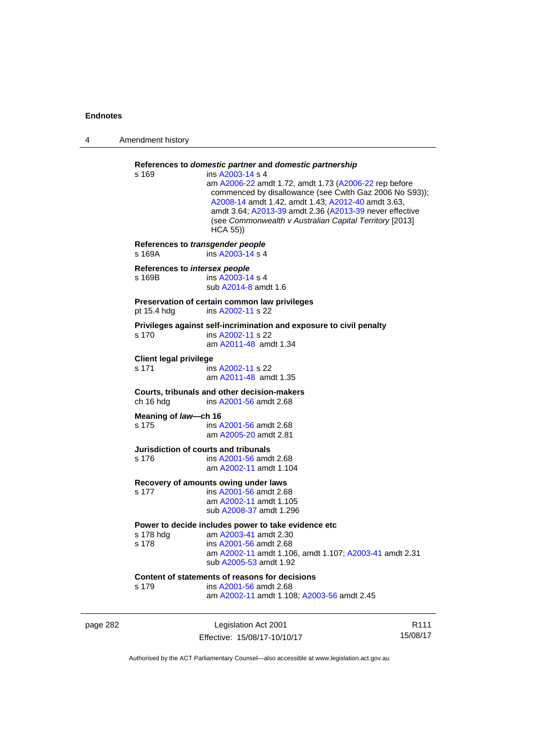**References to *domestic partner* and *domestic partnership***

s 169 ins A2003-14 s 4
am A2006-22 amdt 1.72, amdt 1.73 (A2006-22 rep before commenced by disallowance (see Cwlth Gaz 2006 No S93)); A2008-14 amdt 1.42, amdt 1.43; A2012-40 amdt 3.63, amdt 3.64; A2013-39 amdt 2.36 (A2013-39 never effective (see *Commonwealth v Australian Capital Territory* [2013] HCA 55))

**References to *transgender people***

s 169A ins A2003-14 s 4

**References to *intersex people***

s 169B ins A2003-14 s 4
sub A2014-8 amdt 1.6

**Preservation of certain common law privileges**

pt 15.4 hdg ins A2002-11 s 22

**Privileges against self-incrimination and exposure to civil penalty**

s 170 ins A2002-11 s 22
am A2011-48 amdt 1.34

**Client legal privilege**

s 171 ins A2002-11 s 22
am A2011-48 amdt 1.35

**Courts, tribunals and other decision-makers**

ch 16 hdg ins A2001-56 amdt 2.68

**Meaning of *law*—ch 16**

s 175 ins A2001-56 amdt 2.68
am A2005-20 amdt 2.81

**Jurisdiction of courts and tribunals**

s 176 ins A2001-56 amdt 2.68
am A2002-11 amdt 1.104

**Recovery of amounts owing under laws**

s 177 ins A2001-56 amdt 2.68
am A2002-11 amdt 1.105
sub A2008-37 amdt 1.296

**Power to decide includes power to take evidence etc**

s 178 hdg am A2003-41 amdt 2.30
s 178 ins A2001-56 amdt 2.68
am A2002-11 amdt 1.106, amdt 1.107; A2003-41 amdt 2.31
sub A2005-53 amdt 1.92

**Content of statements of reasons for decisions**

s 179 ins A2001-56 amdt 2.68
am A2002-11 amdt 1.108; A2003-56 amdt 2.45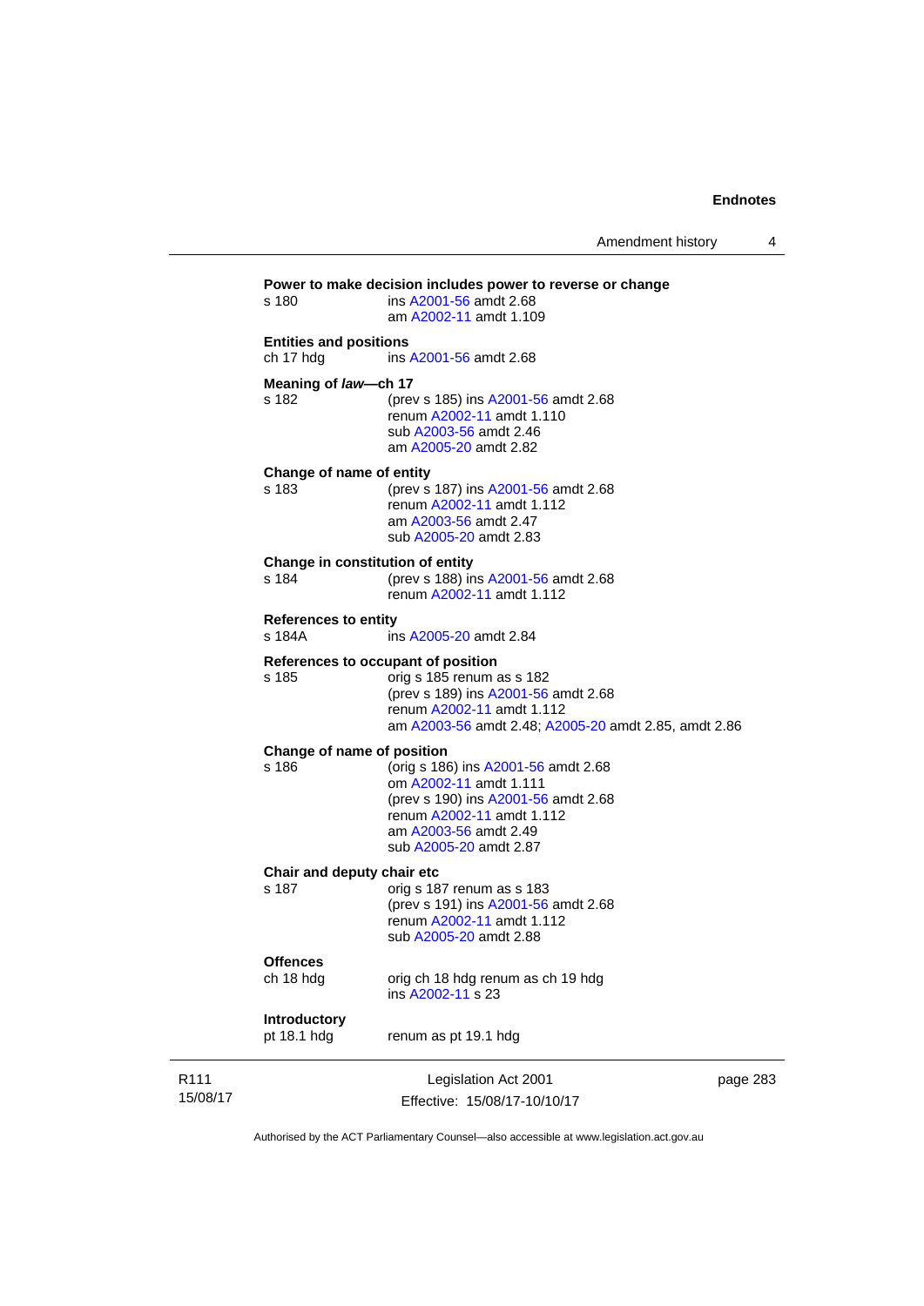**Power to make decision includes power to reverse or change**

s 180 ins A2001-56 amdt 2.68
am A2002-11 amdt 1.109

**Entities and positions**

ch 17 hdg ins A2001-56 amdt 2.68

**Meaning of *law*—ch 17**

s 182 (prev s 185) ins A2001-56 amdt 2.68
renum A2002-11 amdt 1.110
sub A2003-56 amdt 2.46
am A2005-20 amdt 2.82

**Change of name of entity**

s 183 (prev s 187) ins A2001-56 amdt 2.68
renum A2002-11 amdt 1.112
am A2003-56 amdt 2.47
sub A2005-20 amdt 2.83

**Change in constitution of entity**

s 184 (prev s 188) ins A2001-56 amdt 2.68
renum A2002-11 amdt 1.112

**References to entity**

s 184A ins A2005-20 amdt 2.84

**References to occupant of position**

s 185 orig s 185 renum as s 182
(prev s 189) ins A2001-56 amdt 2.68
renum A2002-11 amdt 1.112
am A2003-56 amdt 2.48; A2005-20 amdt 2.85, amdt 2.86

**Change of name of position**

s 186 (orig s 186) ins A2001-56 amdt 2.68
om A2002-11 amdt 1.111
(prev s 190) ins A2001-56 amdt 2.68
renum A2002-11 amdt 1.112
am A2003-56 amdt 2.49
sub A2005-20 amdt 2.87

**Chair and deputy chair etc**

s 187 orig s 187 renum as s 183
(prev s 191) ins A2001-56 amdt 2.68
renum A2002-11 amdt 1.112
sub A2005-20 amdt 2.88

**Offences**

ch 18 hdg orig ch 18 hdg renum as ch 19 hdg
ins A2002-11 s 23

**Introductory**

pt 18.1 hdg renum as pt 19.1 hdg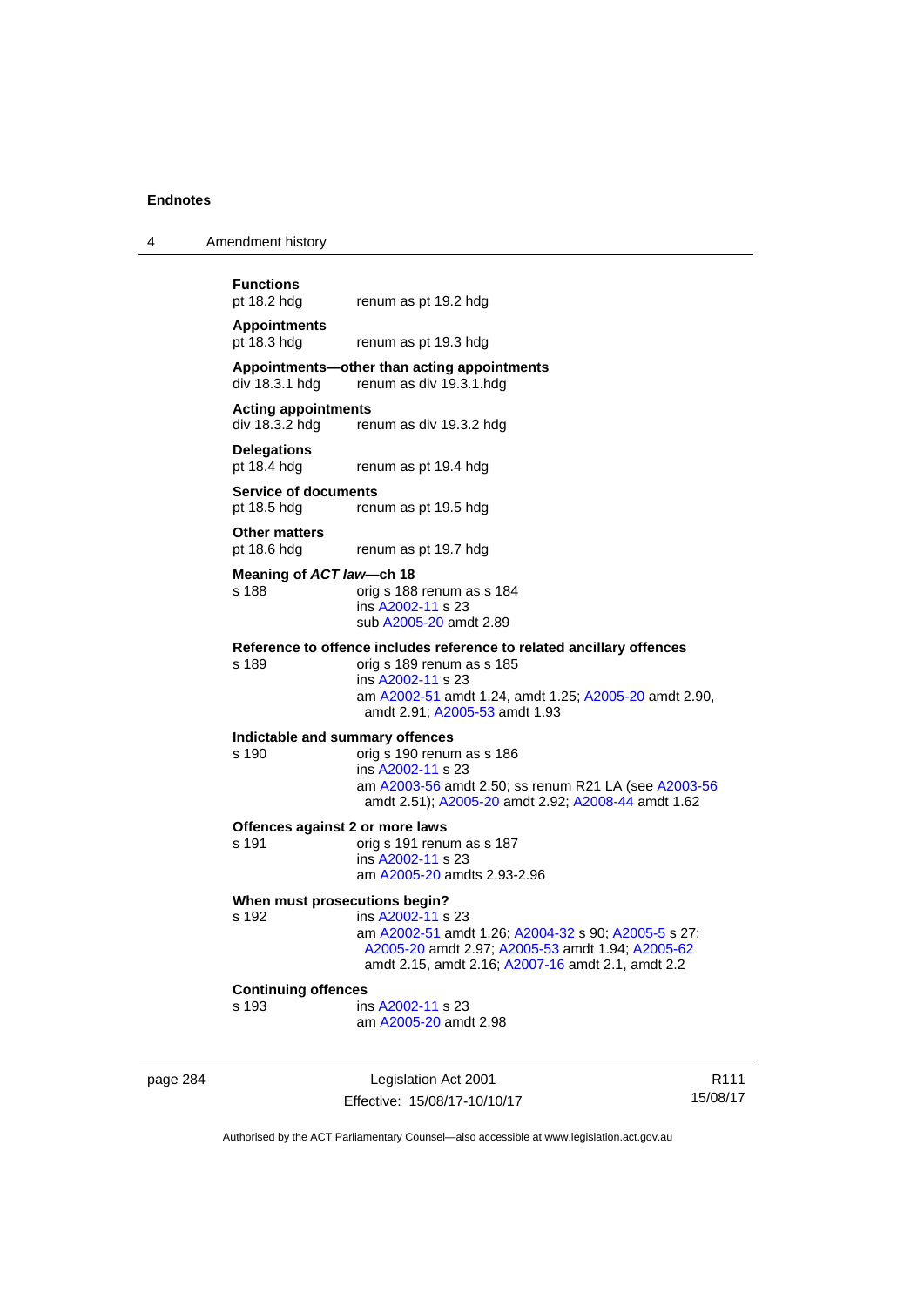**Functions**
pt 18.2 hdg renum as pt 19.2 hdg

**Appointments**
pt 18.3 hdg renum as pt 19.3 hdg

**Appointments—other than acting appointments**
div 18.3.1 hdg renum as div 19.3.1.hdg

**Acting appointments**
div 18.3.2 hdg renum as div 19.3.2 hdg

**Delegations**
pt 18.4 hdg renum as pt 19.4 hdg

**Service of documents**
pt 18.5 hdg renum as pt 19.5 hdg

**Other matters**
pt 18.6 hdg renum as pt 19.7 hdg

**Meaning of *ACT law*—ch 18**
s 188 orig s 188 renum as s 184
ins A2002-11 s 23
sub A2005-20 amdt 2.89

**Reference to offence includes reference to related ancillary offences**
s 189 orig s 189 renum as s 185
ins A2002-11 s 23
am A2002-51 amdt 1.24, amdt 1.25; A2005-20 amdt 2.90, amdt 2.91; A2005-53 amdt 1.93

**Indictable and summary offences**
s 190 orig s 190 renum as s 186
ins A2002-11 s 23
am A2003-56 amdt 2.50; ss renum R21 LA (see A2003-56 amdt 2.51); A2005-20 amdt 2.92; A2008-44 amdt 1.62

**Offences against 2 or more laws**
s 191 orig s 191 renum as s 187
ins A2002-11 s 23
am A2005-20 amdts 2.93-2.96

**When must prosecutions begin?**
s 192 ins A2002-11 s 23
am A2002-51 amdt 1.26; A2004-32 s 90; A2005-5 s 27; A2005-20 amdt 2.97; A2005-53 amdt 1.94; A2005-62 amdt 2.15, amdt 2.16; A2007-16 amdt 2.1, amdt 2.2

**Continuing offences**
s 193 ins A2002-11 s 23
am A2005-20 amdt 2.98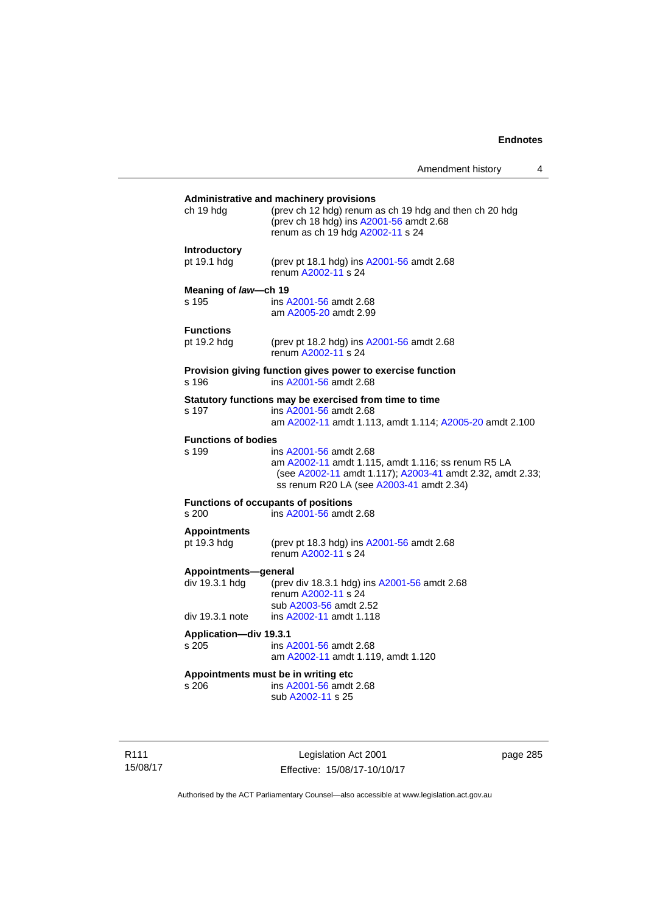**Administrative and machinery provisions**

ch 19 hdg — (prev ch 12 hdg) renum as ch 19 hdg and then ch 20 hdg
(prev ch 18 hdg) ins A2001-56 amdt 2.68
renum as ch 19 hdg A2002-11 s 24

**Introductory**

pt 19.1 hdg — (prev pt 18.1 hdg) ins A2001-56 amdt 2.68
renum A2002-11 s 24

**Meaning of *law*—ch 19**

s 195 — ins A2001-56 amdt 2.68
am A2005-20 amdt 2.99

**Functions**

pt 19.2 hdg — (prev pt 18.2 hdg) ins A2001-56 amdt 2.68
renum A2002-11 s 24

**Provision giving function gives power to exercise function**

s 196 — ins A2001-56 amdt 2.68

**Statutory functions may be exercised from time to time**

s 197 — ins A2001-56 amdt 2.68
am A2002-11 amdt 1.113, amdt 1.114; A2005-20 amdt 2.100

**Functions of bodies**

s 199 — ins A2001-56 amdt 2.68
am A2002-11 amdt 1.115, amdt 1.116; ss renum R5 LA (see A2002-11 amdt 1.117); A2003-41 amdt 2.32, amdt 2.33; ss renum R20 LA (see A2003-41 amdt 2.34)

**Functions of occupants of positions**

s 200 — ins A2001-56 amdt 2.68

**Appointments**

pt 19.3 hdg — (prev pt 18.3 hdg) ins A2001-56 amdt 2.68
renum A2002-11 s 24

**Appointments—general**

div 19.3.1 hdg — (prev div 18.3.1 hdg) ins A2001-56 amdt 2.68
renum A2002-11 s 24
sub A2003-56 amdt 2.52

div 19.3.1 note — ins A2002-11 amdt 1.118

**Application—div 19.3.1**

s 205 — ins A2001-56 amdt 2.68
am A2002-11 amdt 1.119, amdt 1.120

**Appointments must be in writing etc**

s 206 — ins A2001-56 amdt 2.68
sub A2002-11 s 25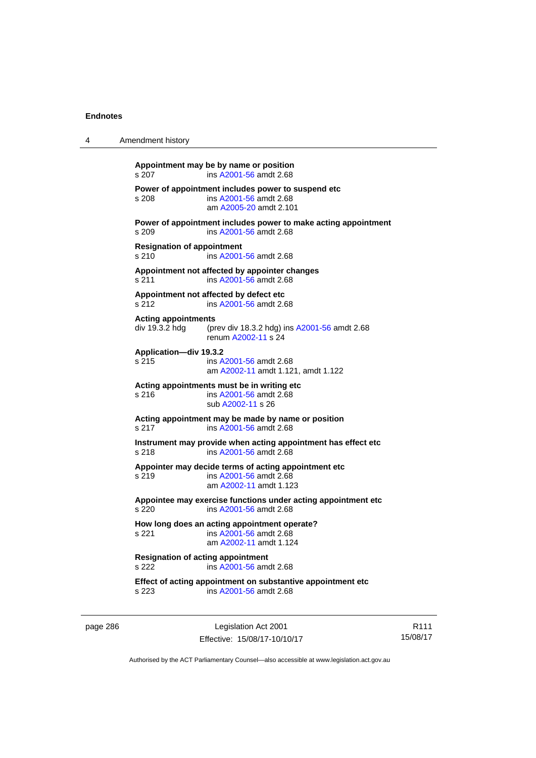**Appointment may be by name or position**
s 207 ins A2001-56 amdt 2.68

**Power of appointment includes power to suspend etc**
s 208 ins A2001-56 amdt 2.68
am A2005-20 amdt 2.101

**Power of appointment includes power to make acting appointment**
s 209 ins A2001-56 amdt 2.68

**Resignation of appointment**
s 210 ins A2001-56 amdt 2.68

**Appointment not affected by appointer changes**
s 211 ins A2001-56 amdt 2.68

**Appointment not affected by defect etc**
s 212 ins A2001-56 amdt 2.68

**Acting appointments**
div 19.3.2 hdg (prev div 18.3.2 hdg) ins A2001-56 amdt 2.68
renum A2002-11 s 24

**Application—div 19.3.2**
s 215 ins A2001-56 amdt 2.68
am A2002-11 amdt 1.121, amdt 1.122

**Acting appointments must be in writing etc**
s 216 ins A2001-56 amdt 2.68
sub A2002-11 s 26

**Acting appointment may be made by name or position**
s 217 ins A2001-56 amdt 2.68

**Instrument may provide when acting appointment has effect etc**
s 218 ins A2001-56 amdt 2.68

**Appointer may decide terms of acting appointment etc**
s 219 ins A2001-56 amdt 2.68
am A2002-11 amdt 1.123

**Appointee may exercise functions under acting appointment etc**
s 220 ins A2001-56 amdt 2.68

**How long does an acting appointment operate?**
s 221 ins A2001-56 amdt 2.68
am A2002-11 amdt 1.124

**Resignation of acting appointment**
s 222 ins A2001-56 amdt 2.68

**Effect of acting appointment on substantive appointment etc**
s 223 ins A2001-56 amdt 2.68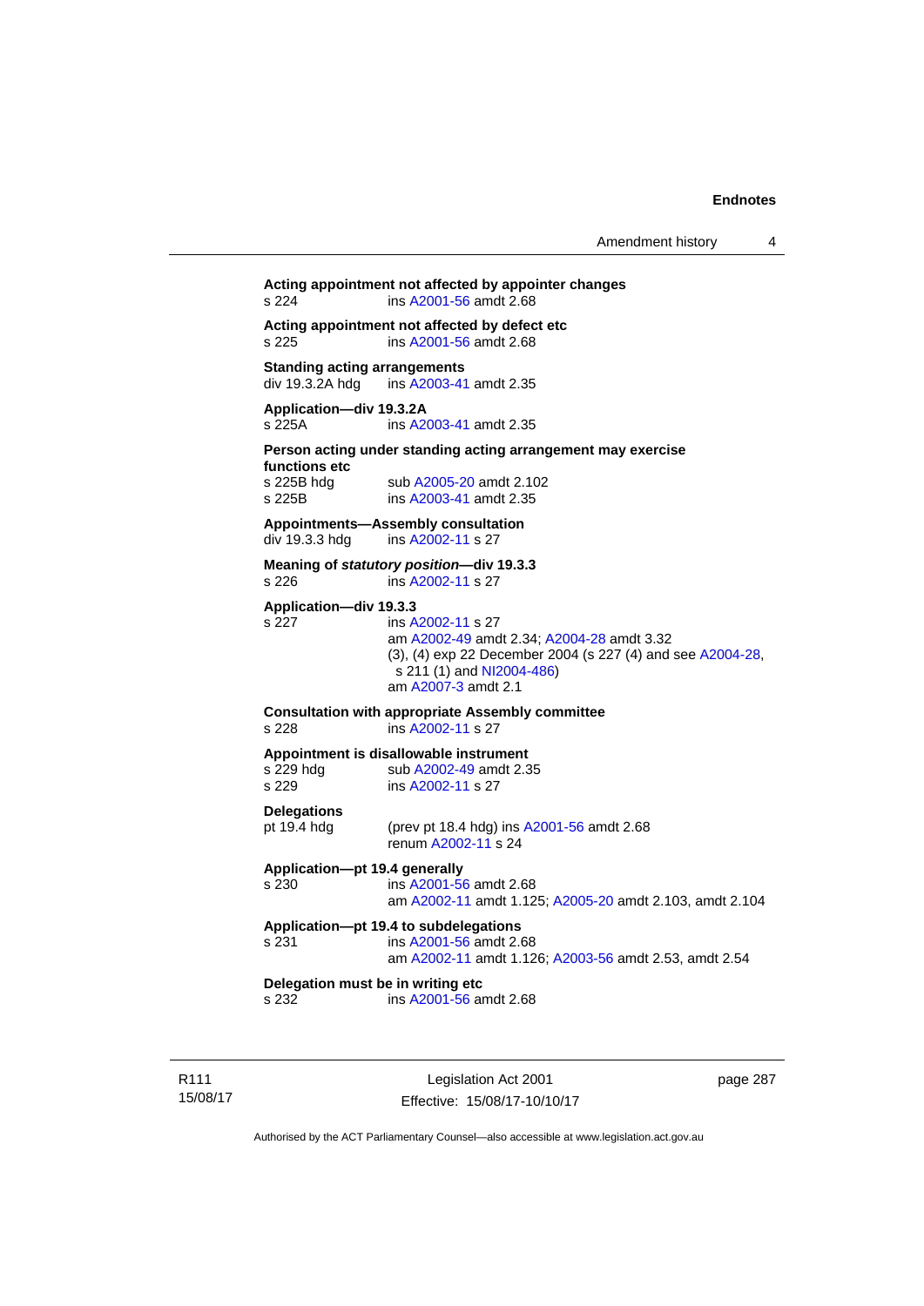**Acting appointment not affected by appointer changes**
s 224 ins A2001-56 amdt 2.68

**Acting appointment not affected by defect etc**
s 225 ins A2001-56 amdt 2.68

**Standing acting arrangements**
div 19.3.2A hdg ins A2003-41 amdt 2.35

**Application—div 19.3.2A**
s 225A ins A2003-41 amdt 2.35

**Person acting under standing acting arrangement may exercise functions etc**
s 225B hdg sub A2005-20 amdt 2.102
s 225B ins A2003-41 amdt 2.35

**Appointments—Assembly consultation**
div 19.3.3 hdg ins A2002-11 s 27

**Meaning of *statutory position*—div 19.3.3**
s 226 ins A2002-11 s 27

**Application—div 19.3.3**
s 227 ins A2002-11 s 27
am A2002-49 amdt 2.34; A2004-28 amdt 3.32
(3), (4) exp 22 December 2004 (s 227 (4) and see A2004-28, s 211 (1) and NI2004-486)
am A2007-3 amdt 2.1

**Consultation with appropriate Assembly committee**
s 228 ins A2002-11 s 27

**Appointment is disallowable instrument**
s 229 hdg sub A2002-49 amdt 2.35
s 229 ins A2002-11 s 27

**Delegations**
pt 19.4 hdg (prev pt 18.4 hdg) ins A2001-56 amdt 2.68
renum A2002-11 s 24

**Application—pt 19.4 generally**
s 230 ins A2001-56 amdt 2.68
am A2002-11 amdt 1.125; A2005-20 amdt 2.103, amdt 2.104

**Application—pt 19.4 to subdelegations**
s 231 ins A2001-56 amdt 2.68
am A2002-11 amdt 1.126; A2003-56 amdt 2.53, amdt 2.54

**Delegation must be in writing etc**
s 232 ins A2001-56 amdt 2.68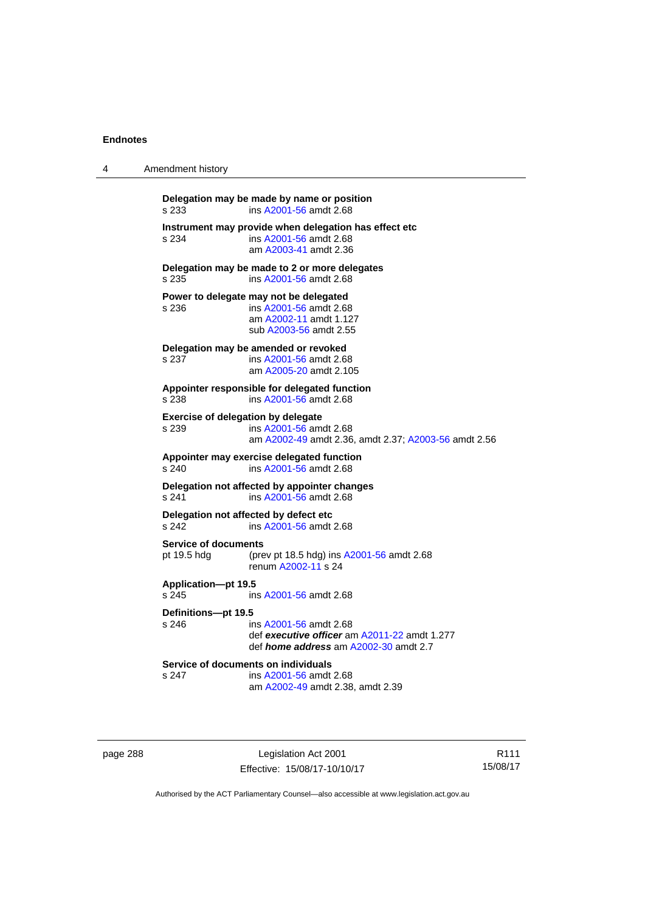**Delegation may be made by name or position**
s 233 ins A2001-56 amdt 2.68

**Instrument may provide when delegation has effect etc**
s 234 ins A2001-56 amdt 2.68
am A2003-41 amdt 2.36

**Delegation may be made to 2 or more delegates**
s 235 ins A2001-56 amdt 2.68

**Power to delegate may not be delegated**
s 236 ins A2001-56 amdt 2.68
am A2002-11 amdt 1.127
sub A2003-56 amdt 2.55

**Delegation may be amended or revoked**
s 237 ins A2001-56 amdt 2.68
am A2005-20 amdt 2.105

**Appointer responsible for delegated function**
s 238 ins A2001-56 amdt 2.68

**Exercise of delegation by delegate**
s 239 ins A2001-56 amdt 2.68
am A2002-49 amdt 2.36, amdt 2.37; A2003-56 amdt 2.56

**Appointer may exercise delegated function**
s 240 ins A2001-56 amdt 2.68

**Delegation not affected by appointer changes**
s 241 ins A2001-56 amdt 2.68

**Delegation not affected by defect etc**
s 242 ins A2001-56 amdt 2.68

**Service of documents**
pt 19.5 hdg (prev pt 18.5 hdg) ins A2001-56 amdt 2.68
renum A2002-11 s 24

**Application—pt 19.5**
s 245 ins A2001-56 amdt 2.68

**Definitions—pt 19.5**
s 246 ins A2001-56 amdt 2.68
def ***executive officer*** am A2011-22 amdt 1.277
def ***home address*** am A2002-30 amdt 2.7

**Service of documents on individuals**
s 247 ins A2001-56 amdt 2.68
am A2002-49 amdt 2.38, amdt 2.39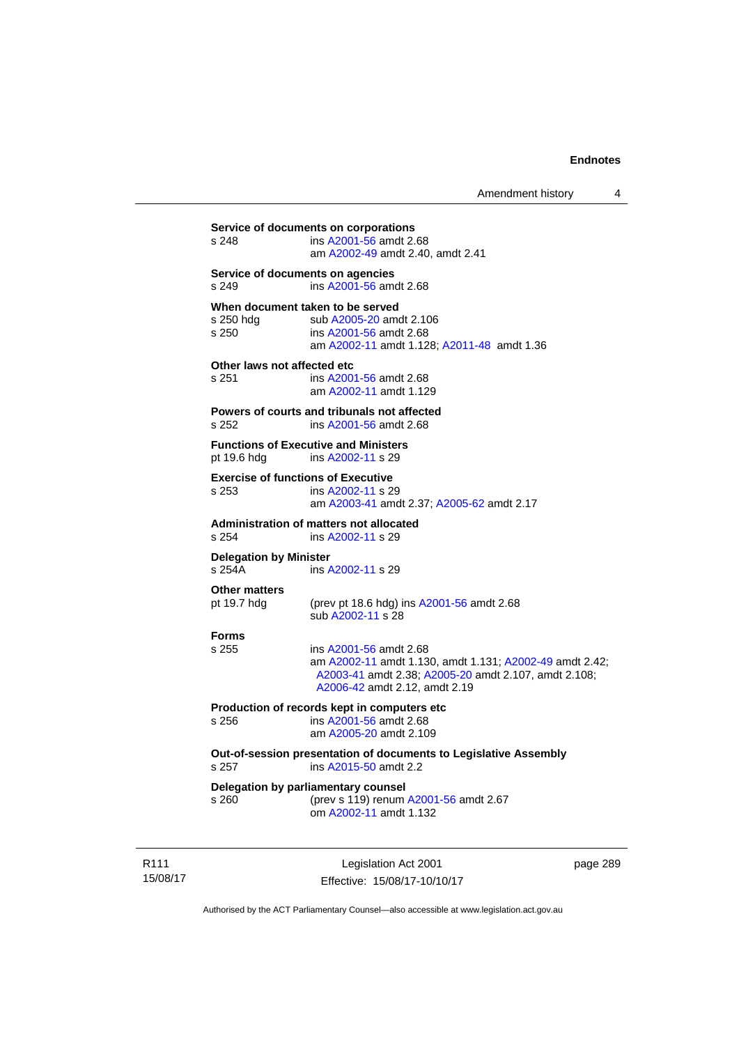**Service of documents on corporations**
s 248 ins A2001-56 amdt 2.68
am A2002-49 amdt 2.40, amdt 2.41

**Service of documents on agencies**
s 249 ins A2001-56 amdt 2.68

**When document taken to be served**
s 250 hdg sub A2005-20 amdt 2.106
s 250 ins A2001-56 amdt 2.68
am A2002-11 amdt 1.128; A2011-48 amdt 1.36

**Other laws not affected etc**
s 251 ins A2001-56 amdt 2.68
am A2002-11 amdt 1.129

**Powers of courts and tribunals not affected**
s 252 ins A2001-56 amdt 2.68

**Functions of Executive and Ministers**
pt 19.6 hdg ins A2002-11 s 29

**Exercise of functions of Executive**
s 253 ins A2002-11 s 29
am A2003-41 amdt 2.37; A2005-62 amdt 2.17

**Administration of matters not allocated**
s 254 ins A2002-11 s 29

**Delegation by Minister**
s 254A ins A2002-11 s 29

**Other matters**
pt 19.7 hdg (prev pt 18.6 hdg) ins A2001-56 amdt 2.68
sub A2002-11 s 28

**Forms**
s 255 ins A2001-56 amdt 2.68
am A2002-11 amdt 1.130, amdt 1.131; A2002-49 amdt 2.42; A2003-41 amdt 2.38; A2005-20 amdt 2.107, amdt 2.108; A2006-42 amdt 2.12, amdt 2.19

**Production of records kept in computers etc**
s 256 ins A2001-56 amdt 2.68
am A2005-20 amdt 2.109

**Out-of-session presentation of documents to Legislative Assembly**
s 257 ins A2015-50 amdt 2.2

**Delegation by parliamentary counsel**
s 260 (prev s 119) renum A2001-56 amdt 2.67
om A2002-11 amdt 1.132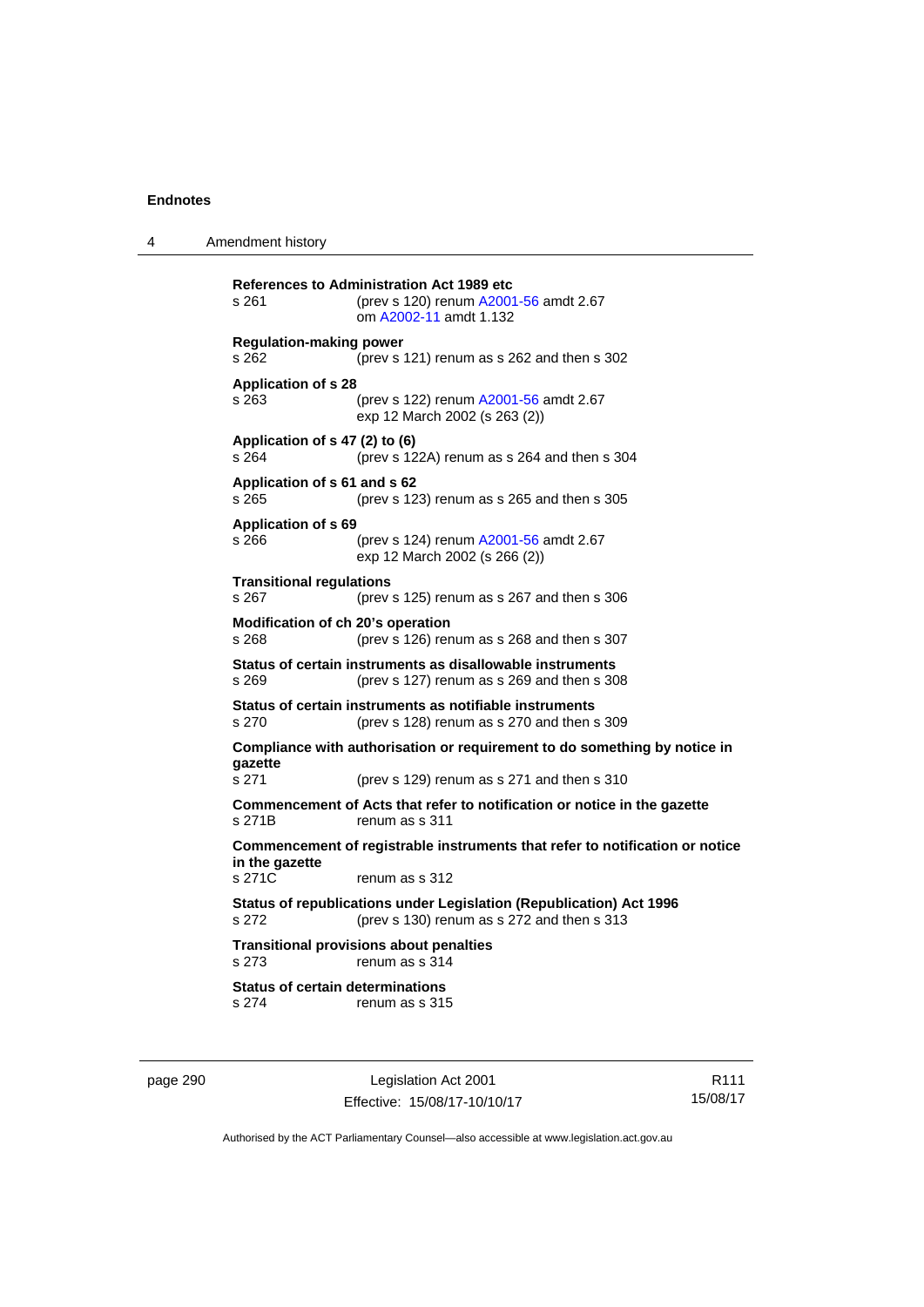**References to Administration Act 1989 etc**
s 261 (prev s 120) renum A2001-56 amdt 2.67
om A2002-11 amdt 1.132

**Regulation-making power**
s 262 (prev s 121) renum as s 262 and then s 302

**Application of s 28**
s 263 (prev s 122) renum A2001-56 amdt 2.67
exp 12 March 2002 (s 263 (2))

**Application of s 47 (2) to (6)**
s 264 (prev s 122A) renum as s 264 and then s 304

**Application of s 61 and s 62**
s 265 (prev s 123) renum as s 265 and then s 305

**Application of s 69**
s 266 (prev s 124) renum A2001-56 amdt 2.67
exp 12 March 2002 (s 266 (2))

**Transitional regulations**
s 267 (prev s 125) renum as s 267 and then s 306

**Modification of ch 20's operation**
s 268 (prev s 126) renum as s 268 and then s 307

**Status of certain instruments as disallowable instruments**
s 269 (prev s 127) renum as s 269 and then s 308

**Status of certain instruments as notifiable instruments**
s 270 (prev s 128) renum as s 270 and then s 309

**Compliance with authorisation or requirement to do something by notice in gazette**
s 271 (prev s 129) renum as s 271 and then s 310

**Commencement of Acts that refer to notification or notice in the gazette**
s 271B renum as s 311

**Commencement of registrable instruments that refer to notification or notice in the gazette**
s 271C renum as s 312

**Status of republications under Legislation (Republication) Act 1996**
s 272 (prev s 130) renum as s 272 and then s 313

**Transitional provisions about penalties**
s 273 renum as s 314

**Status of certain determinations**
s 274 renum as s 315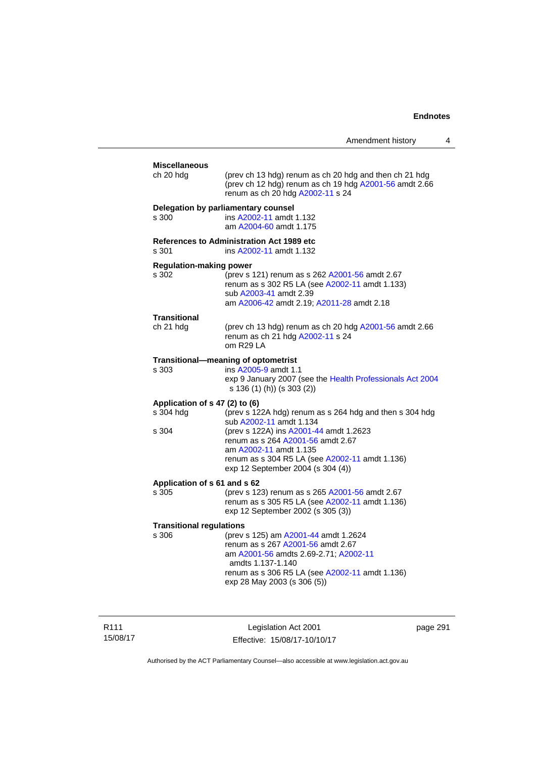**Miscellaneous**

ch 20 hdg (prev ch 13 hdg) renum as ch 20 hdg and then ch 21 hdg
(prev ch 12 hdg) renum as ch 19 hdg A2001-56 amdt 2.66
renum as ch 20 hdg A2002-11 s 24

**Delegation by parliamentary counsel**

s 300 ins A2002-11 amdt 1.132
am A2004-60 amdt 1.175

**References to Administration Act 1989 etc**

s 301 ins A2002-11 amdt 1.132

**Regulation-making power**

s 302 (prev s 121) renum as s 262 A2001-56 amdt 2.67
renum as s 302 R5 LA (see A2002-11 amdt 1.133)
sub A2003-41 amdt 2.39
am A2006-42 amdt 2.19; A2011-28 amdt 2.18

**Transitional**

ch 21 hdg (prev ch 13 hdg) renum as ch 20 hdg A2001-56 amdt 2.66
renum as ch 21 hdg A2002-11 s 24
om R29 LA

**Transitional—meaning of optometrist**

s 303 ins A2005-9 amdt 1.1
exp 9 January 2007 (see the Health Professionals Act 2004 s 136 (1) (h)) (s 303 (2))

**Application of s 47 (2) to (6)**

s 304 hdg (prev s 122A hdg) renum as s 264 hdg and then s 304 hdg
sub A2002-11 amdt 1.134

s 304 (prev s 122A) ins A2001-44 amdt 1.2623
renum as s 264 A2001-56 amdt 2.67
am A2002-11 amdt 1.135
renum as s 304 R5 LA (see A2002-11 amdt 1.136)
exp 12 September 2004 (s 304 (4))

**Application of s 61 and s 62**

s 305 (prev s 123) renum as s 265 A2001-56 amdt 2.67
renum as s 305 R5 LA (see A2002-11 amdt 1.136)
exp 12 September 2002 (s 305 (3))

**Transitional regulations**

s 306 (prev s 125) am A2001-44 amdt 1.2624
renum as s 267 A2001-56 amdt 2.67
am A2001-56 amdts 2.69-2.71; A2002-11 amdts 1.137-1.140
renum as s 306 R5 LA (see A2002-11 amdt 1.136)
exp 28 May 2003 (s 306 (5))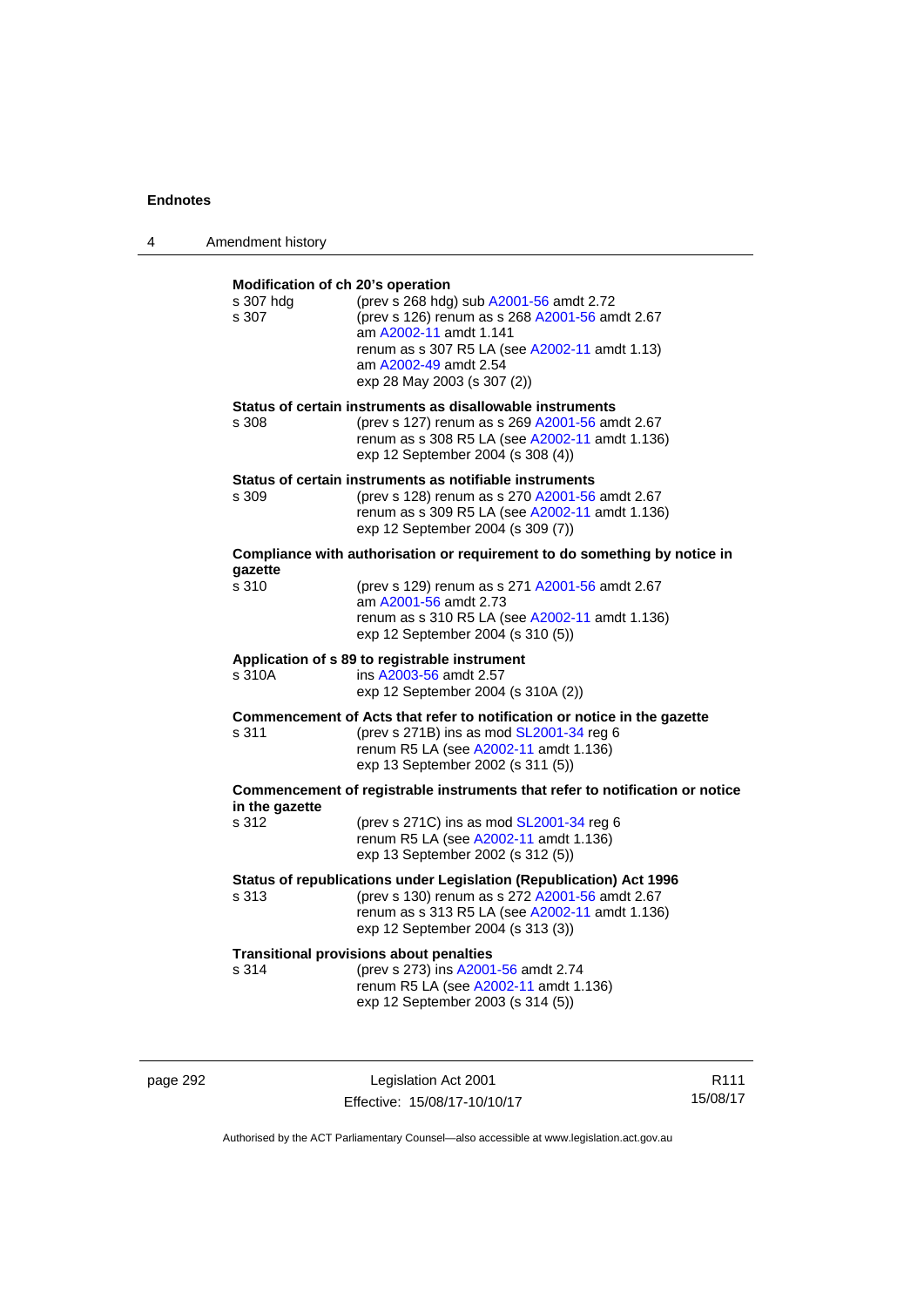**Modification of ch 20's operation**

s 307 hdg (prev s 268 hdg) sub A2001-56 amdt 2.72

s 307 (prev s 126) renum as s 268 A2001-56 amdt 2.67
am A2002-11 amdt 1.141
renum as s 307 R5 LA (see A2002-11 amdt 1.13)
am A2002-49 amdt 2.54
exp 28 May 2003 (s 307 (2))

**Status of certain instruments as disallowable instruments**

s 308 (prev s 127) renum as s 269 A2001-56 amdt 2.67
renum as s 308 R5 LA (see A2002-11 amdt 1.136)
exp 12 September 2004 (s 308 (4))

**Status of certain instruments as notifiable instruments**

s 309 (prev s 128) renum as s 270 A2001-56 amdt 2.67
renum as s 309 R5 LA (see A2002-11 amdt 1.136)
exp 12 September 2004 (s 309 (7))

**Compliance with authorisation or requirement to do something by notice in gazette**

s 310 (prev s 129) renum as s 271 A2001-56 amdt 2.67
am A2001-56 amdt 2.73
renum as s 310 R5 LA (see A2002-11 amdt 1.136)
exp 12 September 2004 (s 310 (5))

**Application of s 89 to registrable instrument**

s 310A ins A2003-56 amdt 2.57
exp 12 September 2004 (s 310A (2))

**Commencement of Acts that refer to notification or notice in the gazette**

s 311 (prev s 271B) ins as mod SL2001-34 reg 6
renum R5 LA (see A2002-11 amdt 1.136)
exp 13 September 2002 (s 311 (5))

**Commencement of registrable instruments that refer to notification or notice in the gazette**

s 312 (prev s 271C) ins as mod SL2001-34 reg 6
renum R5 LA (see A2002-11 amdt 1.136)
exp 13 September 2002 (s 312 (5))

**Status of republications under Legislation (Republication) Act 1996**

s 313 (prev s 130) renum as s 272 A2001-56 amdt 2.67
renum as s 313 R5 LA (see A2002-11 amdt 1.136)
exp 12 September 2004 (s 313 (3))

**Transitional provisions about penalties**

s 314 (prev s 273) ins A2001-56 amdt 2.74
renum R5 LA (see A2002-11 amdt 1.136)
exp 12 September 2003 (s 314 (5))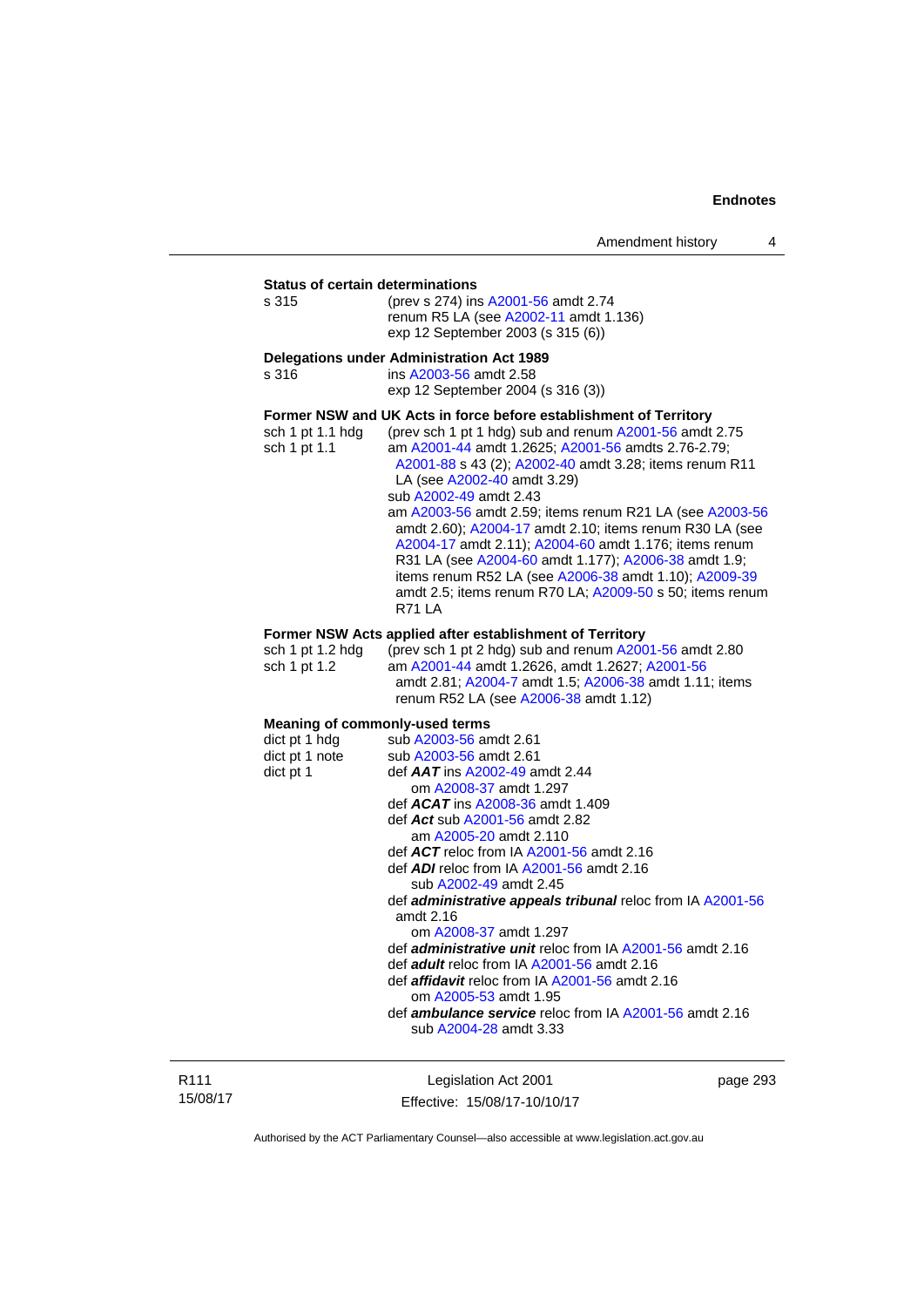**Status of certain determinations**

s 315 (prev s 274) ins A2001-56 amdt 2.74
renum R5 LA (see A2002-11 amdt 1.136)
exp 12 September 2003 (s 315 (6))

**Delegations under Administration Act 1989**

s 316 ins A2003-56 amdt 2.58
exp 12 September 2004 (s 316 (3))

**Former NSW and UK Acts in force before establishment of Territory**

sch 1 pt 1.1 hdg (prev sch 1 pt 1 hdg) sub and renum A2001-56 amdt 2.75

sch 1 pt 1.1 am A2001-44 amdt 1.2625; A2001-56 amdts 2.76-2.79; A2001-88 s 43 (2); A2002-40 amdt 3.28; items renum R11 LA (see A2002-40 amdt 3.29)
sub A2002-49 amdt 2.43
am A2003-56 amdt 2.59; items renum R21 LA (see A2003-56 amdt 2.60); A2004-17 amdt 2.10; items renum R30 LA (see A2004-17 amdt 2.11); A2004-60 amdt 1.176; items renum R31 LA (see A2004-60 amdt 1.177); A2006-38 amdt 1.9; items renum R52 LA (see A2006-38 amdt 1.10); A2009-39 amdt 2.5; items renum R70 LA; A2009-50 s 50; items renum R71 LA

**Former NSW Acts applied after establishment of Territory**

sch 1 pt 1.2 hdg (prev sch 1 pt 2 hdg) sub and renum A2001-56 amdt 2.80

sch 1 pt 1.2 am A2001-44 amdt 1.2626, amdt 1.2627; A2001-56 amdt 2.81; A2004-7 amdt 1.5; A2006-38 amdt 1.11; items renum R52 LA (see A2006-38 amdt 1.12)

**Meaning of commonly-used terms**

dict pt 1 hdg sub A2003-56 amdt 2.61

dict pt 1 note sub A2003-56 amdt 2.61

dict pt 1 def ***AAT*** ins A2002-49 amdt 2.44
om A2008-37 amdt 1.297
def ***ACAT*** ins A2008-36 amdt 1.409
def ***Act*** sub A2001-56 amdt 2.82
am A2005-20 amdt 2.110
def ***ACT*** reloc from IA A2001-56 amdt 2.16
def ***ADI*** reloc from IA A2001-56 amdt 2.16
sub A2002-49 amdt 2.45
def ***administrative appeals tribunal*** reloc from IA A2001-56 amdt 2.16
om A2008-37 amdt 1.297
def ***administrative unit*** reloc from IA A2001-56 amdt 2.16
def ***adult*** reloc from IA A2001-56 amdt 2.16
def ***affidavit*** reloc from IA A2001-56 amdt 2.16
om A2005-53 amdt 1.95
def ***ambulance service*** reloc from IA A2001-56 amdt 2.16
sub A2004-28 amdt 3.33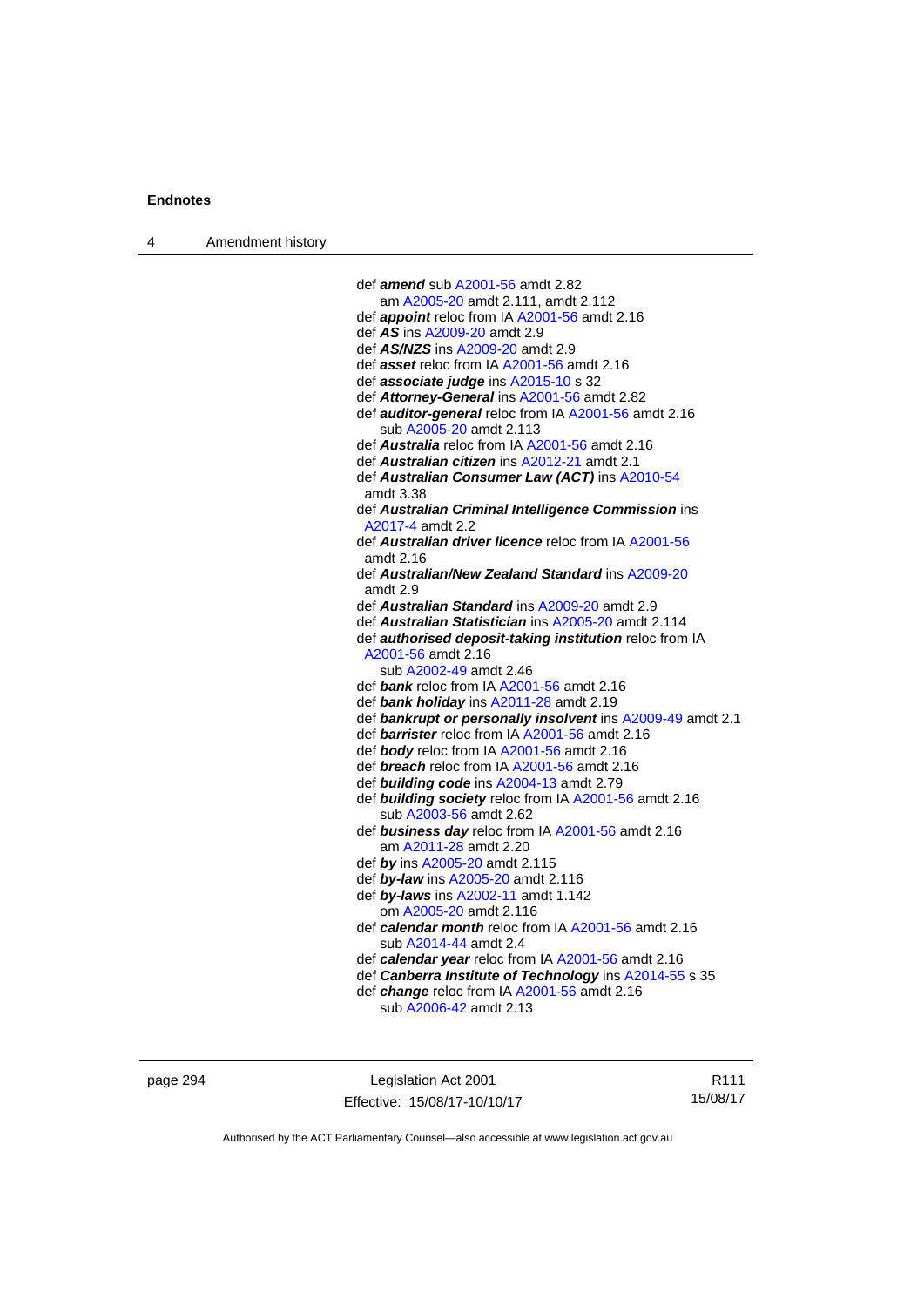def ***amend*** sub A2001-56 amdt 2.82
am A2005-20 amdt 2.111, amdt 2.112
def ***appoint*** reloc from IA A2001-56 amdt 2.16
def ***AS*** ins A2009-20 amdt 2.9
def ***AS/NZS*** ins A2009-20 amdt 2.9
def ***asset*** reloc from IA A2001-56 amdt 2.16
def ***associate judge*** ins A2015-10 s 32
def ***Attorney-General*** ins A2001-56 amdt 2.82
def ***auditor-general*** reloc from IA A2001-56 amdt 2.16
sub A2005-20 amdt 2.113
def ***Australia*** reloc from IA A2001-56 amdt 2.16
def ***Australian citizen*** ins A2012-21 amdt 2.1
def ***Australian Consumer Law (ACT)*** ins A2010-54 amdt 3.38
def ***Australian Criminal Intelligence Commission*** ins A2017-4 amdt 2.2
def ***Australian driver licence*** reloc from IA A2001-56 amdt 2.16
def ***Australian/New Zealand Standard*** ins A2009-20 amdt 2.9
def ***Australian Standard*** ins A2009-20 amdt 2.9
def ***Australian Statistician*** ins A2005-20 amdt 2.114
def ***authorised deposit-taking institution*** reloc from IA A2001-56 amdt 2.16
sub A2002-49 amdt 2.46
def ***bank*** reloc from IA A2001-56 amdt 2.16
def ***bank holiday*** ins A2011-28 amdt 2.19
def ***bankrupt or personally insolvent*** ins A2009-49 amdt 2.1
def ***barrister*** reloc from IA A2001-56 amdt 2.16
def ***body*** reloc from IA A2001-56 amdt 2.16
def ***breach*** reloc from IA A2001-56 amdt 2.16
def ***building code*** ins A2004-13 amdt 2.79
def ***building society*** reloc from IA A2001-56 amdt 2.16
sub A2003-56 amdt 2.62
def ***business day*** reloc from IA A2001-56 amdt 2.16
am A2011-28 amdt 2.20
def ***by*** ins A2005-20 amdt 2.115
def ***by-law*** ins A2005-20 amdt 2.116
def ***by-laws*** ins A2002-11 amdt 1.142
om A2005-20 amdt 2.116
def ***calendar month*** reloc from IA A2001-56 amdt 2.16
sub A2014-44 amdt 2.4
def ***calendar year*** reloc from IA A2001-56 amdt 2.16
def ***Canberra Institute of Technology*** ins A2014-55 s 35
def ***change*** reloc from IA A2001-56 amdt 2.16
sub A2006-42 amdt 2.13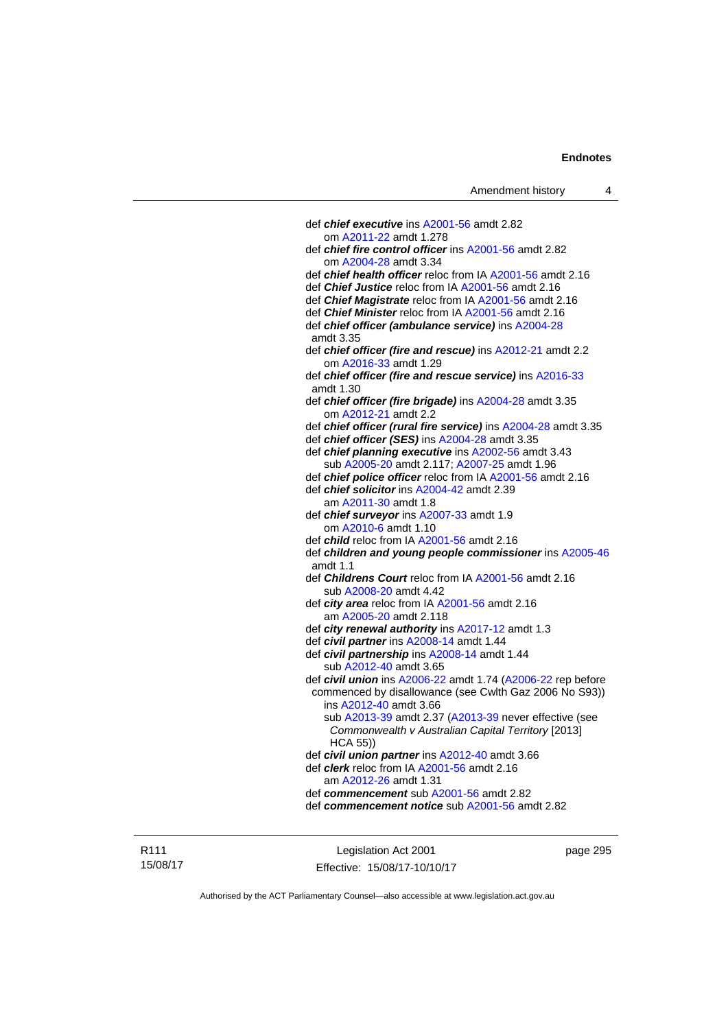def ***chief executive*** ins A2001-56 amdt 2.82
om A2011-22 amdt 1.278

def ***chief fire control officer*** ins A2001-56 amdt 2.82
om A2004-28 amdt 3.34

def ***chief health officer*** reloc from IA A2001-56 amdt 2.16

def ***Chief Justice*** reloc from IA A2001-56 amdt 2.16

def ***Chief Magistrate*** reloc from IA A2001-56 amdt 2.16

def ***Chief Minister*** reloc from IA A2001-56 amdt 2.16

def ***chief officer (ambulance service)*** ins A2004-28 amdt 3.35

def ***chief officer (fire and rescue)*** ins A2012-21 amdt 2.2
om A2016-33 amdt 1.29

def ***chief officer (fire and rescue service)*** ins A2016-33 amdt 1.30

def ***chief officer (fire brigade)*** ins A2004-28 amdt 3.35
om A2012-21 amdt 2.2

def ***chief officer (rural fire service)*** ins A2004-28 amdt 3.35

def ***chief officer (SES)*** ins A2004-28 amdt 3.35

def ***chief planning executive*** ins A2002-56 amdt 3.43
sub A2005-20 amdt 2.117; A2007-25 amdt 1.96

def ***chief police officer*** reloc from IA A2001-56 amdt 2.16

def ***chief solicitor*** ins A2004-42 amdt 2.39
am A2011-30 amdt 1.8

def ***chief surveyor*** ins A2007-33 amdt 1.9
om A2010-6 amdt 1.10

def ***child*** reloc from IA A2001-56 amdt 2.16

def ***children and young people commissioner*** ins A2005-46 amdt 1.1

def ***Childrens Court*** reloc from IA A2001-56 amdt 2.16
sub A2008-20 amdt 4.42

def ***city area*** reloc from IA A2001-56 amdt 2.16
am A2005-20 amdt 2.118

def ***city renewal authority*** ins A2017-12 amdt 1.3

def ***civil partner*** ins A2008-14 amdt 1.44

def ***civil partnership*** ins A2008-14 amdt 1.44
sub A2012-40 amdt 3.65

def ***civil union*** ins A2006-22 amdt 1.74 (A2006-22 rep before commenced by disallowance (see Cwlth Gaz 2006 No S93))
ins A2012-40 amdt 3.66
sub A2013-39 amdt 2.37 (A2013-39 never effective (see *Commonwealth v Australian Capital Territory* [2013] HCA 55))

def ***civil union partner*** ins A2012-40 amdt 3.66

def ***clerk*** reloc from IA A2001-56 amdt 2.16
am A2012-26 amdt 1.31

def ***commencement*** sub A2001-56 amdt 2.82

def ***commencement notice*** sub A2001-56 amdt 2.82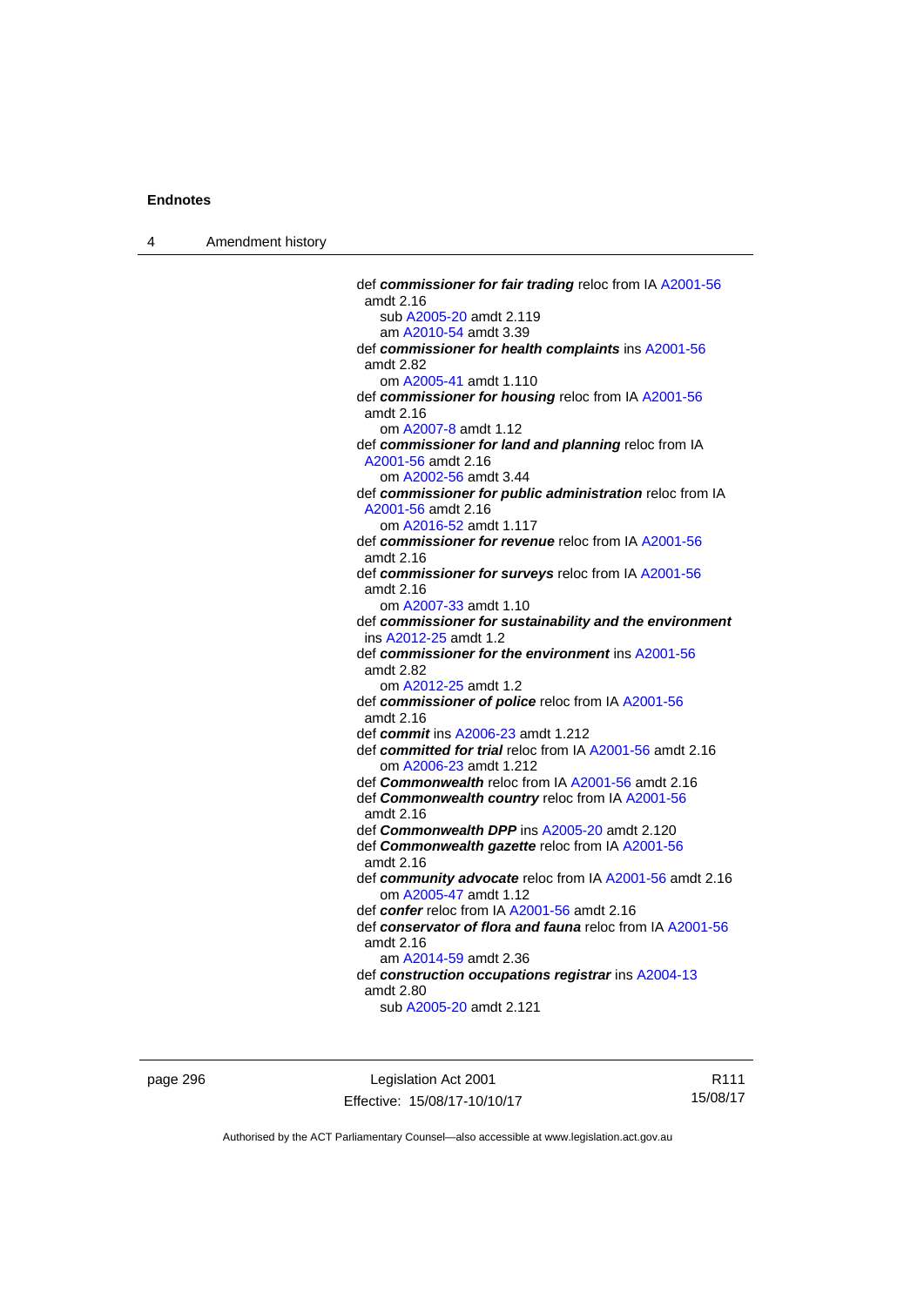def ***commissioner for fair trading*** reloc from IA A2001-56 amdt 2.16
sub A2005-20 amdt 2.119
am A2010-54 amdt 3.39

def ***commissioner for health complaints*** ins A2001-56 amdt 2.82
om A2005-41 amdt 1.110

def ***commissioner for housing*** reloc from IA A2001-56 amdt 2.16
om A2007-8 amdt 1.12

def ***commissioner for land and planning*** reloc from IA A2001-56 amdt 2.16
om A2002-56 amdt 3.44

def ***commissioner for public administration*** reloc from IA A2001-56 amdt 2.16
om A2016-52 amdt 1.117

def ***commissioner for revenue*** reloc from IA A2001-56 amdt 2.16

def ***commissioner for surveys*** reloc from IA A2001-56 amdt 2.16
om A2007-33 amdt 1.10

def ***commissioner for sustainability and the environment*** ins A2012-25 amdt 1.2

def ***commissioner for the environment*** ins A2001-56 amdt 2.82
om A2012-25 amdt 1.2

def ***commissioner of police*** reloc from IA A2001-56 amdt 2.16

def ***commit*** ins A2006-23 amdt 1.212

def ***committed for trial*** reloc from IA A2001-56 amdt 2.16
om A2006-23 amdt 1.212

def ***Commonwealth*** reloc from IA A2001-56 amdt 2.16

def ***Commonwealth country*** reloc from IA A2001-56 amdt 2.16

def ***Commonwealth DPP*** ins A2005-20 amdt 2.120

def ***Commonwealth gazette*** reloc from IA A2001-56 amdt 2.16

def ***community advocate*** reloc from IA A2001-56 amdt 2.16
om A2005-47 amdt 1.12

def ***confer*** reloc from IA A2001-56 amdt 2.16

def ***conservator of flora and fauna*** reloc from IA A2001-56 amdt 2.16
am A2014-59 amdt 2.36

def ***construction occupations registrar*** ins A2004-13 amdt 2.80
sub A2005-20 amdt 2.121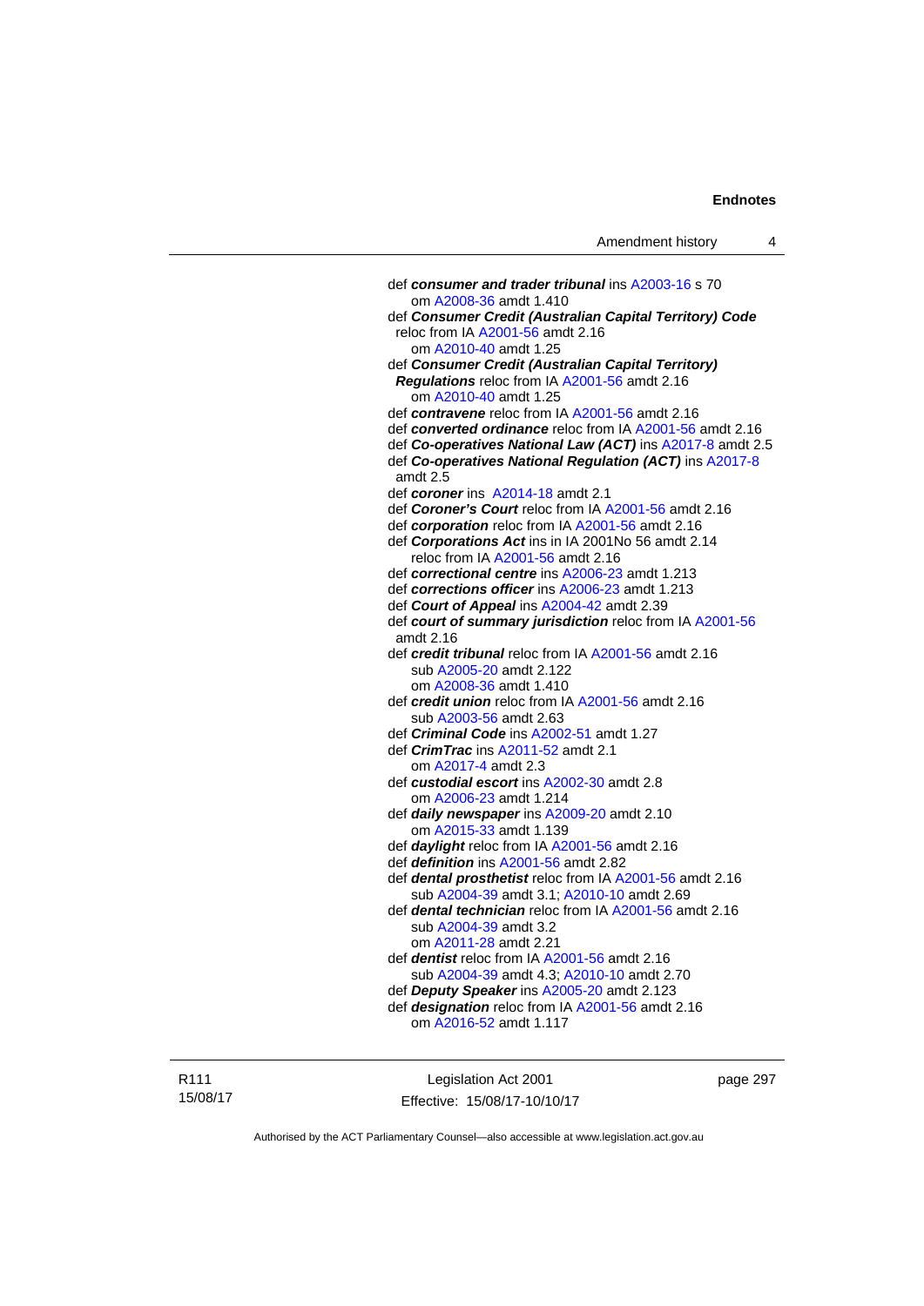def ***consumer and trader tribunal*** ins A2003-16 s 70
om A2008-36 amdt 1.410
def ***Consumer Credit (Australian Capital Territory) Code*** reloc from IA A2001-56 amdt 2.16
om A2010-40 amdt 1.25
def ***Consumer Credit (Australian Capital Territory) Regulations*** reloc from IA A2001-56 amdt 2.16
om A2010-40 amdt 1.25
def ***contravene*** reloc from IA A2001-56 amdt 2.16
def ***converted ordinance*** reloc from IA A2001-56 amdt 2.16
def ***Co-operatives National Law (ACT)*** ins A2017-8 amdt 2.5
def ***Co-operatives National Regulation (ACT)*** ins A2017-8 amdt 2.5
def ***coroner*** ins A2014-18 amdt 2.1
def ***Coroner's Court*** reloc from IA A2001-56 amdt 2.16
def ***corporation*** reloc from IA A2001-56 amdt 2.16
def ***Corporations Act*** ins in IA 2001No 56 amdt 2.14
reloc from IA A2001-56 amdt 2.16
def ***correctional centre*** ins A2006-23 amdt 1.213
def ***corrections officer*** ins A2006-23 amdt 1.213
def ***Court of Appeal*** ins A2004-42 amdt 2.39
def ***court of summary jurisdiction*** reloc from IA A2001-56 amdt 2.16
def ***credit tribunal*** reloc from IA A2001-56 amdt 2.16
sub A2005-20 amdt 2.122
om A2008-36 amdt 1.410
def ***credit union*** reloc from IA A2001-56 amdt 2.16
sub A2003-56 amdt 2.63
def ***Criminal Code*** ins A2002-51 amdt 1.27
def ***CrimTrac*** ins A2011-52 amdt 2.1
om A2017-4 amdt 2.3
def ***custodial escort*** ins A2002-30 amdt 2.8
om A2006-23 amdt 1.214
def ***daily newspaper*** ins A2009-20 amdt 2.10
om A2015-33 amdt 1.139
def ***daylight*** reloc from IA A2001-56 amdt 2.16
def ***definition*** ins A2001-56 amdt 2.82
def ***dental prosthetist*** reloc from IA A2001-56 amdt 2.16
sub A2004-39 amdt 3.1; A2010-10 amdt 2.69
def ***dental technician*** reloc from IA A2001-56 amdt 2.16
sub A2004-39 amdt 3.2
om A2011-28 amdt 2.21
def ***dentist*** reloc from IA A2001-56 amdt 2.16
sub A2004-39 amdt 4.3; A2010-10 amdt 2.70
def ***Deputy Speaker*** ins A2005-20 amdt 2.123
def ***designation*** reloc from IA A2001-56 amdt 2.16
om A2016-52 amdt 1.117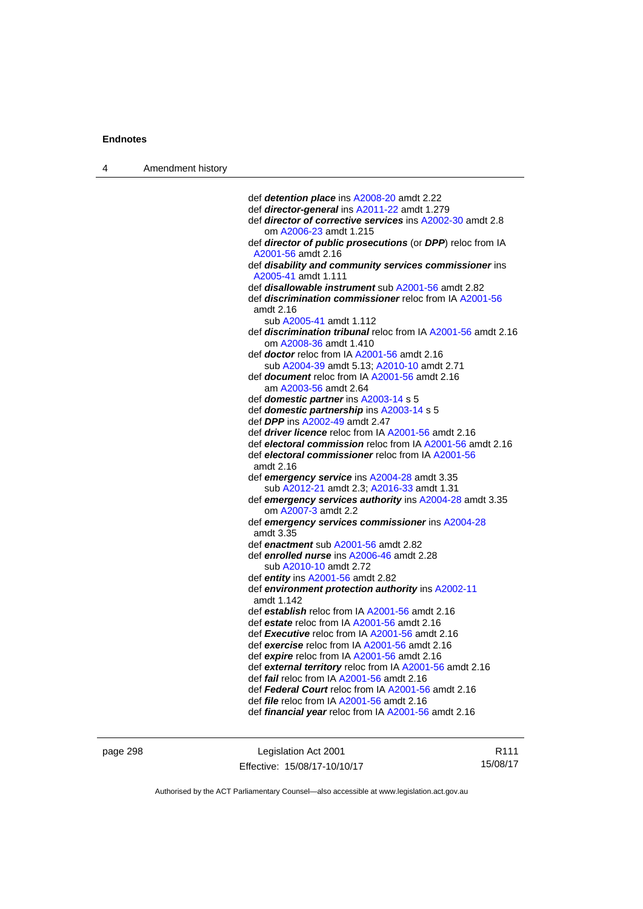def ***detention place*** ins A2008-20 amdt 2.22
def ***director-general*** ins A2011-22 amdt 1.279
def ***director of corrective services*** ins A2002-30 amdt 2.8
  om A2006-23 amdt 1.215
def ***director of public prosecutions*** (or ***DPP***) reloc from IA A2001-56 amdt 2.16
def ***disability and community services commissioner*** ins A2005-41 amdt 1.111
def ***disallowable instrument*** sub A2001-56 amdt 2.82
def ***discrimination commissioner*** reloc from IA A2001-56 amdt 2.16
  sub A2005-41 amdt 1.112
def ***discrimination tribunal*** reloc from IA A2001-56 amdt 2.16
  om A2008-36 amdt 1.410
def ***doctor*** reloc from IA A2001-56 amdt 2.16
  sub A2004-39 amdt 5.13; A2010-10 amdt 2.71
def ***document*** reloc from IA A2001-56 amdt 2.16
  am A2003-56 amdt 2.64
def ***domestic partner*** ins A2003-14 s 5
def ***domestic partnership*** ins A2003-14 s 5
def ***DPP*** ins A2002-49 amdt 2.47
def ***driver licence*** reloc from IA A2001-56 amdt 2.16
def ***electoral commission*** reloc from IA A2001-56 amdt 2.16
def ***electoral commissioner*** reloc from IA A2001-56 amdt 2.16
def ***emergency service*** ins A2004-28 amdt 3.35
  sub A2012-21 amdt 2.3; A2016-33 amdt 1.31
def ***emergency services authority*** ins A2004-28 amdt 3.35
  om A2007-3 amdt 2.2
def ***emergency services commissioner*** ins A2004-28 amdt 3.35
def ***enactment*** sub A2001-56 amdt 2.82
def ***enrolled nurse*** ins A2006-46 amdt 2.28
  sub A2010-10 amdt 2.72
def ***entity*** ins A2001-56 amdt 2.82
def ***environment protection authority*** ins A2002-11 amdt 1.142
def ***establish*** reloc from IA A2001-56 amdt 2.16
def ***estate*** reloc from IA A2001-56 amdt 2.16
def ***Executive*** reloc from IA A2001-56 amdt 2.16
def ***exercise*** reloc from IA A2001-56 amdt 2.16
def ***expire*** reloc from IA A2001-56 amdt 2.16
def ***external territory*** reloc from IA A2001-56 amdt 2.16
def ***fail*** reloc from IA A2001-56 amdt 2.16
def ***Federal Court*** reloc from IA A2001-56 amdt 2.16
def ***file*** reloc from IA A2001-56 amdt 2.16
def ***financial year*** reloc from IA A2001-56 amdt 2.16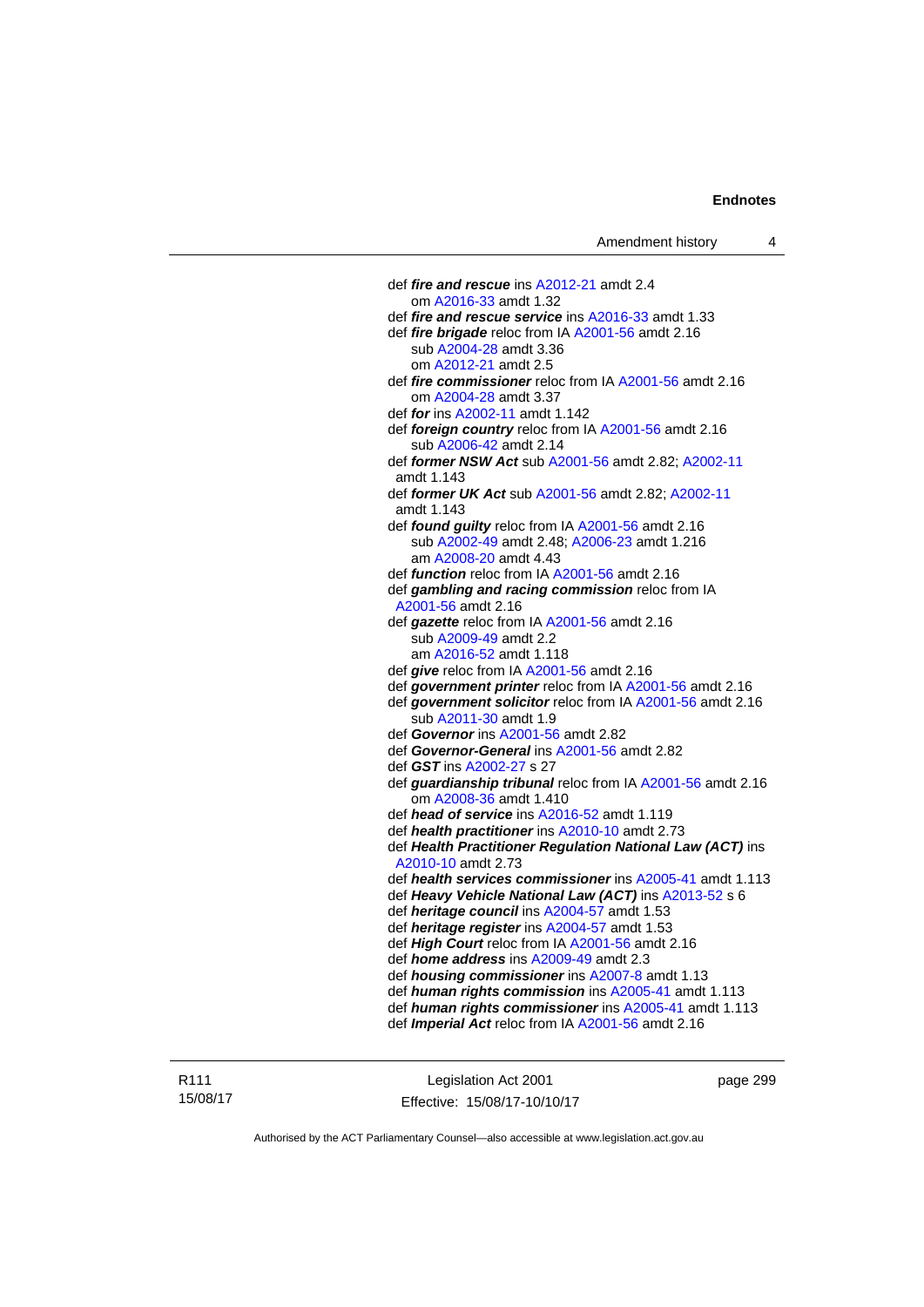def ***fire and rescue*** ins A2012-21 amdt 2.4
om A2016-33 amdt 1.32

def ***fire and rescue service*** ins A2016-33 amdt 1.33

def ***fire brigade*** reloc from IA A2001-56 amdt 2.16
sub A2004-28 amdt 3.36
om A2012-21 amdt 2.5

def ***fire commissioner*** reloc from IA A2001-56 amdt 2.16
om A2004-28 amdt 3.37

def ***for*** ins A2002-11 amdt 1.142

def ***foreign country*** reloc from IA A2001-56 amdt 2.16
sub A2006-42 amdt 2.14

def ***former NSW Act*** sub A2001-56 amdt 2.82; A2002-11 amdt 1.143

def ***former UK Act*** sub A2001-56 amdt 2.82; A2002-11 amdt 1.143

def ***found guilty*** reloc from IA A2001-56 amdt 2.16
sub A2002-49 amdt 2.48; A2006-23 amdt 1.216
am A2008-20 amdt 4.43

def ***function*** reloc from IA A2001-56 amdt 2.16

def ***gambling and racing commission*** reloc from IA A2001-56 amdt 2.16

def ***gazette*** reloc from IA A2001-56 amdt 2.16
sub A2009-49 amdt 2.2
am A2016-52 amdt 1.118

def ***give*** reloc from IA A2001-56 amdt 2.16

def ***government printer*** reloc from IA A2001-56 amdt 2.16

def ***government solicitor*** reloc from IA A2001-56 amdt 2.16
sub A2011-30 amdt 1.9

def ***Governor*** ins A2001-56 amdt 2.82

def ***Governor-General*** ins A2001-56 amdt 2.82

def ***GST*** ins A2002-27 s 27

def ***guardianship tribunal*** reloc from IA A2001-56 amdt 2.16
om A2008-36 amdt 1.410

def ***head of service*** ins A2016-52 amdt 1.119

def ***health practitioner*** ins A2010-10 amdt 2.73

def ***Health Practitioner Regulation National Law (ACT)*** ins A2010-10 amdt 2.73

def ***health services commissioner*** ins A2005-41 amdt 1.113

def ***Heavy Vehicle National Law (ACT)*** ins A2013-52 s 6

def ***heritage council*** ins A2004-57 amdt 1.53

def ***heritage register*** ins A2004-57 amdt 1.53

def ***High Court*** reloc from IA A2001-56 amdt 2.16

def ***home address*** ins A2009-49 amdt 2.3

def ***housing commissioner*** ins A2007-8 amdt 1.13

def ***human rights commission*** ins A2005-41 amdt 1.113

def ***human rights commissioner*** ins A2005-41 amdt 1.113

def ***Imperial Act*** reloc from IA A2001-56 amdt 2.16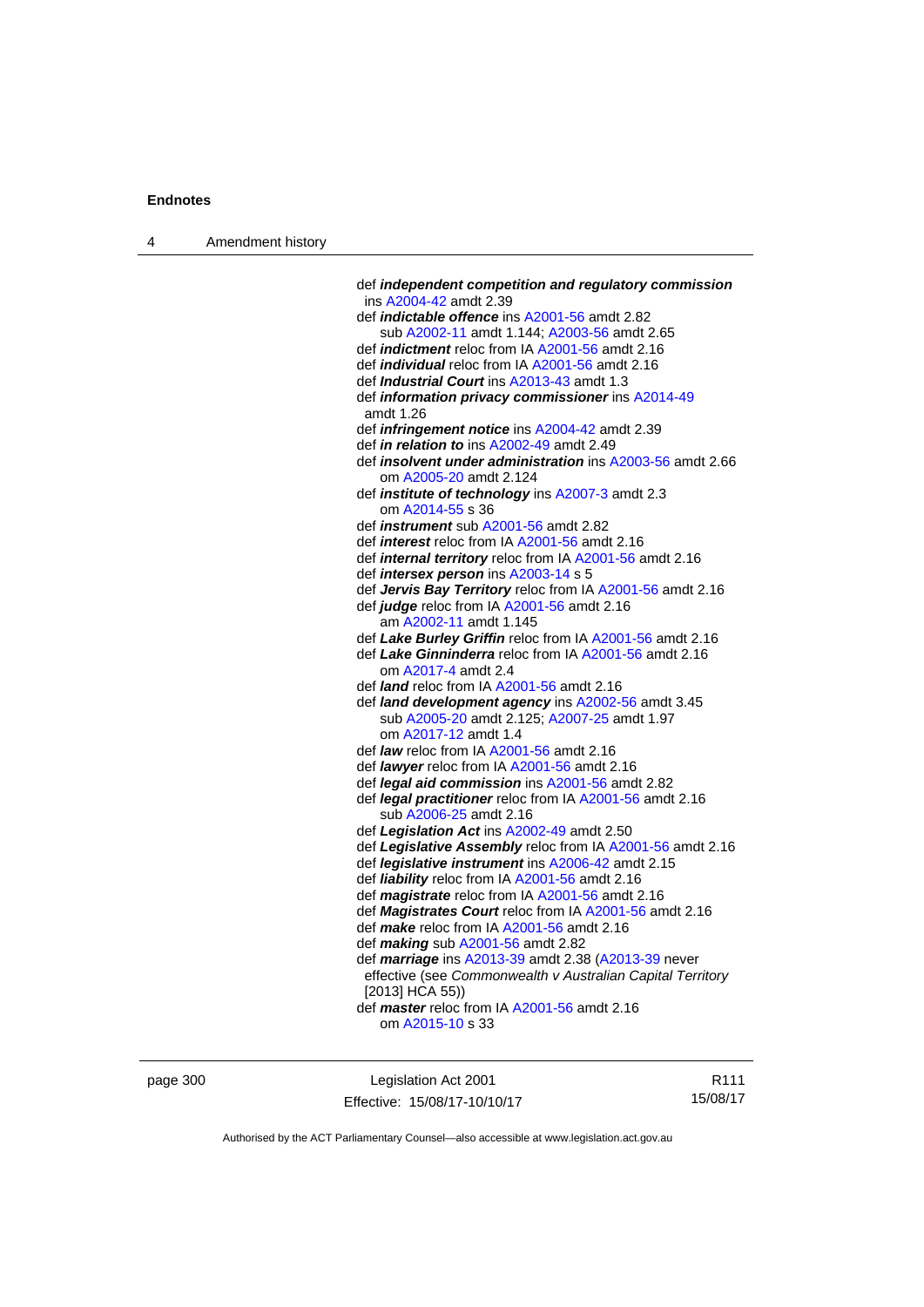def ***independent competition and regulatory commission*** ins A2004-42 amdt 2.39

def ***indictable offence*** ins A2001-56 amdt 2.82
  sub A2002-11 amdt 1.144; A2003-56 amdt 2.65

def ***indictment*** reloc from IA A2001-56 amdt 2.16

def ***individual*** reloc from IA A2001-56 amdt 2.16

def ***Industrial Court*** ins A2013-43 amdt 1.3

def ***information privacy commissioner*** ins A2014-49 amdt 1.26

def ***infringement notice*** ins A2004-42 amdt 2.39

def ***in relation to*** ins A2002-49 amdt 2.49

def ***insolvent under administration*** ins A2003-56 amdt 2.66
  om A2005-20 amdt 2.124

def ***institute of technology*** ins A2007-3 amdt 2.3
  om A2014-55 s 36

def ***instrument*** sub A2001-56 amdt 2.82

def ***interest*** reloc from IA A2001-56 amdt 2.16

def ***internal territory*** reloc from IA A2001-56 amdt 2.16

def ***intersex person*** ins A2003-14 s 5

def ***Jervis Bay Territory*** reloc from IA A2001-56 amdt 2.16

def ***judge*** reloc from IA A2001-56 amdt 2.16
  am A2002-11 amdt 1.145

def ***Lake Burley Griffin*** reloc from IA A2001-56 amdt 2.16

def ***Lake Ginninderra*** reloc from IA A2001-56 amdt 2.16
  om A2017-4 amdt 2.4

def ***land*** reloc from IA A2001-56 amdt 2.16

def ***land development agency*** ins A2002-56 amdt 3.45
  sub A2005-20 amdt 2.125; A2007-25 amdt 1.97
  om A2017-12 amdt 1.4

def ***law*** reloc from IA A2001-56 amdt 2.16

def ***lawyer*** reloc from IA A2001-56 amdt 2.16

def ***legal aid commission*** ins A2001-56 amdt 2.82

def ***legal practitioner*** reloc from IA A2001-56 amdt 2.16
  sub A2006-25 amdt 2.16

def ***Legislation Act*** ins A2002-49 amdt 2.50

def ***Legislative Assembly*** reloc from IA A2001-56 amdt 2.16

def ***legislative instrument*** ins A2006-42 amdt 2.15

def ***liability*** reloc from IA A2001-56 amdt 2.16

def ***magistrate*** reloc from IA A2001-56 amdt 2.16

def ***Magistrates Court*** reloc from IA A2001-56 amdt 2.16

def ***make*** reloc from IA A2001-56 amdt 2.16

def ***making*** sub A2001-56 amdt 2.82

def ***marriage*** ins A2013-39 amdt 2.38 (A2013-39 never effective (see *Commonwealth v Australian Capital Territory* [2013] HCA 55))

def ***master*** reloc from IA A2001-56 amdt 2.16
  om A2015-10 s 33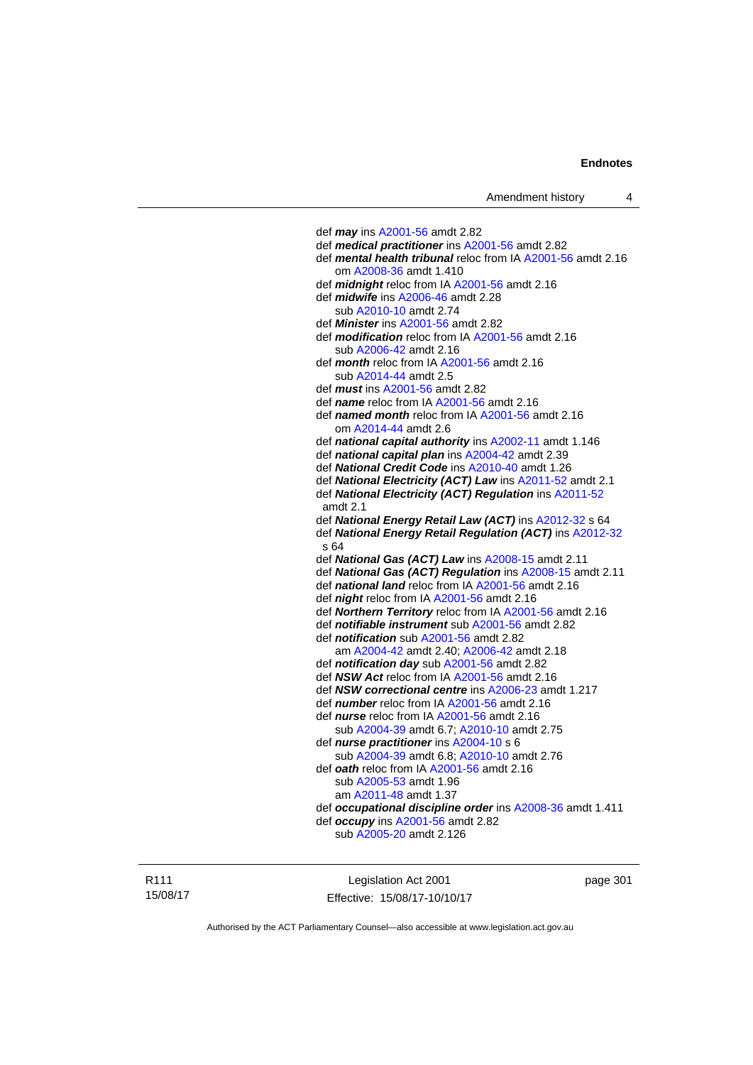def ***may*** ins A2001-56 amdt 2.82
def ***medical practitioner*** ins A2001-56 amdt 2.82
def ***mental health tribunal*** reloc from IA A2001-56 amdt 2.16
    om A2008-36 amdt 1.410
def ***midnight*** reloc from IA A2001-56 amdt 2.16
def ***midwife*** ins A2006-46 amdt 2.28
    sub A2010-10 amdt 2.74
def ***Minister*** ins A2001-56 amdt 2.82
def ***modification*** reloc from IA A2001-56 amdt 2.16
    sub A2006-42 amdt 2.16
def ***month*** reloc from IA A2001-56 amdt 2.16
    sub A2014-44 amdt 2.5
def ***must*** ins A2001-56 amdt 2.82
def ***name*** reloc from IA A2001-56 amdt 2.16
def ***named month*** reloc from IA A2001-56 amdt 2.16
    om A2014-44 amdt 2.6
def ***national capital authority*** ins A2002-11 amdt 1.146
def ***national capital plan*** ins A2004-42 amdt 2.39
def ***National Credit Code*** ins A2010-40 amdt 1.26
def ***National Electricity (ACT) Law*** ins A2011-52 amdt 2.1
def ***National Electricity (ACT) Regulation*** ins A2011-52 amdt 2.1
def ***National Energy Retail Law (ACT)*** ins A2012-32 s 64
def ***National Energy Retail Regulation (ACT)*** ins A2012-32 s 64
def ***National Gas (ACT) Law*** ins A2008-15 amdt 2.11
def ***National Gas (ACT) Regulation*** ins A2008-15 amdt 2.11
def ***national land*** reloc from IA A2001-56 amdt 2.16
def ***night*** reloc from IA A2001-56 amdt 2.16
def ***Northern Territory*** reloc from IA A2001-56 amdt 2.16
def ***notifiable instrument*** sub A2001-56 amdt 2.82
def ***notification*** sub A2001-56 amdt 2.82
    am A2004-42 amdt 2.40; A2006-42 amdt 2.18
def ***notification day*** sub A2001-56 amdt 2.82
def ***NSW Act*** reloc from IA A2001-56 amdt 2.16
def ***NSW correctional centre*** ins A2006-23 amdt 1.217
def ***number*** reloc from IA A2001-56 amdt 2.16
def ***nurse*** reloc from IA A2001-56 amdt 2.16
    sub A2004-39 amdt 6.7; A2010-10 amdt 2.75
def ***nurse practitioner*** ins A2004-10 s 6
    sub A2004-39 amdt 6.8; A2010-10 amdt 2.76
def ***oath*** reloc from IA A2001-56 amdt 2.16
    sub A2005-53 amdt 1.96
    am A2011-48 amdt 1.37
def ***occupational discipline order*** ins A2008-36 amdt 1.411
def ***occupy*** ins A2001-56 amdt 2.82
    sub A2005-20 amdt 2.126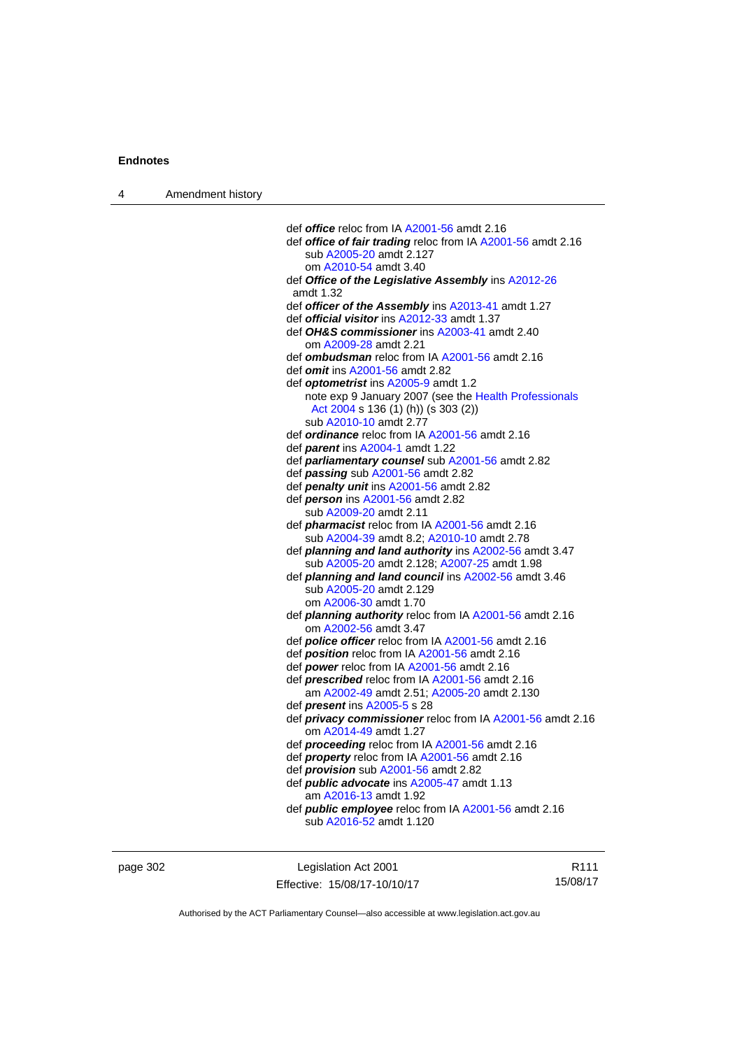def ***office*** reloc from IA A2001-56 amdt 2.16

def ***office of fair trading*** reloc from IA A2001-56 amdt 2.16
  sub A2005-20 amdt 2.127
  om A2010-54 amdt 3.40

def ***Office of the Legislative Assembly*** ins A2012-26 amdt 1.32

def ***officer of the Assembly*** ins A2013-41 amdt 1.27

def ***official visitor*** ins A2012-33 amdt 1.37

def ***OH&S commissioner*** ins A2003-41 amdt 2.40
  om A2009-28 amdt 2.21

def ***ombudsman*** reloc from IA A2001-56 amdt 2.16

def ***omit*** ins A2001-56 amdt 2.82

def ***optometrist*** ins A2005-9 amdt 1.2
  note exp 9 January 2007 (see the Health Professionals Act 2004 s 136 (1) (h)) (s 303 (2))
  sub A2010-10 amdt 2.77

def ***ordinance*** reloc from IA A2001-56 amdt 2.16

def ***parent*** ins A2004-1 amdt 1.22

def ***parliamentary counsel*** sub A2001-56 amdt 2.82

def ***passing*** sub A2001-56 amdt 2.82

def ***penalty unit*** ins A2001-56 amdt 2.82

def ***person*** ins A2001-56 amdt 2.82
  sub A2009-20 amdt 2.11

def ***pharmacist*** reloc from IA A2001-56 amdt 2.16
  sub A2004-39 amdt 8.2; A2010-10 amdt 2.78

def ***planning and land authority*** ins A2002-56 amdt 3.47
  sub A2005-20 amdt 2.128; A2007-25 amdt 1.98

def ***planning and land council*** ins A2002-56 amdt 3.46
  sub A2005-20 amdt 2.129
  om A2006-30 amdt 1.70

def ***planning authority*** reloc from IA A2001-56 amdt 2.16
  om A2002-56 amdt 3.47

def ***police officer*** reloc from IA A2001-56 amdt 2.16

def ***position*** reloc from IA A2001-56 amdt 2.16

def ***power*** reloc from IA A2001-56 amdt 2.16

def ***prescribed*** reloc from IA A2001-56 amdt 2.16
  am A2002-49 amdt 2.51; A2005-20 amdt 2.130

def ***present*** ins A2005-5 s 28

def ***privacy commissioner*** reloc from IA A2001-56 amdt 2.16
  om A2014-49 amdt 1.27

def ***proceeding*** reloc from IA A2001-56 amdt 2.16

def ***property*** reloc from IA A2001-56 amdt 2.16

def ***provision*** sub A2001-56 amdt 2.82

def ***public advocate*** ins A2005-47 amdt 1.13
  am A2016-13 amdt 1.92

def ***public employee*** reloc from IA A2001-56 amdt 2.16
  sub A2016-52 amdt 1.120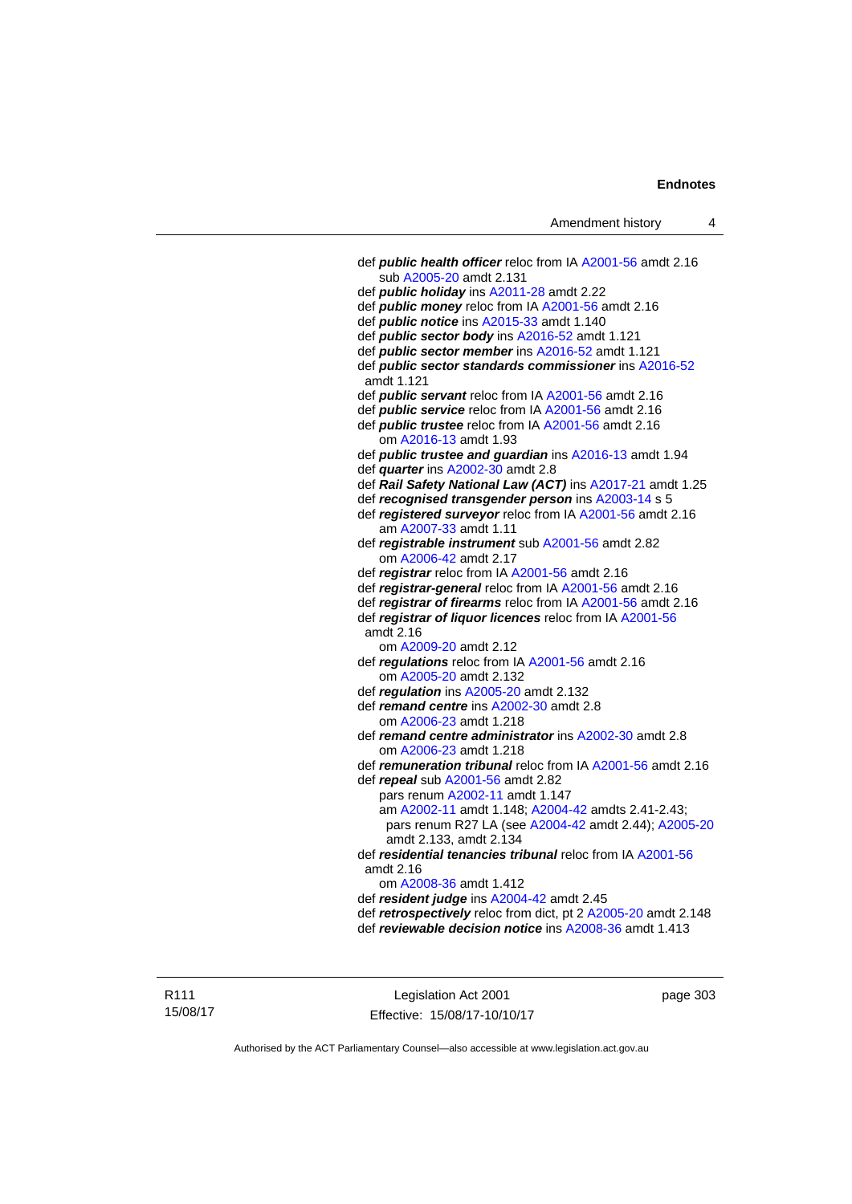def ***public health officer*** reloc from IA A2001-56 amdt 2.16
  sub A2005-20 amdt 2.131
def ***public holiday*** ins A2011-28 amdt 2.22
def ***public money*** reloc from IA A2001-56 amdt 2.16
def ***public notice*** ins A2015-33 amdt 1.140
def ***public sector body*** ins A2016-52 amdt 1.121
def ***public sector member*** ins A2016-52 amdt 1.121
def ***public sector standards commissioner*** ins A2016-52 amdt 1.121
def ***public servant*** reloc from IA A2001-56 amdt 2.16
def ***public service*** reloc from IA A2001-56 amdt 2.16
def ***public trustee*** reloc from IA A2001-56 amdt 2.16
  om A2016-13 amdt 1.93
def ***public trustee and guardian*** ins A2016-13 amdt 1.94
def ***quarter*** ins A2002-30 amdt 2.8
def ***Rail Safety National Law (ACT)*** ins A2017-21 amdt 1.25
def ***recognised transgender person*** ins A2003-14 s 5
def ***registered surveyor*** reloc from IA A2001-56 amdt 2.16
  am A2007-33 amdt 1.11
def ***registrable instrument*** sub A2001-56 amdt 2.82
  om A2006-42 amdt 2.17
def ***registrar*** reloc from IA A2001-56 amdt 2.16
def ***registrar-general*** reloc from IA A2001-56 amdt 2.16
def ***registrar of firearms*** reloc from IA A2001-56 amdt 2.16
def ***registrar of liquor licences*** reloc from IA A2001-56 amdt 2.16
  om A2009-20 amdt 2.12
def ***regulations*** reloc from IA A2001-56 amdt 2.16
  om A2005-20 amdt 2.132
def ***regulation*** ins A2005-20 amdt 2.132
def ***remand centre*** ins A2002-30 amdt 2.8
  om A2006-23 amdt 1.218
def ***remand centre administrator*** ins A2002-30 amdt 2.8
  om A2006-23 amdt 1.218
def ***remuneration tribunal*** reloc from IA A2001-56 amdt 2.16
def ***repeal*** sub A2001-56 amdt 2.82
  pars renum A2002-11 amdt 1.147
  am A2002-11 amdt 1.148; A2004-42 amdts 2.41-2.43; pars renum R27 LA (see A2004-42 amdt 2.44); A2005-20 amdt 2.133, amdt 2.134
def ***residential tenancies tribunal*** reloc from IA A2001-56 amdt 2.16
  om A2008-36 amdt 1.412
def ***resident judge*** ins A2004-42 amdt 2.45
def ***retrospectively*** reloc from dict, pt 2 A2005-20 amdt 2.148
def ***reviewable decision notice*** ins A2008-36 amdt 1.413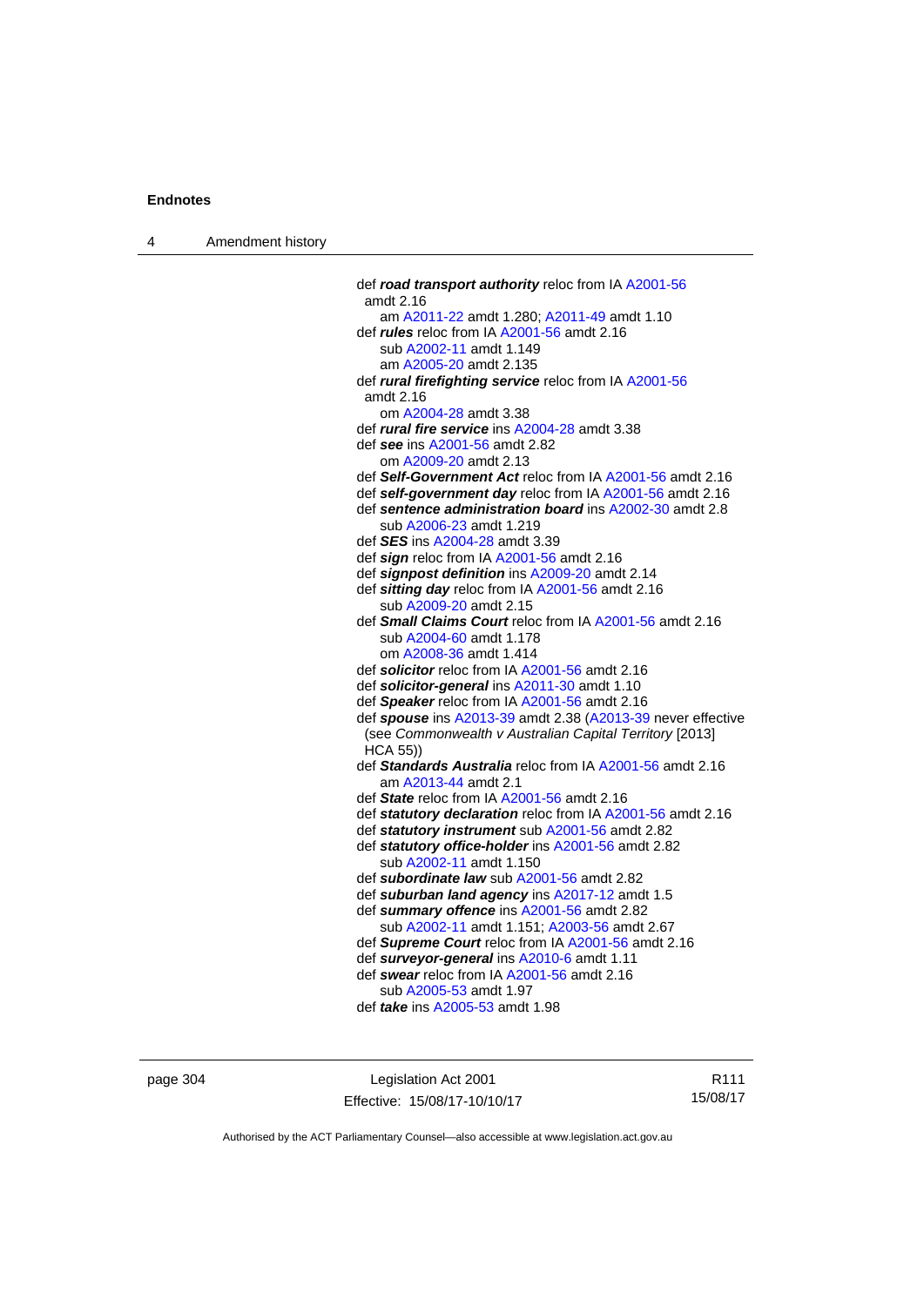def ***road transport authority*** reloc from IA A2001-56 amdt 2.16
    am A2011-22 amdt 1.280; A2011-49 amdt 1.10

def ***rules*** reloc from IA A2001-56 amdt 2.16
    sub A2002-11 amdt 1.149
    am A2005-20 amdt 2.135

def ***rural firefighting service*** reloc from IA A2001-56 amdt 2.16
    om A2004-28 amdt 3.38

def ***rural fire service*** ins A2004-28 amdt 3.38

def ***see*** ins A2001-56 amdt 2.82
    om A2009-20 amdt 2.13

def ***Self-Government Act*** reloc from IA A2001-56 amdt 2.16

def ***self-government day*** reloc from IA A2001-56 amdt 2.16

def ***sentence administration board*** ins A2002-30 amdt 2.8
    sub A2006-23 amdt 1.219

def ***SES*** ins A2004-28 amdt 3.39

def ***sign*** reloc from IA A2001-56 amdt 2.16

def ***signpost definition*** ins A2009-20 amdt 2.14

def ***sitting day*** reloc from IA A2001-56 amdt 2.16
    sub A2009-20 amdt 2.15

def ***Small Claims Court*** reloc from IA A2001-56 amdt 2.16
    sub A2004-60 amdt 1.178
    om A2008-36 amdt 1.414

def ***solicitor*** reloc from IA A2001-56 amdt 2.16

def ***solicitor-general*** ins A2011-30 amdt 1.10

def ***Speaker*** reloc from IA A2001-56 amdt 2.16

def ***spouse*** ins A2013-39 amdt 2.38 (A2013-39 never effective (see *Commonwealth v Australian Capital Territory* [2013] HCA 55))

def ***Standards Australia*** reloc from IA A2001-56 amdt 2.16
    am A2013-44 amdt 2.1

def ***State*** reloc from IA A2001-56 amdt 2.16

def ***statutory declaration*** reloc from IA A2001-56 amdt 2.16

def ***statutory instrument*** sub A2001-56 amdt 2.82

def ***statutory office-holder*** ins A2001-56 amdt 2.82
    sub A2002-11 amdt 1.150

def ***subordinate law*** sub A2001-56 amdt 2.82

def ***suburban land agency*** ins A2017-12 amdt 1.5

def ***summary offence*** ins A2001-56 amdt 2.82
    sub A2002-11 amdt 1.151; A2003-56 amdt 2.67

def ***Supreme Court*** reloc from IA A2001-56 amdt 2.16

def ***surveyor-general*** ins A2010-6 amdt 1.11

def ***swear*** reloc from IA A2001-56 amdt 2.16
    sub A2005-53 amdt 1.97

def ***take*** ins A2005-53 amdt 1.98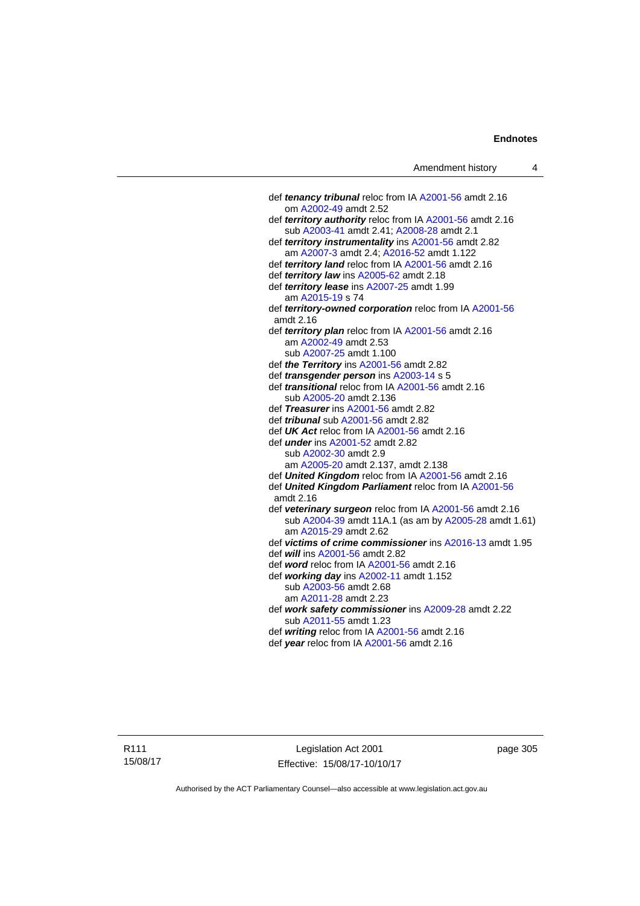def ***tenancy tribunal*** reloc from IA A2001-56 amdt 2.16
om A2002-49 amdt 2.52

def ***territory authority*** reloc from IA A2001-56 amdt 2.16
sub A2003-41 amdt 2.41; A2008-28 amdt 2.1

def ***territory instrumentality*** ins A2001-56 amdt 2.82
am A2007-3 amdt 2.4; A2016-52 amdt 1.122

def ***territory land*** reloc from IA A2001-56 amdt 2.16

def ***territory law*** ins A2005-62 amdt 2.18

def ***territory lease*** ins A2007-25 amdt 1.99
am A2015-19 s 74

def ***territory-owned corporation*** reloc from IA A2001-56 amdt 2.16

def ***territory plan*** reloc from IA A2001-56 amdt 2.16
am A2002-49 amdt 2.53
sub A2007-25 amdt 1.100

def ***the Territory*** ins A2001-56 amdt 2.82

def ***transgender person*** ins A2003-14 s 5

def ***transitional*** reloc from IA A2001-56 amdt 2.16
sub A2005-20 amdt 2.136

def ***Treasurer*** ins A2001-56 amdt 2.82

def ***tribunal*** sub A2001-56 amdt 2.82

def ***UK Act*** reloc from IA A2001-56 amdt 2.16

def ***under*** ins A2001-52 amdt 2.82
sub A2002-30 amdt 2.9
am A2005-20 amdt 2.137, amdt 2.138

def ***United Kingdom*** reloc from IA A2001-56 amdt 2.16

def ***United Kingdom Parliament*** reloc from IA A2001-56 amdt 2.16

def ***veterinary surgeon*** reloc from IA A2001-56 amdt 2.16
sub A2004-39 amdt 11A.1 (as am by A2005-28 amdt 1.61)
am A2015-29 amdt 2.62

def ***victims of crime commissioner*** ins A2016-13 amdt 1.95

def ***will*** ins A2001-56 amdt 2.82

def ***word*** reloc from IA A2001-56 amdt 2.16

def ***working day*** ins A2002-11 amdt 1.152
sub A2003-56 amdt 2.68
am A2011-28 amdt 2.23

def ***work safety commissioner*** ins A2009-28 amdt 2.22
sub A2011-55 amdt 1.23

def ***writing*** reloc from IA A2001-56 amdt 2.16

def ***year*** reloc from IA A2001-56 amdt 2.16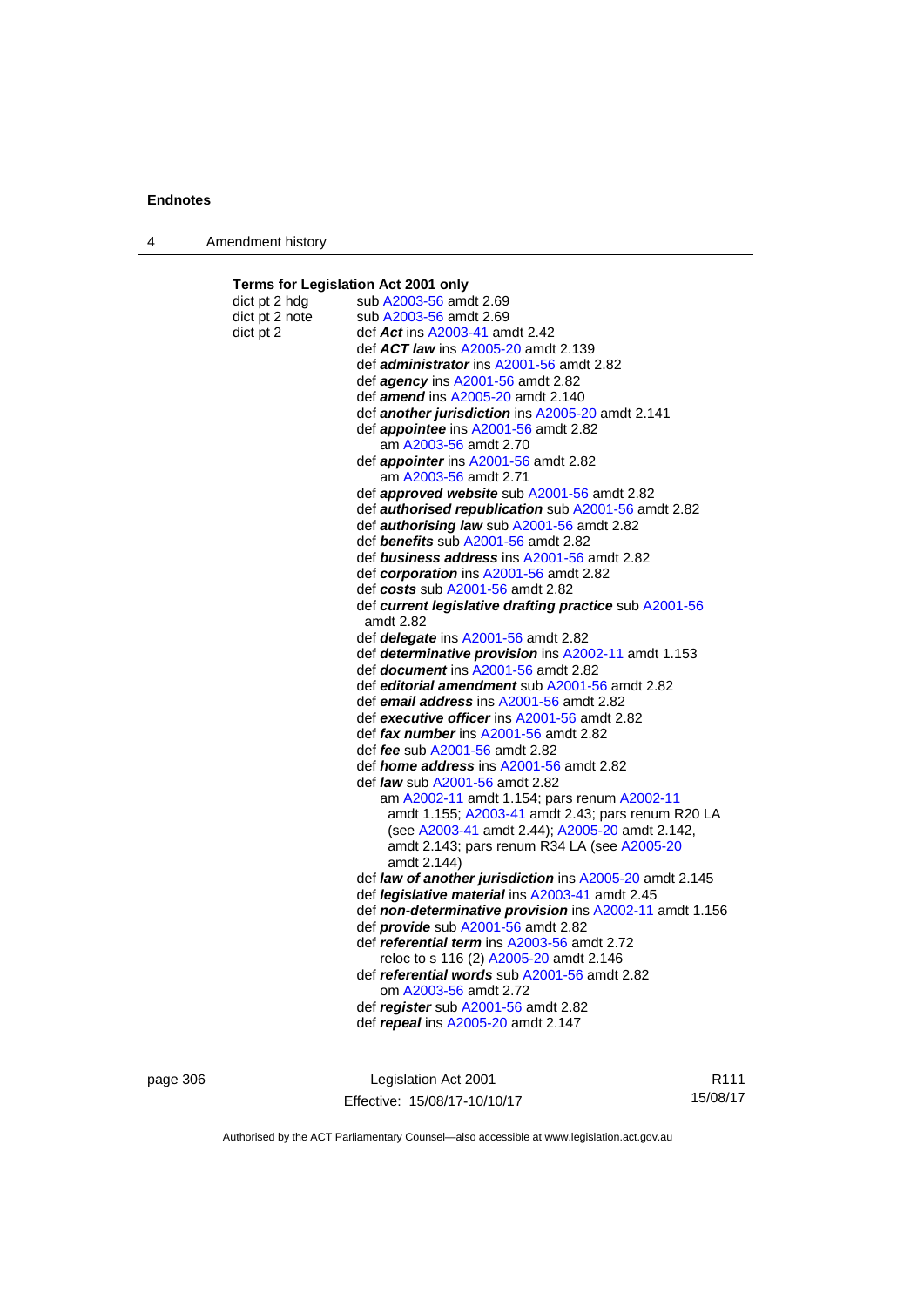**Terms for Legislation Act 2001 only**

| | |
|---|---|
| dict pt 2 hdg | sub A2003-56 amdt 2.69 |
| dict pt 2 note | sub A2003-56 amdt 2.69 |
| dict pt 2 | def ***Act*** ins A2003-41 amdt 2.42 |
| | def ***ACT law*** ins A2005-20 amdt 2.139 |
| | def ***administrator*** ins A2001-56 amdt 2.82 |
| | def ***agency*** ins A2001-56 amdt 2.82 |
| | def ***amend*** ins A2005-20 amdt 2.140 |
| | def ***another jurisdiction*** ins A2005-20 amdt 2.141 |
| | def ***appointee*** ins A2001-56 amdt 2.82<br>am A2003-56 amdt 2.70 |
| | def ***appointer*** ins A2001-56 amdt 2.82<br>am A2003-56 amdt 2.71 |
| | def ***approved website*** sub A2001-56 amdt 2.82 |
| | def ***authorised republication*** sub A2001-56 amdt 2.82 |
| | def ***authorising law*** sub A2001-56 amdt 2.82 |
| | def ***benefits*** sub A2001-56 amdt 2.82 |
| | def ***business address*** ins A2001-56 amdt 2.82 |
| | def ***corporation*** ins A2001-56 amdt 2.82 |
| | def ***costs*** sub A2001-56 amdt 2.82 |
| | def ***current legislative drafting practice*** sub A2001-56 amdt 2.82 |
| | def ***delegate*** ins A2001-56 amdt 2.82 |
| | def ***determinative provision*** ins A2002-11 amdt 1.153 |
| | def ***document*** ins A2001-56 amdt 2.82 |
| | def ***editorial amendment*** sub A2001-56 amdt 2.82 |
| | def ***email address*** ins A2001-56 amdt 2.82 |
| | def ***executive officer*** ins A2001-56 amdt 2.82 |
| | def ***fax number*** ins A2001-56 amdt 2.82 |
| | def ***fee*** sub A2001-56 amdt 2.82 |
| | def ***home address*** ins A2001-56 amdt 2.82 |
| | def ***law*** sub A2001-56 amdt 2.82<br>am A2002-11 amdt 1.154; pars renum A2002-11 amdt 1.155; A2003-41 amdt 2.43; pars renum R20 LA (see A2003-41 amdt 2.44); A2005-20 amdt 2.142, amdt 2.143; pars renum R34 LA (see A2005-20 amdt 2.144) |
| | def ***law of another jurisdiction*** ins A2005-20 amdt 2.145 |
| | def ***legislative material*** ins A2003-41 amdt 2.45 |
| | def ***non-determinative provision*** ins A2002-11 amdt 1.156 |
| | def ***provide*** sub A2001-56 amdt 2.82 |
| | def ***referential term*** ins A2003-56 amdt 2.72<br>reloc to s 116 (2) A2005-20 amdt 2.146 |
| | def ***referential words*** sub A2001-56 amdt 2.82<br>om A2003-56 amdt 2.72 |
| | def ***register*** sub A2001-56 amdt 2.82 |
| | def ***repeal*** ins A2005-20 amdt 2.147 |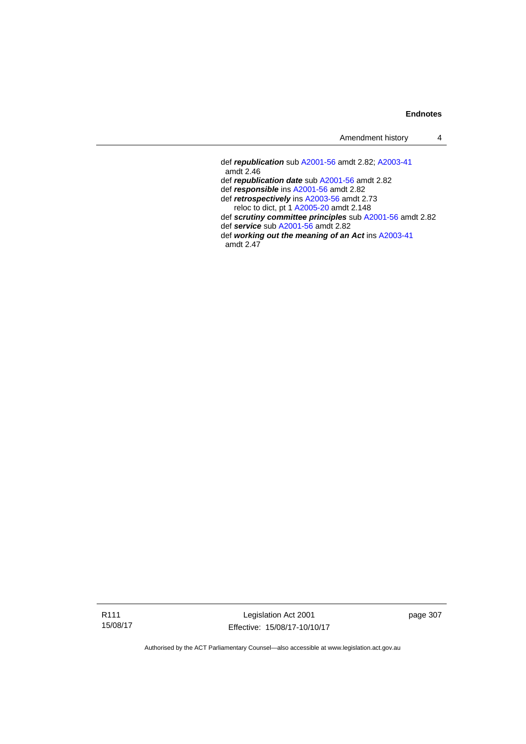def ***republication*** sub A2001-56 amdt 2.82; A2003-41 amdt 2.46

def ***republication date*** sub A2001-56 amdt 2.82

def ***responsible*** ins A2001-56 amdt 2.82

def ***retrospectively*** ins A2003-56 amdt 2.73
    reloc to dict, pt 1 A2005-20 amdt 2.148

def ***scrutiny committee principles*** sub A2001-56 amdt 2.82

def ***service*** sub A2001-56 amdt 2.82

def ***working out the meaning of an Act*** ins A2003-41 amdt 2.47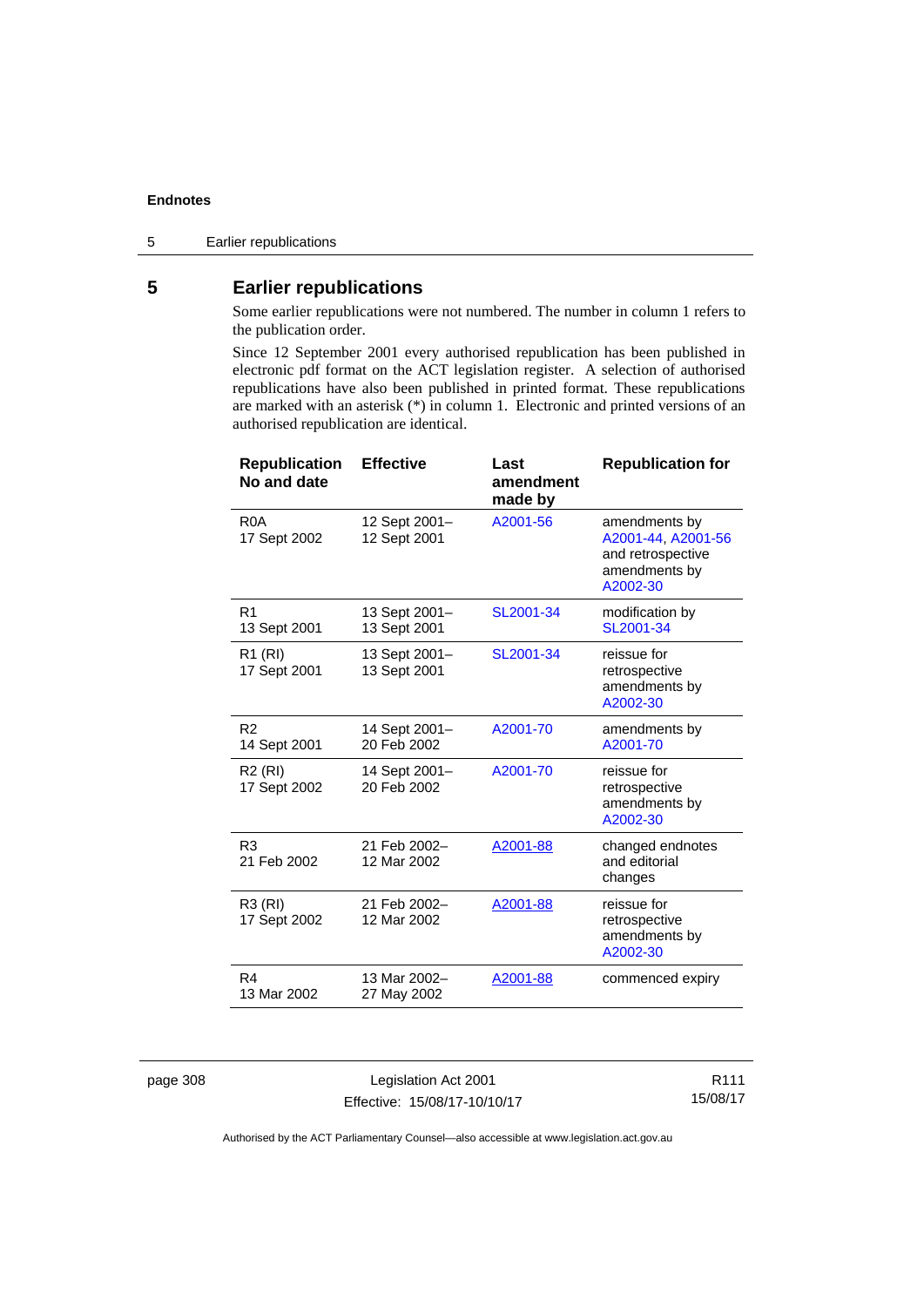## 5 Earlier republications

Some earlier republications were not numbered. The number in column 1 refers to the publication order.

Since 12 September 2001 every authorised republication has been published in electronic pdf format on the ACT legislation register. A selection of authorised republications have also been published in printed format. These republications are marked with an asterisk (*) in column 1. Electronic and printed versions of an authorised republication are identical.

| Republication No and date | Effective | Last amendment made by | Republication for |
|---|---|---|---|
| R0A<br>17 Sept 2002 | 12 Sept 2001–<br>12 Sept 2001 | A2001-56 | amendments by A2001-44, A2001-56 and retrospective amendments by A2002-30 |
| R1<br>13 Sept 2001 | 13 Sept 2001–<br>13 Sept 2001 | SL2001-34 | modification by SL2001-34 |
| R1 (RI)<br>17 Sept 2001 | 13 Sept 2001–<br>13 Sept 2001 | SL2001-34 | reissue for retrospective amendments by A2002-30 |
| R2<br>14 Sept 2001 | 14 Sept 2001–<br>20 Feb 2002 | A2001-70 | amendments by A2001-70 |
| R2 (RI)<br>17 Sept 2002 | 14 Sept 2001–<br>20 Feb 2002 | A2001-70 | reissue for retrospective amendments by A2002-30 |
| R3<br>21 Feb 2002 | 21 Feb 2002–<br>12 Mar 2002 | A2001-88 | changed endnotes and editorial changes |
| R3 (RI)<br>17 Sept 2002 | 21 Feb 2002–<br>12 Mar 2002 | A2001-88 | reissue for retrospective amendments by A2002-30 |
| R4<br>13 Mar 2002 | 13 Mar 2002–<br>27 May 2002 | A2001-88 | commenced expiry |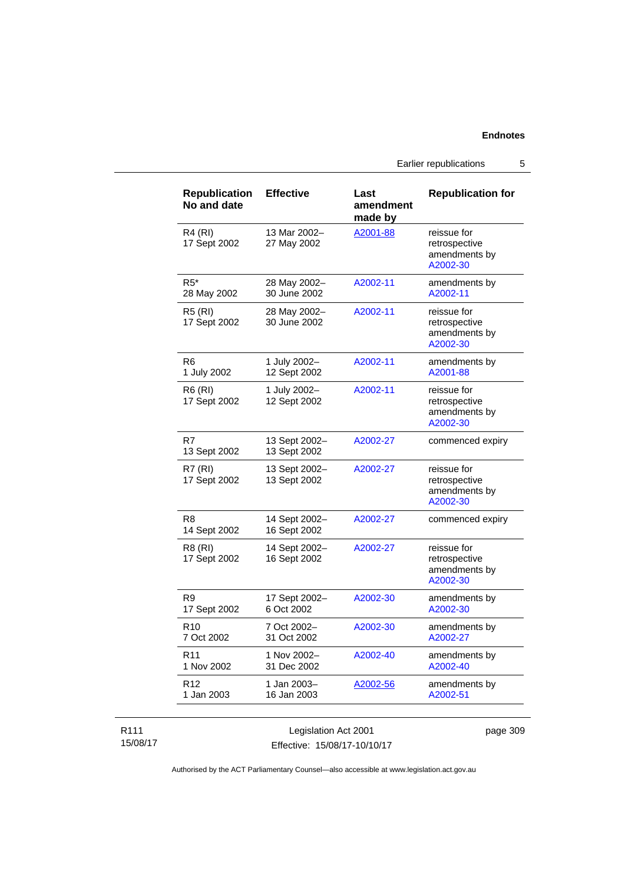| Republication No and date | Effective | Last amendment made by | Republication for |
|---|---|---|---|
| R4 (RI) 17 Sept 2002 | 13 Mar 2002– 27 May 2002 | A2001-88 | reissue for retrospective amendments by A2002-30 |
| R5* 28 May 2002 | 28 May 2002– 30 June 2002 | A2002-11 | amendments by A2002-11 |
| R5 (RI) 17 Sept 2002 | 28 May 2002– 30 June 2002 | A2002-11 | reissue for retrospective amendments by A2002-30 |
| R6 1 July 2002 | 1 July 2002– 12 Sept 2002 | A2002-11 | amendments by A2001-88 |
| R6 (RI) 17 Sept 2002 | 1 July 2002– 12 Sept 2002 | A2002-11 | reissue for retrospective amendments by A2002-30 |
| R7 13 Sept 2002 | 13 Sept 2002– 13 Sept 2002 | A2002-27 | commenced expiry |
| R7 (RI) 17 Sept 2002 | 13 Sept 2002– 13 Sept 2002 | A2002-27 | reissue for retrospective amendments by A2002-30 |
| R8 14 Sept 2002 | 14 Sept 2002– 16 Sept 2002 | A2002-27 | commenced expiry |
| R8 (RI) 17 Sept 2002 | 14 Sept 2002– 16 Sept 2002 | A2002-27 | reissue for retrospective amendments by A2002-30 |
| R9 17 Sept 2002 | 17 Sept 2002– 6 Oct 2002 | A2002-30 | amendments by A2002-30 |
| R10 7 Oct 2002 | 7 Oct 2002– 31 Oct 2002 | A2002-30 | amendments by A2002-27 |
| R11 1 Nov 2002 | 1 Nov 2002– 31 Dec 2002 | A2002-40 | amendments by A2002-40 |
| R12 1 Jan 2003 | 1 Jan 2003– 16 Jan 2003 | A2002-56 | amendments by A2002-51 |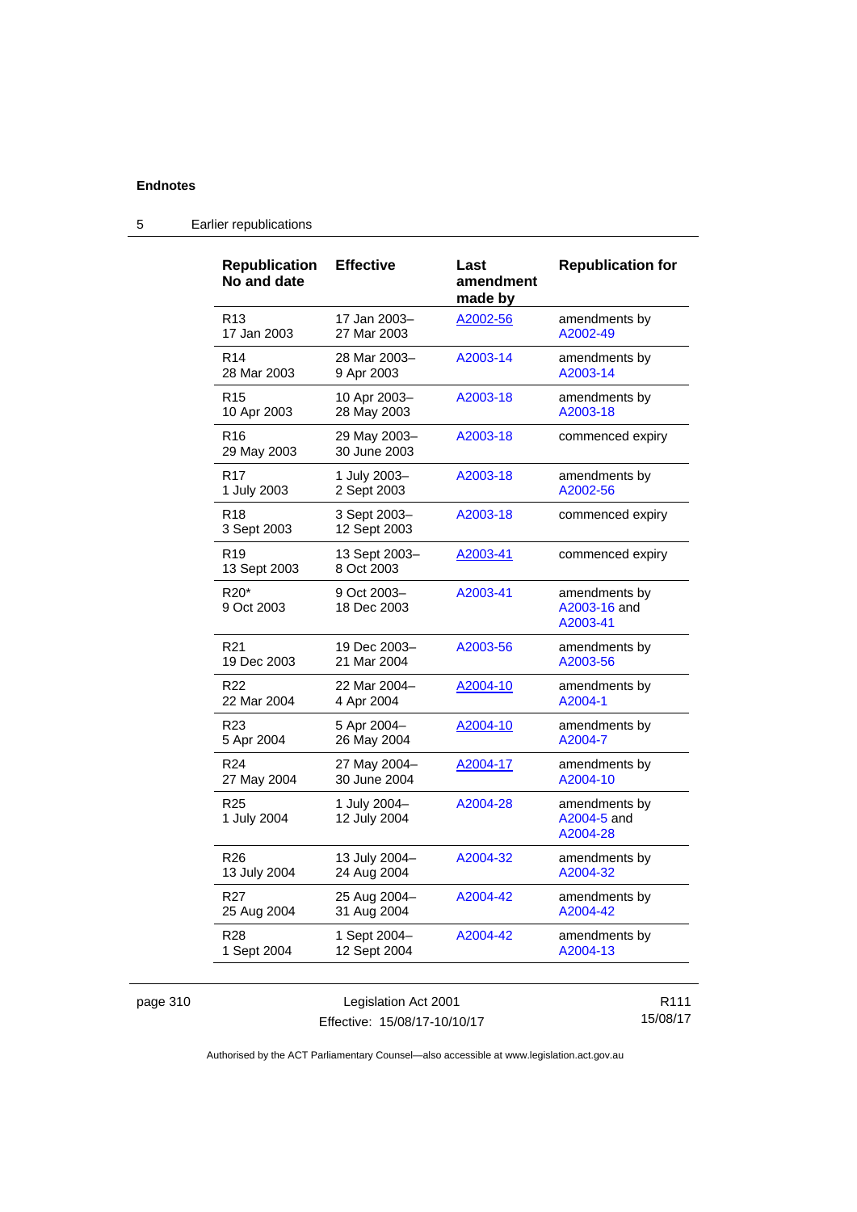## 5 Earlier republications

| Republication No and date | Effective | Last amendment made by | Republication for |
|---|---|---|---|
| R13<br>17 Jan 2003 | 17 Jan 2003–<br>27 Mar 2003 | A2002-56 | amendments by A2002-49 |
| R14<br>28 Mar 2003 | 28 Mar 2003–<br>9 Apr 2003 | A2003-14 | amendments by A2003-14 |
| R15<br>10 Apr 2003 | 10 Apr 2003–<br>28 May 2003 | A2003-18 | amendments by A2003-18 |
| R16<br>29 May 2003 | 29 May 2003–<br>30 June 2003 | A2003-18 | commenced expiry |
| R17<br>1 July 2003 | 1 July 2003–<br>2 Sept 2003 | A2003-18 | amendments by A2002-56 |
| R18<br>3 Sept 2003 | 3 Sept 2003–<br>12 Sept 2003 | A2003-18 | commenced expiry |
| R19<br>13 Sept 2003 | 13 Sept 2003–<br>8 Oct 2003 | A2003-41 | commenced expiry |
| R20*<br>9 Oct 2003 | 9 Oct 2003–<br>18 Dec 2003 | A2003-41 | amendments by A2003-16 and A2003-41 |
| R21<br>19 Dec 2003 | 19 Dec 2003–<br>21 Mar 2004 | A2003-56 | amendments by A2003-56 |
| R22<br>22 Mar 2004 | 22 Mar 2004–<br>4 Apr 2004 | A2004-10 | amendments by A2004-1 |
| R23<br>5 Apr 2004 | 5 Apr 2004–<br>26 May 2004 | A2004-10 | amendments by A2004-7 |
| R24<br>27 May 2004 | 27 May 2004–<br>30 June 2004 | A2004-17 | amendments by A2004-10 |
| R25<br>1 July 2004 | 1 July 2004–<br>12 July 2004 | A2004-28 | amendments by A2004-5 and A2004-28 |
| R26<br>13 July 2004 | 13 July 2004–<br>24 Aug 2004 | A2004-32 | amendments by A2004-32 |
| R27<br>25 Aug 2004 | 25 Aug 2004–<br>31 Aug 2004 | A2004-42 | amendments by A2004-42 |
| R28<br>1 Sept 2004 | 1 Sept 2004–<br>12 Sept 2004 | A2004-42 | amendments by A2004-13 |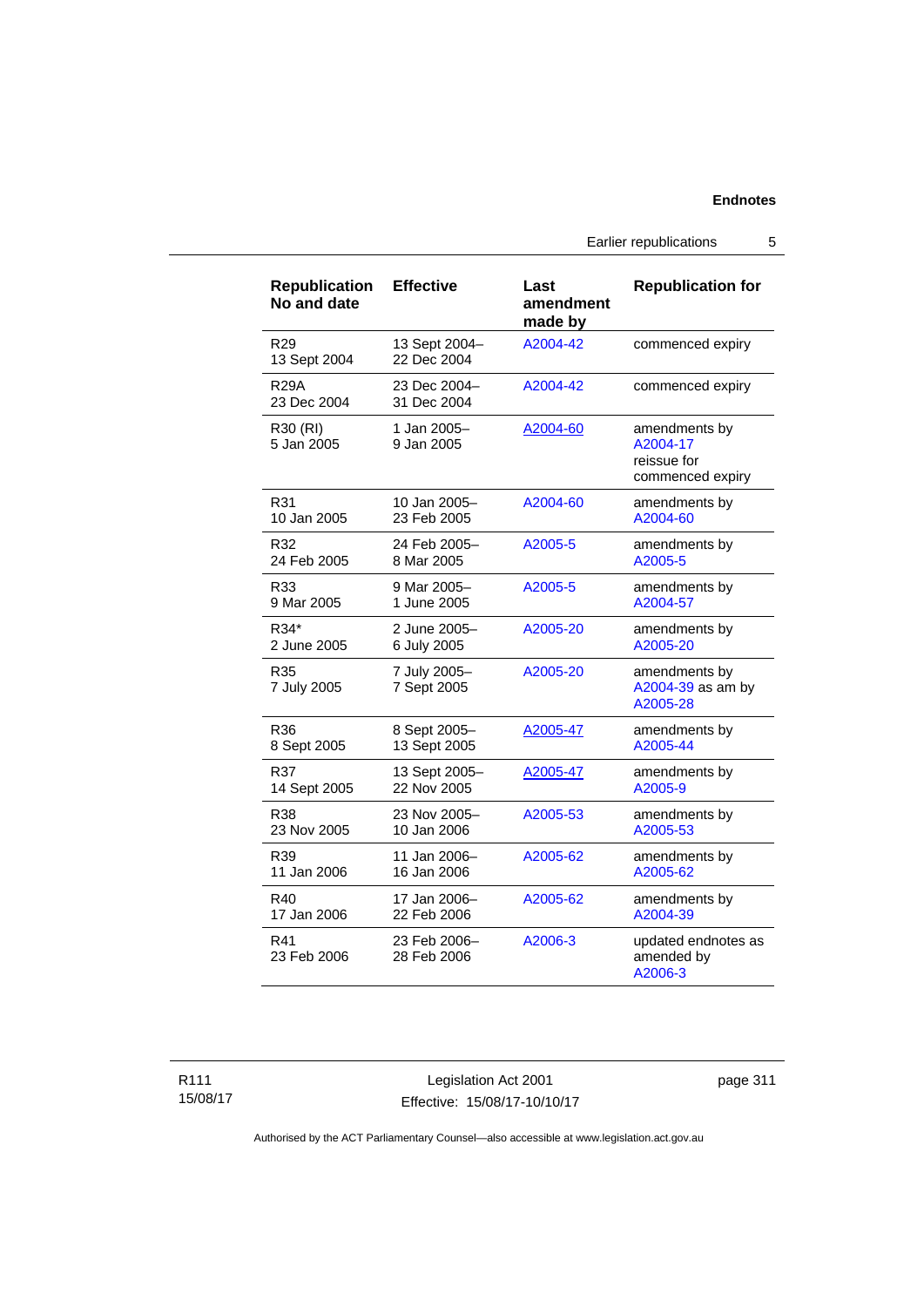| Republication No and date | Effective | Last amendment made by | Republication for |
|---|---|---|---|
| R29 13 Sept 2004 | 13 Sept 2004– 22 Dec 2004 | A2004-42 | commenced expiry |
| R29A 23 Dec 2004 | 23 Dec 2004– 31 Dec 2004 | A2004-42 | commenced expiry |
| R30 (RI) 5 Jan 2005 | 1 Jan 2005– 9 Jan 2005 | A2004-60 | amendments by A2004-17 reissue for commenced expiry |
| R31 10 Jan 2005 | 10 Jan 2005– 23 Feb 2005 | A2004-60 | amendments by A2004-60 |
| R32 24 Feb 2005 | 24 Feb 2005– 8 Mar 2005 | A2005-5 | amendments by A2005-5 |
| R33 9 Mar 2005 | 9 Mar 2005– 1 June 2005 | A2005-5 | amendments by A2004-57 |
| R34* 2 June 2005 | 2 June 2005– 6 July 2005 | A2005-20 | amendments by A2005-20 |
| R35 7 July 2005 | 7 July 2005– 7 Sept 2005 | A2005-20 | amendments by A2004-39 as am by A2005-28 |
| R36 8 Sept 2005 | 8 Sept 2005– 13 Sept 2005 | A2005-47 | amendments by A2005-44 |
| R37 14 Sept 2005 | 13 Sept 2005– 22 Nov 2005 | A2005-47 | amendments by A2005-9 |
| R38 23 Nov 2005 | 23 Nov 2005– 10 Jan 2006 | A2005-53 | amendments by A2005-53 |
| R39 11 Jan 2006 | 11 Jan 2006– 16 Jan 2006 | A2005-62 | amendments by A2005-62 |
| R40 17 Jan 2006 | 17 Jan 2006– 22 Feb 2006 | A2005-62 | amendments by A2004-39 |
| R41 23 Feb 2006 | 23 Feb 2006– 28 Feb 2006 | A2006-3 | updated endnotes as amended by A2006-3 |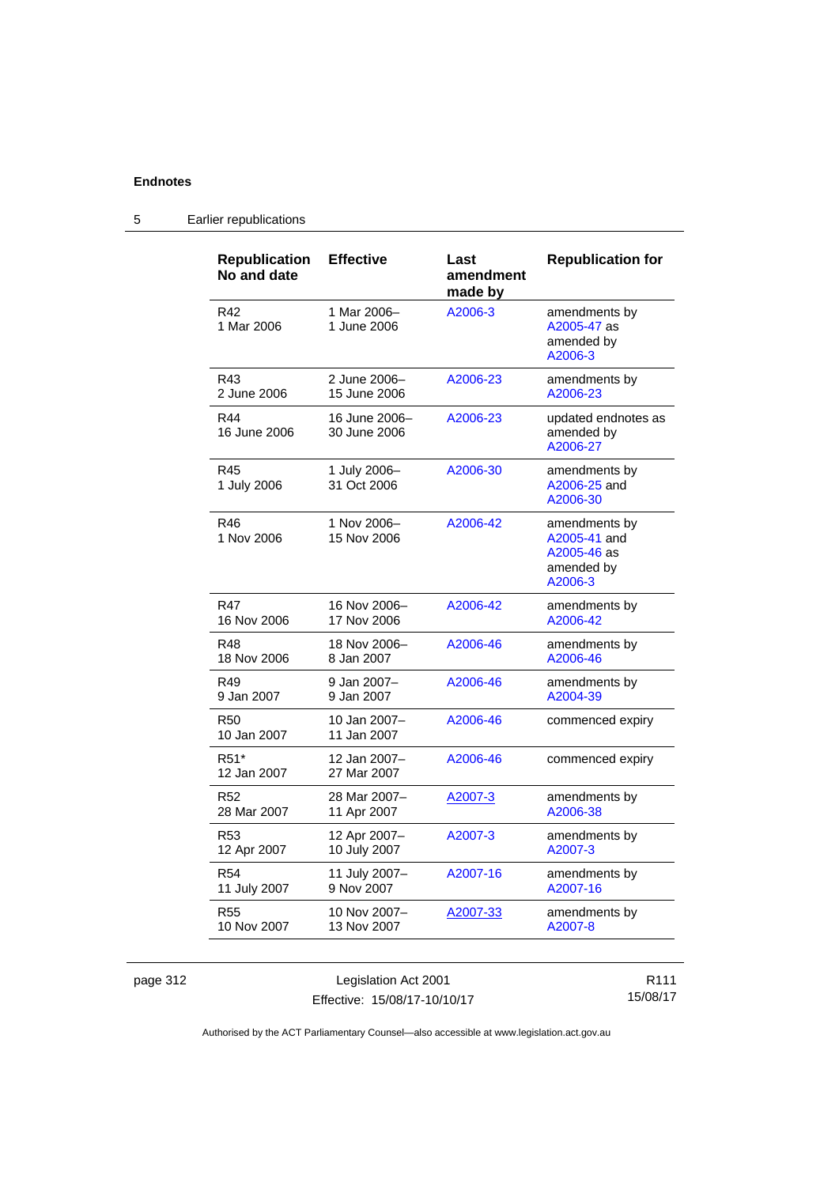**Endnotes**

## 5 Earlier republications

| Republication No and date | Effective | Last amendment made by | Republication for |
|---|---|---|---|
| R42 1 Mar 2006 | 1 Mar 2006– 1 June 2006 | A2006-3 | amendments by A2005-47 as amended by A2006-3 |
| R43 2 June 2006 | 2 June 2006– 15 June 2006 | A2006-23 | amendments by A2006-23 |
| R44 16 June 2006 | 16 June 2006– 30 June 2006 | A2006-23 | updated endnotes as amended by A2006-27 |
| R45 1 July 2006 | 1 July 2006– 31 Oct 2006 | A2006-30 | amendments by A2006-25 and A2006-30 |
| R46 1 Nov 2006 | 1 Nov 2006– 15 Nov 2006 | A2006-42 | amendments by A2005-41 and A2005-46 as amended by A2006-3 |
| R47 16 Nov 2006 | 16 Nov 2006– 17 Nov 2006 | A2006-42 | amendments by A2006-42 |
| R48 18 Nov 2006 | 18 Nov 2006– 8 Jan 2007 | A2006-46 | amendments by A2006-46 |
| R49 9 Jan 2007 | 9 Jan 2007– 9 Jan 2007 | A2006-46 | amendments by A2004-39 |
| R50 10 Jan 2007 | 10 Jan 2007– 11 Jan 2007 | A2006-46 | commenced expiry |
| R51* 12 Jan 2007 | 12 Jan 2007– 27 Mar 2007 | A2006-46 | commenced expiry |
| R52 28 Mar 2007 | 28 Mar 2007– 11 Apr 2007 | A2007-3 | amendments by A2006-38 |
| R53 12 Apr 2007 | 12 Apr 2007– 10 July 2007 | A2007-3 | amendments by A2007-3 |
| R54 11 July 2007 | 11 July 2007– 9 Nov 2007 | A2007-16 | amendments by A2007-16 |
| R55 10 Nov 2007 | 10 Nov 2007– 13 Nov 2007 | A2007-33 | amendments by A2007-8 |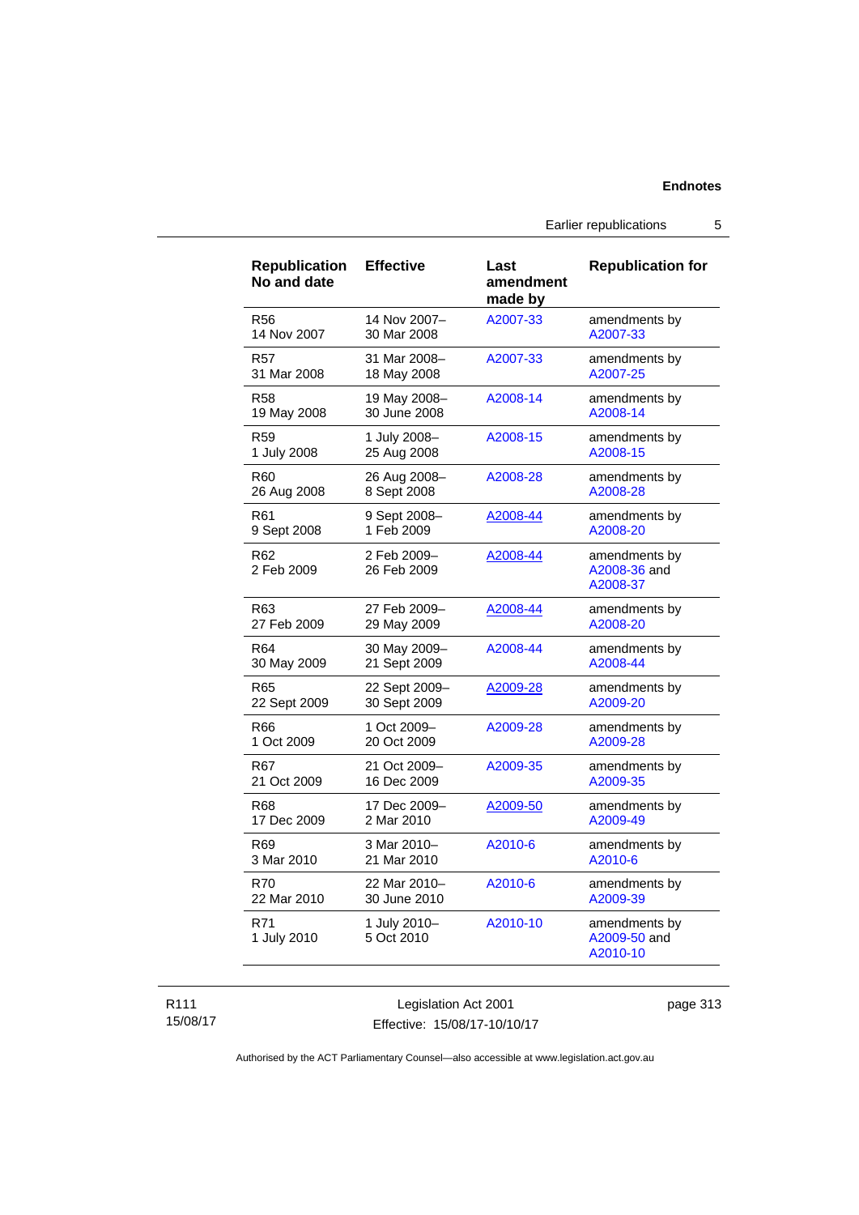| Republication No and date | Effective | Last amendment made by | Republication for |
|---|---|---|---|
| R56<br>14 Nov 2007 | 14 Nov 2007–<br>30 Mar 2008 | A2007-33 | amendments by A2007-33 |
| R57<br>31 Mar 2008 | 31 Mar 2008–<br>18 May 2008 | A2007-33 | amendments by A2007-25 |
| R58<br>19 May 2008 | 19 May 2008–<br>30 June 2008 | A2008-14 | amendments by A2008-14 |
| R59<br>1 July 2008 | 1 July 2008–<br>25 Aug 2008 | A2008-15 | amendments by A2008-15 |
| R60<br>26 Aug 2008 | 26 Aug 2008–<br>8 Sept 2008 | A2008-28 | amendments by A2008-28 |
| R61<br>9 Sept 2008 | 9 Sept 2008–<br>1 Feb 2009 | A2008-44 | amendments by A2008-20 |
| R62<br>2 Feb 2009 | 2 Feb 2009–<br>26 Feb 2009 | A2008-44 | amendments by A2008-36 and A2008-37 |
| R63<br>27 Feb 2009 | 27 Feb 2009–<br>29 May 2009 | A2008-44 | amendments by A2008-20 |
| R64<br>30 May 2009 | 30 May 2009–<br>21 Sept 2009 | A2008-44 | amendments by A2008-44 |
| R65<br>22 Sept 2009 | 22 Sept 2009–<br>30 Sept 2009 | A2009-28 | amendments by A2009-20 |
| R66<br>1 Oct 2009 | 1 Oct 2009–<br>20 Oct 2009 | A2009-28 | amendments by A2009-28 |
| R67<br>21 Oct 2009 | 21 Oct 2009–<br>16 Dec 2009 | A2009-35 | amendments by A2009-35 |
| R68<br>17 Dec 2009 | 17 Dec 2009–<br>2 Mar 2010 | A2009-50 | amendments by A2009-49 |
| R69<br>3 Mar 2010 | 3 Mar 2010–<br>21 Mar 2010 | A2010-6 | amendments by A2010-6 |
| R70<br>22 Mar 2010 | 22 Mar 2010–<br>30 June 2010 | A2010-6 | amendments by A2009-39 |
| R71<br>1 July 2010 | 1 July 2010–<br>5 Oct 2010 | A2010-10 | amendments by A2009-50 and A2010-10 |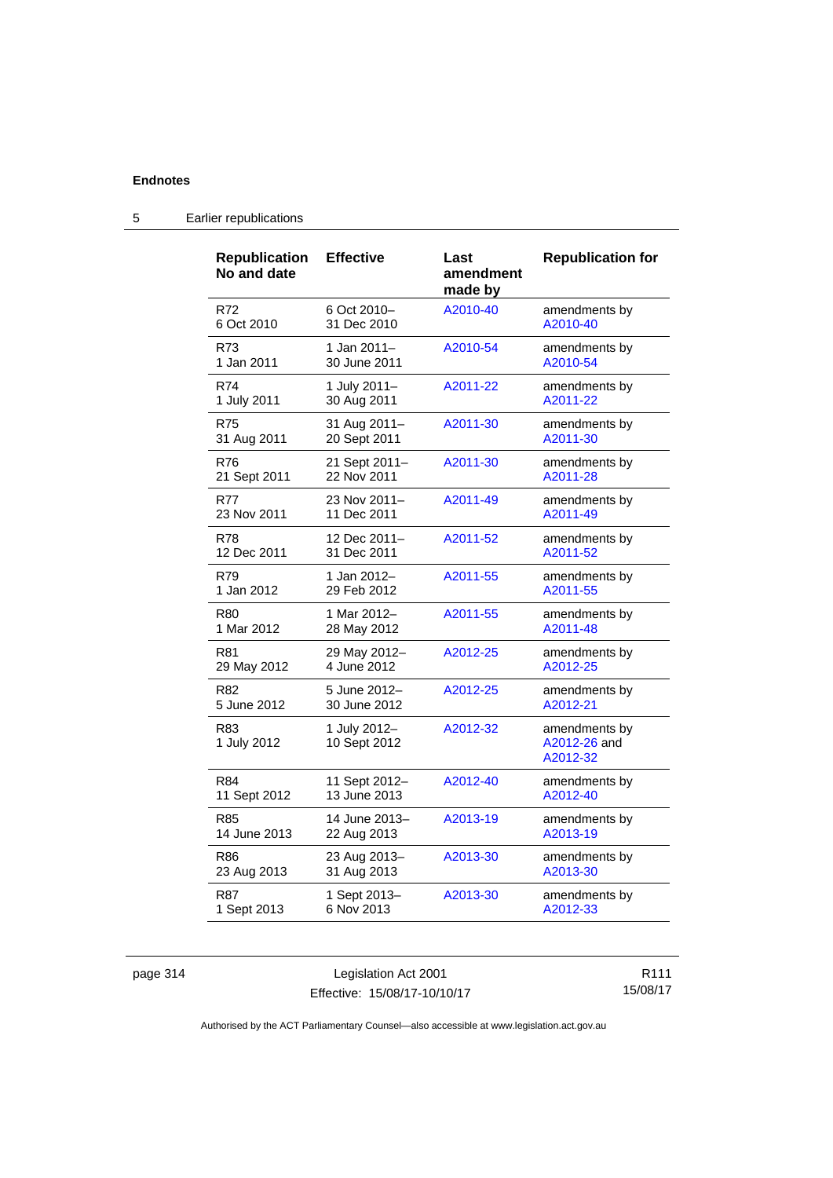## Endnotes

## 5 Earlier republications

| Republication No and date | Effective | Last amendment made by | Republication for |
|---|---|---|---|
| R72 6 Oct 2010 | 6 Oct 2010– 31 Dec 2010 | A2010-40 | amendments by A2010-40 |
| R73 1 Jan 2011 | 1 Jan 2011– 30 June 2011 | A2010-54 | amendments by A2010-54 |
| R74 1 July 2011 | 1 July 2011– 30 Aug 2011 | A2011-22 | amendments by A2011-22 |
| R75 31 Aug 2011 | 31 Aug 2011– 20 Sept 2011 | A2011-30 | amendments by A2011-30 |
| R76 21 Sept 2011 | 21 Sept 2011– 22 Nov 2011 | A2011-30 | amendments by A2011-28 |
| R77 23 Nov 2011 | 23 Nov 2011– 11 Dec 2011 | A2011-49 | amendments by A2011-49 |
| R78 12 Dec 2011 | 12 Dec 2011– 31 Dec 2011 | A2011-52 | amendments by A2011-52 |
| R79 1 Jan 2012 | 1 Jan 2012– 29 Feb 2012 | A2011-55 | amendments by A2011-55 |
| R80 1 Mar 2012 | 1 Mar 2012– 28 May 2012 | A2011-55 | amendments by A2011-48 |
| R81 29 May 2012 | 29 May 2012– 4 June 2012 | A2012-25 | amendments by A2012-25 |
| R82 5 June 2012 | 5 June 2012– 30 June 2012 | A2012-25 | amendments by A2012-21 |
| R83 1 July 2012 | 1 July 2012– 10 Sept 2012 | A2012-32 | amendments by A2012-26 and A2012-32 |
| R84 11 Sept 2012 | 11 Sept 2012– 13 June 2013 | A2012-40 | amendments by A2012-40 |
| R85 14 June 2013 | 14 June 2013– 22 Aug 2013 | A2013-19 | amendments by A2013-19 |
| R86 23 Aug 2013 | 23 Aug 2013– 31 Aug 2013 | A2013-30 | amendments by A2013-30 |
| R87 1 Sept 2013 | 1 Sept 2013– 6 Nov 2013 | A2013-30 | amendments by A2012-33 |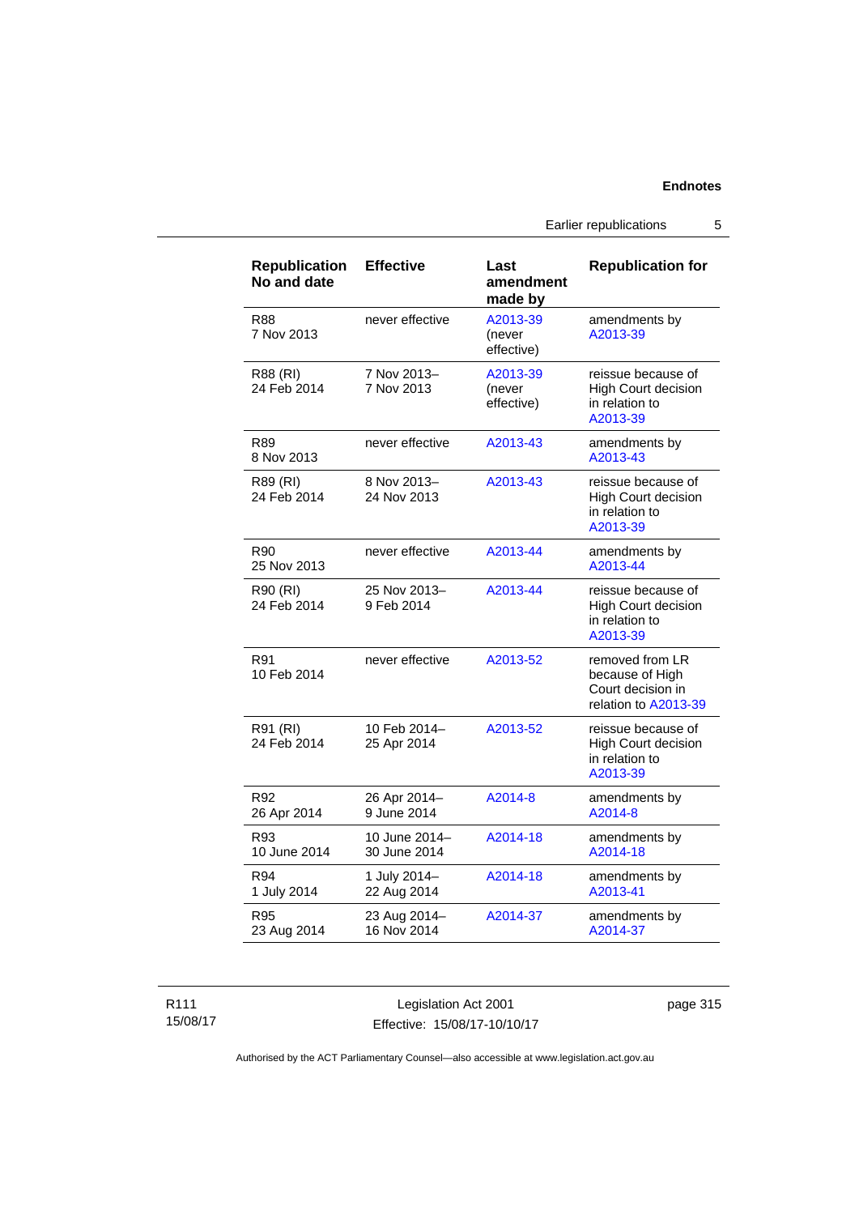| Republication No and date | Effective | Last amendment made by | Republication for |
|---|---|---|---|
| R88<br>7 Nov 2013 | never effective | A2013-39<br>(never effective) | amendments by A2013-39 |
| R88 (RI)<br>24 Feb 2014 | 7 Nov 2013–<br>7 Nov 2013 | A2013-39<br>(never effective) | reissue because of High Court decision in relation to A2013-39 |
| R89<br>8 Nov 2013 | never effective | A2013-43 | amendments by A2013-43 |
| R89 (RI)<br>24 Feb 2014 | 8 Nov 2013–<br>24 Nov 2013 | A2013-43 | reissue because of High Court decision in relation to A2013-39 |
| R90<br>25 Nov 2013 | never effective | A2013-44 | amendments by A2013-44 |
| R90 (RI)<br>24 Feb 2014 | 25 Nov 2013–<br>9 Feb 2014 | A2013-44 | reissue because of High Court decision in relation to A2013-39 |
| R91<br>10 Feb 2014 | never effective | A2013-52 | removed from LR because of High Court decision in relation to A2013-39 |
| R91 (RI)<br>24 Feb 2014 | 10 Feb 2014–<br>25 Apr 2014 | A2013-52 | reissue because of High Court decision in relation to A2013-39 |
| R92<br>26 Apr 2014 | 26 Apr 2014–<br>9 June 2014 | A2014-8 | amendments by A2014-8 |
| R93<br>10 June 2014 | 10 June 2014–<br>30 June 2014 | A2014-18 | amendments by A2014-18 |
| R94<br>1 July 2014 | 1 July 2014–<br>22 Aug 2014 | A2014-18 | amendments by A2013-41 |
| R95<br>23 Aug 2014 | 23 Aug 2014–<br>16 Nov 2014 | A2014-37 | amendments by A2014-37 |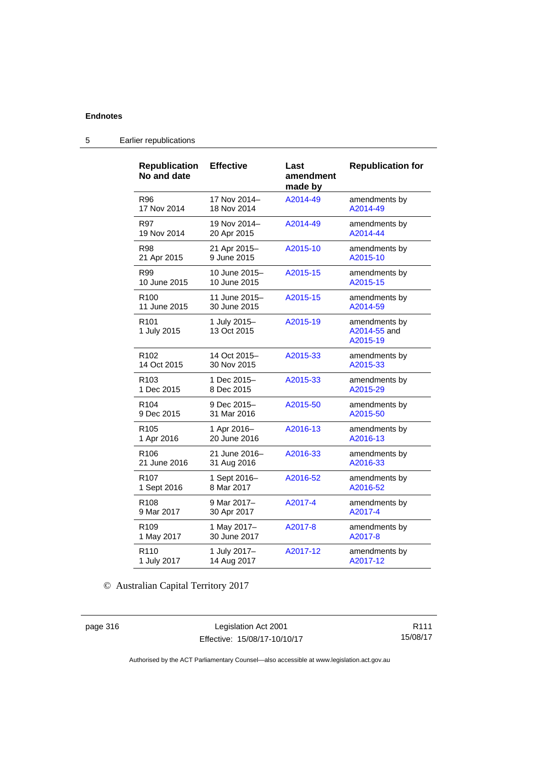| Republication No and date | Effective | Last amendment made by | Republication for |
|---|---|---|---|
| R96<br>17 Nov 2014 | 17 Nov 2014–<br>18 Nov 2014 | A2014-49 | amendments by A2014-49 |
| R97<br>19 Nov 2014 | 19 Nov 2014–<br>20 Apr 2015 | A2014-49 | amendments by A2014-44 |
| R98<br>21 Apr 2015 | 21 Apr 2015–<br>9 June 2015 | A2015-10 | amendments by A2015-10 |
| R99<br>10 June 2015 | 10 June 2015–<br>10 June 2015 | A2015-15 | amendments by A2015-15 |
| R100<br>11 June 2015 | 11 June 2015–<br>30 June 2015 | A2015-15 | amendments by A2014-59 |
| R101<br>1 July 2015 | 1 July 2015–<br>13 Oct 2015 | A2015-19 | amendments by A2014-55 and A2015-19 |
| R102<br>14 Oct 2015 | 14 Oct 2015–<br>30 Nov 2015 | A2015-33 | amendments by A2015-33 |
| R103<br>1 Dec 2015 | 1 Dec 2015–<br>8 Dec 2015 | A2015-33 | amendments by A2015-29 |
| R104<br>9 Dec 2015 | 9 Dec 2015–<br>31 Mar 2016 | A2015-50 | amendments by A2015-50 |
| R105<br>1 Apr 2016 | 1 Apr 2016–<br>20 June 2016 | A2016-13 | amendments by A2016-13 |
| R106<br>21 June 2016 | 21 June 2016–<br>31 Aug 2016 | A2016-33 | amendments by A2016-33 |
| R107<br>1 Sept 2016 | 1 Sept 2016–<br>8 Mar 2017 | A2016-52 | amendments by A2016-52 |
| R108<br>9 Mar 2017 | 9 Mar 2017–<br>30 Apr 2017 | A2017-4 | amendments by A2017-4 |
| R109<br>1 May 2017 | 1 May 2017–<br>30 June 2017 | A2017-8 | amendments by A2017-8 |
| R110<br>1 July 2017 | 1 July 2017–<br>14 Aug 2017 | A2017-12 | amendments by A2017-12 |

© Australian Capital Territory 2017